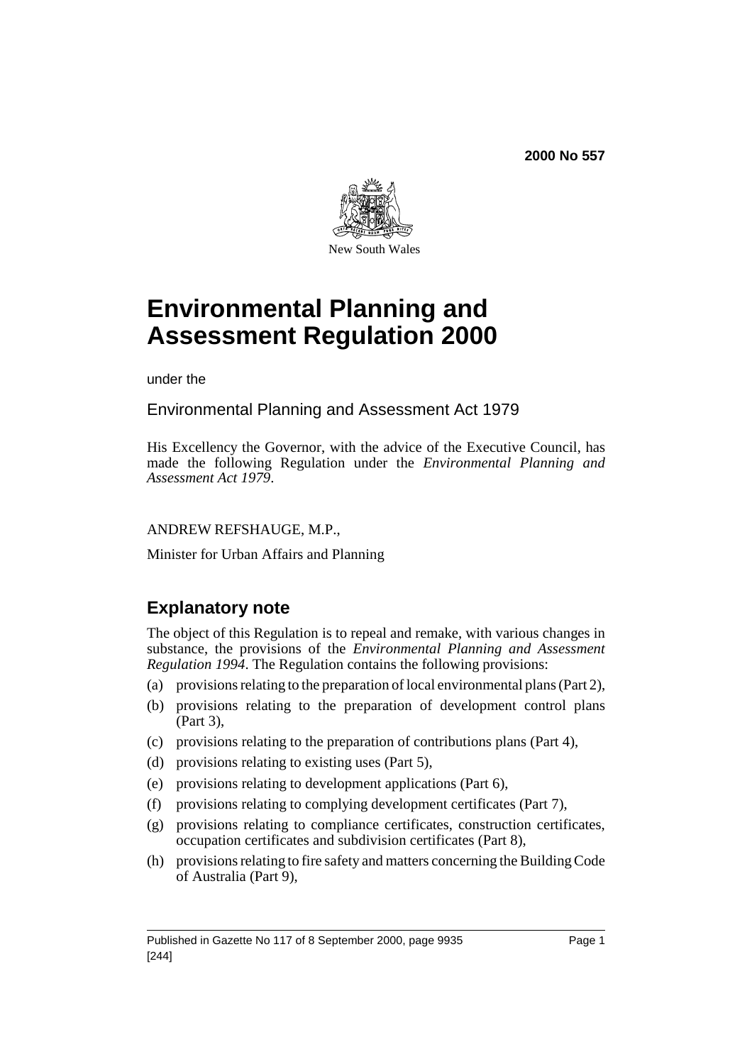**2000 No 557**

New South Wales

# Environmental Planning and Assessment Regulation 2000

under the

Environmental Planning and Assessment Act 1979

His Excellency the Governor, with the advice of the Executive Council, has made the following Regulation under the *Environmental Planning and Assessment Act 1979*.

ANDREW REFSHAUGE, M.P.,

Minister for Urban Affairs and Planning

## Explanatory note

The object of this Regulation is to repeal and remake, with various changes in substance, the provisions of the *Environmental Planning and Assessment Regulation 1994*. The Regulation contains the following provisions:

(a) provisions relating to the preparation of local environmental plans (Part 2),

(b) provisions relating to the preparation of development control plans (Part 3),

(c) provisions relating to the preparation of contributions plans (Part 4),

(d) provisions relating to existing uses (Part 5),

(e) provisions relating to development applications (Part 6),

(f) provisions relating to complying development certificates (Part 7),

(g) provisions relating to compliance certificates, construction certificates, occupation certificates and subdivision certificates (Part 8),

(h) provisions relating to fire safety and matters concerning the Building Code of Australia (Part 9),

Published in Gazette No 117 of 8 September 2000, page 9935

[244]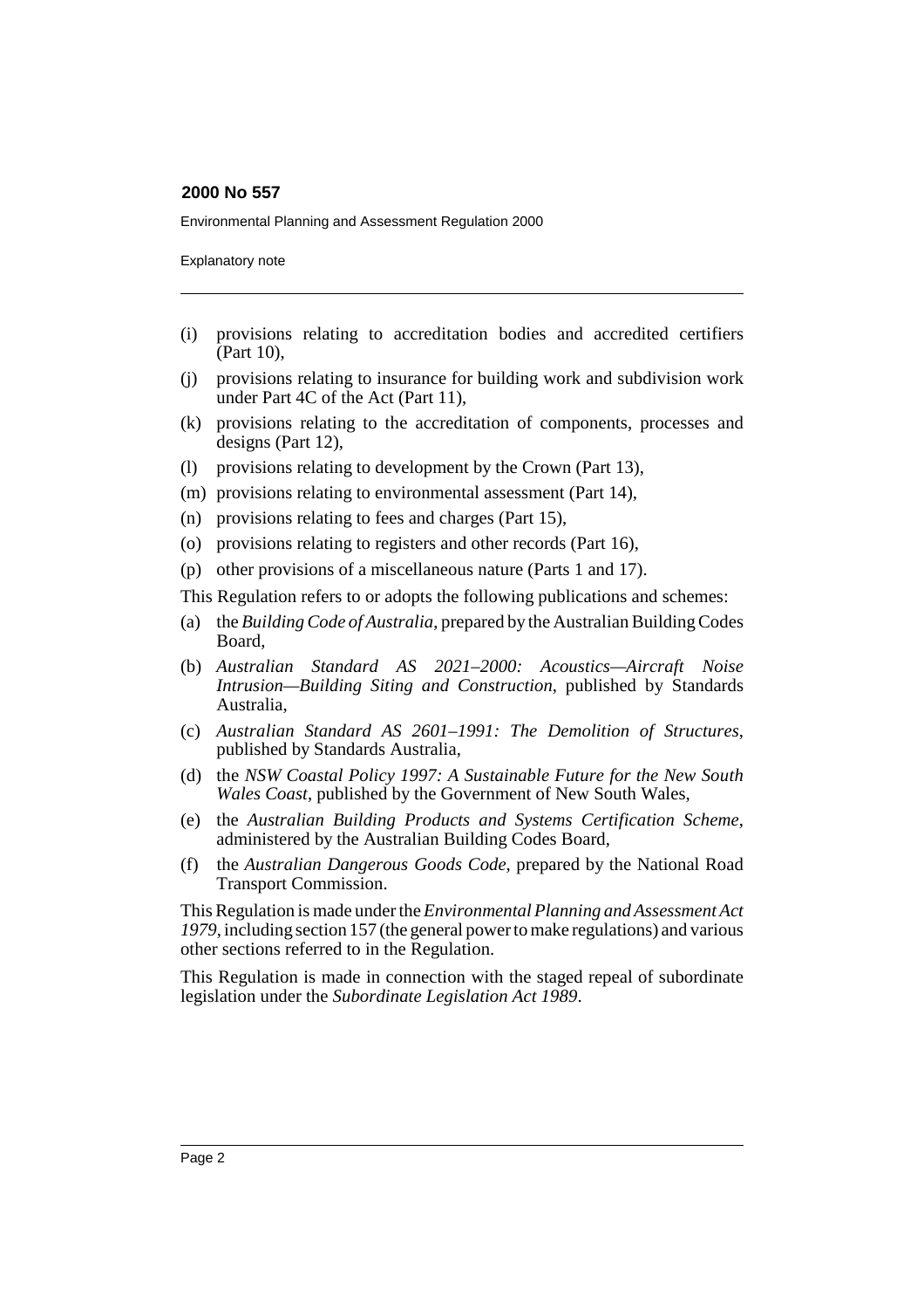(i) provisions relating to accreditation bodies and accredited certifiers (Part 10),

(j) provisions relating to insurance for building work and subdivision work under Part 4C of the Act (Part 11),

(k) provisions relating to the accreditation of components, processes and designs (Part 12),

(l) provisions relating to development by the Crown (Part 13),

(m) provisions relating to environmental assessment (Part 14),

(n) provisions relating to fees and charges (Part 15),

(o) provisions relating to registers and other records (Part 16),

(p) other provisions of a miscellaneous nature (Parts 1 and 17).

This Regulation refers to or adopts the following publications and schemes:

(a) the *Building Code of Australia*, prepared by the Australian Building Codes Board,

(b) *Australian Standard AS 2021–2000: Acoustics—Aircraft Noise Intrusion—Building Siting and Construction*, published by Standards Australia,

(c) *Australian Standard AS 2601–1991: The Demolition of Structures*, published by Standards Australia,

(d) the *NSW Coastal Policy 1997: A Sustainable Future for the New South Wales Coast*, published by the Government of New South Wales,

(e) the *Australian Building Products and Systems Certification Scheme*, administered by the Australian Building Codes Board,

(f) the *Australian Dangerous Goods Code*, prepared by the National Road Transport Commission.

This Regulation is made under the *Environmental Planning and Assessment Act 1979*, including section 157 (the general power to make regulations) and various other sections referred to in the Regulation.

This Regulation is made in connection with the staged repeal of subordinate legislation under the *Subordinate Legislation Act 1989*.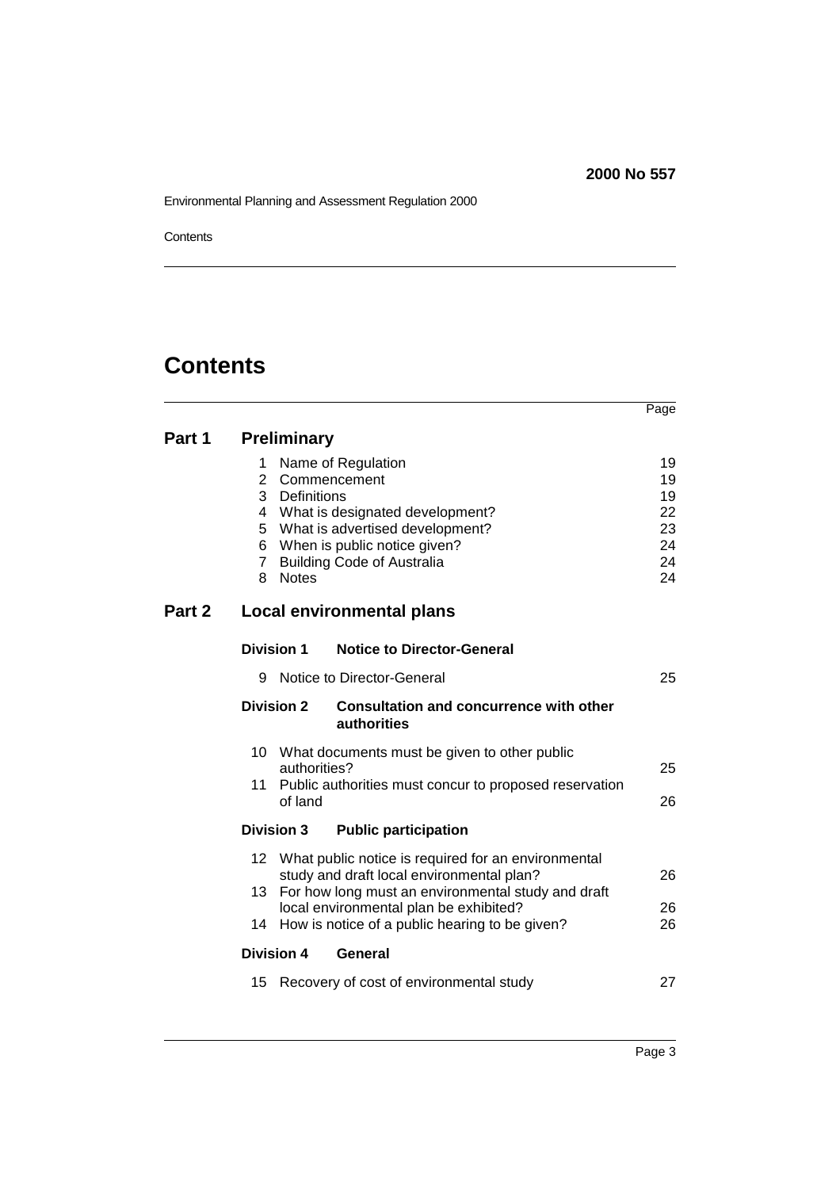# Contents

| | | Page |
|---|---|---|
| **Part 1** | **Preliminary** | |
| | 1 Name of Regulation | 19 |
| | 2 Commencement | 19 |
| | 3 Definitions | 19 |
| | 4 What is designated development? | 22 |
| | 5 What is advertised development? | 23 |
| | 6 When is public notice given? | 24 |
| | 7 Building Code of Australia | 24 |
| | 8 Notes | 24 |
| **Part 2** | **Local environmental plans** | |
| | **Division 1 Notice to Director-General** | |
| | 9 Notice to Director-General | 25 |
| | **Division 2 Consultation and concurrence with other authorities** | |
| | 10 What documents must be given to other public authorities? | 25 |
| | 11 Public authorities must concur to proposed reservation of land | 26 |
| | **Division 3 Public participation** | |
| | 12 What public notice is required for an environmental study and draft local environmental plan? | 26 |
| | 13 For how long must an environmental study and draft local environmental plan be exhibited? | 26 |
| | 14 How is notice of a public hearing to be given? | 26 |
| | **Division 4 General** | |
| | 15 Recovery of cost of environmental study | 27 |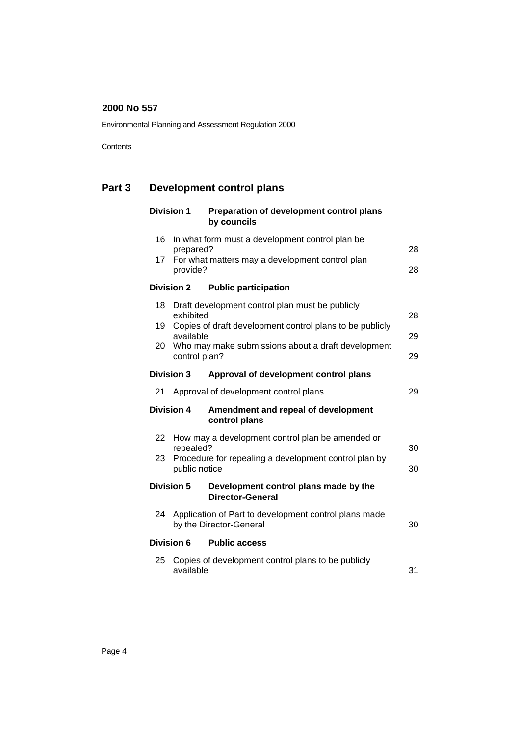# Part 3 Development control plans

## Division 1 Preparation of development control plans by councils

| | | |
|---|---|---|
| 16 | In what form must a development control plan be prepared? | 28 |
| 17 | For what matters may a development control plan provide? | 28 |

## Division 2 Public participation

| | | |
|---|---|---|
| 18 | Draft development control plan must be publicly exhibited | 28 |
| 19 | Copies of draft development control plans to be publicly available | 29 |
| 20 | Who may make submissions about a draft development control plan? | 29 |

## Division 3 Approval of development control plans

| | | |
|---|---|---|
| 21 | Approval of development control plans | 29 |

## Division 4 Amendment and repeal of development control plans

| | | |
|---|---|---|
| 22 | How may a development control plan be amended or repealed? | 30 |
| 23 | Procedure for repealing a development control plan by public notice | 30 |

## Division 5 Development control plans made by the Director-General

| | | |
|---|---|---|
| 24 | Application of Part to development control plans made by the Director-General | 30 |

## Division 6 Public access

| | | |
|---|---|---|
| 25 | Copies of development control plans to be publicly available | 31 |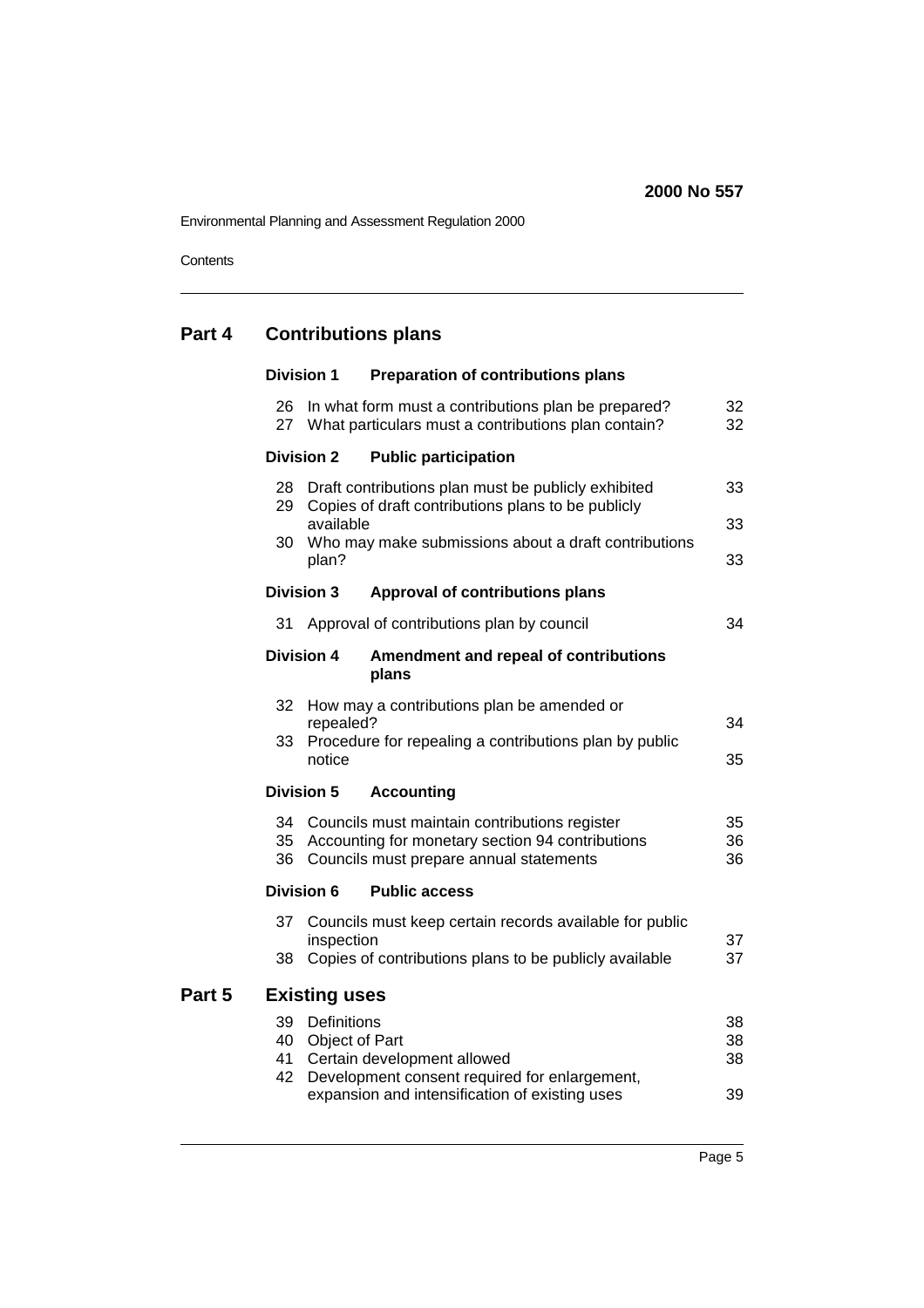## Part 4 Contributions plans

### Division 1 Preparation of contributions plans

| | | |
|---|---|---|
| 26 | In what form must a contributions plan be prepared? | 32 |
| 27 | What particulars must a contributions plan contain? | 32 |

### Division 2 Public participation

| | | |
|---|---|---|
| 28 | Draft contributions plan must be publicly exhibited | 33 |
| 29 | Copies of draft contributions plans to be publicly available | 33 |
| 30 | Who may make submissions about a draft contributions plan? | 33 |

### Division 3 Approval of contributions plans

| | | |
|---|---|---|
| 31 | Approval of contributions plan by council | 34 |

### Division 4 Amendment and repeal of contributions plans

| | | |
|---|---|---|
| 32 | How may a contributions plan be amended or repealed? | 34 |
| 33 | Procedure for repealing a contributions plan by public notice | 35 |

### Division 5 Accounting

| | | |
|---|---|---|
| 34 | Councils must maintain contributions register | 35 |
| 35 | Accounting for monetary section 94 contributions | 36 |
| 36 | Councils must prepare annual statements | 36 |

### Division 6 Public access

| | | |
|---|---|---|
| 37 | Councils must keep certain records available for public inspection | 37 |
| 38 | Copies of contributions plans to be publicly available | 37 |

## Part 5 Existing uses

| | | |
|---|---|---|
| 39 | Definitions | 38 |
| 40 | Object of Part | 38 |
| 41 | Certain development allowed | 38 |
| 42 | Development consent required for enlargement, expansion and intensification of existing uses | 39 |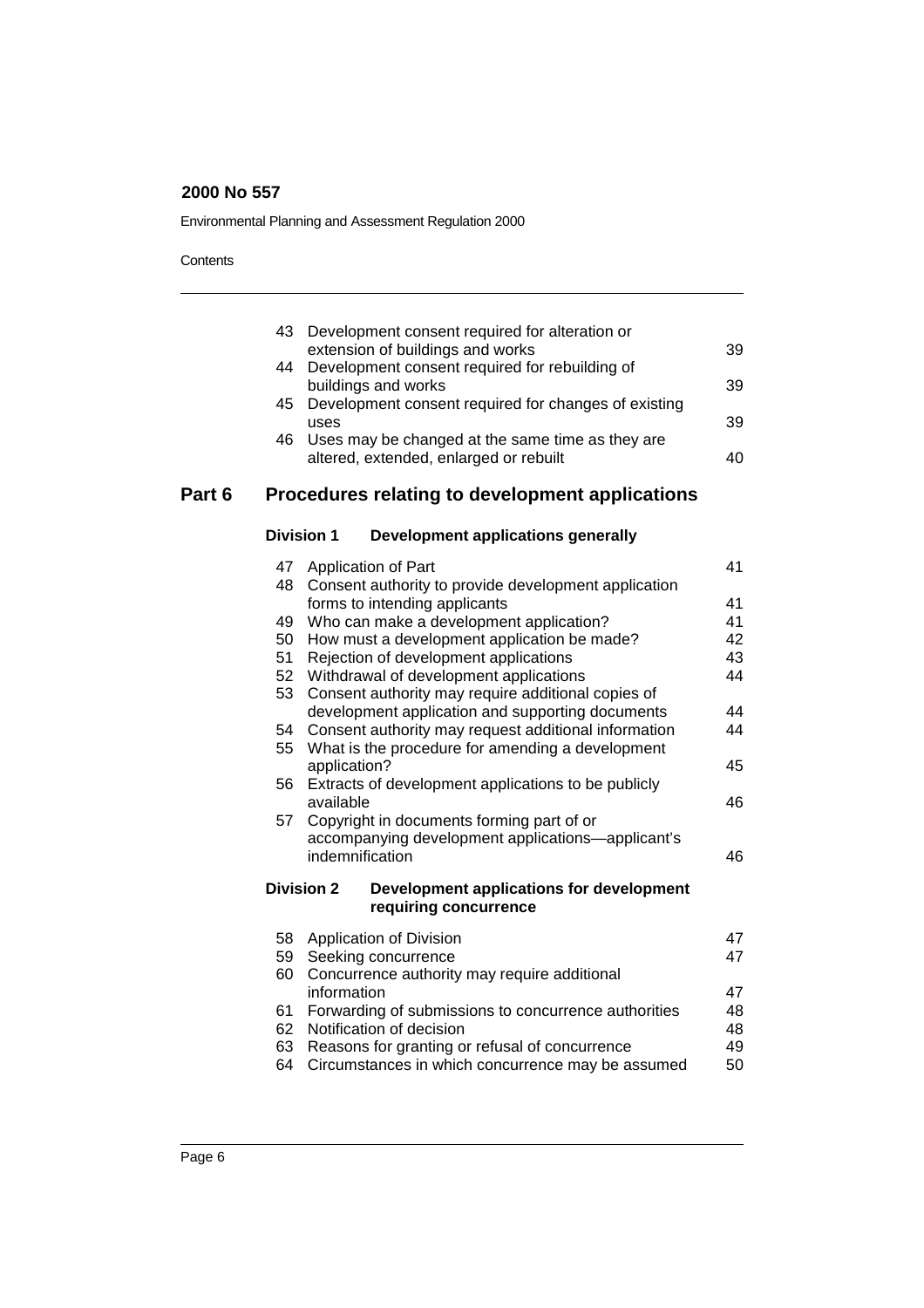| | | |
|---|---|---|
| 43 | Development consent required for alteration or extension of buildings and works | 39 |
| 44 | Development consent required for rebuilding of buildings and works | 39 |
| 45 | Development consent required for changes of existing uses | 39 |
| 46 | Uses may be changed at the same time as they are altered, extended, enlarged or rebuilt | 40 |

## Part 6 Procedures relating to development applications

### Division 1 Development applications generally

| | | |
|---|---|---|
| 47 | Application of Part | 41 |
| 48 | Consent authority to provide development application forms to intending applicants | 41 |
| 49 | Who can make a development application? | 41 |
| 50 | How must a development application be made? | 42 |
| 51 | Rejection of development applications | 43 |
| 52 | Withdrawal of development applications | 44 |
| 53 | Consent authority may require additional copies of development application and supporting documents | 44 |
| 54 | Consent authority may request additional information | 44 |
| 55 | What is the procedure for amending a development application? | 45 |
| 56 | Extracts of development applications to be publicly available | 46 |
| 57 | Copyright in documents forming part of or accompanying development applications—applicant's indemnification | 46 |

### Division 2 Development applications for development requiring concurrence

| | | |
|---|---|---|
| 58 | Application of Division | 47 |
| 59 | Seeking concurrence | 47 |
| 60 | Concurrence authority may require additional information | 47 |
| 61 | Forwarding of submissions to concurrence authorities | 48 |
| 62 | Notification of decision | 48 |
| 63 | Reasons for granting or refusal of concurrence | 49 |
| 64 | Circumstances in which concurrence may be assumed | 50 |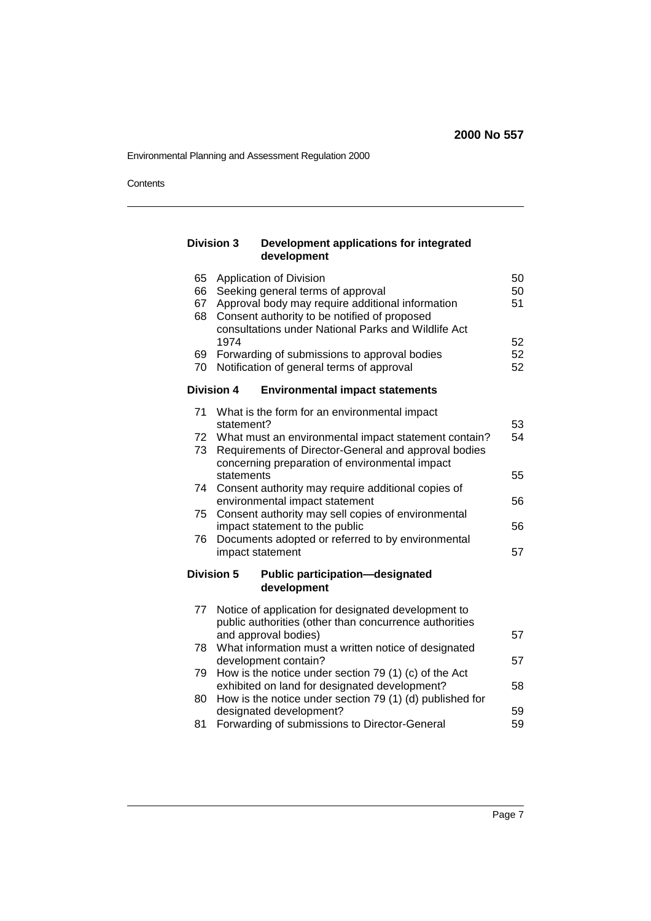### Division 3 Development applications for integrated development

| | | |
|---|---|---|
| 65 | Application of Division | 50 |
| 66 | Seeking general terms of approval | 50 |
| 67 | Approval body may require additional information | 51 |
| 68 | Consent authority to be notified of proposed consultations under National Parks and Wildlife Act 1974 | 52 |
| 69 | Forwarding of submissions to approval bodies | 52 |
| 70 | Notification of general terms of approval | 52 |

### Division 4 Environmental impact statements

| | | |
|---|---|---|
| 71 | What is the form for an environmental impact statement? | 53 |
| 72 | What must an environmental impact statement contain? | 54 |
| 73 | Requirements of Director-General and approval bodies concerning preparation of environmental impact statements | 55 |
| 74 | Consent authority may require additional copies of environmental impact statement | 56 |
| 75 | Consent authority may sell copies of environmental impact statement to the public | 56 |
| 76 | Documents adopted or referred to by environmental impact statement | 57 |

### Division 5 Public participation—designated development

| | | |
|---|---|---|
| 77 | Notice of application for designated development to public authorities (other than concurrence authorities and approval bodies) | 57 |
| 78 | What information must a written notice of designated development contain? | 57 |
| 79 | How is the notice under section 79 (1) (c) of the Act exhibited on land for designated development? | 58 |
| 80 | How is the notice under section 79 (1) (d) published for designated development? | 59 |
| 81 | Forwarding of submissions to Director-General | 59 |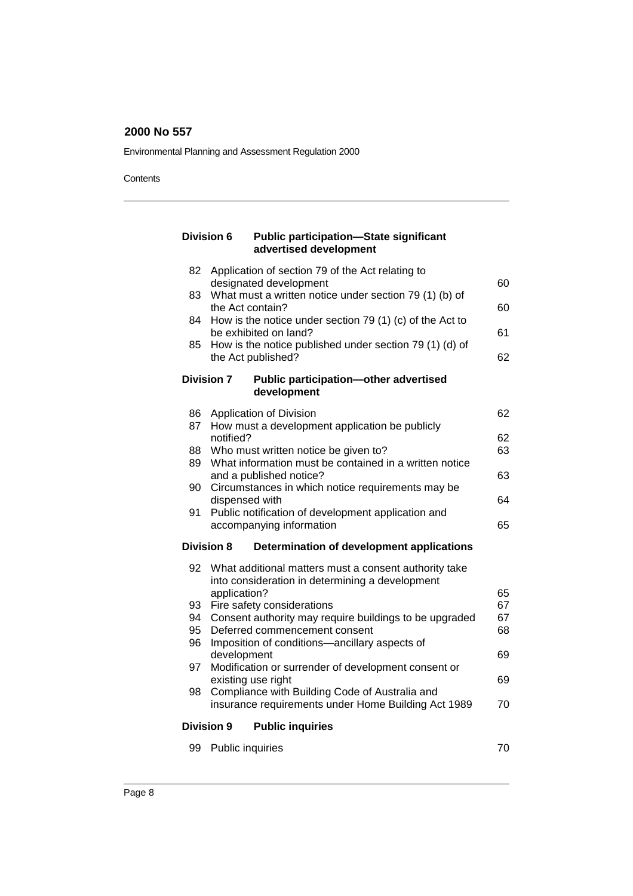**Division 6 Public participation—State significant advertised development**

| | | |
|---|---|---|
| 82 | Application of section 79 of the Act relating to designated development | 60 |
| 83 | What must a written notice under section 79 (1) (b) of the Act contain? | 60 |
| 84 | How is the notice under section 79 (1) (c) of the Act to be exhibited on land? | 61 |
| 85 | How is the notice published under section 79 (1) (d) of the Act published? | 62 |

**Division 7 Public participation—other advertised development**

| | | |
|---|---|---|
| 86 | Application of Division | 62 |
| 87 | How must a development application be publicly notified? | 62 |
| 88 | Who must written notice be given to? | 63 |
| 89 | What information must be contained in a written notice and a published notice? | 63 |
| 90 | Circumstances in which notice requirements may be dispensed with | 64 |
| 91 | Public notification of development application and accompanying information | 65 |

**Division 8 Determination of development applications**

| | | |
|---|---|---|
| 92 | What additional matters must a consent authority take into consideration in determining a development application? | 65 |
| 93 | Fire safety considerations | 67 |
| 94 | Consent authority may require buildings to be upgraded | 67 |
| 95 | Deferred commencement consent | 68 |
| 96 | Imposition of conditions—ancillary aspects of development | 69 |
| 97 | Modification or surrender of development consent or existing use right | 69 |
| 98 | Compliance with Building Code of Australia and insurance requirements under Home Building Act 1989 | 70 |

**Division 9 Public inquiries**

| | | |
|---|---|---|
| 99 | Public inquiries | 70 |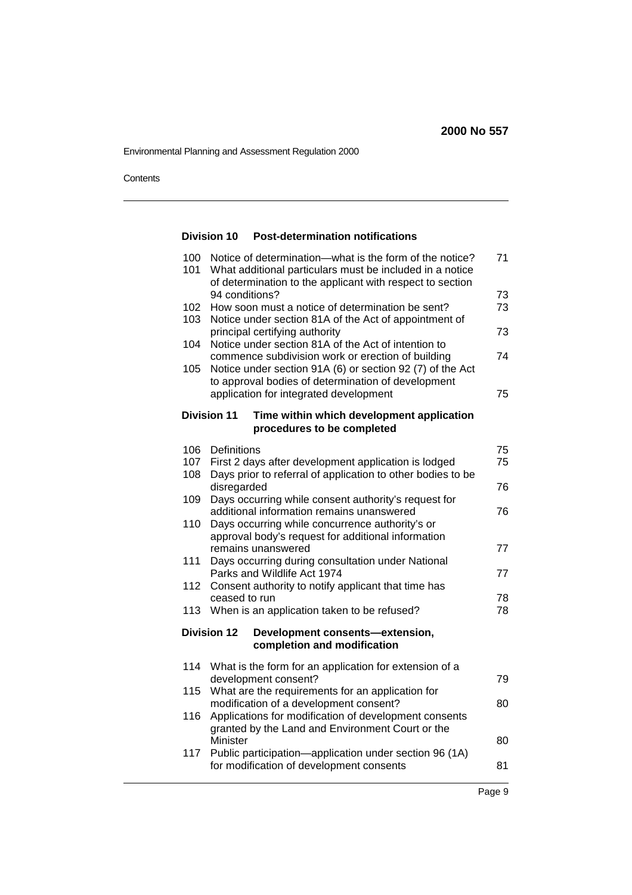## Division 10 Post-determination notifications

| | | |
|---|---|---|
| 100 | Notice of determination—what is the form of the notice? | 71 |
| 101 | What additional particulars must be included in a notice of determination to the applicant with respect to section 94 conditions? | 73 |
| 102 | How soon must a notice of determination be sent? | 73 |
| 103 | Notice under section 81A of the Act of appointment of principal certifying authority | 73 |
| 104 | Notice under section 81A of the Act of intention to commence subdivision work or erection of building | 74 |
| 105 | Notice under section 91A (6) or section 92 (7) of the Act to approval bodies of determination of development application for integrated development | 75 |

## Division 11 Time within which development application procedures to be completed

| | | |
|---|---|---|
| 106 | Definitions | 75 |
| 107 | First 2 days after development application is lodged | 75 |
| 108 | Days prior to referral of application to other bodies to be disregarded | 76 |
| 109 | Days occurring while consent authority's request for additional information remains unanswered | 76 |
| 110 | Days occurring while concurrence authority's or approval body's request for additional information remains unanswered | 77 |
| 111 | Days occurring during consultation under National Parks and Wildlife Act 1974 | 77 |
| 112 | Consent authority to notify applicant that time has ceased to run | 78 |
| 113 | When is an application taken to be refused? | 78 |

## Division 12 Development consents—extension, completion and modification

| | | |
|---|---|---|
| 114 | What is the form for an application for extension of a development consent? | 79 |
| 115 | What are the requirements for an application for modification of a development consent? | 80 |
| 116 | Applications for modification of development consents granted by the Land and Environment Court or the Minister | 80 |
| 117 | Public participation—application under section 96 (1A) for modification of development consents | 81 |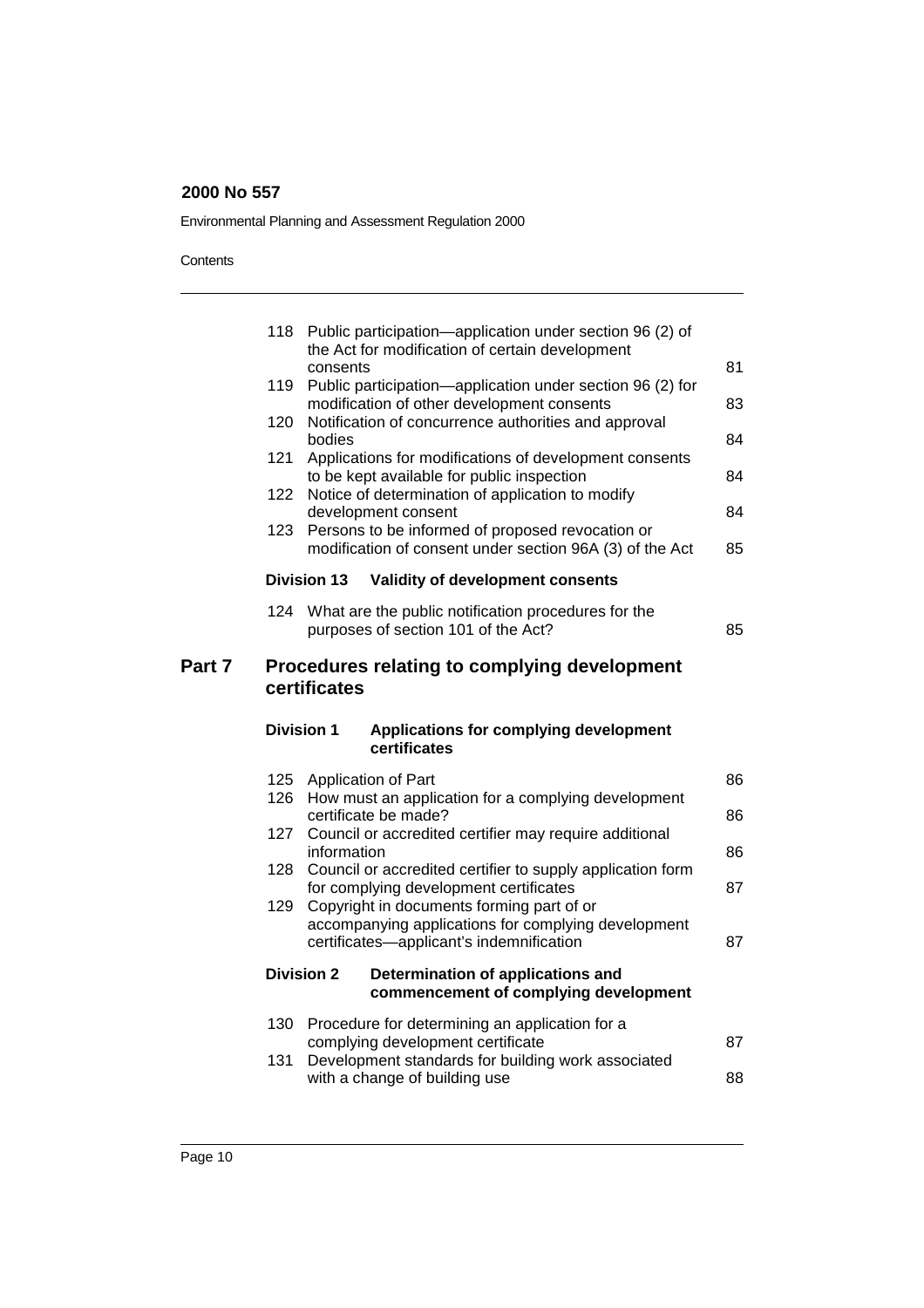| | | |
|---|---|---|
| 118 | Public participation—application under section 96 (2) of the Act for modification of certain development consents | 81 |
| 119 | Public participation—application under section 96 (2) for modification of other development consents | 83 |
| 120 | Notification of concurrence authorities and approval bodies | 84 |
| 121 | Applications for modifications of development consents to be kept available for public inspection | 84 |
| 122 | Notice of determination of application to modify development consent | 84 |
| 123 | Persons to be informed of proposed revocation or modification of consent under section 96A (3) of the Act | 85 |

**Division 13 Validity of development consents**

| | | |
|---|---|---|
| 124 | What are the public notification procedures for the purposes of section 101 of the Act? | 85 |

## Part 7 Procedures relating to complying development certificates

**Division 1 Applications for complying development certificates**

| | | |
|---|---|---|
| 125 | Application of Part | 86 |
| 126 | How must an application for a complying development certificate be made? | 86 |
| 127 | Council or accredited certifier may require additional information | 86 |
| 128 | Council or accredited certifier to supply application form for complying development certificates | 87 |
| 129 | Copyright in documents forming part of or accompanying applications for complying development certificates—applicant's indemnification | 87 |

**Division 2 Determination of applications and commencement of complying development**

| | | |
|---|---|---|
| 130 | Procedure for determining an application for a complying development certificate | 87 |
| 131 | Development standards for building work associated with a change of building use | 88 |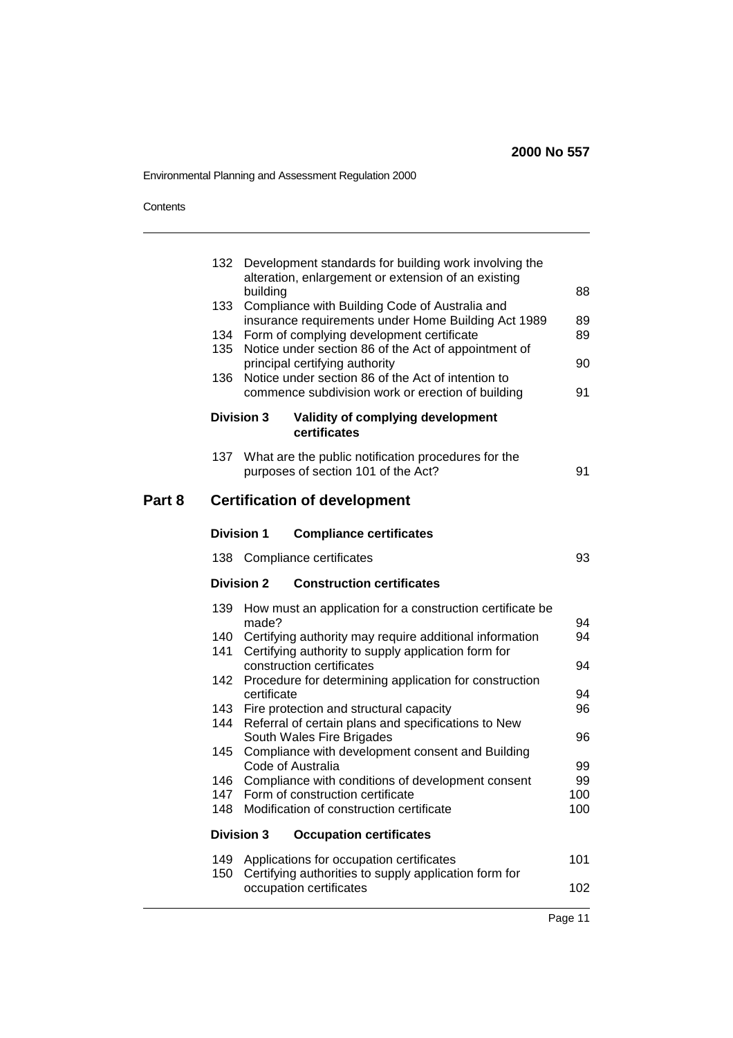| | | |
|---|---|---|
| 132 | Development standards for building work involving the alteration, enlargement or extension of an existing building | 88 |
| 133 | Compliance with Building Code of Australia and insurance requirements under Home Building Act 1989 | 89 |
| 134 | Form of complying development certificate | 89 |
| 135 | Notice under section 86 of the Act of appointment of principal certifying authority | 90 |
| 136 | Notice under section 86 of the Act of intention to commence subdivision work or erection of building | 91 |

**Division 3 Validity of complying development certificates**

| | | |
|---|---|---|
| 137 | What are the public notification procedures for the purposes of section 101 of the Act? | 91 |

## Part 8 Certification of development

**Division 1 Compliance certificates**

| | | |
|---|---|---|
| 138 | Compliance certificates | 93 |

**Division 2 Construction certificates**

| | | |
|---|---|---|
| 139 | How must an application for a construction certificate be made? | 94 |
| 140 | Certifying authority may require additional information | 94 |
| 141 | Certifying authority to supply application form for construction certificates | 94 |
| 142 | Procedure for determining application for construction certificate | 94 |
| 143 | Fire protection and structural capacity | 96 |
| 144 | Referral of certain plans and specifications to New South Wales Fire Brigades | 96 |
| 145 | Compliance with development consent and Building Code of Australia | 99 |
| 146 | Compliance with conditions of development consent | 99 |
| 147 | Form of construction certificate | 100 |
| 148 | Modification of construction certificate | 100 |

**Division 3 Occupation certificates**

| | | |
|---|---|---|
| 149 | Applications for occupation certificates | 101 |
| 150 | Certifying authorities to supply application form for occupation certificates | 102 |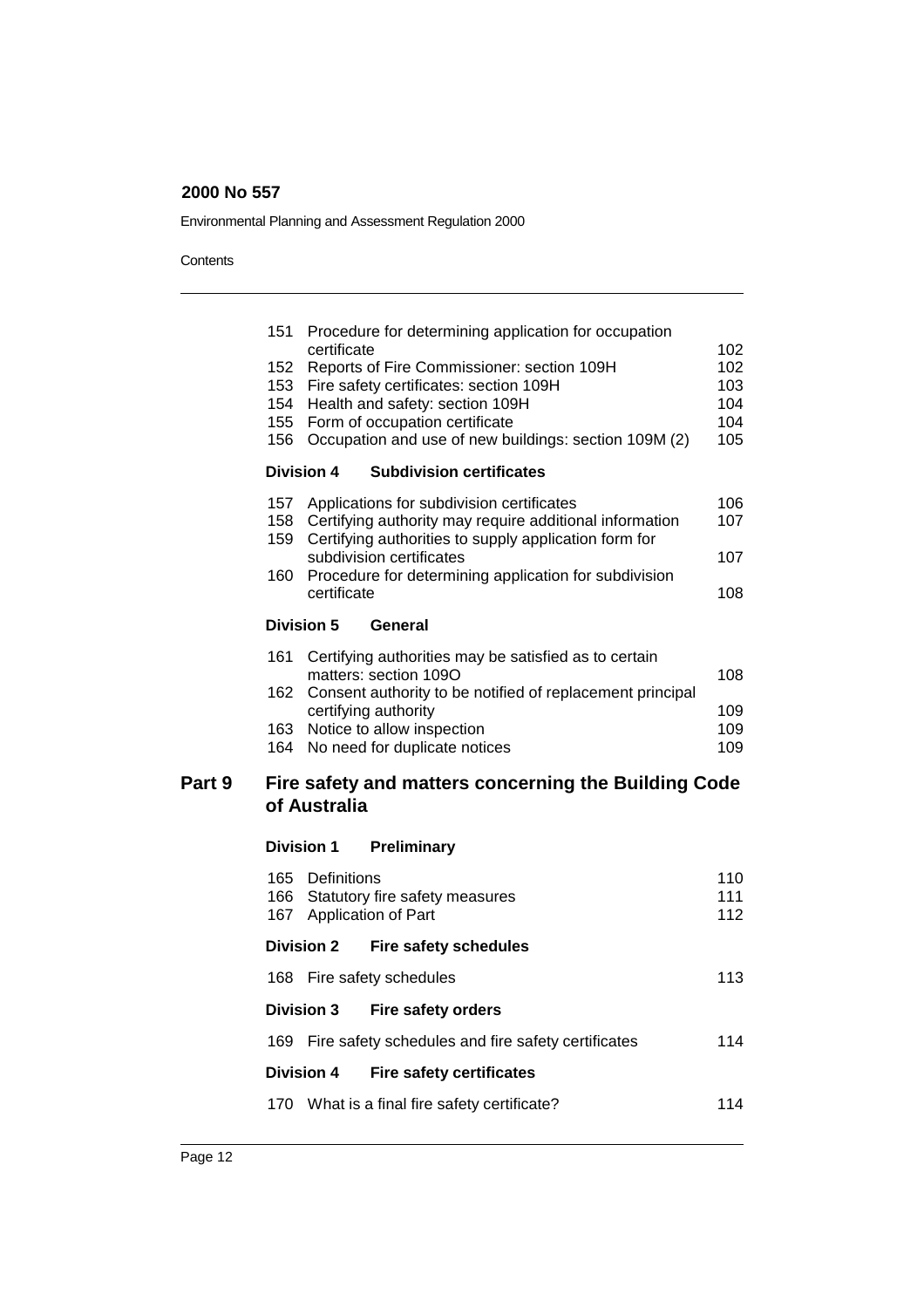| | | |
|---|---|---|
| 151 | Procedure for determining application for occupation certificate | 102 |
| 152 | Reports of Fire Commissioner: section 109H | 102 |
| 153 | Fire safety certificates: section 109H | 103 |
| 154 | Health and safety: section 109H | 104 |
| 155 | Form of occupation certificate | 104 |
| 156 | Occupation and use of new buildings: section 109M (2) | 105 |

**Division 4 Subdivision certificates**

| | | |
|---|---|---|
| 157 | Applications for subdivision certificates | 106 |
| 158 | Certifying authority may require additional information | 107 |
| 159 | Certifying authorities to supply application form for subdivision certificates | 107 |
| 160 | Procedure for determining application for subdivision certificate | 108 |

**Division 5 General**

| | | |
|---|---|---|
| 161 | Certifying authorities may be satisfied as to certain matters: section 109O | 108 |
| 162 | Consent authority to be notified of replacement principal certifying authority | 109 |
| 163 | Notice to allow inspection | 109 |
| 164 | No need for duplicate notices | 109 |

## Part 9 Fire safety and matters concerning the Building Code of Australia

**Division 1 Preliminary**

| | | |
|---|---|---|
| 165 | Definitions | 110 |
| 166 | Statutory fire safety measures | 111 |
| 167 | Application of Part | 112 |

**Division 2 Fire safety schedules**

| | | |
|---|---|---|
| 168 | Fire safety schedules | 113 |

**Division 3 Fire safety orders**

| | | |
|---|---|---|
| 169 | Fire safety schedules and fire safety certificates | 114 |

**Division 4 Fire safety certificates**

| | | |
|---|---|---|
| 170 | What is a final fire safety certificate? | 114 |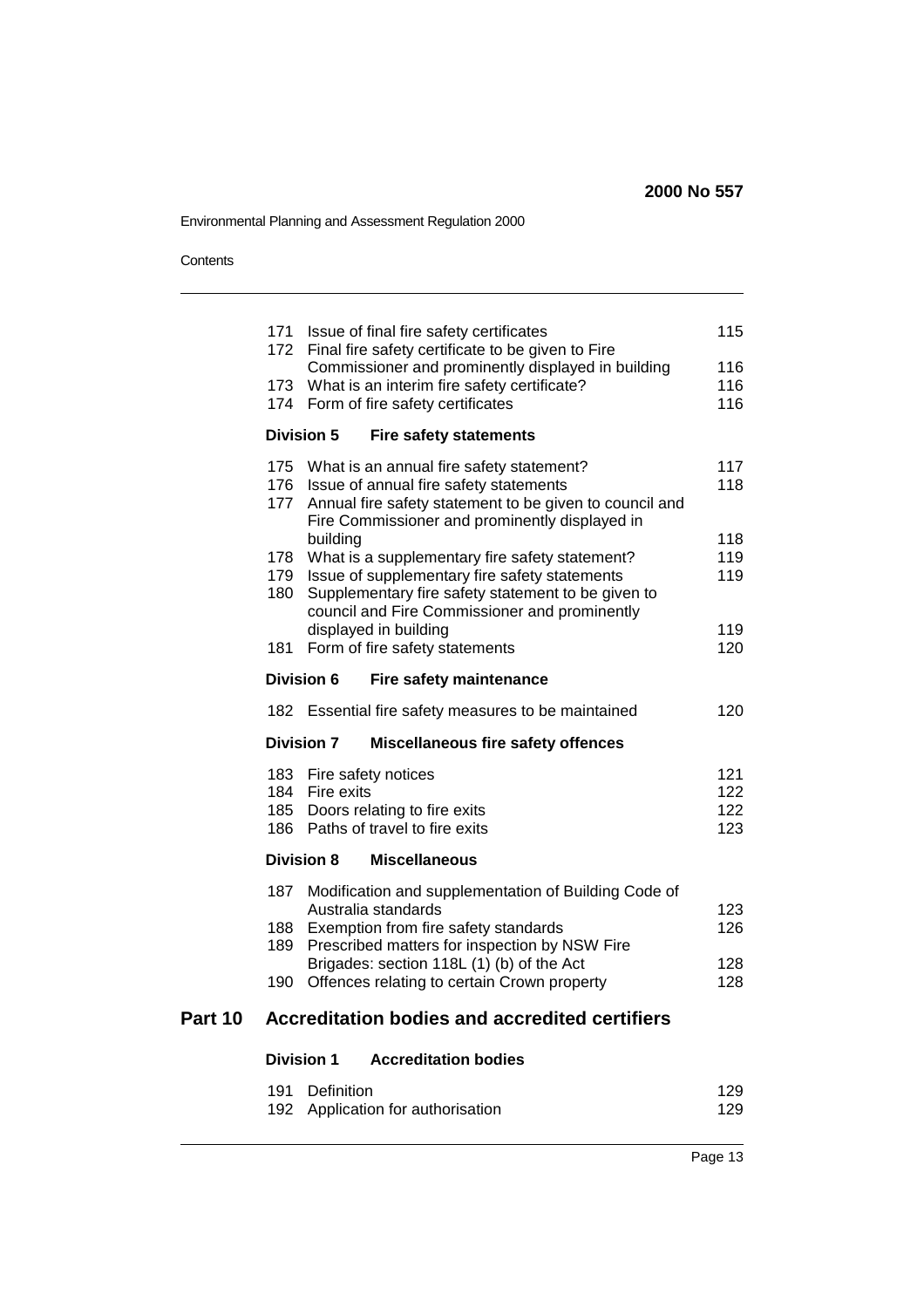| | | |
|---|---|---|
| 171 | Issue of final fire safety certificates | 115 |
| 172 | Final fire safety certificate to be given to Fire Commissioner and prominently displayed in building | 116 |
| 173 | What is an interim fire safety certificate? | 116 |
| 174 | Form of fire safety certificates | 116 |

**Division 5 Fire safety statements**

| | | |
|---|---|---|
| 175 | What is an annual fire safety statement? | 117 |
| 176 | Issue of annual fire safety statements | 118 |
| 177 | Annual fire safety statement to be given to council and Fire Commissioner and prominently displayed in building | 118 |
| 178 | What is a supplementary fire safety statement? | 119 |
| 179 | Issue of supplementary fire safety statements | 119 |
| 180 | Supplementary fire safety statement to be given to council and Fire Commissioner and prominently displayed in building | 119 |
| 181 | Form of fire safety statements | 120 |

**Division 6 Fire safety maintenance**

| | | |
|---|---|---|
| 182 | Essential fire safety measures to be maintained | 120 |

**Division 7 Miscellaneous fire safety offences**

| | | |
|---|---|---|
| 183 | Fire safety notices | 121 |
| 184 | Fire exits | 122 |
| 185 | Doors relating to fire exits | 122 |
| 186 | Paths of travel to fire exits | 123 |

**Division 8 Miscellaneous**

| | | |
|---|---|---|
| 187 | Modification and supplementation of Building Code of Australia standards | 123 |
| 188 | Exemption from fire safety standards | 126 |
| 189 | Prescribed matters for inspection by NSW Fire Brigades: section 118L (1) (b) of the Act | 128 |
| 190 | Offences relating to certain Crown property | 128 |

## Part 10 Accreditation bodies and accredited certifiers

**Division 1 Accreditation bodies**

| | | |
|---|---|---|
| 191 | Definition | 129 |
| 192 | Application for authorisation | 129 |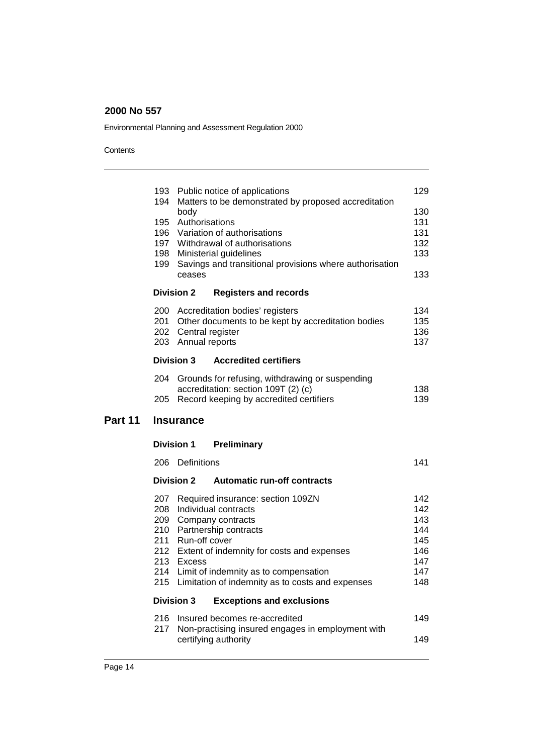| | | |
|---|---|---|
| 193 | Public notice of applications | 129 |
| 194 | Matters to be demonstrated by proposed accreditation body | 130 |
| 195 | Authorisations | 131 |
| 196 | Variation of authorisations | 131 |
| 197 | Withdrawal of authorisations | 132 |
| 198 | Ministerial guidelines | 133 |
| 199 | Savings and transitional provisions where authorisation ceases | 133 |

**Division 2 Registers and records**

| | | |
|---|---|---|
| 200 | Accreditation bodies' registers | 134 |
| 201 | Other documents to be kept by accreditation bodies | 135 |
| 202 | Central register | 136 |
| 203 | Annual reports | 137 |

**Division 3 Accredited certifiers**

| | | |
|---|---|---|
| 204 | Grounds for refusing, withdrawing or suspending accreditation: section 109T (2) (c) | 138 |
| 205 | Record keeping by accredited certifiers | 139 |

## Part 11 Insurance

**Division 1 Preliminary**

| | | |
|---|---|---|
| 206 | Definitions | 141 |

**Division 2 Automatic run-off contracts**

| | | |
|---|---|---|
| 207 | Required insurance: section 109ZN | 142 |
| 208 | Individual contracts | 142 |
| 209 | Company contracts | 143 |
| 210 | Partnership contracts | 144 |
| 211 | Run-off cover | 145 |
| 212 | Extent of indemnity for costs and expenses | 146 |
| 213 | Excess | 147 |
| 214 | Limit of indemnity as to compensation | 147 |
| 215 | Limitation of indemnity as to costs and expenses | 148 |

**Division 3 Exceptions and exclusions**

| | | |
|---|---|---|
| 216 | Insured becomes re-accredited | 149 |
| 217 | Non-practising insured engages in employment with certifying authority | 149 |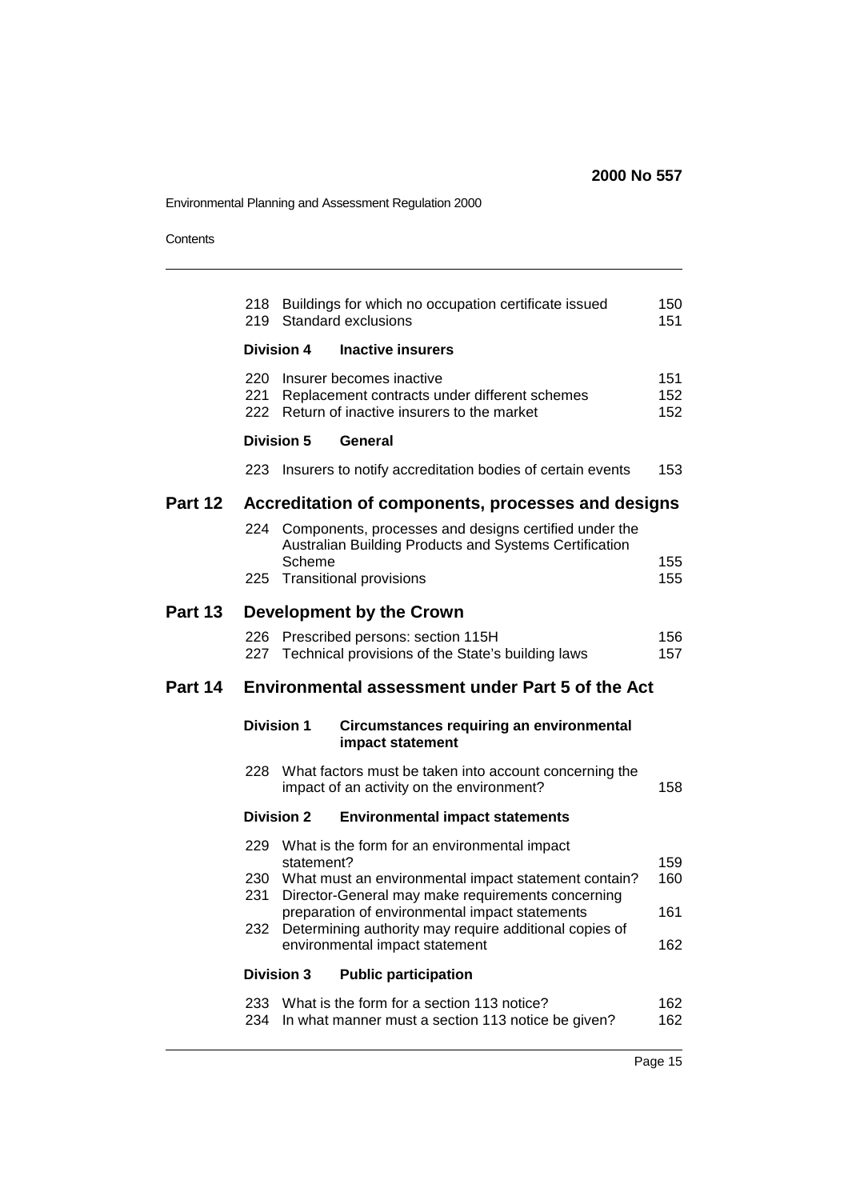| | | |
|---|---|---|
| 218 | Buildings for which no occupation certificate issued | 150 |
| 219 | Standard exclusions | 151 |
| **Division 4** | **Inactive insurers** | |
| 220 | Insurer becomes inactive | 151 |
| 221 | Replacement contracts under different schemes | 152 |
| 222 | Return of inactive insurers to the market | 152 |
| **Division 5** | **General** | |
| 223 | Insurers to notify accreditation bodies of certain events | 153 |

## Part 12 Accreditation of components, processes and designs

| | | |
|---|---|---|
| 224 | Components, processes and designs certified under the Australian Building Products and Systems Certification Scheme | 155 |
| 225 | Transitional provisions | 155 |

## Part 13 Development by the Crown

| | | |
|---|---|---|
| 226 | Prescribed persons: section 115H | 156 |
| 227 | Technical provisions of the State's building laws | 157 |

## Part 14 Environmental assessment under Part 5 of the Act

| | | |
|---|---|---|
| **Division 1** | **Circumstances requiring an environmental impact statement** | |
| 228 | What factors must be taken into account concerning the impact of an activity on the environment? | 158 |
| **Division 2** | **Environmental impact statements** | |
| 229 | What is the form for an environmental impact statement? | 159 |
| 230 | What must an environmental impact statement contain? | 160 |
| 231 | Director-General may make requirements concerning preparation of environmental impact statements | 161 |
| 232 | Determining authority may require additional copies of environmental impact statement | 162 |
| **Division 3** | **Public participation** | |
| 233 | What is the form for a section 113 notice? | 162 |
| 234 | In what manner must a section 113 notice be given? | 162 |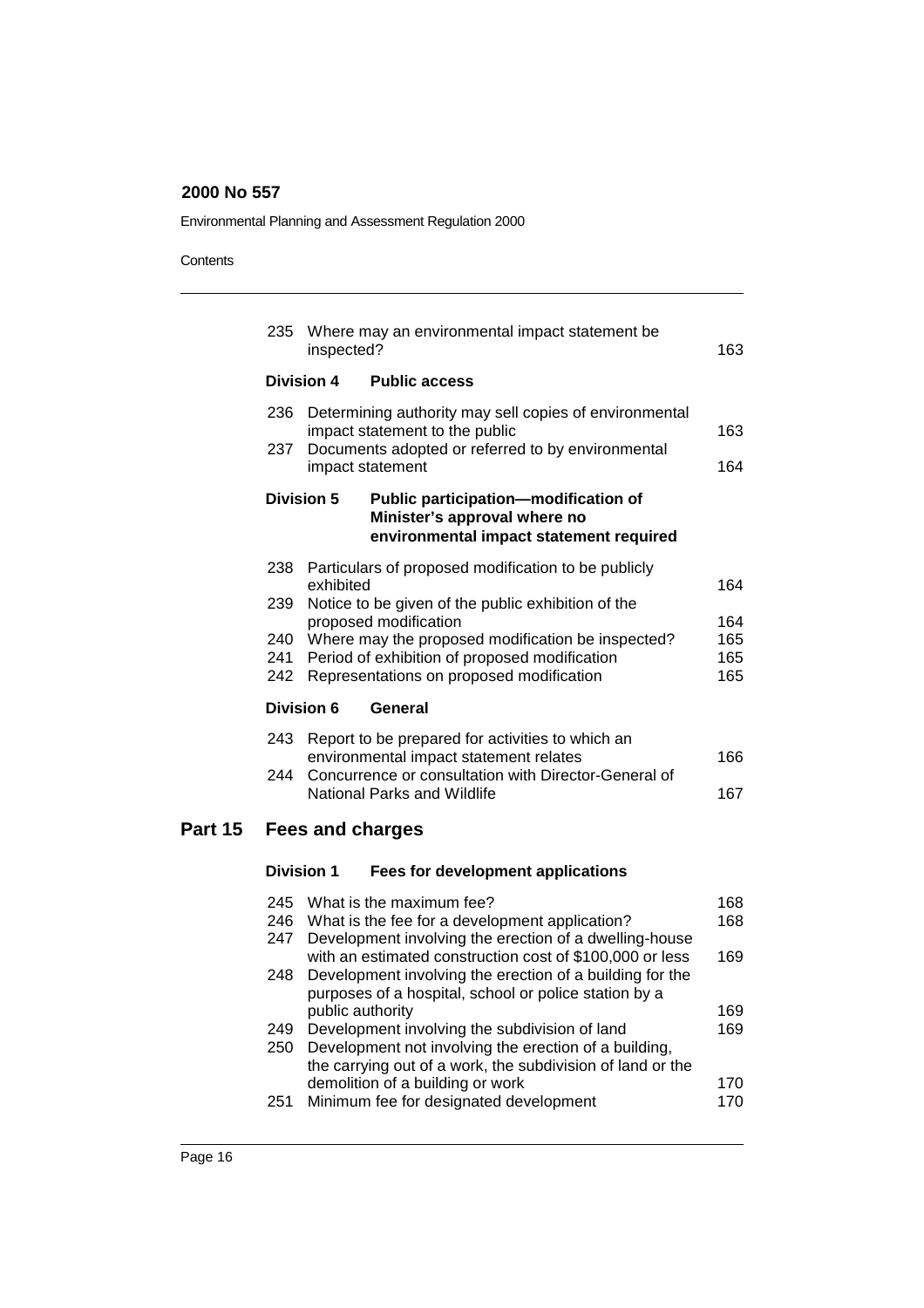| | | |
|---|---|---|
| 235 | Where may an environmental impact statement be inspected? | 163 |
| **Division 4** | **Public access** | |
| 236 | Determining authority may sell copies of environmental impact statement to the public | 163 |
| 237 | Documents adopted or referred to by environmental impact statement | 164 |
| **Division 5** | **Public participation—modification of Minister's approval where no environmental impact statement required** | |
| 238 | Particulars of proposed modification to be publicly exhibited | 164 |
| 239 | Notice to be given of the public exhibition of the proposed modification | 164 |
| 240 | Where may the proposed modification be inspected? | 165 |
| 241 | Period of exhibition of proposed modification | 165 |
| 242 | Representations on proposed modification | 165 |
| **Division 6** | **General** | |
| 243 | Report to be prepared for activities to which an environmental impact statement relates | 166 |
| 244 | Concurrence or consultation with Director-General of National Parks and Wildlife | 167 |

## Part 15 Fees and charges

| | | |
|---|---|---|
| **Division 1** | **Fees for development applications** | |
| 245 | What is the maximum fee? | 168 |
| 246 | What is the fee for a development application? | 168 |
| 247 | Development involving the erection of a dwelling-house with an estimated construction cost of $100,000 or less | 169 |
| 248 | Development involving the erection of a building for the purposes of a hospital, school or police station by a public authority | 169 |
| 249 | Development involving the subdivision of land | 169 |
| 250 | Development not involving the erection of a building, the carrying out of a work, the subdivision of land or the demolition of a building or work | 170 |
| 251 | Minimum fee for designated development | 170 |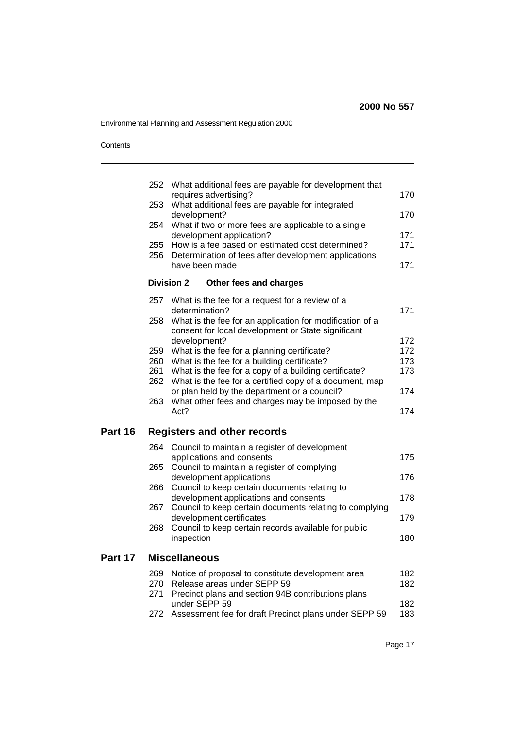| | | |
|---|---|---|
| 252 | What additional fees are payable for development that requires advertising? | 170 |
| 253 | What additional fees are payable for integrated development? | 170 |
| 254 | What if two or more fees are applicable to a single development application? | 171 |
| 255 | How is a fee based on estimated cost determined? | 171 |
| 256 | Determination of fees after development applications have been made | 171 |

**Division 2 Other fees and charges**

| | | |
|---|---|---|
| 257 | What is the fee for a request for a review of a determination? | 171 |
| 258 | What is the fee for an application for modification of a consent for local development or State significant development? | 172 |
| 259 | What is the fee for a planning certificate? | 172 |
| 260 | What is the fee for a building certificate? | 173 |
| 261 | What is the fee for a copy of a building certificate? | 173 |
| 262 | What is the fee for a certified copy of a document, map or plan held by the department or a council? | 174 |
| 263 | What other fees and charges may be imposed by the Act? | 174 |

## Part 16 Registers and other records

| | | |
|---|---|---|
| 264 | Council to maintain a register of development applications and consents | 175 |
| 265 | Council to maintain a register of complying development applications | 176 |
| 266 | Council to keep certain documents relating to development applications and consents | 178 |
| 267 | Council to keep certain documents relating to complying development certificates | 179 |
| 268 | Council to keep certain records available for public inspection | 180 |

## Part 17 Miscellaneous

| | | |
|---|---|---|
| 269 | Notice of proposal to constitute development area | 182 |
| 270 | Release areas under SEPP 59 | 182 |
| 271 | Precinct plans and section 94B contributions plans under SEPP 59 | 182 |
| 272 | Assessment fee for draft Precinct plans under SEPP 59 | 183 |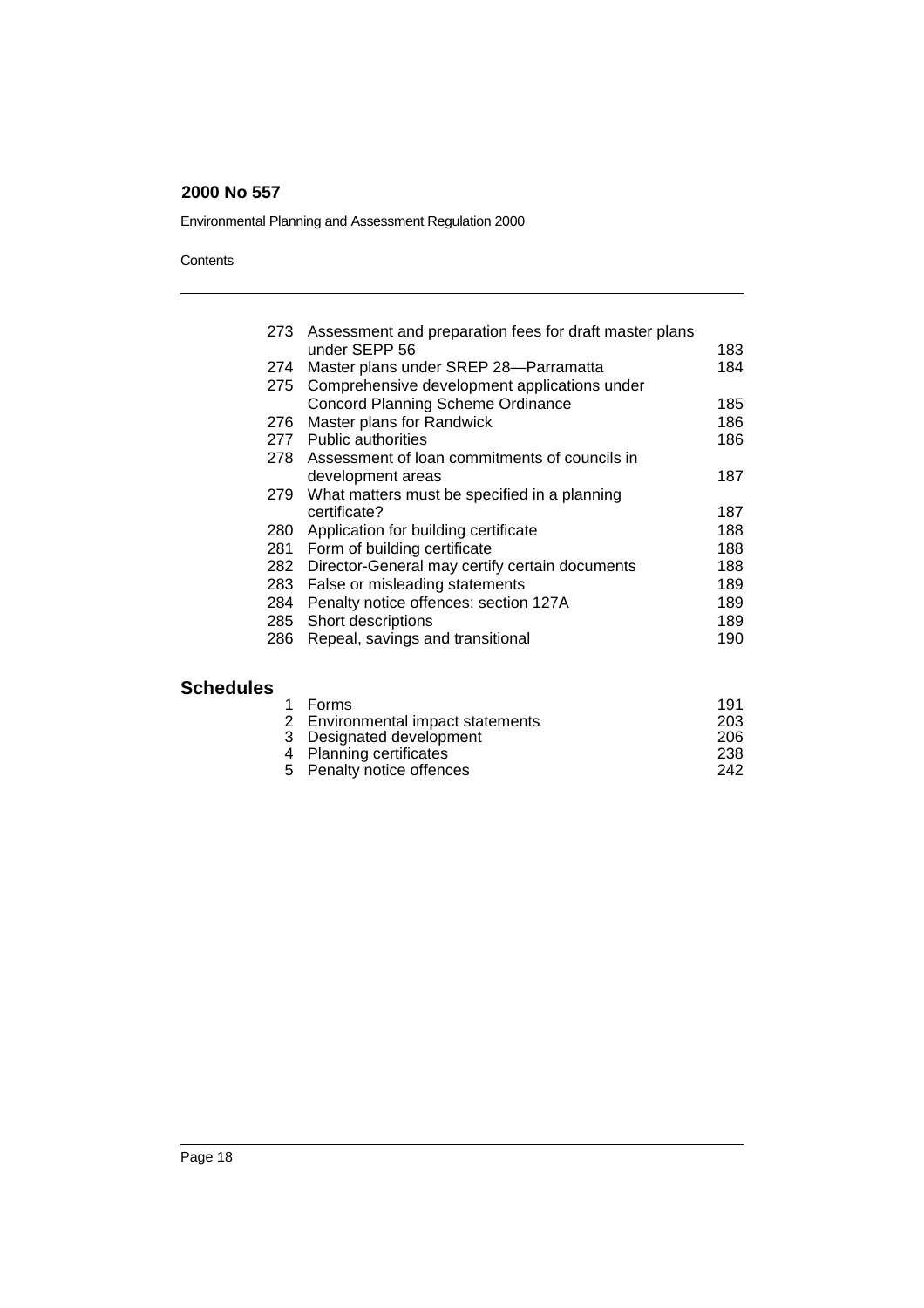| | | |
|---|---|---|
| 273 | Assessment and preparation fees for draft master plans under SEPP 56 | 183 |
| 274 | Master plans under SREP 28—Parramatta | 184 |
| 275 | Comprehensive development applications under Concord Planning Scheme Ordinance | 185 |
| 276 | Master plans for Randwick | 186 |
| 277 | Public authorities | 186 |
| 278 | Assessment of loan commitments of councils in development areas | 187 |
| 279 | What matters must be specified in a planning certificate? | 187 |
| 280 | Application for building certificate | 188 |
| 281 | Form of building certificate | 188 |
| 282 | Director-General may certify certain documents | 188 |
| 283 | False or misleading statements | 189 |
| 284 | Penalty notice offences: section 127A | 189 |
| 285 | Short descriptions | 189 |
| 286 | Repeal, savings and transitional | 190 |

## Schedules

| | | |
|---|---|---|
| 1 | Forms | 191 |
| 2 | Environmental impact statements | 203 |
| 3 | Designated development | 206 |
| 4 | Planning certificates | 238 |
| 5 | Penalty notice offences | 242 |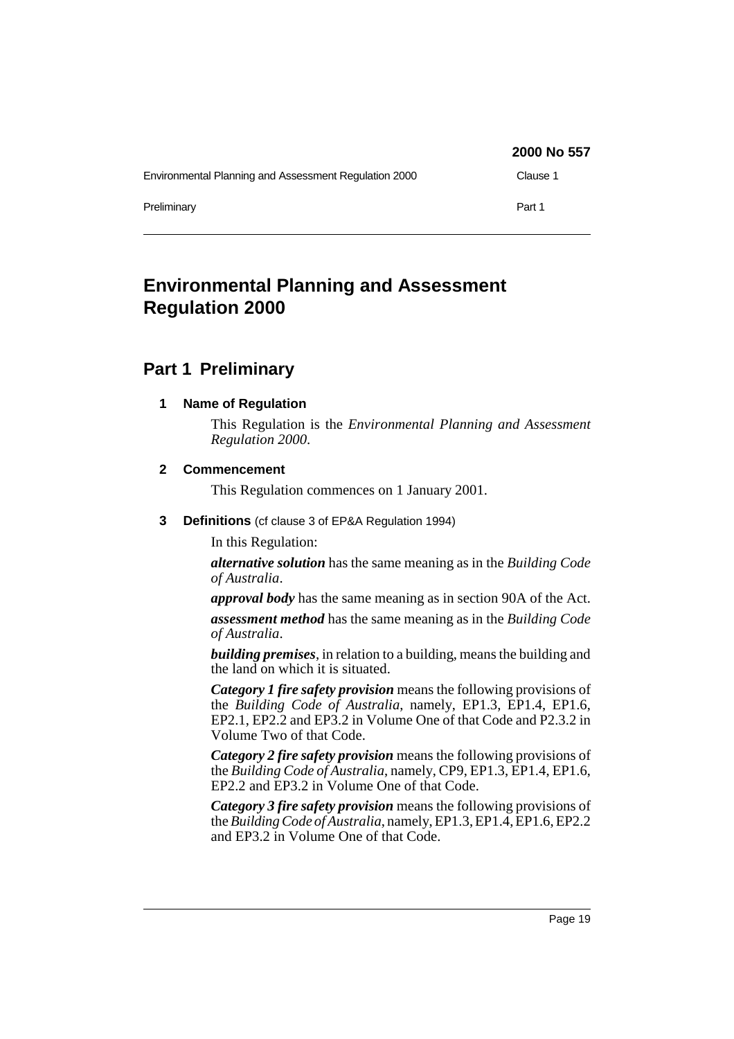# Environmental Planning and Assessment Regulation 2000

## Part 1 Preliminary

### 1 Name of Regulation

This Regulation is the *Environmental Planning and Assessment Regulation 2000*.

### 2 Commencement

This Regulation commences on 1 January 2001.

### 3 Definitions (cf clause 3 of EP&A Regulation 1994)

In this Regulation:

***alternative solution*** has the same meaning as in the *Building Code of Australia*.

***approval body*** has the same meaning as in section 90A of the Act.

***assessment method*** has the same meaning as in the *Building Code of Australia*.

***building premises***, in relation to a building, means the building and the land on which it is situated.

***Category 1 fire safety provision*** means the following provisions of the *Building Code of Australia*, namely, EP1.3, EP1.4, EP1.6, EP2.1, EP2.2 and EP3.2 in Volume One of that Code and P2.3.2 in Volume Two of that Code.

***Category 2 fire safety provision*** means the following provisions of the *Building Code of Australia*, namely, CP9, EP1.3, EP1.4, EP1.6, EP2.2 and EP3.2 in Volume One of that Code.

***Category 3 fire safety provision*** means the following provisions of the *Building Code of Australia*, namely, EP1.3, EP1.4, EP1.6, EP2.2 and EP3.2 in Volume One of that Code.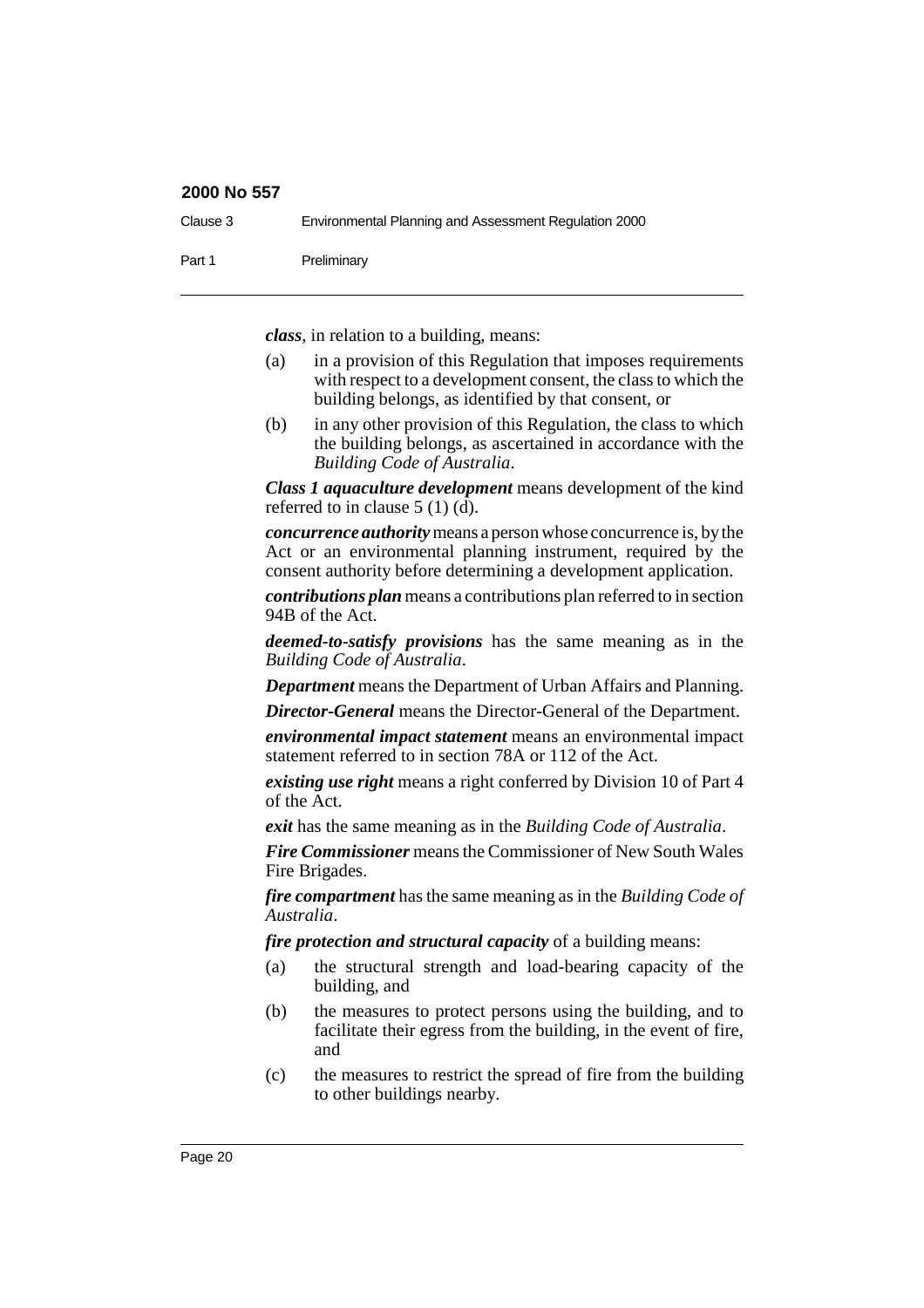***class***, in relation to a building, means:

(a) in a provision of this Regulation that imposes requirements with respect to a development consent, the class to which the building belongs, as identified by that consent, or

(b) in any other provision of this Regulation, the class to which the building belongs, as ascertained in accordance with the *Building Code of Australia*.

***Class 1 aquaculture development*** means development of the kind referred to in clause 5 (1) (d).

***concurrence authority*** means a person whose concurrence is, by the Act or an environmental planning instrument, required by the consent authority before determining a development application.

***contributions plan*** means a contributions plan referred to in section 94B of the Act.

***deemed-to-satisfy provisions*** has the same meaning as in the *Building Code of Australia*.

***Department*** means the Department of Urban Affairs and Planning.

***Director-General*** means the Director-General of the Department.

***environmental impact statement*** means an environmental impact statement referred to in section 78A or 112 of the Act.

***existing use right*** means a right conferred by Division 10 of Part 4 of the Act.

***exit*** has the same meaning as in the *Building Code of Australia*.

***Fire Commissioner*** means the Commissioner of New South Wales Fire Brigades.

***fire compartment*** has the same meaning as in the *Building Code of Australia*.

***fire protection and structural capacity*** of a building means:

(a) the structural strength and load-bearing capacity of the building, and

(b) the measures to protect persons using the building, and to facilitate their egress from the building, in the event of fire, and

(c) the measures to restrict the spread of fire from the building to other buildings nearby.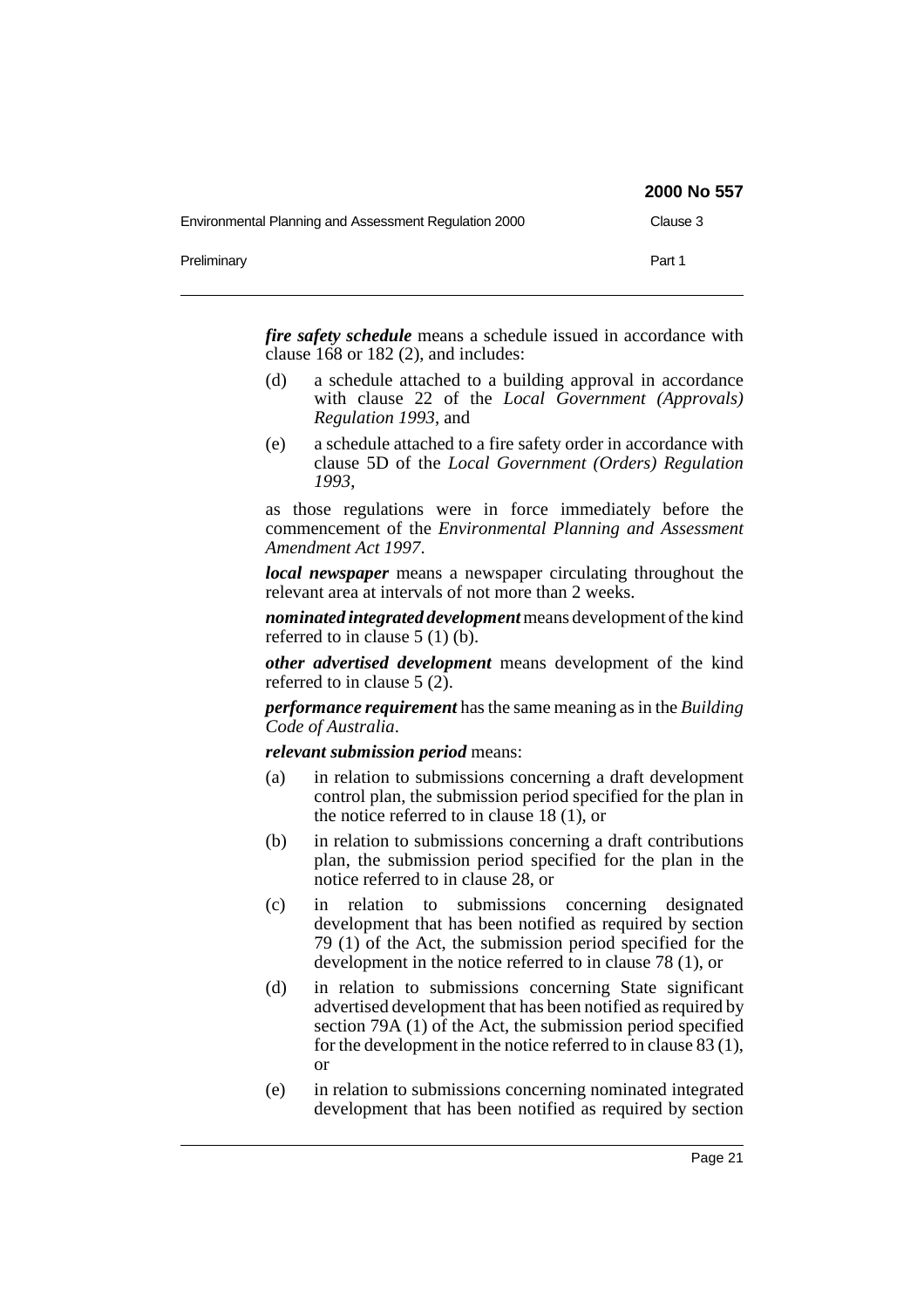***fire safety schedule*** means a schedule issued in accordance with clause 168 or 182 (2), and includes:

(d) a schedule attached to a building approval in accordance with clause 22 of the *Local Government (Approvals) Regulation 1993*, and

(e) a schedule attached to a fire safety order in accordance with clause 5D of the *Local Government (Orders) Regulation 1993*,

as those regulations were in force immediately before the commencement of the *Environmental Planning and Assessment Amendment Act 1997*.

***local newspaper*** means a newspaper circulating throughout the relevant area at intervals of not more than 2 weeks.

***nominated integrated development*** means development of the kind referred to in clause 5 (1) (b).

***other advertised development*** means development of the kind referred to in clause 5 (2).

***performance requirement*** has the same meaning as in the *Building Code of Australia*.

***relevant submission period*** means:

(a) in relation to submissions concerning a draft development control plan, the submission period specified for the plan in the notice referred to in clause 18 (1), or

(b) in relation to submissions concerning a draft contributions plan, the submission period specified for the plan in the notice referred to in clause 28, or

(c) in relation to submissions concerning designated development that has been notified as required by section 79 (1) of the Act, the submission period specified for the development in the notice referred to in clause 78 (1), or

(d) in relation to submissions concerning State significant advertised development that has been notified as required by section 79A (1) of the Act, the submission period specified for the development in the notice referred to in clause 83 (1), or

(e) in relation to submissions concerning nominated integrated development that has been notified as required by section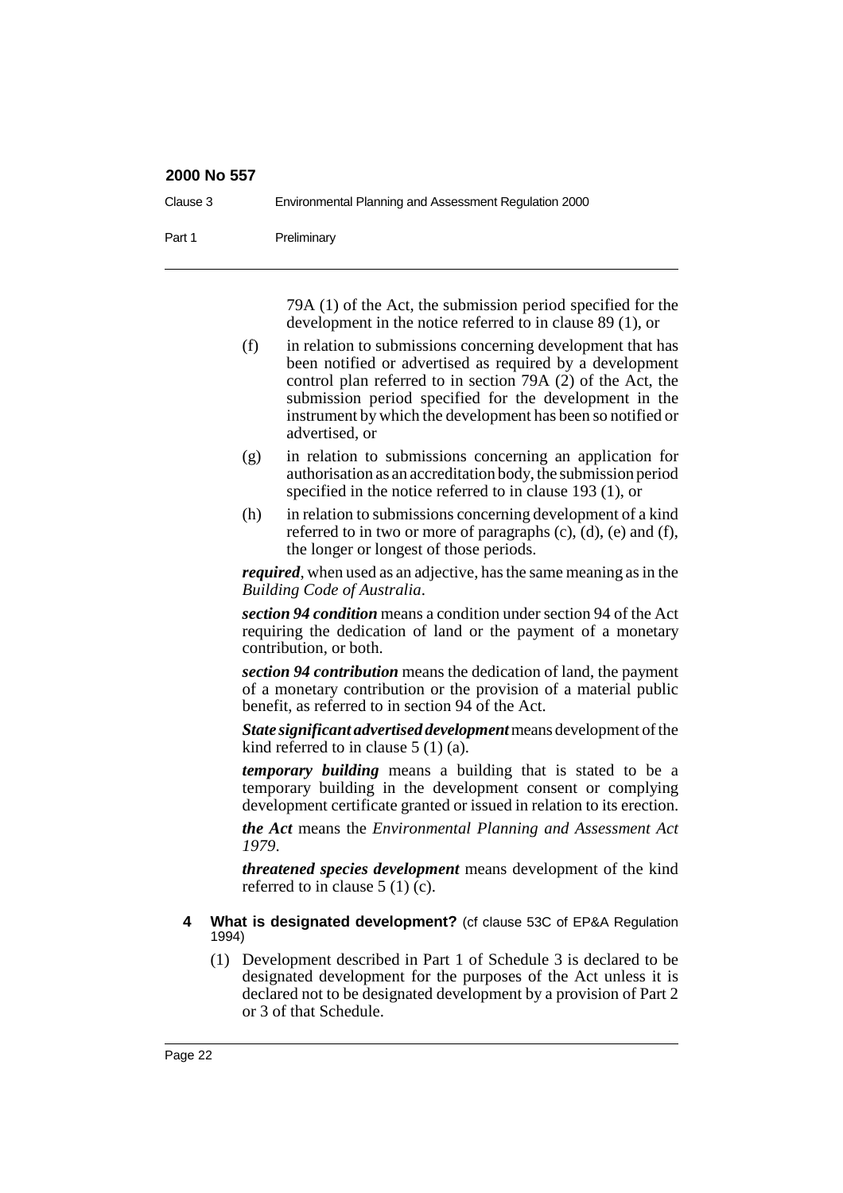79A (1) of the Act, the submission period specified for the development in the notice referred to in clause 89 (1), or

(f) in relation to submissions concerning development that has been notified or advertised as required by a development control plan referred to in section 79A (2) of the Act, the submission period specified for the development in the instrument by which the development has been so notified or advertised, or

(g) in relation to submissions concerning an application for authorisation as an accreditation body, the submission period specified in the notice referred to in clause 193 (1), or

(h) in relation to submissions concerning development of a kind referred to in two or more of paragraphs (c), (d), (e) and (f), the longer or longest of those periods.

***required***, when used as an adjective, has the same meaning as in the *Building Code of Australia*.

***section 94 condition*** means a condition under section 94 of the Act requiring the dedication of land or the payment of a monetary contribution, or both.

***section 94 contribution*** means the dedication of land, the payment of a monetary contribution or the provision of a material public benefit, as referred to in section 94 of the Act.

***State significant advertised development*** means development of the kind referred to in clause 5 (1) (a).

***temporary building*** means a building that is stated to be a temporary building in the development consent or complying development certificate granted or issued in relation to its erection.

***the Act*** means the *Environmental Planning and Assessment Act 1979*.

***threatened species development*** means development of the kind referred to in clause 5 (1) (c).

### 4 What is designated development? (cf clause 53C of EP&A Regulation 1994)

(1) Development described in Part 1 of Schedule 3 is declared to be designated development for the purposes of the Act unless it is declared not to be designated development by a provision of Part 2 or 3 of that Schedule.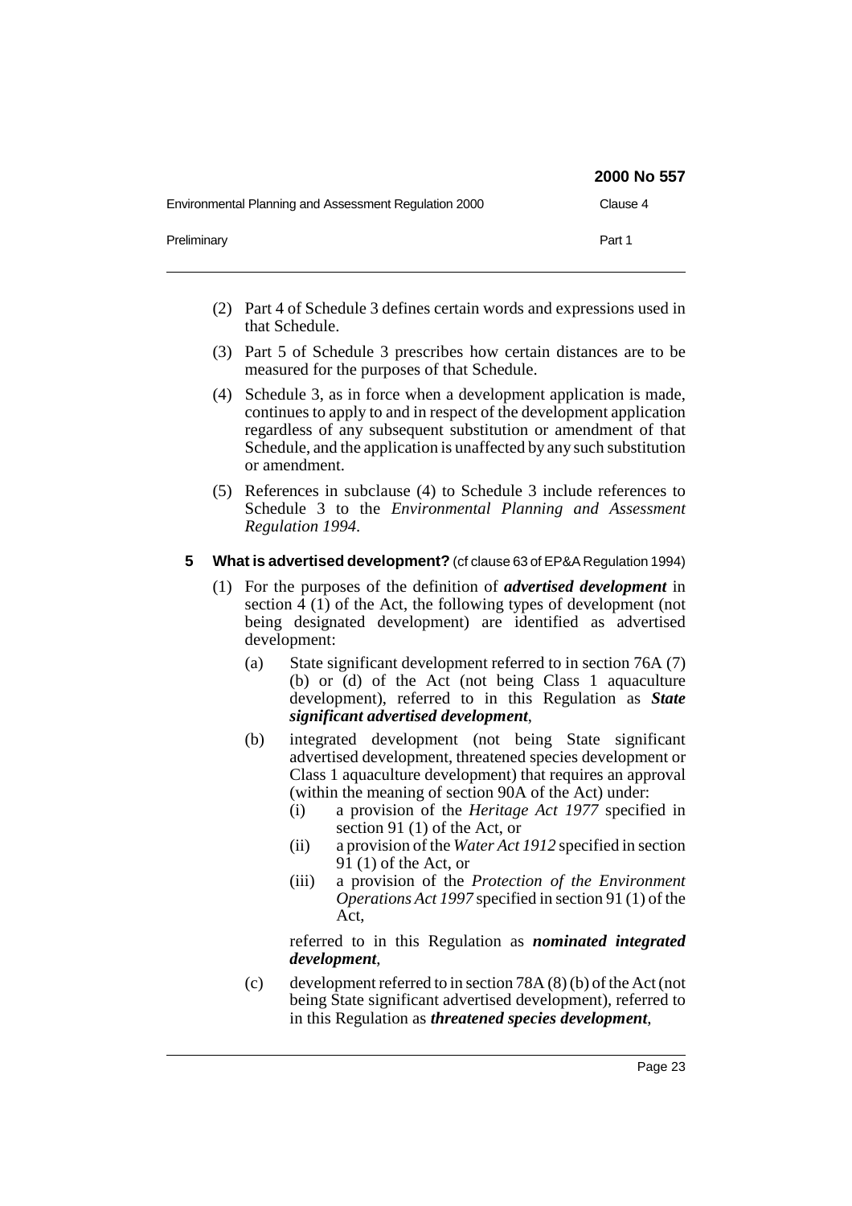(2) Part 4 of Schedule 3 defines certain words and expressions used in that Schedule.

(3) Part 5 of Schedule 3 prescribes how certain distances are to be measured for the purposes of that Schedule.

(4) Schedule 3, as in force when a development application is made, continues to apply to and in respect of the development application regardless of any subsequent substitution or amendment of that Schedule, and the application is unaffected by any such substitution or amendment.

(5) References in subclause (4) to Schedule 3 include references to Schedule 3 to the *Environmental Planning and Assessment Regulation 1994*.

**5 What is advertised development?** (cf clause 63 of EP&A Regulation 1994)

(1) For the purposes of the definition of ***advertised development*** in section 4 (1) of the Act, the following types of development (not being designated development) are identified as advertised development:

(a) State significant development referred to in section 76A (7) (b) or (d) of the Act (not being Class 1 aquaculture development), referred to in this Regulation as ***State significant advertised development***,

(b) integrated development (not being State significant advertised development, threatened species development or Class 1 aquaculture development) that requires an approval (within the meaning of section 90A of the Act) under:

(i) a provision of the *Heritage Act 1977* specified in section 91 (1) of the Act, or

(ii) a provision of the *Water Act 1912* specified in section 91 (1) of the Act, or

(iii) a provision of the *Protection of the Environment Operations Act 1997* specified in section 91 (1) of the Act,

referred to in this Regulation as ***nominated integrated development***,

(c) development referred to in section 78A (8) (b) of the Act (not being State significant advertised development), referred to in this Regulation as ***threatened species development***,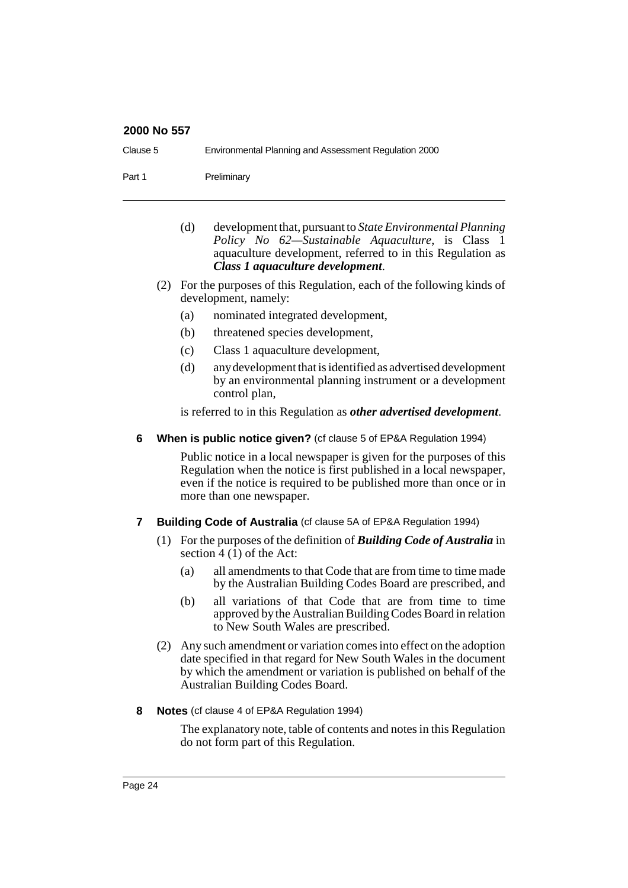(d) development that, pursuant to *State Environmental Planning Policy No 62—Sustainable Aquaculture*, is Class 1 aquaculture development, referred to in this Regulation as ***Class 1 aquaculture development***.

(2) For the purposes of this Regulation, each of the following kinds of development, namely:

(a) nominated integrated development,

(b) threatened species development,

(c) Class 1 aquaculture development,

(d) any development that is identified as advertised development by an environmental planning instrument or a development control plan,

is referred to in this Regulation as ***other advertised development***.

**6 When is public notice given?** (cf clause 5 of EP&A Regulation 1994)

Public notice in a local newspaper is given for the purposes of this Regulation when the notice is first published in a local newspaper, even if the notice is required to be published more than once or in more than one newspaper.

**7 Building Code of Australia** (cf clause 5A of EP&A Regulation 1994)

(1) For the purposes of the definition of ***Building Code of Australia*** in section 4 (1) of the Act:

(a) all amendments to that Code that are from time to time made by the Australian Building Codes Board are prescribed, and

(b) all variations of that Code that are from time to time approved by the Australian Building Codes Board in relation to New South Wales are prescribed.

(2) Any such amendment or variation comes into effect on the adoption date specified in that regard for New South Wales in the document by which the amendment or variation is published on behalf of the Australian Building Codes Board.

**8 Notes** (cf clause 4 of EP&A Regulation 1994)

The explanatory note, table of contents and notes in this Regulation do not form part of this Regulation.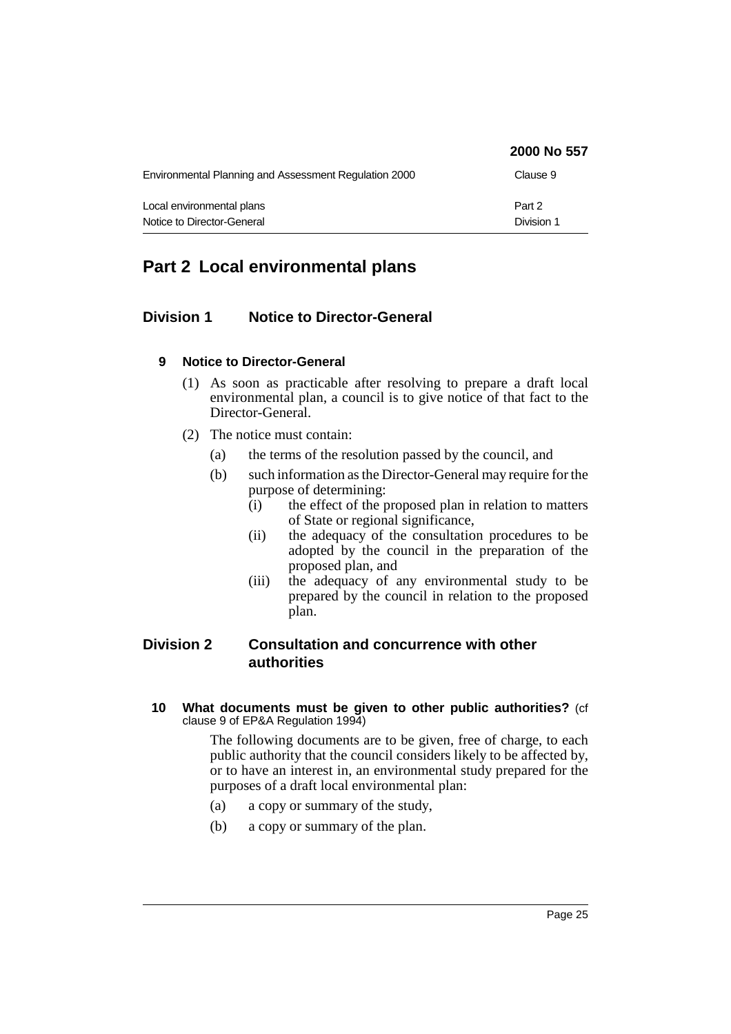# Part 2 Local environmental plans

## Division 1 Notice to Director-General

### 9 Notice to Director-General

(1) As soon as practicable after resolving to prepare a draft local environmental plan, a council is to give notice of that fact to the Director-General.

(2) The notice must contain:

- (a) the terms of the resolution passed by the council, and
- (b) such information as the Director-General may require for the purpose of determining:
  - (i) the effect of the proposed plan in relation to matters of State or regional significance,
  - (ii) the adequacy of the consultation procedures to be adopted by the council in the preparation of the proposed plan, and
  - (iii) the adequacy of any environmental study to be prepared by the council in relation to the proposed plan.

## Division 2 Consultation and concurrence with other authorities

### 10 What documents must be given to other public authorities? (cf clause 9 of EP&A Regulation 1994)

The following documents are to be given, free of charge, to each public authority that the council considers likely to be affected by, or to have an interest in, an environmental study prepared for the purposes of a draft local environmental plan:

- (a) a copy or summary of the study,
- (b) a copy or summary of the plan.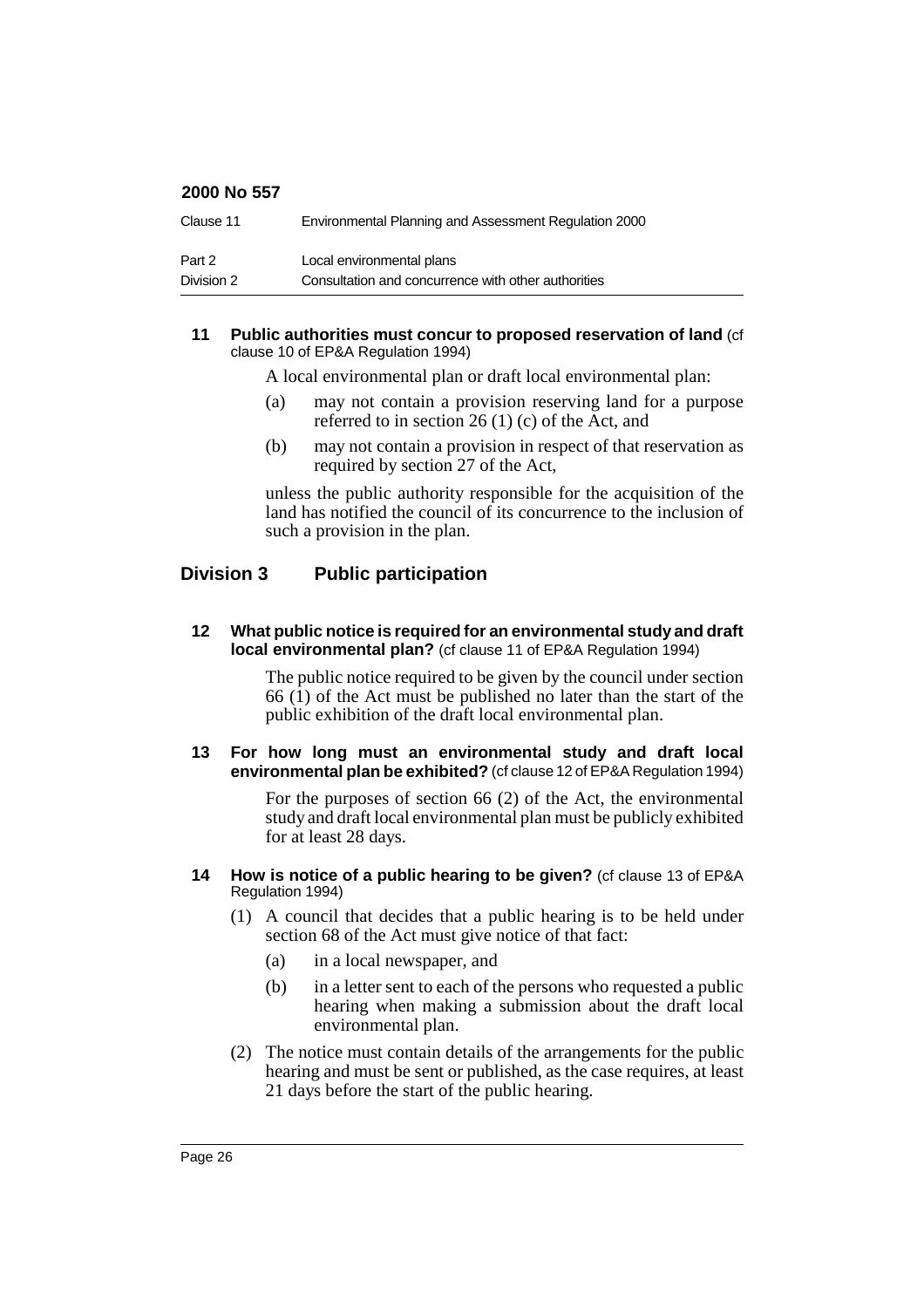**11 Public authorities must concur to proposed reservation of land** (cf clause 10 of EP&A Regulation 1994)

A local environmental plan or draft local environmental plan:

- (a) may not contain a provision reserving land for a purpose referred to in section 26 (1) (c) of the Act, and
- (b) may not contain a provision in respect of that reservation as required by section 27 of the Act,

unless the public authority responsible for the acquisition of the land has notified the council of its concurrence to the inclusion of such a provision in the plan.

## Division 3 Public participation

**12 What public notice is required for an environmental study and draft local environmental plan?** (cf clause 11 of EP&A Regulation 1994)

The public notice required to be given by the council under section 66 (1) of the Act must be published no later than the start of the public exhibition of the draft local environmental plan.

**13 For how long must an environmental study and draft local environmental plan be exhibited?** (cf clause 12 of EP&A Regulation 1994)

For the purposes of section 66 (2) of the Act, the environmental study and draft local environmental plan must be publicly exhibited for at least 28 days.

**14 How is notice of a public hearing to be given?** (cf clause 13 of EP&A Regulation 1994)

(1) A council that decides that a public hearing is to be held under section 68 of the Act must give notice of that fact:

- (a) in a local newspaper, and
- (b) in a letter sent to each of the persons who requested a public hearing when making a submission about the draft local environmental plan.

(2) The notice must contain details of the arrangements for the public hearing and must be sent or published, as the case requires, at least 21 days before the start of the public hearing.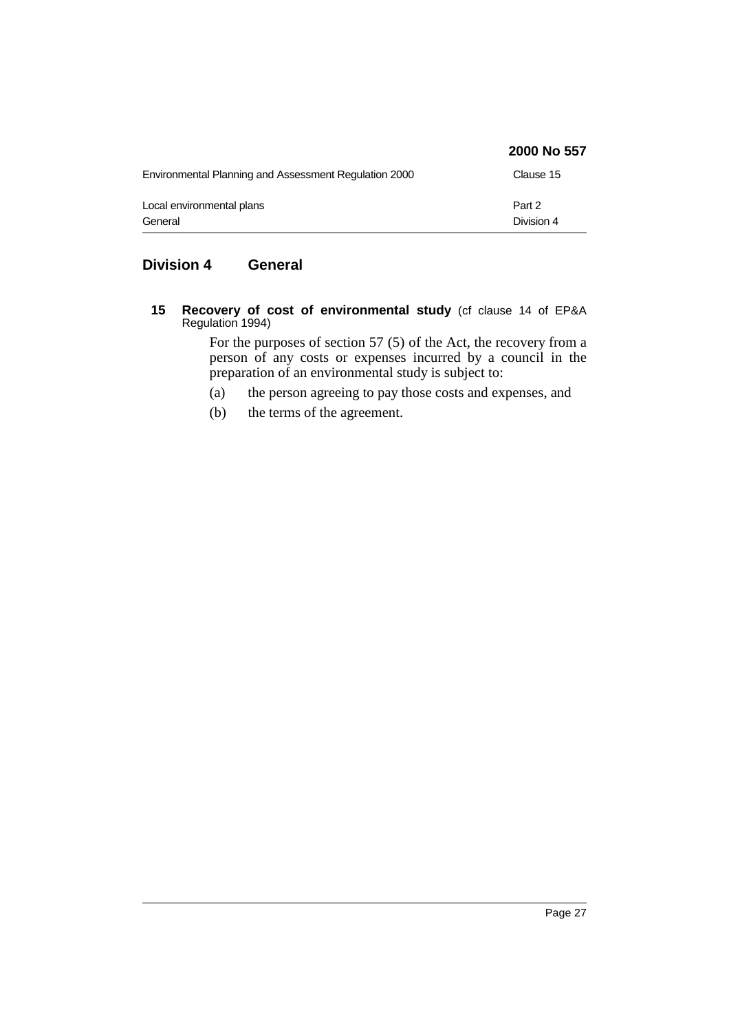## Division 4 General

**15 Recovery of cost of environmental study** (cf clause 14 of EP&A Regulation 1994)

For the purposes of section 57 (5) of the Act, the recovery from a person of any costs or expenses incurred by a council in the preparation of an environmental study is subject to:

(a) the person agreeing to pay those costs and expenses, and

(b) the terms of the agreement.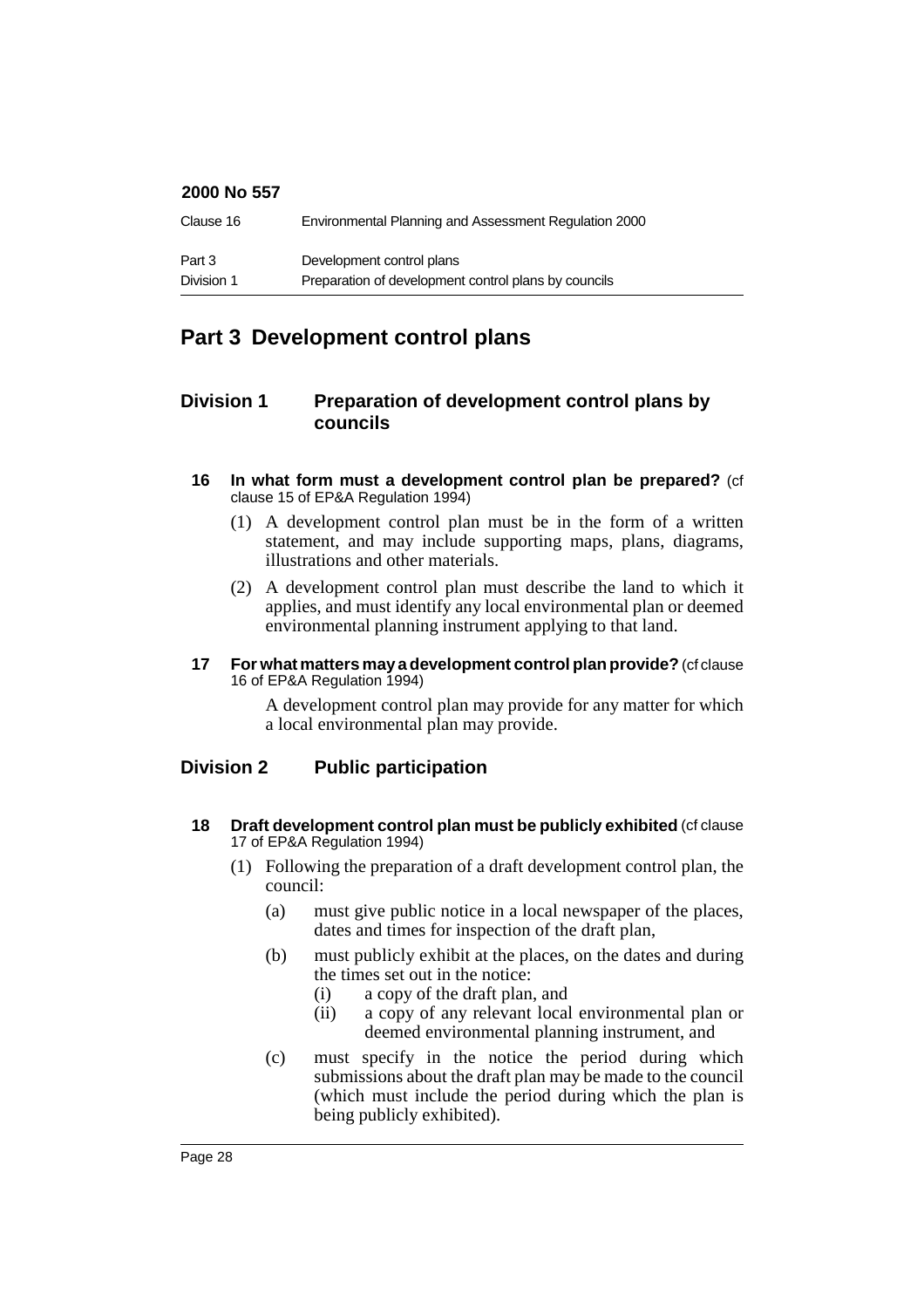# Part 3 Development control plans

## Division 1 Preparation of development control plans by councils

### 16 In what form must a development control plan be prepared? (cf clause 15 of EP&A Regulation 1994)

(1) A development control plan must be in the form of a written statement, and may include supporting maps, plans, diagrams, illustrations and other materials.

(2) A development control plan must describe the land to which it applies, and must identify any local environmental plan or deemed environmental planning instrument applying to that land.

### 17 For what matters may a development control plan provide? (cf clause 16 of EP&A Regulation 1994)

A development control plan may provide for any matter for which a local environmental plan may provide.

## Division 2 Public participation

### 18 Draft development control plan must be publicly exhibited (cf clause 17 of EP&A Regulation 1994)

(1) Following the preparation of a draft development control plan, the council:

- (a) must give public notice in a local newspaper of the places, dates and times for inspection of the draft plan,
- (b) must publicly exhibit at the places, on the dates and during the times set out in the notice:
  - (i) a copy of the draft plan, and
  - (ii) a copy of any relevant local environmental plan or deemed environmental planning instrument, and
- (c) must specify in the notice the period during which submissions about the draft plan may be made to the council (which must include the period during which the plan is being publicly exhibited).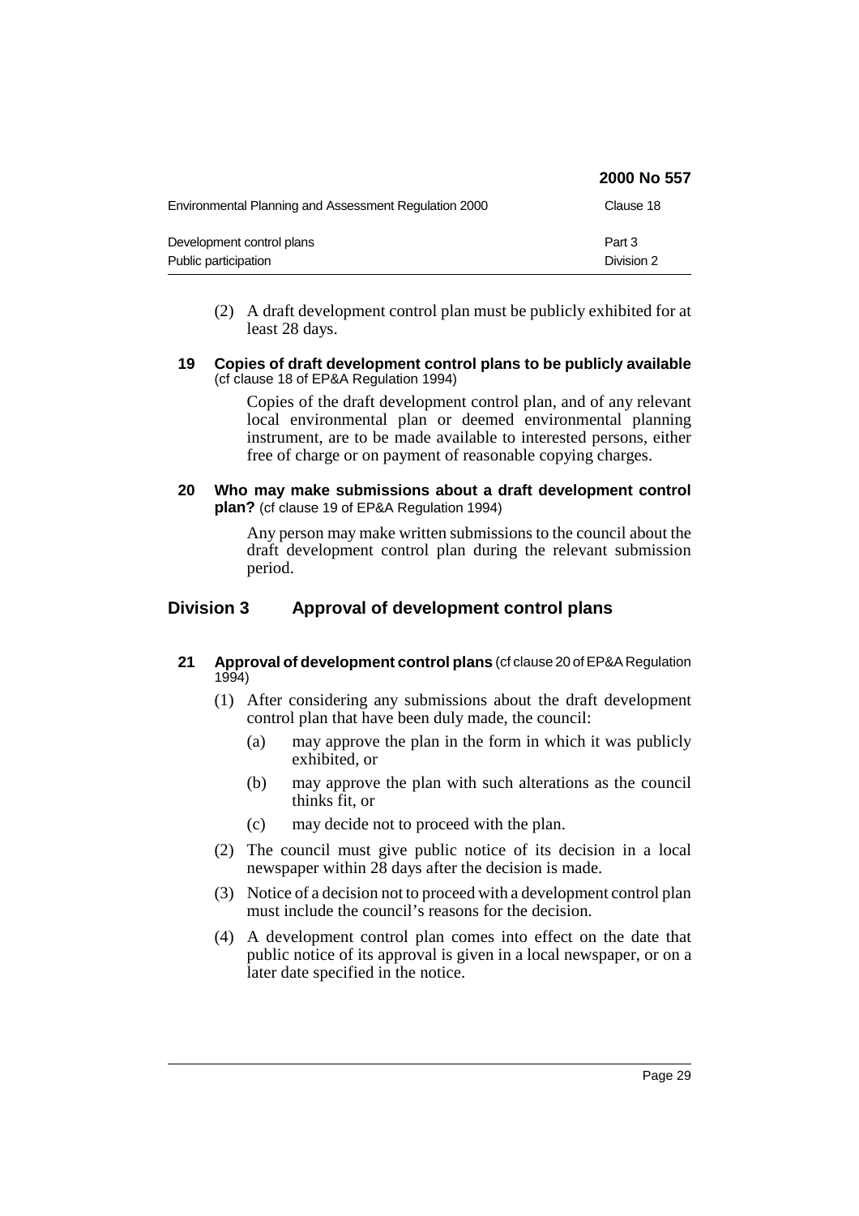(2) A draft development control plan must be publicly exhibited for at least 28 days.

**19 Copies of draft development control plans to be publicly available** (cf clause 18 of EP&A Regulation 1994)

Copies of the draft development control plan, and of any relevant local environmental plan or deemed environmental planning instrument, are to be made available to interested persons, either free of charge or on payment of reasonable copying charges.

**20 Who may make submissions about a draft development control plan?** (cf clause 19 of EP&A Regulation 1994)

Any person may make written submissions to the council about the draft development control plan during the relevant submission period.

## Division 3 Approval of development control plans

**21 Approval of development control plans** (cf clause 20 of EP&A Regulation 1994)

(1) After considering any submissions about the draft development control plan that have been duly made, the council:

(a) may approve the plan in the form in which it was publicly exhibited, or

(b) may approve the plan with such alterations as the council thinks fit, or

(c) may decide not to proceed with the plan.

(2) The council must give public notice of its decision in a local newspaper within 28 days after the decision is made.

(3) Notice of a decision not to proceed with a development control plan must include the council's reasons for the decision.

(4) A development control plan comes into effect on the date that public notice of its approval is given in a local newspaper, or on a later date specified in the notice.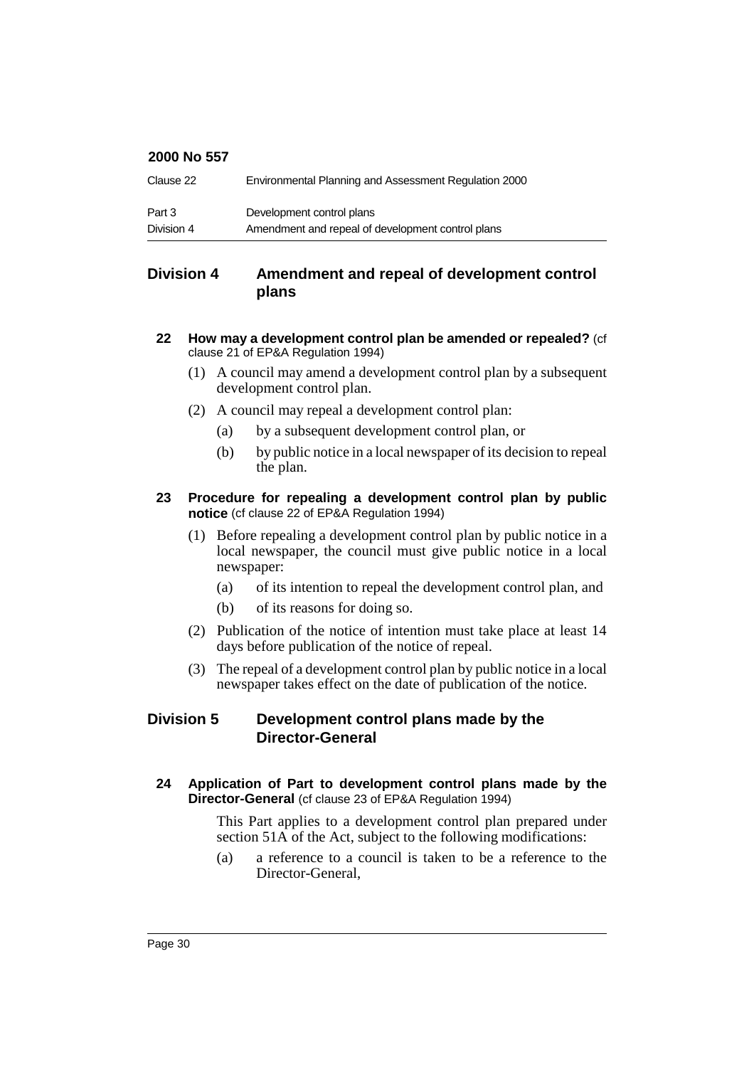## Division 4 Amendment and repeal of development control plans

**22 How may a development control plan be amended or repealed?** (cf clause 21 of EP&A Regulation 1994)

(1) A council may amend a development control plan by a subsequent development control plan.

(2) A council may repeal a development control plan:

(a) by a subsequent development control plan, or

(b) by public notice in a local newspaper of its decision to repeal the plan.

**23 Procedure for repealing a development control plan by public notice** (cf clause 22 of EP&A Regulation 1994)

(1) Before repealing a development control plan by public notice in a local newspaper, the council must give public notice in a local newspaper:

(a) of its intention to repeal the development control plan, and

(b) of its reasons for doing so.

(2) Publication of the notice of intention must take place at least 14 days before publication of the notice of repeal.

(3) The repeal of a development control plan by public notice in a local newspaper takes effect on the date of publication of the notice.

## Division 5 Development control plans made by the Director-General

**24 Application of Part to development control plans made by the Director-General** (cf clause 23 of EP&A Regulation 1994)

This Part applies to a development control plan prepared under section 51A of the Act, subject to the following modifications:

(a) a reference to a council is taken to be a reference to the Director-General,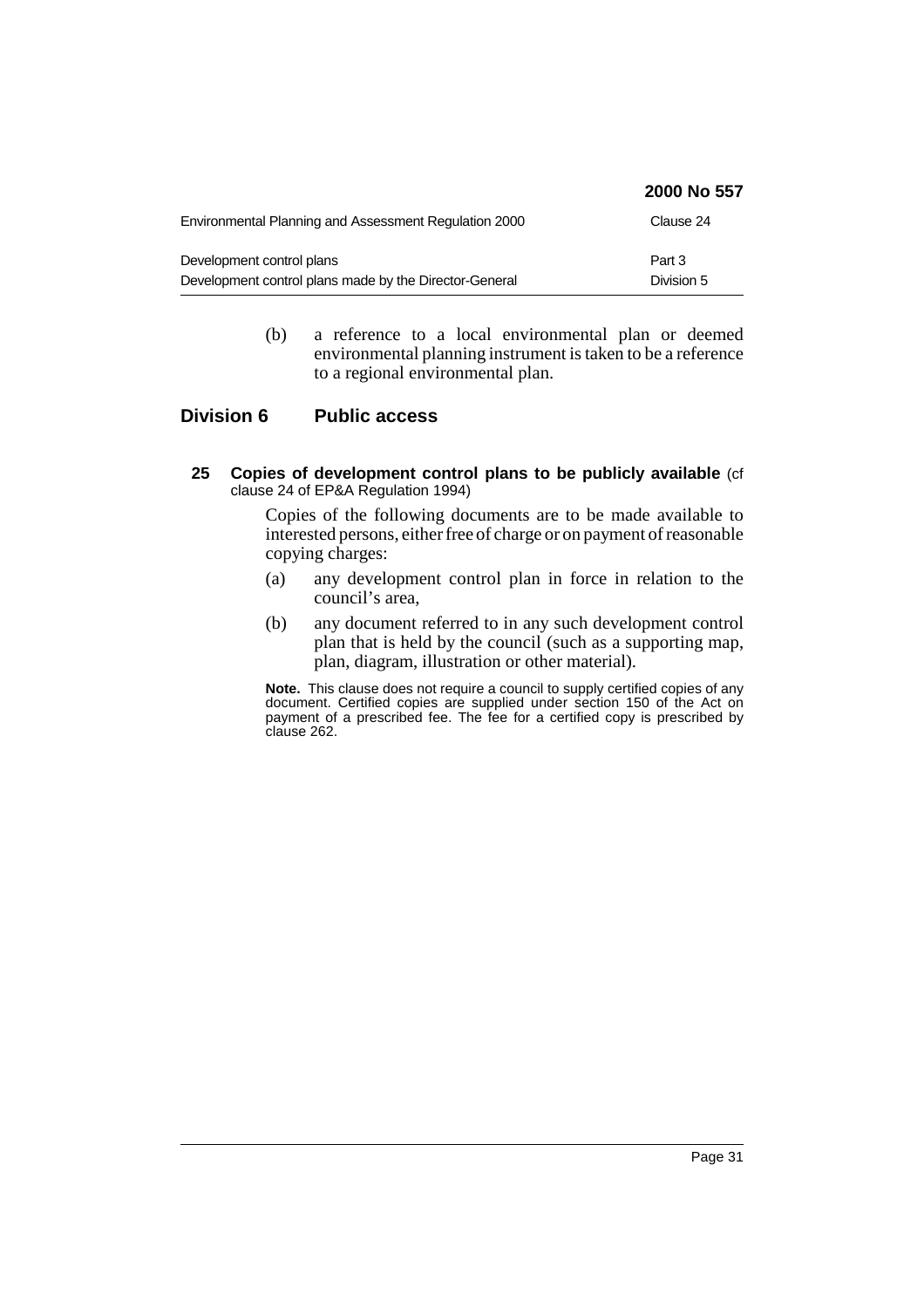(b) a reference to a local environmental plan or deemed environmental planning instrument is taken to be a reference to a regional environmental plan.

## Division 6 Public access

### 25 Copies of development control plans to be publicly available (cf clause 24 of EP&A Regulation 1994)

Copies of the following documents are to be made available to interested persons, either free of charge or on payment of reasonable copying charges:

(a) any development control plan in force in relation to the council's area,

(b) any document referred to in any such development control plan that is held by the council (such as a supporting map, plan, diagram, illustration or other material).

**Note.** This clause does not require a council to supply certified copies of any document. Certified copies are supplied under section 150 of the Act on payment of a prescribed fee. The fee for a certified copy is prescribed by clause 262.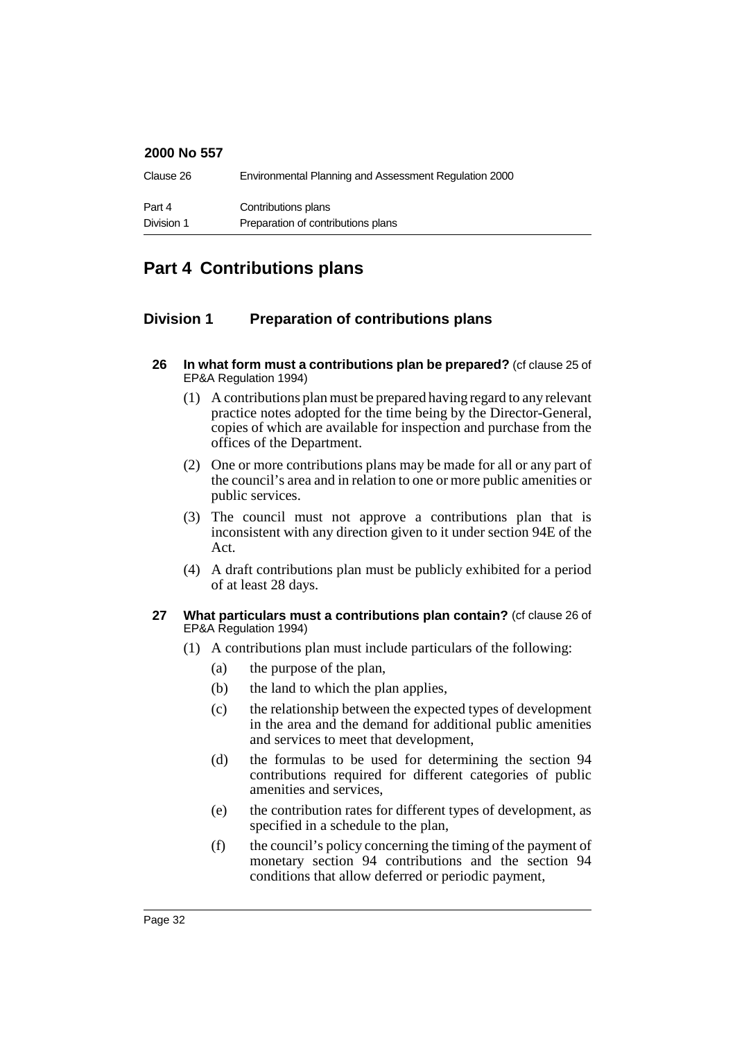# Part 4 Contributions plans

## Division 1 Preparation of contributions plans

**26 In what form must a contributions plan be prepared?** (cf clause 25 of EP&A Regulation 1994)

(1) A contributions plan must be prepared having regard to any relevant practice notes adopted for the time being by the Director-General, copies of which are available for inspection and purchase from the offices of the Department.

(2) One or more contributions plans may be made for all or any part of the council's area and in relation to one or more public amenities or public services.

(3) The council must not approve a contributions plan that is inconsistent with any direction given to it under section 94E of the Act.

(4) A draft contributions plan must be publicly exhibited for a period of at least 28 days.

**27 What particulars must a contributions plan contain?** (cf clause 26 of EP&A Regulation 1994)

(1) A contributions plan must include particulars of the following:

- (a) the purpose of the plan,
- (b) the land to which the plan applies,
- (c) the relationship between the expected types of development in the area and the demand for additional public amenities and services to meet that development,
- (d) the formulas to be used for determining the section 94 contributions required for different categories of public amenities and services,
- (e) the contribution rates for different types of development, as specified in a schedule to the plan,
- (f) the council's policy concerning the timing of the payment of monetary section 94 contributions and the section 94 conditions that allow deferred or periodic payment,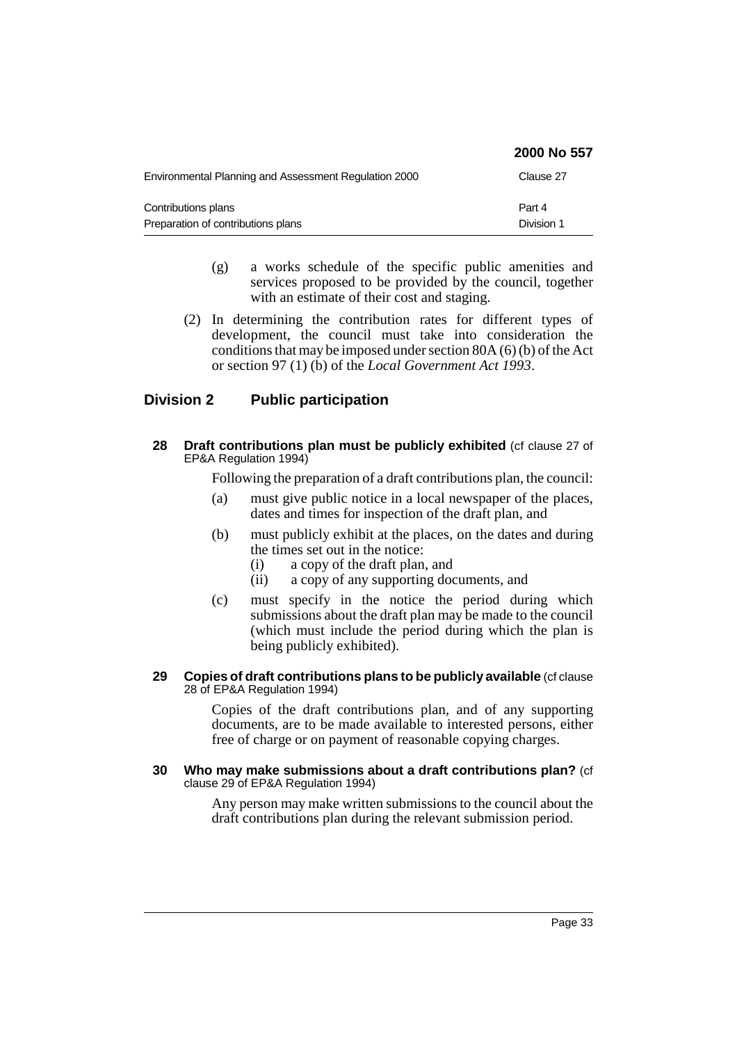(g) a works schedule of the specific public amenities and services proposed to be provided by the council, together with an estimate of their cost and staging.

(2) In determining the contribution rates for different types of development, the council must take into consideration the conditions that may be imposed under section 80A (6) (b) of the Act or section 97 (1) (b) of the *Local Government Act 1993*.

## Division 2 Public participation

### 28 Draft contributions plan must be publicly exhibited (cf clause 27 of EP&A Regulation 1994)

Following the preparation of a draft contributions plan, the council:

(a) must give public notice in a local newspaper of the places, dates and times for inspection of the draft plan, and

(b) must publicly exhibit at the places, on the dates and during the times set out in the notice:

(i) a copy of the draft plan, and

(ii) a copy of any supporting documents, and

(c) must specify in the notice the period during which submissions about the draft plan may be made to the council (which must include the period during which the plan is being publicly exhibited).

### 29 Copies of draft contributions plans to be publicly available (cf clause 28 of EP&A Regulation 1994)

Copies of the draft contributions plan, and of any supporting documents, are to be made available to interested persons, either free of charge or on payment of reasonable copying charges.

### 30 Who may make submissions about a draft contributions plan? (cf clause 29 of EP&A Regulation 1994)

Any person may make written submissions to the council about the draft contributions plan during the relevant submission period.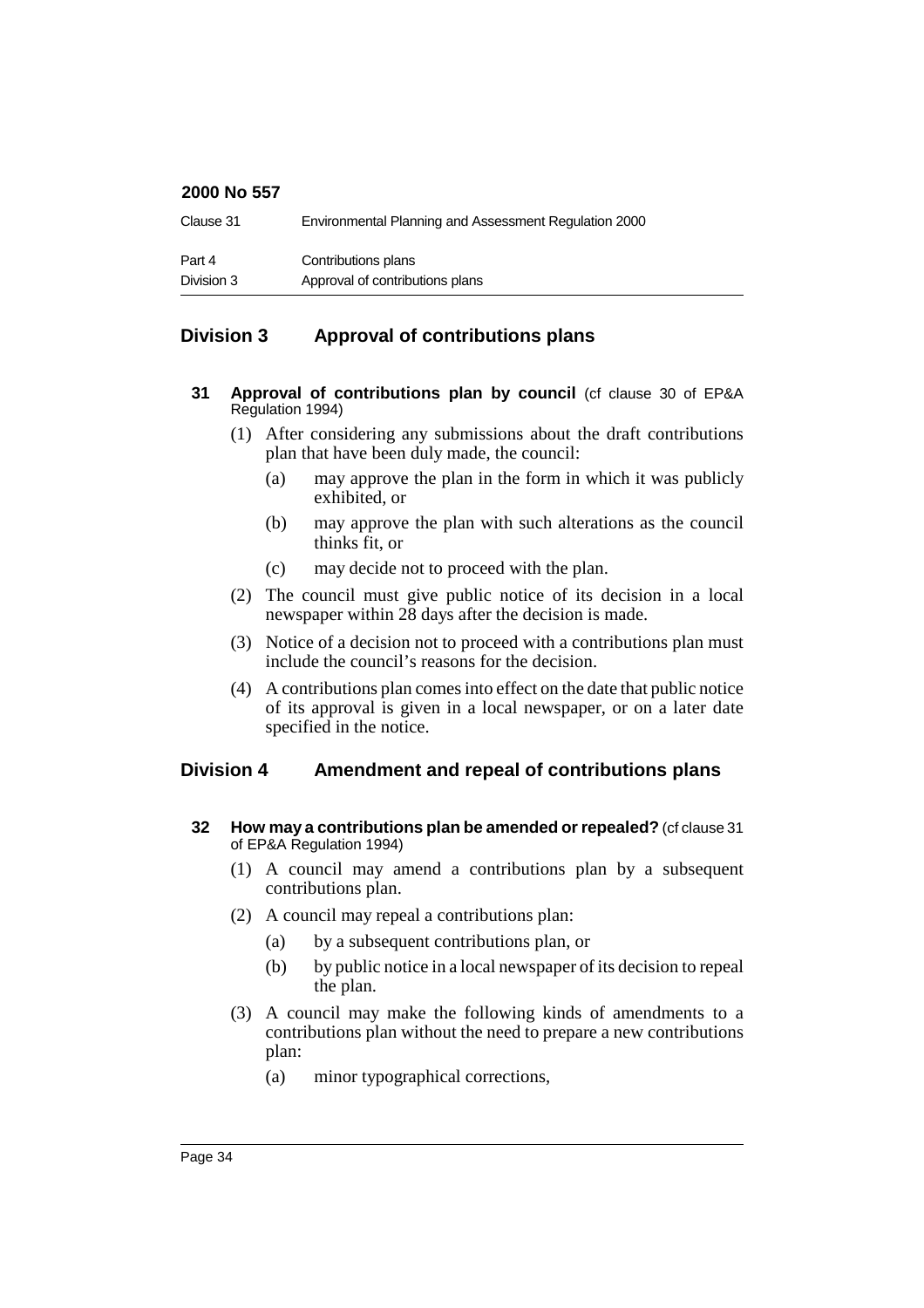## Division 3 Approval of contributions plans

**31 Approval of contributions plan by council** (cf clause 30 of EP&A Regulation 1994)

(1) After considering any submissions about the draft contributions plan that have been duly made, the council:

- (a) may approve the plan in the form in which it was publicly exhibited, or
- (b) may approve the plan with such alterations as the council thinks fit, or
- (c) may decide not to proceed with the plan.

(2) The council must give public notice of its decision in a local newspaper within 28 days after the decision is made.

(3) Notice of a decision not to proceed with a contributions plan must include the council's reasons for the decision.

(4) A contributions plan comes into effect on the date that public notice of its approval is given in a local newspaper, or on a later date specified in the notice.

## Division 4 Amendment and repeal of contributions plans

**32 How may a contributions plan be amended or repealed?** (cf clause 31 of EP&A Regulation 1994)

(1) A council may amend a contributions plan by a subsequent contributions plan.

(2) A council may repeal a contributions plan:

- (a) by a subsequent contributions plan, or
- (b) by public notice in a local newspaper of its decision to repeal the plan.

(3) A council may make the following kinds of amendments to a contributions plan without the need to prepare a new contributions plan:

- (a) minor typographical corrections,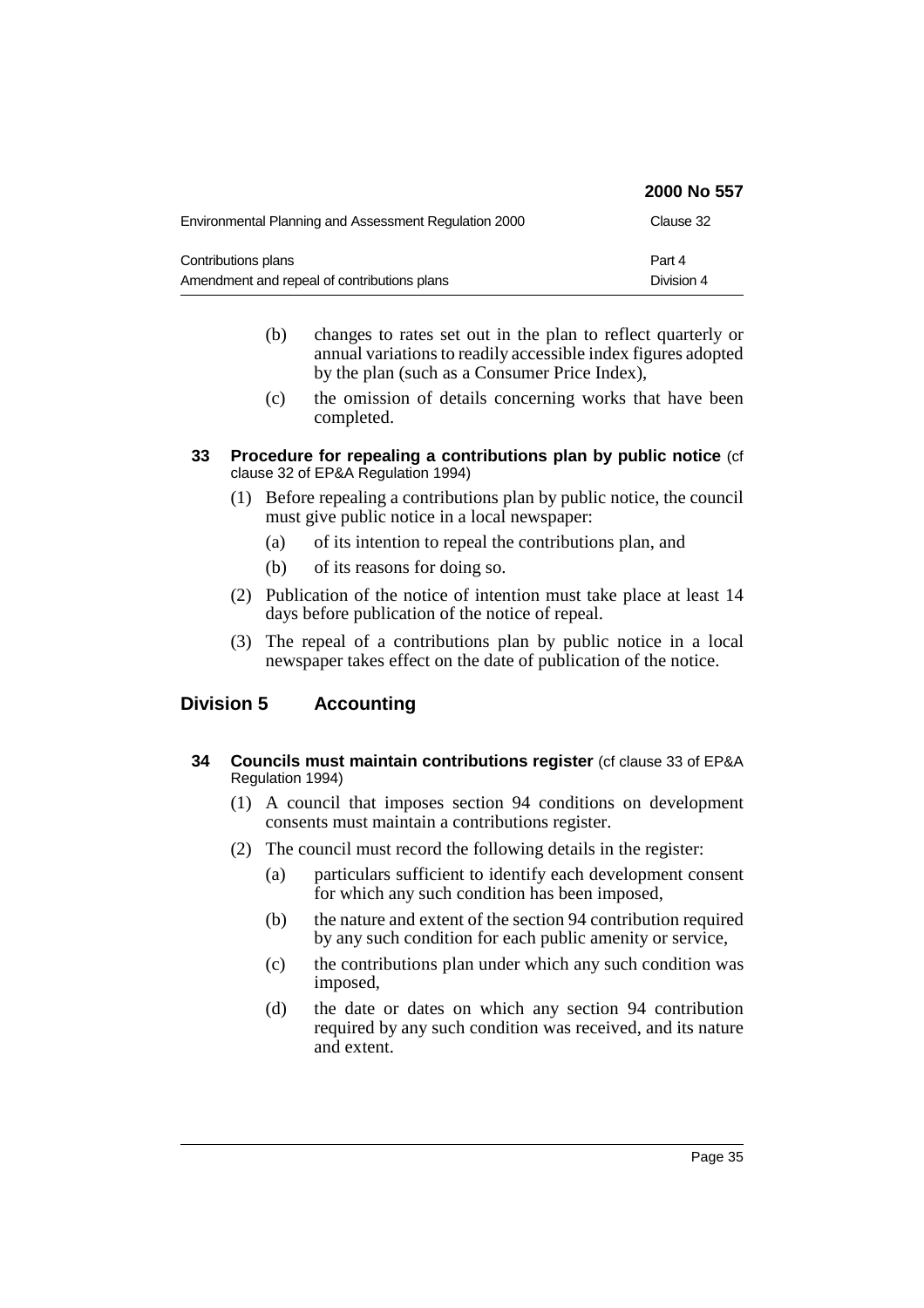(b) changes to rates set out in the plan to reflect quarterly or annual variations to readily accessible index figures adopted by the plan (such as a Consumer Price Index),

(c) the omission of details concerning works that have been completed.

### 33 Procedure for repealing a contributions plan by public notice (cf clause 32 of EP&A Regulation 1994)

(1) Before repealing a contributions plan by public notice, the council must give public notice in a local newspaper:

(a) of its intention to repeal the contributions plan, and

(b) of its reasons for doing so.

(2) Publication of the notice of intention must take place at least 14 days before publication of the notice of repeal.

(3) The repeal of a contributions plan by public notice in a local newspaper takes effect on the date of publication of the notice.

## Division 5 Accounting

### 34 Councils must maintain contributions register (cf clause 33 of EP&A Regulation 1994)

(1) A council that imposes section 94 conditions on development consents must maintain a contributions register.

(2) The council must record the following details in the register:

(a) particulars sufficient to identify each development consent for which any such condition has been imposed,

(b) the nature and extent of the section 94 contribution required by any such condition for each public amenity or service,

(c) the contributions plan under which any such condition was imposed,

(d) the date or dates on which any section 94 contribution required by any such condition was received, and its nature and extent.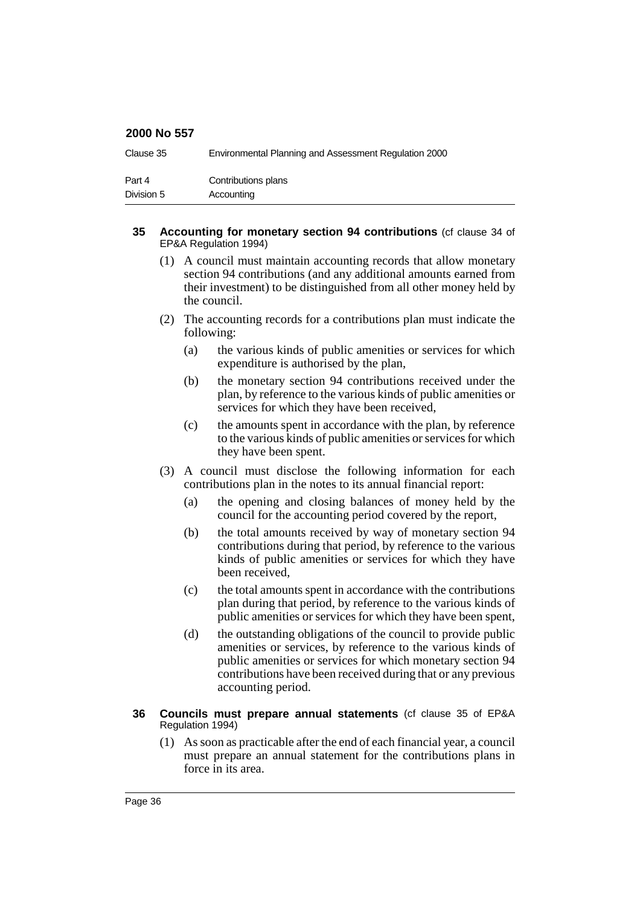**35 Accounting for monetary section 94 contributions** (cf clause 34 of EP&A Regulation 1994)

(1) A council must maintain accounting records that allow monetary section 94 contributions (and any additional amounts earned from their investment) to be distinguished from all other money held by the council.

(2) The accounting records for a contributions plan must indicate the following:

(a) the various kinds of public amenities or services for which expenditure is authorised by the plan,

(b) the monetary section 94 contributions received under the plan, by reference to the various kinds of public amenities or services for which they have been received,

(c) the amounts spent in accordance with the plan, by reference to the various kinds of public amenities or services for which they have been spent.

(3) A council must disclose the following information for each contributions plan in the notes to its annual financial report:

(a) the opening and closing balances of money held by the council for the accounting period covered by the report,

(b) the total amounts received by way of monetary section 94 contributions during that period, by reference to the various kinds of public amenities or services for which they have been received,

(c) the total amounts spent in accordance with the contributions plan during that period, by reference to the various kinds of public amenities or services for which they have been spent,

(d) the outstanding obligations of the council to provide public amenities or services, by reference to the various kinds of public amenities or services for which monetary section 94 contributions have been received during that or any previous accounting period.

**36 Councils must prepare annual statements** (cf clause 35 of EP&A Regulation 1994)

(1) As soon as practicable after the end of each financial year, a council must prepare an annual statement for the contributions plans in force in its area.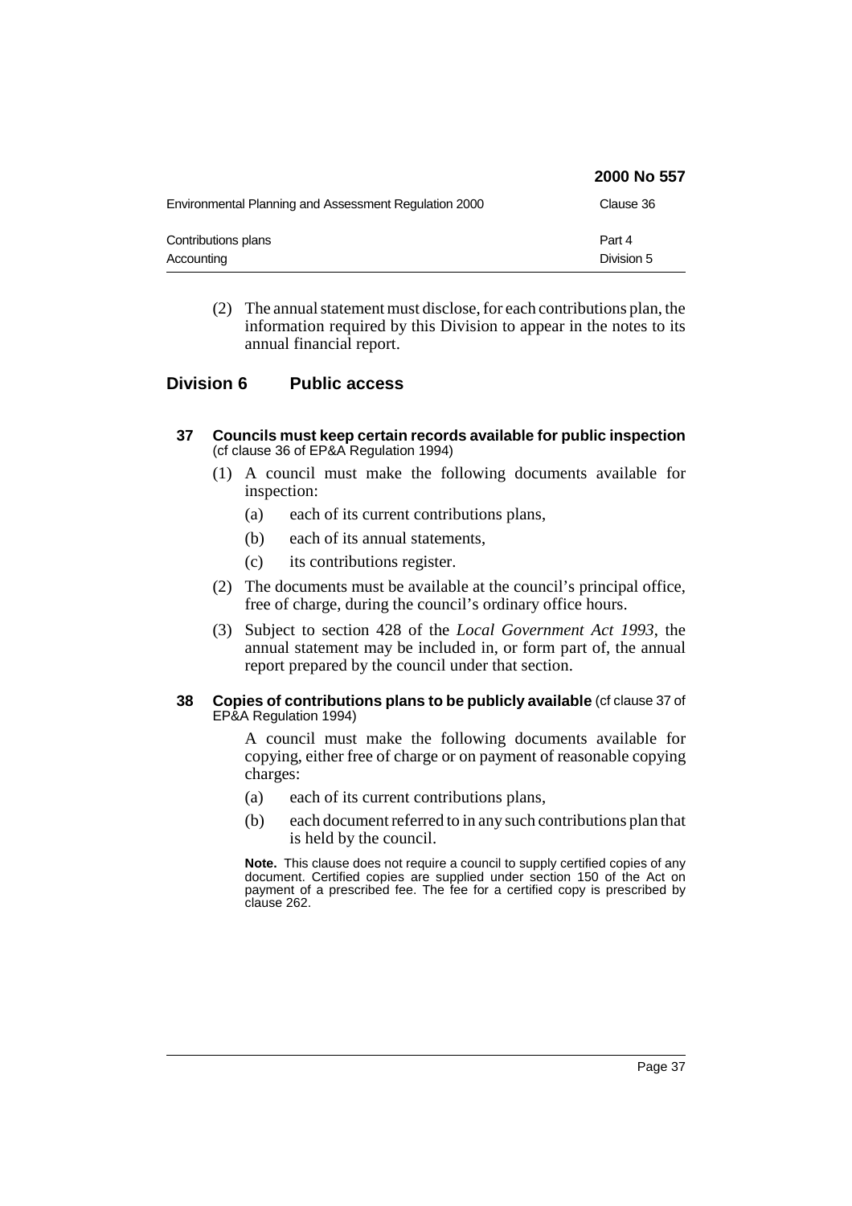(2) The annual statement must disclose, for each contributions plan, the information required by this Division to appear in the notes to its annual financial report.

## Division 6 Public access

### 37 Councils must keep certain records available for public inspection (cf clause 36 of EP&A Regulation 1994)

(1) A council must make the following documents available for inspection:

- (a) each of its current contributions plans,
- (b) each of its annual statements,
- (c) its contributions register.

(2) The documents must be available at the council's principal office, free of charge, during the council's ordinary office hours.

(3) Subject to section 428 of the *Local Government Act 1993*, the annual statement may be included in, or form part of, the annual report prepared by the council under that section.

### 38 Copies of contributions plans to be publicly available (cf clause 37 of EP&A Regulation 1994)

A council must make the following documents available for copying, either free of charge or on payment of reasonable copying charges:

- (a) each of its current contributions plans,
- (b) each document referred to in any such contributions plan that is held by the council.

**Note.** This clause does not require a council to supply certified copies of any document. Certified copies are supplied under section 150 of the Act on payment of a prescribed fee. The fee for a certified copy is prescribed by clause 262.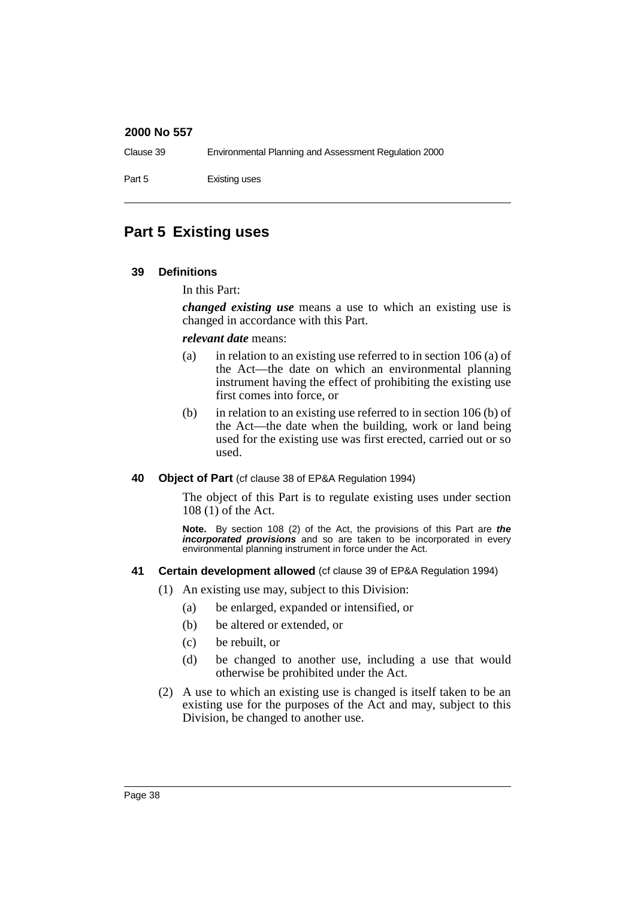# Part 5 Existing uses

### 39 Definitions

In this Part:

***changed existing use*** means a use to which an existing use is changed in accordance with this Part.

***relevant date*** means:

(a) in relation to an existing use referred to in section 106 (a) of the Act—the date on which an environmental planning instrument having the effect of prohibiting the existing use first comes into force, or

(b) in relation to an existing use referred to in section 106 (b) of the Act—the date when the building, work or land being used for the existing use was first erected, carried out or so used.

### 40 Object of Part (cf clause 38 of EP&A Regulation 1994)

The object of this Part is to regulate existing uses under section 108 (1) of the Act.

**Note.** By section 108 (2) of the Act, the provisions of this Part are ***the incorporated provisions*** and so are taken to be incorporated in every environmental planning instrument in force under the Act.

### 41 Certain development allowed (cf clause 39 of EP&A Regulation 1994)

(1) An existing use may, subject to this Division:

(a) be enlarged, expanded or intensified, or

(b) be altered or extended, or

(c) be rebuilt, or

(d) be changed to another use, including a use that would otherwise be prohibited under the Act.

(2) A use to which an existing use is changed is itself taken to be an existing use for the purposes of the Act and may, subject to this Division, be changed to another use.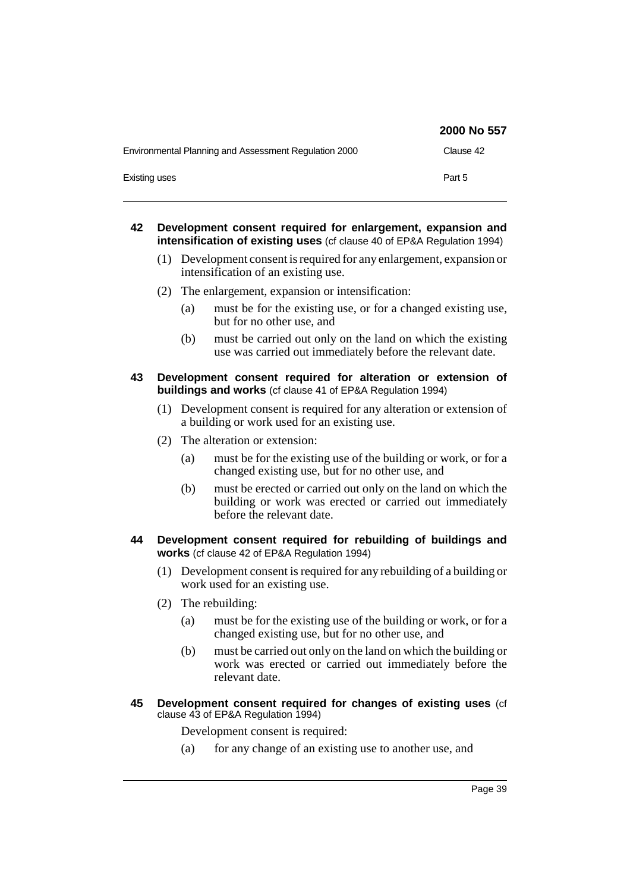### 42 Development consent required for enlargement, expansion and intensification of existing uses (cf clause 40 of EP&A Regulation 1994)

(1) Development consent is required for any enlargement, expansion or intensification of an existing use.

(2) The enlargement, expansion or intensification:

- (a) must be for the existing use, or for a changed existing use, but for no other use, and
- (b) must be carried out only on the land on which the existing use was carried out immediately before the relevant date.

### 43 Development consent required for alteration or extension of buildings and works (cf clause 41 of EP&A Regulation 1994)

(1) Development consent is required for any alteration or extension of a building or work used for an existing use.

(2) The alteration or extension:

- (a) must be for the existing use of the building or work, or for a changed existing use, but for no other use, and
- (b) must be erected or carried out only on the land on which the building or work was erected or carried out immediately before the relevant date.

### 44 Development consent required for rebuilding of buildings and works (cf clause 42 of EP&A Regulation 1994)

(1) Development consent is required for any rebuilding of a building or work used for an existing use.

(2) The rebuilding:

- (a) must be for the existing use of the building or work, or for a changed existing use, but for no other use, and
- (b) must be carried out only on the land on which the building or work was erected or carried out immediately before the relevant date.

### 45 Development consent required for changes of existing uses (cf clause 43 of EP&A Regulation 1994)

Development consent is required:

- (a) for any change of an existing use to another use, and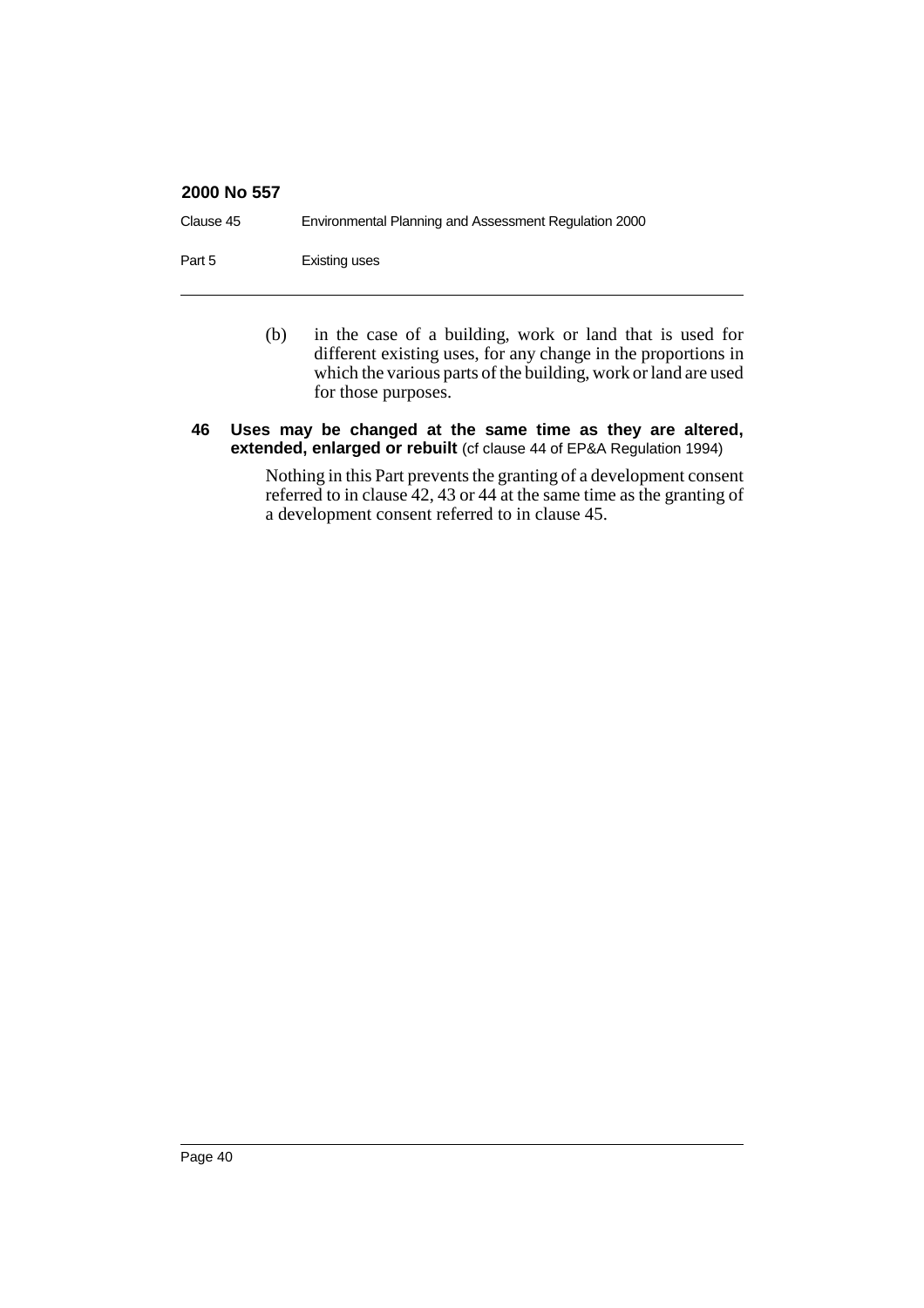(b) in the case of a building, work or land that is used for different existing uses, for any change in the proportions in which the various parts of the building, work or land are used for those purposes.

### 46 Uses may be changed at the same time as they are altered, extended, enlarged or rebuilt (cf clause 44 of EP&A Regulation 1994)

Nothing in this Part prevents the granting of a development consent referred to in clause 42, 43 or 44 at the same time as the granting of a development consent referred to in clause 45.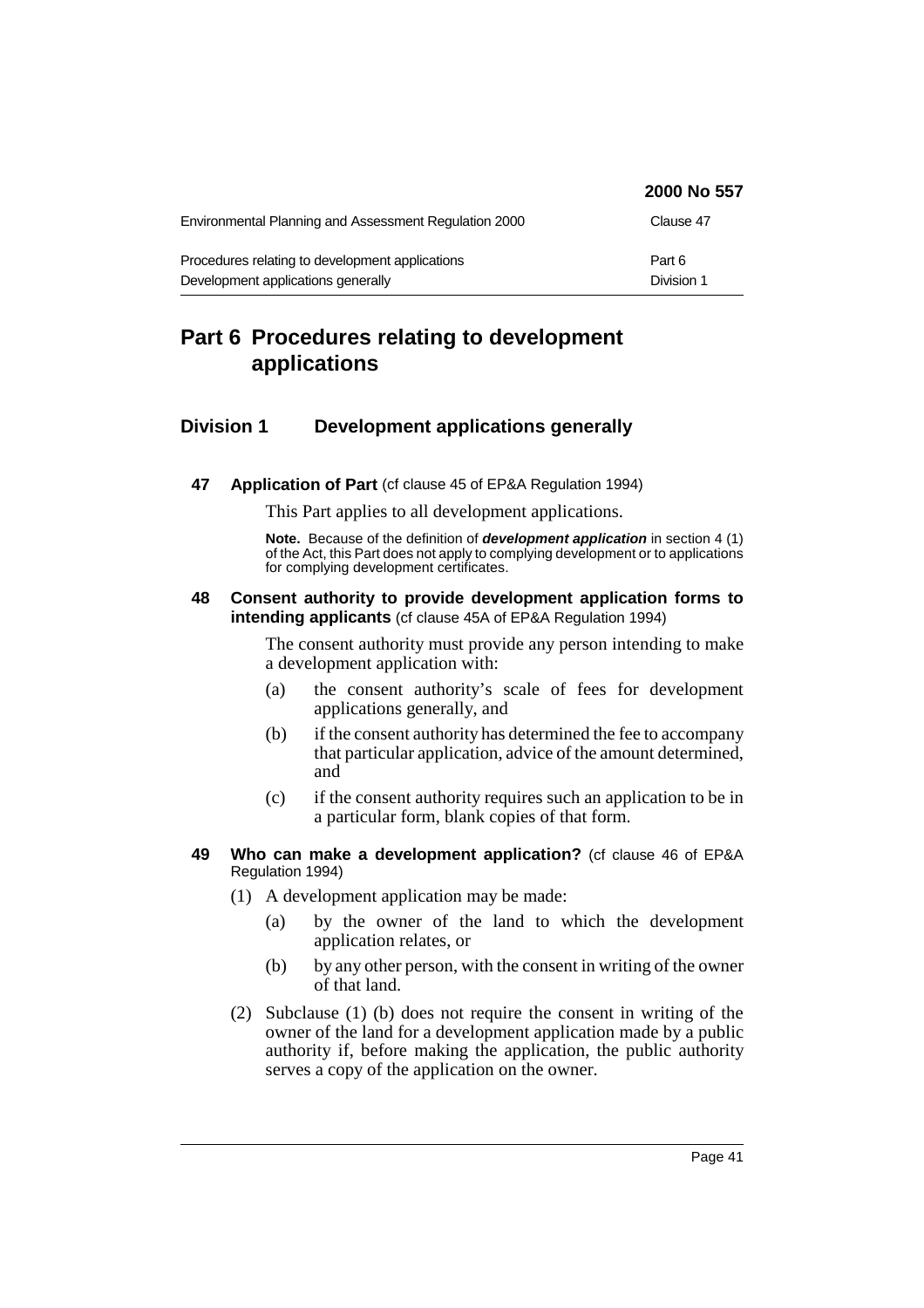# Part 6 Procedures relating to development applications

## Division 1 Development applications generally

### 47 Application of Part (cf clause 45 of EP&A Regulation 1994)

This Part applies to all development applications.

**Note.** Because of the definition of ***development application*** in section 4 (1) of the Act, this Part does not apply to complying development or to applications for complying development certificates.

### 48 Consent authority to provide development application forms to intending applicants (cf clause 45A of EP&A Regulation 1994)

The consent authority must provide any person intending to make a development application with:

(a) the consent authority's scale of fees for development applications generally, and

(b) if the consent authority has determined the fee to accompany that particular application, advice of the amount determined, and

(c) if the consent authority requires such an application to be in a particular form, blank copies of that form.

### 49 Who can make a development application? (cf clause 46 of EP&A Regulation 1994)

(1) A development application may be made:

(a) by the owner of the land to which the development application relates, or

(b) by any other person, with the consent in writing of the owner of that land.

(2) Subclause (1) (b) does not require the consent in writing of the owner of the land for a development application made by a public authority if, before making the application, the public authority serves a copy of the application on the owner.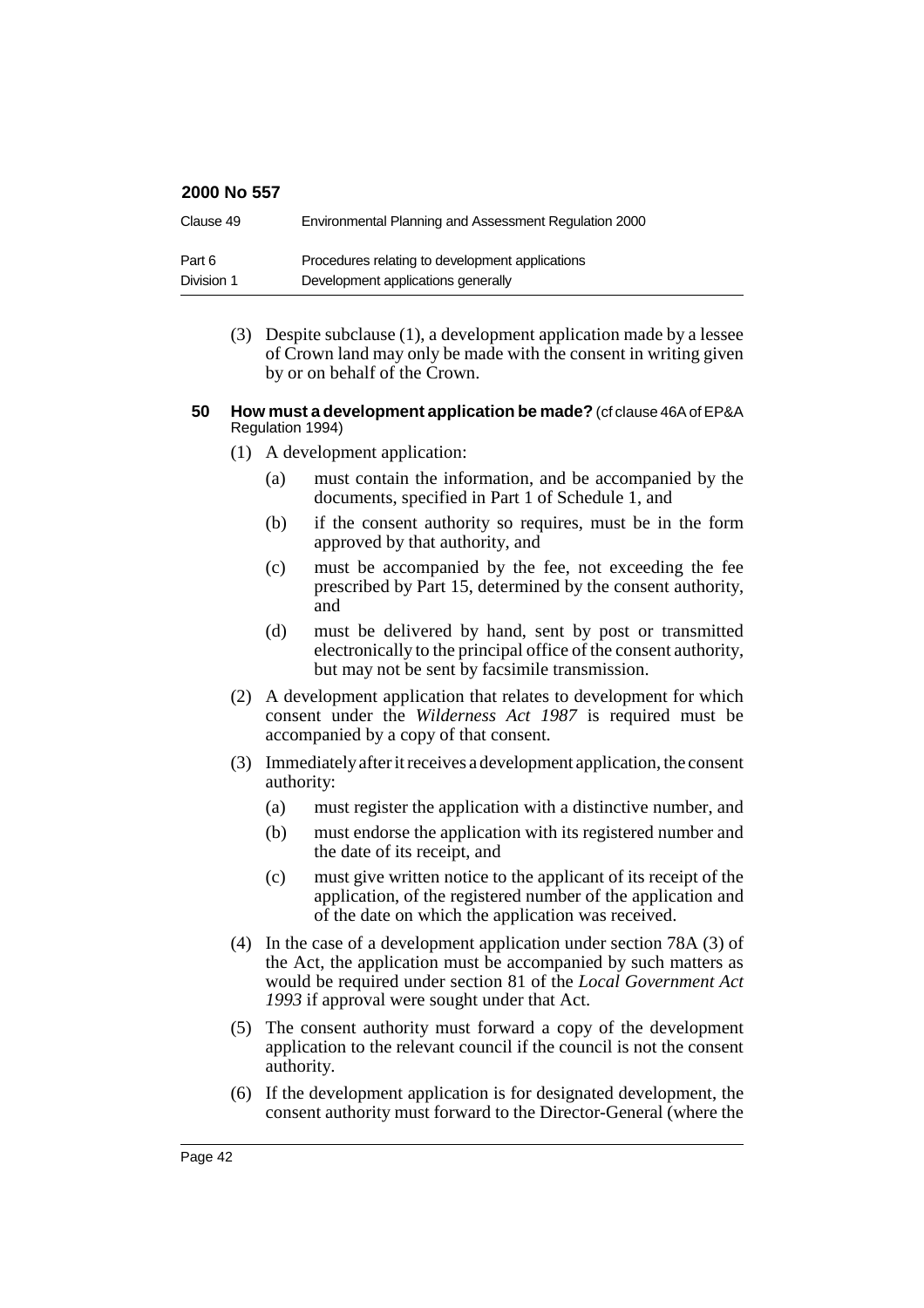(3) Despite subclause (1), a development application made by a lessee of Crown land may only be made with the consent in writing given by or on behalf of the Crown.

**50 How must a development application be made?** (cf clause 46A of EP&A Regulation 1994)

(1) A development application:

(a) must contain the information, and be accompanied by the documents, specified in Part 1 of Schedule 1, and

(b) if the consent authority so requires, must be in the form approved by that authority, and

(c) must be accompanied by the fee, not exceeding the fee prescribed by Part 15, determined by the consent authority, and

(d) must be delivered by hand, sent by post or transmitted electronically to the principal office of the consent authority, but may not be sent by facsimile transmission.

(2) A development application that relates to development for which consent under the *Wilderness Act 1987* is required must be accompanied by a copy of that consent.

(3) Immediately after it receives a development application, the consent authority:

(a) must register the application with a distinctive number, and

(b) must endorse the application with its registered number and the date of its receipt, and

(c) must give written notice to the applicant of its receipt of the application, of the registered number of the application and of the date on which the application was received.

(4) In the case of a development application under section 78A (3) of the Act, the application must be accompanied by such matters as would be required under section 81 of the *Local Government Act 1993* if approval were sought under that Act.

(5) The consent authority must forward a copy of the development application to the relevant council if the council is not the consent authority.

(6) If the development application is for designated development, the consent authority must forward to the Director-General (where the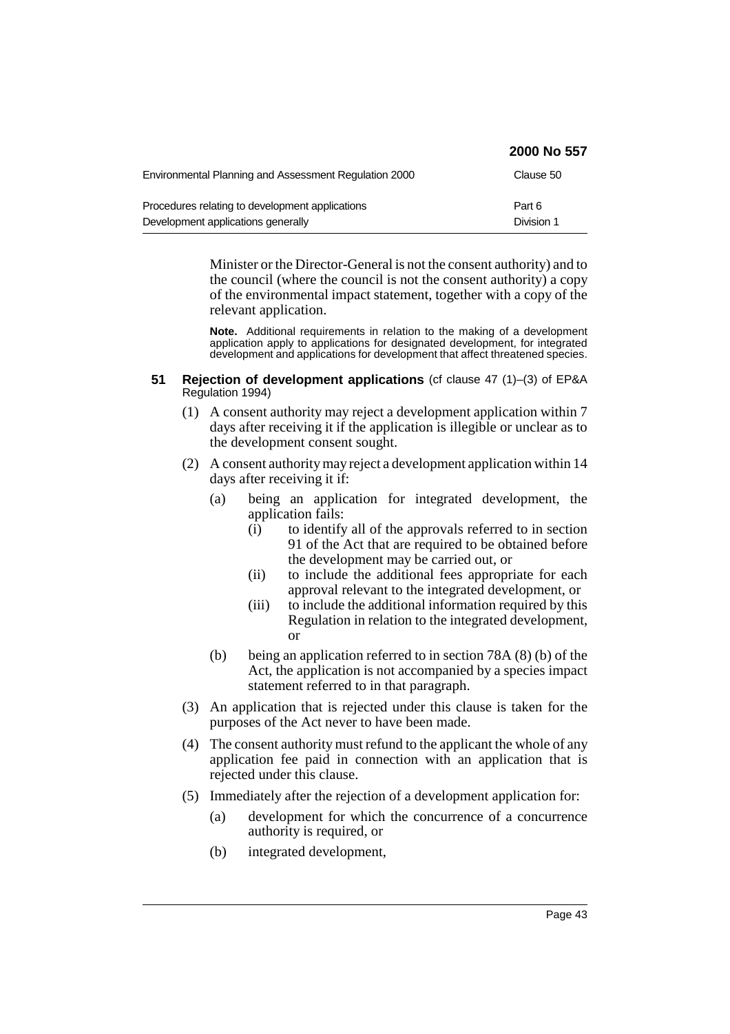Minister or the Director-General is not the consent authority) and to the council (where the council is not the consent authority) a copy of the environmental impact statement, together with a copy of the relevant application.

**Note.** Additional requirements in relation to the making of a development application apply to applications for designated development, for integrated development and applications for development that affect threatened species.

### 51 Rejection of development applications (cf clause 47 (1)–(3) of EP&A Regulation 1994)

(1) A consent authority may reject a development application within 7 days after receiving it if the application is illegible or unclear as to the development consent sought.

(2) A consent authority may reject a development application within 14 days after receiving it if:

- (a) being an application for integrated development, the application fails:
  - (i) to identify all of the approvals referred to in section 91 of the Act that are required to be obtained before the development may be carried out, or
  - (ii) to include the additional fees appropriate for each approval relevant to the integrated development, or
  - (iii) to include the additional information required by this Regulation in relation to the integrated development, or
- (b) being an application referred to in section 78A (8) (b) of the Act, the application is not accompanied by a species impact statement referred to in that paragraph.

(3) An application that is rejected under this clause is taken for the purposes of the Act never to have been made.

(4) The consent authority must refund to the applicant the whole of any application fee paid in connection with an application that is rejected under this clause.

(5) Immediately after the rejection of a development application for:

- (a) development for which the concurrence of a concurrence authority is required, or
- (b) integrated development,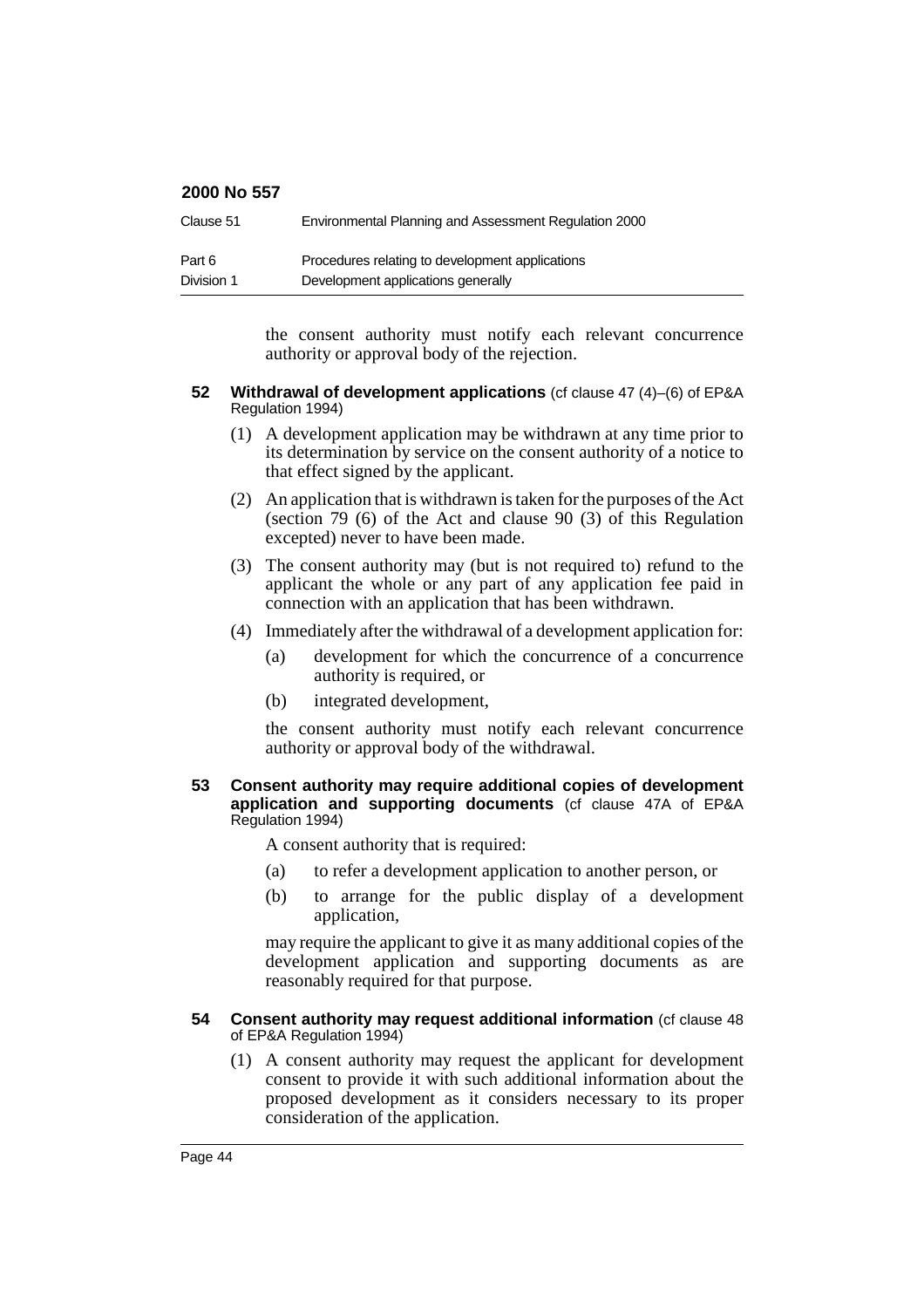the consent authority must notify each relevant concurrence authority or approval body of the rejection.

**52 Withdrawal of development applications** (cf clause 47 (4)–(6) of EP&A Regulation 1994)

(1) A development application may be withdrawn at any time prior to its determination by service on the consent authority of a notice to that effect signed by the applicant.

(2) An application that is withdrawn is taken for the purposes of the Act (section 79 (6) of the Act and clause 90 (3) of this Regulation excepted) never to have been made.

(3) The consent authority may (but is not required to) refund to the applicant the whole or any part of any application fee paid in connection with an application that has been withdrawn.

(4) Immediately after the withdrawal of a development application for:

- (a) development for which the concurrence of a concurrence authority is required, or
- (b) integrated development,

the consent authority must notify each relevant concurrence authority or approval body of the withdrawal.

**53 Consent authority may require additional copies of development application and supporting documents** (cf clause 47A of EP&A Regulation 1994)

A consent authority that is required:

- (a) to refer a development application to another person, or
- (b) to arrange for the public display of a development application,

may require the applicant to give it as many additional copies of the development application and supporting documents as are reasonably required for that purpose.

**54 Consent authority may request additional information** (cf clause 48 of EP&A Regulation 1994)

(1) A consent authority may request the applicant for development consent to provide it with such additional information about the proposed development as it considers necessary to its proper consideration of the application.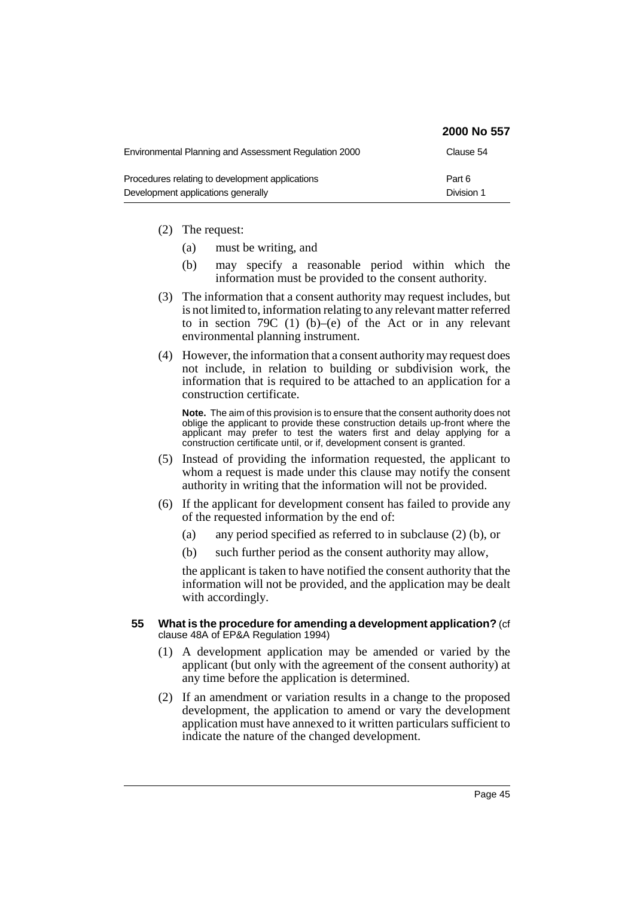(2) The request:

(a) must be writing, and

(b) may specify a reasonable period within which the information must be provided to the consent authority.

(3) The information that a consent authority may request includes, but is not limited to, information relating to any relevant matter referred to in section 79C (1) (b)–(e) of the Act or in any relevant environmental planning instrument.

(4) However, the information that a consent authority may request does not include, in relation to building or subdivision work, the information that is required to be attached to an application for a construction certificate.

**Note.** The aim of this provision is to ensure that the consent authority does not oblige the applicant to provide these construction details up-front where the applicant may prefer to test the waters first and delay applying for a construction certificate until, or if, development consent is granted.

(5) Instead of providing the information requested, the applicant to whom a request is made under this clause may notify the consent authority in writing that the information will not be provided.

(6) If the applicant for development consent has failed to provide any of the requested information by the end of:

(a) any period specified as referred to in subclause (2) (b), or

(b) such further period as the consent authority may allow,

the applicant is taken to have notified the consent authority that the information will not be provided, and the application may be dealt with accordingly.

### 55 What is the procedure for amending a development application? (cf clause 48A of EP&A Regulation 1994)

(1) A development application may be amended or varied by the applicant (but only with the agreement of the consent authority) at any time before the application is determined.

(2) If an amendment or variation results in a change to the proposed development, the application to amend or vary the development application must have annexed to it written particulars sufficient to indicate the nature of the changed development.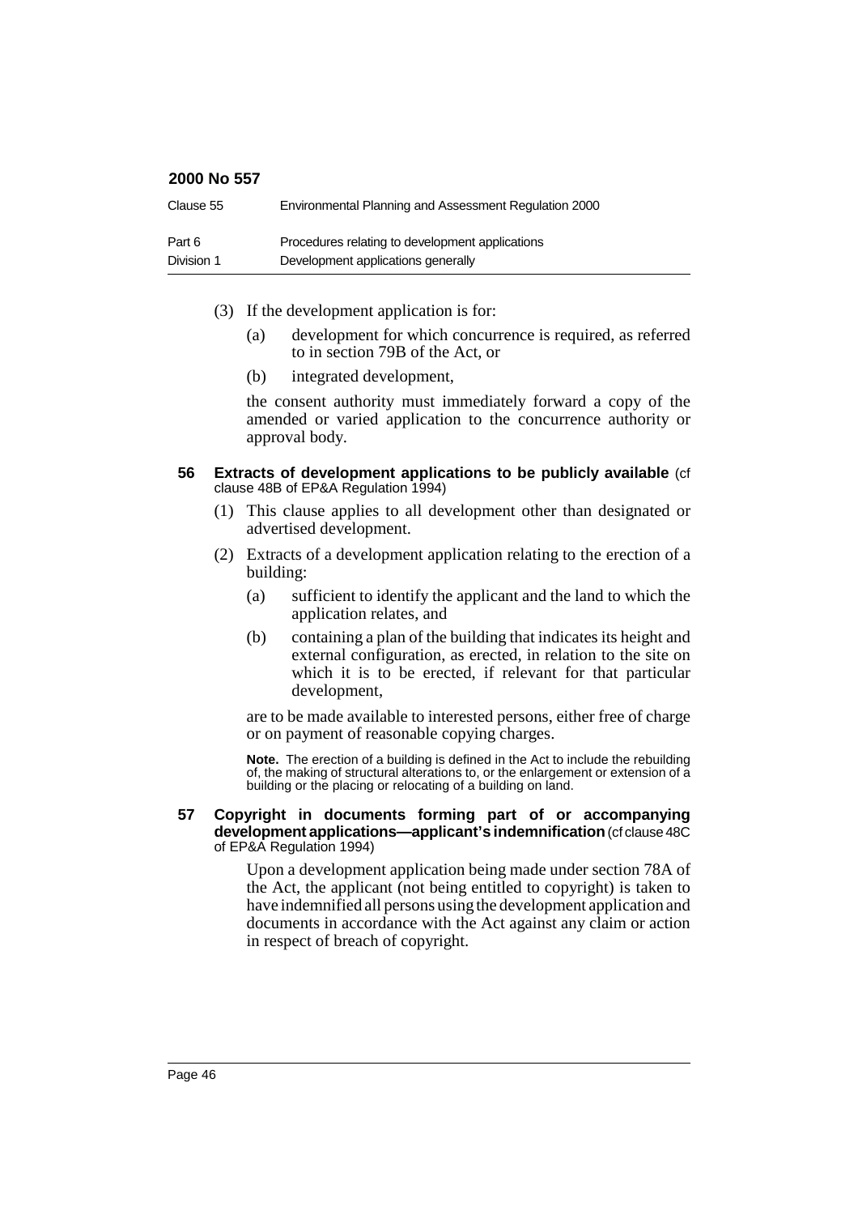(3) If the development application is for:

(a) development for which concurrence is required, as referred to in section 79B of the Act, or

(b) integrated development,

the consent authority must immediately forward a copy of the amended or varied application to the concurrence authority or approval body.

**56 Extracts of development applications to be publicly available** (cf clause 48B of EP&A Regulation 1994)

(1) This clause applies to all development other than designated or advertised development.

(2) Extracts of a development application relating to the erection of a building:

(a) sufficient to identify the applicant and the land to which the application relates, and

(b) containing a plan of the building that indicates its height and external configuration, as erected, in relation to the site on which it is to be erected, if relevant for that particular development,

are to be made available to interested persons, either free of charge or on payment of reasonable copying charges.

**Note.** The erection of a building is defined in the Act to include the rebuilding of, the making of structural alterations to, or the enlargement or extension of a building or the placing or relocating of a building on land.

**57 Copyright in documents forming part of or accompanying development applications—applicant's indemnification** (cf clause 48C of EP&A Regulation 1994)

Upon a development application being made under section 78A of the Act, the applicant (not being entitled to copyright) is taken to have indemnified all persons using the development application and documents in accordance with the Act against any claim or action in respect of breach of copyright.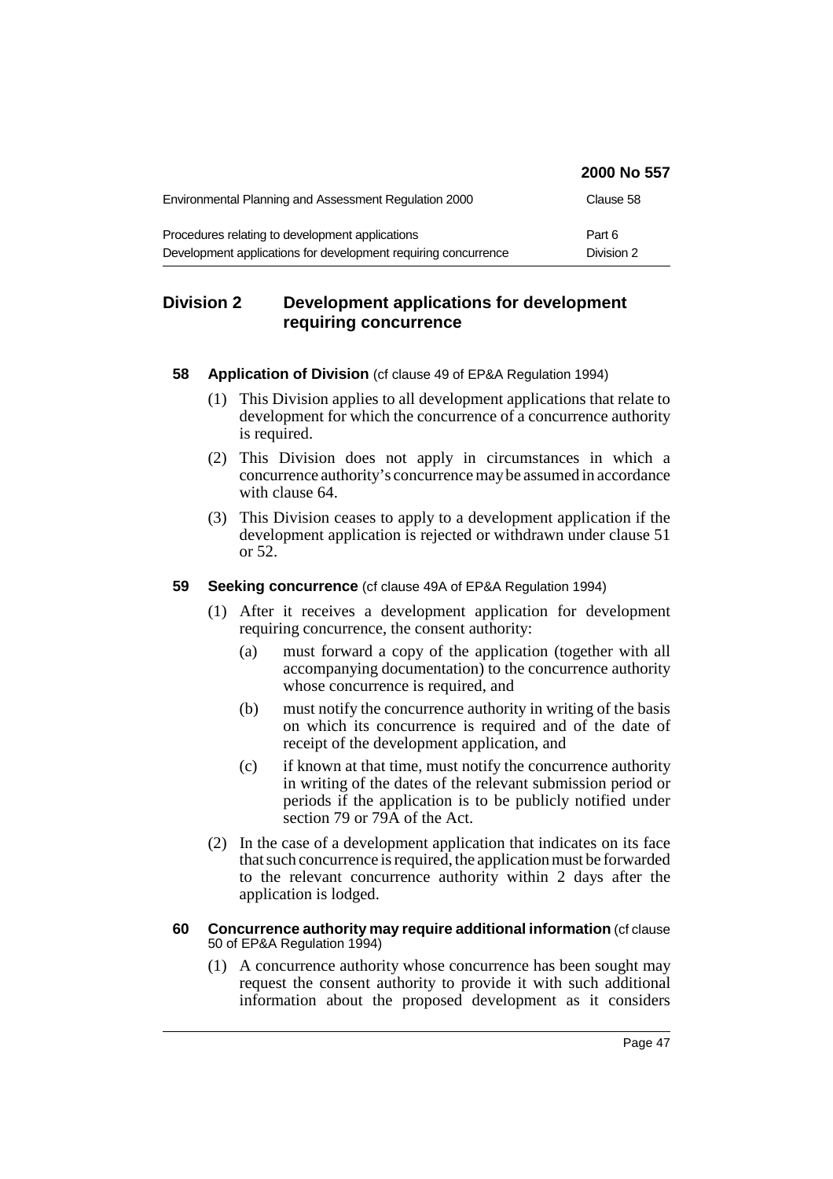## Division 2 Development applications for development requiring concurrence

### 58 Application of Division (cf clause 49 of EP&A Regulation 1994)

(1) This Division applies to all development applications that relate to development for which the concurrence of a concurrence authority is required.

(2) This Division does not apply in circumstances in which a concurrence authority's concurrence may be assumed in accordance with clause 64.

(3) This Division ceases to apply to a development application if the development application is rejected or withdrawn under clause 51 or 52.

### 59 Seeking concurrence (cf clause 49A of EP&A Regulation 1994)

(1) After it receives a development application for development requiring concurrence, the consent authority:

- (a) must forward a copy of the application (together with all accompanying documentation) to the concurrence authority whose concurrence is required, and
- (b) must notify the concurrence authority in writing of the basis on which its concurrence is required and of the date of receipt of the development application, and
- (c) if known at that time, must notify the concurrence authority in writing of the dates of the relevant submission period or periods if the application is to be publicly notified under section 79 or 79A of the Act.

(2) In the case of a development application that indicates on its face that such concurrence is required, the application must be forwarded to the relevant concurrence authority within 2 days after the application is lodged.

### 60 Concurrence authority may require additional information (cf clause 50 of EP&A Regulation 1994)

(1) A concurrence authority whose concurrence has been sought may request the consent authority to provide it with such additional information about the proposed development as it considers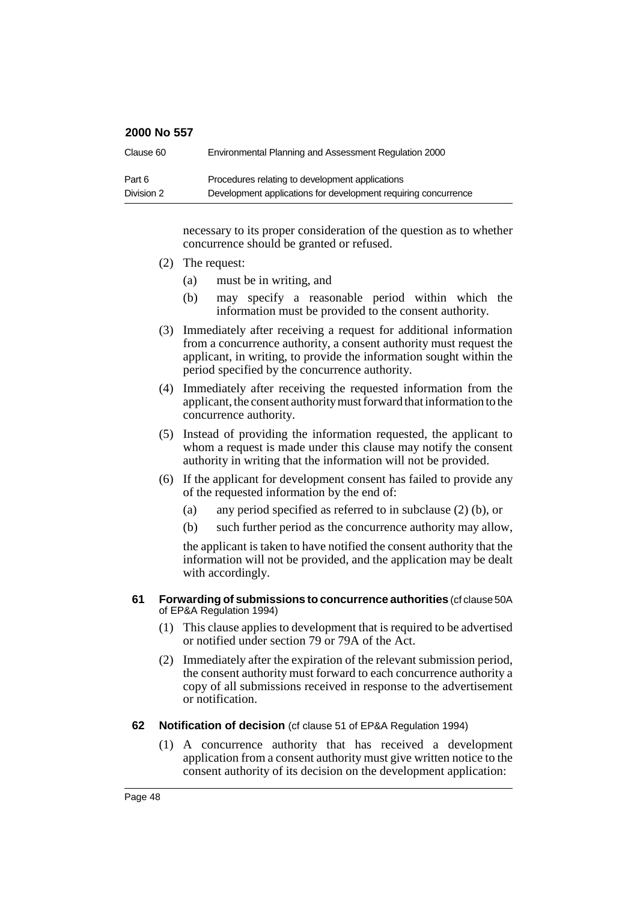necessary to its proper consideration of the question as to whether concurrence should be granted or refused.

(2) The request:

(a) must be in writing, and

(b) may specify a reasonable period within which the information must be provided to the consent authority.

(3) Immediately after receiving a request for additional information from a concurrence authority, a consent authority must request the applicant, in writing, to provide the information sought within the period specified by the concurrence authority.

(4) Immediately after receiving the requested information from the applicant, the consent authority must forward that information to the concurrence authority.

(5) Instead of providing the information requested, the applicant to whom a request is made under this clause may notify the consent authority in writing that the information will not be provided.

(6) If the applicant for development consent has failed to provide any of the requested information by the end of:

(a) any period specified as referred to in subclause (2) (b), or

(b) such further period as the concurrence authority may allow,

the applicant is taken to have notified the consent authority that the information will not be provided, and the application may be dealt with accordingly.

**61 Forwarding of submissions to concurrence authorities** (cf clause 50A of EP&A Regulation 1994)

(1) This clause applies to development that is required to be advertised or notified under section 79 or 79A of the Act.

(2) Immediately after the expiration of the relevant submission period, the consent authority must forward to each concurrence authority a copy of all submissions received in response to the advertisement or notification.

**62 Notification of decision** (cf clause 51 of EP&A Regulation 1994)

(1) A concurrence authority that has received a development application from a consent authority must give written notice to the consent authority of its decision on the development application: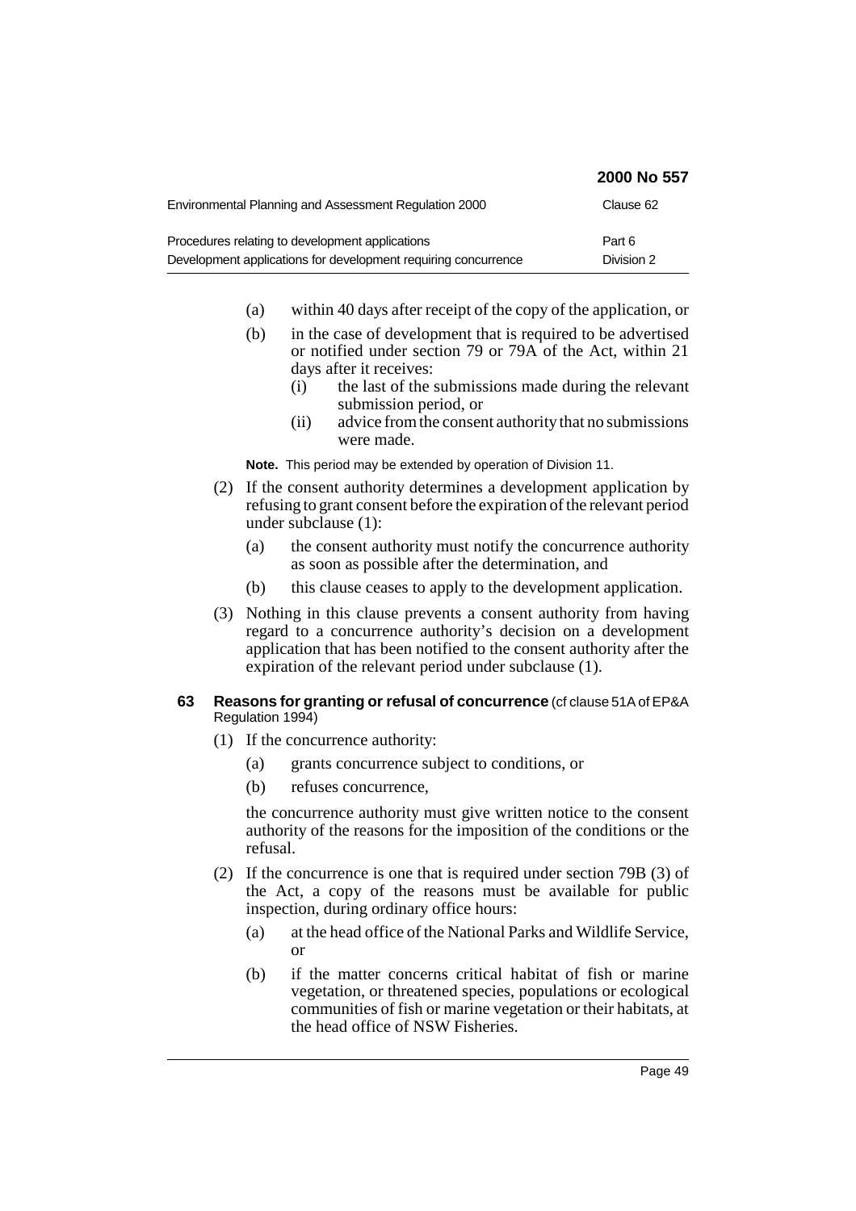(a) within 40 days after receipt of the copy of the application, or

(b) in the case of development that is required to be advertised or notified under section 79 or 79A of the Act, within 21 days after it receives:

  (i) the last of the submissions made during the relevant submission period, or

  (ii) advice from the consent authority that no submissions were made.

**Note.** This period may be extended by operation of Division 11.

(2) If the consent authority determines a development application by refusing to grant consent before the expiration of the relevant period under subclause (1):

  (a) the consent authority must notify the concurrence authority as soon as possible after the determination, and

  (b) this clause ceases to apply to the development application.

(3) Nothing in this clause prevents a consent authority from having regard to a concurrence authority's decision on a development application that has been notified to the consent authority after the expiration of the relevant period under subclause (1).

### 63 Reasons for granting or refusal of concurrence (cf clause 51A of EP&A Regulation 1994)

(1) If the concurrence authority:

  (a) grants concurrence subject to conditions, or

  (b) refuses concurrence,

the concurrence authority must give written notice to the consent authority of the reasons for the imposition of the conditions or the refusal.

(2) If the concurrence is one that is required under section 79B (3) of the Act, a copy of the reasons must be available for public inspection, during ordinary office hours:

  (a) at the head office of the National Parks and Wildlife Service, or

  (b) if the matter concerns critical habitat of fish or marine vegetation, or threatened species, populations or ecological communities of fish or marine vegetation or their habitats, at the head office of NSW Fisheries.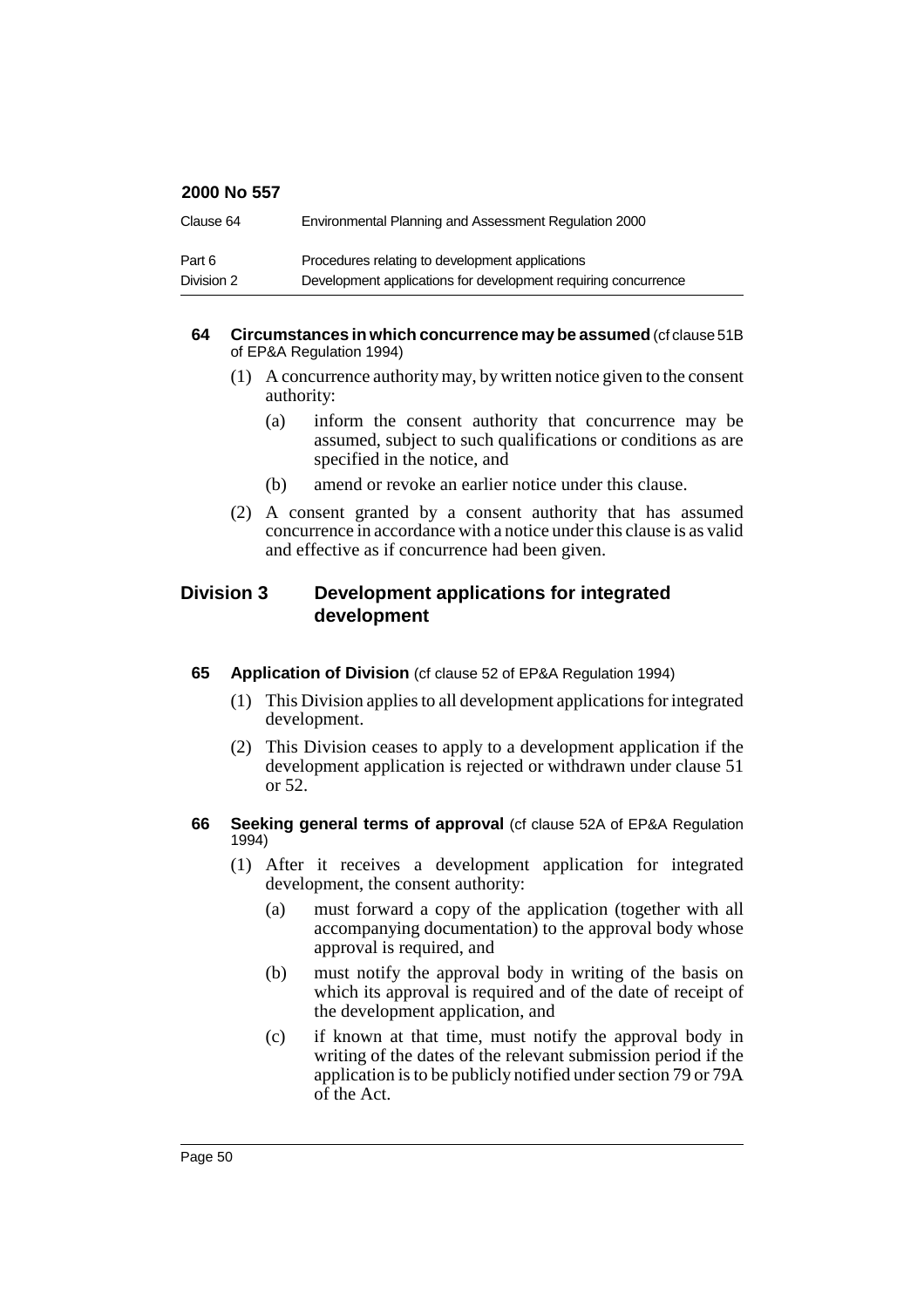**64 Circumstances in which concurrence may be assumed** (cf clause 51B of EP&A Regulation 1994)

(1) A concurrence authority may, by written notice given to the consent authority:

(a) inform the consent authority that concurrence may be assumed, subject to such qualifications or conditions as are specified in the notice, and

(b) amend or revoke an earlier notice under this clause.

(2) A consent granted by a consent authority that has assumed concurrence in accordance with a notice under this clause is as valid and effective as if concurrence had been given.

## Division 3 Development applications for integrated development

**65 Application of Division** (cf clause 52 of EP&A Regulation 1994)

(1) This Division applies to all development applications for integrated development.

(2) This Division ceases to apply to a development application if the development application is rejected or withdrawn under clause 51 or 52.

**66 Seeking general terms of approval** (cf clause 52A of EP&A Regulation 1994)

(1) After it receives a development application for integrated development, the consent authority:

(a) must forward a copy of the application (together with all accompanying documentation) to the approval body whose approval is required, and

(b) must notify the approval body in writing of the basis on which its approval is required and of the date of receipt of the development application, and

(c) if known at that time, must notify the approval body in writing of the dates of the relevant submission period if the application is to be publicly notified under section 79 or 79A of the Act.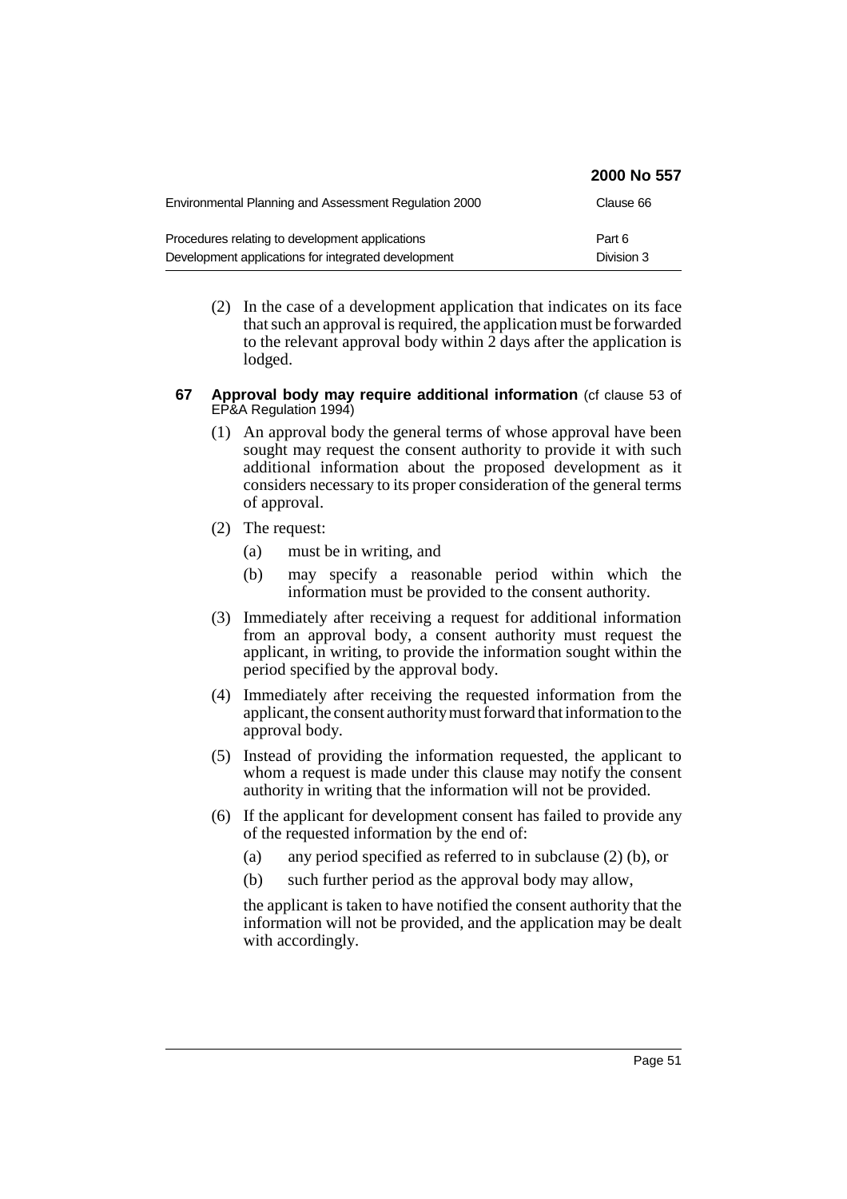(2) In the case of a development application that indicates on its face that such an approval is required, the application must be forwarded to the relevant approval body within 2 days after the application is lodged.

**67 Approval body may require additional information** (cf clause 53 of EP&A Regulation 1994)

(1) An approval body the general terms of whose approval have been sought may request the consent authority to provide it with such additional information about the proposed development as it considers necessary to its proper consideration of the general terms of approval.

(2) The request:

(a) must be in writing, and

(b) may specify a reasonable period within which the information must be provided to the consent authority.

(3) Immediately after receiving a request for additional information from an approval body, a consent authority must request the applicant, in writing, to provide the information sought within the period specified by the approval body.

(4) Immediately after receiving the requested information from the applicant, the consent authority must forward that information to the approval body.

(5) Instead of providing the information requested, the applicant to whom a request is made under this clause may notify the consent authority in writing that the information will not be provided.

(6) If the applicant for development consent has failed to provide any of the requested information by the end of:

(a) any period specified as referred to in subclause (2) (b), or

(b) such further period as the approval body may allow,

the applicant is taken to have notified the consent authority that the information will not be provided, and the application may be dealt with accordingly.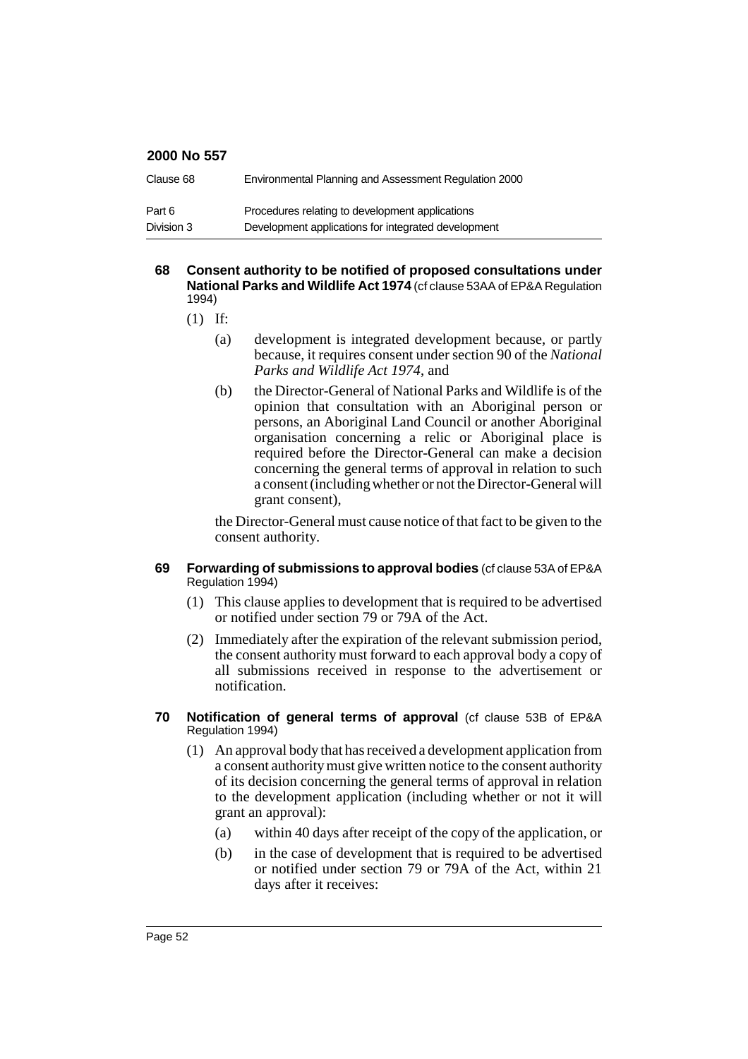**68 Consent authority to be notified of proposed consultations under National Parks and Wildlife Act 1974** (cf clause 53AA of EP&A Regulation 1994)

(1) If:

(a) development is integrated development because, or partly because, it requires consent under section 90 of the *National Parks and Wildlife Act 1974*, and

(b) the Director-General of National Parks and Wildlife is of the opinion that consultation with an Aboriginal person or persons, an Aboriginal Land Council or another Aboriginal organisation concerning a relic or Aboriginal place is required before the Director-General can make a decision concerning the general terms of approval in relation to such a consent (including whether or not the Director-General will grant consent),

the Director-General must cause notice of that fact to be given to the consent authority.

**69 Forwarding of submissions to approval bodies** (cf clause 53A of EP&A Regulation 1994)

(1) This clause applies to development that is required to be advertised or notified under section 79 or 79A of the Act.

(2) Immediately after the expiration of the relevant submission period, the consent authority must forward to each approval body a copy of all submissions received in response to the advertisement or notification.

**70 Notification of general terms of approval** (cf clause 53B of EP&A Regulation 1994)

(1) An approval body that has received a development application from a consent authority must give written notice to the consent authority of its decision concerning the general terms of approval in relation to the development application (including whether or not it will grant an approval):

(a) within 40 days after receipt of the copy of the application, or

(b) in the case of development that is required to be advertised or notified under section 79 or 79A of the Act, within 21 days after it receives: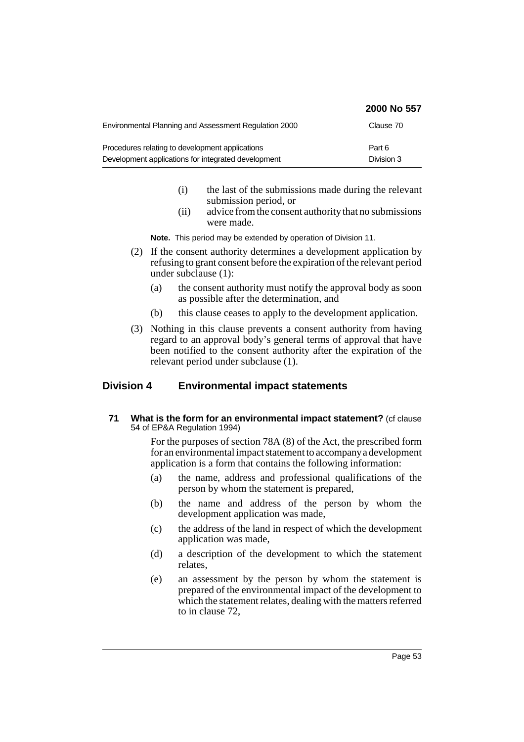(i) the last of the submissions made during the relevant submission period, or

(ii) advice from the consent authority that no submissions were made.

**Note.** This period may be extended by operation of Division 11.

(2) If the consent authority determines a development application by refusing to grant consent before the expiration of the relevant period under subclause (1):

(a) the consent authority must notify the approval body as soon as possible after the determination, and

(b) this clause ceases to apply to the development application.

(3) Nothing in this clause prevents a consent authority from having regard to an approval body's general terms of approval that have been notified to the consent authority after the expiration of the relevant period under subclause (1).

## Division 4 Environmental impact statements

### 71 What is the form for an environmental impact statement? (cf clause 54 of EP&A Regulation 1994)

For the purposes of section 78A (8) of the Act, the prescribed form for an environmental impact statement to accompany a development application is a form that contains the following information:

(a) the name, address and professional qualifications of the person by whom the statement is prepared,

(b) the name and address of the person by whom the development application was made,

(c) the address of the land in respect of which the development application was made,

(d) a description of the development to which the statement relates,

(e) an assessment by the person by whom the statement is prepared of the environmental impact of the development to which the statement relates, dealing with the matters referred to in clause 72,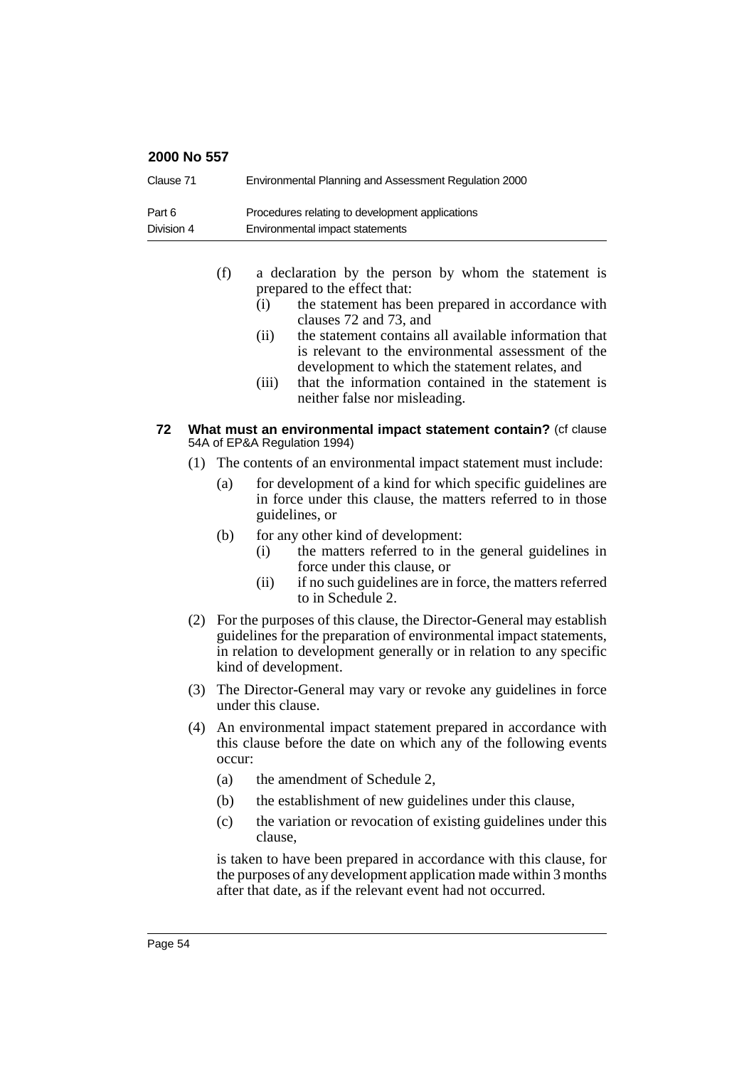(f) a declaration by the person by whom the statement is prepared to the effect that:

   (i) the statement has been prepared in accordance with clauses 72 and 73, and

   (ii) the statement contains all available information that is relevant to the environmental assessment of the development to which the statement relates, and

   (iii) that the information contained in the statement is neither false nor misleading.

### 72 What must an environmental impact statement contain? (cf clause 54A of EP&A Regulation 1994)

(1) The contents of an environmental impact statement must include:

   (a) for development of a kind for which specific guidelines are in force under this clause, the matters referred to in those guidelines, or

   (b) for any other kind of development:

      (i) the matters referred to in the general guidelines in force under this clause, or

      (ii) if no such guidelines are in force, the matters referred to in Schedule 2.

(2) For the purposes of this clause, the Director-General may establish guidelines for the preparation of environmental impact statements, in relation to development generally or in relation to any specific kind of development.

(3) The Director-General may vary or revoke any guidelines in force under this clause.

(4) An environmental impact statement prepared in accordance with this clause before the date on which any of the following events occur:

   (a) the amendment of Schedule 2,

   (b) the establishment of new guidelines under this clause,

   (c) the variation or revocation of existing guidelines under this clause,

   is taken to have been prepared in accordance with this clause, for the purposes of any development application made within 3 months after that date, as if the relevant event had not occurred.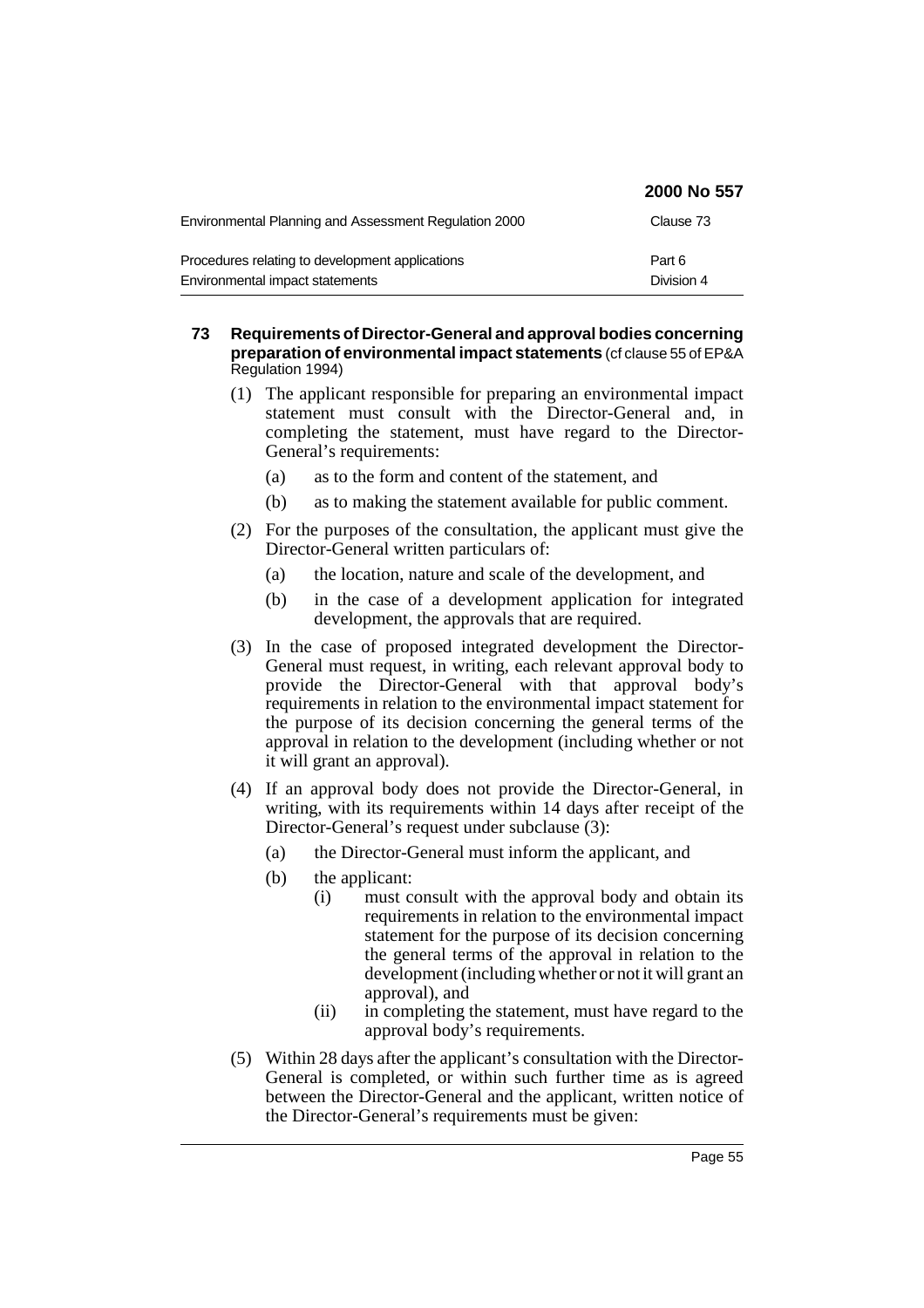**73 Requirements of Director-General and approval bodies concerning preparation of environmental impact statements** (cf clause 55 of EP&A Regulation 1994)

(1) The applicant responsible for preparing an environmental impact statement must consult with the Director-General and, in completing the statement, must have regard to the Director-General's requirements:

- (a) as to the form and content of the statement, and
- (b) as to making the statement available for public comment.

(2) For the purposes of the consultation, the applicant must give the Director-General written particulars of:

- (a) the location, nature and scale of the development, and
- (b) in the case of a development application for integrated development, the approvals that are required.

(3) In the case of proposed integrated development the Director-General must request, in writing, each relevant approval body to provide the Director-General with that approval body's requirements in relation to the environmental impact statement for the purpose of its decision concerning the general terms of the approval in relation to the development (including whether or not it will grant an approval).

(4) If an approval body does not provide the Director-General, in writing, with its requirements within 14 days after receipt of the Director-General's request under subclause (3):

- (a) the Director-General must inform the applicant, and
- (b) the applicant:
  - (i) must consult with the approval body and obtain its requirements in relation to the environmental impact statement for the purpose of its decision concerning the general terms of the approval in relation to the development (including whether or not it will grant an approval), and
  - (ii) in completing the statement, must have regard to the approval body's requirements.

(5) Within 28 days after the applicant's consultation with the Director-General is completed, or within such further time as is agreed between the Director-General and the applicant, written notice of the Director-General's requirements must be given: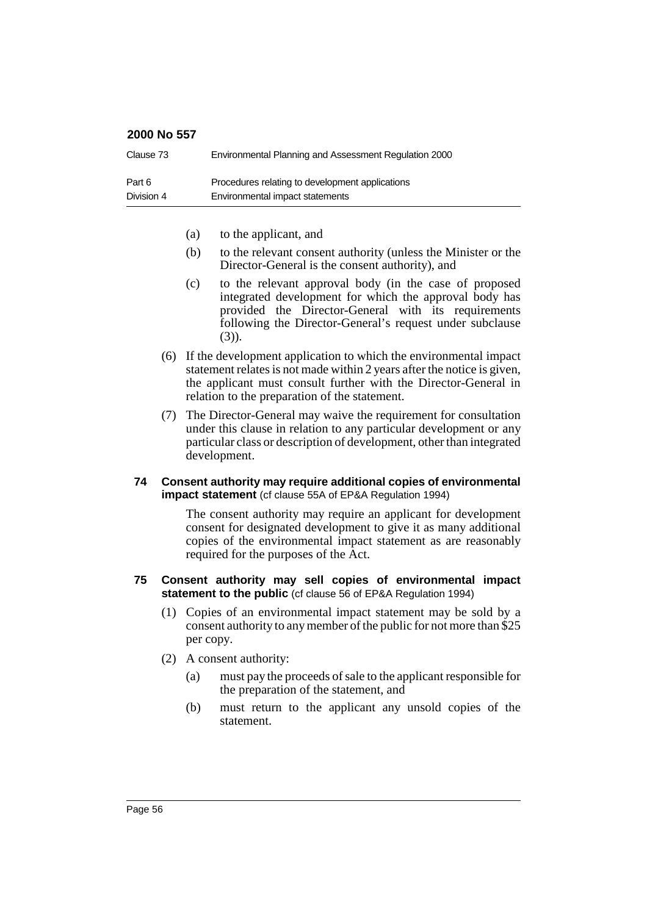(a) to the applicant, and

(b) to the relevant consent authority (unless the Minister or the Director-General is the consent authority), and

(c) to the relevant approval body (in the case of proposed integrated development for which the approval body has provided the Director-General with its requirements following the Director-General's request under subclause (3)).

(6) If the development application to which the environmental impact statement relates is not made within 2 years after the notice is given, the applicant must consult further with the Director-General in relation to the preparation of the statement.

(7) The Director-General may waive the requirement for consultation under this clause in relation to any particular development or any particular class or description of development, other than integrated development.

### 74 Consent authority may require additional copies of environmental impact statement (cf clause 55A of EP&A Regulation 1994)

The consent authority may require an applicant for development consent for designated development to give it as many additional copies of the environmental impact statement as are reasonably required for the purposes of the Act.

### 75 Consent authority may sell copies of environmental impact statement to the public (cf clause 56 of EP&A Regulation 1994)

(1) Copies of an environmental impact statement may be sold by a consent authority to any member of the public for not more than $25 per copy.

(2) A consent authority:

(a) must pay the proceeds of sale to the applicant responsible for the preparation of the statement, and

(b) must return to the applicant any unsold copies of the statement.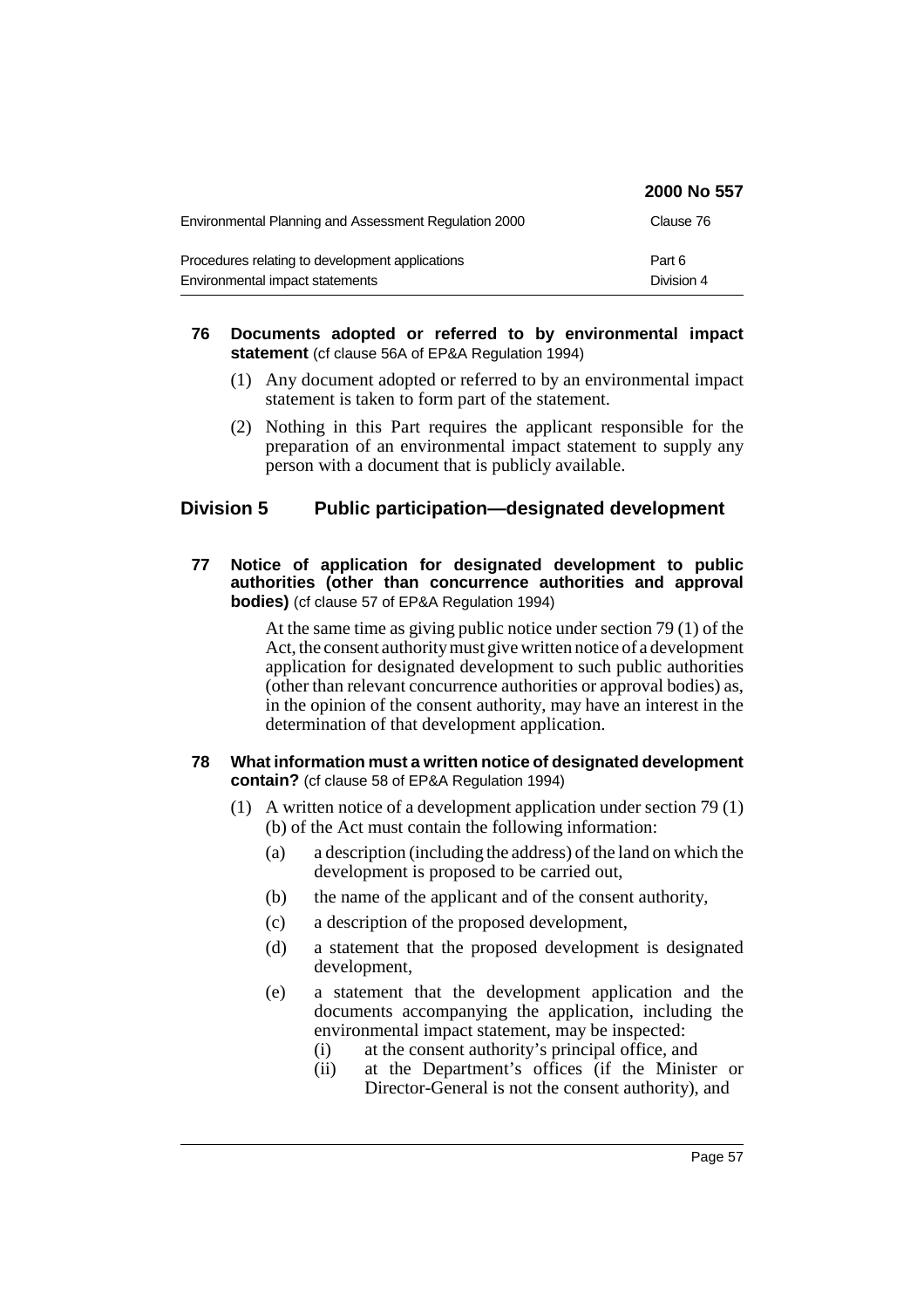### 76 Documents adopted or referred to by environmental impact statement (cf clause 56A of EP&A Regulation 1994)

(1) Any document adopted or referred to by an environmental impact statement is taken to form part of the statement.

(2) Nothing in this Part requires the applicant responsible for the preparation of an environmental impact statement to supply any person with a document that is publicly available.

## Division 5 Public participation—designated development

### 77 Notice of application for designated development to public authorities (other than concurrence authorities and approval bodies) (cf clause 57 of EP&A Regulation 1994)

At the same time as giving public notice under section 79 (1) of the Act, the consent authority must give written notice of a development application for designated development to such public authorities (other than relevant concurrence authorities or approval bodies) as, in the opinion of the consent authority, may have an interest in the determination of that development application.

### 78 What information must a written notice of designated development contain? (cf clause 58 of EP&A Regulation 1994)

(1) A written notice of a development application under section 79 (1) (b) of the Act must contain the following information:

- (a) a description (including the address) of the land on which the development is proposed to be carried out,
- (b) the name of the applicant and of the consent authority,
- (c) a description of the proposed development,
- (d) a statement that the proposed development is designated development,
- (e) a statement that the development application and the documents accompanying the application, including the environmental impact statement, may be inspected:
  - (i) at the consent authority's principal office, and
  - (ii) at the Department's offices (if the Minister or Director-General is not the consent authority), and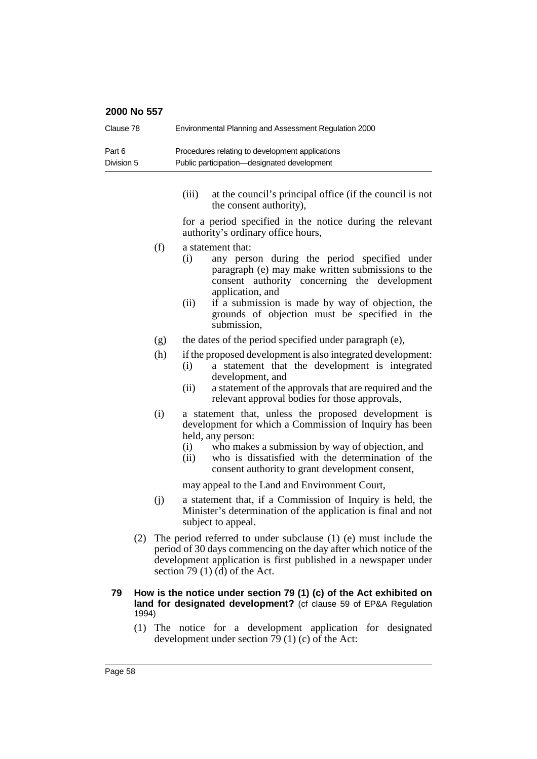(iii) at the council's principal office (if the council is not the consent authority),

for a period specified in the notice during the relevant authority's ordinary office hours,

(f) a statement that:

(i) any person during the period specified under paragraph (e) may make written submissions to the consent authority concerning the development application, and

(ii) if a submission is made by way of objection, the grounds of objection must be specified in the submission,

(g) the dates of the period specified under paragraph (e),

(h) if the proposed development is also integrated development:

(i) a statement that the development is integrated development, and

(ii) a statement of the approvals that are required and the relevant approval bodies for those approvals,

(i) a statement that, unless the proposed development is development for which a Commission of Inquiry has been held, any person:

(i) who makes a submission by way of objection, and

(ii) who is dissatisfied with the determination of the consent authority to grant development consent,

may appeal to the Land and Environment Court,

(j) a statement that, if a Commission of Inquiry is held, the Minister's determination of the application is final and not subject to appeal.

(2) The period referred to under subclause (1) (e) must include the period of 30 days commencing on the day after which notice of the development application is first published in a newspaper under section 79 (1) (d) of the Act.

**79 How is the notice under section 79 (1) (c) of the Act exhibited on land for designated development?** (cf clause 59 of EP&A Regulation 1994)

(1) The notice for a development application for designated development under section 79 (1) (c) of the Act: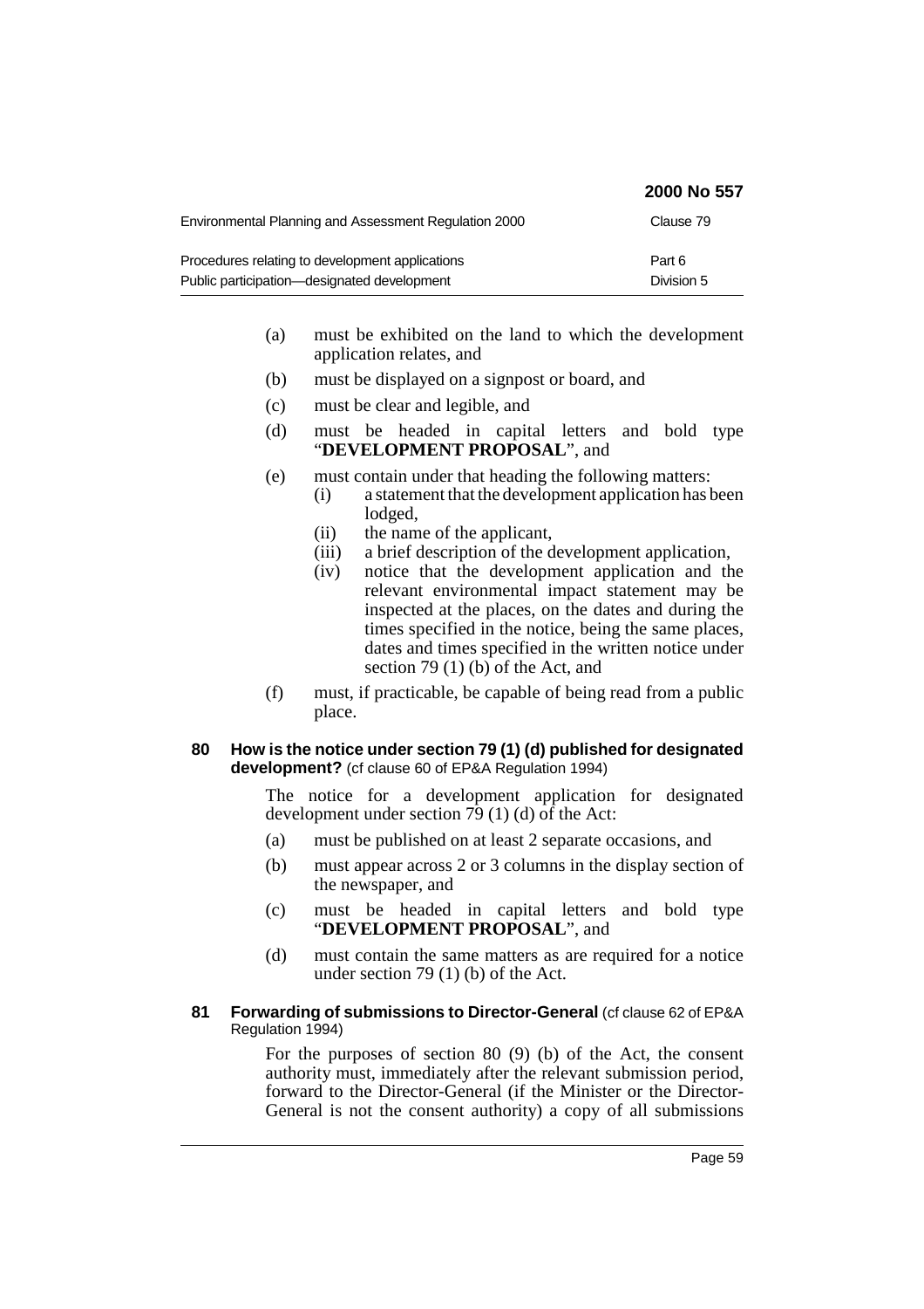(a) must be exhibited on the land to which the development application relates, and

(b) must be displayed on a signpost or board, and

(c) must be clear and legible, and

(d) must be headed in capital letters and bold type "**DEVELOPMENT PROPOSAL**", and

(e) must contain under that heading the following matters:

  (i) a statement that the development application has been lodged,

  (ii) the name of the applicant,

  (iii) a brief description of the development application,

  (iv) notice that the development application and the relevant environmental impact statement may be inspected at the places, on the dates and during the times specified in the notice, being the same places, dates and times specified in the written notice under section 79 (1) (b) of the Act, and

(f) must, if practicable, be capable of being read from a public place.

**80 How is the notice under section 79 (1) (d) published for designated development?** (cf clause 60 of EP&A Regulation 1994)

The notice for a development application for designated development under section 79 (1) (d) of the Act:

(a) must be published on at least 2 separate occasions, and

(b) must appear across 2 or 3 columns in the display section of the newspaper, and

(c) must be headed in capital letters and bold type "**DEVELOPMENT PROPOSAL**", and

(d) must contain the same matters as are required for a notice under section 79 (1) (b) of the Act.

**81 Forwarding of submissions to Director-General** (cf clause 62 of EP&A Regulation 1994)

For the purposes of section 80 (9) (b) of the Act, the consent authority must, immediately after the relevant submission period, forward to the Director-General (if the Minister or the Director-General is not the consent authority) a copy of all submissions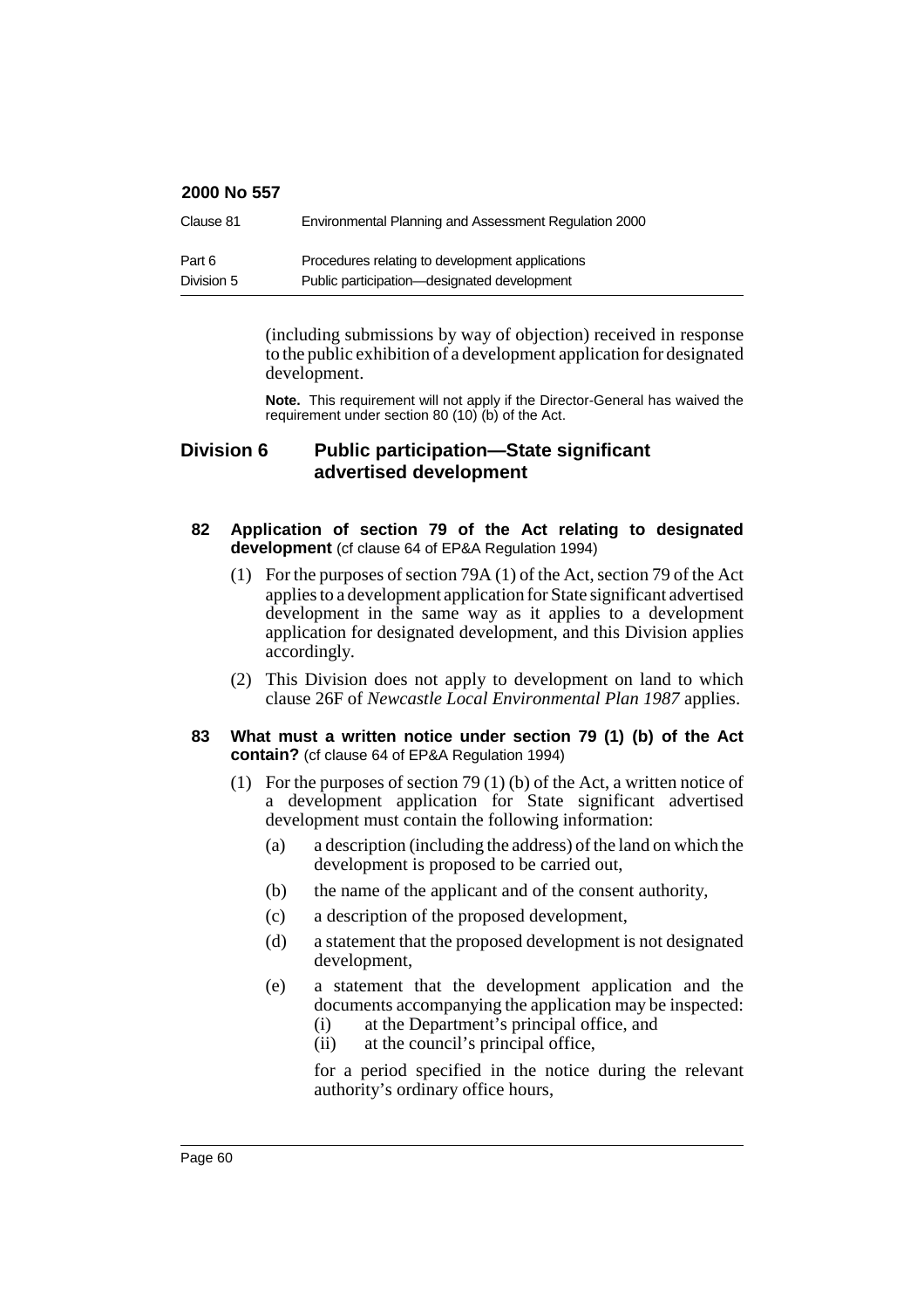(including submissions by way of objection) received in response to the public exhibition of a development application for designated development.

**Note.** This requirement will not apply if the Director-General has waived the requirement under section 80 (10) (b) of the Act.

## Division 6 Public participation—State significant advertised development

### 82 Application of section 79 of the Act relating to designated development (cf clause 64 of EP&A Regulation 1994)

(1) For the purposes of section 79A (1) of the Act, section 79 of the Act applies to a development application for State significant advertised development in the same way as it applies to a development application for designated development, and this Division applies accordingly.

(2) This Division does not apply to development on land to which clause 26F of *Newcastle Local Environmental Plan 1987* applies.

### 83 What must a written notice under section 79 (1) (b) of the Act contain? (cf clause 64 of EP&A Regulation 1994)

(1) For the purposes of section 79 (1) (b) of the Act, a written notice of a development application for State significant advertised development must contain the following information:

- (a) a description (including the address) of the land on which the development is proposed to be carried out,
- (b) the name of the applicant and of the consent authority,
- (c) a description of the proposed development,
- (d) a statement that the proposed development is not designated development,
- (e) a statement that the development application and the documents accompanying the application may be inspected:
  - (i) at the Department's principal office, and
  - (ii) at the council's principal office,

  for a period specified in the notice during the relevant authority's ordinary office hours,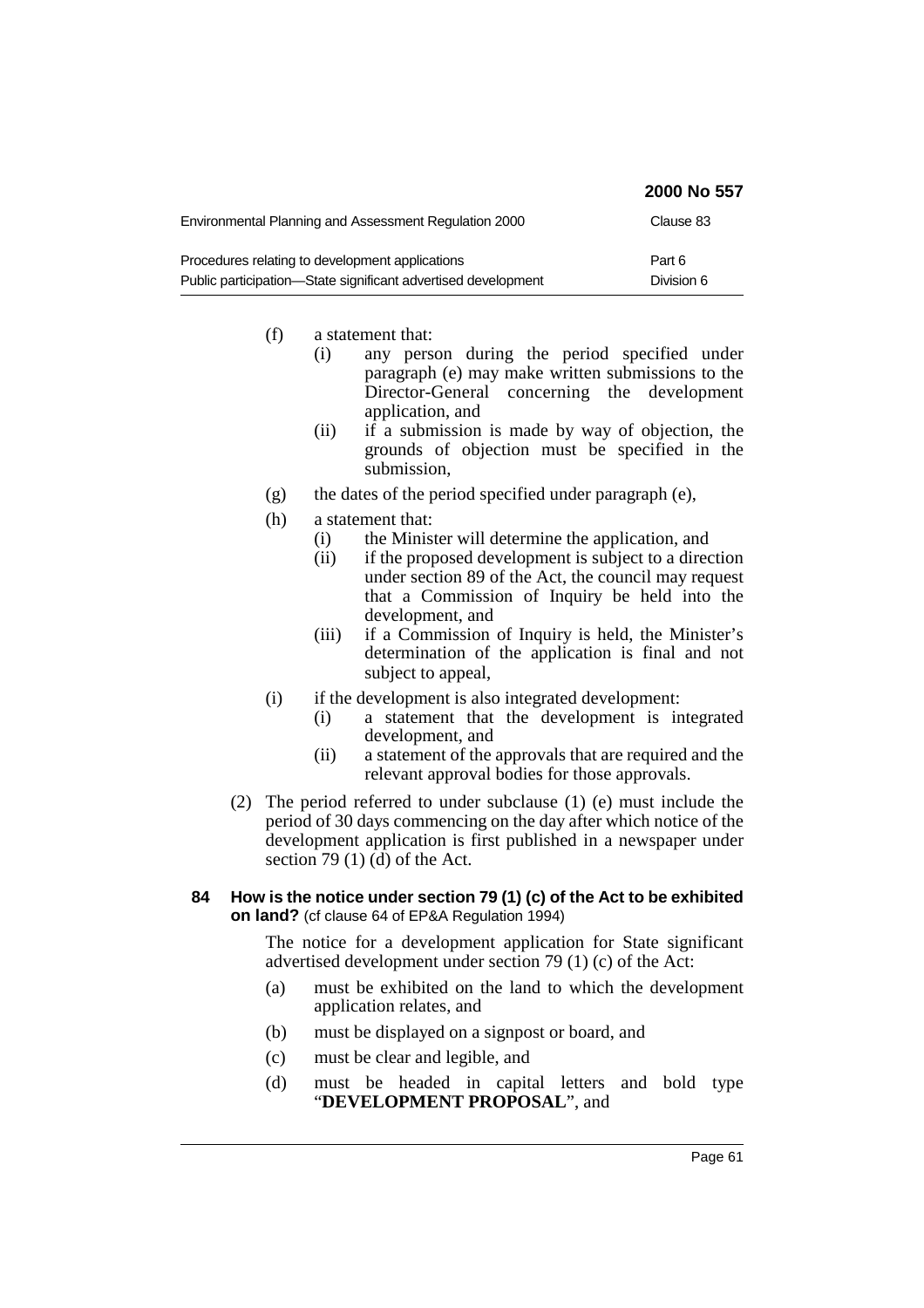(f) a statement that:
   (i) any person during the period specified under paragraph (e) may make written submissions to the Director-General concerning the development application, and
   (ii) if a submission is made by way of objection, the grounds of objection must be specified in the submission,

(g) the dates of the period specified under paragraph (e),

(h) a statement that:
   (i) the Minister will determine the application, and
   (ii) if the proposed development is subject to a direction under section 89 of the Act, the council may request that a Commission of Inquiry be held into the development, and
   (iii) if a Commission of Inquiry is held, the Minister's determination of the application is final and not subject to appeal,

(i) if the development is also integrated development:
   (i) a statement that the development is integrated development, and
   (ii) a statement of the approvals that are required and the relevant approval bodies for those approvals.

(2) The period referred to under subclause (1) (e) must include the period of 30 days commencing on the day after which notice of the development application is first published in a newspaper under section 79 (1) (d) of the Act.

### 84 How is the notice under section 79 (1) (c) of the Act to be exhibited on land? (cf clause 64 of EP&A Regulation 1994)

The notice for a development application for State significant advertised development under section 79 (1) (c) of the Act:

(a) must be exhibited on the land to which the development application relates, and

(b) must be displayed on a signpost or board, and

(c) must be clear and legible, and

(d) must be headed in capital letters and bold type "**DEVELOPMENT PROPOSAL**", and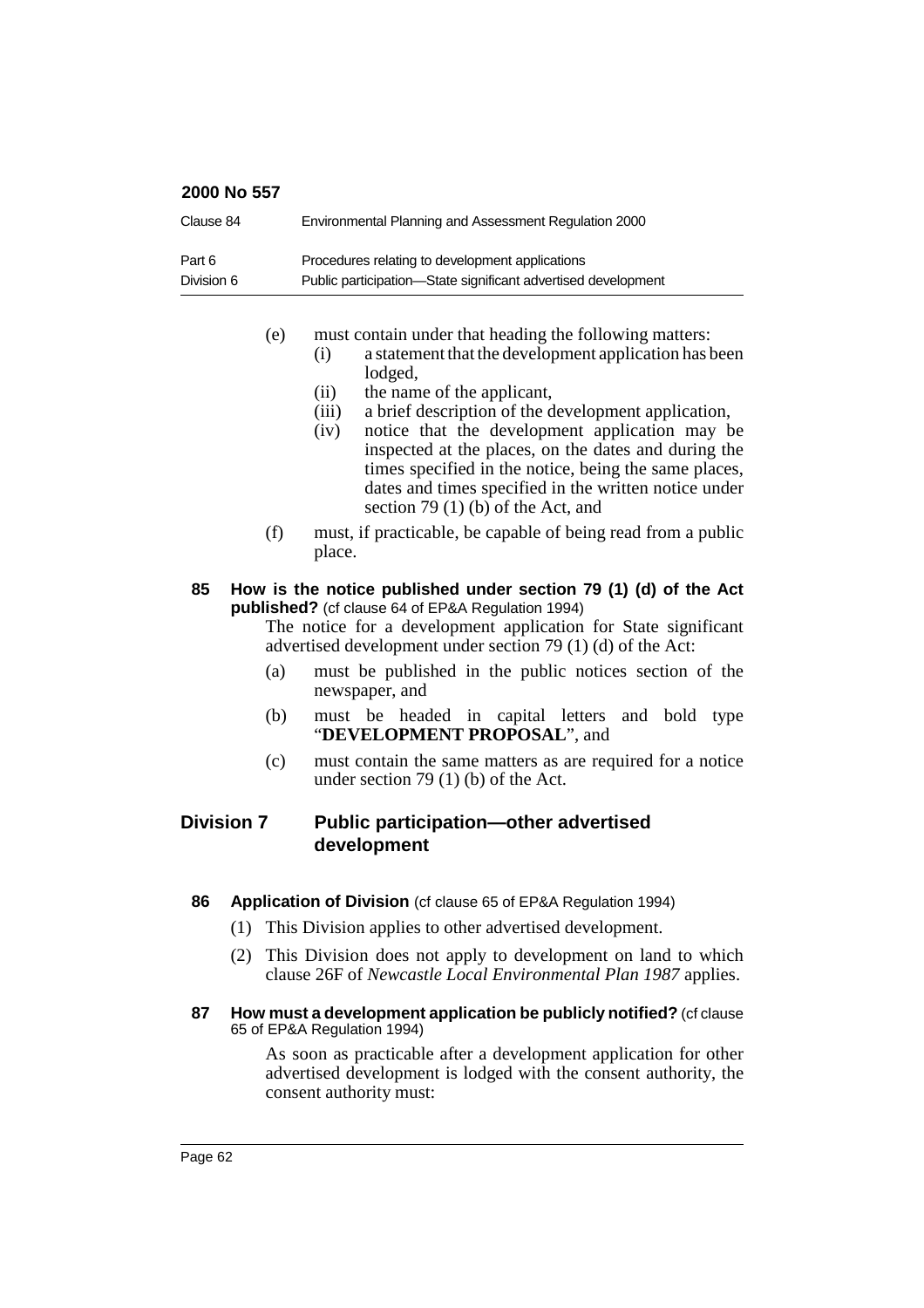(e) must contain under that heading the following matters:

(i) a statement that the development application has been lodged,

(ii) the name of the applicant,

(iii) a brief description of the development application,

(iv) notice that the development application may be inspected at the places, on the dates and during the times specified in the notice, being the same places, dates and times specified in the written notice under section 79 (1) (b) of the Act, and

(f) must, if practicable, be capable of being read from a public place.

### 85 How is the notice published under section 79 (1) (d) of the Act published? (cf clause 64 of EP&A Regulation 1994)

The notice for a development application for State significant advertised development under section 79 (1) (d) of the Act:

(a) must be published in the public notices section of the newspaper, and

(b) must be headed in capital letters and bold type "**DEVELOPMENT PROPOSAL**", and

(c) must contain the same matters as are required for a notice under section 79 (1) (b) of the Act.

## Division 7 Public participation—other advertised development

### 86 Application of Division (cf clause 65 of EP&A Regulation 1994)

(1) This Division applies to other advertised development.

(2) This Division does not apply to development on land to which clause 26F of *Newcastle Local Environmental Plan 1987* applies.

### 87 How must a development application be publicly notified? (cf clause 65 of EP&A Regulation 1994)

As soon as practicable after a development application for other advertised development is lodged with the consent authority, the consent authority must: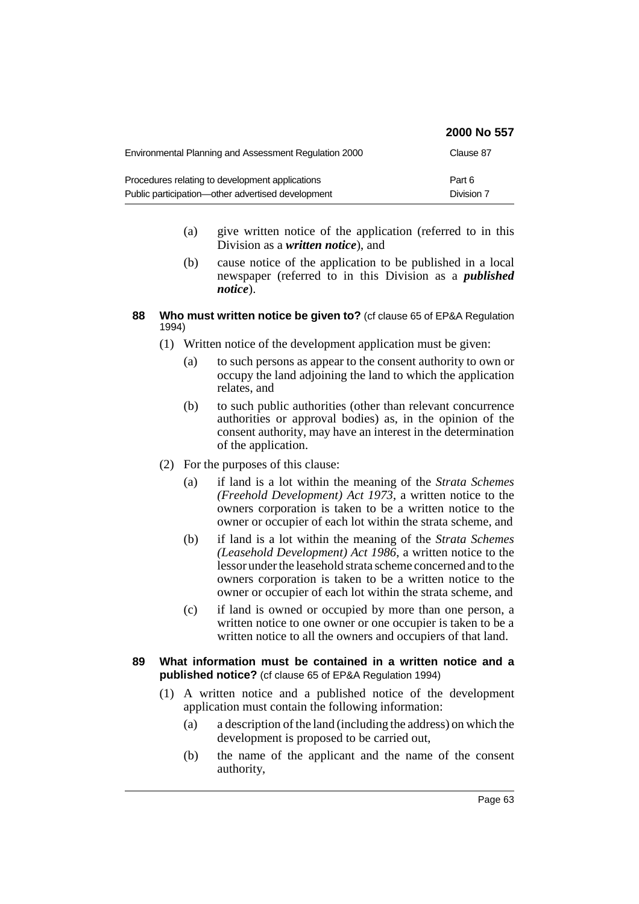(a) give written notice of the application (referred to in this Division as a ***written notice***), and

(b) cause notice of the application to be published in a local newspaper (referred to in this Division as a ***published notice***).

**88 Who must written notice be given to?** (cf clause 65 of EP&A Regulation 1994)

(1) Written notice of the development application must be given:

(a) to such persons as appear to the consent authority to own or occupy the land adjoining the land to which the application relates, and

(b) to such public authorities (other than relevant concurrence authorities or approval bodies) as, in the opinion of the consent authority, may have an interest in the determination of the application.

(2) For the purposes of this clause:

(a) if land is a lot within the meaning of the *Strata Schemes (Freehold Development) Act 1973*, a written notice to the owners corporation is taken to be a written notice to the owner or occupier of each lot within the strata scheme, and

(b) if land is a lot within the meaning of the *Strata Schemes (Leasehold Development) Act 1986*, a written notice to the lessor under the leasehold strata scheme concerned and to the owners corporation is taken to be a written notice to the owner or occupier of each lot within the strata scheme, and

(c) if land is owned or occupied by more than one person, a written notice to one owner or one occupier is taken to be a written notice to all the owners and occupiers of that land.

**89 What information must be contained in a written notice and a published notice?** (cf clause 65 of EP&A Regulation 1994)

(1) A written notice and a published notice of the development application must contain the following information:

(a) a description of the land (including the address) on which the development is proposed to be carried out,

(b) the name of the applicant and the name of the consent authority,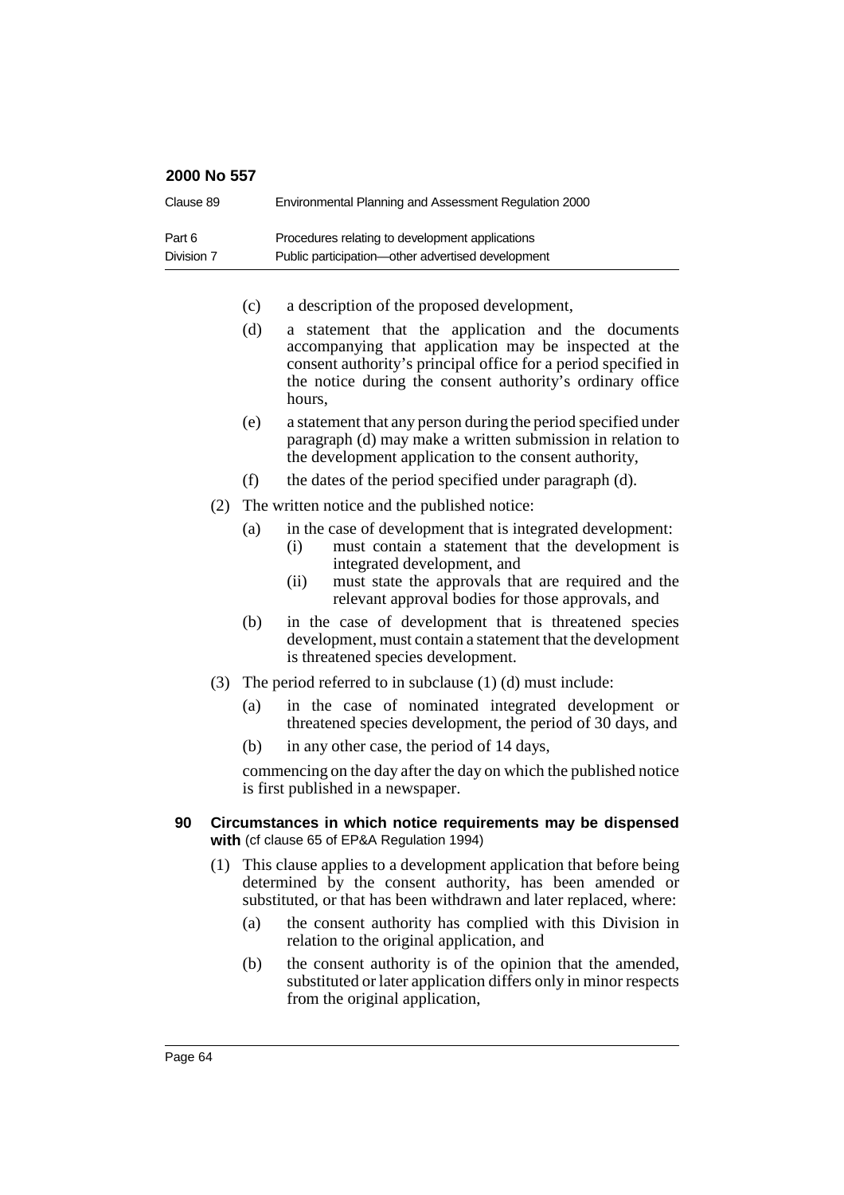(c) a description of the proposed development,

(d) a statement that the application and the documents accompanying that application may be inspected at the consent authority's principal office for a period specified in the notice during the consent authority's ordinary office hours,

(e) a statement that any person during the period specified under paragraph (d) may make a written submission in relation to the development application to the consent authority,

(f) the dates of the period specified under paragraph (d).

(2) The written notice and the published notice:

(a) in the case of development that is integrated development:

(i) must contain a statement that the development is integrated development, and

(ii) must state the approvals that are required and the relevant approval bodies for those approvals, and

(b) in the case of development that is threatened species development, must contain a statement that the development is threatened species development.

(3) The period referred to in subclause (1) (d) must include:

(a) in the case of nominated integrated development or threatened species development, the period of 30 days, and

(b) in any other case, the period of 14 days,

commencing on the day after the day on which the published notice is first published in a newspaper.

**90 Circumstances in which notice requirements may be dispensed with** (cf clause 65 of EP&A Regulation 1994)

(1) This clause applies to a development application that before being determined by the consent authority, has been amended or substituted, or that has been withdrawn and later replaced, where:

(a) the consent authority has complied with this Division in relation to the original application, and

(b) the consent authority is of the opinion that the amended, substituted or later application differs only in minor respects from the original application,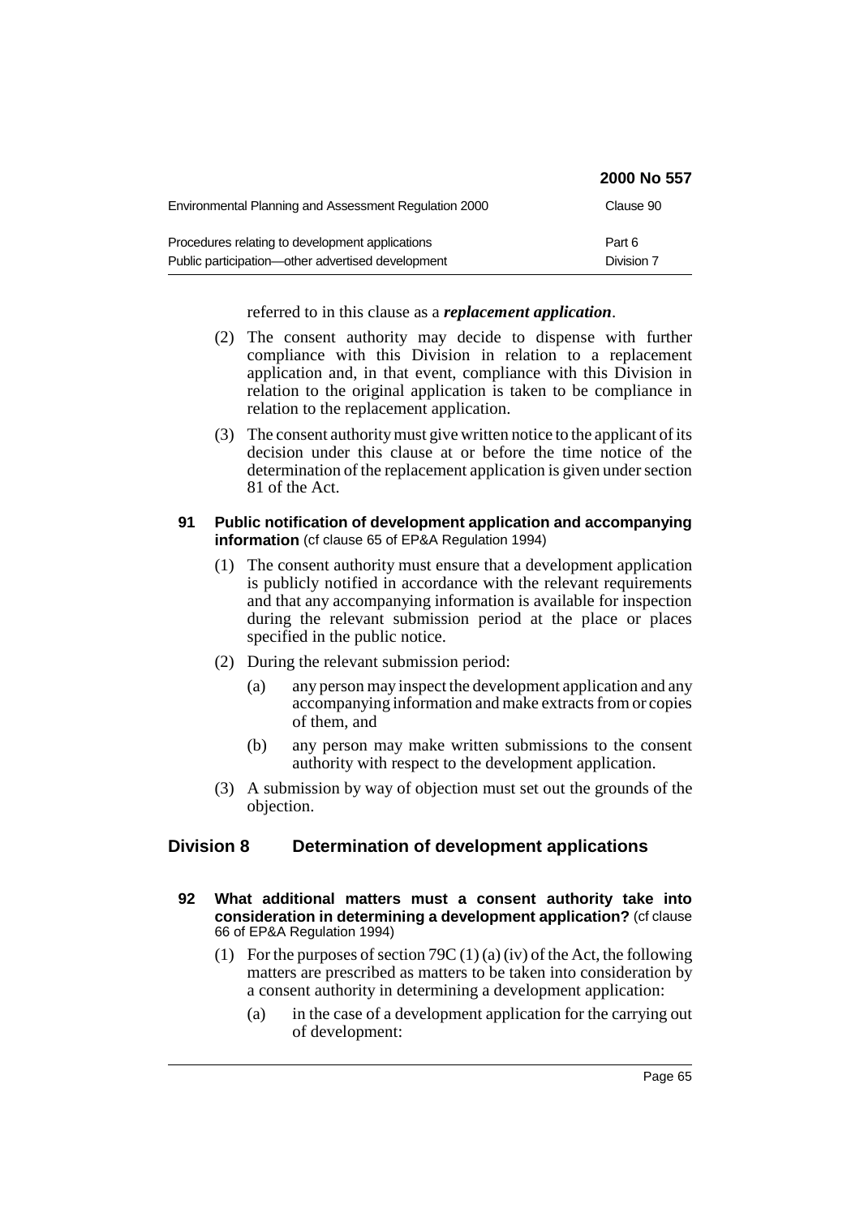referred to in this clause as a ***replacement application***.

(2) The consent authority may decide to dispense with further compliance with this Division in relation to a replacement application and, in that event, compliance with this Division in relation to the original application is taken to be compliance in relation to the replacement application.

(3) The consent authority must give written notice to the applicant of its decision under this clause at or before the time notice of the determination of the replacement application is given under section 81 of the Act.

### 91 Public notification of development application and accompanying information (cf clause 65 of EP&A Regulation 1994)

(1) The consent authority must ensure that a development application is publicly notified in accordance with the relevant requirements and that any accompanying information is available for inspection during the relevant submission period at the place or places specified in the public notice.

(2) During the relevant submission period:

- (a) any person may inspect the development application and any accompanying information and make extracts from or copies of them, and
- (b) any person may make written submissions to the consent authority with respect to the development application.

(3) A submission by way of objection must set out the grounds of the objection.

## Division 8 Determination of development applications

### 92 What additional matters must a consent authority take into consideration in determining a development application? (cf clause 66 of EP&A Regulation 1994)

(1) For the purposes of section 79C (1) (a) (iv) of the Act, the following matters are prescribed as matters to be taken into consideration by a consent authority in determining a development application:

- (a) in the case of a development application for the carrying out of development: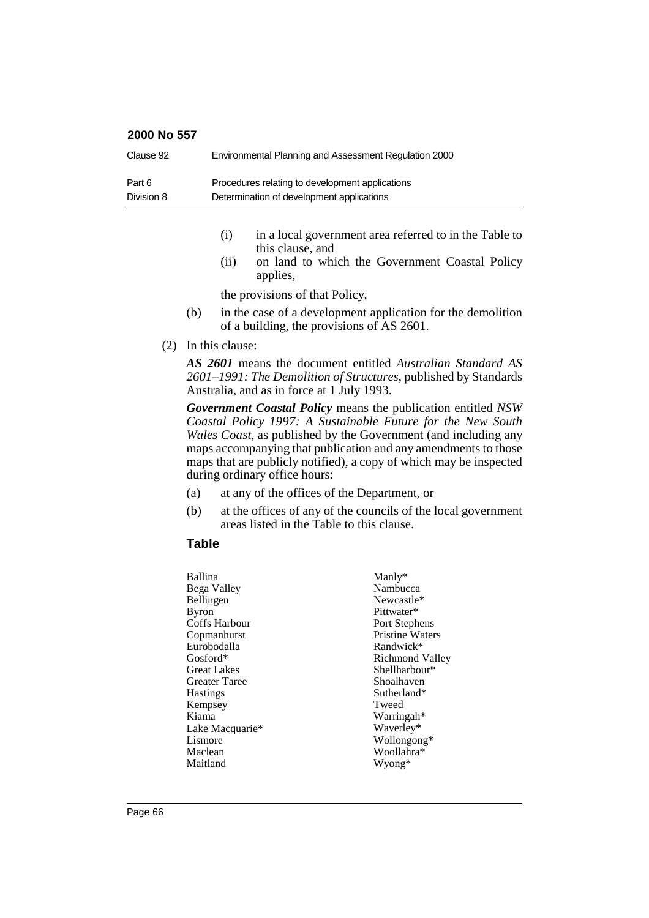(i) in a local government area referred to in the Table to this clause, and

(ii) on land to which the Government Coastal Policy applies,

the provisions of that Policy,

(b) in the case of a development application for the demolition of a building, the provisions of AS 2601.

(2) In this clause:

***AS 2601*** means the document entitled *Australian Standard AS 2601–1991: The Demolition of Structures*, published by Standards Australia, and as in force at 1 July 1993.

***Government Coastal Policy*** means the publication entitled *NSW Coastal Policy 1997: A Sustainable Future for the New South Wales Coast*, as published by the Government (and including any maps accompanying that publication and any amendments to those maps that are publicly notified), a copy of which may be inspected during ordinary office hours:

(a) at any of the offices of the Department, or

(b) at the offices of any of the councils of the local government areas listed in the Table to this clause.

**Table**

| | |
|---|---|
| Ballina | Manly* |
| Bega Valley | Nambucca |
| Bellingen | Newcastle* |
| Byron | Pittwater* |
| Coffs Harbour | Port Stephens |
| Copmanhurst | Pristine Waters |
| Eurobodalla | Randwick* |
| Gosford* | Richmond Valley |
| Great Lakes | Shellharbour* |
| Greater Taree | Shoalhaven |
| Hastings | Sutherland* |
| Kempsey | Tweed |
| Kiama | Warringah* |
| Lake Macquarie* | Waverley* |
| Lismore | Wollongong* |
| Maclean | Woollahra* |
| Maitland | Wyong* |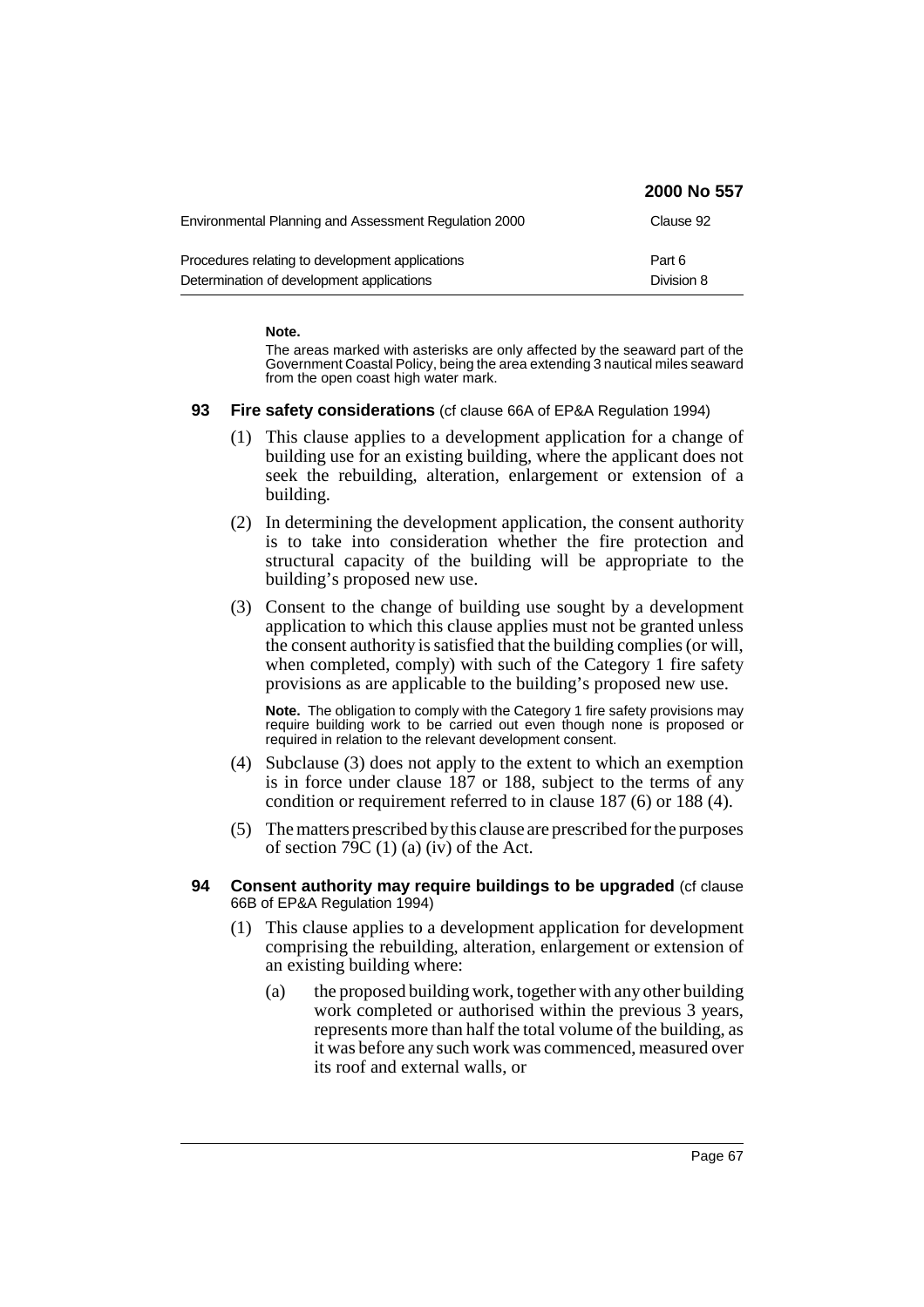**Note.**

The areas marked with asterisks are only affected by the seaward part of the Government Coastal Policy, being the area extending 3 nautical miles seaward from the open coast high water mark.

### 93 Fire safety considerations (cf clause 66A of EP&A Regulation 1994)

(1) This clause applies to a development application for a change of building use for an existing building, where the applicant does not seek the rebuilding, alteration, enlargement or extension of a building.

(2) In determining the development application, the consent authority is to take into consideration whether the fire protection and structural capacity of the building will be appropriate to the building's proposed new use.

(3) Consent to the change of building use sought by a development application to which this clause applies must not be granted unless the consent authority is satisfied that the building complies (or will, when completed, comply) with such of the Category 1 fire safety provisions as are applicable to the building's proposed new use.

**Note.** The obligation to comply with the Category 1 fire safety provisions may require building work to be carried out even though none is proposed or required in relation to the relevant development consent.

(4) Subclause (3) does not apply to the extent to which an exemption is in force under clause 187 or 188, subject to the terms of any condition or requirement referred to in clause 187 (6) or 188 (4).

(5) The matters prescribed by this clause are prescribed for the purposes of section 79C (1) (a) (iv) of the Act.

### 94 Consent authority may require buildings to be upgraded (cf clause 66B of EP&A Regulation 1994)

(1) This clause applies to a development application for development comprising the rebuilding, alteration, enlargement or extension of an existing building where:

(a) the proposed building work, together with any other building work completed or authorised within the previous 3 years, represents more than half the total volume of the building, as it was before any such work was commenced, measured over its roof and external walls, or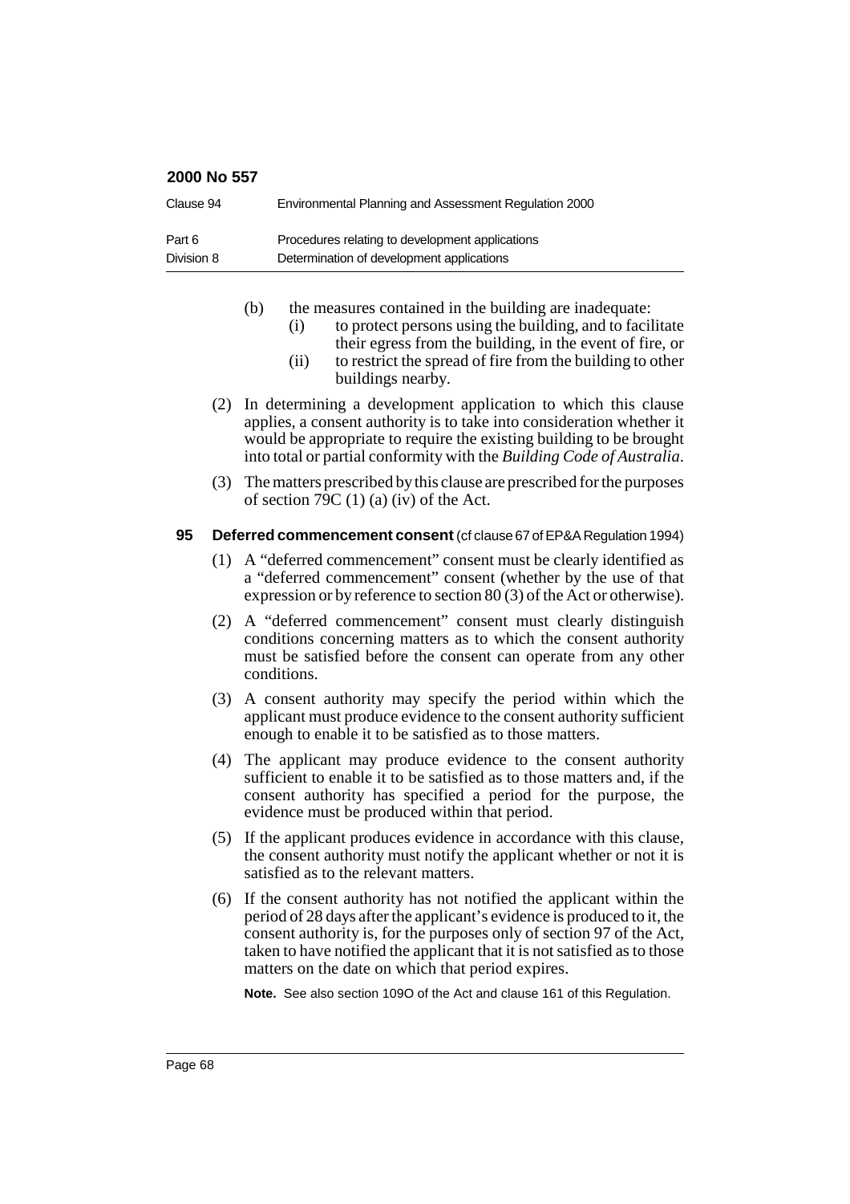(b) the measures contained in the building are inadequate:

  (i) to protect persons using the building, and to facilitate their egress from the building, in the event of fire, or

  (ii) to restrict the spread of fire from the building to other buildings nearby.

(2) In determining a development application to which this clause applies, a consent authority is to take into consideration whether it would be appropriate to require the existing building to be brought into total or partial conformity with the *Building Code of Australia*.

(3) The matters prescribed by this clause are prescribed for the purposes of section 79C (1) (a) (iv) of the Act.

### 95 Deferred commencement consent (cf clause 67 of EP&A Regulation 1994)

(1) A "deferred commencement" consent must be clearly identified as a "deferred commencement" consent (whether by the use of that expression or by reference to section 80 (3) of the Act or otherwise).

(2) A "deferred commencement" consent must clearly distinguish conditions concerning matters as to which the consent authority must be satisfied before the consent can operate from any other conditions.

(3) A consent authority may specify the period within which the applicant must produce evidence to the consent authority sufficient enough to enable it to be satisfied as to those matters.

(4) The applicant may produce evidence to the consent authority sufficient to enable it to be satisfied as to those matters and, if the consent authority has specified a period for the purpose, the evidence must be produced within that period.

(5) If the applicant produces evidence in accordance with this clause, the consent authority must notify the applicant whether or not it is satisfied as to the relevant matters.

(6) If the consent authority has not notified the applicant within the period of 28 days after the applicant's evidence is produced to it, the consent authority is, for the purposes only of section 97 of the Act, taken to have notified the applicant that it is not satisfied as to those matters on the date on which that period expires.

**Note.** See also section 109O of the Act and clause 161 of this Regulation.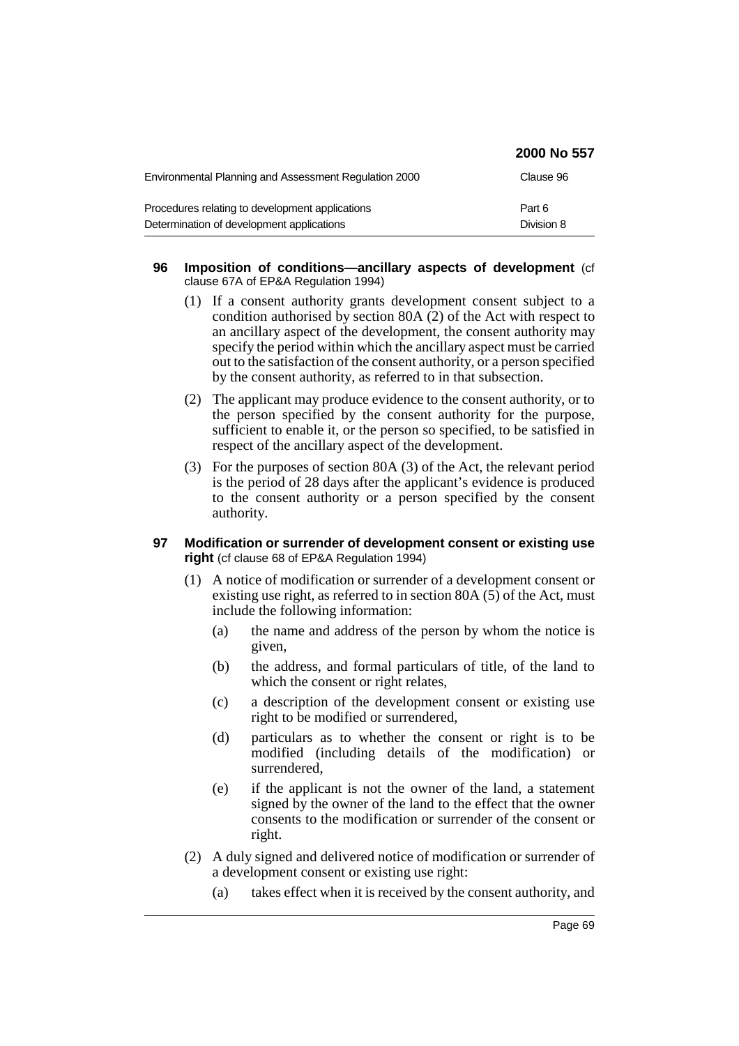### 96 Imposition of conditions—ancillary aspects of development (cf clause 67A of EP&A Regulation 1994)

(1) If a consent authority grants development consent subject to a condition authorised by section 80A (2) of the Act with respect to an ancillary aspect of the development, the consent authority may specify the period within which the ancillary aspect must be carried out to the satisfaction of the consent authority, or a person specified by the consent authority, as referred to in that subsection.

(2) The applicant may produce evidence to the consent authority, or to the person specified by the consent authority for the purpose, sufficient to enable it, or the person so specified, to be satisfied in respect of the ancillary aspect of the development.

(3) For the purposes of section 80A (3) of the Act, the relevant period is the period of 28 days after the applicant's evidence is produced to the consent authority or a person specified by the consent authority.

### 97 Modification or surrender of development consent or existing use right (cf clause 68 of EP&A Regulation 1994)

(1) A notice of modification or surrender of a development consent or existing use right, as referred to in section 80A (5) of the Act, must include the following information:

- (a) the name and address of the person by whom the notice is given,
- (b) the address, and formal particulars of title, of the land to which the consent or right relates,
- (c) a description of the development consent or existing use right to be modified or surrendered,
- (d) particulars as to whether the consent or right is to be modified (including details of the modification) or surrendered,
- (e) if the applicant is not the owner of the land, a statement signed by the owner of the land to the effect that the owner consents to the modification or surrender of the consent or right.

(2) A duly signed and delivered notice of modification or surrender of a development consent or existing use right:

- (a) takes effect when it is received by the consent authority, and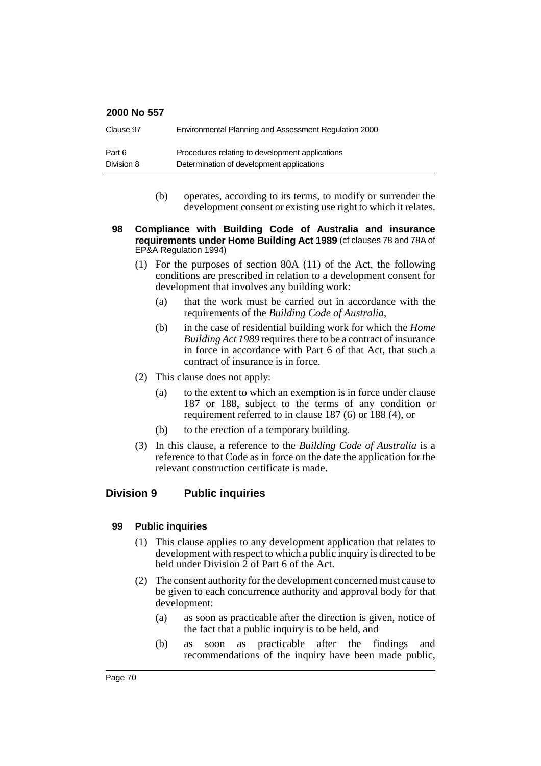(b) operates, according to its terms, to modify or surrender the development consent or existing use right to which it relates.

**98 Compliance with Building Code of Australia and insurance requirements under Home Building Act 1989** (cf clauses 78 and 78A of EP&A Regulation 1994)

(1) For the purposes of section 80A (11) of the Act, the following conditions are prescribed in relation to a development consent for development that involves any building work:

(a) that the work must be carried out in accordance with the requirements of the *Building Code of Australia*,

(b) in the case of residential building work for which the *Home Building Act 1989* requires there to be a contract of insurance in force in accordance with Part 6 of that Act, that such a contract of insurance is in force.

(2) This clause does not apply:

(a) to the extent to which an exemption is in force under clause 187 or 188, subject to the terms of any condition or requirement referred to in clause 187 (6) or 188 (4), or

(b) to the erection of a temporary building.

(3) In this clause, a reference to the *Building Code of Australia* is a reference to that Code as in force on the date the application for the relevant construction certificate is made.

## Division 9 Public inquiries

**99 Public inquiries**

(1) This clause applies to any development application that relates to development with respect to which a public inquiry is directed to be held under Division 2 of Part 6 of the Act.

(2) The consent authority for the development concerned must cause to be given to each concurrence authority and approval body for that development:

(a) as soon as practicable after the direction is given, notice of the fact that a public inquiry is to be held, and

(b) as soon as practicable after the findings and recommendations of the inquiry have been made public,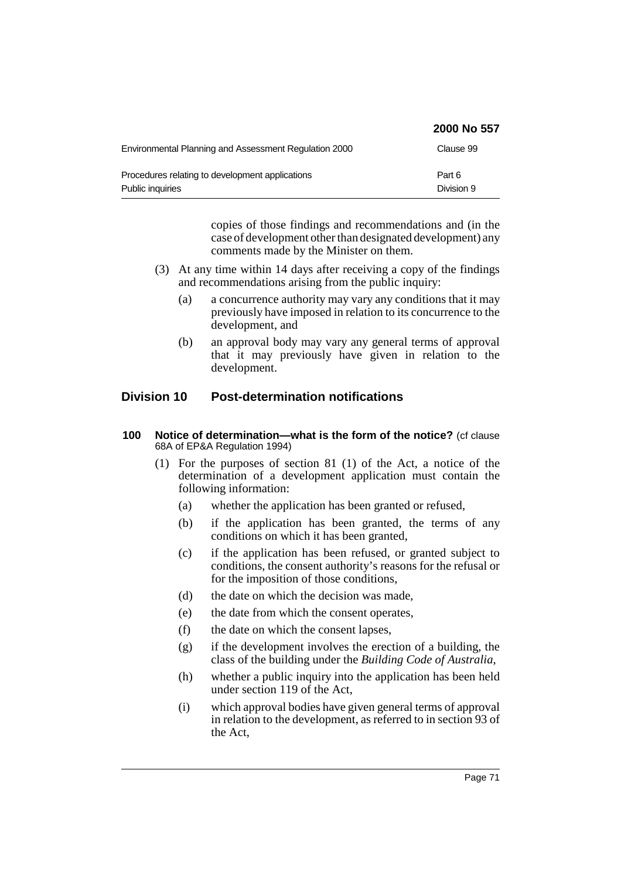copies of those findings and recommendations and (in the case of development other than designated development) any comments made by the Minister on them.

(3) At any time within 14 days after receiving a copy of the findings and recommendations arising from the public inquiry:

(a) a concurrence authority may vary any conditions that it may previously have imposed in relation to its concurrence to the development, and

(b) an approval body may vary any general terms of approval that it may previously have given in relation to the development.

## Division 10 Post-determination notifications

### 100 Notice of determination—what is the form of the notice? (cf clause 68A of EP&A Regulation 1994)

(1) For the purposes of section 81 (1) of the Act, a notice of the determination of a development application must contain the following information:

(a) whether the application has been granted or refused,

(b) if the application has been granted, the terms of any conditions on which it has been granted,

(c) if the application has been refused, or granted subject to conditions, the consent authority's reasons for the refusal or for the imposition of those conditions,

(d) the date on which the decision was made,

(e) the date from which the consent operates,

(f) the date on which the consent lapses,

(g) if the development involves the erection of a building, the class of the building under the *Building Code of Australia*,

(h) whether a public inquiry into the application has been held under section 119 of the Act,

(i) which approval bodies have given general terms of approval in relation to the development, as referred to in section 93 of the Act,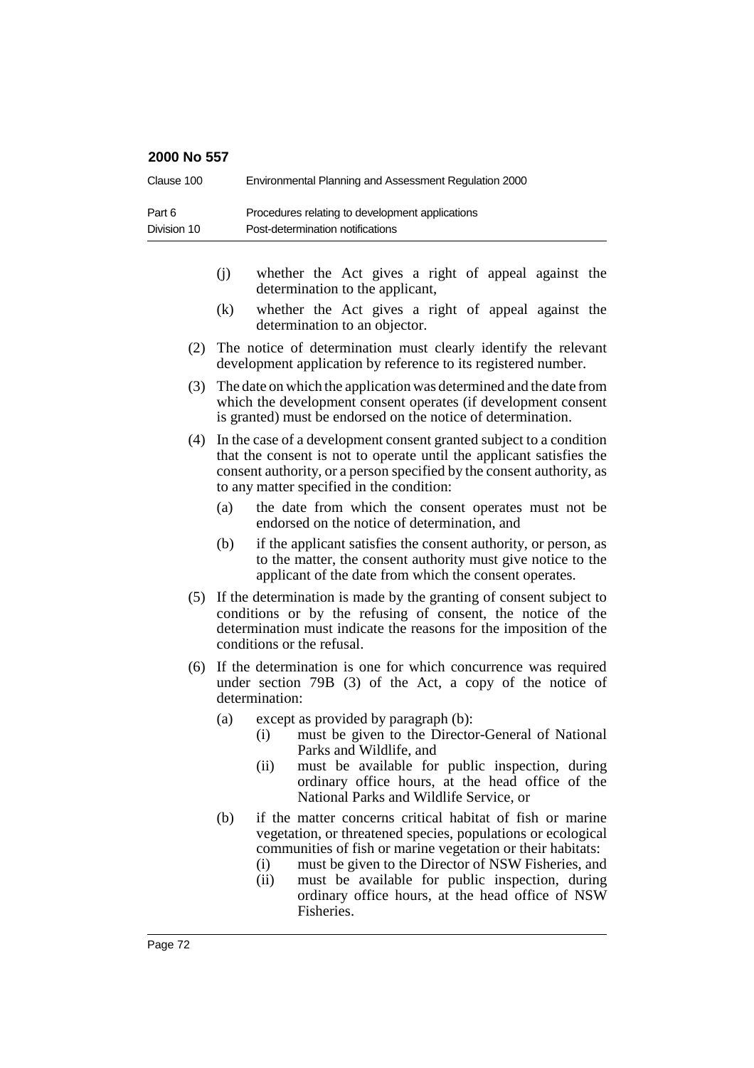(j) whether the Act gives a right of appeal against the determination to the applicant,

(k) whether the Act gives a right of appeal against the determination to an objector.

(2) The notice of determination must clearly identify the relevant development application by reference to its registered number.

(3) The date on which the application was determined and the date from which the development consent operates (if development consent is granted) must be endorsed on the notice of determination.

(4) In the case of a development consent granted subject to a condition that the consent is not to operate until the applicant satisfies the consent authority, or a person specified by the consent authority, as to any matter specified in the condition:

(a) the date from which the consent operates must not be endorsed on the notice of determination, and

(b) if the applicant satisfies the consent authority, or person, as to the matter, the consent authority must give notice to the applicant of the date from which the consent operates.

(5) If the determination is made by the granting of consent subject to conditions or by the refusing of consent, the notice of the determination must indicate the reasons for the imposition of the conditions or the refusal.

(6) If the determination is one for which concurrence was required under section 79B (3) of the Act, a copy of the notice of determination:

(a) except as provided by paragraph (b):

(i) must be given to the Director-General of National Parks and Wildlife, and

(ii) must be available for public inspection, during ordinary office hours, at the head office of the National Parks and Wildlife Service, or

(b) if the matter concerns critical habitat of fish or marine vegetation, or threatened species, populations or ecological communities of fish or marine vegetation or their habitats:

(i) must be given to the Director of NSW Fisheries, and

(ii) must be available for public inspection, during ordinary office hours, at the head office of NSW Fisheries.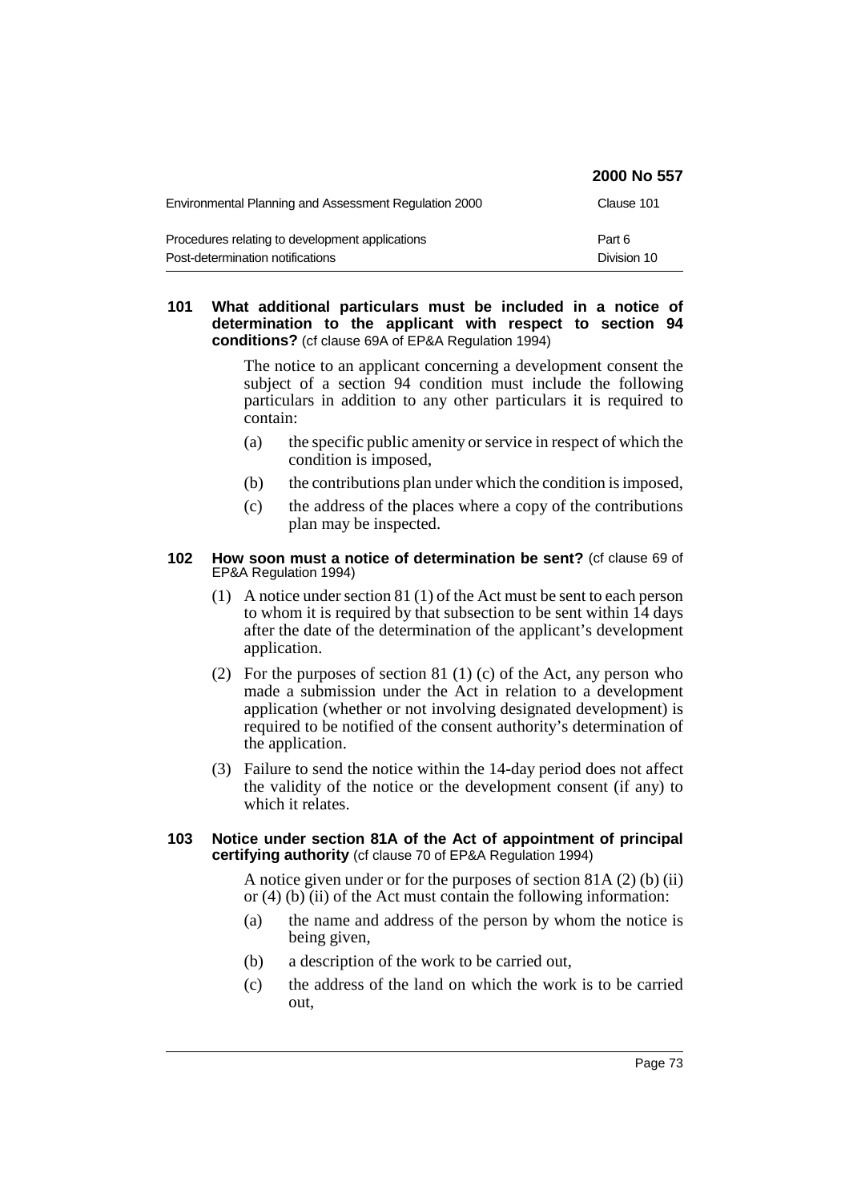**101 What additional particulars must be included in a notice of determination to the applicant with respect to section 94 conditions?** (cf clause 69A of EP&A Regulation 1994)

The notice to an applicant concerning a development consent the subject of a section 94 condition must include the following particulars in addition to any other particulars it is required to contain:

(a) the specific public amenity or service in respect of which the condition is imposed,

(b) the contributions plan under which the condition is imposed,

(c) the address of the places where a copy of the contributions plan may be inspected.

**102 How soon must a notice of determination be sent?** (cf clause 69 of EP&A Regulation 1994)

(1) A notice under section 81 (1) of the Act must be sent to each person to whom it is required by that subsection to be sent within 14 days after the date of the determination of the applicant's development application.

(2) For the purposes of section 81 (1) (c) of the Act, any person who made a submission under the Act in relation to a development application (whether or not involving designated development) is required to be notified of the consent authority's determination of the application.

(3) Failure to send the notice within the 14-day period does not affect the validity of the notice or the development consent (if any) to which it relates.

**103 Notice under section 81A of the Act of appointment of principal certifying authority** (cf clause 70 of EP&A Regulation 1994)

A notice given under or for the purposes of section 81A (2) (b) (ii) or (4) (b) (ii) of the Act must contain the following information:

(a) the name and address of the person by whom the notice is being given,

(b) a description of the work to be carried out,

(c) the address of the land on which the work is to be carried out,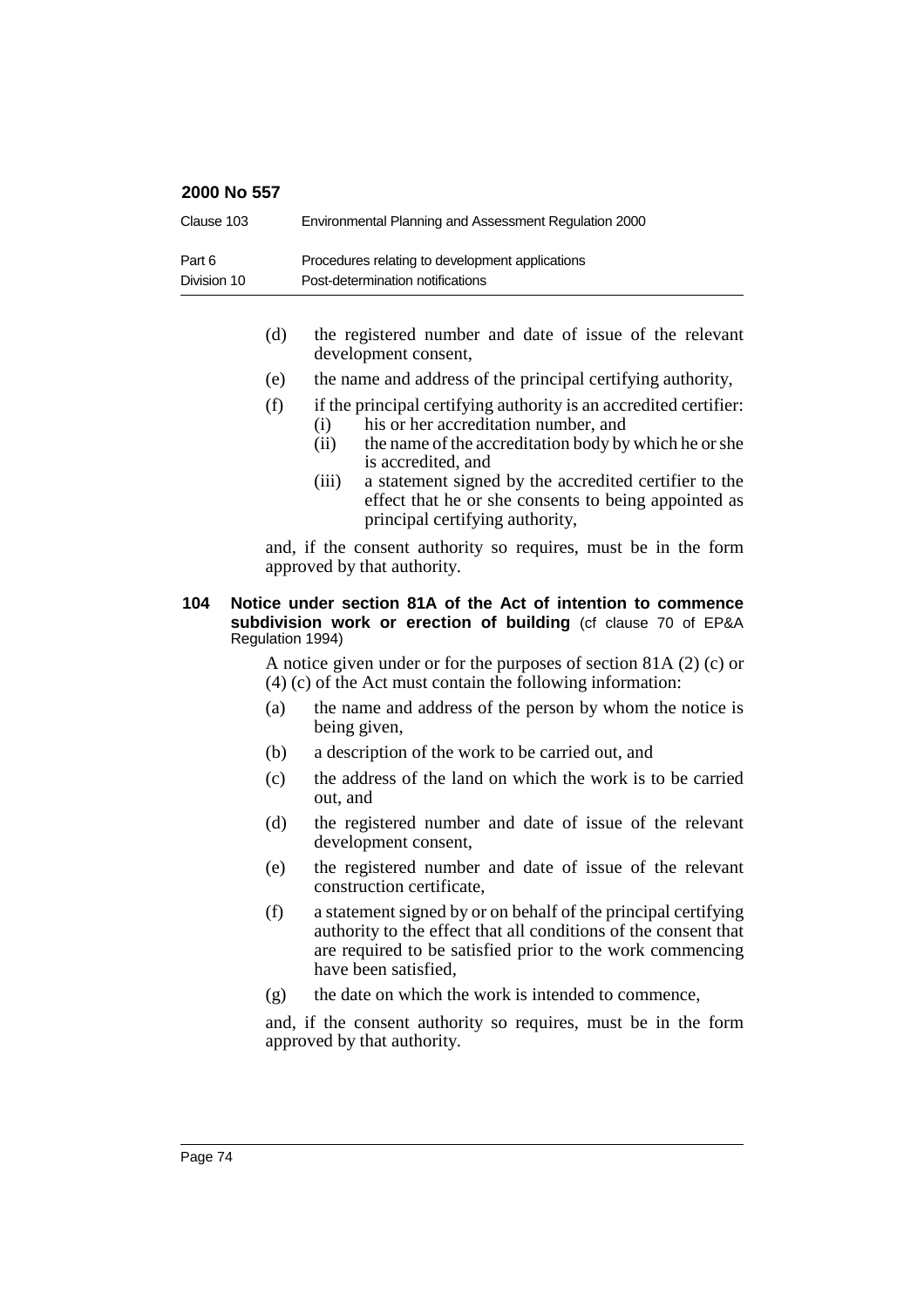(d) the registered number and date of issue of the relevant development consent,

(e) the name and address of the principal certifying authority,

(f) if the principal certifying authority is an accredited certifier:

  (i) his or her accreditation number, and

  (ii) the name of the accreditation body by which he or she is accredited, and

  (iii) a statement signed by the accredited certifier to the effect that he or she consents to being appointed as principal certifying authority,

and, if the consent authority so requires, must be in the form approved by that authority.

### 104 Notice under section 81A of the Act of intention to commence subdivision work or erection of building (cf clause 70 of EP&A Regulation 1994)

A notice given under or for the purposes of section 81A (2) (c) or (4) (c) of the Act must contain the following information:

(a) the name and address of the person by whom the notice is being given,

(b) a description of the work to be carried out, and

(c) the address of the land on which the work is to be carried out, and

(d) the registered number and date of issue of the relevant development consent,

(e) the registered number and date of issue of the relevant construction certificate,

(f) a statement signed by or on behalf of the principal certifying authority to the effect that all conditions of the consent that are required to be satisfied prior to the work commencing have been satisfied,

(g) the date on which the work is intended to commence,

and, if the consent authority so requires, must be in the form approved by that authority.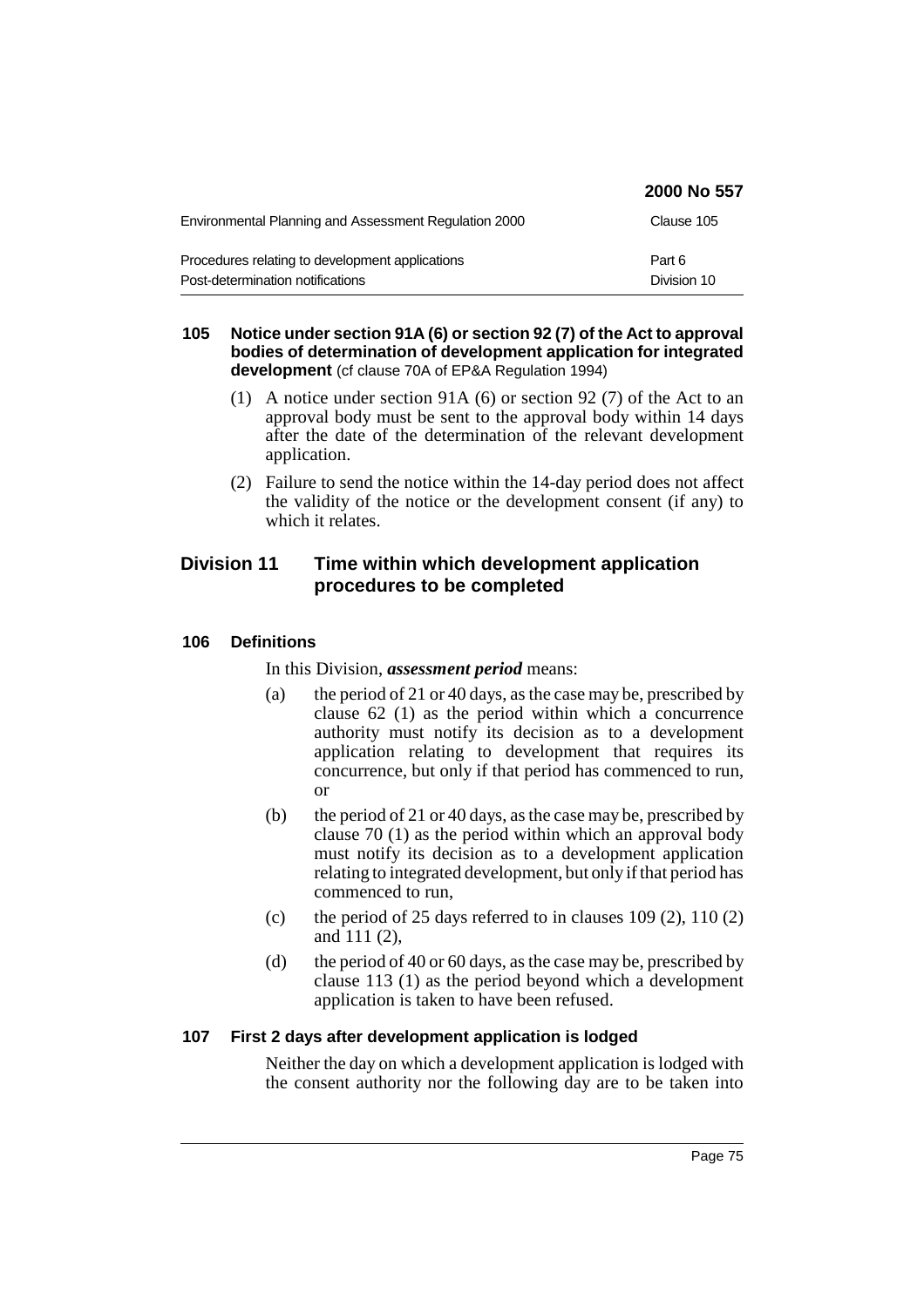**105 Notice under section 91A (6) or section 92 (7) of the Act to approval bodies of determination of development application for integrated development** (cf clause 70A of EP&A Regulation 1994)

(1) A notice under section 91A (6) or section 92 (7) of the Act to an approval body must be sent to the approval body within 14 days after the date of the determination of the relevant development application.

(2) Failure to send the notice within the 14-day period does not affect the validity of the notice or the development consent (if any) to which it relates.

## Division 11 Time within which development application procedures to be completed

**106 Definitions**

In this Division, ***assessment period*** means:

(a) the period of 21 or 40 days, as the case may be, prescribed by clause 62 (1) as the period within which a concurrence authority must notify its decision as to a development application relating to development that requires its concurrence, but only if that period has commenced to run, or

(b) the period of 21 or 40 days, as the case may be, prescribed by clause 70 (1) as the period within which an approval body must notify its decision as to a development application relating to integrated development, but only if that period has commenced to run,

(c) the period of 25 days referred to in clauses 109 (2), 110 (2) and 111 (2),

(d) the period of 40 or 60 days, as the case may be, prescribed by clause 113 (1) as the period beyond which a development application is taken to have been refused.

**107 First 2 days after development application is lodged**

Neither the day on which a development application is lodged with the consent authority nor the following day are to be taken into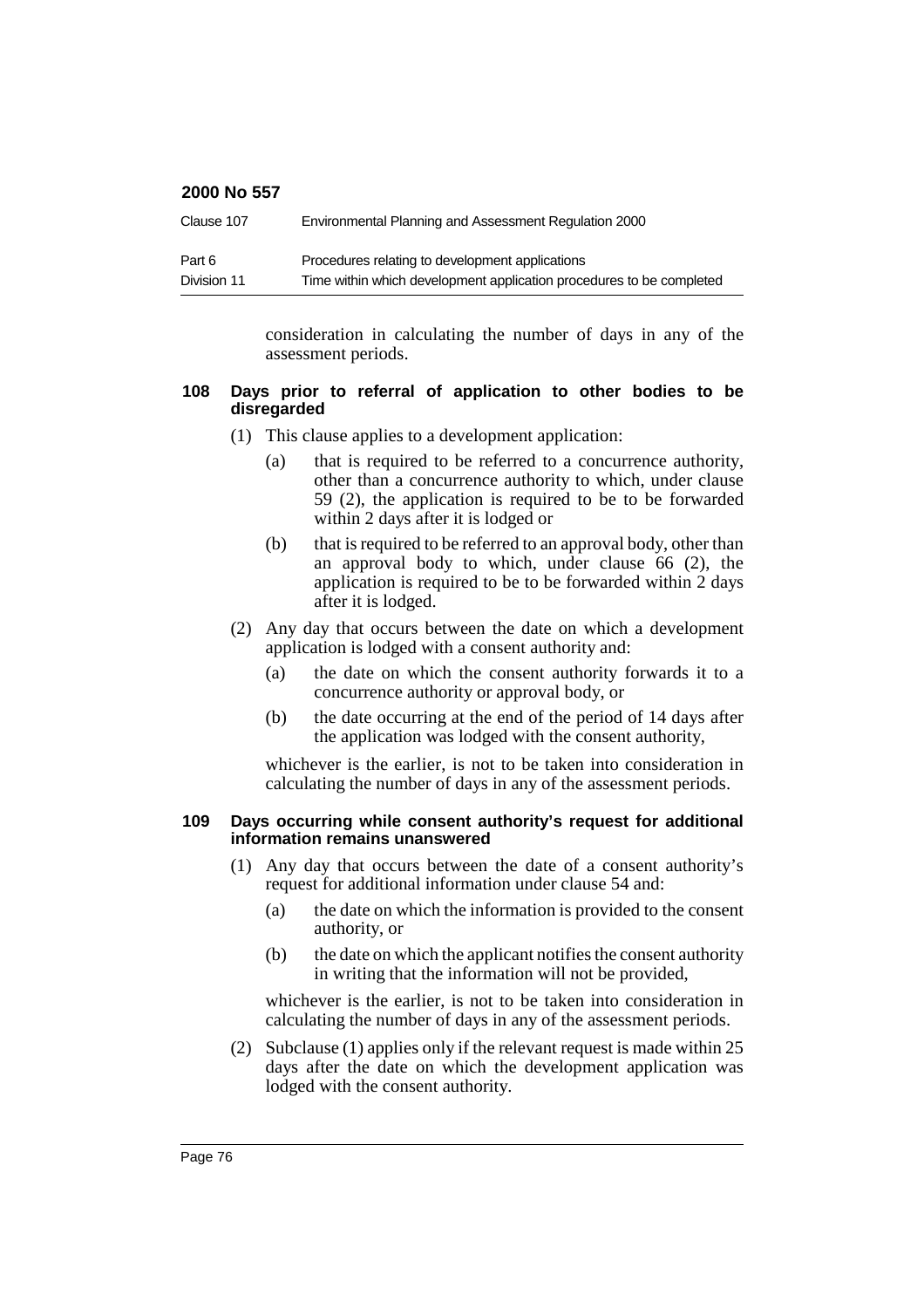consideration in calculating the number of days in any of the assessment periods.

### 108 Days prior to referral of application to other bodies to be disregarded

(1) This clause applies to a development application:

(a) that is required to be referred to a concurrence authority, other than a concurrence authority to which, under clause 59 (2), the application is required to be to be forwarded within 2 days after it is lodged or

(b) that is required to be referred to an approval body, other than an approval body to which, under clause 66 (2), the application is required to be to be forwarded within 2 days after it is lodged.

(2) Any day that occurs between the date on which a development application is lodged with a consent authority and:

(a) the date on which the consent authority forwards it to a concurrence authority or approval body, or

(b) the date occurring at the end of the period of 14 days after the application was lodged with the consent authority,

whichever is the earlier, is not to be taken into consideration in calculating the number of days in any of the assessment periods.

### 109 Days occurring while consent authority's request for additional information remains unanswered

(1) Any day that occurs between the date of a consent authority's request for additional information under clause 54 and:

(a) the date on which the information is provided to the consent authority, or

(b) the date on which the applicant notifies the consent authority in writing that the information will not be provided,

whichever is the earlier, is not to be taken into consideration in calculating the number of days in any of the assessment periods.

(2) Subclause (1) applies only if the relevant request is made within 25 days after the date on which the development application was lodged with the consent authority.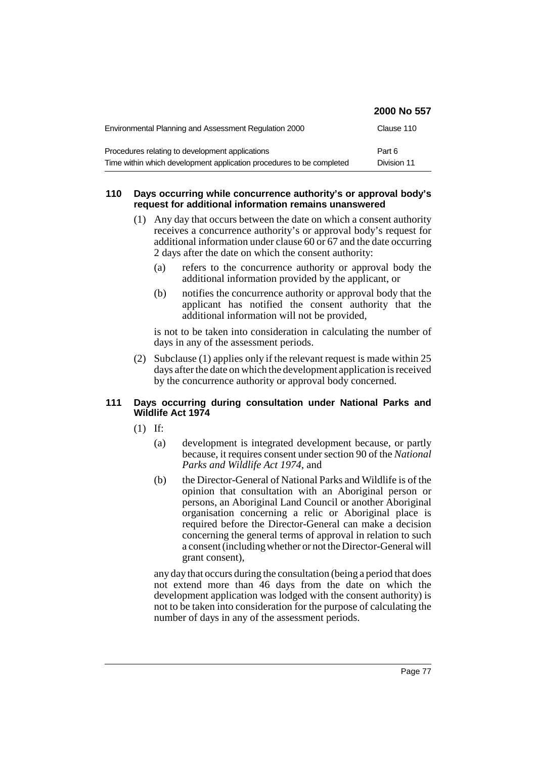### 110 Days occurring while concurrence authority's or approval body's request for additional information remains unanswered

(1) Any day that occurs between the date on which a consent authority receives a concurrence authority's or approval body's request for additional information under clause 60 or 67 and the date occurring 2 days after the date on which the consent authority:

(a) refers to the concurrence authority or approval body the additional information provided by the applicant, or

(b) notifies the concurrence authority or approval body that the applicant has notified the consent authority that the additional information will not be provided,

is not to be taken into consideration in calculating the number of days in any of the assessment periods.

(2) Subclause (1) applies only if the relevant request is made within 25 days after the date on which the development application is received by the concurrence authority or approval body concerned.

### 111 Days occurring during consultation under National Parks and Wildlife Act 1974

(1) If:

(a) development is integrated development because, or partly because, it requires consent under section 90 of the *National Parks and Wildlife Act 1974*, and

(b) the Director-General of National Parks and Wildlife is of the opinion that consultation with an Aboriginal person or persons, an Aboriginal Land Council or another Aboriginal organisation concerning a relic or Aboriginal place is required before the Director-General can make a decision concerning the general terms of approval in relation to such a consent (including whether or not the Director-General will grant consent),

any day that occurs during the consultation (being a period that does not extend more than 46 days from the date on which the development application was lodged with the consent authority) is not to be taken into consideration for the purpose of calculating the number of days in any of the assessment periods.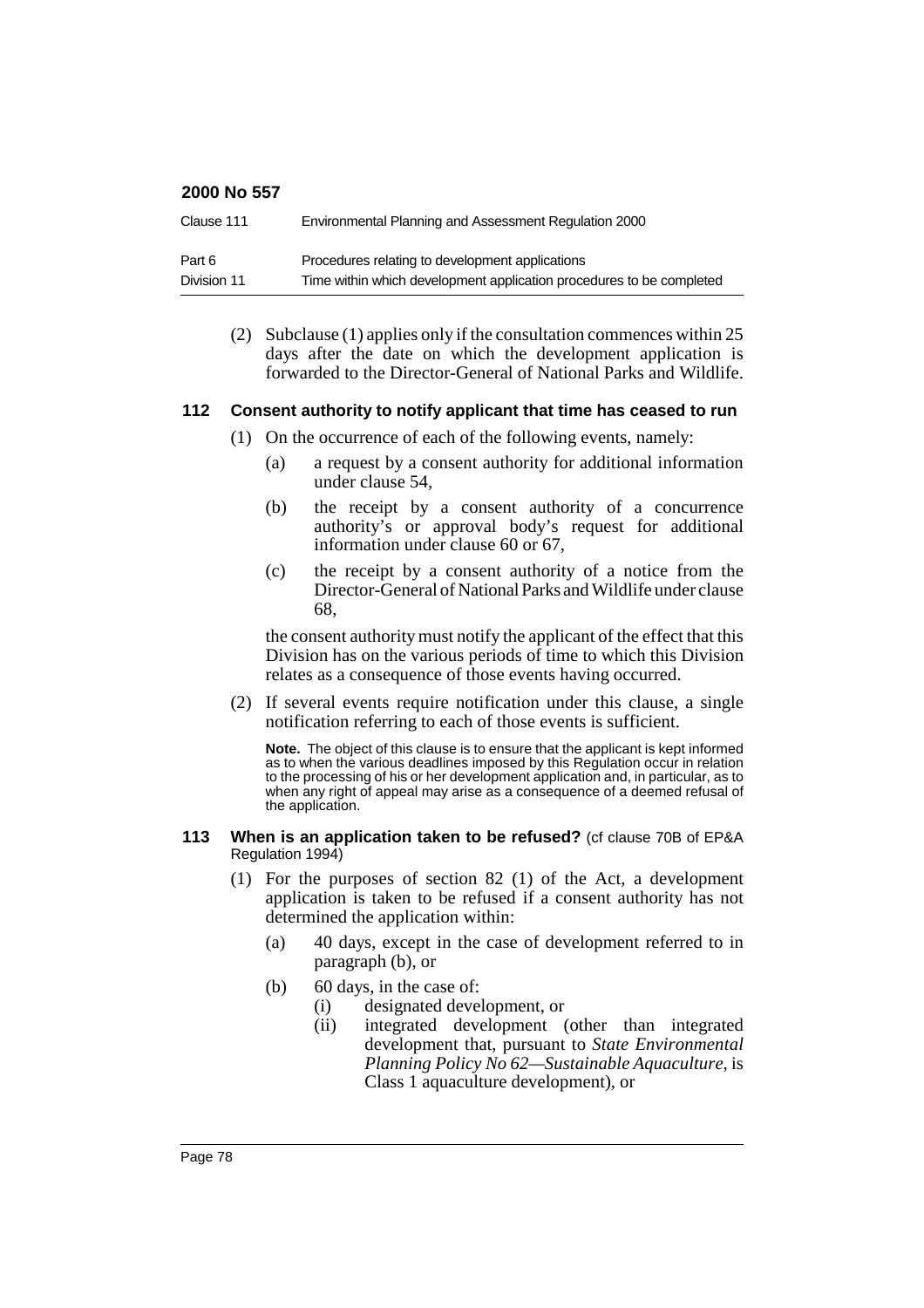(2) Subclause (1) applies only if the consultation commences within 25 days after the date on which the development application is forwarded to the Director-General of National Parks and Wildlife.

### 112 Consent authority to notify applicant that time has ceased to run

(1) On the occurrence of each of the following events, namely:

- (a) a request by a consent authority for additional information under clause 54,
- (b) the receipt by a consent authority of a concurrence authority's or approval body's request for additional information under clause 60 or 67,
- (c) the receipt by a consent authority of a notice from the Director-General of National Parks and Wildlife under clause 68,

the consent authority must notify the applicant of the effect that this Division has on the various periods of time to which this Division relates as a consequence of those events having occurred.

(2) If several events require notification under this clause, a single notification referring to each of those events is sufficient.

**Note.** The object of this clause is to ensure that the applicant is kept informed as to when the various deadlines imposed by this Regulation occur in relation to the processing of his or her development application and, in particular, as to when any right of appeal may arise as a consequence of a deemed refusal of the application.

### 113 When is an application taken to be refused? (cf clause 70B of EP&A Regulation 1994)

(1) For the purposes of section 82 (1) of the Act, a development application is taken to be refused if a consent authority has not determined the application within:

- (a) 40 days, except in the case of development referred to in paragraph (b), or
- (b) 60 days, in the case of:
  - (i) designated development, or
  - (ii) integrated development (other than integrated development that, pursuant to *State Environmental Planning Policy No 62—Sustainable Aquaculture*, is Class 1 aquaculture development), or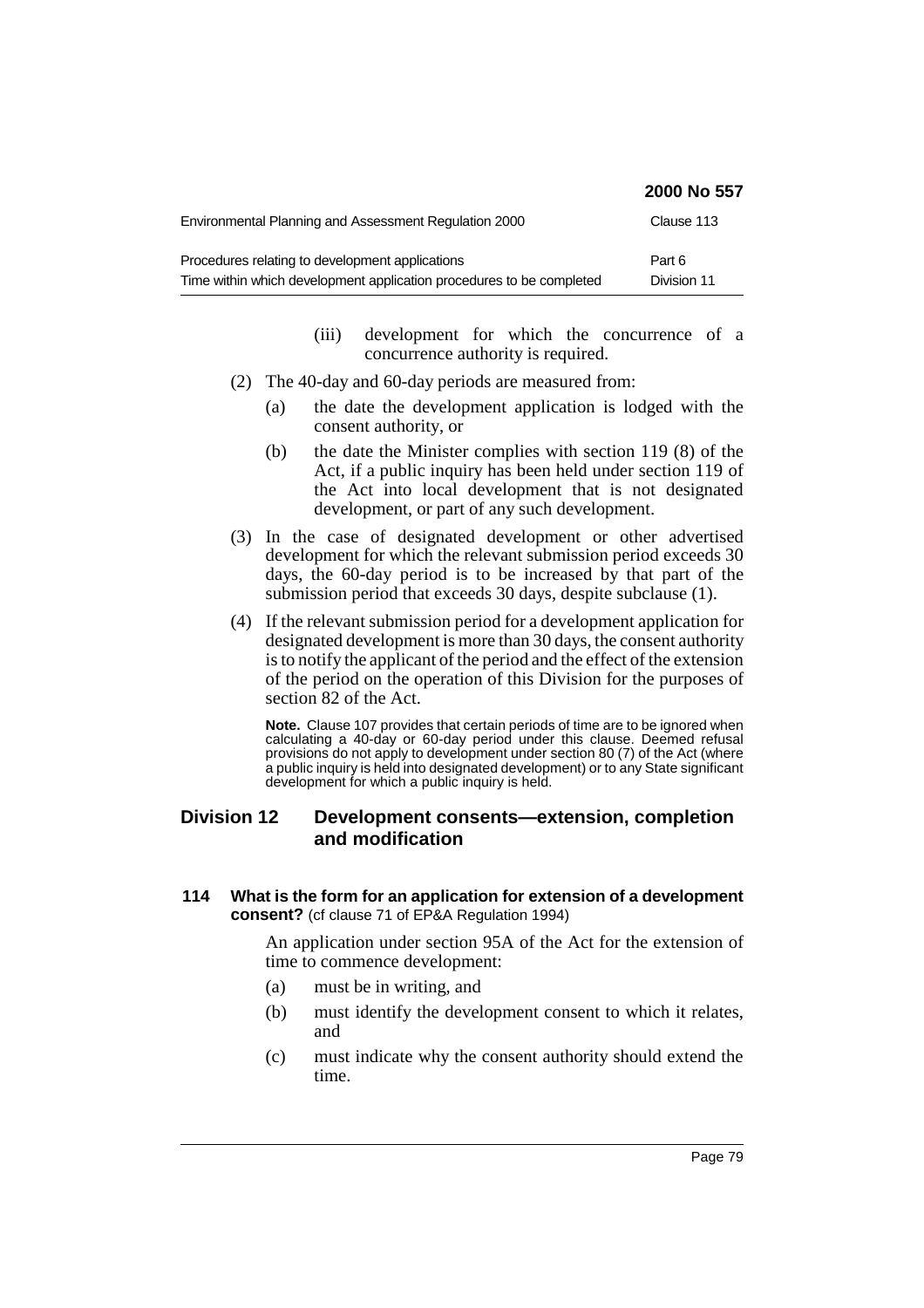(iii) development for which the concurrence of a concurrence authority is required.

(2) The 40-day and 60-day periods are measured from:

(a) the date the development application is lodged with the consent authority, or

(b) the date the Minister complies with section 119 (8) of the Act, if a public inquiry has been held under section 119 of the Act into local development that is not designated development, or part of any such development.

(3) In the case of designated development or other advertised development for which the relevant submission period exceeds 30 days, the 60-day period is to be increased by that part of the submission period that exceeds 30 days, despite subclause (1).

(4) If the relevant submission period for a development application for designated development is more than 30 days, the consent authority is to notify the applicant of the period and the effect of the extension of the period on the operation of this Division for the purposes of section 82 of the Act.

**Note.** Clause 107 provides that certain periods of time are to be ignored when calculating a 40-day or 60-day period under this clause. Deemed refusal provisions do not apply to development under section 80 (7) of the Act (where a public inquiry is held into designated development) or to any State significant development for which a public inquiry is held.

## Division 12 Development consents—extension, completion and modification

### 114 What is the form for an application for extension of a development consent? (cf clause 71 of EP&A Regulation 1994)

An application under section 95A of the Act for the extension of time to commence development:

(a) must be in writing, and

(b) must identify the development consent to which it relates, and

(c) must indicate why the consent authority should extend the time.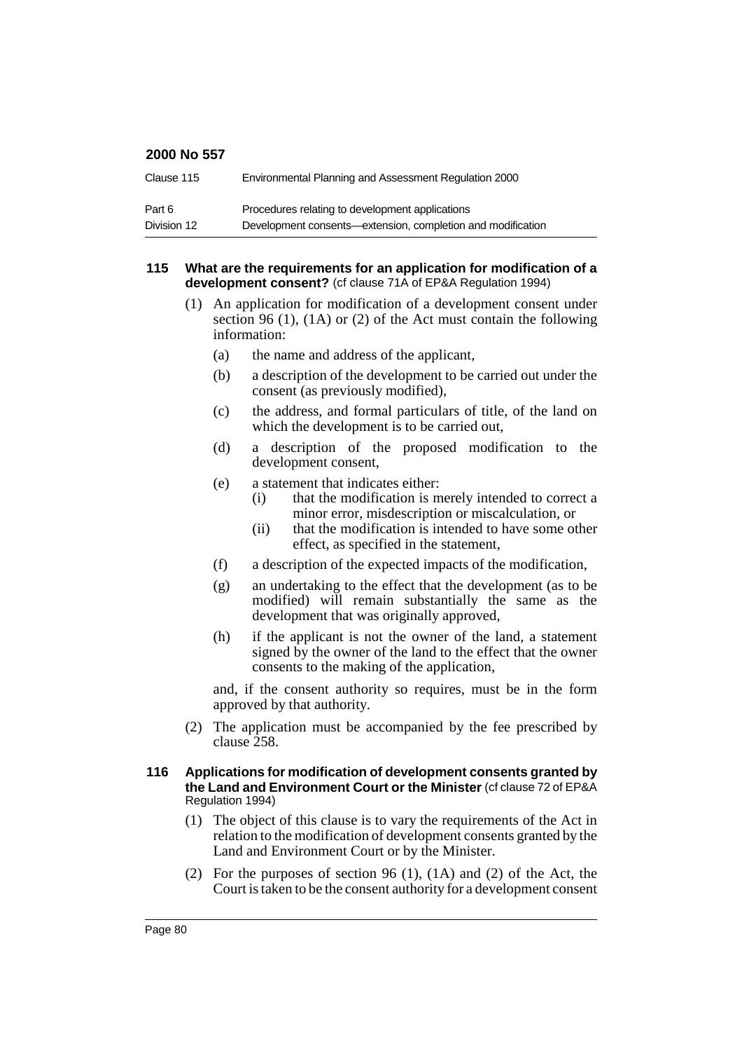### 115 What are the requirements for an application for modification of a development consent? (cf clause 71A of EP&A Regulation 1994)

(1) An application for modification of a development consent under section 96 (1), (1A) or (2) of the Act must contain the following information:

- (a) the name and address of the applicant,
- (b) a description of the development to be carried out under the consent (as previously modified),
- (c) the address, and formal particulars of title, of the land on which the development is to be carried out,
- (d) a description of the proposed modification to the development consent,
- (e) a statement that indicates either:
  - (i) that the modification is merely intended to correct a minor error, misdescription or miscalculation, or
  - (ii) that the modification is intended to have some other effect, as specified in the statement,
- (f) a description of the expected impacts of the modification,
- (g) an undertaking to the effect that the development (as to be modified) will remain substantially the same as the development that was originally approved,
- (h) if the applicant is not the owner of the land, a statement signed by the owner of the land to the effect that the owner consents to the making of the application,

and, if the consent authority so requires, must be in the form approved by that authority.

(2) The application must be accompanied by the fee prescribed by clause 258.

### 116 Applications for modification of development consents granted by the Land and Environment Court or the Minister (cf clause 72 of EP&A Regulation 1994)

(1) The object of this clause is to vary the requirements of the Act in relation to the modification of development consents granted by the Land and Environment Court or by the Minister.

(2) For the purposes of section 96 (1), (1A) and (2) of the Act, the Court is taken to be the consent authority for a development consent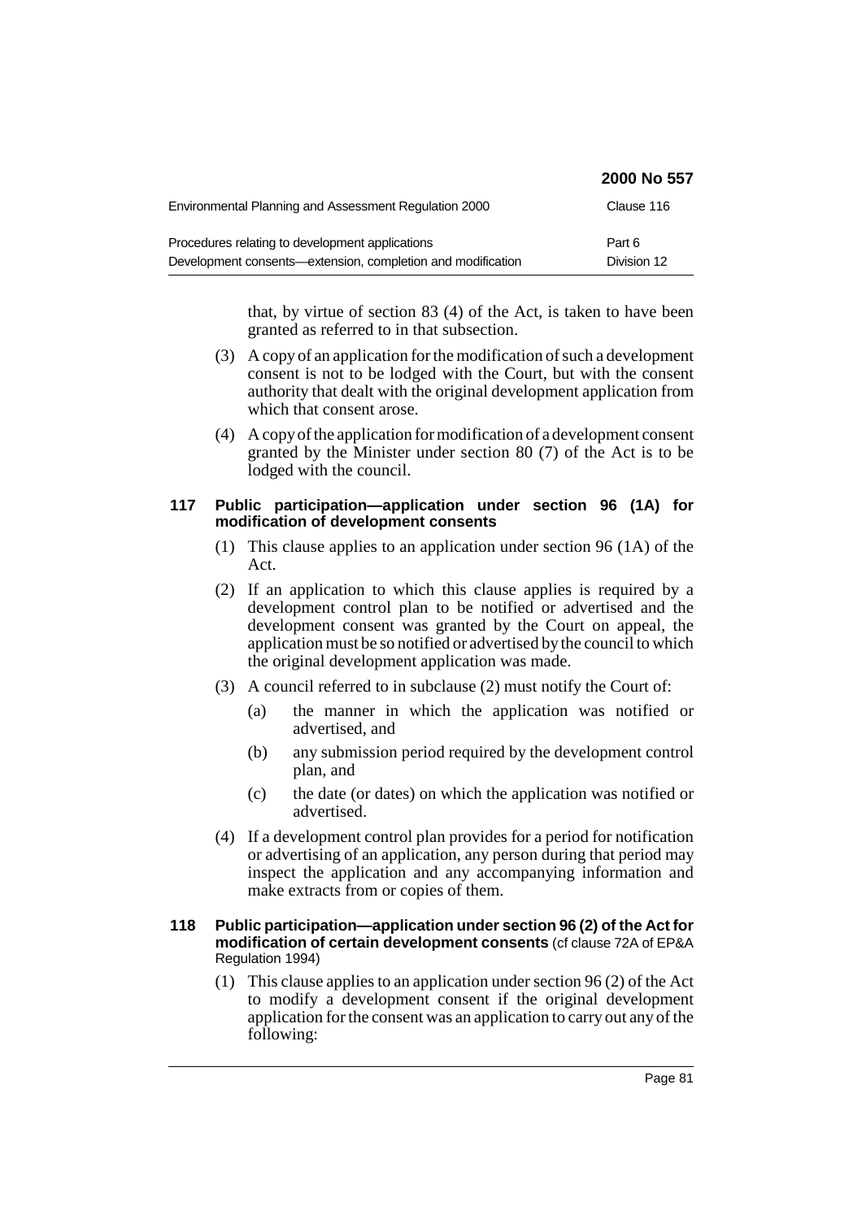that, by virtue of section 83 (4) of the Act, is taken to have been granted as referred to in that subsection.

(3) A copy of an application for the modification of such a development consent is not to be lodged with the Court, but with the consent authority that dealt with the original development application from which that consent arose.

(4) A copy of the application for modification of a development consent granted by the Minister under section 80 (7) of the Act is to be lodged with the council.

### 117 Public participation—application under section 96 (1A) for modification of development consents

(1) This clause applies to an application under section 96 (1A) of the Act.

(2) If an application to which this clause applies is required by a development control plan to be notified or advertised and the development consent was granted by the Court on appeal, the application must be so notified or advertised by the council to which the original development application was made.

(3) A council referred to in subclause (2) must notify the Court of:

- (a) the manner in which the application was notified or advertised, and
- (b) any submission period required by the development control plan, and
- (c) the date (or dates) on which the application was notified or advertised.

(4) If a development control plan provides for a period for notification or advertising of an application, any person during that period may inspect the application and any accompanying information and make extracts from or copies of them.

### 118 Public participation—application under section 96 (2) of the Act for modification of certain development consents (cf clause 72A of EP&A Regulation 1994)

(1) This clause applies to an application under section 96 (2) of the Act to modify a development consent if the original development application for the consent was an application to carry out any of the following: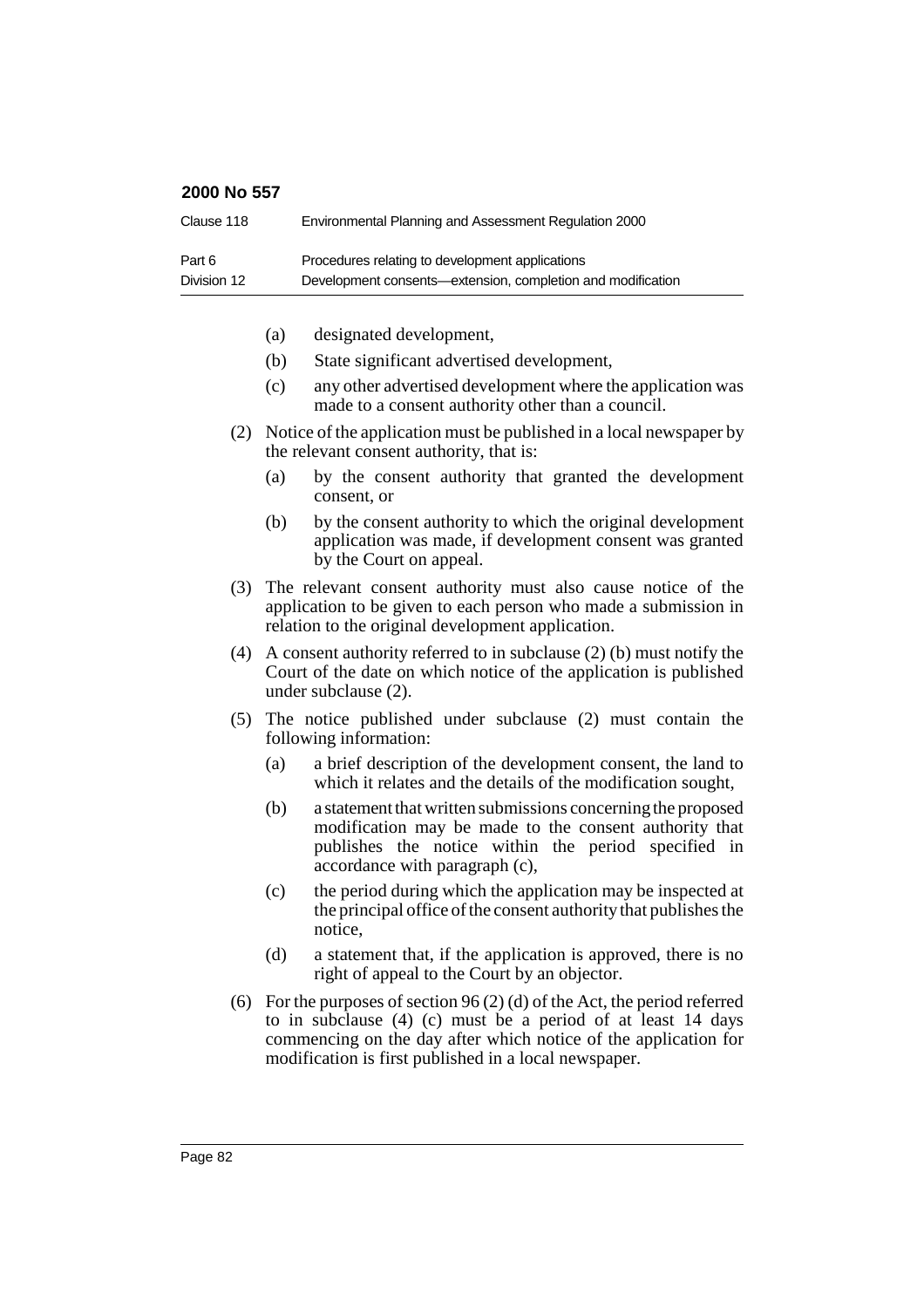(a) designated development,

(b) State significant advertised development,

(c) any other advertised development where the application was made to a consent authority other than a council.

(2) Notice of the application must be published in a local newspaper by the relevant consent authority, that is:

(a) by the consent authority that granted the development consent, or

(b) by the consent authority to which the original development application was made, if development consent was granted by the Court on appeal.

(3) The relevant consent authority must also cause notice of the application to be given to each person who made a submission in relation to the original development application.

(4) A consent authority referred to in subclause (2) (b) must notify the Court of the date on which notice of the application is published under subclause (2).

(5) The notice published under subclause (2) must contain the following information:

(a) a brief description of the development consent, the land to which it relates and the details of the modification sought,

(b) a statement that written submissions concerning the proposed modification may be made to the consent authority that publishes the notice within the period specified in accordance with paragraph (c),

(c) the period during which the application may be inspected at the principal office of the consent authority that publishes the notice,

(d) a statement that, if the application is approved, there is no right of appeal to the Court by an objector.

(6) For the purposes of section 96 (2) (d) of the Act, the period referred to in subclause (4) (c) must be a period of at least 14 days commencing on the day after which notice of the application for modification is first published in a local newspaper.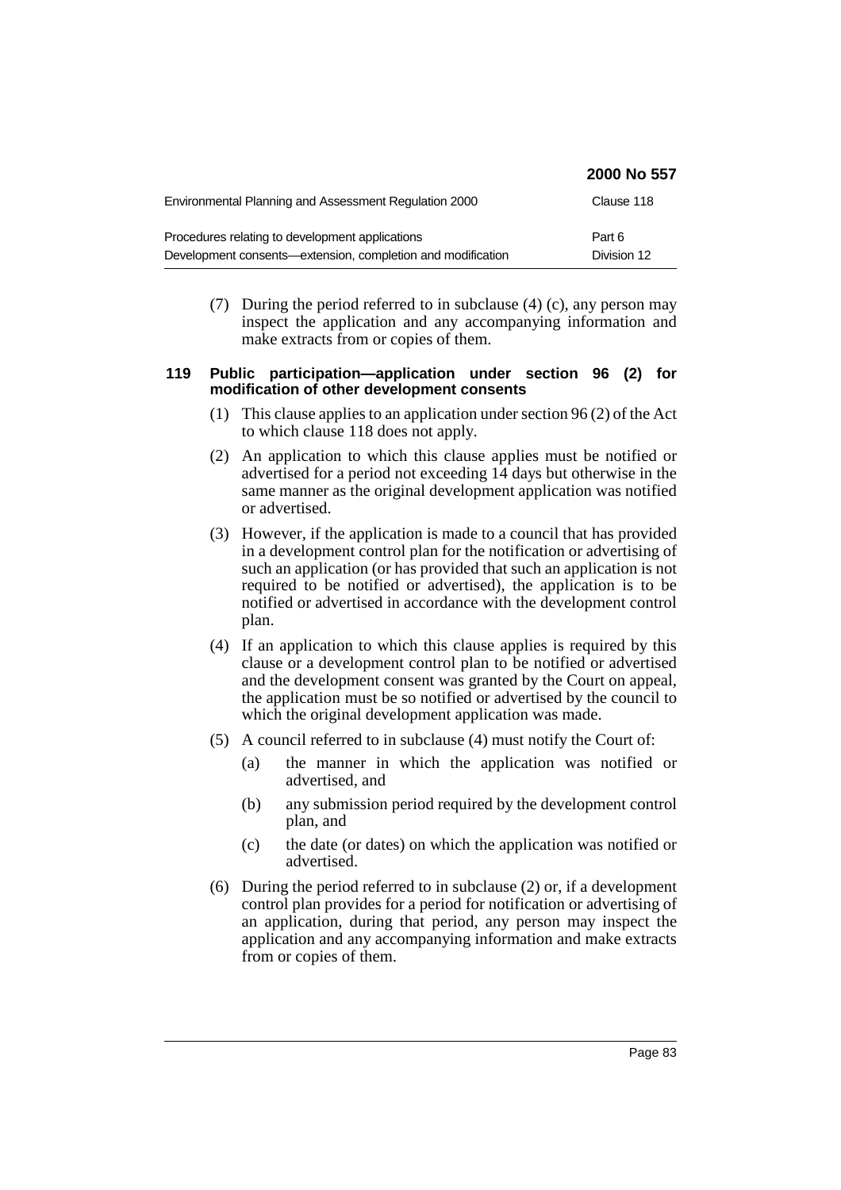(7) During the period referred to in subclause (4) (c), any person may inspect the application and any accompanying information and make extracts from or copies of them.

### 119 Public participation—application under section 96 (2) for modification of other development consents

(1) This clause applies to an application under section 96 (2) of the Act to which clause 118 does not apply.

(2) An application to which this clause applies must be notified or advertised for a period not exceeding 14 days but otherwise in the same manner as the original development application was notified or advertised.

(3) However, if the application is made to a council that has provided in a development control plan for the notification or advertising of such an application (or has provided that such an application is not required to be notified or advertised), the application is to be notified or advertised in accordance with the development control plan.

(4) If an application to which this clause applies is required by this clause or a development control plan to be notified or advertised and the development consent was granted by the Court on appeal, the application must be so notified or advertised by the council to which the original development application was made.

(5) A council referred to in subclause (4) must notify the Court of:

- (a) the manner in which the application was notified or advertised, and
- (b) any submission period required by the development control plan, and
- (c) the date (or dates) on which the application was notified or advertised.

(6) During the period referred to in subclause (2) or, if a development control plan provides for a period for notification or advertising of an application, during that period, any person may inspect the application and any accompanying information and make extracts from or copies of them.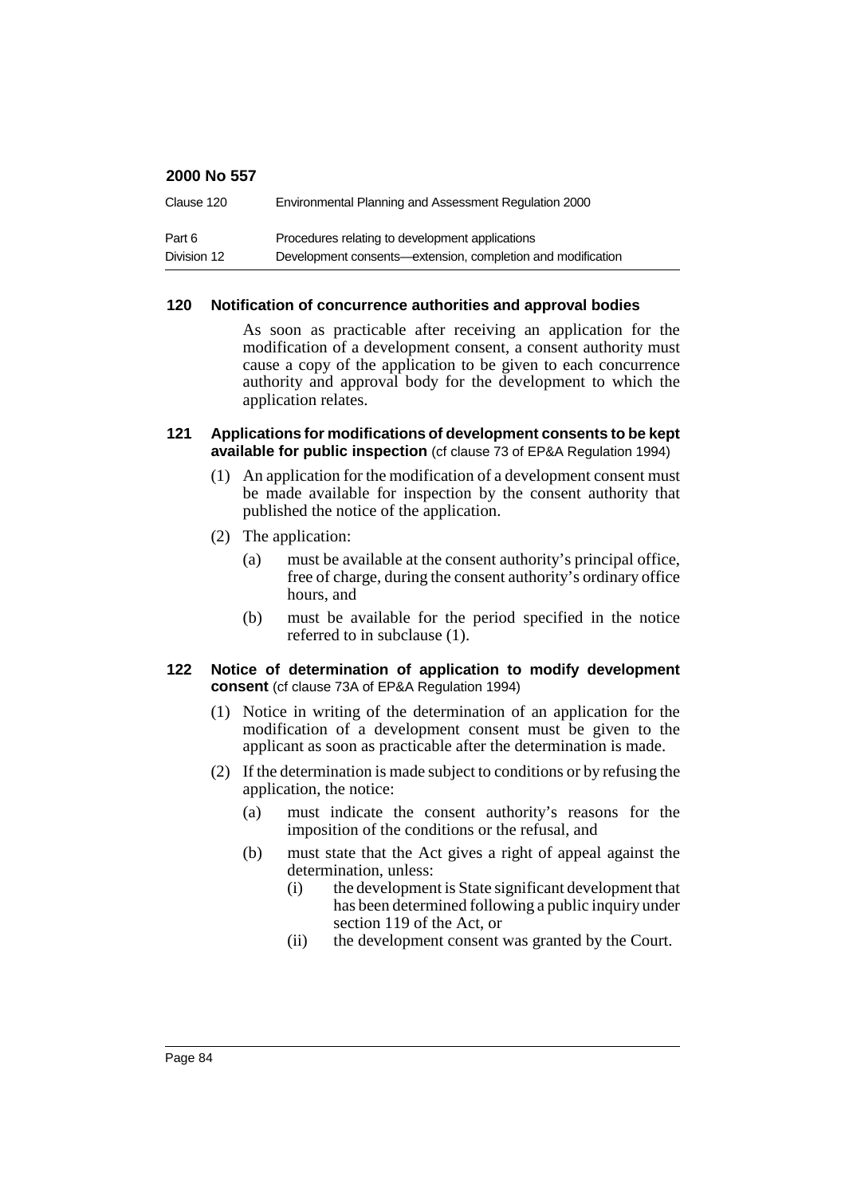### 120 Notification of concurrence authorities and approval bodies

As soon as practicable after receiving an application for the modification of a development consent, a consent authority must cause a copy of the application to be given to each concurrence authority and approval body for the development to which the application relates.

### 121 Applications for modifications of development consents to be kept available for public inspection (cf clause 73 of EP&A Regulation 1994)

(1) An application for the modification of a development consent must be made available for inspection by the consent authority that published the notice of the application.

(2) The application:

- (a) must be available at the consent authority's principal office, free of charge, during the consent authority's ordinary office hours, and
- (b) must be available for the period specified in the notice referred to in subclause (1).

### 122 Notice of determination of application to modify development consent (cf clause 73A of EP&A Regulation 1994)

(1) Notice in writing of the determination of an application for the modification of a development consent must be given to the applicant as soon as practicable after the determination is made.

(2) If the determination is made subject to conditions or by refusing the application, the notice:

- (a) must indicate the consent authority's reasons for the imposition of the conditions or the refusal, and
- (b) must state that the Act gives a right of appeal against the determination, unless:
  - (i) the development is State significant development that has been determined following a public inquiry under section 119 of the Act, or
  - (ii) the development consent was granted by the Court.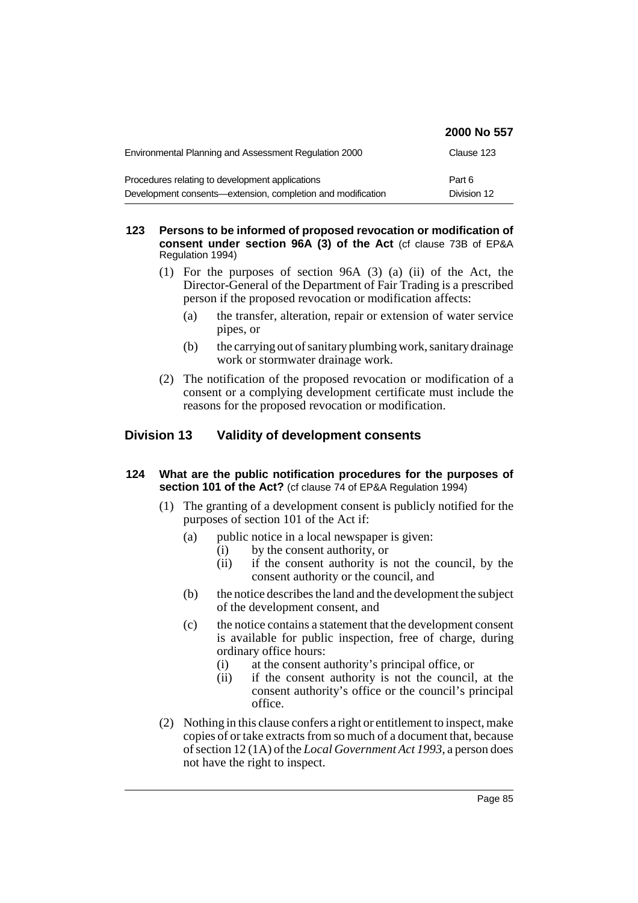#### 123 Persons to be informed of proposed revocation or modification of consent under section 96A (3) of the Act (cf clause 73B of EP&A Regulation 1994)

(1) For the purposes of section 96A (3) (a) (ii) of the Act, the Director-General of the Department of Fair Trading is a prescribed person if the proposed revocation or modification affects:

- (a) the transfer, alteration, repair or extension of water service pipes, or
- (b) the carrying out of sanitary plumbing work, sanitary drainage work or stormwater drainage work.

(2) The notification of the proposed revocation or modification of a consent or a complying development certificate must include the reasons for the proposed revocation or modification.

### Division 13 Validity of development consents

#### 124 What are the public notification procedures for the purposes of section 101 of the Act? (cf clause 74 of EP&A Regulation 1994)

(1) The granting of a development consent is publicly notified for the purposes of section 101 of the Act if:

- (a) public notice in a local newspaper is given:
  - (i) by the consent authority, or
  - (ii) if the consent authority is not the council, by the consent authority or the council, and
- (b) the notice describes the land and the development the subject of the development consent, and
- (c) the notice contains a statement that the development consent is available for public inspection, free of charge, during ordinary office hours:
  - (i) at the consent authority's principal office, or
  - (ii) if the consent authority is not the council, at the consent authority's office or the council's principal office.

(2) Nothing in this clause confers a right or entitlement to inspect, make copies of or take extracts from so much of a document that, because of section 12 (1A) of the *Local Government Act 1993*, a person does not have the right to inspect.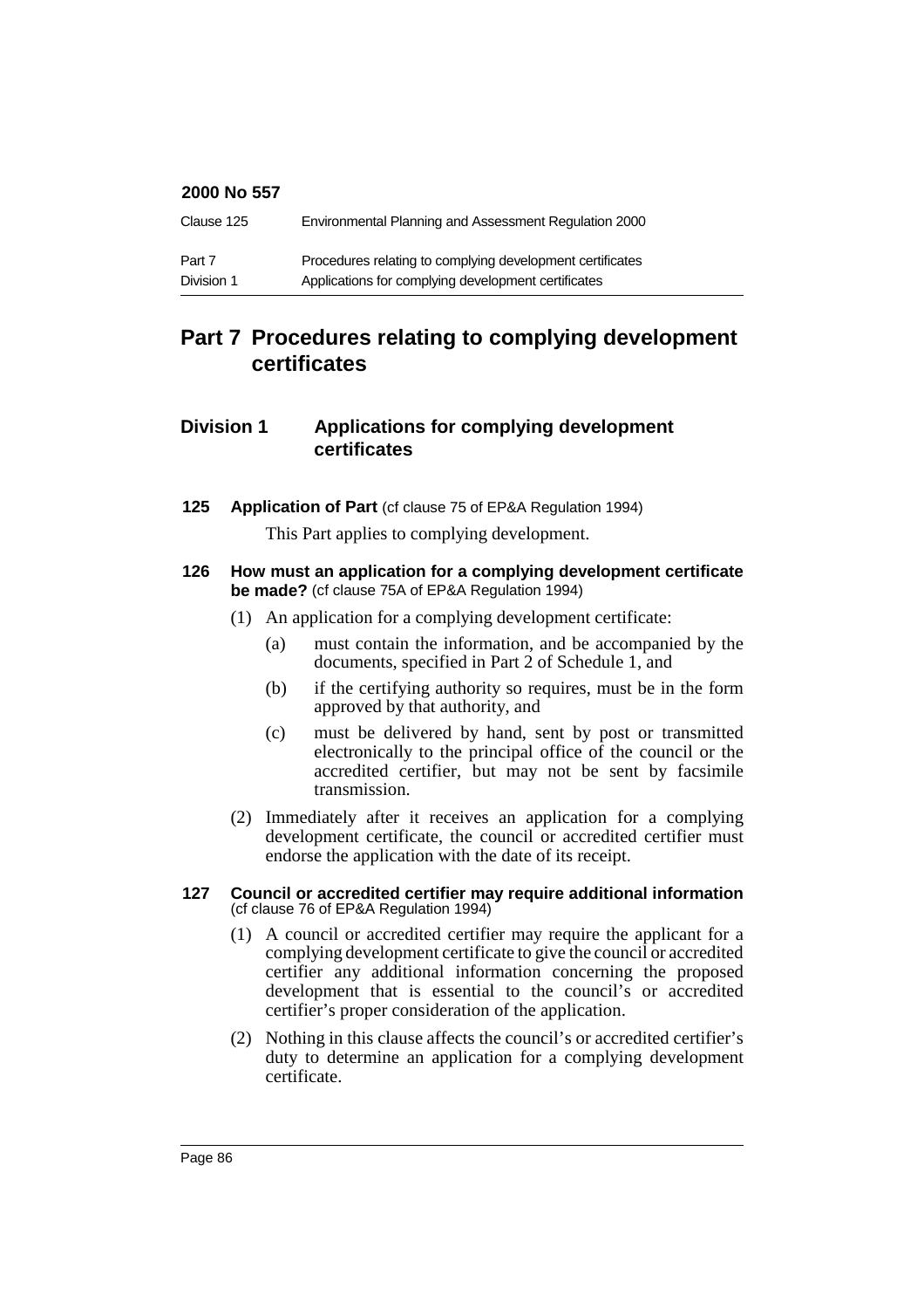# Part 7 Procedures relating to complying development certificates

## Division 1 Applications for complying development certificates

### 125 Application of Part (cf clause 75 of EP&A Regulation 1994)

This Part applies to complying development.

### 126 How must an application for a complying development certificate be made? (cf clause 75A of EP&A Regulation 1994)

(1) An application for a complying development certificate:

- (a) must contain the information, and be accompanied by the documents, specified in Part 2 of Schedule 1, and
- (b) if the certifying authority so requires, must be in the form approved by that authority, and
- (c) must be delivered by hand, sent by post or transmitted electronically to the principal office of the council or the accredited certifier, but may not be sent by facsimile transmission.

(2) Immediately after it receives an application for a complying development certificate, the council or accredited certifier must endorse the application with the date of its receipt.

### 127 Council or accredited certifier may require additional information (cf clause 76 of EP&A Regulation 1994)

(1) A council or accredited certifier may require the applicant for a complying development certificate to give the council or accredited certifier any additional information concerning the proposed development that is essential to the council's or accredited certifier's proper consideration of the application.

(2) Nothing in this clause affects the council's or accredited certifier's duty to determine an application for a complying development certificate.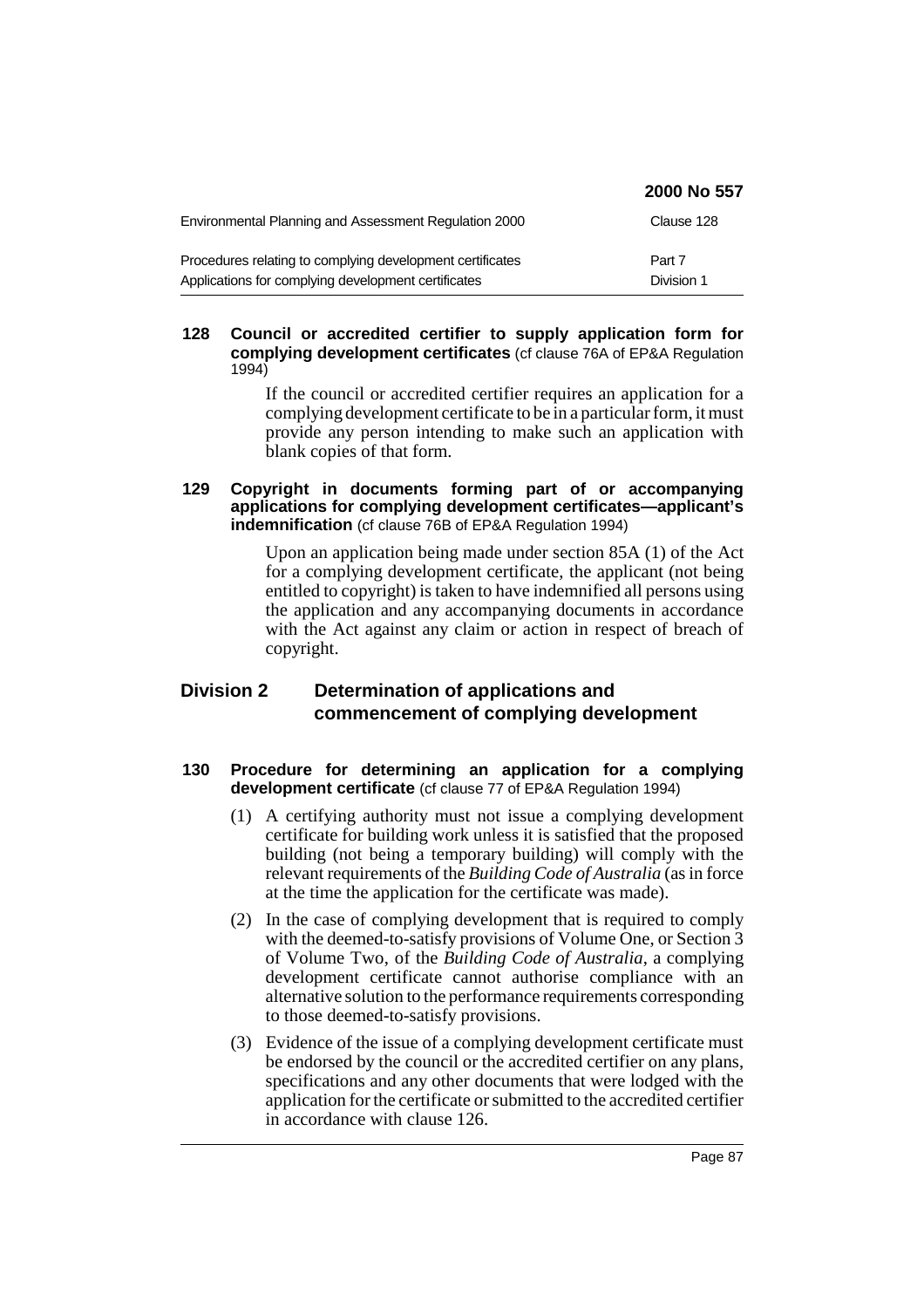#### 128 Council or accredited certifier to supply application form for complying development certificates (cf clause 76A of EP&A Regulation 1994)

If the council or accredited certifier requires an application for a complying development certificate to be in a particular form, it must provide any person intending to make such an application with blank copies of that form.

#### 129 Copyright in documents forming part of or accompanying applications for complying development certificates—applicant's indemnification (cf clause 76B of EP&A Regulation 1994)

Upon an application being made under section 85A (1) of the Act for a complying development certificate, the applicant (not being entitled to copyright) is taken to have indemnified all persons using the application and any accompanying documents in accordance with the Act against any claim or action in respect of breach of copyright.

### Division 2 Determination of applications and commencement of complying development

#### 130 Procedure for determining an application for a complying development certificate (cf clause 77 of EP&A Regulation 1994)

(1) A certifying authority must not issue a complying development certificate for building work unless it is satisfied that the proposed building (not being a temporary building) will comply with the relevant requirements of the *Building Code of Australia* (as in force at the time the application for the certificate was made).

(2) In the case of complying development that is required to comply with the deemed-to-satisfy provisions of Volume One, or Section 3 of Volume Two, of the *Building Code of Australia*, a complying development certificate cannot authorise compliance with an alternative solution to the performance requirements corresponding to those deemed-to-satisfy provisions.

(3) Evidence of the issue of a complying development certificate must be endorsed by the council or the accredited certifier on any plans, specifications and any other documents that were lodged with the application for the certificate or submitted to the accredited certifier in accordance with clause 126.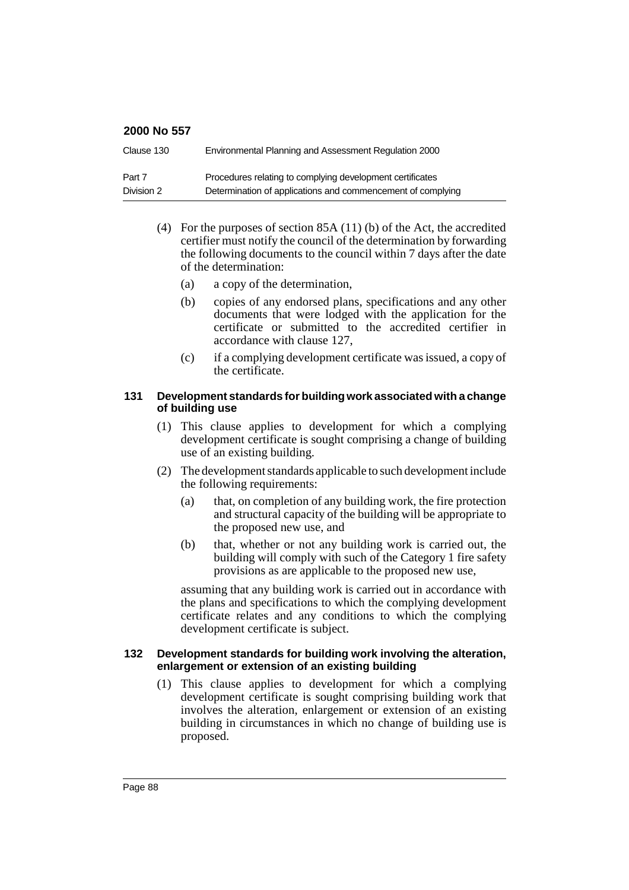(4) For the purposes of section 85A (11) (b) of the Act, the accredited certifier must notify the council of the determination by forwarding the following documents to the council within 7 days after the date of the determination:

- (a) a copy of the determination,
- (b) copies of any endorsed plans, specifications and any other documents that were lodged with the application for the certificate or submitted to the accredited certifier in accordance with clause 127,
- (c) if a complying development certificate was issued, a copy of the certificate.

### 131 Development standards for building work associated with a change of building use

(1) This clause applies to development for which a complying development certificate is sought comprising a change of building use of an existing building.

(2) The development standards applicable to such development include the following requirements:

- (a) that, on completion of any building work, the fire protection and structural capacity of the building will be appropriate to the proposed new use, and
- (b) that, whether or not any building work is carried out, the building will comply with such of the Category 1 fire safety provisions as are applicable to the proposed new use,

assuming that any building work is carried out in accordance with the plans and specifications to which the complying development certificate relates and any conditions to which the complying development certificate is subject.

### 132 Development standards for building work involving the alteration, enlargement or extension of an existing building

(1) This clause applies to development for which a complying development certificate is sought comprising building work that involves the alteration, enlargement or extension of an existing building in circumstances in which no change of building use is proposed.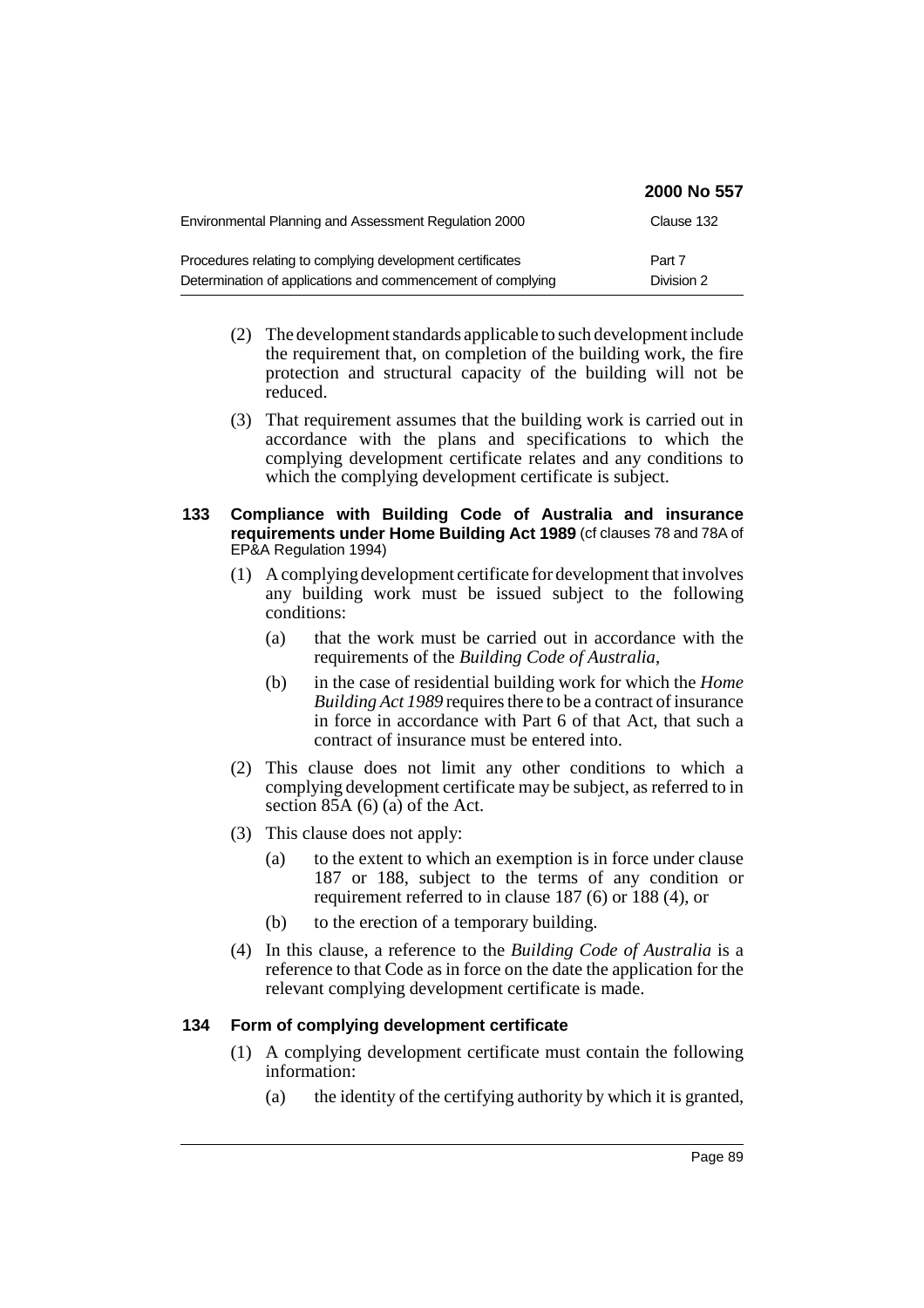(2) The development standards applicable to such development include the requirement that, on completion of the building work, the fire protection and structural capacity of the building will not be reduced.

(3) That requirement assumes that the building work is carried out in accordance with the plans and specifications to which the complying development certificate relates and any conditions to which the complying development certificate is subject.

### 133 Compliance with Building Code of Australia and insurance requirements under Home Building Act 1989 (cf clauses 78 and 78A of EP&A Regulation 1994)

(1) A complying development certificate for development that involves any building work must be issued subject to the following conditions:

(a) that the work must be carried out in accordance with the requirements of the *Building Code of Australia*,

(b) in the case of residential building work for which the *Home Building Act 1989* requires there to be a contract of insurance in force in accordance with Part 6 of that Act, that such a contract of insurance must be entered into.

(2) This clause does not limit any other conditions to which a complying development certificate may be subject, as referred to in section 85A (6) (a) of the Act.

(3) This clause does not apply:

(a) to the extent to which an exemption is in force under clause 187 or 188, subject to the terms of any condition or requirement referred to in clause 187 (6) or 188 (4), or

(b) to the erection of a temporary building.

(4) In this clause, a reference to the *Building Code of Australia* is a reference to that Code as in force on the date the application for the relevant complying development certificate is made.

### 134 Form of complying development certificate

(1) A complying development certificate must contain the following information:

(a) the identity of the certifying authority by which it is granted,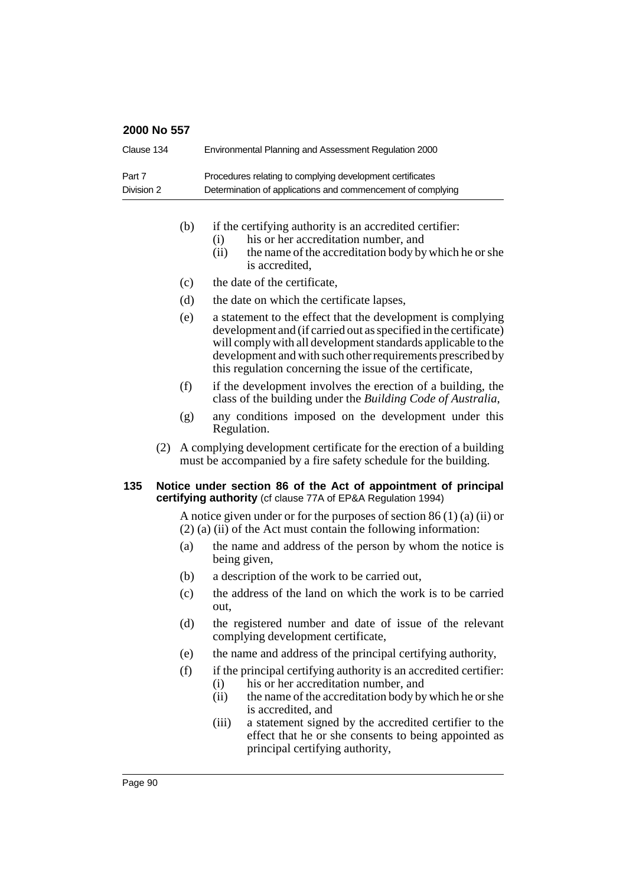(b) if the certifying authority is an accredited certifier:

  (i) his or her accreditation number, and

  (ii) the name of the accreditation body by which he or she is accredited,

(c) the date of the certificate,

(d) the date on which the certificate lapses,

(e) a statement to the effect that the development is complying development and (if carried out as specified in the certificate) will comply with all development standards applicable to the development and with such other requirements prescribed by this regulation concerning the issue of the certificate,

(f) if the development involves the erection of a building, the class of the building under the *Building Code of Australia*,

(g) any conditions imposed on the development under this Regulation.

(2) A complying development certificate for the erection of a building must be accompanied by a fire safety schedule for the building.

**135 Notice under section 86 of the Act of appointment of principal certifying authority** (cf clause 77A of EP&A Regulation 1994)

A notice given under or for the purposes of section 86 (1) (a) (ii) or (2) (a) (ii) of the Act must contain the following information:

(a) the name and address of the person by whom the notice is being given,

(b) a description of the work to be carried out,

(c) the address of the land on which the work is to be carried out,

(d) the registered number and date of issue of the relevant complying development certificate,

(e) the name and address of the principal certifying authority,

(f) if the principal certifying authority is an accredited certifier:

  (i) his or her accreditation number, and

  (ii) the name of the accreditation body by which he or she is accredited, and

  (iii) a statement signed by the accredited certifier to the effect that he or she consents to being appointed as principal certifying authority,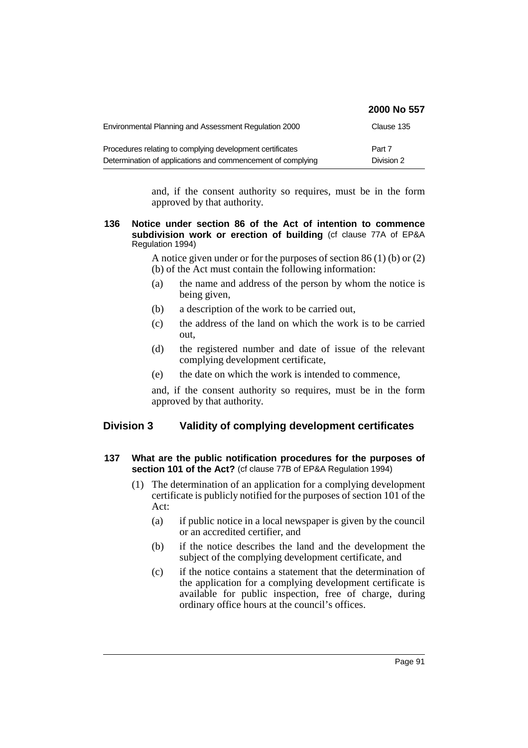and, if the consent authority so requires, must be in the form approved by that authority.

**136 Notice under section 86 of the Act of intention to commence subdivision work or erection of building** (cf clause 77A of EP&A Regulation 1994)

A notice given under or for the purposes of section 86 (1) (b) or (2) (b) of the Act must contain the following information:

(a) the name and address of the person by whom the notice is being given,

(b) a description of the work to be carried out,

(c) the address of the land on which the work is to be carried out,

(d) the registered number and date of issue of the relevant complying development certificate,

(e) the date on which the work is intended to commence,

and, if the consent authority so requires, must be in the form approved by that authority.

## Division 3 Validity of complying development certificates

**137 What are the public notification procedures for the purposes of section 101 of the Act?** (cf clause 77B of EP&A Regulation 1994)

(1) The determination of an application for a complying development certificate is publicly notified for the purposes of section 101 of the Act:

(a) if public notice in a local newspaper is given by the council or an accredited certifier, and

(b) if the notice describes the land and the development the subject of the complying development certificate, and

(c) if the notice contains a statement that the determination of the application for a complying development certificate is available for public inspection, free of charge, during ordinary office hours at the council's offices.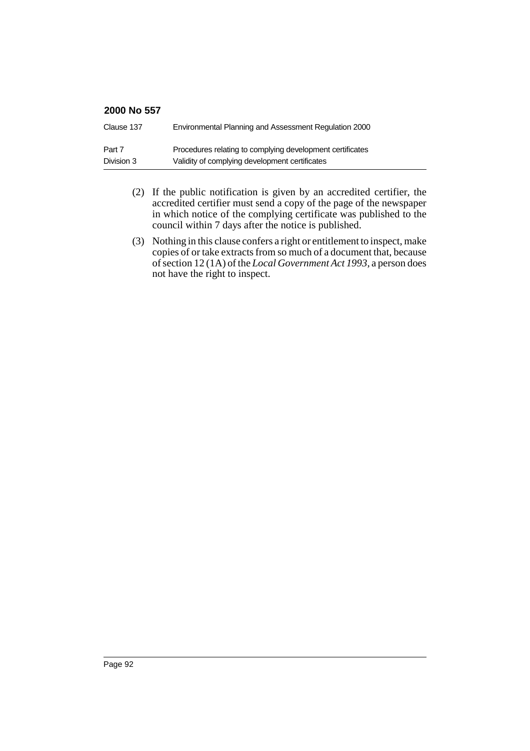(2) If the public notification is given by an accredited certifier, the accredited certifier must send a copy of the page of the newspaper in which notice of the complying certificate was published to the council within 7 days after the notice is published.

(3) Nothing in this clause confers a right or entitlement to inspect, make copies of or take extracts from so much of a document that, because of section 12 (1A) of the *Local Government Act 1993*, a person does not have the right to inspect.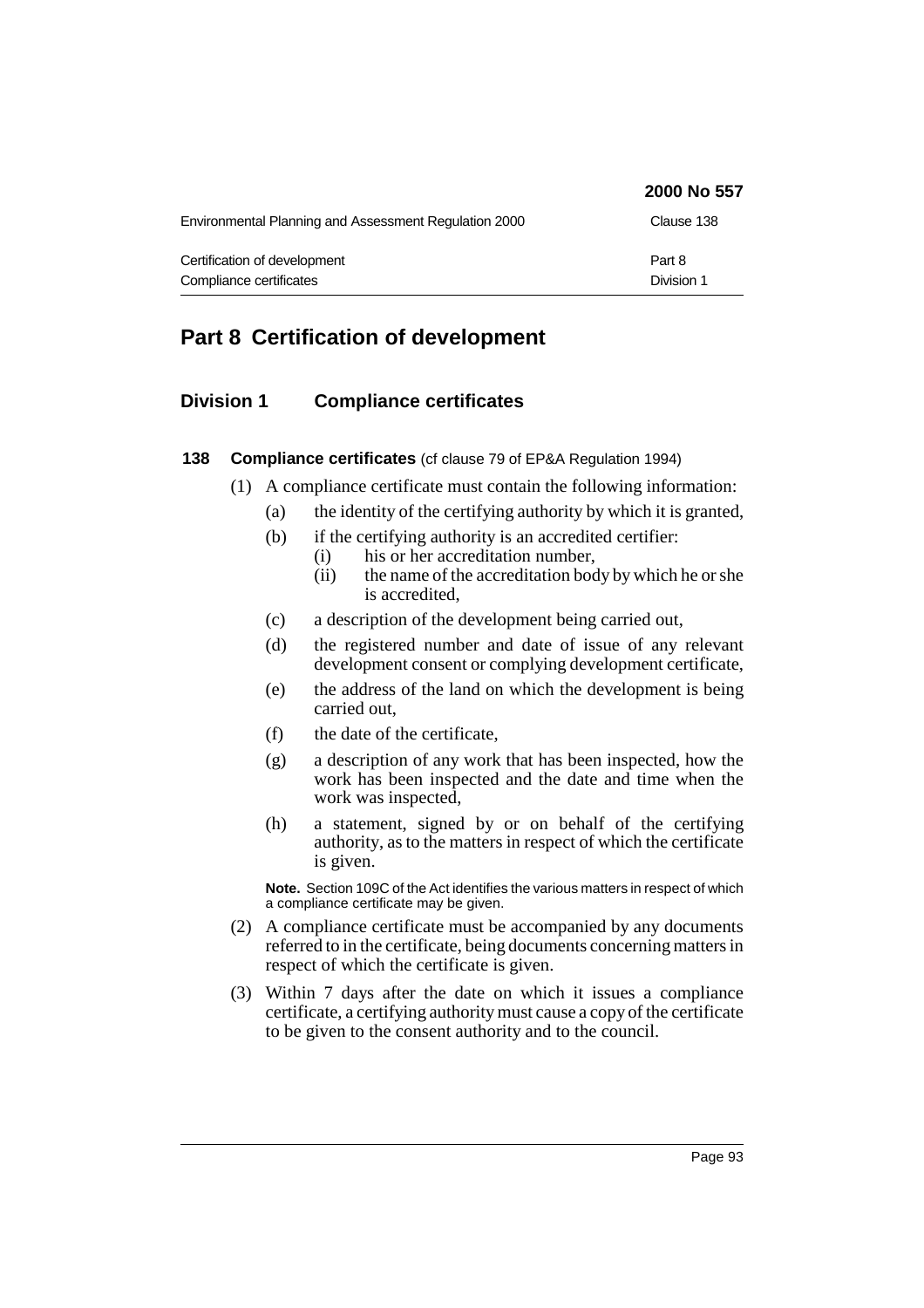# Part 8 Certification of development

## Division 1 Compliance certificates

### 138 Compliance certificates (cf clause 79 of EP&A Regulation 1994)

(1) A compliance certificate must contain the following information:

- (a) the identity of the certifying authority by which it is granted,
- (b) if the certifying authority is an accredited certifier:
  - (i) his or her accreditation number,
  - (ii) the name of the accreditation body by which he or she is accredited,
- (c) a description of the development being carried out,
- (d) the registered number and date of issue of any relevant development consent or complying development certificate,
- (e) the address of the land on which the development is being carried out,
- (f) the date of the certificate,
- (g) a description of any work that has been inspected, how the work has been inspected and the date and time when the work was inspected,
- (h) a statement, signed by or on behalf of the certifying authority, as to the matters in respect of which the certificate is given.

**Note.** Section 109C of the Act identifies the various matters in respect of which a compliance certificate may be given.

(2) A compliance certificate must be accompanied by any documents referred to in the certificate, being documents concerning matters in respect of which the certificate is given.

(3) Within 7 days after the date on which it issues a compliance certificate, a certifying authority must cause a copy of the certificate to be given to the consent authority and to the council.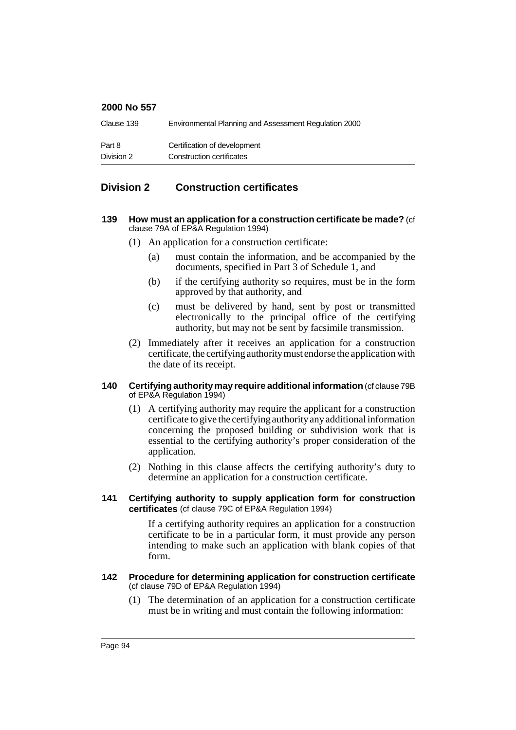## Division 2 Construction certificates

### 139 How must an application for a construction certificate be made? (cf clause 79A of EP&A Regulation 1994)

(1) An application for a construction certificate:

- (a) must contain the information, and be accompanied by the documents, specified in Part 3 of Schedule 1, and
- (b) if the certifying authority so requires, must be in the form approved by that authority, and
- (c) must be delivered by hand, sent by post or transmitted electronically to the principal office of the certifying authority, but may not be sent by facsimile transmission.

(2) Immediately after it receives an application for a construction certificate, the certifying authority must endorse the application with the date of its receipt.

### 140 Certifying authority may require additional information (cf clause 79B of EP&A Regulation 1994)

(1) A certifying authority may require the applicant for a construction certificate to give the certifying authority any additional information concerning the proposed building or subdivision work that is essential to the certifying authority's proper consideration of the application.

(2) Nothing in this clause affects the certifying authority's duty to determine an application for a construction certificate.

### 141 Certifying authority to supply application form for construction certificates (cf clause 79C of EP&A Regulation 1994)

If a certifying authority requires an application for a construction certificate to be in a particular form, it must provide any person intending to make such an application with blank copies of that form.

### 142 Procedure for determining application for construction certificate (cf clause 79D of EP&A Regulation 1994)

(1) The determination of an application for a construction certificate must be in writing and must contain the following information: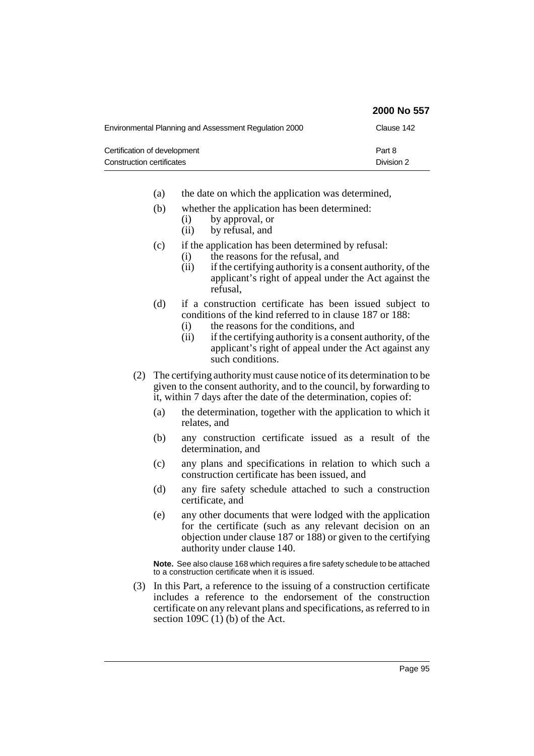(a) the date on which the application was determined,

(b) whether the application has been determined:
  (i) by approval, or
  (ii) by refusal, and

(c) if the application has been determined by refusal:
  (i) the reasons for the refusal, and
  (ii) if the certifying authority is a consent authority, of the applicant's right of appeal under the Act against the refusal,

(d) if a construction certificate has been issued subject to conditions of the kind referred to in clause 187 or 188:
  (i) the reasons for the conditions, and
  (ii) if the certifying authority is a consent authority, of the applicant's right of appeal under the Act against any such conditions.

(2) The certifying authority must cause notice of its determination to be given to the consent authority, and to the council, by forwarding to it, within 7 days after the date of the determination, copies of:

(a) the determination, together with the application to which it relates, and

(b) any construction certificate issued as a result of the determination, and

(c) any plans and specifications in relation to which such a construction certificate has been issued, and

(d) any fire safety schedule attached to such a construction certificate, and

(e) any other documents that were lodged with the application for the certificate (such as any relevant decision on an objection under clause 187 or 188) or given to the certifying authority under clause 140.

**Note.** See also clause 168 which requires a fire safety schedule to be attached to a construction certificate when it is issued.

(3) In this Part, a reference to the issuing of a construction certificate includes a reference to the endorsement of the construction certificate on any relevant plans and specifications, as referred to in section 109C (1) (b) of the Act.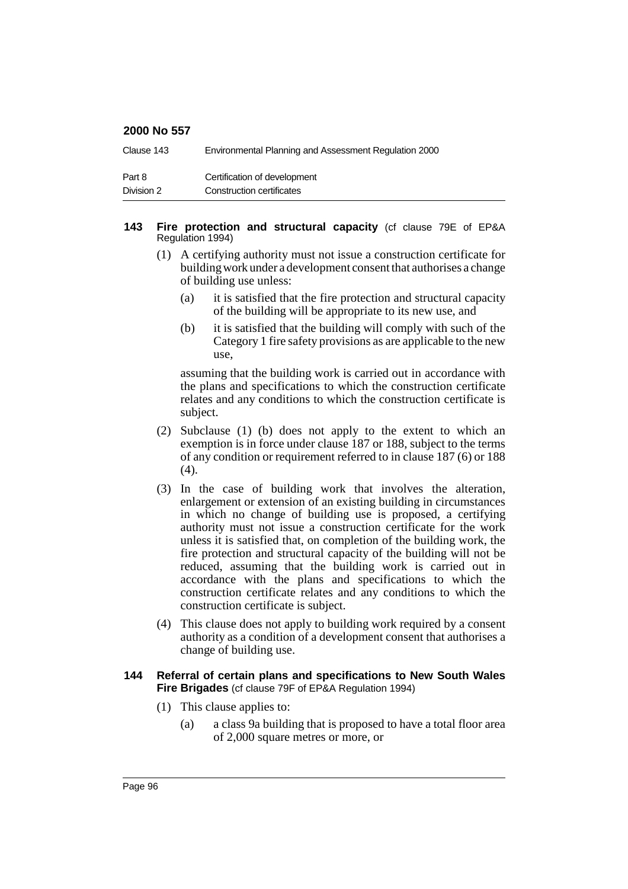**143 Fire protection and structural capacity** (cf clause 79E of EP&A Regulation 1994)

(1) A certifying authority must not issue a construction certificate for building work under a development consent that authorises a change of building use unless:

(a) it is satisfied that the fire protection and structural capacity of the building will be appropriate to its new use, and

(b) it is satisfied that the building will comply with such of the Category 1 fire safety provisions as are applicable to the new use,

assuming that the building work is carried out in accordance with the plans and specifications to which the construction certificate relates and any conditions to which the construction certificate is subject.

(2) Subclause (1) (b) does not apply to the extent to which an exemption is in force under clause 187 or 188, subject to the terms of any condition or requirement referred to in clause 187 (6) or 188 (4).

(3) In the case of building work that involves the alteration, enlargement or extension of an existing building in circumstances in which no change of building use is proposed, a certifying authority must not issue a construction certificate for the work unless it is satisfied that, on completion of the building work, the fire protection and structural capacity of the building will not be reduced, assuming that the building work is carried out in accordance with the plans and specifications to which the construction certificate relates and any conditions to which the construction certificate is subject.

(4) This clause does not apply to building work required by a consent authority as a condition of a development consent that authorises a change of building use.

**144 Referral of certain plans and specifications to New South Wales Fire Brigades** (cf clause 79F of EP&A Regulation 1994)

(1) This clause applies to:

(a) a class 9a building that is proposed to have a total floor area of 2,000 square metres or more, or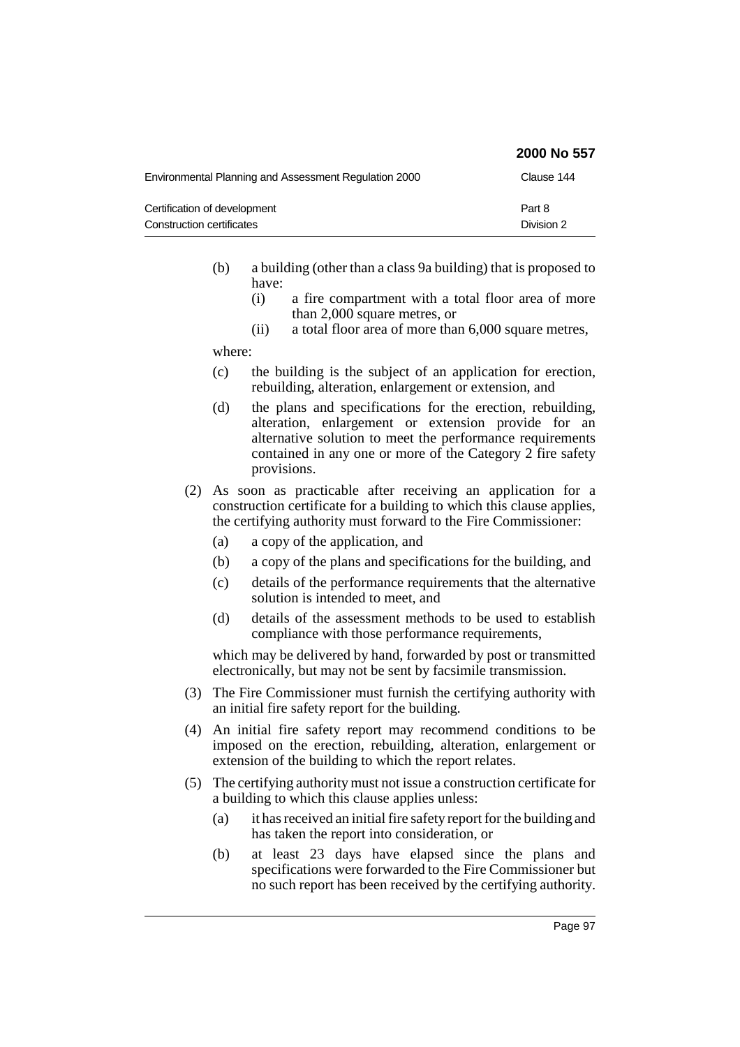(b) a building (other than a class 9a building) that is proposed to have:

  (i) a fire compartment with a total floor area of more than 2,000 square metres, or

  (ii) a total floor area of more than 6,000 square metres,

where:

(c) the building is the subject of an application for erection, rebuilding, alteration, enlargement or extension, and

(d) the plans and specifications for the erection, rebuilding, alteration, enlargement or extension provide for an alternative solution to meet the performance requirements contained in any one or more of the Category 2 fire safety provisions.

(2) As soon as practicable after receiving an application for a construction certificate for a building to which this clause applies, the certifying authority must forward to the Fire Commissioner:

  (a) a copy of the application, and

  (b) a copy of the plans and specifications for the building, and

  (c) details of the performance requirements that the alternative solution is intended to meet, and

  (d) details of the assessment methods to be used to establish compliance with those performance requirements,

which may be delivered by hand, forwarded by post or transmitted electronically, but may not be sent by facsimile transmission.

(3) The Fire Commissioner must furnish the certifying authority with an initial fire safety report for the building.

(4) An initial fire safety report may recommend conditions to be imposed on the erection, rebuilding, alteration, enlargement or extension of the building to which the report relates.

(5) The certifying authority must not issue a construction certificate for a building to which this clause applies unless:

  (a) it has received an initial fire safety report for the building and has taken the report into consideration, or

  (b) at least 23 days have elapsed since the plans and specifications were forwarded to the Fire Commissioner but no such report has been received by the certifying authority.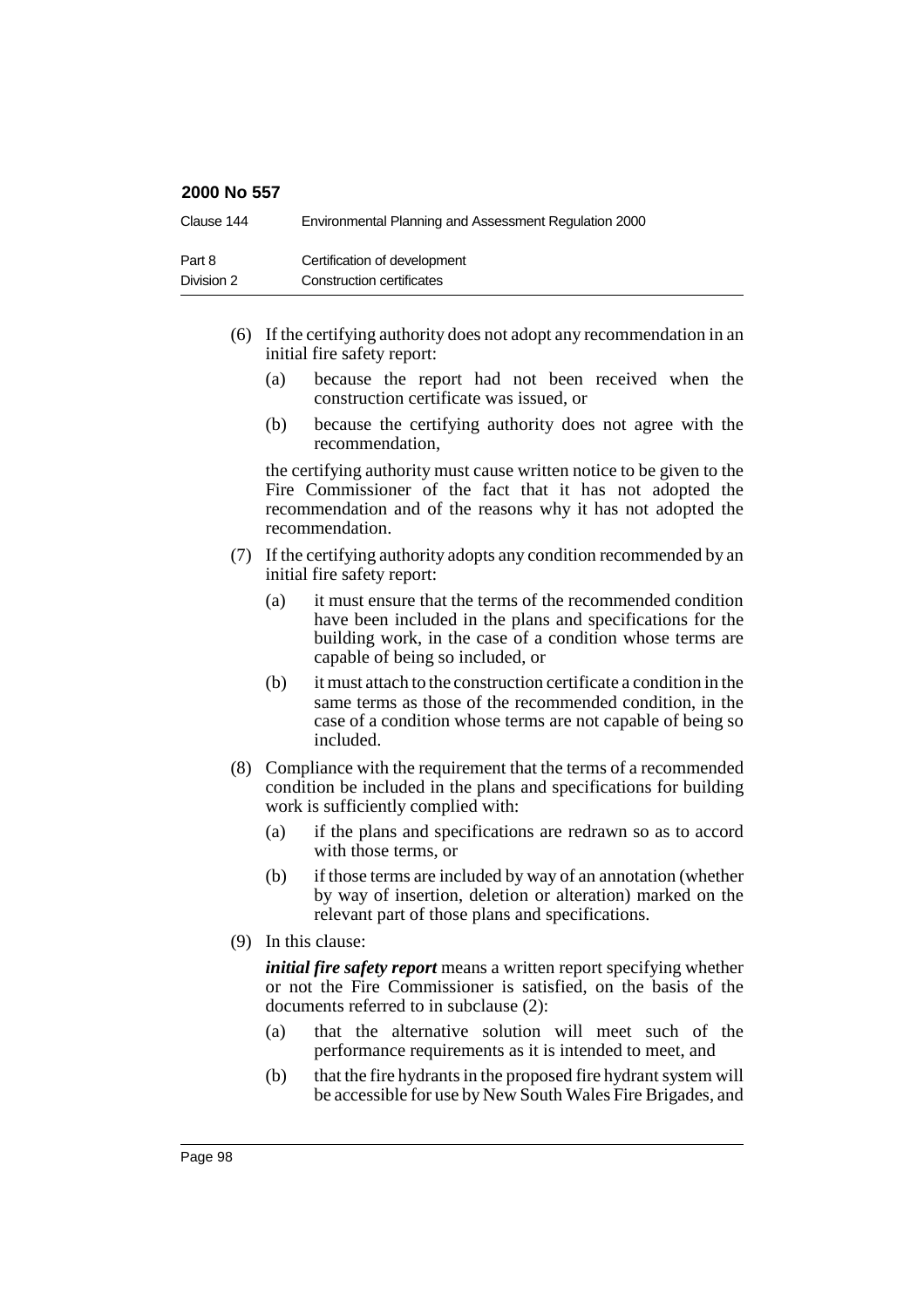(6) If the certifying authority does not adopt any recommendation in an initial fire safety report:

- (a) because the report had not been received when the construction certificate was issued, or
- (b) because the certifying authority does not agree with the recommendation,

the certifying authority must cause written notice to be given to the Fire Commissioner of the fact that it has not adopted the recommendation and of the reasons why it has not adopted the recommendation.

(7) If the certifying authority adopts any condition recommended by an initial fire safety report:

- (a) it must ensure that the terms of the recommended condition have been included in the plans and specifications for the building work, in the case of a condition whose terms are capable of being so included, or
- (b) it must attach to the construction certificate a condition in the same terms as those of the recommended condition, in the case of a condition whose terms are not capable of being so included.

(8) Compliance with the requirement that the terms of a recommended condition be included in the plans and specifications for building work is sufficiently complied with:

- (a) if the plans and specifications are redrawn so as to accord with those terms, or
- (b) if those terms are included by way of an annotation (whether by way of insertion, deletion or alteration) marked on the relevant part of those plans and specifications.

(9) In this clause:

***initial fire safety report*** means a written report specifying whether or not the Fire Commissioner is satisfied, on the basis of the documents referred to in subclause (2):

- (a) that the alternative solution will meet such of the performance requirements as it is intended to meet, and
- (b) that the fire hydrants in the proposed fire hydrant system will be accessible for use by New South Wales Fire Brigades, and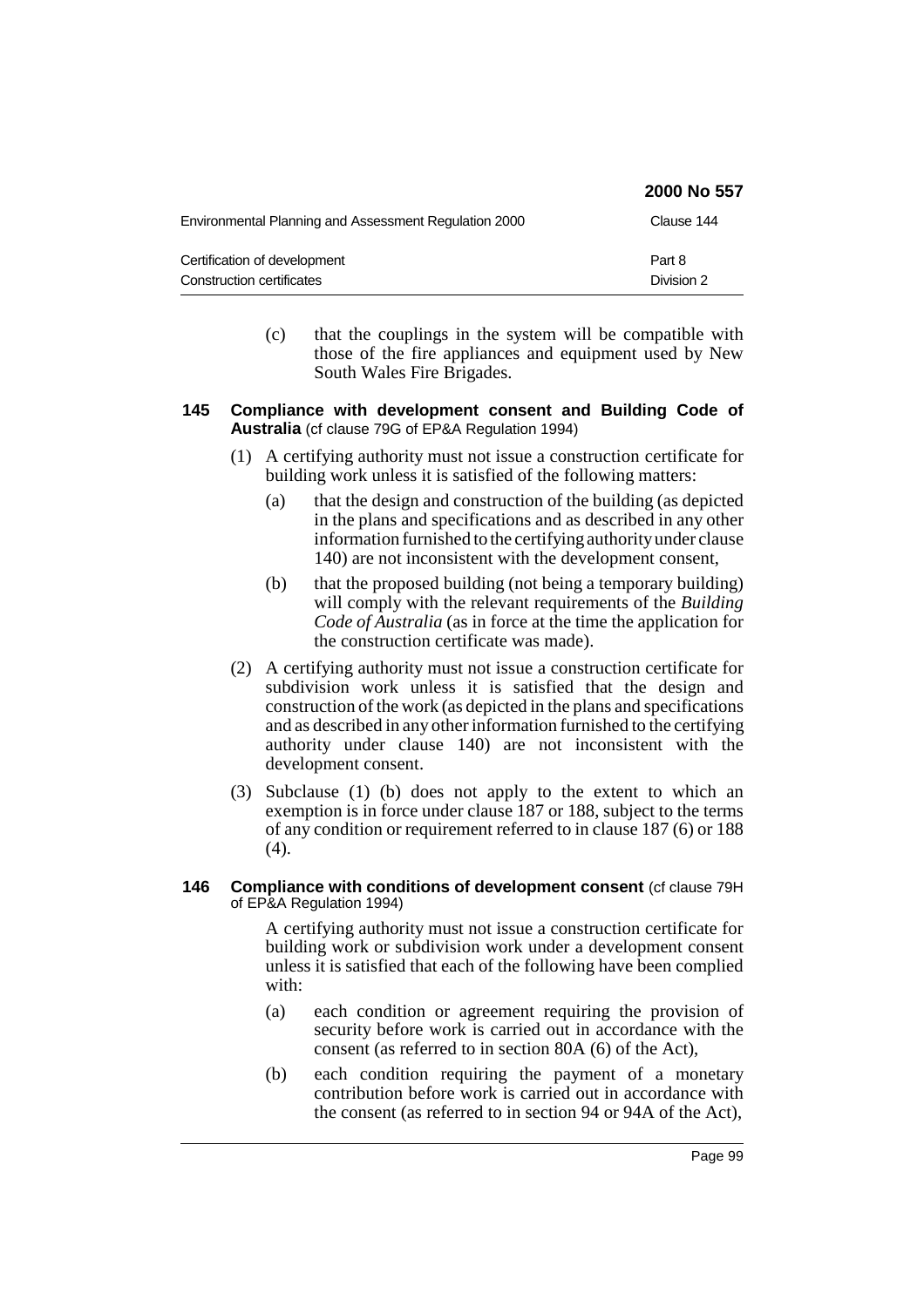(c) that the couplings in the system will be compatible with those of the fire appliances and equipment used by New South Wales Fire Brigades.

### 145 Compliance with development consent and Building Code of Australia (cf clause 79G of EP&A Regulation 1994)

(1) A certifying authority must not issue a construction certificate for building work unless it is satisfied of the following matters:

(a) that the design and construction of the building (as depicted in the plans and specifications and as described in any other information furnished to the certifying authority under clause 140) are not inconsistent with the development consent,

(b) that the proposed building (not being a temporary building) will comply with the relevant requirements of the *Building Code of Australia* (as in force at the time the application for the construction certificate was made).

(2) A certifying authority must not issue a construction certificate for subdivision work unless it is satisfied that the design and construction of the work (as depicted in the plans and specifications and as described in any other information furnished to the certifying authority under clause 140) are not inconsistent with the development consent.

(3) Subclause (1) (b) does not apply to the extent to which an exemption is in force under clause 187 or 188, subject to the terms of any condition or requirement referred to in clause 187 (6) or 188 (4).

### 146 Compliance with conditions of development consent (cf clause 79H of EP&A Regulation 1994)

A certifying authority must not issue a construction certificate for building work or subdivision work under a development consent unless it is satisfied that each of the following have been complied with:

(a) each condition or agreement requiring the provision of security before work is carried out in accordance with the consent (as referred to in section 80A (6) of the Act),

(b) each condition requiring the payment of a monetary contribution before work is carried out in accordance with the consent (as referred to in section 94 or 94A of the Act),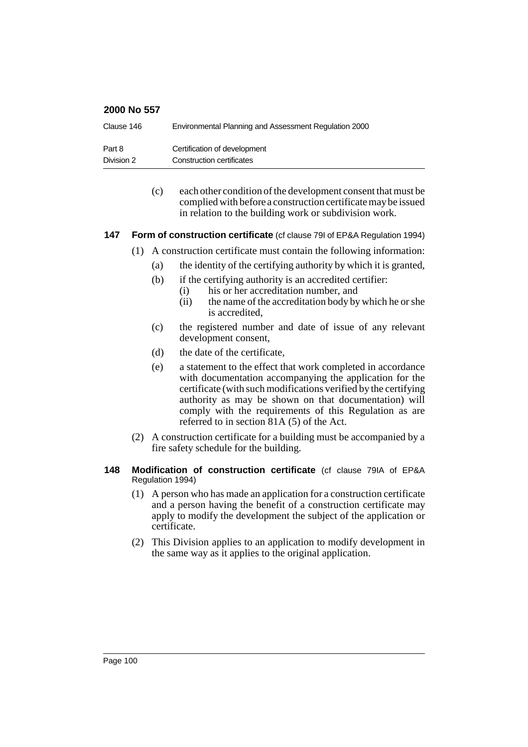(c) each other condition of the development consent that must be complied with before a construction certificate may be issued in relation to the building work or subdivision work.

### 147 Form of construction certificate (cf clause 79I of EP&A Regulation 1994)

(1) A construction certificate must contain the following information:

- (a) the identity of the certifying authority by which it is granted,
- (b) if the certifying authority is an accredited certifier:
  - (i) his or her accreditation number, and
  - (ii) the name of the accreditation body by which he or she is accredited,
- (c) the registered number and date of issue of any relevant development consent,
- (d) the date of the certificate,
- (e) a statement to the effect that work completed in accordance with documentation accompanying the application for the certificate (with such modifications verified by the certifying authority as may be shown on that documentation) will comply with the requirements of this Regulation as are referred to in section 81A (5) of the Act.

(2) A construction certificate for a building must be accompanied by a fire safety schedule for the building.

### 148 Modification of construction certificate (cf clause 79IA of EP&A Regulation 1994)

(1) A person who has made an application for a construction certificate and a person having the benefit of a construction certificate may apply to modify the development the subject of the application or certificate.

(2) This Division applies to an application to modify development in the same way as it applies to the original application.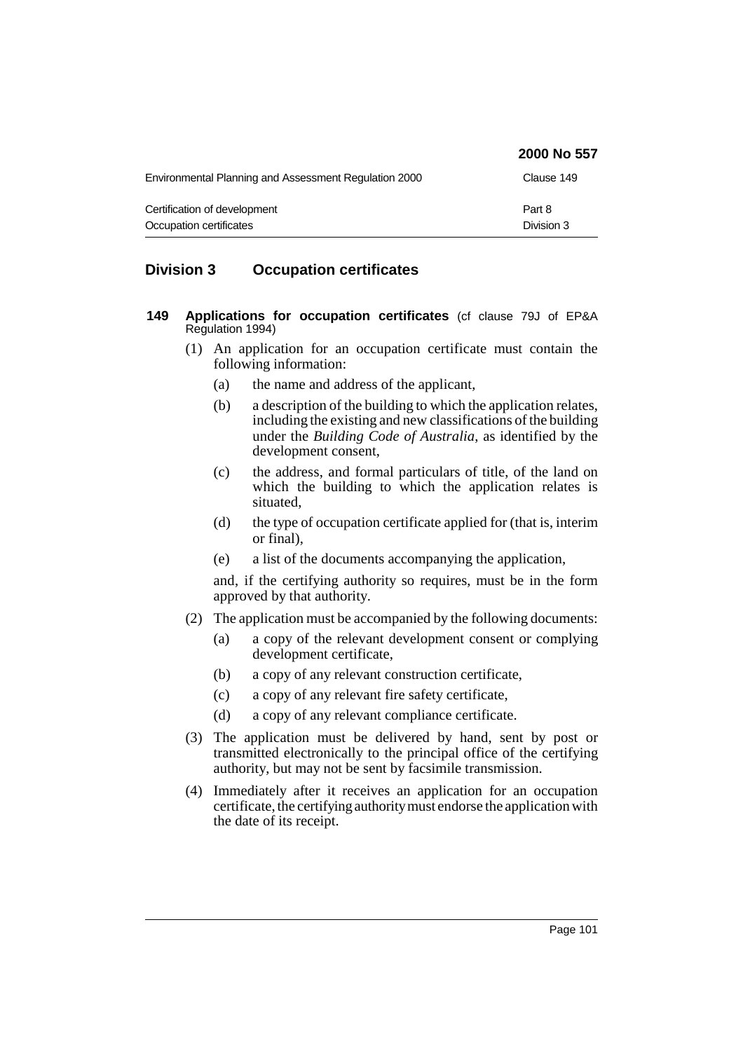## Division 3 Occupation certificates

### 149 Applications for occupation certificates (cf clause 79J of EP&A Regulation 1994)

(1) An application for an occupation certificate must contain the following information:

- (a) the name and address of the applicant,
- (b) a description of the building to which the application relates, including the existing and new classifications of the building under the *Building Code of Australia*, as identified by the development consent,
- (c) the address, and formal particulars of title, of the land on which the building to which the application relates is situated,
- (d) the type of occupation certificate applied for (that is, interim or final),
- (e) a list of the documents accompanying the application,

and, if the certifying authority so requires, must be in the form approved by that authority.

(2) The application must be accompanied by the following documents:

- (a) a copy of the relevant development consent or complying development certificate,
- (b) a copy of any relevant construction certificate,
- (c) a copy of any relevant fire safety certificate,
- (d) a copy of any relevant compliance certificate.

(3) The application must be delivered by hand, sent by post or transmitted electronically to the principal office of the certifying authority, but may not be sent by facsimile transmission.

(4) Immediately after it receives an application for an occupation certificate, the certifying authority must endorse the application with the date of its receipt.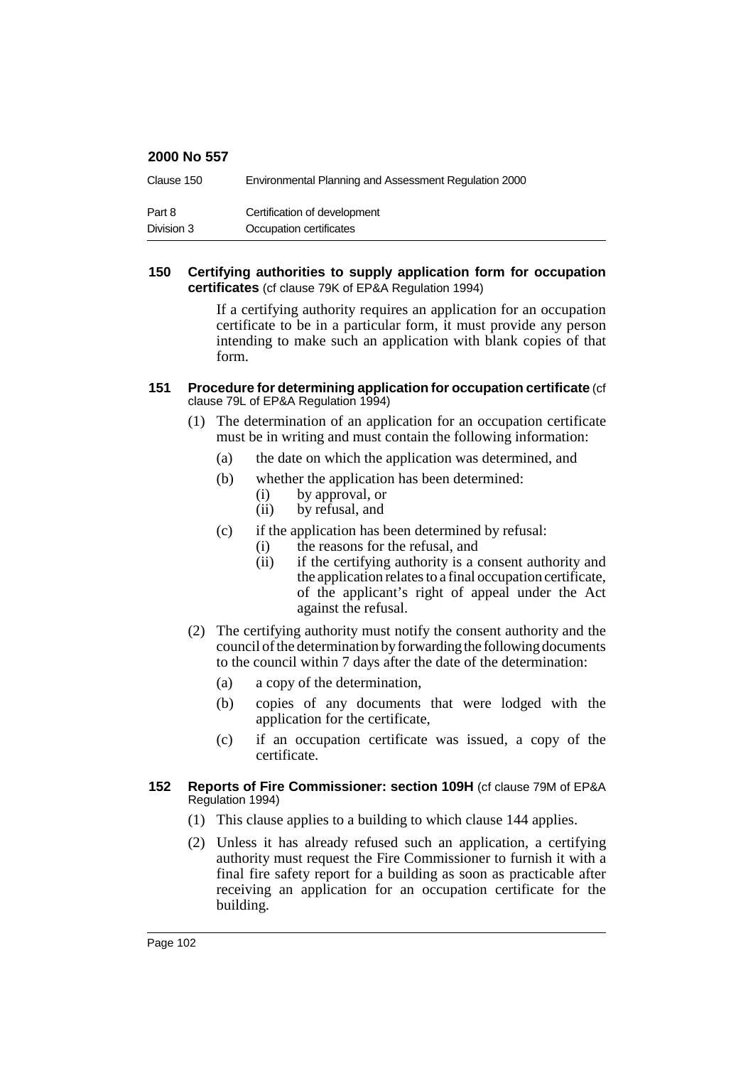#### 150 Certifying authorities to supply application form for occupation certificates (cf clause 79K of EP&A Regulation 1994)

If a certifying authority requires an application for an occupation certificate to be in a particular form, it must provide any person intending to make such an application with blank copies of that form.

#### 151 Procedure for determining application for occupation certificate (cf clause 79L of EP&A Regulation 1994)

(1) The determination of an application for an occupation certificate must be in writing and must contain the following information:

- (a) the date on which the application was determined, and
- (b) whether the application has been determined:
  - (i) by approval, or
  - (ii) by refusal, and
- (c) if the application has been determined by refusal:
  - (i) the reasons for the refusal, and
  - (ii) if the certifying authority is a consent authority and the application relates to a final occupation certificate, of the applicant's right of appeal under the Act against the refusal.

(2) The certifying authority must notify the consent authority and the council of the determination by forwarding the following documents to the council within 7 days after the date of the determination:

- (a) a copy of the determination,
- (b) copies of any documents that were lodged with the application for the certificate,
- (c) if an occupation certificate was issued, a copy of the certificate.

#### 152 Reports of Fire Commissioner: section 109H (cf clause 79M of EP&A Regulation 1994)

(1) This clause applies to a building to which clause 144 applies.

(2) Unless it has already refused such an application, a certifying authority must request the Fire Commissioner to furnish it with a final fire safety report for a building as soon as practicable after receiving an application for an occupation certificate for the building.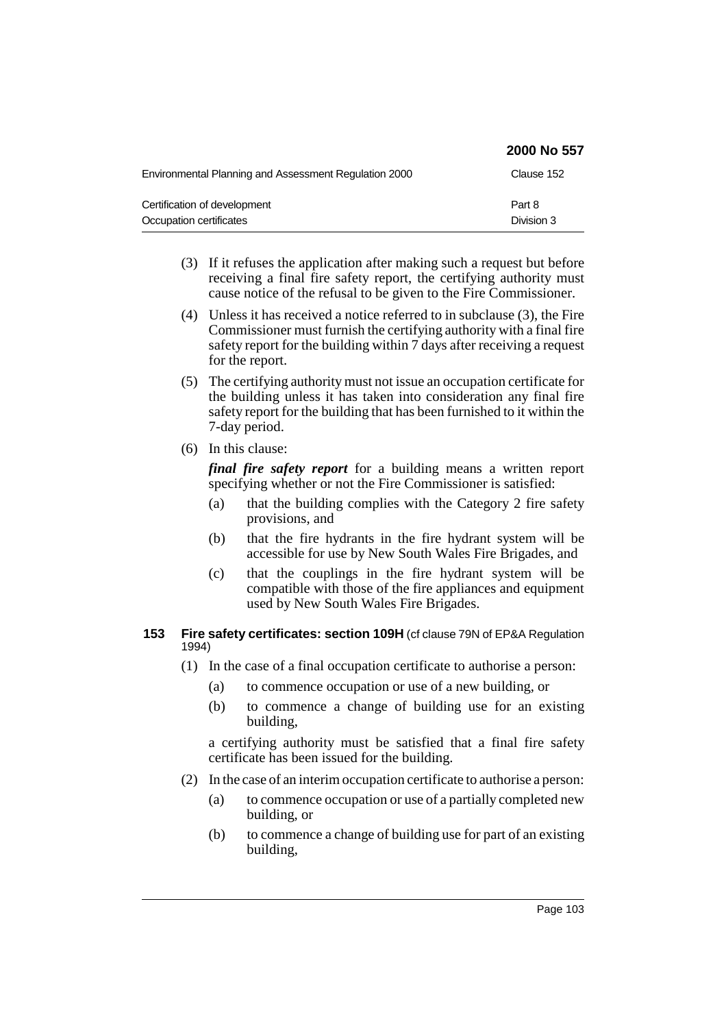(3) If it refuses the application after making such a request but before receiving a final fire safety report, the certifying authority must cause notice of the refusal to be given to the Fire Commissioner.

(4) Unless it has received a notice referred to in subclause (3), the Fire Commissioner must furnish the certifying authority with a final fire safety report for the building within 7 days after receiving a request for the report.

(5) The certifying authority must not issue an occupation certificate for the building unless it has taken into consideration any final fire safety report for the building that has been furnished to it within the 7-day period.

(6) In this clause:

***final fire safety report*** for a building means a written report specifying whether or not the Fire Commissioner is satisfied:

(a) that the building complies with the Category 2 fire safety provisions, and

(b) that the fire hydrants in the fire hydrant system will be accessible for use by New South Wales Fire Brigades, and

(c) that the couplings in the fire hydrant system will be compatible with those of the fire appliances and equipment used by New South Wales Fire Brigades.

**153 Fire safety certificates: section 109H** (cf clause 79N of EP&A Regulation 1994)

(1) In the case of a final occupation certificate to authorise a person:

(a) to commence occupation or use of a new building, or

(b) to commence a change of building use for an existing building,

a certifying authority must be satisfied that a final fire safety certificate has been issued for the building.

(2) In the case of an interim occupation certificate to authorise a person:

(a) to commence occupation or use of a partially completed new building, or

(b) to commence a change of building use for part of an existing building,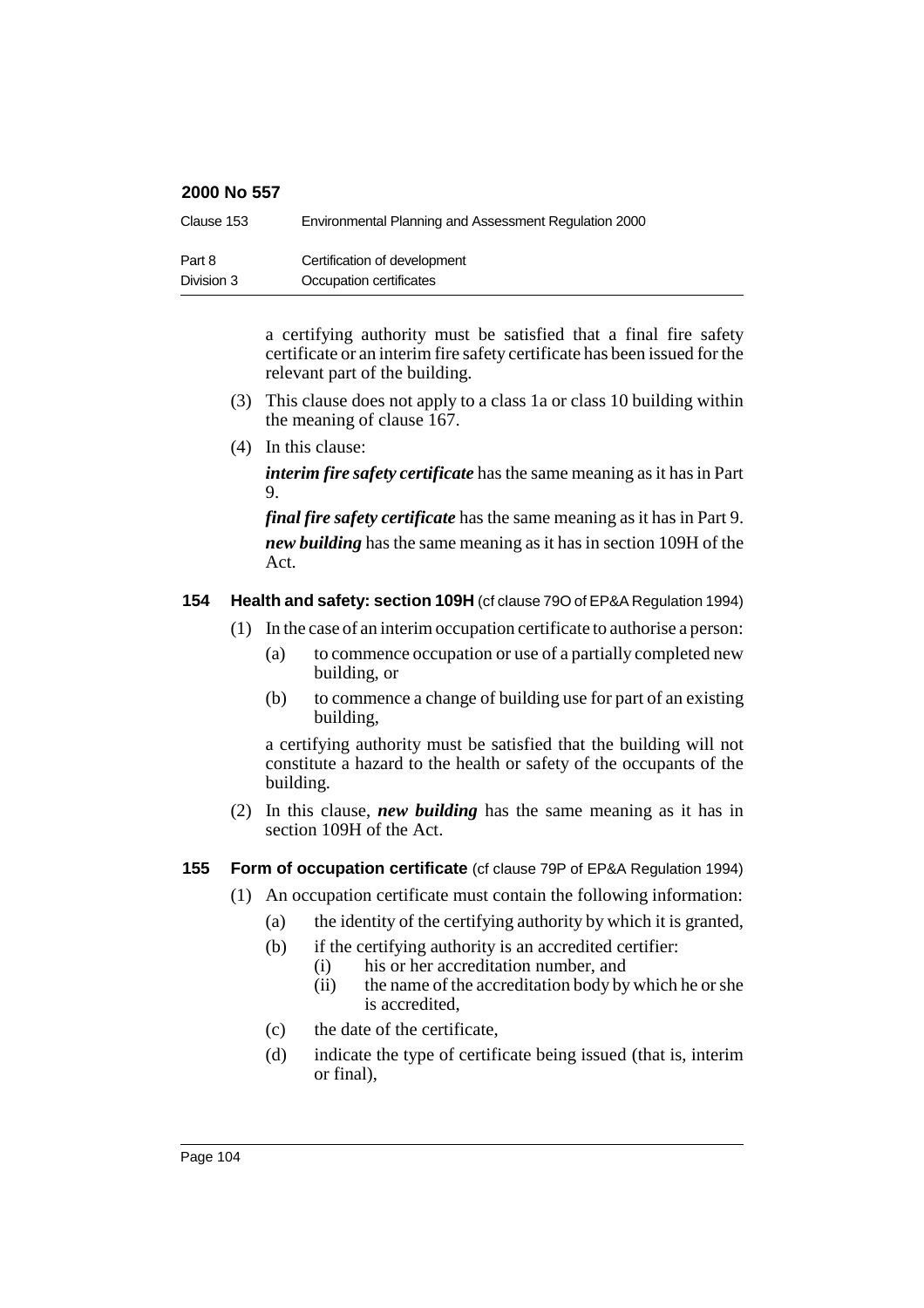a certifying authority must be satisfied that a final fire safety certificate or an interim fire safety certificate has been issued for the relevant part of the building.

(3) This clause does not apply to a class 1a or class 10 building within the meaning of clause 167.

(4) In this clause:

***interim fire safety certificate*** has the same meaning as it has in Part 9.

***final fire safety certificate*** has the same meaning as it has in Part 9.

***new building*** has the same meaning as it has in section 109H of the Act.

### 154 Health and safety: section 109H (cf clause 79O of EP&A Regulation 1994)

(1) In the case of an interim occupation certificate to authorise a person:

- (a) to commence occupation or use of a partially completed new building, or
- (b) to commence a change of building use for part of an existing building,

a certifying authority must be satisfied that the building will not constitute a hazard to the health or safety of the occupants of the building.

(2) In this clause, ***new building*** has the same meaning as it has in section 109H of the Act.

### 155 Form of occupation certificate (cf clause 79P of EP&A Regulation 1994)

(1) An occupation certificate must contain the following information:

- (a) the identity of the certifying authority by which it is granted,
- (b) if the certifying authority is an accredited certifier:
  - (i) his or her accreditation number, and
  - (ii) the name of the accreditation body by which he or she is accredited,
- (c) the date of the certificate,
- (d) indicate the type of certificate being issued (that is, interim or final),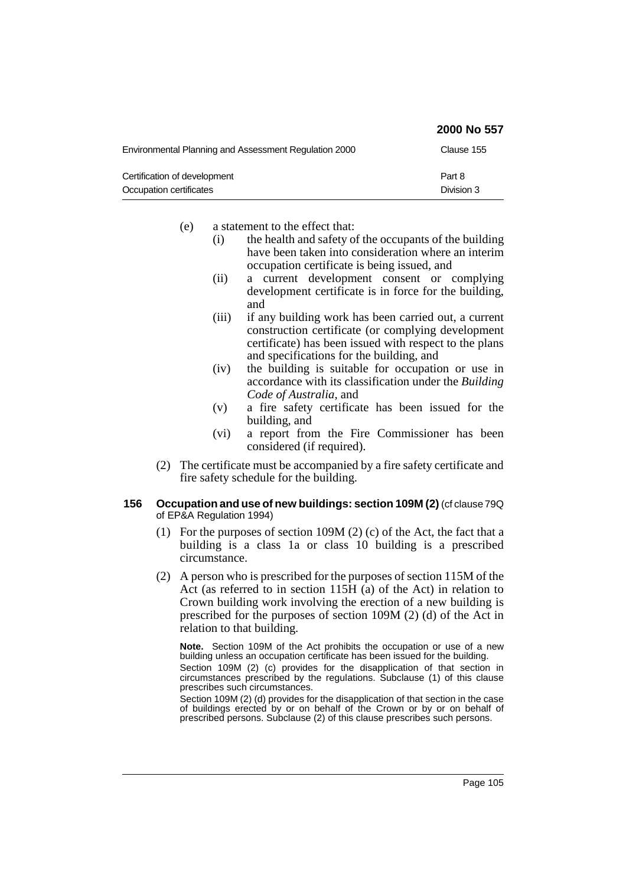(e) a statement to the effect that:

   (i) the health and safety of the occupants of the building have been taken into consideration where an interim occupation certificate is being issued, and

   (ii) a current development consent or complying development certificate is in force for the building, and

   (iii) if any building work has been carried out, a current construction certificate (or complying development certificate) has been issued with respect to the plans and specifications for the building, and

   (iv) the building is suitable for occupation or use in accordance with its classification under the *Building Code of Australia*, and

   (v) a fire safety certificate has been issued for the building, and

   (vi) a report from the Fire Commissioner has been considered (if required).

(2) The certificate must be accompanied by a fire safety certificate and fire safety schedule for the building.

### 156 Occupation and use of new buildings: section 109M (2) (cf clause 79Q of EP&A Regulation 1994)

(1) For the purposes of section 109M (2) (c) of the Act, the fact that a building is a class 1a or class 10 building is a prescribed circumstance.

(2) A person who is prescribed for the purposes of section 115M of the Act (as referred to in section 115H (a) of the Act) in relation to Crown building work involving the erection of a new building is prescribed for the purposes of section 109M (2) (d) of the Act in relation to that building.

**Note.** Section 109M of the Act prohibits the occupation or use of a new building unless an occupation certificate has been issued for the building.

Section 109M (2) (c) provides for the disapplication of that section in circumstances prescribed by the regulations. Subclause (1) of this clause prescribes such circumstances.

Section 109M (2) (d) provides for the disapplication of that section in the case of buildings erected by or on behalf of the Crown or by or on behalf of prescribed persons. Subclause (2) of this clause prescribes such persons.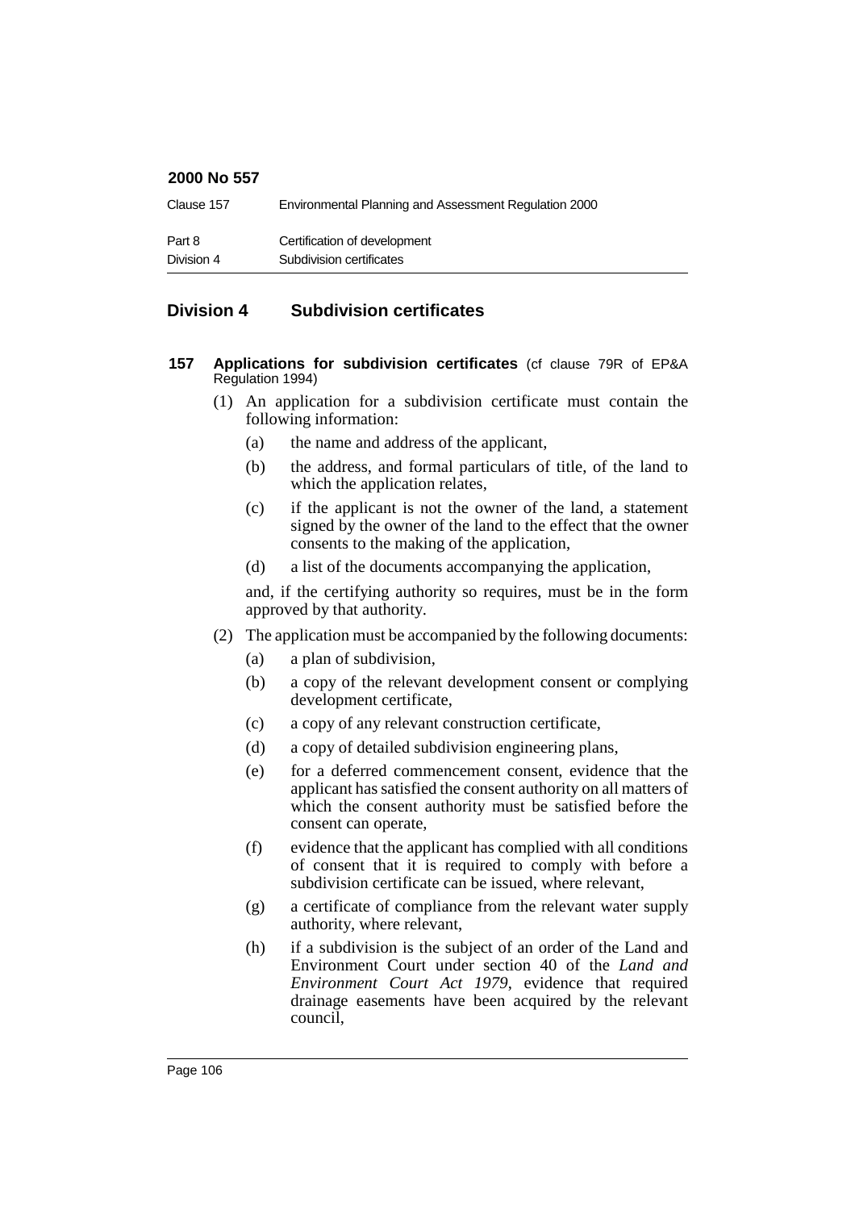## Division 4 Subdivision certificates

**157 Applications for subdivision certificates** (cf clause 79R of EP&A Regulation 1994)

(1) An application for a subdivision certificate must contain the following information:

(a) the name and address of the applicant,

(b) the address, and formal particulars of title, of the land to which the application relates,

(c) if the applicant is not the owner of the land, a statement signed by the owner of the land to the effect that the owner consents to the making of the application,

(d) a list of the documents accompanying the application,

and, if the certifying authority so requires, must be in the form approved by that authority.

(2) The application must be accompanied by the following documents:

(a) a plan of subdivision,

(b) a copy of the relevant development consent or complying development certificate,

(c) a copy of any relevant construction certificate,

(d) a copy of detailed subdivision engineering plans,

(e) for a deferred commencement consent, evidence that the applicant has satisfied the consent authority on all matters of which the consent authority must be satisfied before the consent can operate,

(f) evidence that the applicant has complied with all conditions of consent that it is required to comply with before a subdivision certificate can be issued, where relevant,

(g) a certificate of compliance from the relevant water supply authority, where relevant,

(h) if a subdivision is the subject of an order of the Land and Environment Court under section 40 of the *Land and Environment Court Act 1979*, evidence that required drainage easements have been acquired by the relevant council,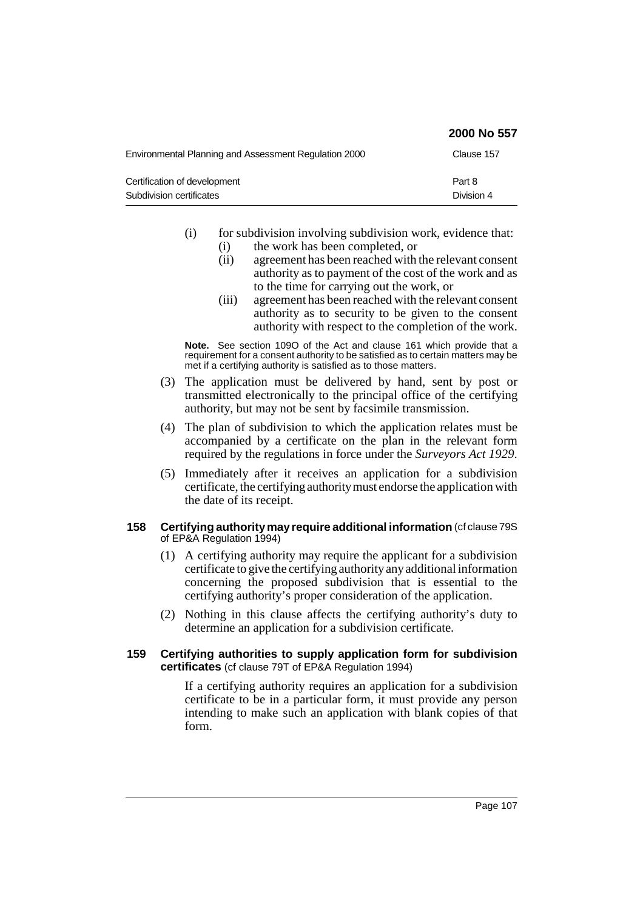(i) for subdivision involving subdivision work, evidence that:

   (i) the work has been completed, or

   (ii) agreement has been reached with the relevant consent authority as to payment of the cost of the work and as to the time for carrying out the work, or

   (iii) agreement has been reached with the relevant consent authority as to security to be given to the consent authority with respect to the completion of the work.

**Note.** See section 109O of the Act and clause 161 which provide that a requirement for a consent authority to be satisfied as to certain matters may be met if a certifying authority is satisfied as to those matters.

(3) The application must be delivered by hand, sent by post or transmitted electronically to the principal office of the certifying authority, but may not be sent by facsimile transmission.

(4) The plan of subdivision to which the application relates must be accompanied by a certificate on the plan in the relevant form required by the regulations in force under the *Surveyors Act 1929*.

(5) Immediately after it receives an application for a subdivision certificate, the certifying authority must endorse the application with the date of its receipt.

### 158 Certifying authority may require additional information (cf clause 79S of EP&A Regulation 1994)

(1) A certifying authority may require the applicant for a subdivision certificate to give the certifying authority any additional information concerning the proposed subdivision that is essential to the certifying authority's proper consideration of the application.

(2) Nothing in this clause affects the certifying authority's duty to determine an application for a subdivision certificate.

### 159 Certifying authorities to supply application form for subdivision certificates (cf clause 79T of EP&A Regulation 1994)

If a certifying authority requires an application for a subdivision certificate to be in a particular form, it must provide any person intending to make such an application with blank copies of that form.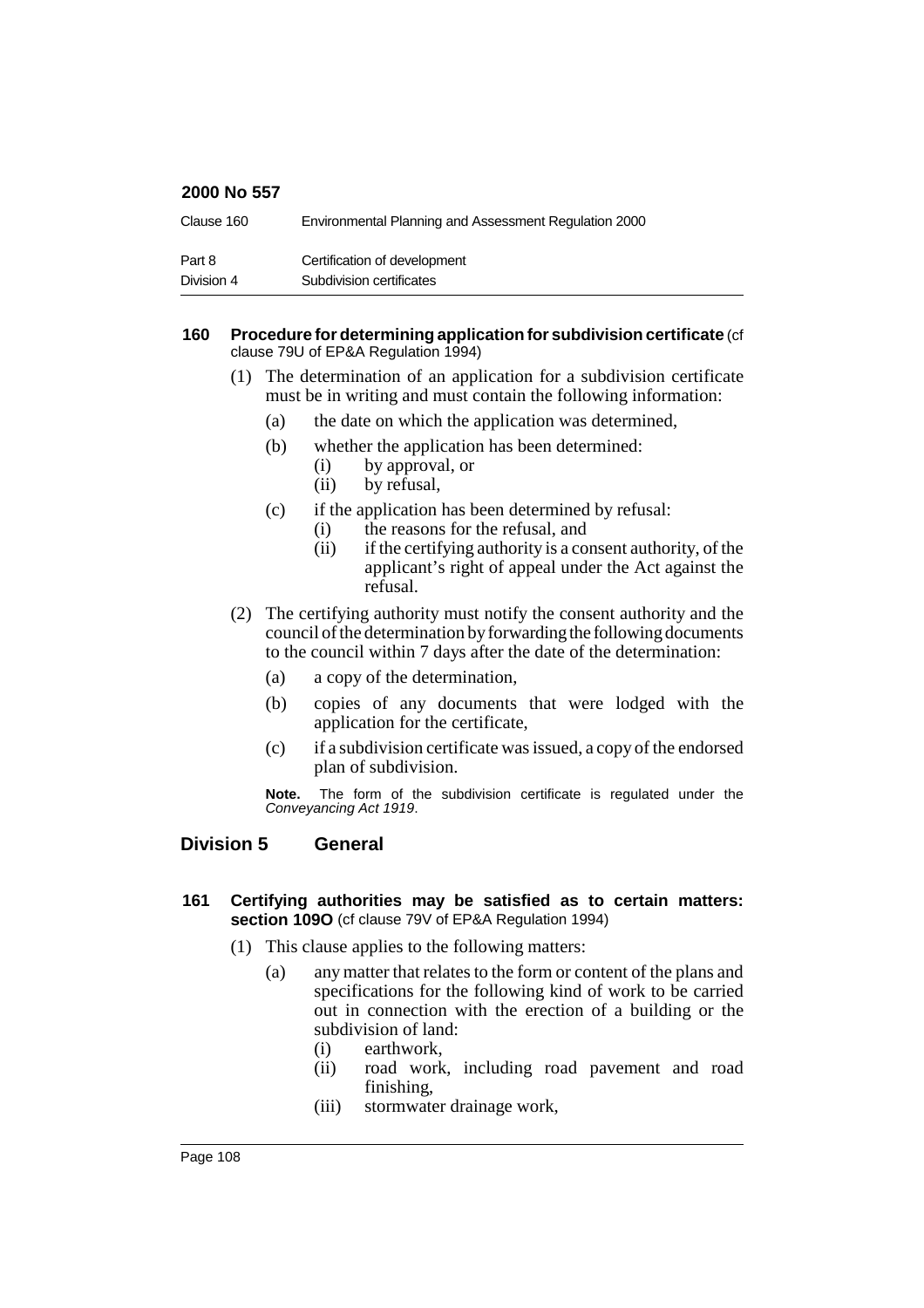#### 160 Procedure for determining application for subdivision certificate (cf clause 79U of EP&A Regulation 1994)

(1) The determination of an application for a subdivision certificate must be in writing and must contain the following information:

- (a) the date on which the application was determined,
- (b) whether the application has been determined:
  - (i) by approval, or
  - (ii) by refusal,
- (c) if the application has been determined by refusal:
  - (i) the reasons for the refusal, and
  - (ii) if the certifying authority is a consent authority, of the applicant's right of appeal under the Act against the refusal.

(2) The certifying authority must notify the consent authority and the council of the determination by forwarding the following documents to the council within 7 days after the date of the determination:

- (a) a copy of the determination,
- (b) copies of any documents that were lodged with the application for the certificate,
- (c) if a subdivision certificate was issued, a copy of the endorsed plan of subdivision.

**Note.** The form of the subdivision certificate is regulated under the *Conveyancing Act 1919*.

## Division 5 General

#### 161 Certifying authorities may be satisfied as to certain matters: section 109O (cf clause 79V of EP&A Regulation 1994)

(1) This clause applies to the following matters:

- (a) any matter that relates to the form or content of the plans and specifications for the following kind of work to be carried out in connection with the erection of a building or the subdivision of land:
  - (i) earthwork,
  - (ii) road work, including road pavement and road finishing,
  - (iii) stormwater drainage work,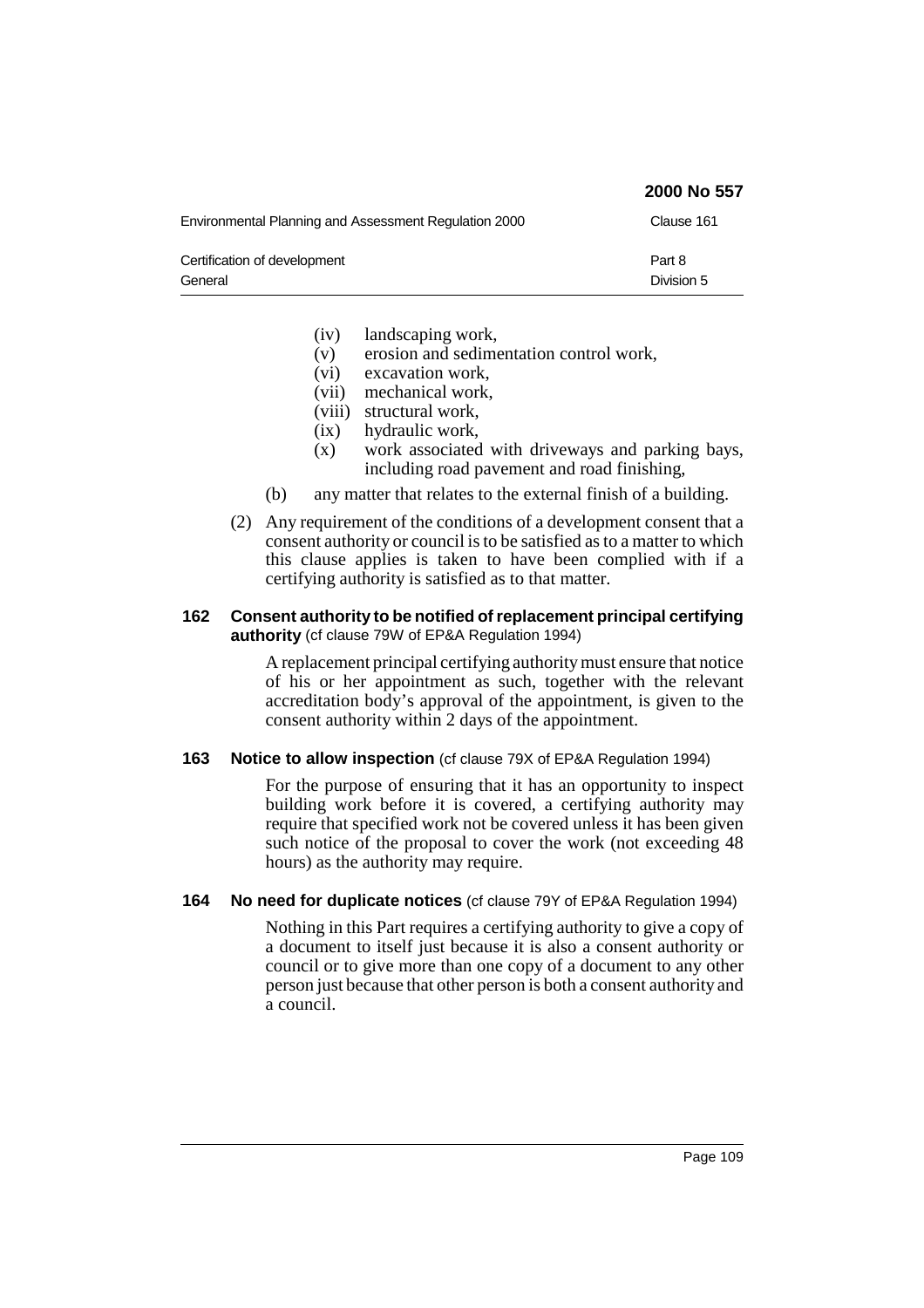(iv) landscaping work,

(v) erosion and sedimentation control work,

(vi) excavation work,

(vii) mechanical work,

(viii) structural work,

(ix) hydraulic work,

(x) work associated with driveways and parking bays, including road pavement and road finishing,

(b) any matter that relates to the external finish of a building.

(2) Any requirement of the conditions of a development consent that a consent authority or council is to be satisfied as to a matter to which this clause applies is taken to have been complied with if a certifying authority is satisfied as to that matter.

**162 Consent authority to be notified of replacement principal certifying authority** (cf clause 79W of EP&A Regulation 1994)

A replacement principal certifying authority must ensure that notice of his or her appointment as such, together with the relevant accreditation body's approval of the appointment, is given to the consent authority within 2 days of the appointment.

**163 Notice to allow inspection** (cf clause 79X of EP&A Regulation 1994)

For the purpose of ensuring that it has an opportunity to inspect building work before it is covered, a certifying authority may require that specified work not be covered unless it has been given such notice of the proposal to cover the work (not exceeding 48 hours) as the authority may require.

**164 No need for duplicate notices** (cf clause 79Y of EP&A Regulation 1994)

Nothing in this Part requires a certifying authority to give a copy of a document to itself just because it is also a consent authority or council or to give more than one copy of a document to any other person just because that other person is both a consent authority and a council.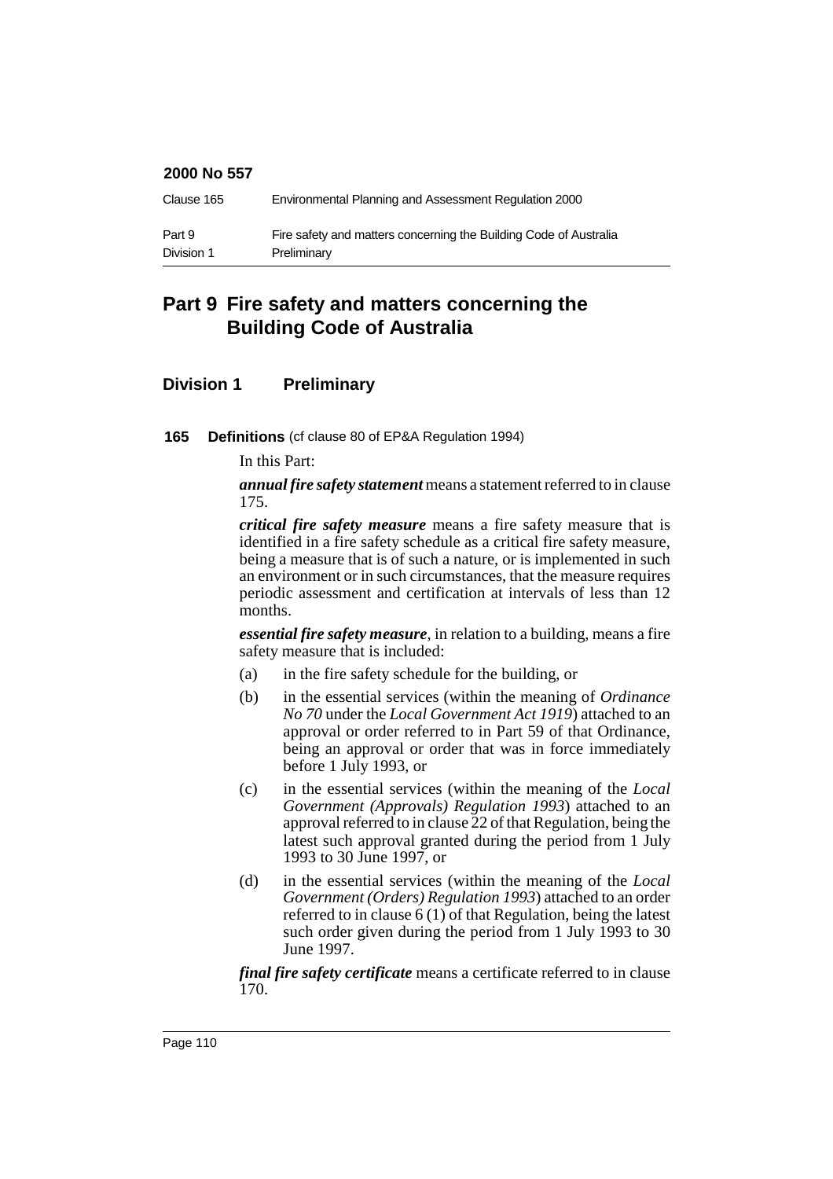# Part 9 Fire safety and matters concerning the Building Code of Australia

## Division 1 Preliminary

### 165 Definitions (cf clause 80 of EP&A Regulation 1994)

In this Part:

***annual fire safety statement*** means a statement referred to in clause 175.

***critical fire safety measure*** means a fire safety measure that is identified in a fire safety schedule as a critical fire safety measure, being a measure that is of such a nature, or is implemented in such an environment or in such circumstances, that the measure requires periodic assessment and certification at intervals of less than 12 months.

***essential fire safety measure***, in relation to a building, means a fire safety measure that is included:

- (a) in the fire safety schedule for the building, or
- (b) in the essential services (within the meaning of *Ordinance No 70* under the *Local Government Act 1919*) attached to an approval or order referred to in Part 59 of that Ordinance, being an approval or order that was in force immediately before 1 July 1993, or
- (c) in the essential services (within the meaning of the *Local Government (Approvals) Regulation 1993*) attached to an approval referred to in clause 22 of that Regulation, being the latest such approval granted during the period from 1 July 1993 to 30 June 1997, or
- (d) in the essential services (within the meaning of the *Local Government (Orders) Regulation 1993*) attached to an order referred to in clause 6 (1) of that Regulation, being the latest such order given during the period from 1 July 1993 to 30 June 1997.

***final fire safety certificate*** means a certificate referred to in clause 170.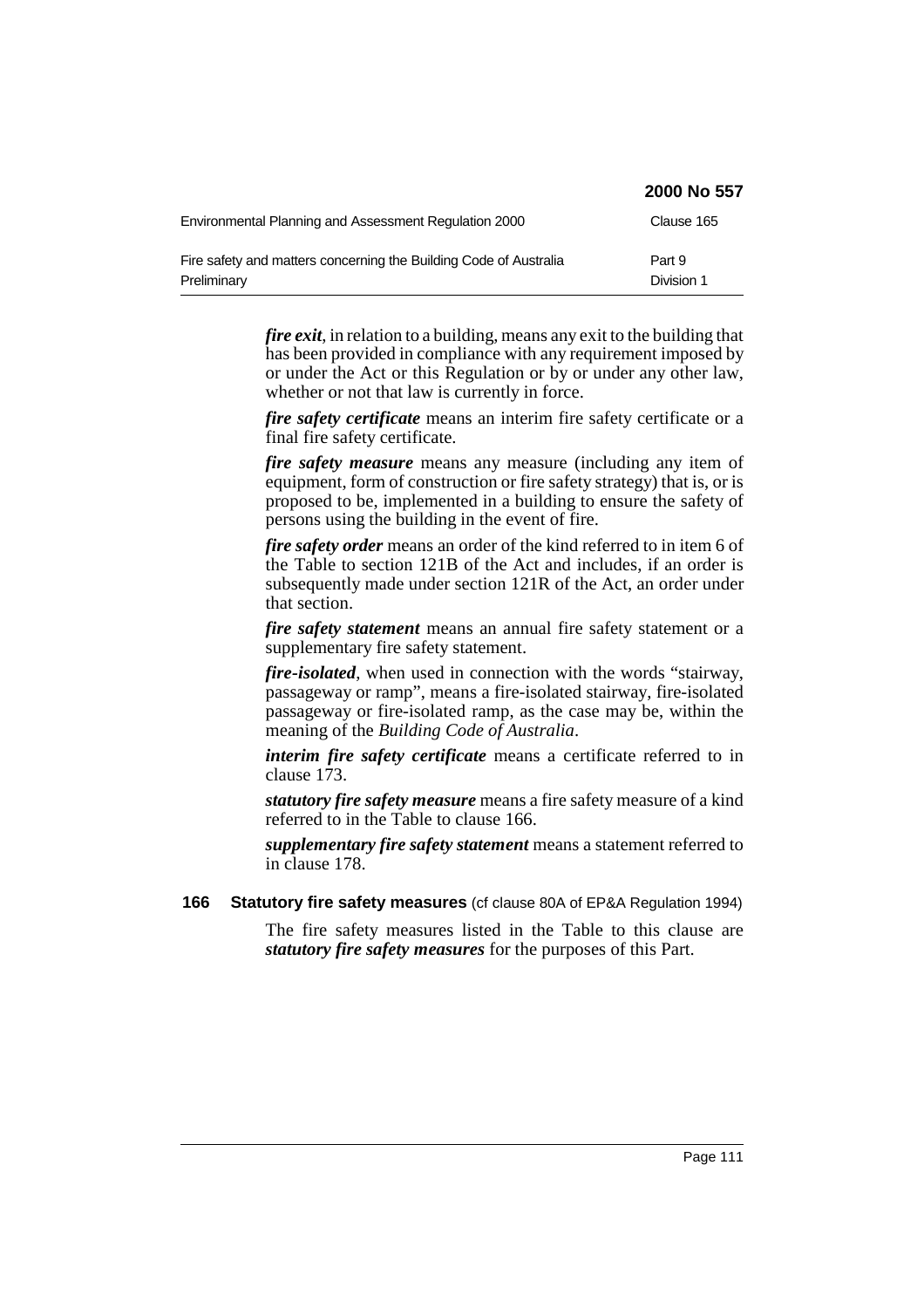***fire exit***, in relation to a building, means any exit to the building that has been provided in compliance with any requirement imposed by or under the Act or this Regulation or by or under any other law, whether or not that law is currently in force.

***fire safety certificate*** means an interim fire safety certificate or a final fire safety certificate.

***fire safety measure*** means any measure (including any item of equipment, form of construction or fire safety strategy) that is, or is proposed to be, implemented in a building to ensure the safety of persons using the building in the event of fire.

***fire safety order*** means an order of the kind referred to in item 6 of the Table to section 121B of the Act and includes, if an order is subsequently made under section 121R of the Act, an order under that section.

***fire safety statement*** means an annual fire safety statement or a supplementary fire safety statement.

***fire-isolated***, when used in connection with the words "stairway, passageway or ramp", means a fire-isolated stairway, fire-isolated passageway or fire-isolated ramp, as the case may be, within the meaning of the *Building Code of Australia*.

***interim fire safety certificate*** means a certificate referred to in clause 173.

***statutory fire safety measure*** means a fire safety measure of a kind referred to in the Table to clause 166.

***supplementary fire safety statement*** means a statement referred to in clause 178.

### 166 Statutory fire safety measures (cf clause 80A of EP&A Regulation 1994)

The fire safety measures listed in the Table to this clause are ***statutory fire safety measures*** for the purposes of this Part.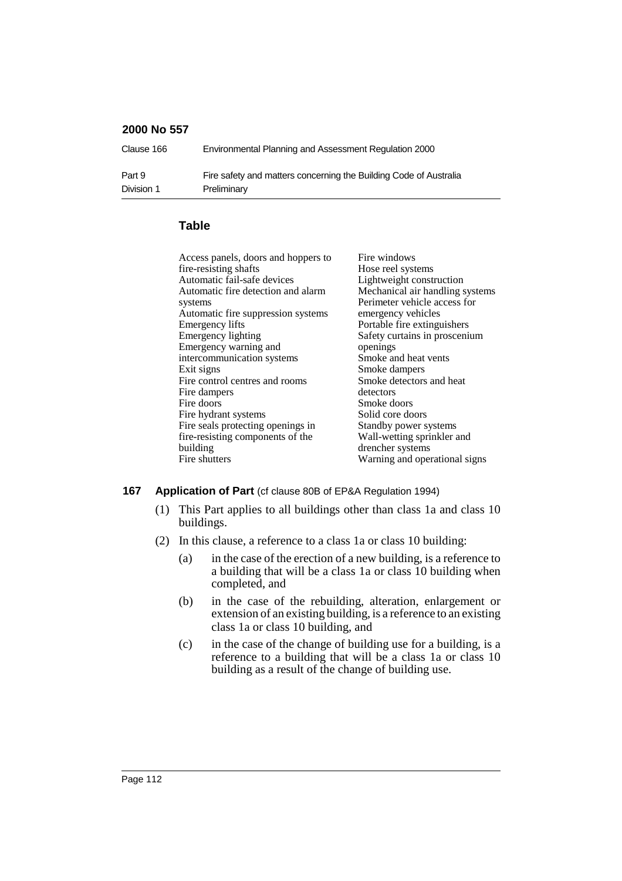### Table

Access panels, doors and hoppers to fire-resisting shafts
Automatic fail-safe devices
Automatic fire detection and alarm systems
Automatic fire suppression systems
Emergency lifts
Emergency lighting
Emergency warning and intercommunication systems
Exit signs
Fire control centres and rooms
Fire dampers
Fire doors
Fire hydrant systems
Fire seals protecting openings in fire-resisting components of the building
Fire shutters
Fire windows
Hose reel systems
Lightweight construction
Mechanical air handling systems
Perimeter vehicle access for emergency vehicles
Portable fire extinguishers
Safety curtains in proscenium openings
Smoke and heat vents
Smoke dampers
Smoke detectors and heat detectors
Smoke doors
Solid core doors
Standby power systems
Wall-wetting sprinkler and drencher systems
Warning and operational signs

**167 Application of Part** (cf clause 80B of EP&A Regulation 1994)

(1) This Part applies to all buildings other than class 1a and class 10 buildings.

(2) In this clause, a reference to a class 1a or class 10 building:

(a) in the case of the erection of a new building, is a reference to a building that will be a class 1a or class 10 building when completed, and

(b) in the case of the rebuilding, alteration, enlargement or extension of an existing building, is a reference to an existing class 1a or class 10 building, and

(c) in the case of the change of building use for a building, is a reference to a building that will be a class 1a or class 10 building as a result of the change of building use.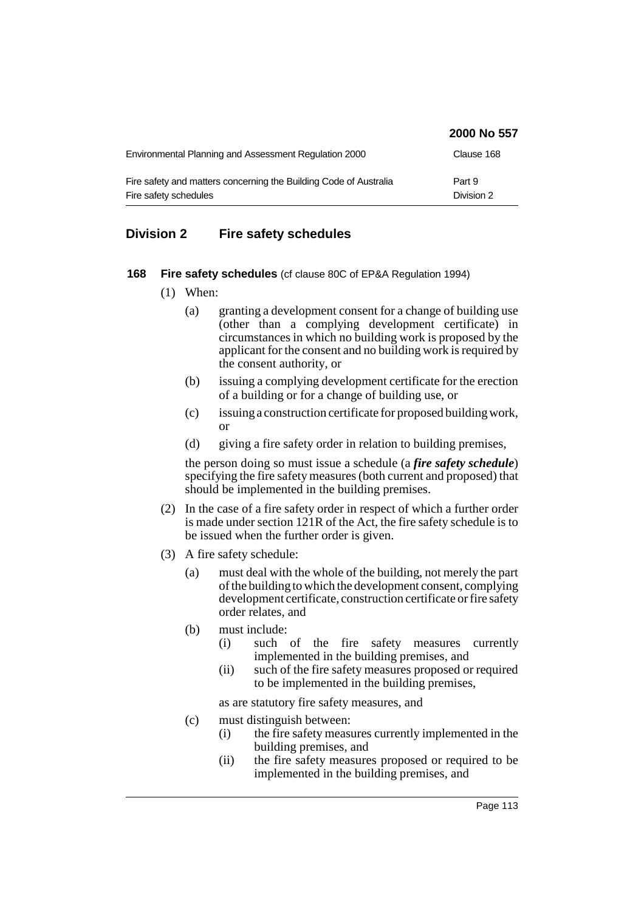## Division 2 Fire safety schedules

**168 Fire safety schedules** (cf clause 80C of EP&A Regulation 1994)

(1) When:

(a) granting a development consent for a change of building use (other than a complying development certificate) in circumstances in which no building work is proposed by the applicant for the consent and no building work is required by the consent authority, or

(b) issuing a complying development certificate for the erection of a building or for a change of building use, or

(c) issuing a construction certificate for proposed building work, or

(d) giving a fire safety order in relation to building premises,

the person doing so must issue a schedule (a ***fire safety schedule***) specifying the fire safety measures (both current and proposed) that should be implemented in the building premises.

(2) In the case of a fire safety order in respect of which a further order is made under section 121R of the Act, the fire safety schedule is to be issued when the further order is given.

(3) A fire safety schedule:

(a) must deal with the whole of the building, not merely the part of the building to which the development consent, complying development certificate, construction certificate or fire safety order relates, and

(b) must include:

(i) such of the fire safety measures currently implemented in the building premises, and

(ii) such of the fire safety measures proposed or required to be implemented in the building premises,

as are statutory fire safety measures, and

(c) must distinguish between:

(i) the fire safety measures currently implemented in the building premises, and

(ii) the fire safety measures proposed or required to be implemented in the building premises, and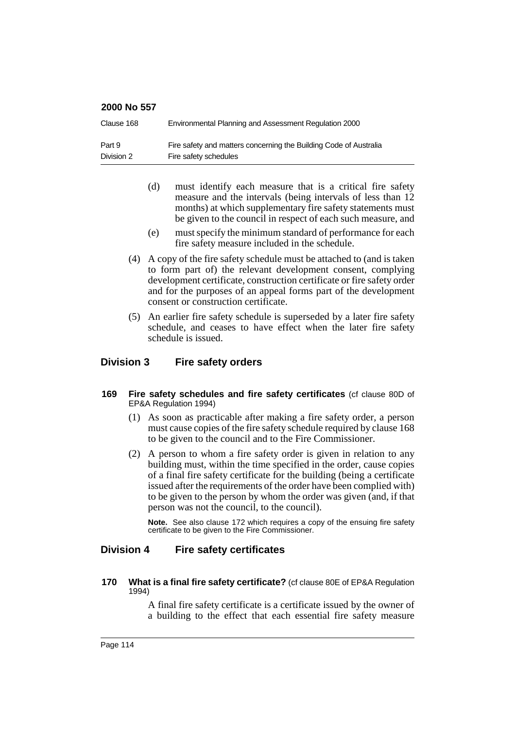(d) must identify each measure that is a critical fire safety measure and the intervals (being intervals of less than 12 months) at which supplementary fire safety statements must be given to the council in respect of each such measure, and

(e) must specify the minimum standard of performance for each fire safety measure included in the schedule.

(4) A copy of the fire safety schedule must be attached to (and is taken to form part of) the relevant development consent, complying development certificate, construction certificate or fire safety order and for the purposes of an appeal forms part of the development consent or construction certificate.

(5) An earlier fire safety schedule is superseded by a later fire safety schedule, and ceases to have effect when the later fire safety schedule is issued.

## Division 3 Fire safety orders

### 169 Fire safety schedules and fire safety certificates (cf clause 80D of EP&A Regulation 1994)

(1) As soon as practicable after making a fire safety order, a person must cause copies of the fire safety schedule required by clause 168 to be given to the council and to the Fire Commissioner.

(2) A person to whom a fire safety order is given in relation to any building must, within the time specified in the order, cause copies of a final fire safety certificate for the building (being a certificate issued after the requirements of the order have been complied with) to be given to the person by whom the order was given (and, if that person was not the council, to the council).

**Note.** See also clause 172 which requires a copy of the ensuing fire safety certificate to be given to the Fire Commissioner.

## Division 4 Fire safety certificates

### 170 What is a final fire safety certificate? (cf clause 80E of EP&A Regulation 1994)

A final fire safety certificate is a certificate issued by the owner of a building to the effect that each essential fire safety measure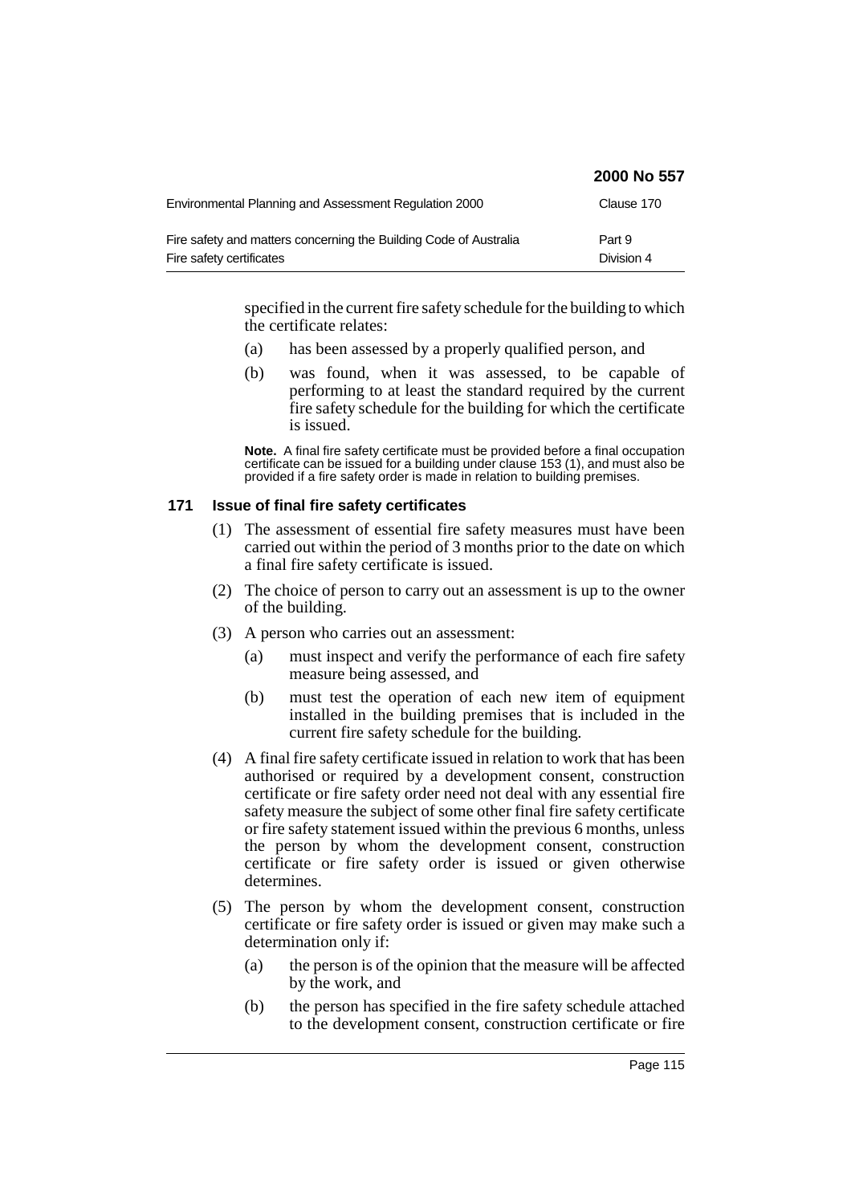specified in the current fire safety schedule for the building to which the certificate relates:

(a) has been assessed by a properly qualified person, and

(b) was found, when it was assessed, to be capable of performing to at least the standard required by the current fire safety schedule for the building for which the certificate is issued.

**Note.** A final fire safety certificate must be provided before a final occupation certificate can be issued for a building under clause 153 (1), and must also be provided if a fire safety order is made in relation to building premises.

### 171 Issue of final fire safety certificates

(1) The assessment of essential fire safety measures must have been carried out within the period of 3 months prior to the date on which a final fire safety certificate is issued.

(2) The choice of person to carry out an assessment is up to the owner of the building.

(3) A person who carries out an assessment:

(a) must inspect and verify the performance of each fire safety measure being assessed, and

(b) must test the operation of each new item of equipment installed in the building premises that is included in the current fire safety schedule for the building.

(4) A final fire safety certificate issued in relation to work that has been authorised or required by a development consent, construction certificate or fire safety order need not deal with any essential fire safety measure the subject of some other final fire safety certificate or fire safety statement issued within the previous 6 months, unless the person by whom the development consent, construction certificate or fire safety order is issued or given otherwise determines.

(5) The person by whom the development consent, construction certificate or fire safety order is issued or given may make such a determination only if:

(a) the person is of the opinion that the measure will be affected by the work, and

(b) the person has specified in the fire safety schedule attached to the development consent, construction certificate or fire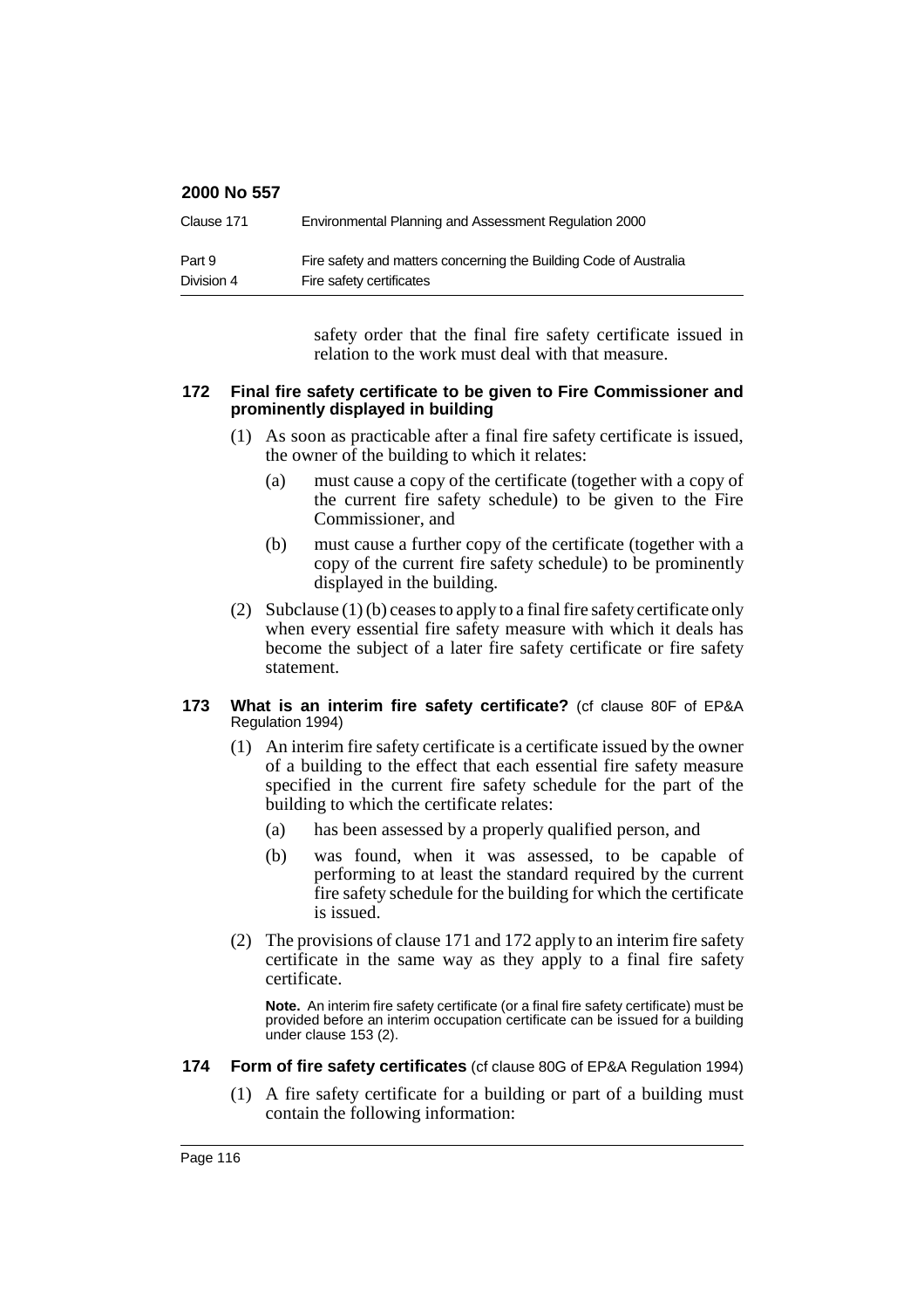safety order that the final fire safety certificate issued in relation to the work must deal with that measure.

### 172 Final fire safety certificate to be given to Fire Commissioner and prominently displayed in building

(1) As soon as practicable after a final fire safety certificate is issued, the owner of the building to which it relates:

- (a) must cause a copy of the certificate (together with a copy of the current fire safety schedule) to be given to the Fire Commissioner, and
- (b) must cause a further copy of the certificate (together with a copy of the current fire safety schedule) to be prominently displayed in the building.

(2) Subclause (1) (b) ceases to apply to a final fire safety certificate only when every essential fire safety measure with which it deals has become the subject of a later fire safety certificate or fire safety statement.

### 173 What is an interim fire safety certificate? (cf clause 80F of EP&A Regulation 1994)

(1) An interim fire safety certificate is a certificate issued by the owner of a building to the effect that each essential fire safety measure specified in the current fire safety schedule for the part of the building to which the certificate relates:

- (a) has been assessed by a properly qualified person, and
- (b) was found, when it was assessed, to be capable of performing to at least the standard required by the current fire safety schedule for the building for which the certificate is issued.

(2) The provisions of clause 171 and 172 apply to an interim fire safety certificate in the same way as they apply to a final fire safety certificate.

**Note.** An interim fire safety certificate (or a final fire safety certificate) must be provided before an interim occupation certificate can be issued for a building under clause 153 (2).

### 174 Form of fire safety certificates (cf clause 80G of EP&A Regulation 1994)

(1) A fire safety certificate for a building or part of a building must contain the following information: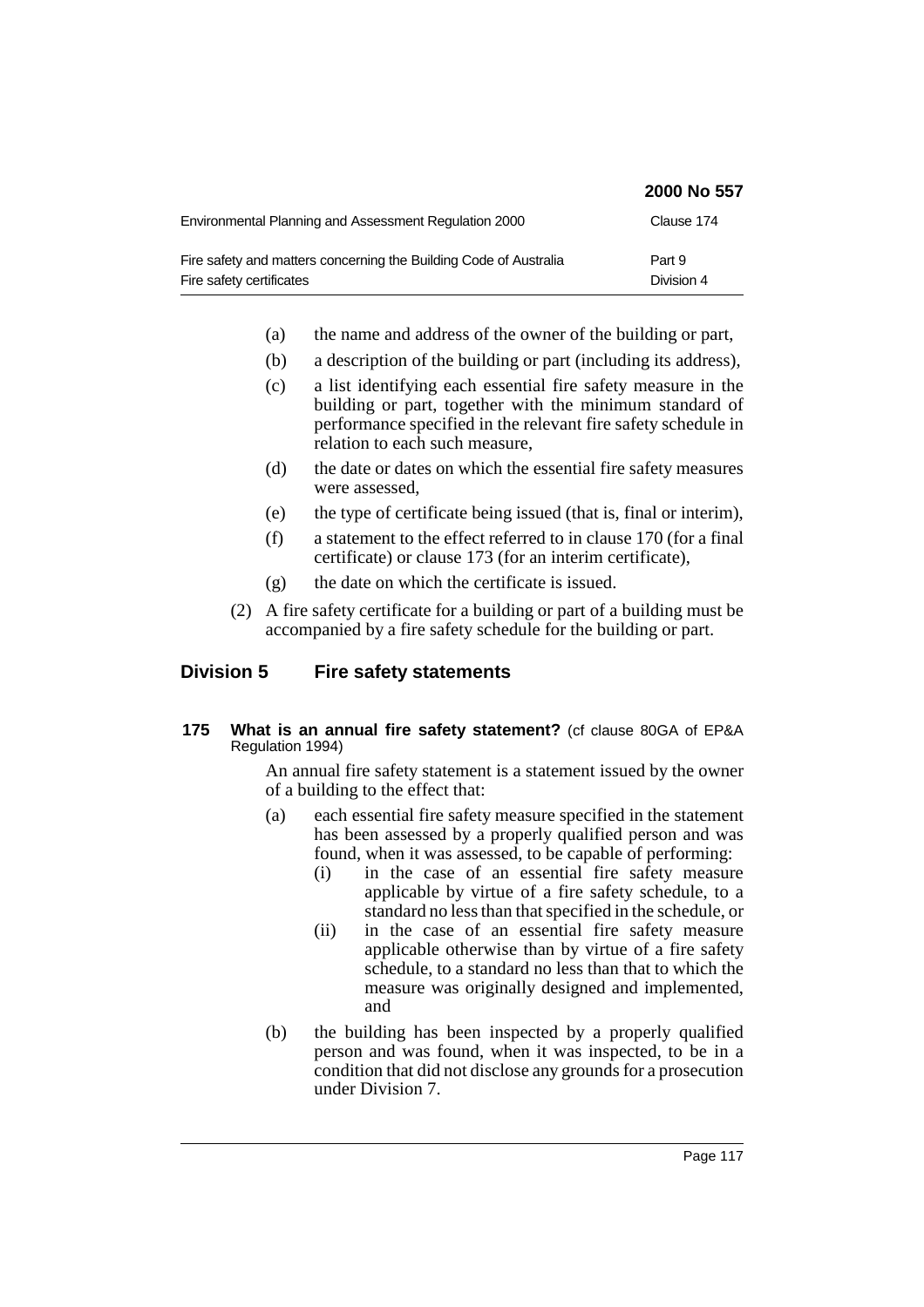(a) the name and address of the owner of the building or part,

(b) a description of the building or part (including its address),

(c) a list identifying each essential fire safety measure in the building or part, together with the minimum standard of performance specified in the relevant fire safety schedule in relation to each such measure,

(d) the date or dates on which the essential fire safety measures were assessed,

(e) the type of certificate being issued (that is, final or interim),

(f) a statement to the effect referred to in clause 170 (for a final certificate) or clause 173 (for an interim certificate),

(g) the date on which the certificate is issued.

(2) A fire safety certificate for a building or part of a building must be accompanied by a fire safety schedule for the building or part.

## Division 5 Fire safety statements

### 175 What is an annual fire safety statement? (cf clause 80GA of EP&A Regulation 1994)

An annual fire safety statement is a statement issued by the owner of a building to the effect that:

(a) each essential fire safety measure specified in the statement has been assessed by a properly qualified person and was found, when it was assessed, to be capable of performing:

(i) in the case of an essential fire safety measure applicable by virtue of a fire safety schedule, to a standard no less than that specified in the schedule, or

(ii) in the case of an essential fire safety measure applicable otherwise than by virtue of a fire safety schedule, to a standard no less than that to which the measure was originally designed and implemented, and

(b) the building has been inspected by a properly qualified person and was found, when it was inspected, to be in a condition that did not disclose any grounds for a prosecution under Division 7.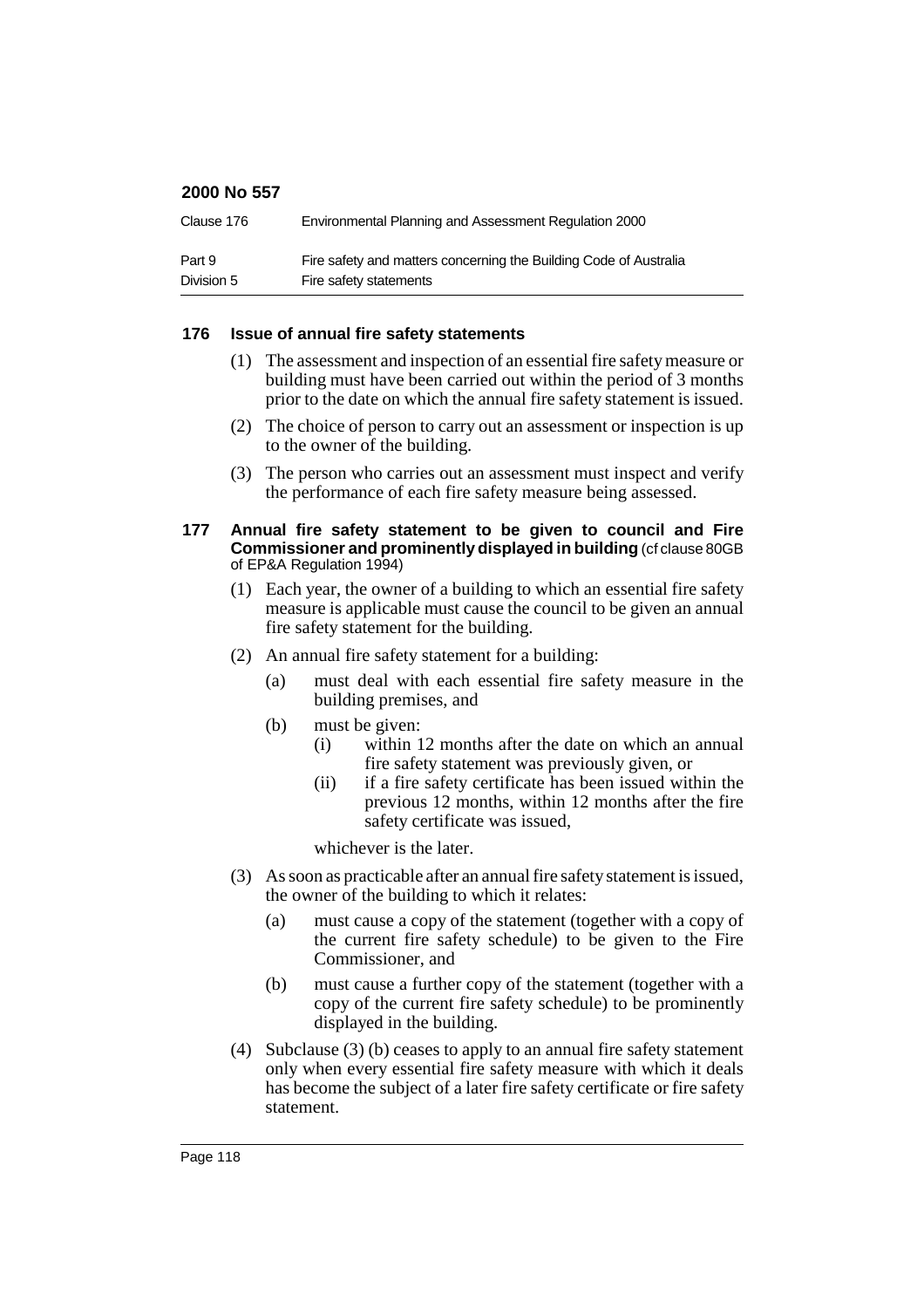#### 176 Issue of annual fire safety statements

(1) The assessment and inspection of an essential fire safety measure or building must have been carried out within the period of 3 months prior to the date on which the annual fire safety statement is issued.

(2) The choice of person to carry out an assessment or inspection is up to the owner of the building.

(3) The person who carries out an assessment must inspect and verify the performance of each fire safety measure being assessed.

#### 177 Annual fire safety statement to be given to council and Fire Commissioner and prominently displayed in building (cf clause 80GB of EP&A Regulation 1994)

(1) Each year, the owner of a building to which an essential fire safety measure is applicable must cause the council to be given an annual fire safety statement for the building.

(2) An annual fire safety statement for a building:

- (a) must deal with each essential fire safety measure in the building premises, and
- (b) must be given:
  - (i) within 12 months after the date on which an annual fire safety statement was previously given, or
  - (ii) if a fire safety certificate has been issued within the previous 12 months, within 12 months after the fire safety certificate was issued,

  whichever is the later.

(3) As soon as practicable after an annual fire safety statement is issued, the owner of the building to which it relates:

- (a) must cause a copy of the statement (together with a copy of the current fire safety schedule) to be given to the Fire Commissioner, and
- (b) must cause a further copy of the statement (together with a copy of the current fire safety schedule) to be prominently displayed in the building.

(4) Subclause (3) (b) ceases to apply to an annual fire safety statement only when every essential fire safety measure with which it deals has become the subject of a later fire safety certificate or fire safety statement.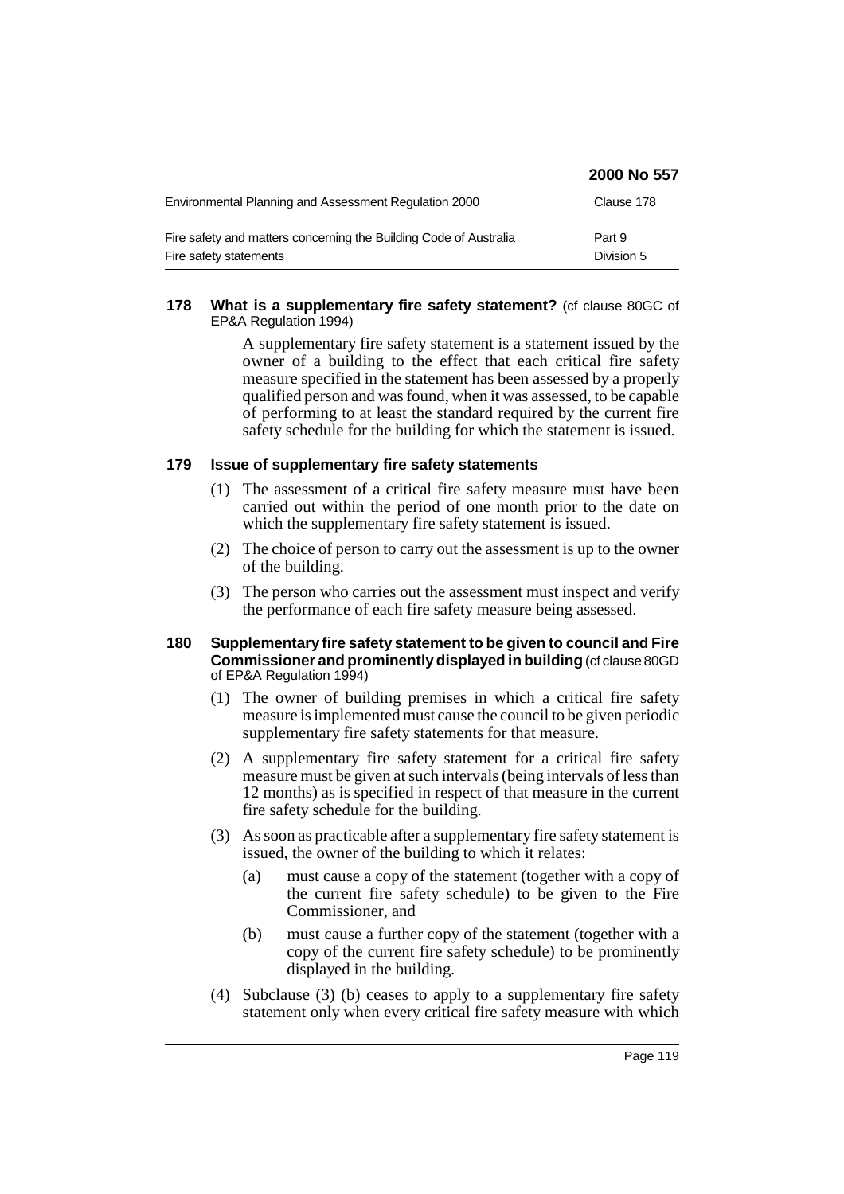#### 178 What is a supplementary fire safety statement? (cf clause 80GC of EP&A Regulation 1994)

A supplementary fire safety statement is a statement issued by the owner of a building to the effect that each critical fire safety measure specified in the statement has been assessed by a properly qualified person and was found, when it was assessed, to be capable of performing to at least the standard required by the current fire safety schedule for the building for which the statement is issued.

#### 179 Issue of supplementary fire safety statements

(1) The assessment of a critical fire safety measure must have been carried out within the period of one month prior to the date on which the supplementary fire safety statement is issued.

(2) The choice of person to carry out the assessment is up to the owner of the building.

(3) The person who carries out the assessment must inspect and verify the performance of each fire safety measure being assessed.

#### 180 Supplementary fire safety statement to be given to council and Fire Commissioner and prominently displayed in building (cf clause 80GD of EP&A Regulation 1994)

(1) The owner of building premises in which a critical fire safety measure is implemented must cause the council to be given periodic supplementary fire safety statements for that measure.

(2) A supplementary fire safety statement for a critical fire safety measure must be given at such intervals (being intervals of less than 12 months) as is specified in respect of that measure in the current fire safety schedule for the building.

(3) As soon as practicable after a supplementary fire safety statement is issued, the owner of the building to which it relates:

- (a) must cause a copy of the statement (together with a copy of the current fire safety schedule) to be given to the Fire Commissioner, and
- (b) must cause a further copy of the statement (together with a copy of the current fire safety schedule) to be prominently displayed in the building.

(4) Subclause (3) (b) ceases to apply to a supplementary fire safety statement only when every critical fire safety measure with which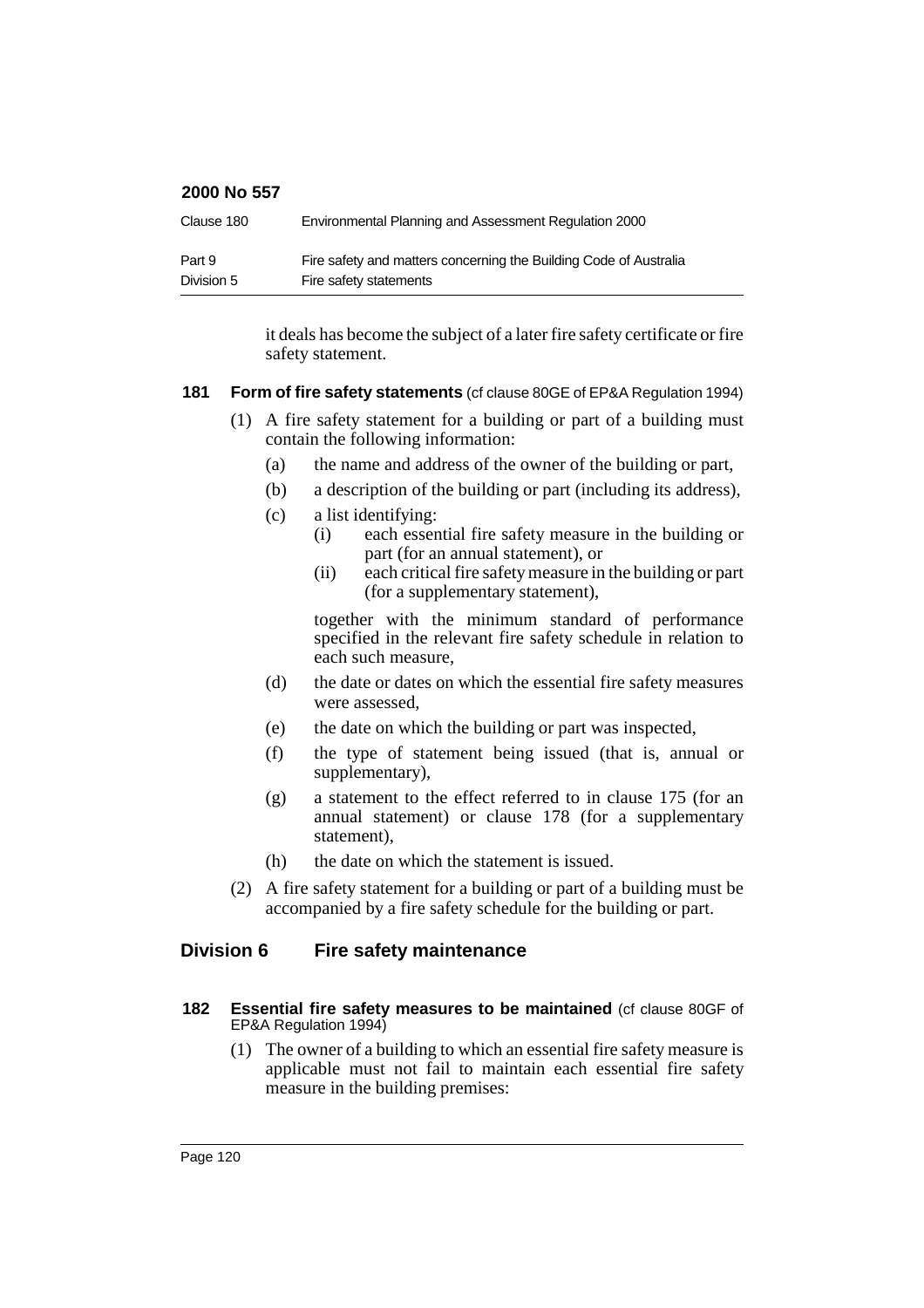it deals has become the subject of a later fire safety certificate or fire safety statement.

**181 Form of fire safety statements** (cf clause 80GE of EP&A Regulation 1994)

(1) A fire safety statement for a building or part of a building must contain the following information:

(a) the name and address of the owner of the building or part,

(b) a description of the building or part (including its address),

(c) a list identifying:

(i) each essential fire safety measure in the building or part (for an annual statement), or

(ii) each critical fire safety measure in the building or part (for a supplementary statement),

together with the minimum standard of performance specified in the relevant fire safety schedule in relation to each such measure,

(d) the date or dates on which the essential fire safety measures were assessed,

(e) the date on which the building or part was inspected,

(f) the type of statement being issued (that is, annual or supplementary),

(g) a statement to the effect referred to in clause 175 (for an annual statement) or clause 178 (for a supplementary statement),

(h) the date on which the statement is issued.

(2) A fire safety statement for a building or part of a building must be accompanied by a fire safety schedule for the building or part.

## Division 6 Fire safety maintenance

**182 Essential fire safety measures to be maintained** (cf clause 80GF of EP&A Regulation 1994)

(1) The owner of a building to which an essential fire safety measure is applicable must not fail to maintain each essential fire safety measure in the building premises: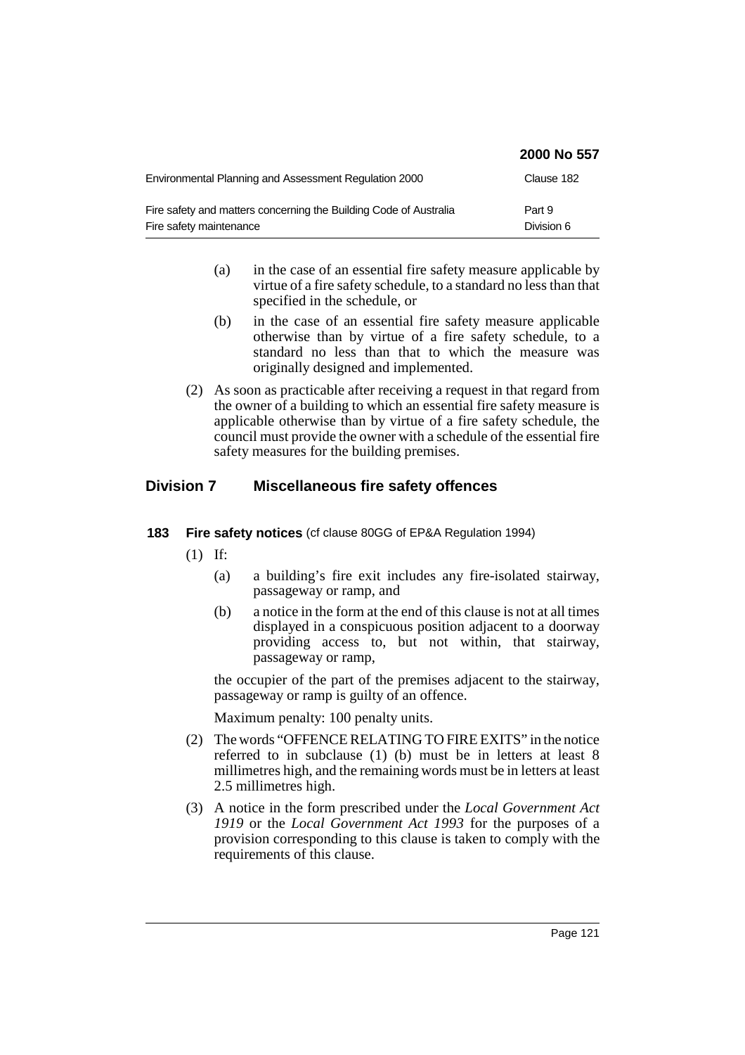(a) in the case of an essential fire safety measure applicable by virtue of a fire safety schedule, to a standard no less than that specified in the schedule, or

(b) in the case of an essential fire safety measure applicable otherwise than by virtue of a fire safety schedule, to a standard no less than that to which the measure was originally designed and implemented.

(2) As soon as practicable after receiving a request in that regard from the owner of a building to which an essential fire safety measure is applicable otherwise than by virtue of a fire safety schedule, the council must provide the owner with a schedule of the essential fire safety measures for the building premises.

## Division 7 Miscellaneous fire safety offences

### 183 Fire safety notices (cf clause 80GG of EP&A Regulation 1994)

(1) If:

(a) a building's fire exit includes any fire-isolated stairway, passageway or ramp, and

(b) a notice in the form at the end of this clause is not at all times displayed in a conspicuous position adjacent to a doorway providing access to, but not within, that stairway, passageway or ramp,

the occupier of the part of the premises adjacent to the stairway, passageway or ramp is guilty of an offence.

Maximum penalty: 100 penalty units.

(2) The words "OFFENCE RELATING TO FIRE EXITS" in the notice referred to in subclause (1) (b) must be in letters at least 8 millimetres high, and the remaining words must be in letters at least 2.5 millimetres high.

(3) A notice in the form prescribed under the *Local Government Act 1919* or the *Local Government Act 1993* for the purposes of a provision corresponding to this clause is taken to comply with the requirements of this clause.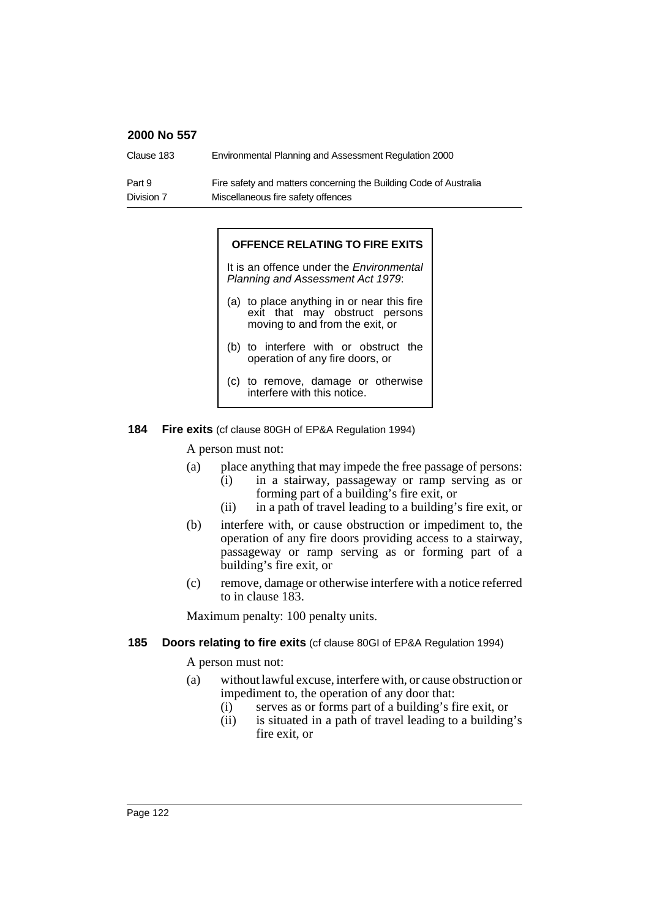**OFFENCE RELATING TO FIRE EXITS**

It is an offence under the *Environmental Planning and Assessment Act 1979*:

(a) to place anything in or near this fire exit that may obstruct persons moving to and from the exit, or

(b) to interfere with or obstruct the operation of any fire doors, or

(c) to remove, damage or otherwise interfere with this notice.

**184 Fire exits** (cf clause 80GH of EP&A Regulation 1994)

A person must not:

(a) place anything that may impede the free passage of persons:
   (i) in a stairway, passageway or ramp serving as or forming part of a building's fire exit, or
   (ii) in a path of travel leading to a building's fire exit, or

(b) interfere with, or cause obstruction or impediment to, the operation of any fire doors providing access to a stairway, passageway or ramp serving as or forming part of a building's fire exit, or

(c) remove, damage or otherwise interfere with a notice referred to in clause 183.

Maximum penalty: 100 penalty units.

**185 Doors relating to fire exits** (cf clause 80GI of EP&A Regulation 1994)

A person must not:

(a) without lawful excuse, interfere with, or cause obstruction or impediment to, the operation of any door that:
   (i) serves as or forms part of a building's fire exit, or
   (ii) is situated in a path of travel leading to a building's fire exit, or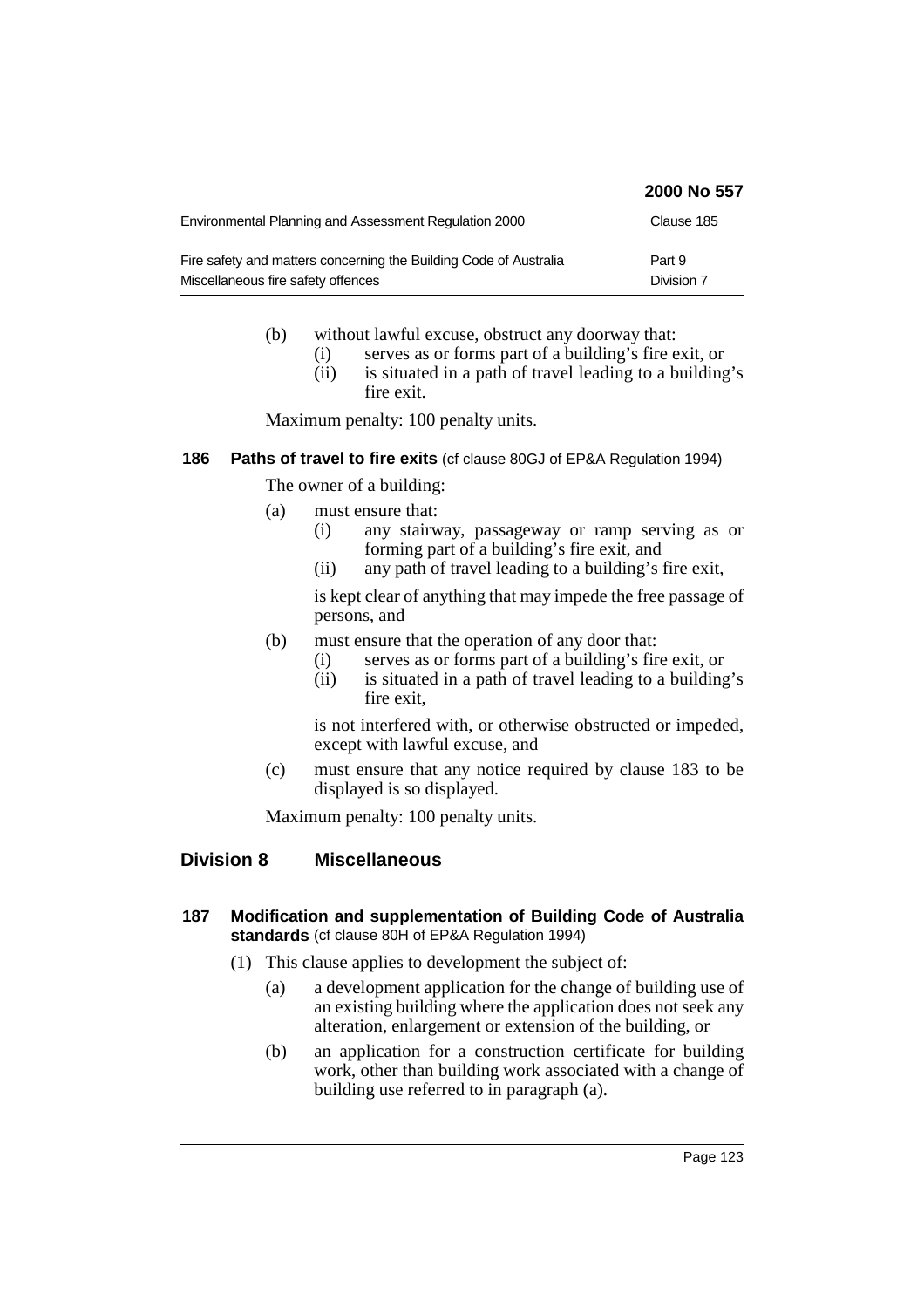(b) without lawful excuse, obstruct any doorway that:

 (i) serves as or forms part of a building's fire exit, or

 (ii) is situated in a path of travel leading to a building's fire exit.

Maximum penalty: 100 penalty units.

**186 Paths of travel to fire exits** (cf clause 80GJ of EP&A Regulation 1994)

The owner of a building:

(a) must ensure that:

 (i) any stairway, passageway or ramp serving as or forming part of a building's fire exit, and

 (ii) any path of travel leading to a building's fire exit,

 is kept clear of anything that may impede the free passage of persons, and

(b) must ensure that the operation of any door that:

 (i) serves as or forms part of a building's fire exit, or

 (ii) is situated in a path of travel leading to a building's fire exit,

 is not interfered with, or otherwise obstructed or impeded, except with lawful excuse, and

(c) must ensure that any notice required by clause 183 to be displayed is so displayed.

Maximum penalty: 100 penalty units.

## Division 8 Miscellaneous

**187 Modification and supplementation of Building Code of Australia standards** (cf clause 80H of EP&A Regulation 1994)

(1) This clause applies to development the subject of:

 (a) a development application for the change of building use of an existing building where the application does not seek any alteration, enlargement or extension of the building, or

 (b) an application for a construction certificate for building work, other than building work associated with a change of building use referred to in paragraph (a).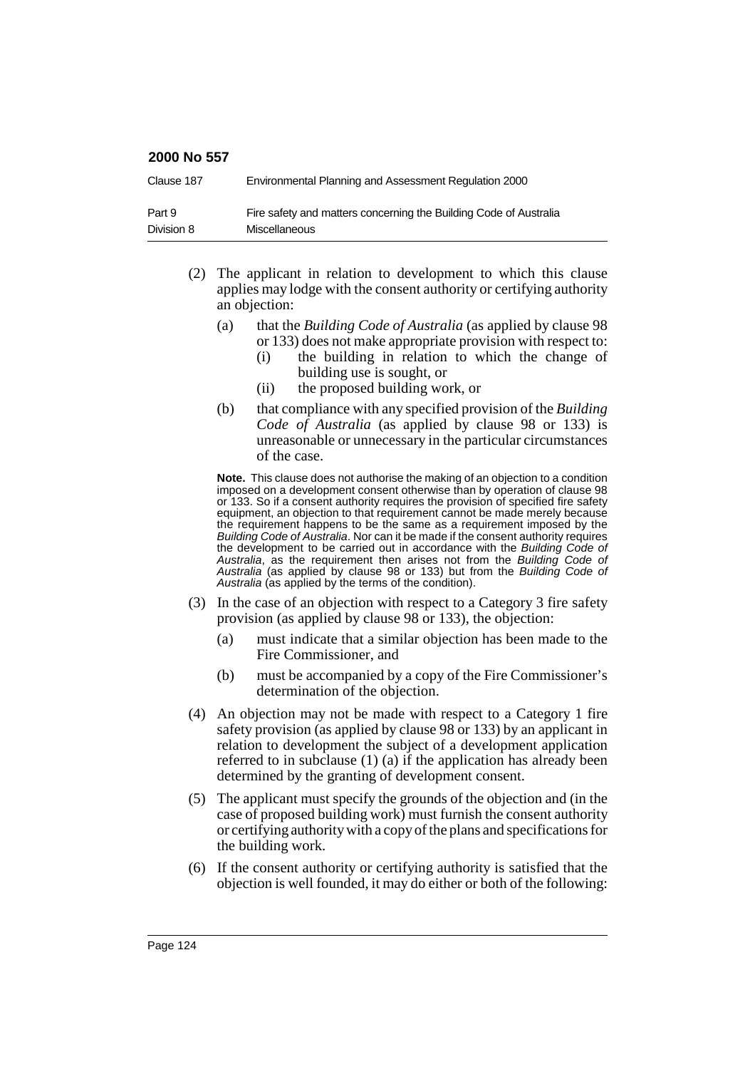(2) The applicant in relation to development to which this clause applies may lodge with the consent authority or certifying authority an objection:

  (a) that the *Building Code of Australia* (as applied by clause 98 or 133) does not make appropriate provision with respect to:

    (i) the building in relation to which the change of building use is sought, or

    (ii) the proposed building work, or

  (b) that compliance with any specified provision of the *Building Code of Australia* (as applied by clause 98 or 133) is unreasonable or unnecessary in the particular circumstances of the case.

**Note.** This clause does not authorise the making of an objection to a condition imposed on a development consent otherwise than by operation of clause 98 or 133. So if a consent authority requires the provision of specified fire safety equipment, an objection to that requirement cannot be made merely because the requirement happens to be the same as a requirement imposed by the *Building Code of Australia*. Nor can it be made if the consent authority requires the development to be carried out in accordance with the *Building Code of Australia*, as the requirement then arises not from the *Building Code of Australia* (as applied by clause 98 or 133) but from the *Building Code of Australia* (as applied by the terms of the condition).

(3) In the case of an objection with respect to a Category 3 fire safety provision (as applied by clause 98 or 133), the objection:

  (a) must indicate that a similar objection has been made to the Fire Commissioner, and

  (b) must be accompanied by a copy of the Fire Commissioner's determination of the objection.

(4) An objection may not be made with respect to a Category 1 fire safety provision (as applied by clause 98 or 133) by an applicant in relation to development the subject of a development application referred to in subclause (1) (a) if the application has already been determined by the granting of development consent.

(5) The applicant must specify the grounds of the objection and (in the case of proposed building work) must furnish the consent authority or certifying authority with a copy of the plans and specifications for the building work.

(6) If the consent authority or certifying authority is satisfied that the objection is well founded, it may do either or both of the following: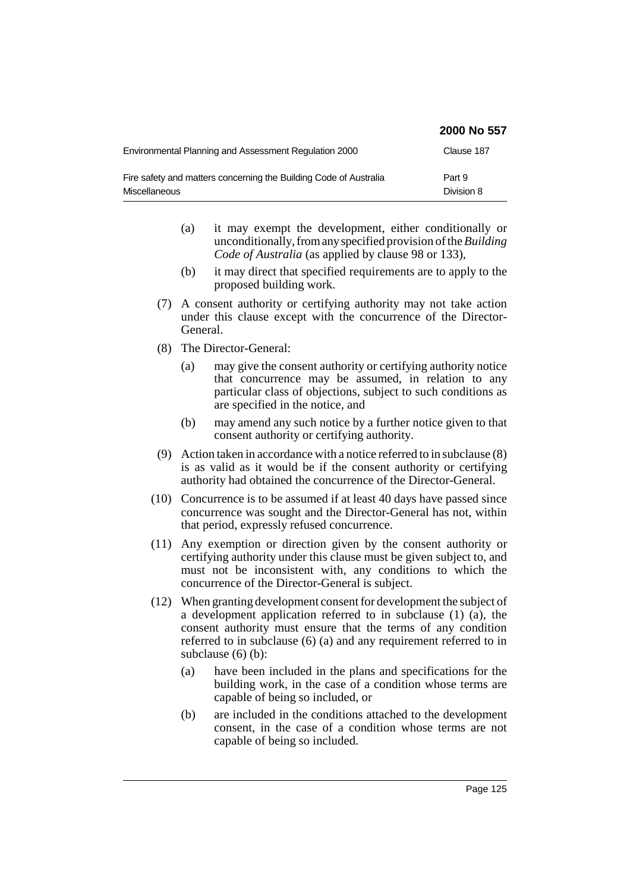(a) it may exempt the development, either conditionally or unconditionally, from any specified provision of the *Building Code of Australia* (as applied by clause 98 or 133),

(b) it may direct that specified requirements are to apply to the proposed building work.

(7) A consent authority or certifying authority may not take action under this clause except with the concurrence of the Director-General.

(8) The Director-General:

(a) may give the consent authority or certifying authority notice that concurrence may be assumed, in relation to any particular class of objections, subject to such conditions as are specified in the notice, and

(b) may amend any such notice by a further notice given to that consent authority or certifying authority.

(9) Action taken in accordance with a notice referred to in subclause (8) is as valid as it would be if the consent authority or certifying authority had obtained the concurrence of the Director-General.

(10) Concurrence is to be assumed if at least 40 days have passed since concurrence was sought and the Director-General has not, within that period, expressly refused concurrence.

(11) Any exemption or direction given by the consent authority or certifying authority under this clause must be given subject to, and must not be inconsistent with, any conditions to which the concurrence of the Director-General is subject.

(12) When granting development consent for development the subject of a development application referred to in subclause (1) (a), the consent authority must ensure that the terms of any condition referred to in subclause (6) (a) and any requirement referred to in subclause (6) (b):

(a) have been included in the plans and specifications for the building work, in the case of a condition whose terms are capable of being so included, or

(b) are included in the conditions attached to the development consent, in the case of a condition whose terms are not capable of being so included.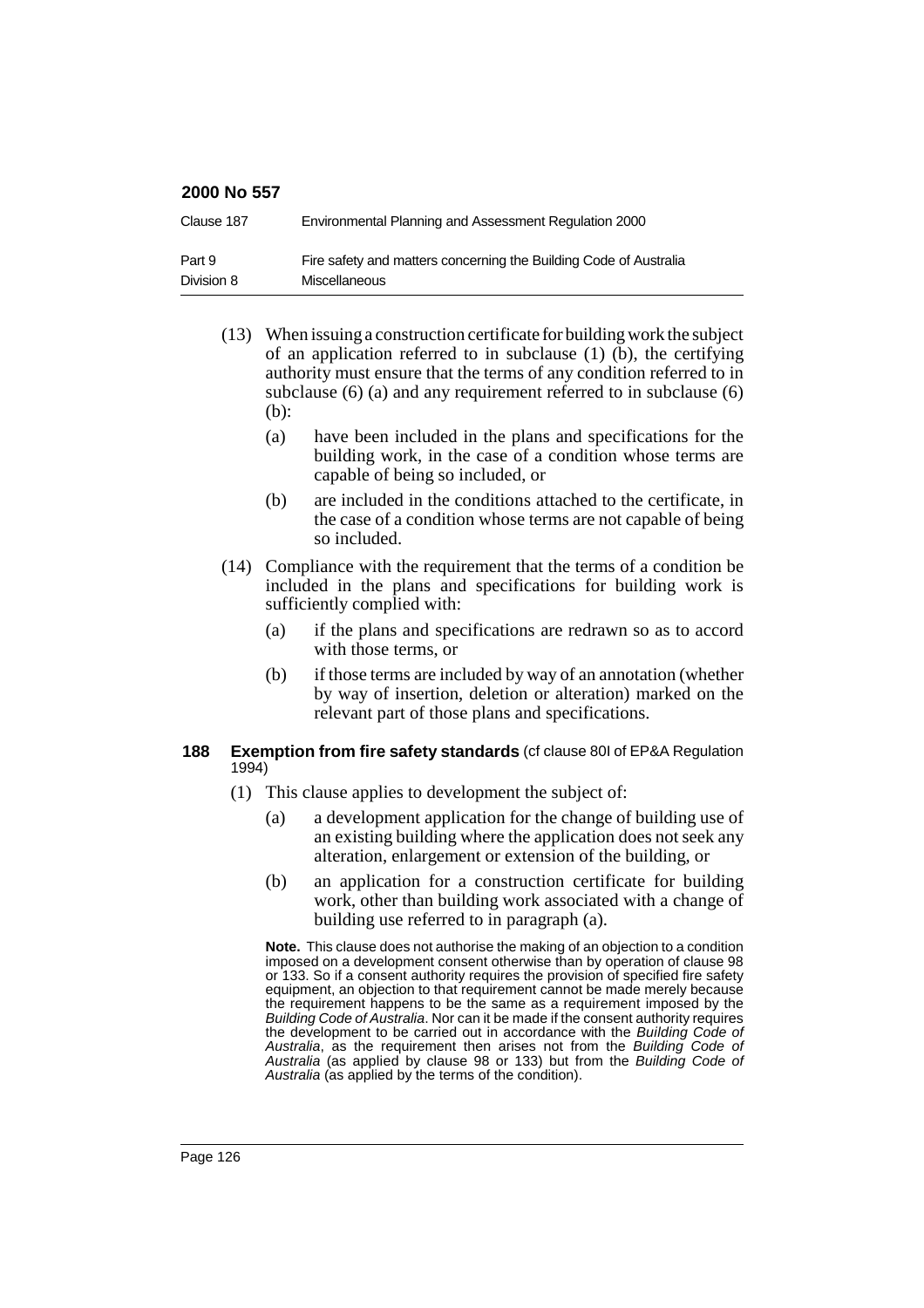(13) When issuing a construction certificate for building work the subject of an application referred to in subclause (1) (b), the certifying authority must ensure that the terms of any condition referred to in subclause (6) (a) and any requirement referred to in subclause (6) (b):

(a) have been included in the plans and specifications for the building work, in the case of a condition whose terms are capable of being so included, or

(b) are included in the conditions attached to the certificate, in the case of a condition whose terms are not capable of being so included.

(14) Compliance with the requirement that the terms of a condition be included in the plans and specifications for building work is sufficiently complied with:

(a) if the plans and specifications are redrawn so as to accord with those terms, or

(b) if those terms are included by way of an annotation (whether by way of insertion, deletion or alteration) marked on the relevant part of those plans and specifications.

**188 Exemption from fire safety standards** (cf clause 80I of EP&A Regulation 1994)

(1) This clause applies to development the subject of:

(a) a development application for the change of building use of an existing building where the application does not seek any alteration, enlargement or extension of the building, or

(b) an application for a construction certificate for building work, other than building work associated with a change of building use referred to in paragraph (a).

**Note.** This clause does not authorise the making of an objection to a condition imposed on a development consent otherwise than by operation of clause 98 or 133. So if a consent authority requires the provision of specified fire safety equipment, an objection to that requirement cannot be made merely because the requirement happens to be the same as a requirement imposed by the *Building Code of Australia*. Nor can it be made if the consent authority requires the development to be carried out in accordance with the *Building Code of Australia*, as the requirement then arises not from the *Building Code of Australia* (as applied by clause 98 or 133) but from the *Building Code of Australia* (as applied by the terms of the condition).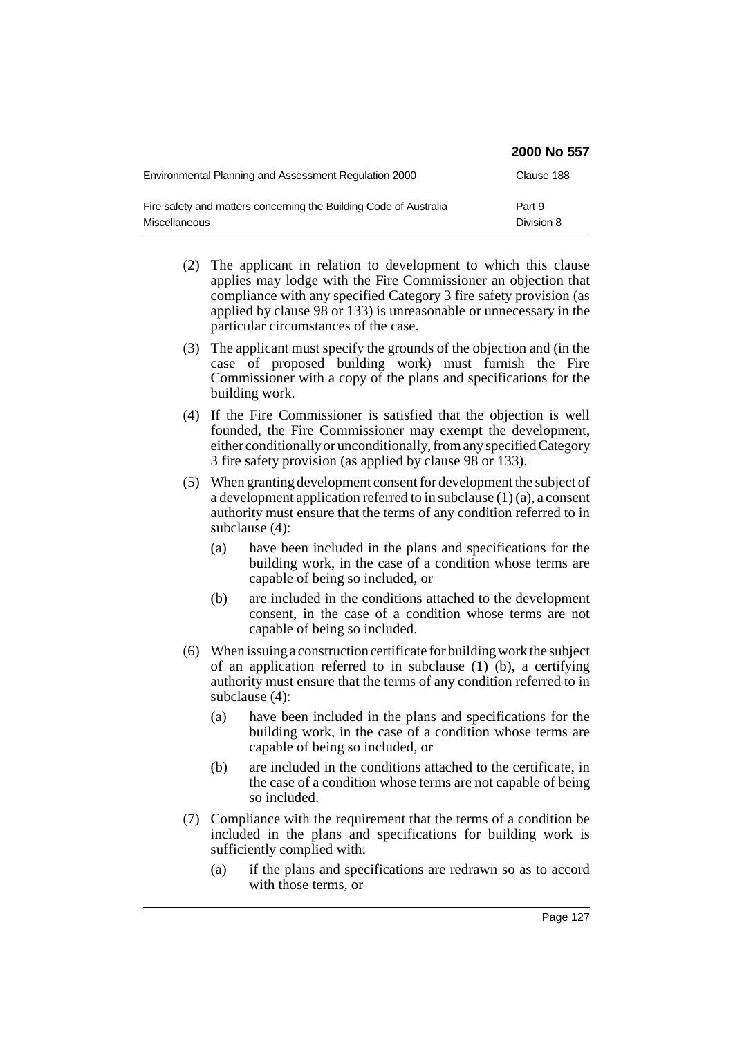(2) The applicant in relation to development to which this clause applies may lodge with the Fire Commissioner an objection that compliance with any specified Category 3 fire safety provision (as applied by clause 98 or 133) is unreasonable or unnecessary in the particular circumstances of the case.

(3) The applicant must specify the grounds of the objection and (in the case of proposed building work) must furnish the Fire Commissioner with a copy of the plans and specifications for the building work.

(4) If the Fire Commissioner is satisfied that the objection is well founded, the Fire Commissioner may exempt the development, either conditionally or unconditionally, from any specified Category 3 fire safety provision (as applied by clause 98 or 133).

(5) When granting development consent for development the subject of a development application referred to in subclause (1) (a), a consent authority must ensure that the terms of any condition referred to in subclause (4):

  (a) have been included in the plans and specifications for the building work, in the case of a condition whose terms are capable of being so included, or

  (b) are included in the conditions attached to the development consent, in the case of a condition whose terms are not capable of being so included.

(6) When issuing a construction certificate for building work the subject of an application referred to in subclause (1) (b), a certifying authority must ensure that the terms of any condition referred to in subclause (4):

  (a) have been included in the plans and specifications for the building work, in the case of a condition whose terms are capable of being so included, or

  (b) are included in the conditions attached to the certificate, in the case of a condition whose terms are not capable of being so included.

(7) Compliance with the requirement that the terms of a condition be included in the plans and specifications for building work is sufficiently complied with:

  (a) if the plans and specifications are redrawn so as to accord with those terms, or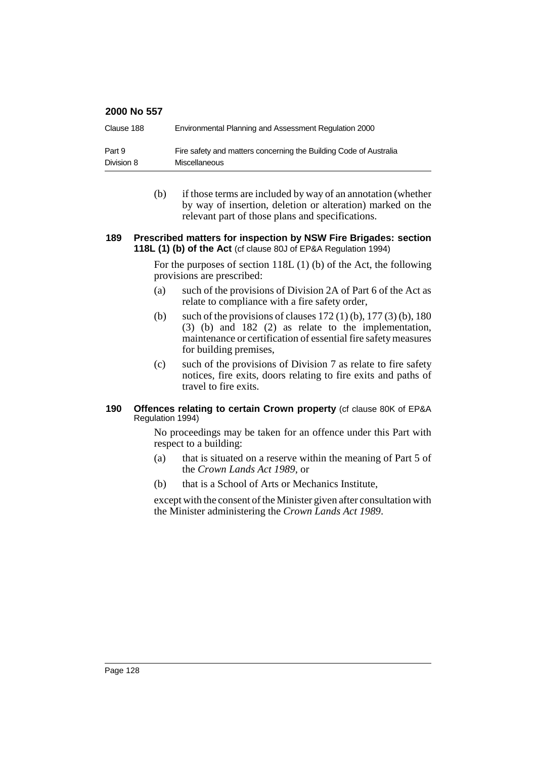(b) if those terms are included by way of an annotation (whether by way of insertion, deletion or alteration) marked on the relevant part of those plans and specifications.

### 189 Prescribed matters for inspection by NSW Fire Brigades: section 118L (1) (b) of the Act (cf clause 80J of EP&A Regulation 1994)

For the purposes of section 118L (1) (b) of the Act, the following provisions are prescribed:

(a) such of the provisions of Division 2A of Part 6 of the Act as relate to compliance with a fire safety order,

(b) such of the provisions of clauses 172 (1) (b), 177 (3) (b), 180 (3) (b) and 182 (2) as relate to the implementation, maintenance or certification of essential fire safety measures for building premises,

(c) such of the provisions of Division 7 as relate to fire safety notices, fire exits, doors relating to fire exits and paths of travel to fire exits.

### 190 Offences relating to certain Crown property (cf clause 80K of EP&A Regulation 1994)

No proceedings may be taken for an offence under this Part with respect to a building:

(a) that is situated on a reserve within the meaning of Part 5 of the *Crown Lands Act 1989*, or

(b) that is a School of Arts or Mechanics Institute,

except with the consent of the Minister given after consultation with the Minister administering the *Crown Lands Act 1989*.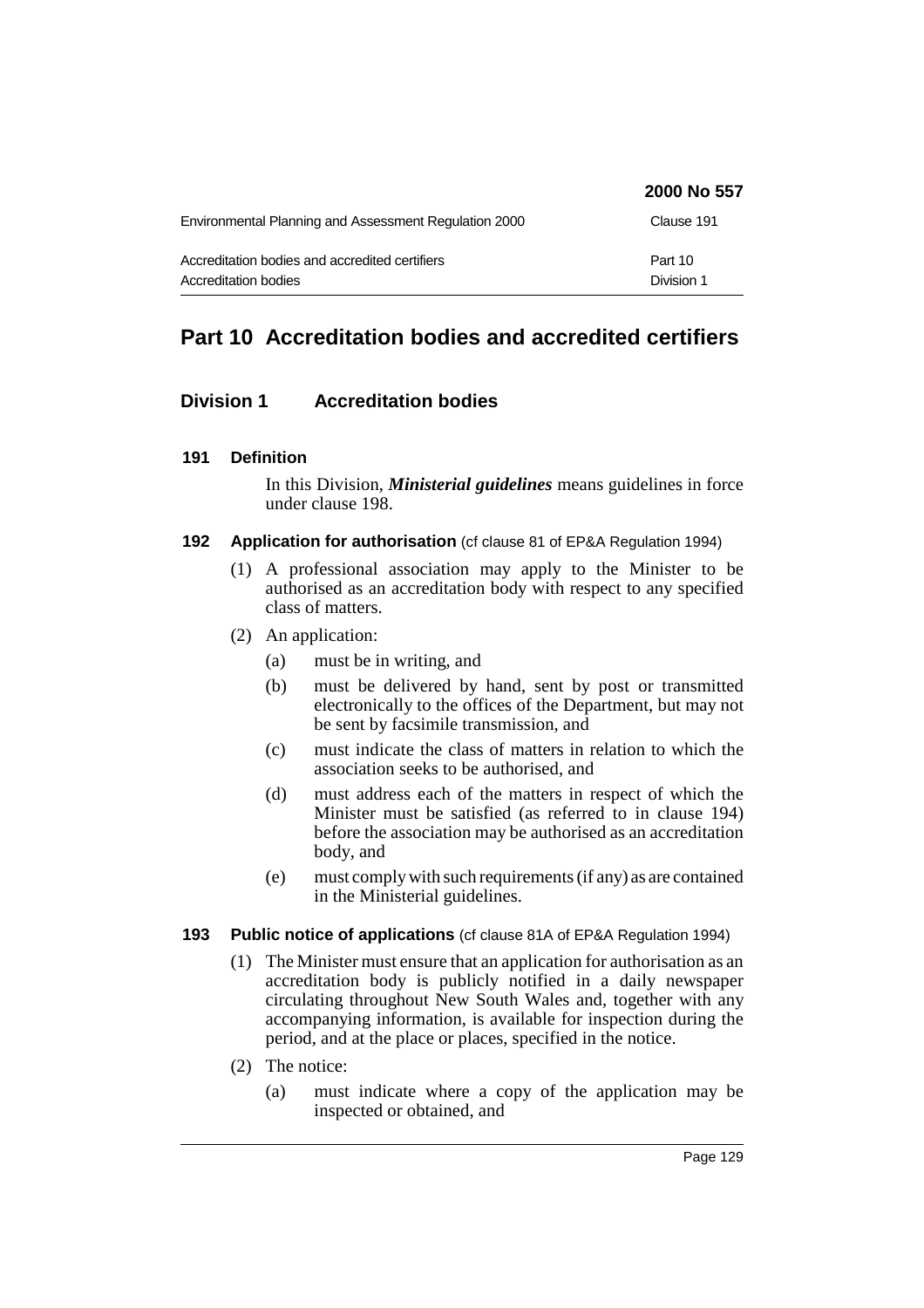# Part 10 Accreditation bodies and accredited certifiers

## Division 1 Accreditation bodies

### 191 Definition

In this Division, ***Ministerial guidelines*** means guidelines in force under clause 198.

### 192 Application for authorisation (cf clause 81 of EP&A Regulation 1994)

(1) A professional association may apply to the Minister to be authorised as an accreditation body with respect to any specified class of matters.

(2) An application:

- (a) must be in writing, and
- (b) must be delivered by hand, sent by post or transmitted electronically to the offices of the Department, but may not be sent by facsimile transmission, and
- (c) must indicate the class of matters in relation to which the association seeks to be authorised, and
- (d) must address each of the matters in respect of which the Minister must be satisfied (as referred to in clause 194) before the association may be authorised as an accreditation body, and
- (e) must comply with such requirements (if any) as are contained in the Ministerial guidelines.

### 193 Public notice of applications (cf clause 81A of EP&A Regulation 1994)

(1) The Minister must ensure that an application for authorisation as an accreditation body is publicly notified in a daily newspaper circulating throughout New South Wales and, together with any accompanying information, is available for inspection during the period, and at the place or places, specified in the notice.

(2) The notice:

- (a) must indicate where a copy of the application may be inspected or obtained, and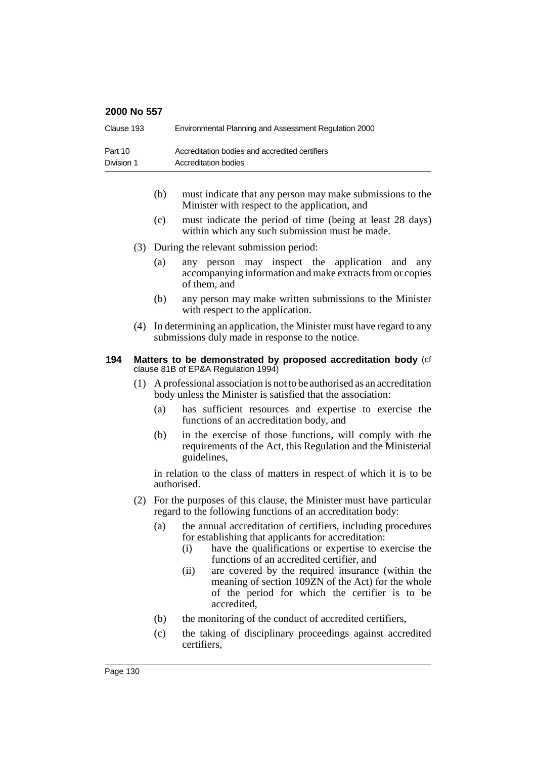(b) must indicate that any person may make submissions to the Minister with respect to the application, and

(c) must indicate the period of time (being at least 28 days) within which any such submission must be made.

(3) During the relevant submission period:

(a) any person may inspect the application and any accompanying information and make extracts from or copies of them, and

(b) any person may make written submissions to the Minister with respect to the application.

(4) In determining an application, the Minister must have regard to any submissions duly made in response to the notice.

**194 Matters to be demonstrated by proposed accreditation body** (cf clause 81B of EP&A Regulation 1994)

(1) A professional association is not to be authorised as an accreditation body unless the Minister is satisfied that the association:

(a) has sufficient resources and expertise to exercise the functions of an accreditation body, and

(b) in the exercise of those functions, will comply with the requirements of the Act, this Regulation and the Ministerial guidelines,

in relation to the class of matters in respect of which it is to be authorised.

(2) For the purposes of this clause, the Minister must have particular regard to the following functions of an accreditation body:

(a) the annual accreditation of certifiers, including procedures for establishing that applicants for accreditation:

(i) have the qualifications or expertise to exercise the functions of an accredited certifier, and

(ii) are covered by the required insurance (within the meaning of section 109ZN of the Act) for the whole of the period for which the certifier is to be accredited,

(b) the monitoring of the conduct of accredited certifiers,

(c) the taking of disciplinary proceedings against accredited certifiers,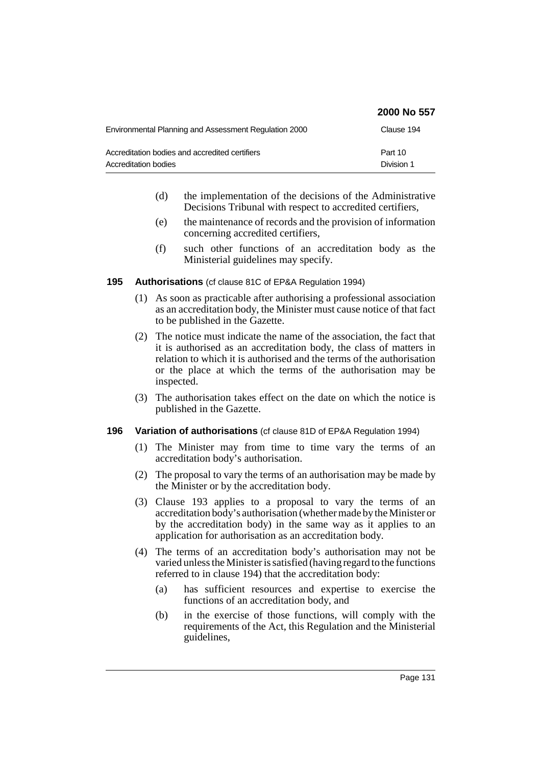(d) the implementation of the decisions of the Administrative Decisions Tribunal with respect to accredited certifiers,

(e) the maintenance of records and the provision of information concerning accredited certifiers,

(f) such other functions of an accreditation body as the Ministerial guidelines may specify.

**195 Authorisations** (cf clause 81C of EP&A Regulation 1994)

(1) As soon as practicable after authorising a professional association as an accreditation body, the Minister must cause notice of that fact to be published in the Gazette.

(2) The notice must indicate the name of the association, the fact that it is authorised as an accreditation body, the class of matters in relation to which it is authorised and the terms of the authorisation or the place at which the terms of the authorisation may be inspected.

(3) The authorisation takes effect on the date on which the notice is published in the Gazette.

**196 Variation of authorisations** (cf clause 81D of EP&A Regulation 1994)

(1) The Minister may from time to time vary the terms of an accreditation body's authorisation.

(2) The proposal to vary the terms of an authorisation may be made by the Minister or by the accreditation body.

(3) Clause 193 applies to a proposal to vary the terms of an accreditation body's authorisation (whether made by the Minister or by the accreditation body) in the same way as it applies to an application for authorisation as an accreditation body.

(4) The terms of an accreditation body's authorisation may not be varied unless the Minister is satisfied (having regard to the functions referred to in clause 194) that the accreditation body:

(a) has sufficient resources and expertise to exercise the functions of an accreditation body, and

(b) in the exercise of those functions, will comply with the requirements of the Act, this Regulation and the Ministerial guidelines,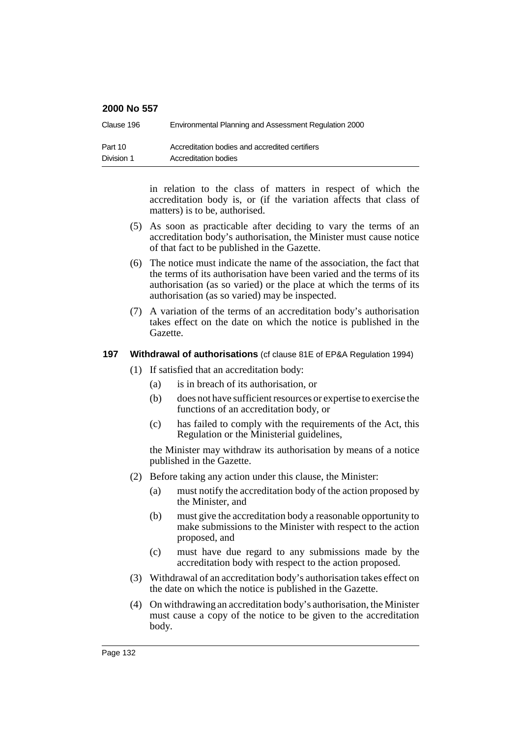in relation to the class of matters in respect of which the accreditation body is, or (if the variation affects that class of matters) is to be, authorised.

(5) As soon as practicable after deciding to vary the terms of an accreditation body's authorisation, the Minister must cause notice of that fact to be published in the Gazette.

(6) The notice must indicate the name of the association, the fact that the terms of its authorisation have been varied and the terms of its authorisation (as so varied) or the place at which the terms of its authorisation (as so varied) may be inspected.

(7) A variation of the terms of an accreditation body's authorisation takes effect on the date on which the notice is published in the Gazette.

### 197 Withdrawal of authorisations (cf clause 81E of EP&A Regulation 1994)

(1) If satisfied that an accreditation body:

- (a) is in breach of its authorisation, or
- (b) does not have sufficient resources or expertise to exercise the functions of an accreditation body, or
- (c) has failed to comply with the requirements of the Act, this Regulation or the Ministerial guidelines,

the Minister may withdraw its authorisation by means of a notice published in the Gazette.

(2) Before taking any action under this clause, the Minister:

- (a) must notify the accreditation body of the action proposed by the Minister, and
- (b) must give the accreditation body a reasonable opportunity to make submissions to the Minister with respect to the action proposed, and
- (c) must have due regard to any submissions made by the accreditation body with respect to the action proposed.

(3) Withdrawal of an accreditation body's authorisation takes effect on the date on which the notice is published in the Gazette.

(4) On withdrawing an accreditation body's authorisation, the Minister must cause a copy of the notice to be given to the accreditation body.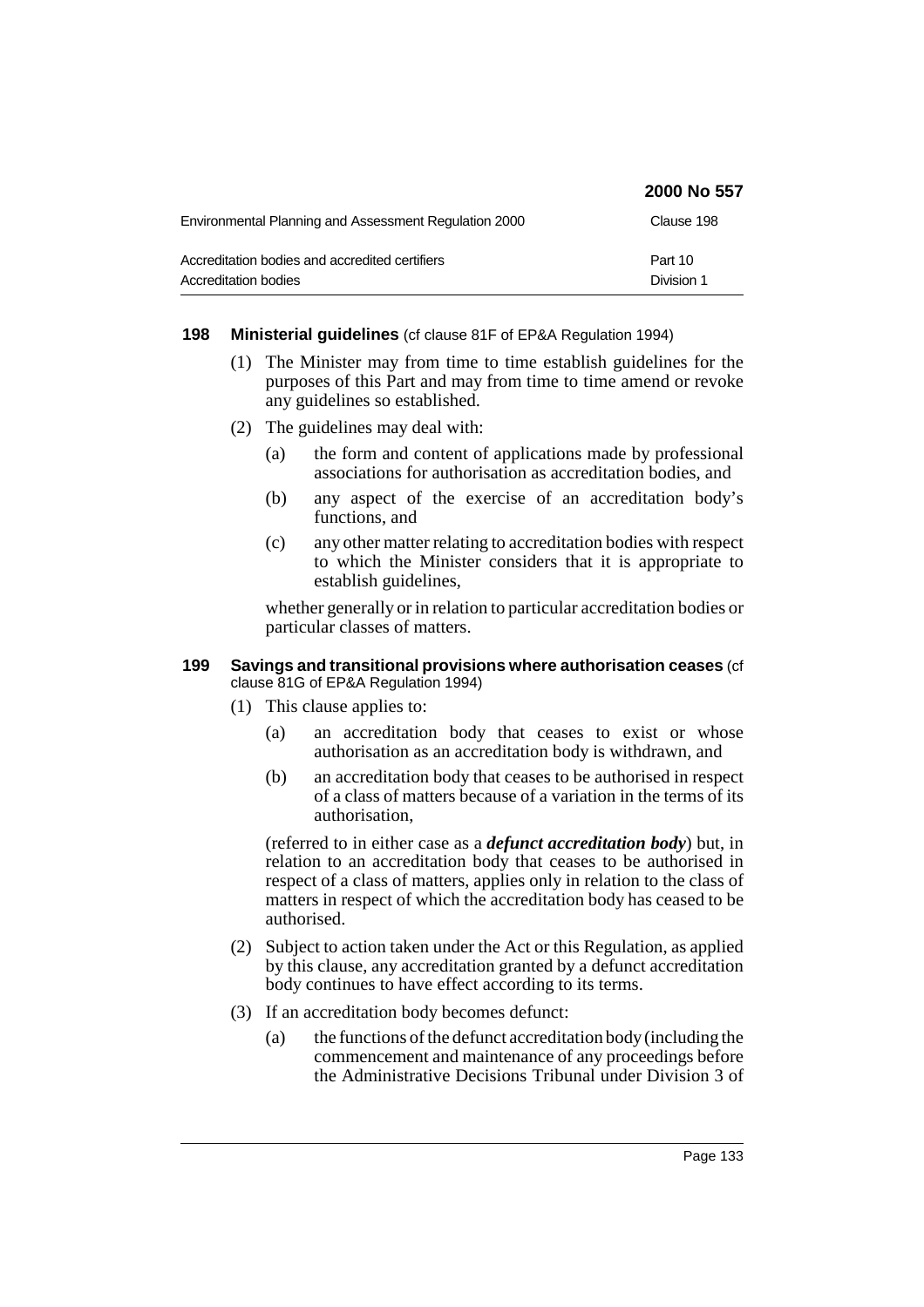**198 Ministerial guidelines** (cf clause 81F of EP&A Regulation 1994)

(1) The Minister may from time to time establish guidelines for the purposes of this Part and may from time to time amend or revoke any guidelines so established.

(2) The guidelines may deal with:

(a) the form and content of applications made by professional associations for authorisation as accreditation bodies, and

(b) any aspect of the exercise of an accreditation body's functions, and

(c) any other matter relating to accreditation bodies with respect to which the Minister considers that it is appropriate to establish guidelines,

whether generally or in relation to particular accreditation bodies or particular classes of matters.

**199 Savings and transitional provisions where authorisation ceases** (cf clause 81G of EP&A Regulation 1994)

(1) This clause applies to:

(a) an accreditation body that ceases to exist or whose authorisation as an accreditation body is withdrawn, and

(b) an accreditation body that ceases to be authorised in respect of a class of matters because of a variation in the terms of its authorisation,

(referred to in either case as a ***defunct accreditation body***) but, in relation to an accreditation body that ceases to be authorised in respect of a class of matters, applies only in relation to the class of matters in respect of which the accreditation body has ceased to be authorised.

(2) Subject to action taken under the Act or this Regulation, as applied by this clause, any accreditation granted by a defunct accreditation body continues to have effect according to its terms.

(3) If an accreditation body becomes defunct:

(a) the functions of the defunct accreditation body (including the commencement and maintenance of any proceedings before the Administrative Decisions Tribunal under Division 3 of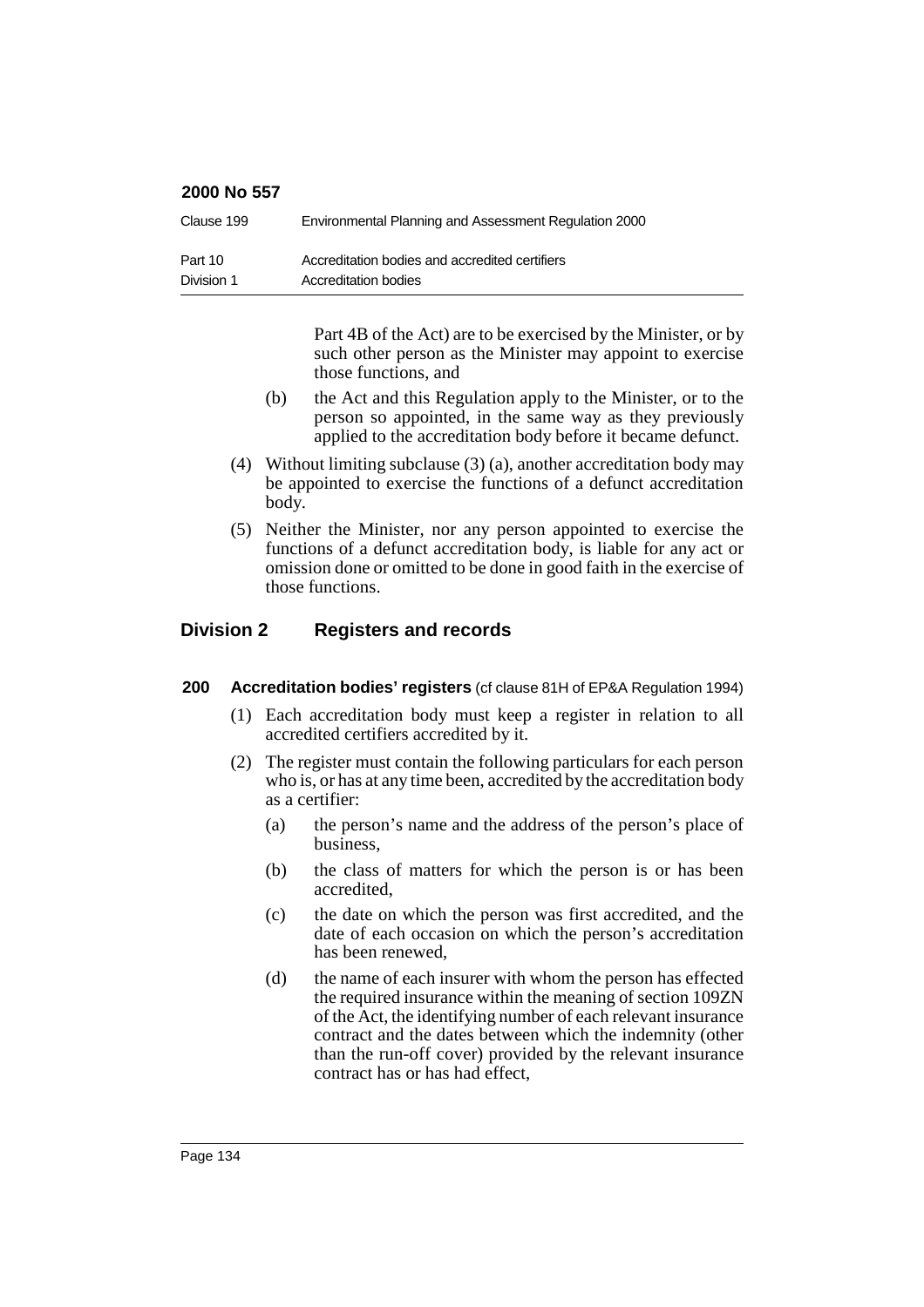Part 4B of the Act) are to be exercised by the Minister, or by such other person as the Minister may appoint to exercise those functions, and

(b) the Act and this Regulation apply to the Minister, or to the person so appointed, in the same way as they previously applied to the accreditation body before it became defunct.

(4) Without limiting subclause (3) (a), another accreditation body may be appointed to exercise the functions of a defunct accreditation body.

(5) Neither the Minister, nor any person appointed to exercise the functions of a defunct accreditation body, is liable for any act or omission done or omitted to be done in good faith in the exercise of those functions.

## Division 2 Registers and records

### 200 Accreditation bodies' registers (cf clause 81H of EP&A Regulation 1994)

(1) Each accreditation body must keep a register in relation to all accredited certifiers accredited by it.

(2) The register must contain the following particulars for each person who is, or has at any time been, accredited by the accreditation body as a certifier:

(a) the person's name and the address of the person's place of business,

(b) the class of matters for which the person is or has been accredited,

(c) the date on which the person was first accredited, and the date of each occasion on which the person's accreditation has been renewed,

(d) the name of each insurer with whom the person has effected the required insurance within the meaning of section 109ZN of the Act, the identifying number of each relevant insurance contract and the dates between which the indemnity (other than the run-off cover) provided by the relevant insurance contract has or has had effect,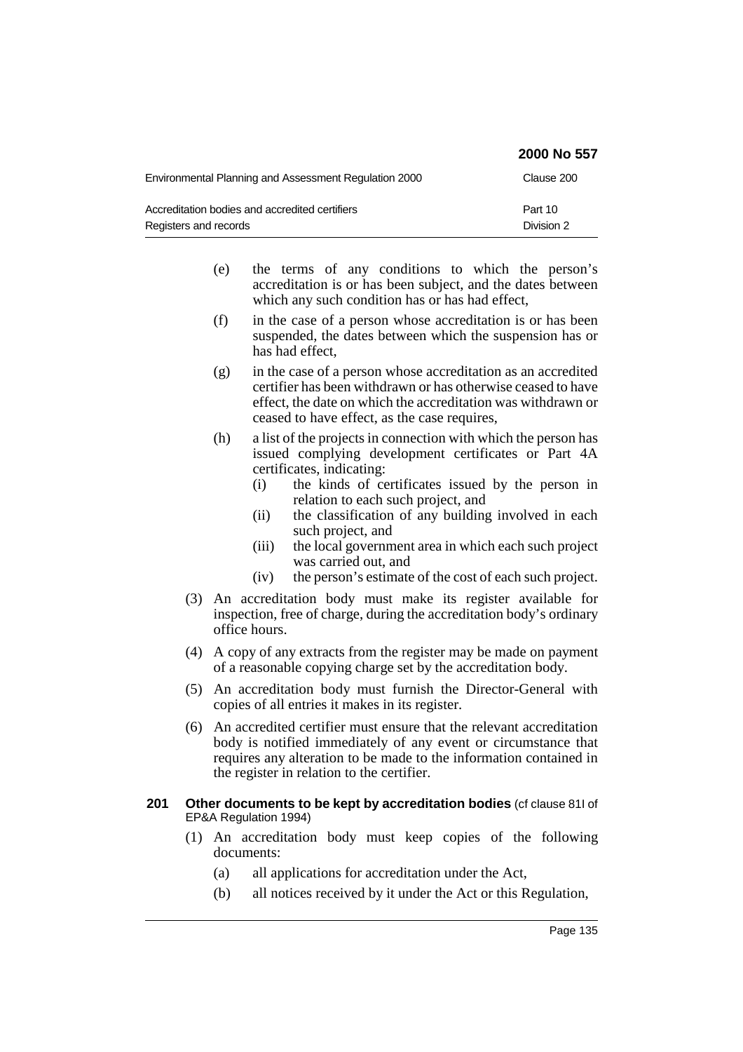(e) the terms of any conditions to which the person's accreditation is or has been subject, and the dates between which any such condition has or has had effect,

(f) in the case of a person whose accreditation is or has been suspended, the dates between which the suspension has or has had effect,

(g) in the case of a person whose accreditation as an accredited certifier has been withdrawn or has otherwise ceased to have effect, the date on which the accreditation was withdrawn or ceased to have effect, as the case requires,

(h) a list of the projects in connection with which the person has issued complying development certificates or Part 4A certificates, indicating:

(i) the kinds of certificates issued by the person in relation to each such project, and

(ii) the classification of any building involved in each such project, and

(iii) the local government area in which each such project was carried out, and

(iv) the person's estimate of the cost of each such project.

(3) An accreditation body must make its register available for inspection, free of charge, during the accreditation body's ordinary office hours.

(4) A copy of any extracts from the register may be made on payment of a reasonable copying charge set by the accreditation body.

(5) An accreditation body must furnish the Director-General with copies of all entries it makes in its register.

(6) An accredited certifier must ensure that the relevant accreditation body is notified immediately of any event or circumstance that requires any alteration to be made to the information contained in the register in relation to the certifier.

**201 Other documents to be kept by accreditation bodies** (cf clause 81I of EP&A Regulation 1994)

(1) An accreditation body must keep copies of the following documents:

(a) all applications for accreditation under the Act,

(b) all notices received by it under the Act or this Regulation,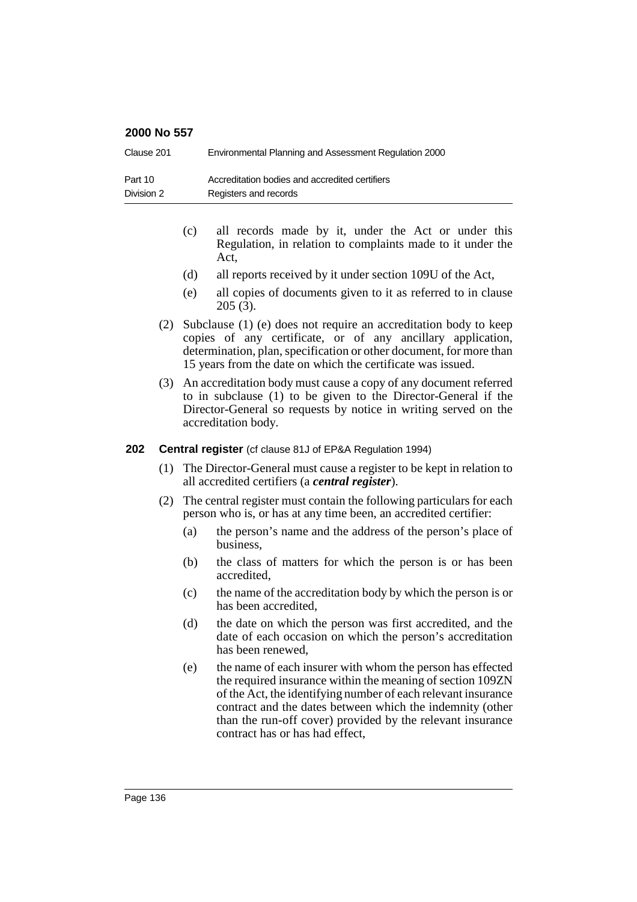(c) all records made by it, under the Act or under this Regulation, in relation to complaints made to it under the Act,

(d) all reports received by it under section 109U of the Act,

(e) all copies of documents given to it as referred to in clause 205 (3).

(2) Subclause (1) (e) does not require an accreditation body to keep copies of any certificate, or of any ancillary application, determination, plan, specification or other document, for more than 15 years from the date on which the certificate was issued.

(3) An accreditation body must cause a copy of any document referred to in subclause (1) to be given to the Director-General if the Director-General so requests by notice in writing served on the accreditation body.

**202 Central register** (cf clause 81J of EP&A Regulation 1994)

(1) The Director-General must cause a register to be kept in relation to all accredited certifiers (a ***central register***).

(2) The central register must contain the following particulars for each person who is, or has at any time been, an accredited certifier:

(a) the person's name and the address of the person's place of business,

(b) the class of matters for which the person is or has been accredited,

(c) the name of the accreditation body by which the person is or has been accredited,

(d) the date on which the person was first accredited, and the date of each occasion on which the person's accreditation has been renewed,

(e) the name of each insurer with whom the person has effected the required insurance within the meaning of section 109ZN of the Act, the identifying number of each relevant insurance contract and the dates between which the indemnity (other than the run-off cover) provided by the relevant insurance contract has or has had effect,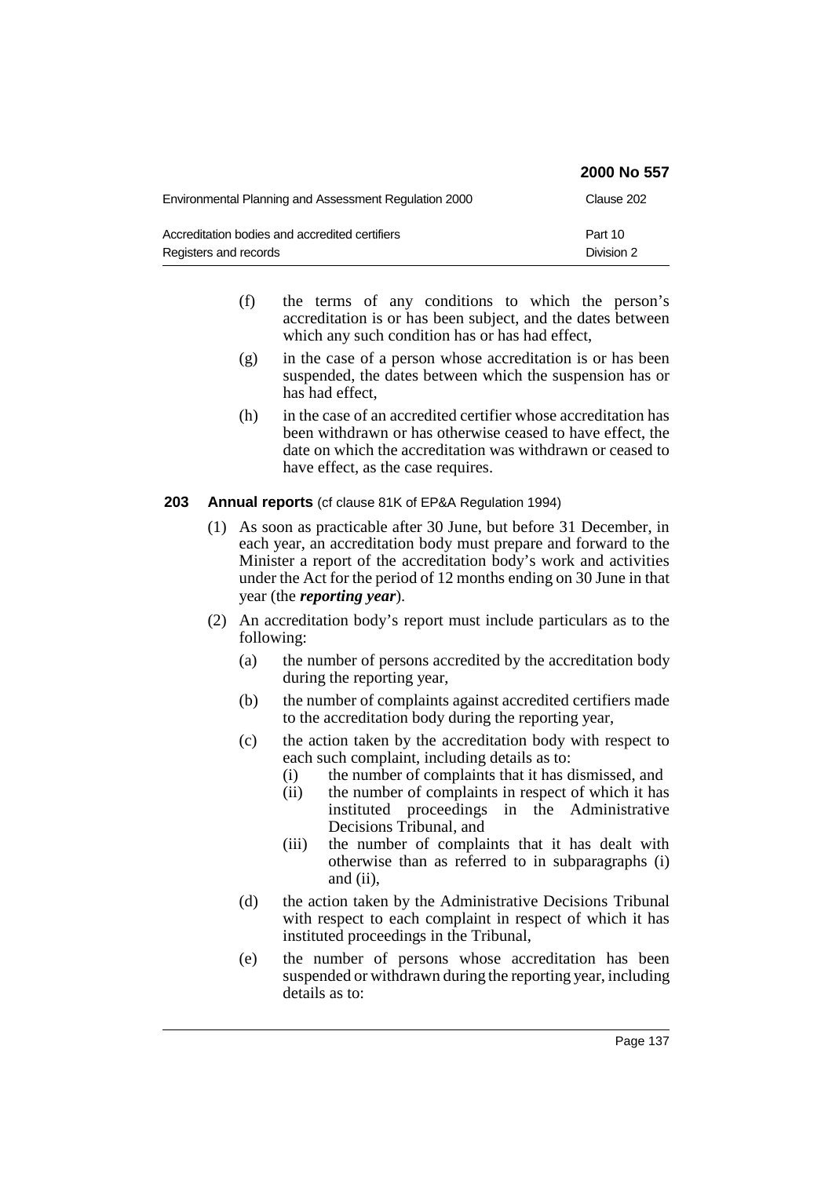(f) the terms of any conditions to which the person's accreditation is or has been subject, and the dates between which any such condition has or has had effect,

(g) in the case of a person whose accreditation is or has been suspended, the dates between which the suspension has or has had effect,

(h) in the case of an accredited certifier whose accreditation has been withdrawn or has otherwise ceased to have effect, the date on which the accreditation was withdrawn or ceased to have effect, as the case requires.

### 203 Annual reports (cf clause 81K of EP&A Regulation 1994)

(1) As soon as practicable after 30 June, but before 31 December, in each year, an accreditation body must prepare and forward to the Minister a report of the accreditation body's work and activities under the Act for the period of 12 months ending on 30 June in that year (the ***reporting year***).

(2) An accreditation body's report must include particulars as to the following:

(a) the number of persons accredited by the accreditation body during the reporting year,

(b) the number of complaints against accredited certifiers made to the accreditation body during the reporting year,

(c) the action taken by the accreditation body with respect to each such complaint, including details as to:

(i) the number of complaints that it has dismissed, and

(ii) the number of complaints in respect of which it has instituted proceedings in the Administrative Decisions Tribunal, and

(iii) the number of complaints that it has dealt with otherwise than as referred to in subparagraphs (i) and (ii),

(d) the action taken by the Administrative Decisions Tribunal with respect to each complaint in respect of which it has instituted proceedings in the Tribunal,

(e) the number of persons whose accreditation has been suspended or withdrawn during the reporting year, including details as to: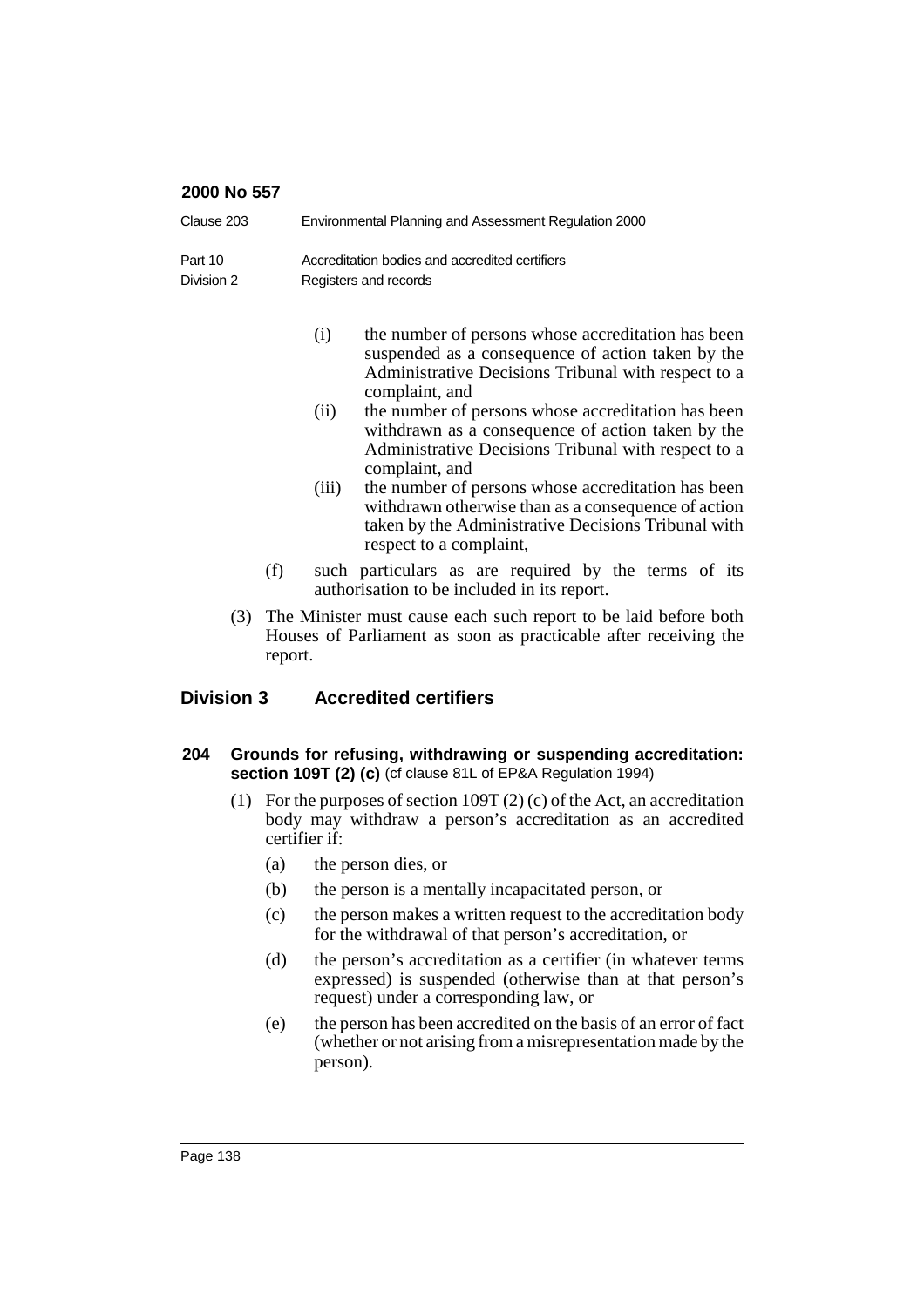- (i) the number of persons whose accreditation has been suspended as a consequence of action taken by the Administrative Decisions Tribunal with respect to a complaint, and
- (ii) the number of persons whose accreditation has been withdrawn as a consequence of action taken by the Administrative Decisions Tribunal with respect to a complaint, and
- (iii) the number of persons whose accreditation has been withdrawn otherwise than as a consequence of action taken by the Administrative Decisions Tribunal with respect to a complaint,

(f) such particulars as are required by the terms of its authorisation to be included in its report.

(3) The Minister must cause each such report to be laid before both Houses of Parliament as soon as practicable after receiving the report.

## Division 3 Accredited certifiers

### 204 Grounds for refusing, withdrawing or suspending accreditation: section 109T (2) (c) (cf clause 81L of EP&A Regulation 1994)

(1) For the purposes of section 109T (2) (c) of the Act, an accreditation body may withdraw a person's accreditation as an accredited certifier if:

- (a) the person dies, or
- (b) the person is a mentally incapacitated person, or
- (c) the person makes a written request to the accreditation body for the withdrawal of that person's accreditation, or
- (d) the person's accreditation as a certifier (in whatever terms expressed) is suspended (otherwise than at that person's request) under a corresponding law, or
- (e) the person has been accredited on the basis of an error of fact (whether or not arising from a misrepresentation made by the person).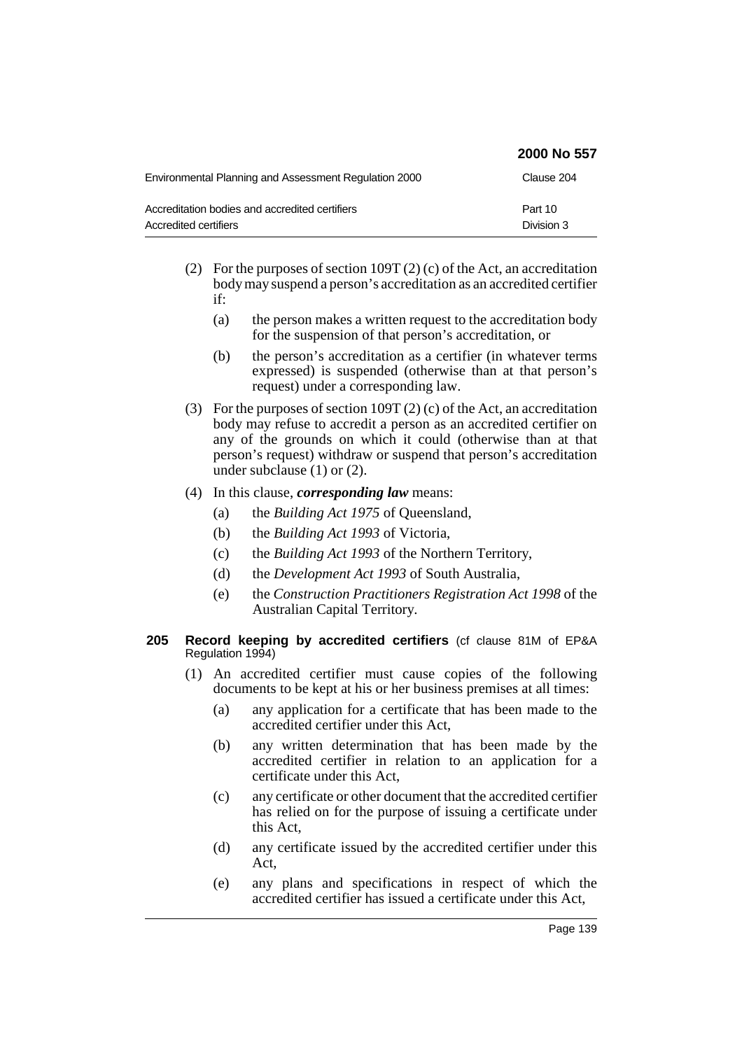(2) For the purposes of section 109T (2) (c) of the Act, an accreditation body may suspend a person's accreditation as an accredited certifier if:

(a) the person makes a written request to the accreditation body for the suspension of that person's accreditation, or

(b) the person's accreditation as a certifier (in whatever terms expressed) is suspended (otherwise than at that person's request) under a corresponding law.

(3) For the purposes of section 109T (2) (c) of the Act, an accreditation body may refuse to accredit a person as an accredited certifier on any of the grounds on which it could (otherwise than at that person's request) withdraw or suspend that person's accreditation under subclause (1) or (2).

(4) In this clause, ***corresponding law*** means:

(a) the *Building Act 1975* of Queensland,

(b) the *Building Act 1993* of Victoria,

(c) the *Building Act 1993* of the Northern Territory,

(d) the *Development Act 1993* of South Australia,

(e) the *Construction Practitioners Registration Act 1998* of the Australian Capital Territory.

**205 Record keeping by accredited certifiers** (cf clause 81M of EP&A Regulation 1994)

(1) An accredited certifier must cause copies of the following documents to be kept at his or her business premises at all times:

(a) any application for a certificate that has been made to the accredited certifier under this Act,

(b) any written determination that has been made by the accredited certifier in relation to an application for a certificate under this Act,

(c) any certificate or other document that the accredited certifier has relied on for the purpose of issuing a certificate under this Act,

(d) any certificate issued by the accredited certifier under this Act,

(e) any plans and specifications in respect of which the accredited certifier has issued a certificate under this Act,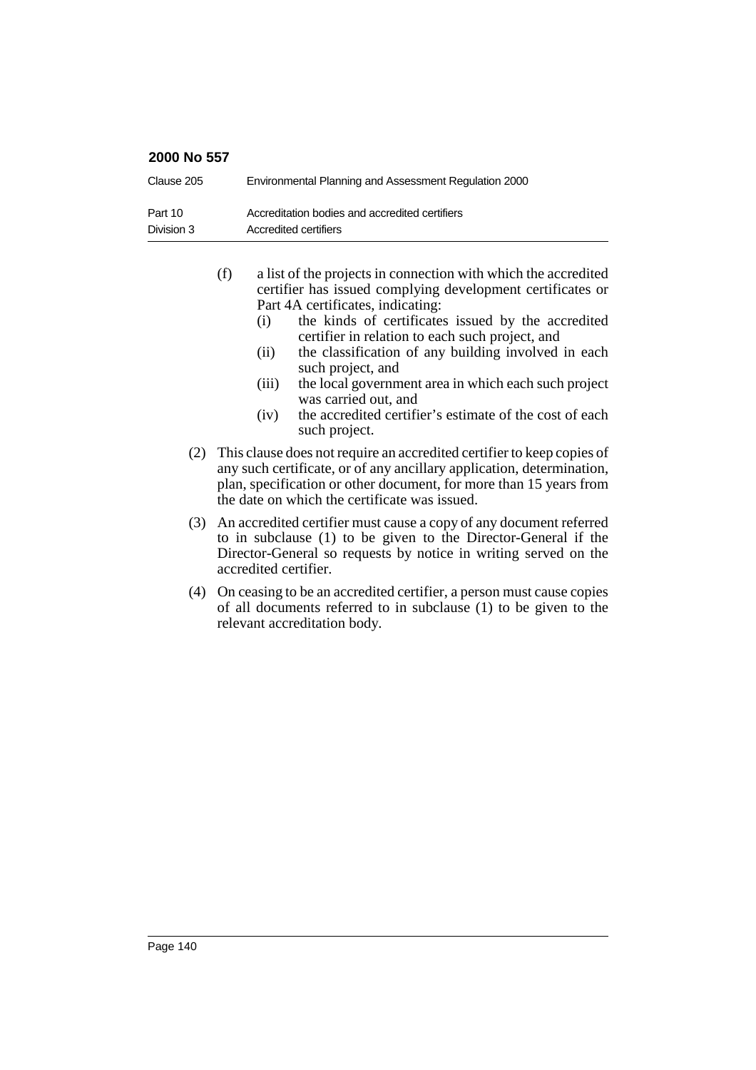(f) a list of the projects in connection with which the accredited certifier has issued complying development certificates or Part 4A certificates, indicating:

   (i) the kinds of certificates issued by the accredited certifier in relation to each such project, and

   (ii) the classification of any building involved in each such project, and

   (iii) the local government area in which each such project was carried out, and

   (iv) the accredited certifier's estimate of the cost of each such project.

(2) This clause does not require an accredited certifier to keep copies of any such certificate, or of any ancillary application, determination, plan, specification or other document, for more than 15 years from the date on which the certificate was issued.

(3) An accredited certifier must cause a copy of any document referred to in subclause (1) to be given to the Director-General if the Director-General so requests by notice in writing served on the accredited certifier.

(4) On ceasing to be an accredited certifier, a person must cause copies of all documents referred to in subclause (1) to be given to the relevant accreditation body.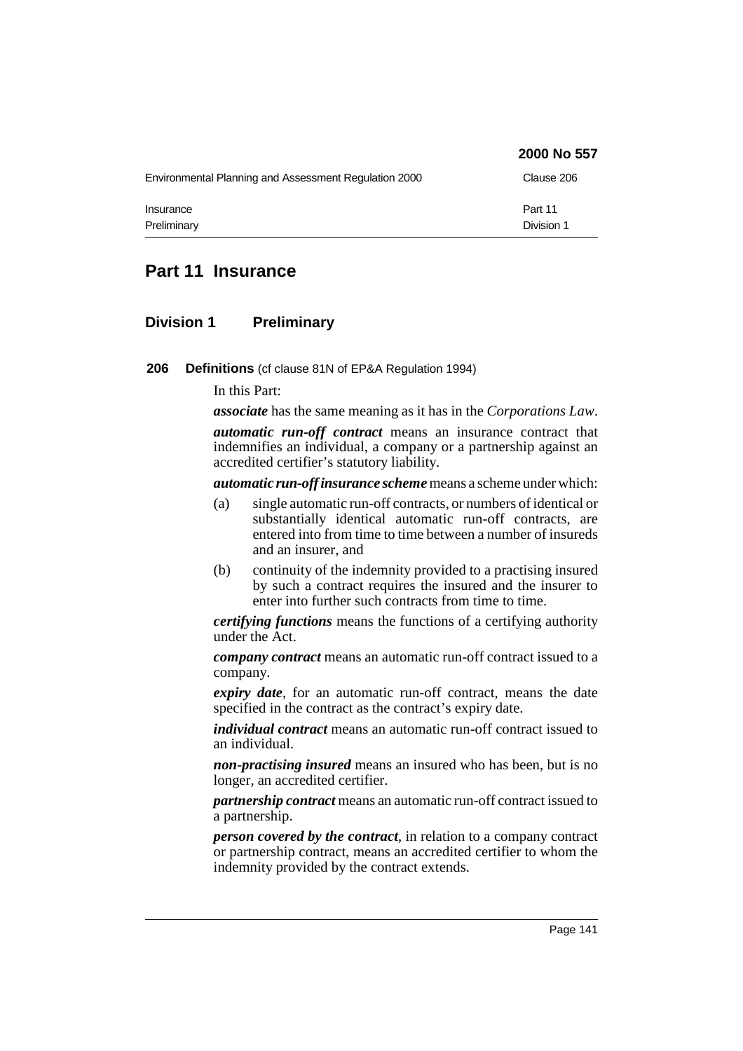# Part 11 Insurance

## Division 1 Preliminary

### 206 Definitions (cf clause 81N of EP&A Regulation 1994)

In this Part:

***associate*** has the same meaning as it has in the *Corporations Law*.

***automatic run-off contract*** means an insurance contract that indemnifies an individual, a company or a partnership against an accredited certifier's statutory liability.

***automatic run-off insurance scheme*** means a scheme under which:

(a) single automatic run-off contracts, or numbers of identical or substantially identical automatic run-off contracts, are entered into from time to time between a number of insureds and an insurer, and

(b) continuity of the indemnity provided to a practising insured by such a contract requires the insured and the insurer to enter into further such contracts from time to time.

***certifying functions*** means the functions of a certifying authority under the Act.

***company contract*** means an automatic run-off contract issued to a company.

***expiry date***, for an automatic run-off contract, means the date specified in the contract as the contract's expiry date.

***individual contract*** means an automatic run-off contract issued to an individual.

***non-practising insured*** means an insured who has been, but is no longer, an accredited certifier.

***partnership contract*** means an automatic run-off contract issued to a partnership.

***person covered by the contract***, in relation to a company contract or partnership contract, means an accredited certifier to whom the indemnity provided by the contract extends.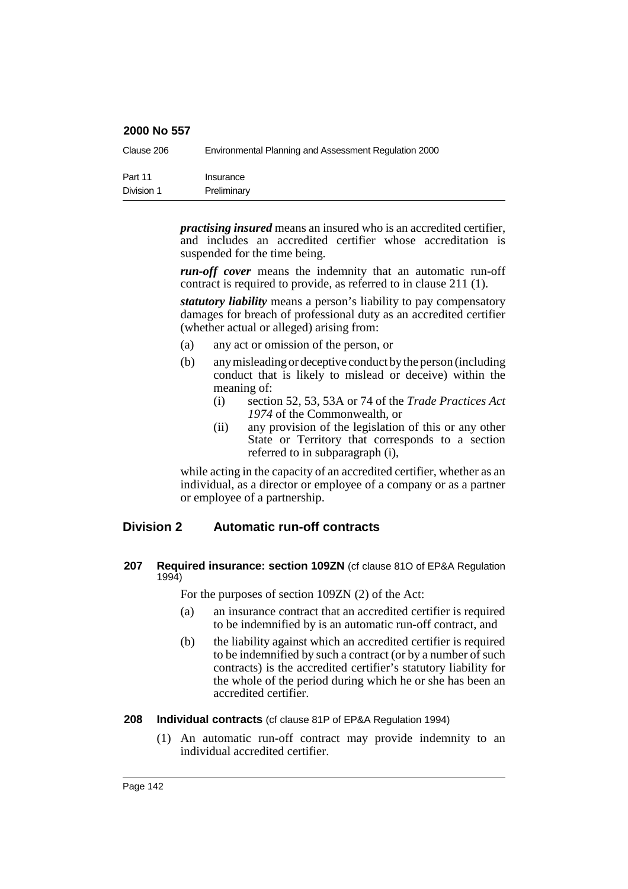***practising insured*** means an insured who is an accredited certifier, and includes an accredited certifier whose accreditation is suspended for the time being.

***run-off cover*** means the indemnity that an automatic run-off contract is required to provide, as referred to in clause 211 (1).

***statutory liability*** means a person's liability to pay compensatory damages for breach of professional duty as an accredited certifier (whether actual or alleged) arising from:

- (a) any act or omission of the person, or
- (b) any misleading or deceptive conduct by the person (including conduct that is likely to mislead or deceive) within the meaning of:
  - (i) section 52, 53, 53A or 74 of the *Trade Practices Act 1974* of the Commonwealth, or
  - (ii) any provision of the legislation of this or any other State or Territory that corresponds to a section referred to in subparagraph (i),

while acting in the capacity of an accredited certifier, whether as an individual, as a director or employee of a company or as a partner or employee of a partnership.

## Division 2 Automatic run-off contracts

### 207 Required insurance: section 109ZN (cf clause 81O of EP&A Regulation 1994)

For the purposes of section 109ZN (2) of the Act:

- (a) an insurance contract that an accredited certifier is required to be indemnified by is an automatic run-off contract, and
- (b) the liability against which an accredited certifier is required to be indemnified by such a contract (or by a number of such contracts) is the accredited certifier's statutory liability for the whole of the period during which he or she has been an accredited certifier.

### 208 Individual contracts (cf clause 81P of EP&A Regulation 1994)

(1) An automatic run-off contract may provide indemnity to an individual accredited certifier.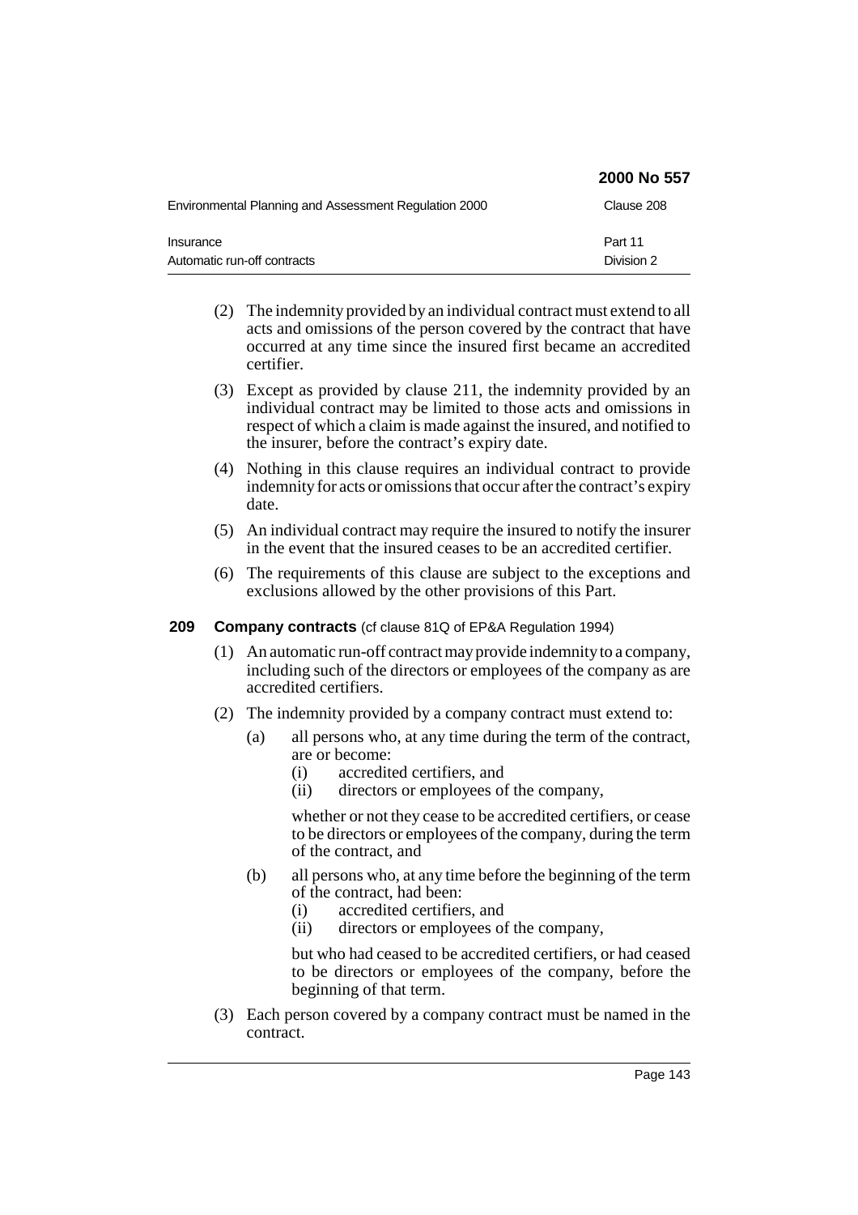(2) The indemnity provided by an individual contract must extend to all acts and omissions of the person covered by the contract that have occurred at any time since the insured first became an accredited certifier.

(3) Except as provided by clause 211, the indemnity provided by an individual contract may be limited to those acts and omissions in respect of which a claim is made against the insured, and notified to the insurer, before the contract's expiry date.

(4) Nothing in this clause requires an individual contract to provide indemnity for acts or omissions that occur after the contract's expiry date.

(5) An individual contract may require the insured to notify the insurer in the event that the insured ceases to be an accredited certifier.

(6) The requirements of this clause are subject to the exceptions and exclusions allowed by the other provisions of this Part.

**209 Company contracts** (cf clause 81Q of EP&A Regulation 1994)

(1) An automatic run-off contract may provide indemnity to a company, including such of the directors or employees of the company as are accredited certifiers.

(2) The indemnity provided by a company contract must extend to:

(a) all persons who, at any time during the term of the contract, are or become:
   (i) accredited certifiers, and
   (ii) directors or employees of the company,

   whether or not they cease to be accredited certifiers, or cease to be directors or employees of the company, during the term of the contract, and

(b) all persons who, at any time before the beginning of the term of the contract, had been:
   (i) accredited certifiers, and
   (ii) directors or employees of the company,

   but who had ceased to be accredited certifiers, or had ceased to be directors or employees of the company, before the beginning of that term.

(3) Each person covered by a company contract must be named in the contract.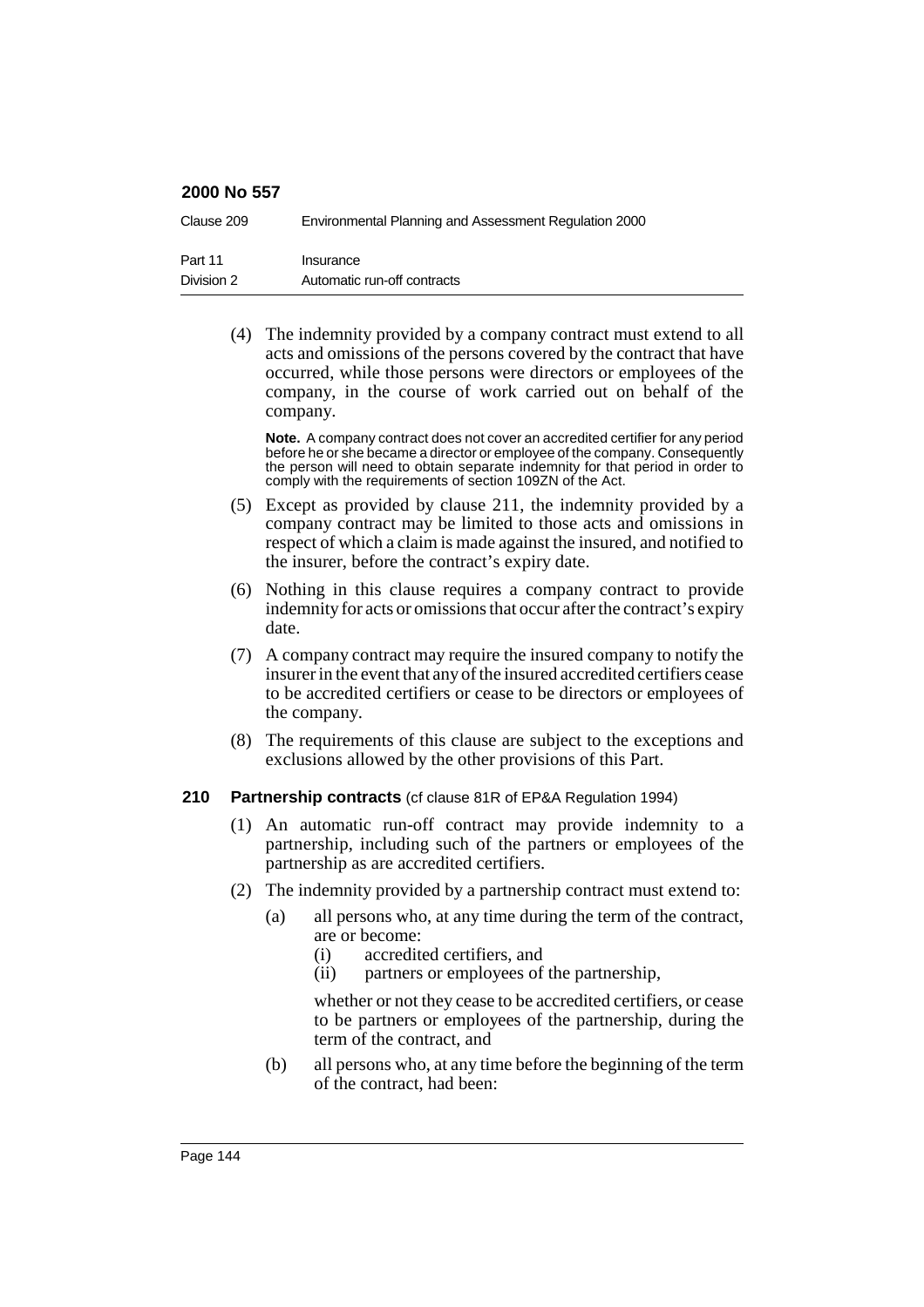(4) The indemnity provided by a company contract must extend to all acts and omissions of the persons covered by the contract that have occurred, while those persons were directors or employees of the company, in the course of work carried out on behalf of the company.

**Note.** A company contract does not cover an accredited certifier for any period before he or she became a director or employee of the company. Consequently the person will need to obtain separate indemnity for that period in order to comply with the requirements of section 109ZN of the Act.

(5) Except as provided by clause 211, the indemnity provided by a company contract may be limited to those acts and omissions in respect of which a claim is made against the insured, and notified to the insurer, before the contract's expiry date.

(6) Nothing in this clause requires a company contract to provide indemnity for acts or omissions that occur after the contract's expiry date.

(7) A company contract may require the insured company to notify the insurer in the event that any of the insured accredited certifiers cease to be accredited certifiers or cease to be directors or employees of the company.

(8) The requirements of this clause are subject to the exceptions and exclusions allowed by the other provisions of this Part.

### 210 Partnership contracts (cf clause 81R of EP&A Regulation 1994)

(1) An automatic run-off contract may provide indemnity to a partnership, including such of the partners or employees of the partnership as are accredited certifiers.

(2) The indemnity provided by a partnership contract must extend to:

(a) all persons who, at any time during the term of the contract, are or become:

(i) accredited certifiers, and

(ii) partners or employees of the partnership,

whether or not they cease to be accredited certifiers, or cease to be partners or employees of the partnership, during the term of the contract, and

(b) all persons who, at any time before the beginning of the term of the contract, had been: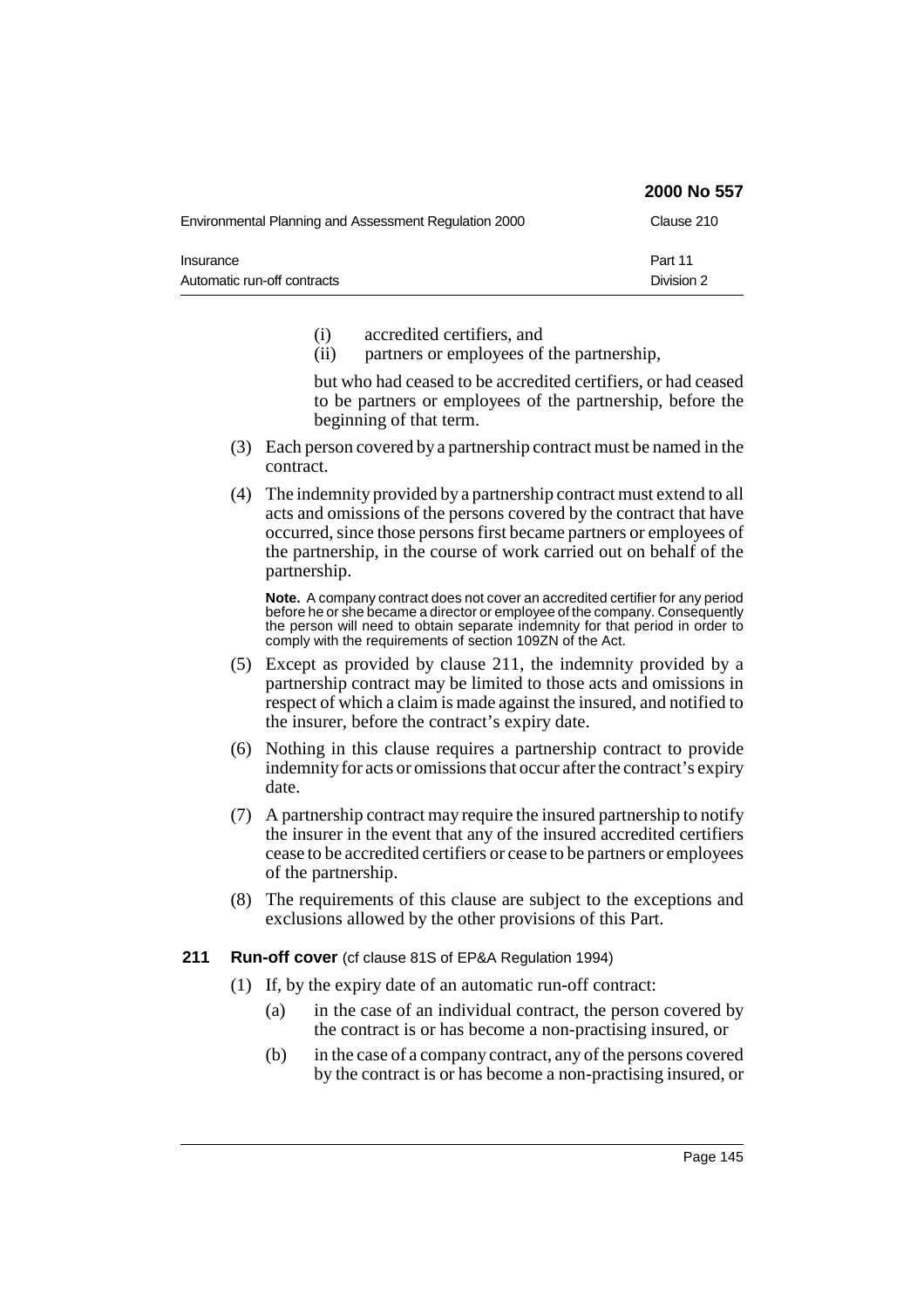(i) accredited certifiers, and

(ii) partners or employees of the partnership,

but who had ceased to be accredited certifiers, or had ceased to be partners or employees of the partnership, before the beginning of that term.

(3) Each person covered by a partnership contract must be named in the contract.

(4) The indemnity provided by a partnership contract must extend to all acts and omissions of the persons covered by the contract that have occurred, since those persons first became partners or employees of the partnership, in the course of work carried out on behalf of the partnership.

**Note.** A company contract does not cover an accredited certifier for any period before he or she became a director or employee of the company. Consequently the person will need to obtain separate indemnity for that period in order to comply with the requirements of section 109ZN of the Act.

(5) Except as provided by clause 211, the indemnity provided by a partnership contract may be limited to those acts and omissions in respect of which a claim is made against the insured, and notified to the insurer, before the contract's expiry date.

(6) Nothing in this clause requires a partnership contract to provide indemnity for acts or omissions that occur after the contract's expiry date.

(7) A partnership contract may require the insured partnership to notify the insurer in the event that any of the insured accredited certifiers cease to be accredited certifiers or cease to be partners or employees of the partnership.

(8) The requirements of this clause are subject to the exceptions and exclusions allowed by the other provisions of this Part.

### 211 Run-off cover (cf clause 81S of EP&A Regulation 1994)

(1) If, by the expiry date of an automatic run-off contract:

(a) in the case of an individual contract, the person covered by the contract is or has become a non-practising insured, or

(b) in the case of a company contract, any of the persons covered by the contract is or has become a non-practising insured, or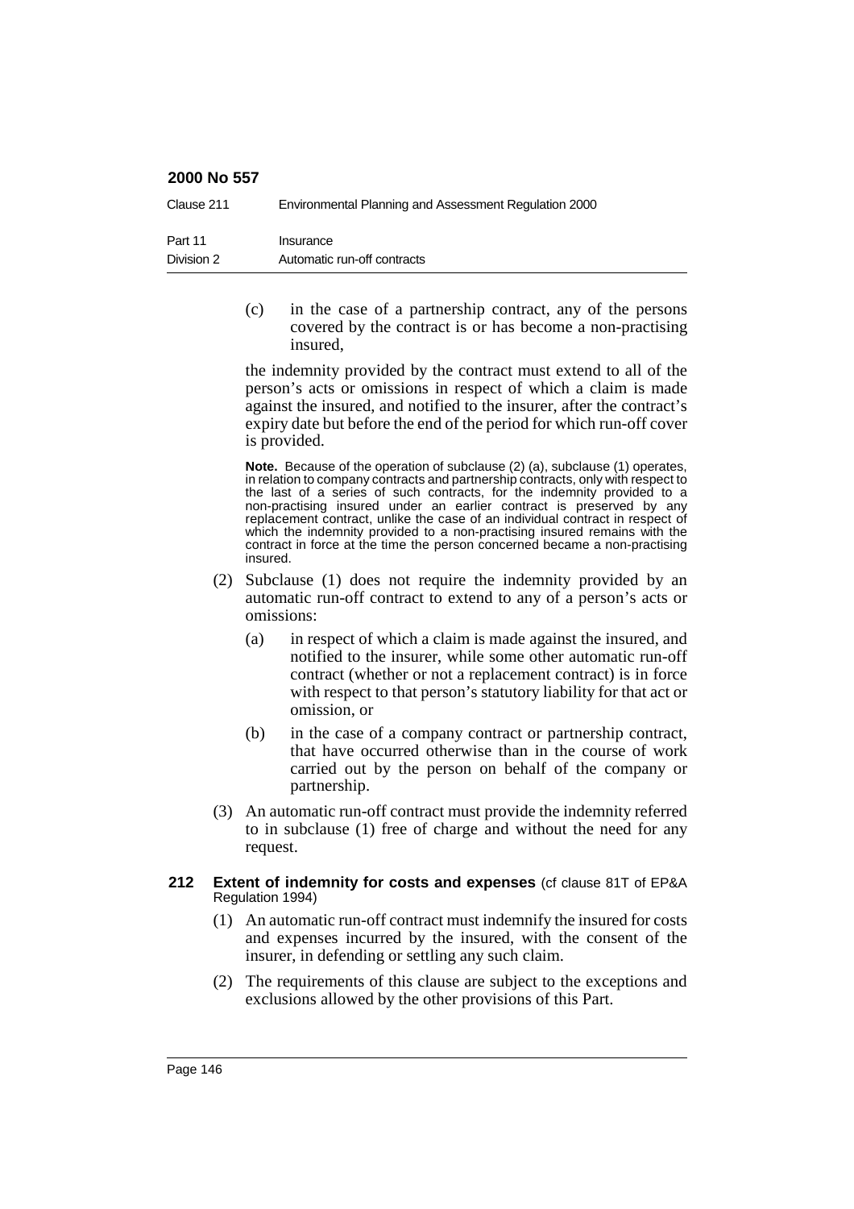(c) in the case of a partnership contract, any of the persons covered by the contract is or has become a non-practising insured,

the indemnity provided by the contract must extend to all of the person's acts or omissions in respect of which a claim is made against the insured, and notified to the insurer, after the contract's expiry date but before the end of the period for which run-off cover is provided.

**Note.** Because of the operation of subclause (2) (a), subclause (1) operates, in relation to company contracts and partnership contracts, only with respect to the last of a series of such contracts, for the indemnity provided to a non-practising insured under an earlier contract is preserved by any replacement contract, unlike the case of an individual contract in respect of which the indemnity provided to a non-practising insured remains with the contract in force at the time the person concerned became a non-practising insured.

(2) Subclause (1) does not require the indemnity provided by an automatic run-off contract to extend to any of a person's acts or omissions:

(a) in respect of which a claim is made against the insured, and notified to the insurer, while some other automatic run-off contract (whether or not a replacement contract) is in force with respect to that person's statutory liability for that act or omission, or

(b) in the case of a company contract or partnership contract, that have occurred otherwise than in the course of work carried out by the person on behalf of the company or partnership.

(3) An automatic run-off contract must provide the indemnity referred to in subclause (1) free of charge and without the need for any request.

**212 Extent of indemnity for costs and expenses** (cf clause 81T of EP&A Regulation 1994)

(1) An automatic run-off contract must indemnify the insured for costs and expenses incurred by the insured, with the consent of the insurer, in defending or settling any such claim.

(2) The requirements of this clause are subject to the exceptions and exclusions allowed by the other provisions of this Part.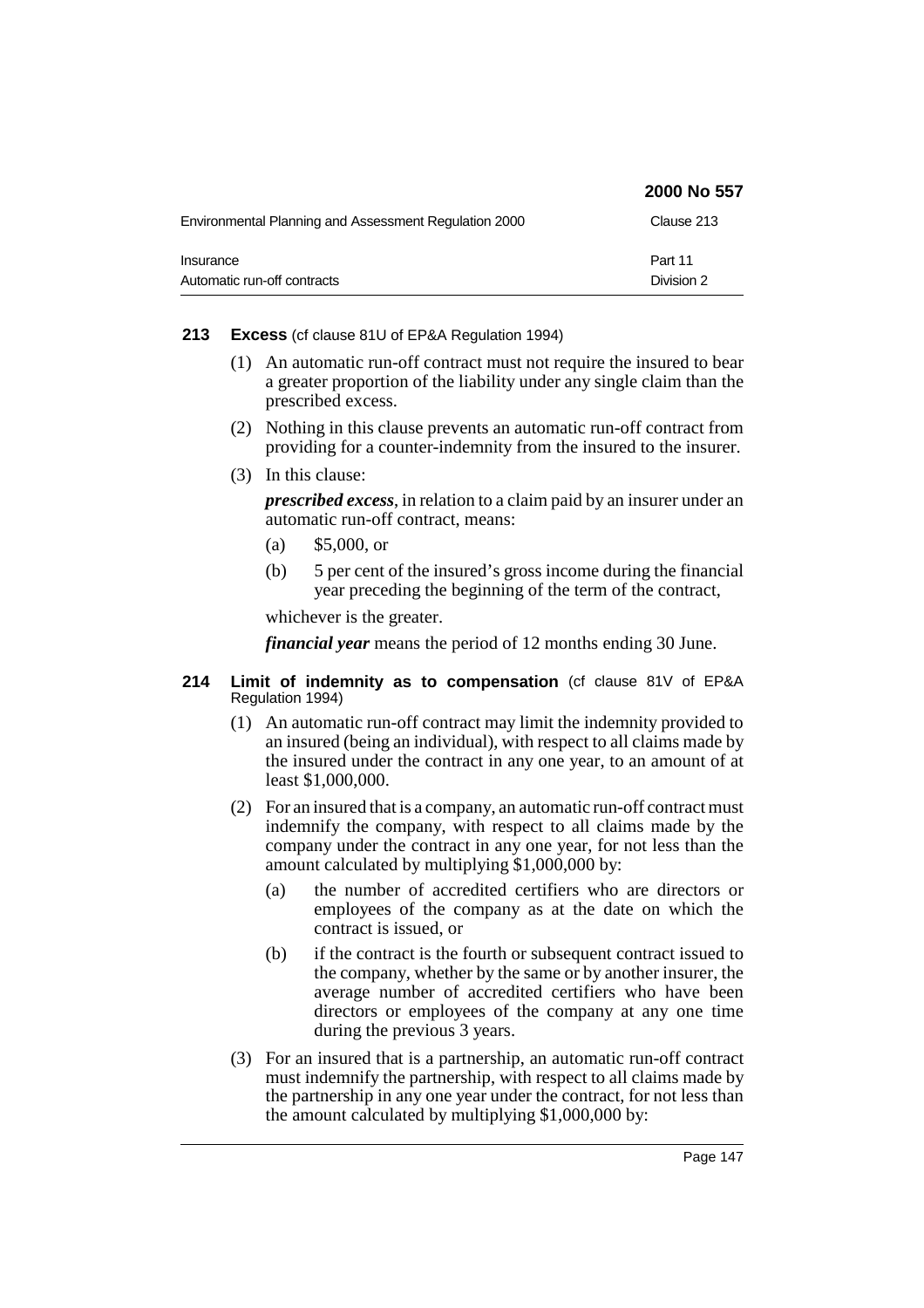### 213 Excess (cf clause 81U of EP&A Regulation 1994)

(1) An automatic run-off contract must not require the insured to bear a greater proportion of the liability under any single claim than the prescribed excess.

(2) Nothing in this clause prevents an automatic run-off contract from providing for a counter-indemnity from the insured to the insurer.

(3) In this clause:

***prescribed excess***, in relation to a claim paid by an insurer under an automatic run-off contract, means:

- (a) $5,000, or
- (b) 5 per cent of the insured's gross income during the financial year preceding the beginning of the term of the contract,

whichever is the greater.

***financial year*** means the period of 12 months ending 30 June.

### 214 Limit of indemnity as to compensation (cf clause 81V of EP&A Regulation 1994)

(1) An automatic run-off contract may limit the indemnity provided to an insured (being an individual), with respect to all claims made by the insured under the contract in any one year, to an amount of at least $1,000,000.

(2) For an insured that is a company, an automatic run-off contract must indemnify the company, with respect to all claims made by the company under the contract in any one year, for not less than the amount calculated by multiplying $1,000,000 by:

- (a) the number of accredited certifiers who are directors or employees of the company as at the date on which the contract is issued, or
- (b) if the contract is the fourth or subsequent contract issued to the company, whether by the same or by another insurer, the average number of accredited certifiers who have been directors or employees of the company at any one time during the previous 3 years.

(3) For an insured that is a partnership, an automatic run-off contract must indemnify the partnership, with respect to all claims made by the partnership in any one year under the contract, for not less than the amount calculated by multiplying $1,000,000 by: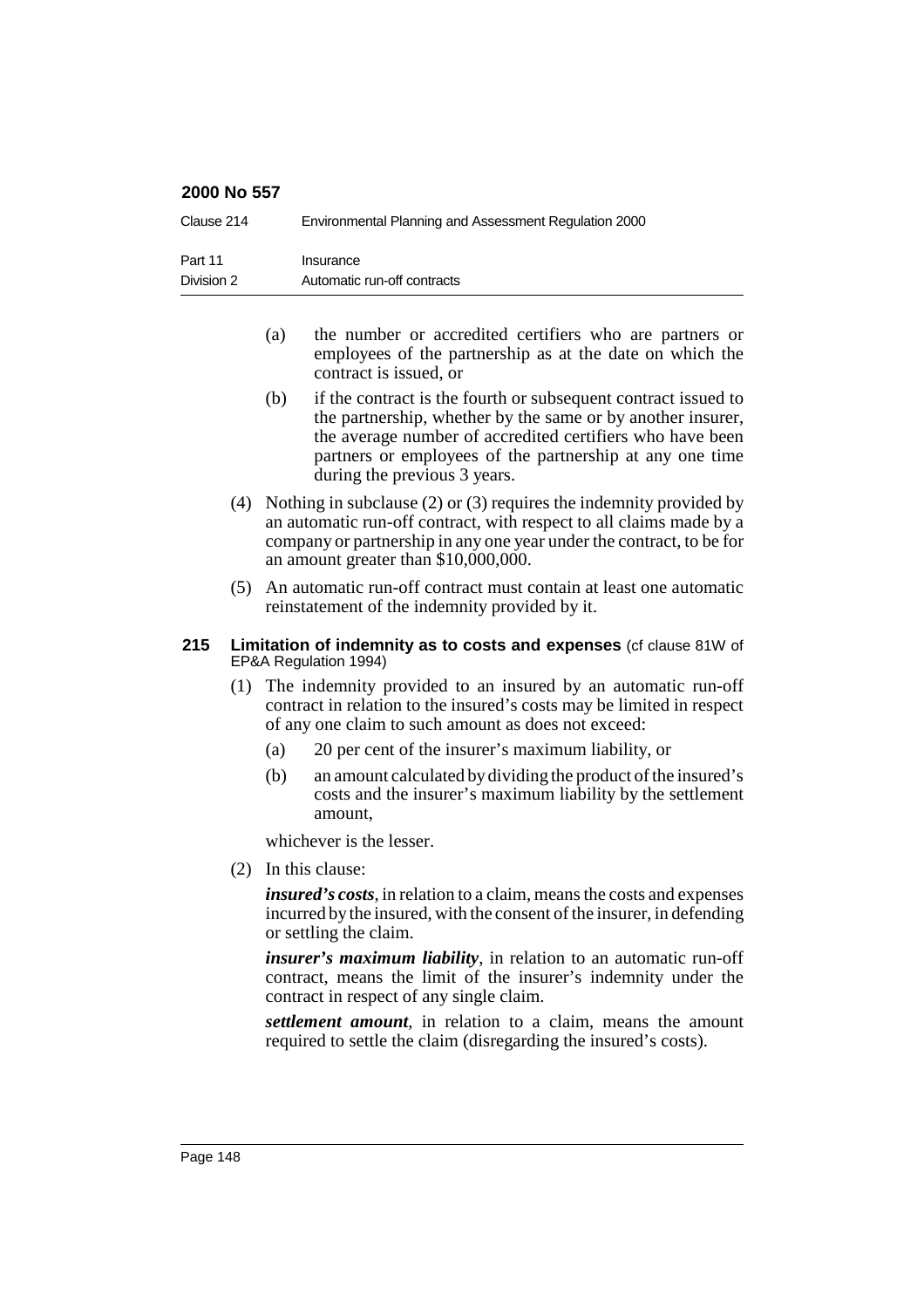(a) the number or accredited certifiers who are partners or employees of the partnership as at the date on which the contract is issued, or

(b) if the contract is the fourth or subsequent contract issued to the partnership, whether by the same or by another insurer, the average number of accredited certifiers who have been partners or employees of the partnership at any one time during the previous 3 years.

(4) Nothing in subclause (2) or (3) requires the indemnity provided by an automatic run-off contract, with respect to all claims made by a company or partnership in any one year under the contract, to be for an amount greater than $10,000,000.

(5) An automatic run-off contract must contain at least one automatic reinstatement of the indemnity provided by it.

**215 Limitation of indemnity as to costs and expenses** (cf clause 81W of EP&A Regulation 1994)

(1) The indemnity provided to an insured by an automatic run-off contract in relation to the insured's costs may be limited in respect of any one claim to such amount as does not exceed:

(a) 20 per cent of the insurer's maximum liability, or

(b) an amount calculated by dividing the product of the insured's costs and the insurer's maximum liability by the settlement amount,

whichever is the lesser.

(2) In this clause:

***insured's costs***, in relation to a claim, means the costs and expenses incurred by the insured, with the consent of the insurer, in defending or settling the claim.

***insurer's maximum liability***, in relation to an automatic run-off contract, means the limit of the insurer's indemnity under the contract in respect of any single claim.

***settlement amount***, in relation to a claim, means the amount required to settle the claim (disregarding the insured's costs).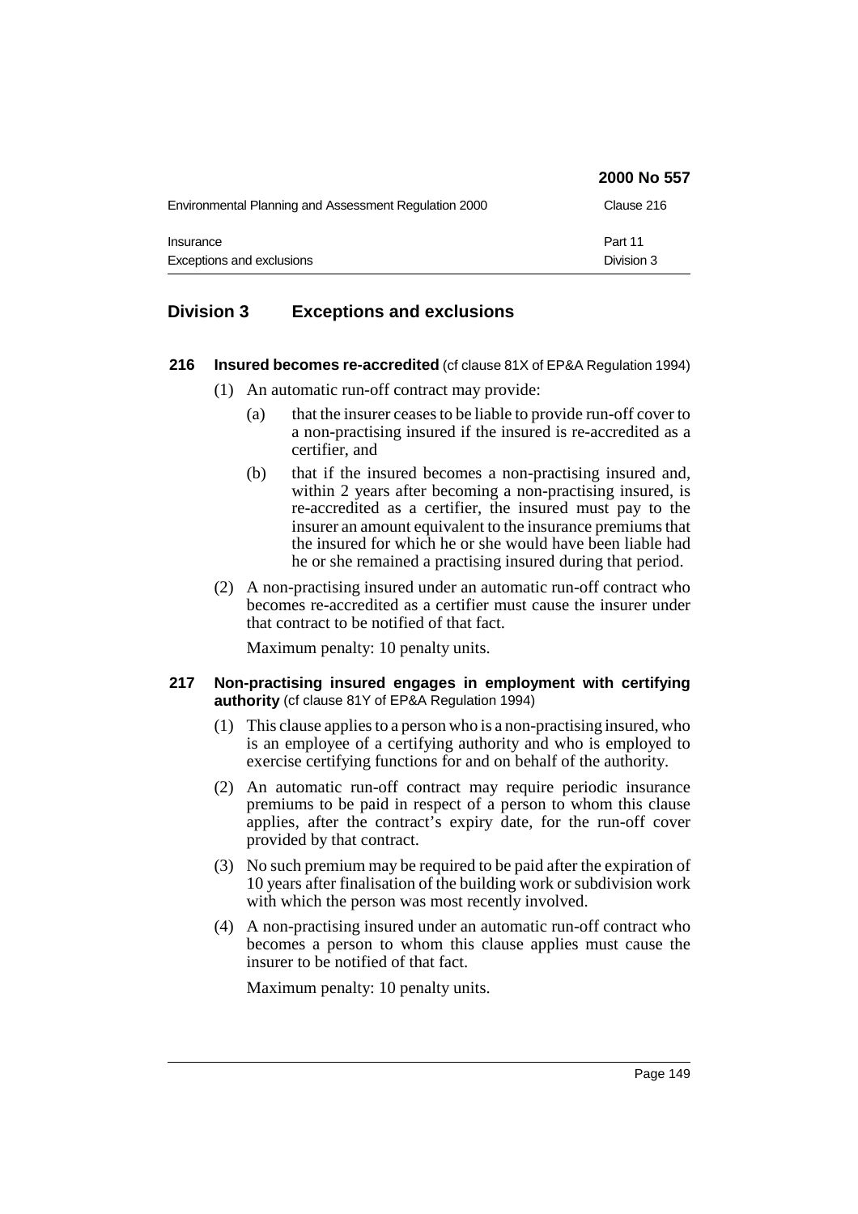## Division 3 Exceptions and exclusions

### 216 Insured becomes re-accredited (cf clause 81X of EP&A Regulation 1994)

(1) An automatic run-off contract may provide:

(a) that the insurer ceases to be liable to provide run-off cover to a non-practising insured if the insured is re-accredited as a certifier, and

(b) that if the insured becomes a non-practising insured and, within 2 years after becoming a non-practising insured, is re-accredited as a certifier, the insured must pay to the insurer an amount equivalent to the insurance premiums that the insured for which he or she would have been liable had he or she remained a practising insured during that period.

(2) A non-practising insured under an automatic run-off contract who becomes re-accredited as a certifier must cause the insurer under that contract to be notified of that fact.

Maximum penalty: 10 penalty units.

### 217 Non-practising insured engages in employment with certifying authority (cf clause 81Y of EP&A Regulation 1994)

(1) This clause applies to a person who is a non-practising insured, who is an employee of a certifying authority and who is employed to exercise certifying functions for and on behalf of the authority.

(2) An automatic run-off contract may require periodic insurance premiums to be paid in respect of a person to whom this clause applies, after the contract's expiry date, for the run-off cover provided by that contract.

(3) No such premium may be required to be paid after the expiration of 10 years after finalisation of the building work or subdivision work with which the person was most recently involved.

(4) A non-practising insured under an automatic run-off contract who becomes a person to whom this clause applies must cause the insurer to be notified of that fact.

Maximum penalty: 10 penalty units.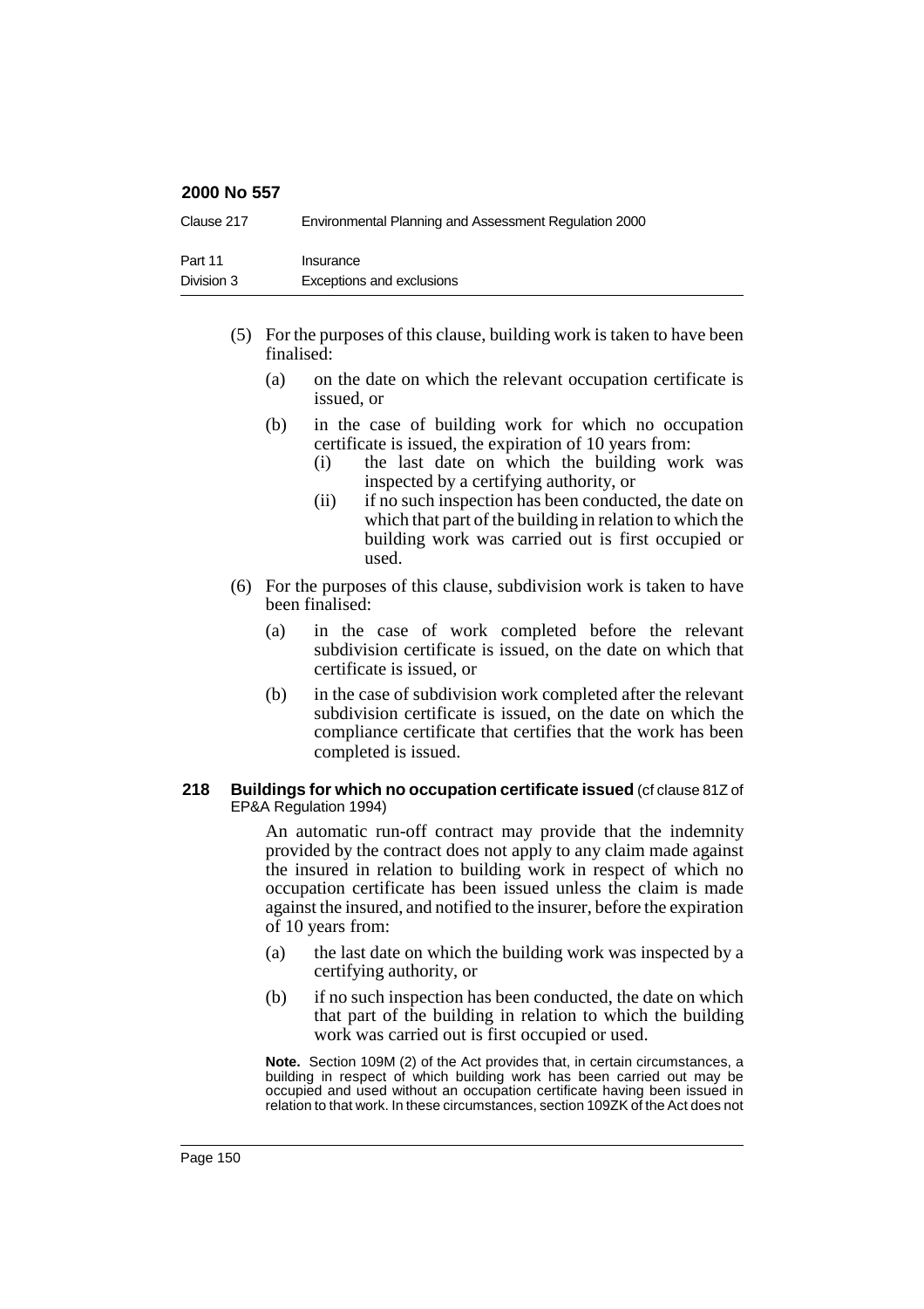(5) For the purposes of this clause, building work is taken to have been finalised:

- (a) on the date on which the relevant occupation certificate is issued, or
- (b) in the case of building work for which no occupation certificate is issued, the expiration of 10 years from:
  - (i) the last date on which the building work was inspected by a certifying authority, or
  - (ii) if no such inspection has been conducted, the date on which that part of the building in relation to which the building work was carried out is first occupied or used.

(6) For the purposes of this clause, subdivision work is taken to have been finalised:

- (a) in the case of work completed before the relevant subdivision certificate is issued, on the date on which that certificate is issued, or
- (b) in the case of subdivision work completed after the relevant subdivision certificate is issued, on the date on which the compliance certificate that certifies that the work has been completed is issued.

### 218 Buildings for which no occupation certificate issued (cf clause 81Z of EP&A Regulation 1994)

An automatic run-off contract may provide that the indemnity provided by the contract does not apply to any claim made against the insured in relation to building work in respect of which no occupation certificate has been issued unless the claim is made against the insured, and notified to the insurer, before the expiration of 10 years from:

- (a) the last date on which the building work was inspected by a certifying authority, or
- (b) if no such inspection has been conducted, the date on which that part of the building in relation to which the building work was carried out is first occupied or used.

**Note.** Section 109M (2) of the Act provides that, in certain circumstances, a building in respect of which building work has been carried out may be occupied and used without an occupation certificate having been issued in relation to that work. In these circumstances, section 109ZK of the Act does not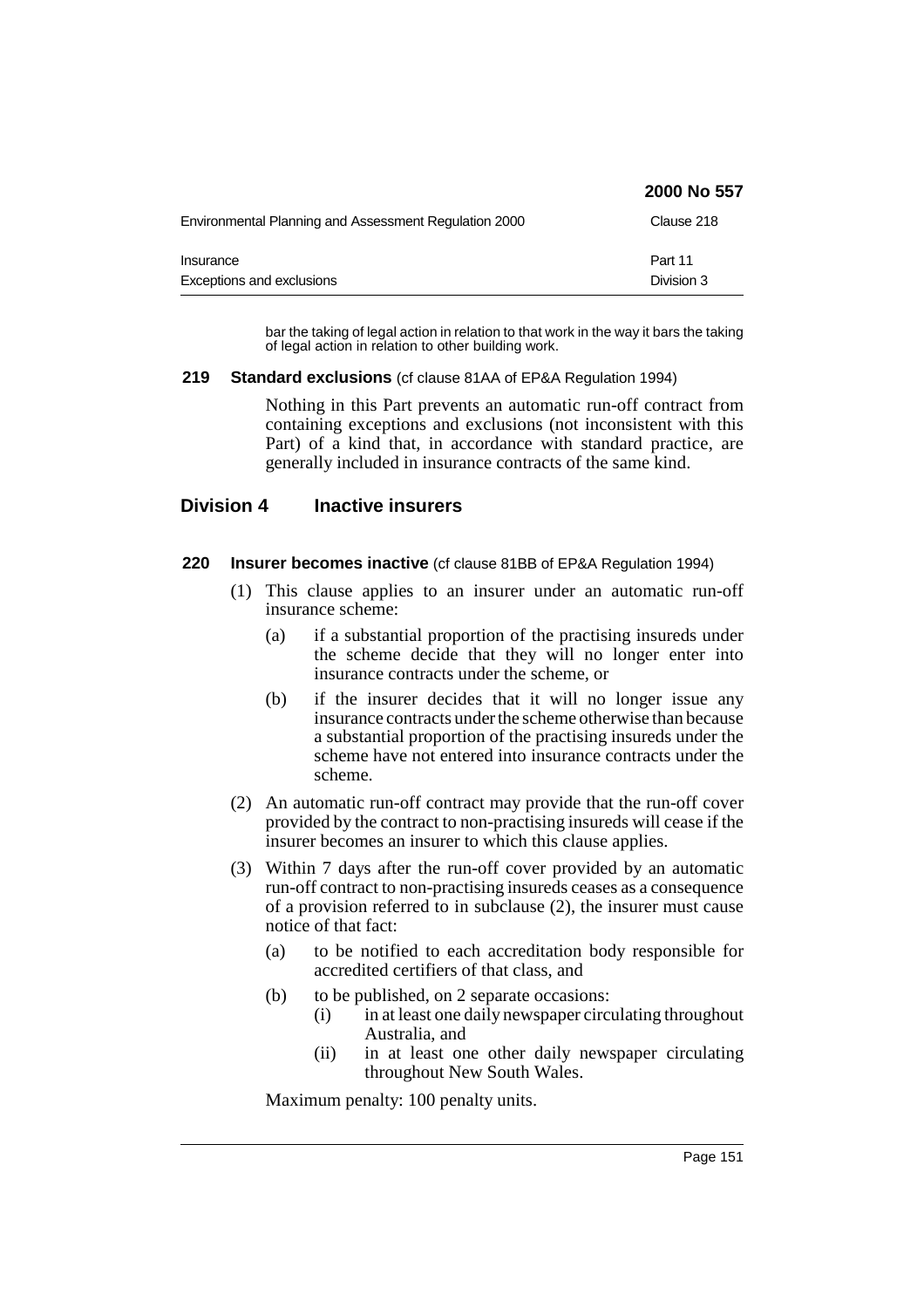bar the taking of legal action in relation to that work in the way it bars the taking of legal action in relation to other building work.

### 219 Standard exclusions (cf clause 81AA of EP&A Regulation 1994)

Nothing in this Part prevents an automatic run-off contract from containing exceptions and exclusions (not inconsistent with this Part) of a kind that, in accordance with standard practice, are generally included in insurance contracts of the same kind.

## Division 4 Inactive insurers

### 220 Insurer becomes inactive (cf clause 81BB of EP&A Regulation 1994)

(1) This clause applies to an insurer under an automatic run-off insurance scheme:

- (a) if a substantial proportion of the practising insureds under the scheme decide that they will no longer enter into insurance contracts under the scheme, or
- (b) if the insurer decides that it will no longer issue any insurance contracts under the scheme otherwise than because a substantial proportion of the practising insureds under the scheme have not entered into insurance contracts under the scheme.

(2) An automatic run-off contract may provide that the run-off cover provided by the contract to non-practising insureds will cease if the insurer becomes an insurer to which this clause applies.

(3) Within 7 days after the run-off cover provided by an automatic run-off contract to non-practising insureds ceases as a consequence of a provision referred to in subclause (2), the insurer must cause notice of that fact:

- (a) to be notified to each accreditation body responsible for accredited certifiers of that class, and
- (b) to be published, on 2 separate occasions:
  - (i) in at least one daily newspaper circulating throughout Australia, and
  - (ii) in at least one other daily newspaper circulating throughout New South Wales.

Maximum penalty: 100 penalty units.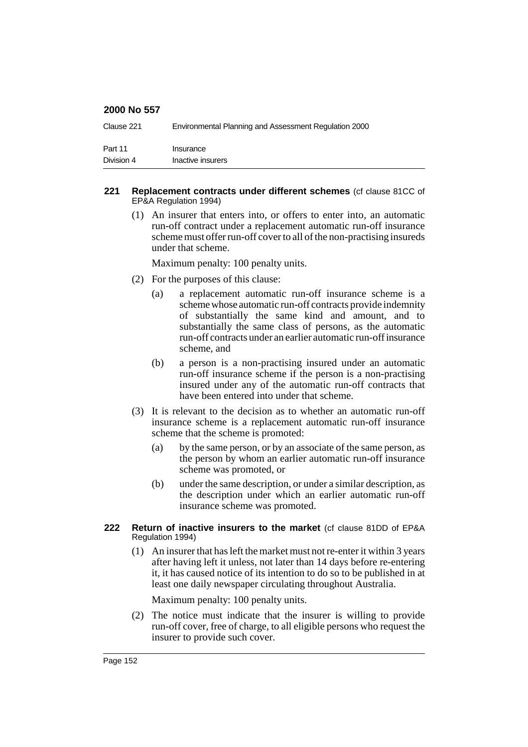**221 Replacement contracts under different schemes** (cf clause 81CC of EP&A Regulation 1994)

(1) An insurer that enters into, or offers to enter into, an automatic run-off contract under a replacement automatic run-off insurance scheme must offer run-off cover to all of the non-practising insureds under that scheme.

Maximum penalty: 100 penalty units.

(2) For the purposes of this clause:

(a) a replacement automatic run-off insurance scheme is a scheme whose automatic run-off contracts provide indemnity of substantially the same kind and amount, and to substantially the same class of persons, as the automatic run-off contracts under an earlier automatic run-off insurance scheme, and

(b) a person is a non-practising insured under an automatic run-off insurance scheme if the person is a non-practising insured under any of the automatic run-off contracts that have been entered into under that scheme.

(3) It is relevant to the decision as to whether an automatic run-off insurance scheme is a replacement automatic run-off insurance scheme that the scheme is promoted:

(a) by the same person, or by an associate of the same person, as the person by whom an earlier automatic run-off insurance scheme was promoted, or

(b) under the same description, or under a similar description, as the description under which an earlier automatic run-off insurance scheme was promoted.

**222 Return of inactive insurers to the market** (cf clause 81DD of EP&A Regulation 1994)

(1) An insurer that has left the market must not re-enter it within 3 years after having left it unless, not later than 14 days before re-entering it, it has caused notice of its intention to do so to be published in at least one daily newspaper circulating throughout Australia.

Maximum penalty: 100 penalty units.

(2) The notice must indicate that the insurer is willing to provide run-off cover, free of charge, to all eligible persons who request the insurer to provide such cover.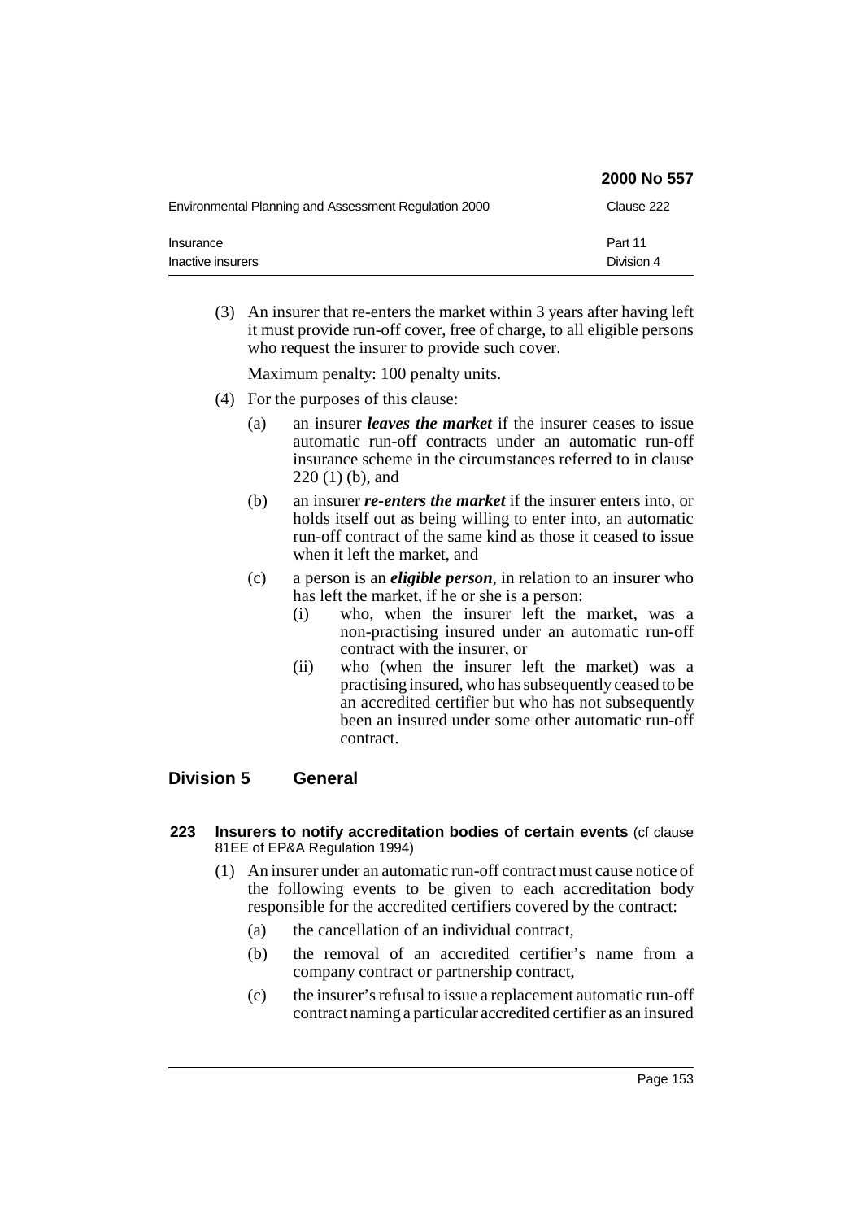(3) An insurer that re-enters the market within 3 years after having left it must provide run-off cover, free of charge, to all eligible persons who request the insurer to provide such cover.

Maximum penalty: 100 penalty units.

(4) For the purposes of this clause:

(a) an insurer ***leaves the market*** if the insurer ceases to issue automatic run-off contracts under an automatic run-off insurance scheme in the circumstances referred to in clause 220 (1) (b), and

(b) an insurer ***re-enters the market*** if the insurer enters into, or holds itself out as being willing to enter into, an automatic run-off contract of the same kind as those it ceased to issue when it left the market, and

(c) a person is an ***eligible person***, in relation to an insurer who has left the market, if he or she is a person:

(i) who, when the insurer left the market, was a non-practising insured under an automatic run-off contract with the insurer, or

(ii) who (when the insurer left the market) was a practising insured, who has subsequently ceased to be an accredited certifier but who has not subsequently been an insured under some other automatic run-off contract.

## Division 5 General

**223 Insurers to notify accreditation bodies of certain events** (cf clause 81EE of EP&A Regulation 1994)

(1) An insurer under an automatic run-off contract must cause notice of the following events to be given to each accreditation body responsible for the accredited certifiers covered by the contract:

(a) the cancellation of an individual contract,

(b) the removal of an accredited certifier's name from a company contract or partnership contract,

(c) the insurer's refusal to issue a replacement automatic run-off contract naming a particular accredited certifier as an insured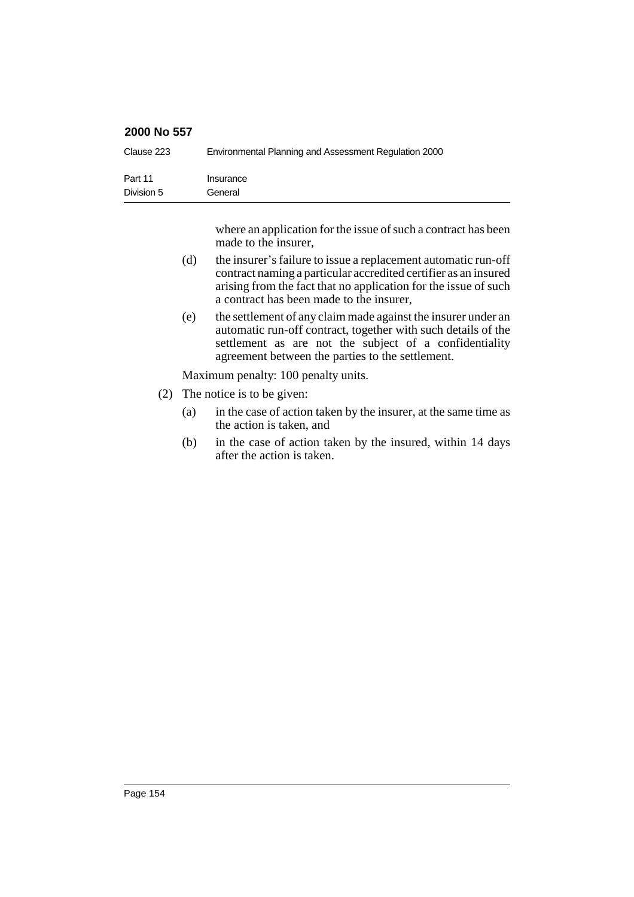where an application for the issue of such a contract has been made to the insurer,

(d) the insurer's failure to issue a replacement automatic run-off contract naming a particular accredited certifier as an insured arising from the fact that no application for the issue of such a contract has been made to the insurer,

(e) the settlement of any claim made against the insurer under an automatic run-off contract, together with such details of the settlement as are not the subject of a confidentiality agreement between the parties to the settlement.

Maximum penalty: 100 penalty units.

(2) The notice is to be given:

(a) in the case of action taken by the insurer, at the same time as the action is taken, and

(b) in the case of action taken by the insured, within 14 days after the action is taken.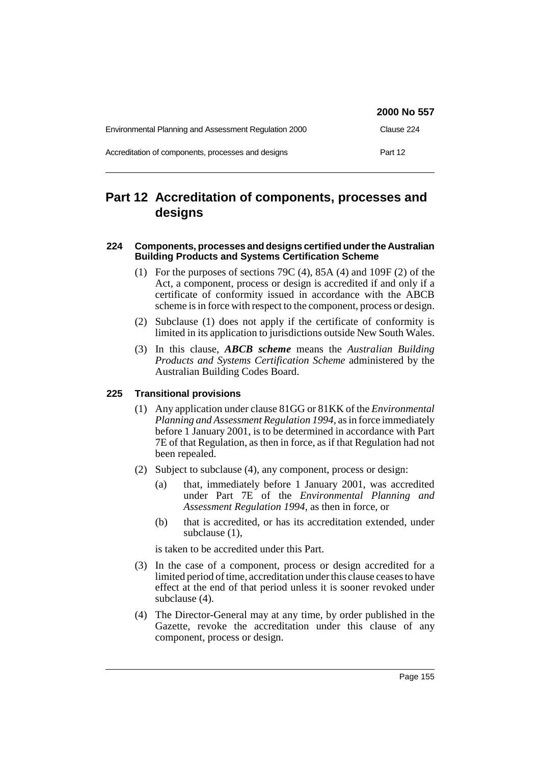# Part 12 Accreditation of components, processes and designs

### 224 Components, processes and designs certified under the Australian Building Products and Systems Certification Scheme

(1) For the purposes of sections 79C (4), 85A (4) and 109F (2) of the Act, a component, process or design is accredited if and only if a certificate of conformity issued in accordance with the ABCB scheme is in force with respect to the component, process or design.

(2) Subclause (1) does not apply if the certificate of conformity is limited in its application to jurisdictions outside New South Wales.

(3) In this clause, ***ABCB scheme*** means the *Australian Building Products and Systems Certification Scheme* administered by the Australian Building Codes Board.

### 225 Transitional provisions

(1) Any application under clause 81GG or 81KK of the *Environmental Planning and Assessment Regulation 1994*, as in force immediately before 1 January 2001, is to be determined in accordance with Part 7E of that Regulation, as then in force, as if that Regulation had not been repealed.

(2) Subject to subclause (4), any component, process or design:

- (a) that, immediately before 1 January 2001, was accredited under Part 7E of the *Environmental Planning and Assessment Regulation 1994*, as then in force, or
- (b) that is accredited, or has its accreditation extended, under subclause (1),

is taken to be accredited under this Part.

(3) In the case of a component, process or design accredited for a limited period of time, accreditation under this clause ceases to have effect at the end of that period unless it is sooner revoked under subclause (4).

(4) The Director-General may at any time, by order published in the Gazette, revoke the accreditation under this clause of any component, process or design.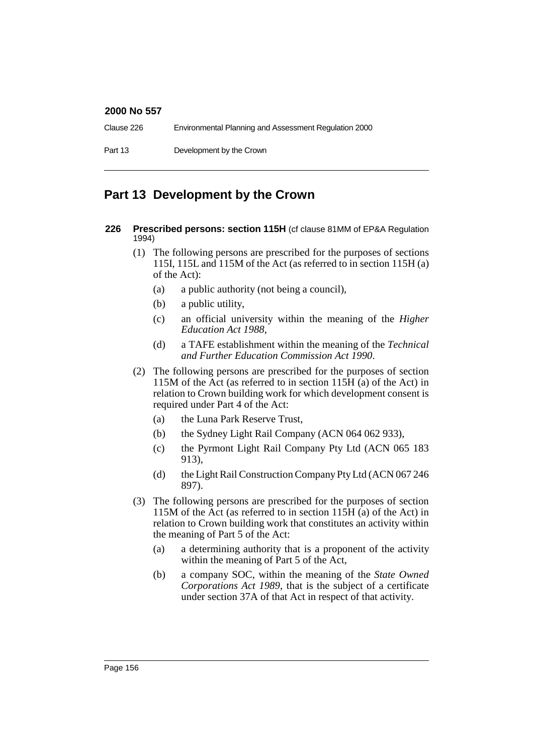## Part 13 Development by the Crown

**226 Prescribed persons: section 115H** (cf clause 81MM of EP&A Regulation 1994)

(1) The following persons are prescribed for the purposes of sections 115I, 115L and 115M of the Act (as referred to in section 115H (a) of the Act):

- (a) a public authority (not being a council),
- (b) a public utility,
- (c) an official university within the meaning of the *Higher Education Act 1988*,
- (d) a TAFE establishment within the meaning of the *Technical and Further Education Commission Act 1990*.

(2) The following persons are prescribed for the purposes of section 115M of the Act (as referred to in section 115H (a) of the Act) in relation to Crown building work for which development consent is required under Part 4 of the Act:

- (a) the Luna Park Reserve Trust,
- (b) the Sydney Light Rail Company (ACN 064 062 933),
- (c) the Pyrmont Light Rail Company Pty Ltd (ACN 065 183 913),
- (d) the Light Rail Construction Company Pty Ltd (ACN 067 246 897).

(3) The following persons are prescribed for the purposes of section 115M of the Act (as referred to in section 115H (a) of the Act) in relation to Crown building work that constitutes an activity within the meaning of Part 5 of the Act:

- (a) a determining authority that is a proponent of the activity within the meaning of Part 5 of the Act,
- (b) a company SOC, within the meaning of the *State Owned Corporations Act 1989*, that is the subject of a certificate under section 37A of that Act in respect of that activity.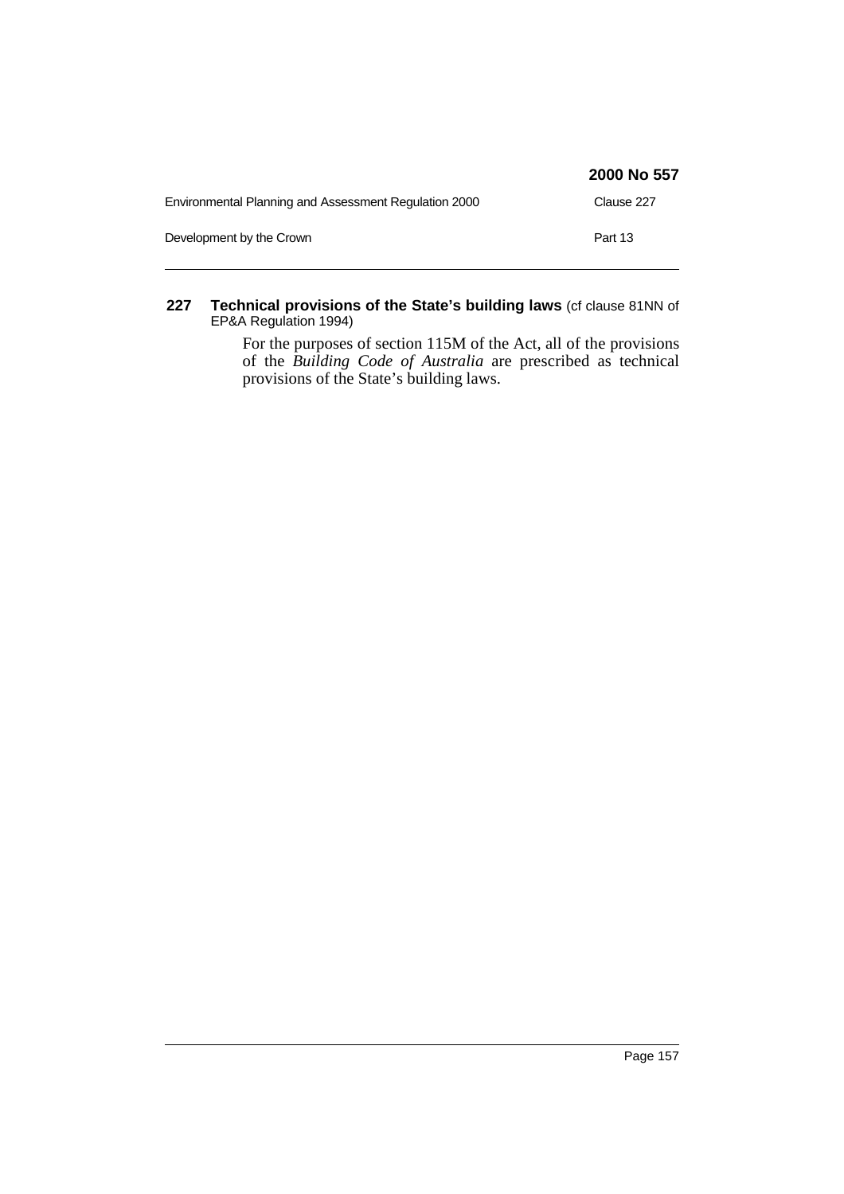### 227 Technical provisions of the State's building laws (cf clause 81NN of EP&A Regulation 1994)

For the purposes of section 115M of the Act, all of the provisions of the *Building Code of Australia* are prescribed as technical provisions of the State's building laws.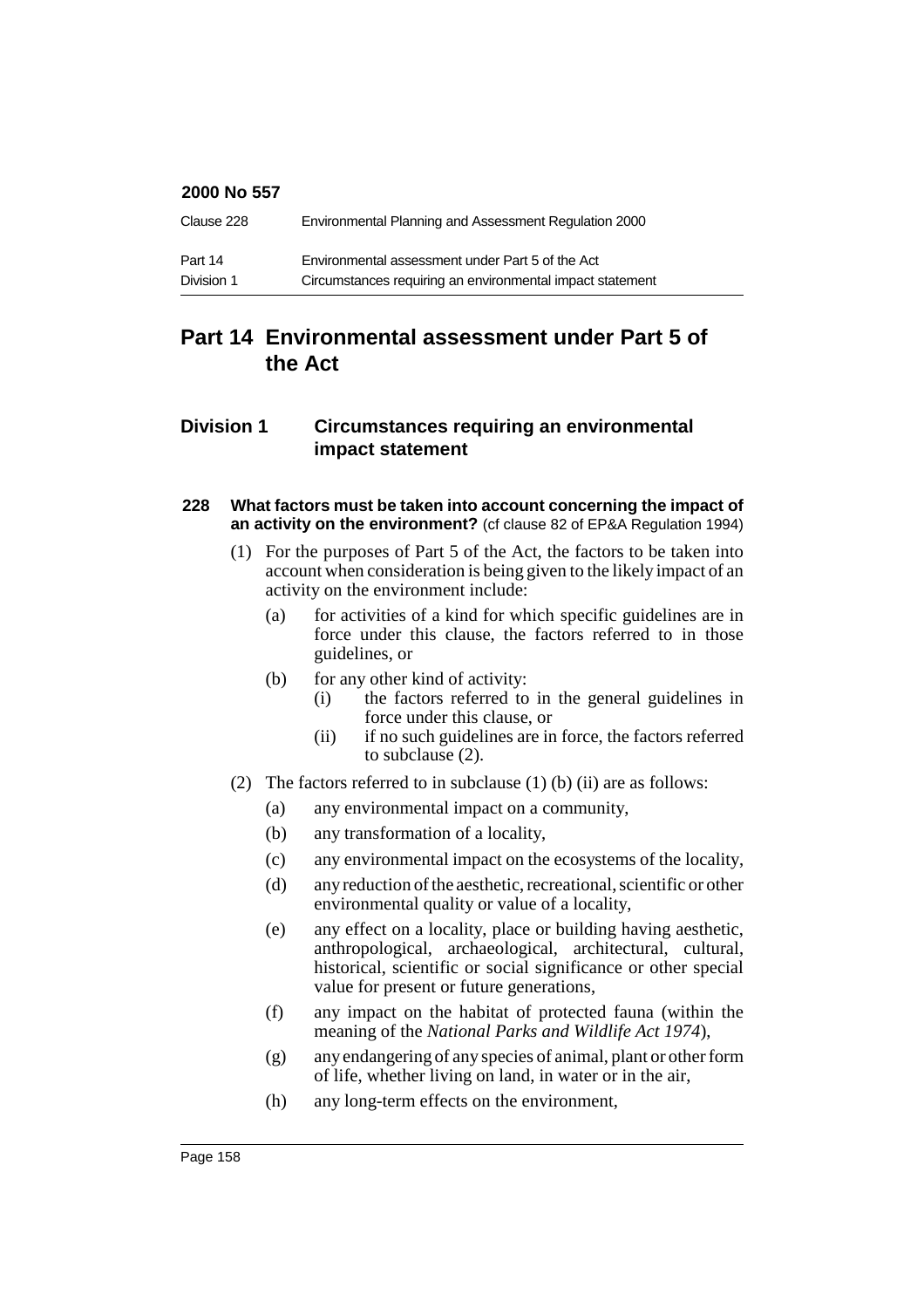# Part 14 Environmental assessment under Part 5 of the Act

## Division 1 Circumstances requiring an environmental impact statement

### 228 What factors must be taken into account concerning the impact of an activity on the environment? (cf clause 82 of EP&A Regulation 1994)

(1) For the purposes of Part 5 of the Act, the factors to be taken into account when consideration is being given to the likely impact of an activity on the environment include:

- (a) for activities of a kind for which specific guidelines are in force under this clause, the factors referred to in those guidelines, or
- (b) for any other kind of activity:
  - (i) the factors referred to in the general guidelines in force under this clause, or
  - (ii) if no such guidelines are in force, the factors referred to subclause (2).

(2) The factors referred to in subclause (1) (b) (ii) are as follows:

- (a) any environmental impact on a community,
- (b) any transformation of a locality,
- (c) any environmental impact on the ecosystems of the locality,
- (d) any reduction of the aesthetic, recreational, scientific or other environmental quality or value of a locality,
- (e) any effect on a locality, place or building having aesthetic, anthropological, archaeological, architectural, cultural, historical, scientific or social significance or other special value for present or future generations,
- (f) any impact on the habitat of protected fauna (within the meaning of the *National Parks and Wildlife Act 1974*),
- (g) any endangering of any species of animal, plant or other form of life, whether living on land, in water or in the air,
- (h) any long-term effects on the environment,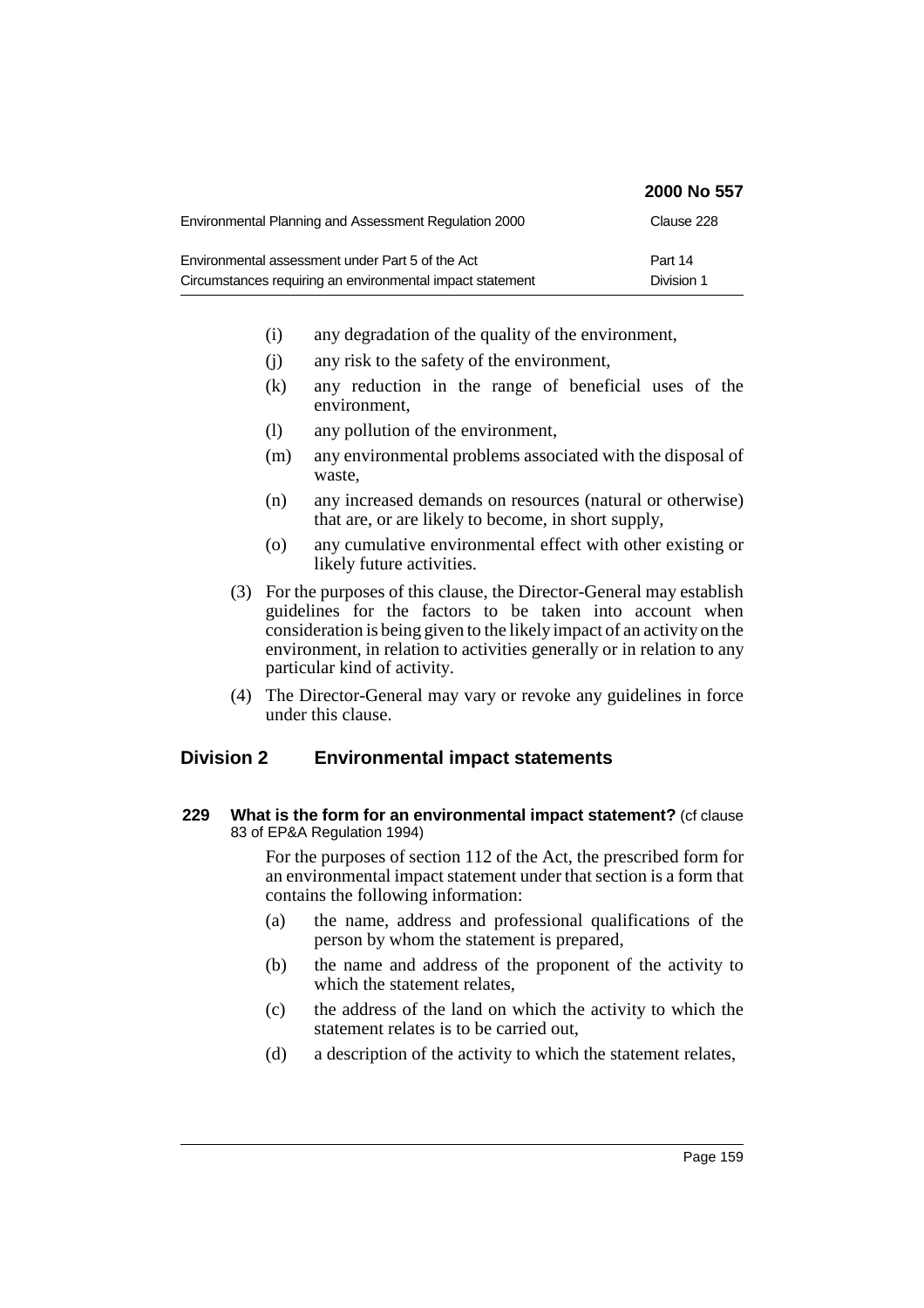(i) any degradation of the quality of the environment,

(j) any risk to the safety of the environment,

(k) any reduction in the range of beneficial uses of the environment,

(l) any pollution of the environment,

(m) any environmental problems associated with the disposal of waste,

(n) any increased demands on resources (natural or otherwise) that are, or are likely to become, in short supply,

(o) any cumulative environmental effect with other existing or likely future activities.

(3) For the purposes of this clause, the Director-General may establish guidelines for the factors to be taken into account when consideration is being given to the likely impact of an activity on the environment, in relation to activities generally or in relation to any particular kind of activity.

(4) The Director-General may vary or revoke any guidelines in force under this clause.

## Division 2 Environmental impact statements

### 229 What is the form for an environmental impact statement? (cf clause 83 of EP&A Regulation 1994)

For the purposes of section 112 of the Act, the prescribed form for an environmental impact statement under that section is a form that contains the following information:

(a) the name, address and professional qualifications of the person by whom the statement is prepared,

(b) the name and address of the proponent of the activity to which the statement relates,

(c) the address of the land on which the activity to which the statement relates is to be carried out,

(d) a description of the activity to which the statement relates,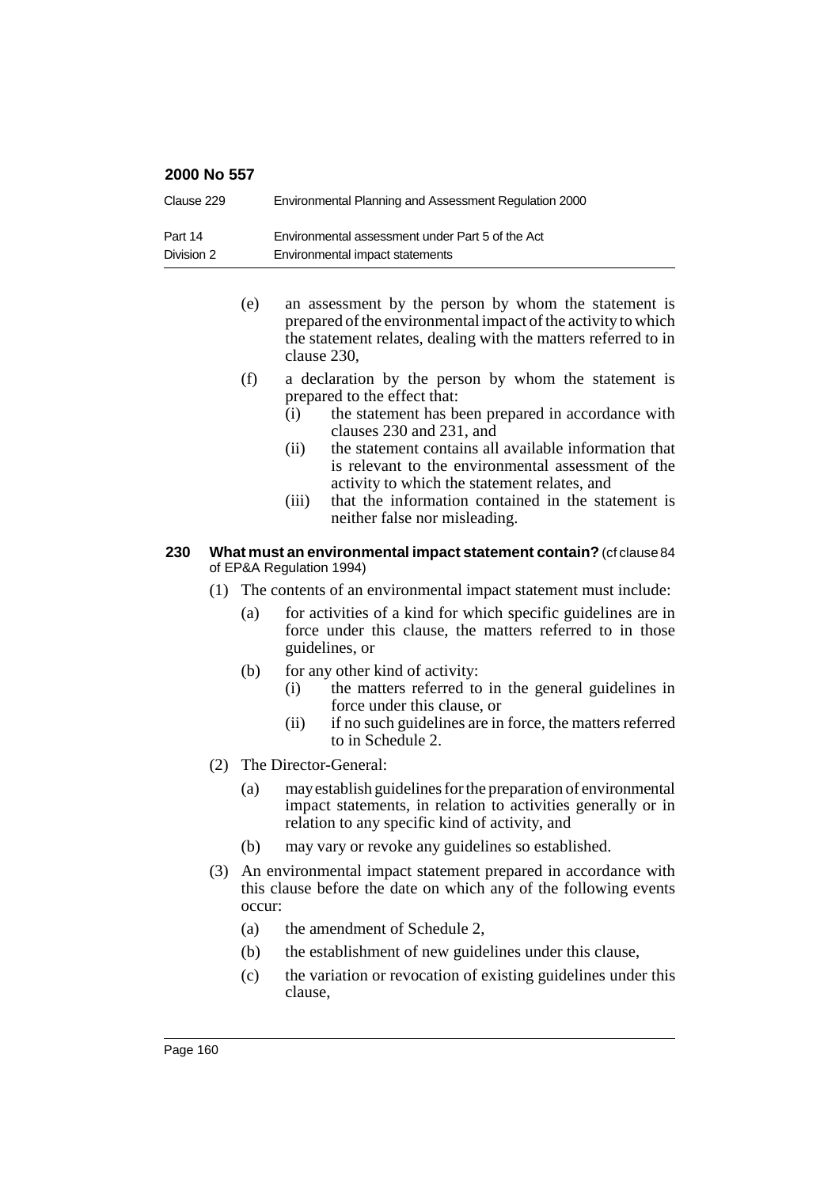(e) an assessment by the person by whom the statement is prepared of the environmental impact of the activity to which the statement relates, dealing with the matters referred to in clause 230,

(f) a declaration by the person by whom the statement is prepared to the effect that:

(i) the statement has been prepared in accordance with clauses 230 and 231, and

(ii) the statement contains all available information that is relevant to the environmental assessment of the activity to which the statement relates, and

(iii) that the information contained in the statement is neither false nor misleading.

**230 What must an environmental impact statement contain?** (cf clause 84 of EP&A Regulation 1994)

(1) The contents of an environmental impact statement must include:

(a) for activities of a kind for which specific guidelines are in force under this clause, the matters referred to in those guidelines, or

(b) for any other kind of activity:

(i) the matters referred to in the general guidelines in force under this clause, or

(ii) if no such guidelines are in force, the matters referred to in Schedule 2.

(2) The Director-General:

(a) may establish guidelines for the preparation of environmental impact statements, in relation to activities generally or in relation to any specific kind of activity, and

(b) may vary or revoke any guidelines so established.

(3) An environmental impact statement prepared in accordance with this clause before the date on which any of the following events occur:

(a) the amendment of Schedule 2,

(b) the establishment of new guidelines under this clause,

(c) the variation or revocation of existing guidelines under this clause,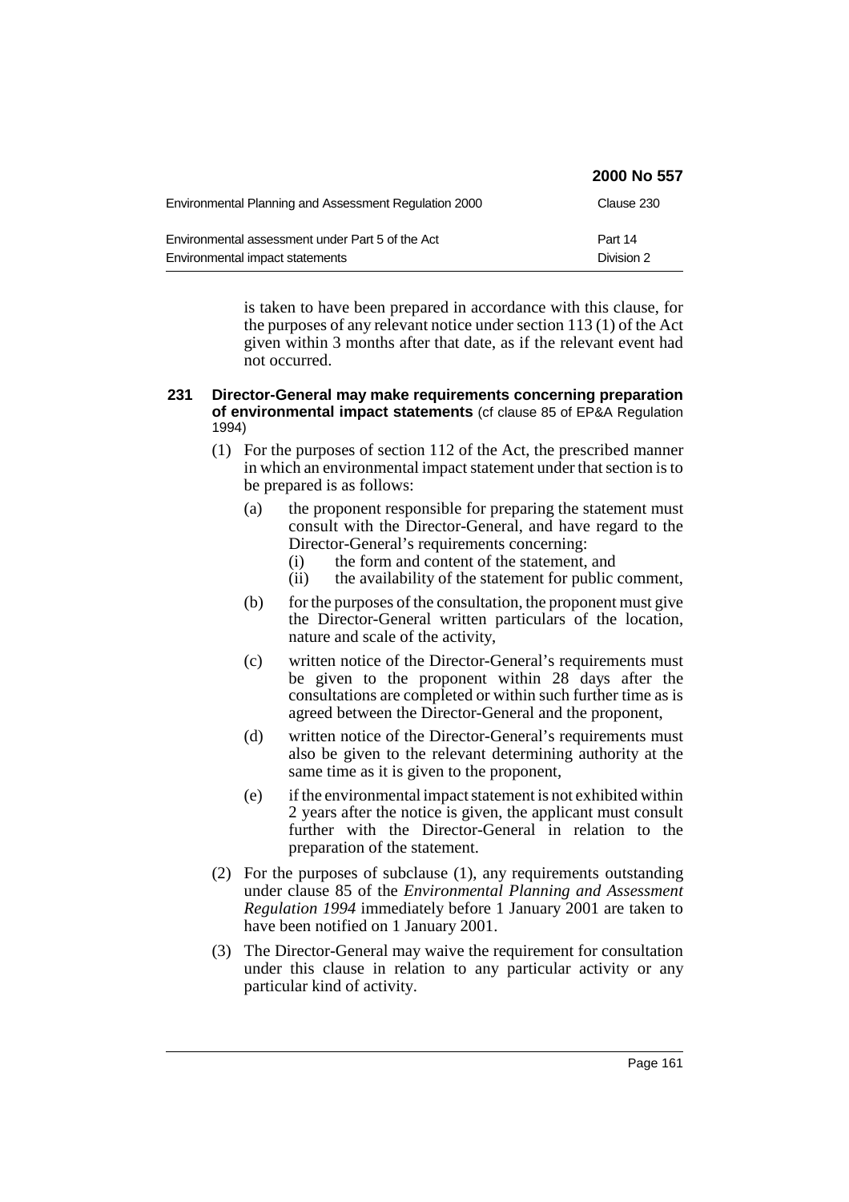is taken to have been prepared in accordance with this clause, for the purposes of any relevant notice under section 113 (1) of the Act given within 3 months after that date, as if the relevant event had not occurred.

**231 Director-General may make requirements concerning preparation of environmental impact statements** (cf clause 85 of EP&A Regulation 1994)

(1) For the purposes of section 112 of the Act, the prescribed manner in which an environmental impact statement under that section is to be prepared is as follows:

(a) the proponent responsible for preparing the statement must consult with the Director-General, and have regard to the Director-General's requirements concerning:

(i) the form and content of the statement, and

(ii) the availability of the statement for public comment,

(b) for the purposes of the consultation, the proponent must give the Director-General written particulars of the location, nature and scale of the activity,

(c) written notice of the Director-General's requirements must be given to the proponent within 28 days after the consultations are completed or within such further time as is agreed between the Director-General and the proponent,

(d) written notice of the Director-General's requirements must also be given to the relevant determining authority at the same time as it is given to the proponent,

(e) if the environmental impact statement is not exhibited within 2 years after the notice is given, the applicant must consult further with the Director-General in relation to the preparation of the statement.

(2) For the purposes of subclause (1), any requirements outstanding under clause 85 of the *Environmental Planning and Assessment Regulation 1994* immediately before 1 January 2001 are taken to have been notified on 1 January 2001.

(3) The Director-General may waive the requirement for consultation under this clause in relation to any particular activity or any particular kind of activity.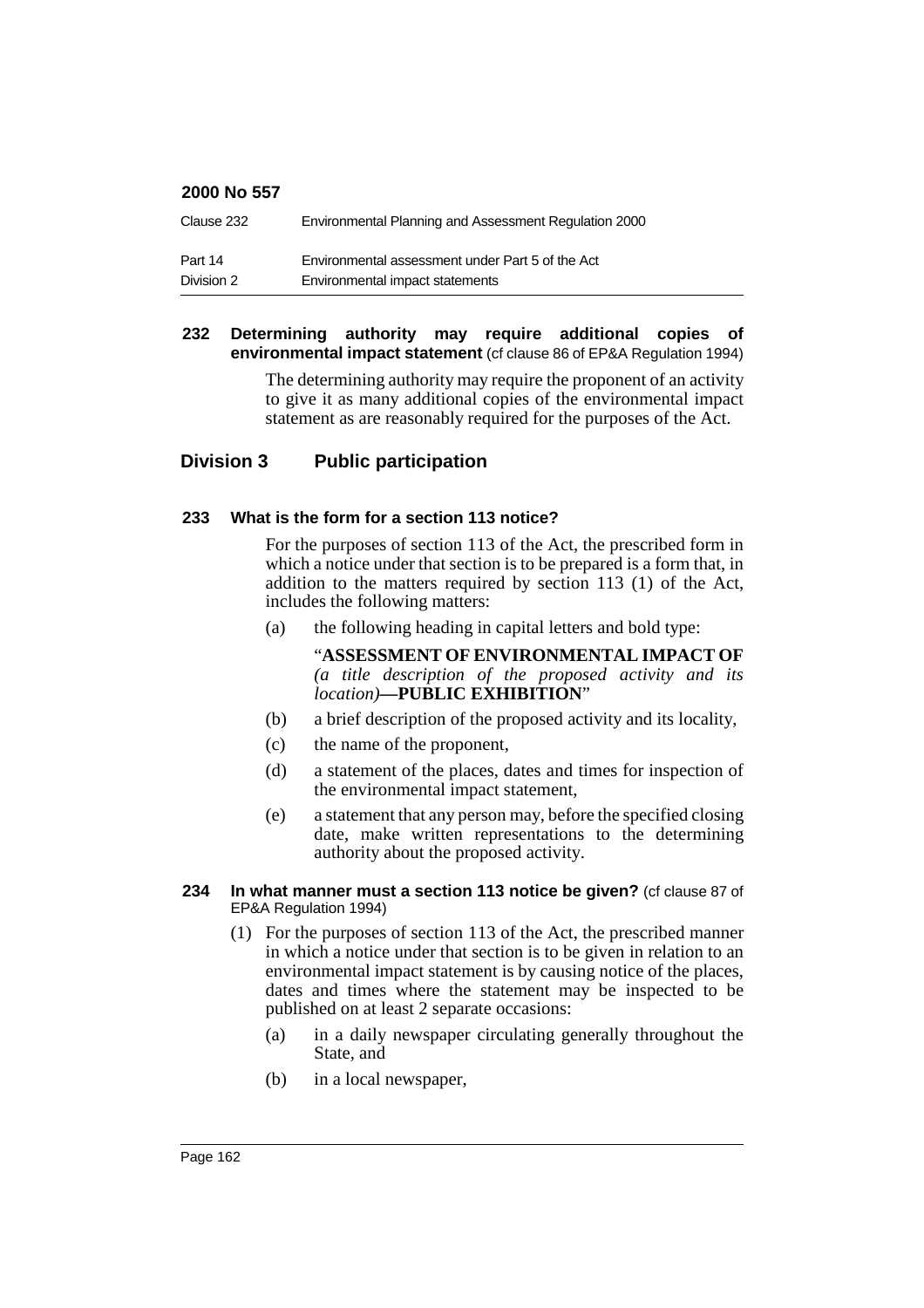### 232 Determining authority may require additional copies of environmental impact statement (cf clause 86 of EP&A Regulation 1994)

The determining authority may require the proponent of an activity to give it as many additional copies of the environmental impact statement as are reasonably required for the purposes of the Act.

## Division 3 Public participation

### 233 What is the form for a section 113 notice?

For the purposes of section 113 of the Act, the prescribed form in which a notice under that section is to be prepared is a form that, in addition to the matters required by section 113 (1) of the Act, includes the following matters:

(a) the following heading in capital letters and bold type:

"**ASSESSMENT OF ENVIRONMENTAL IMPACT OF** *(a title description of the proposed activity and its location)***—PUBLIC EXHIBITION**"

(b) a brief description of the proposed activity and its locality,

(c) the name of the proponent,

(d) a statement of the places, dates and times for inspection of the environmental impact statement,

(e) a statement that any person may, before the specified closing date, make written representations to the determining authority about the proposed activity.

### 234 In what manner must a section 113 notice be given? (cf clause 87 of EP&A Regulation 1994)

(1) For the purposes of section 113 of the Act, the prescribed manner in which a notice under that section is to be given in relation to an environmental impact statement is by causing notice of the places, dates and times where the statement may be inspected to be published on at least 2 separate occasions:

(a) in a daily newspaper circulating generally throughout the State, and

(b) in a local newspaper,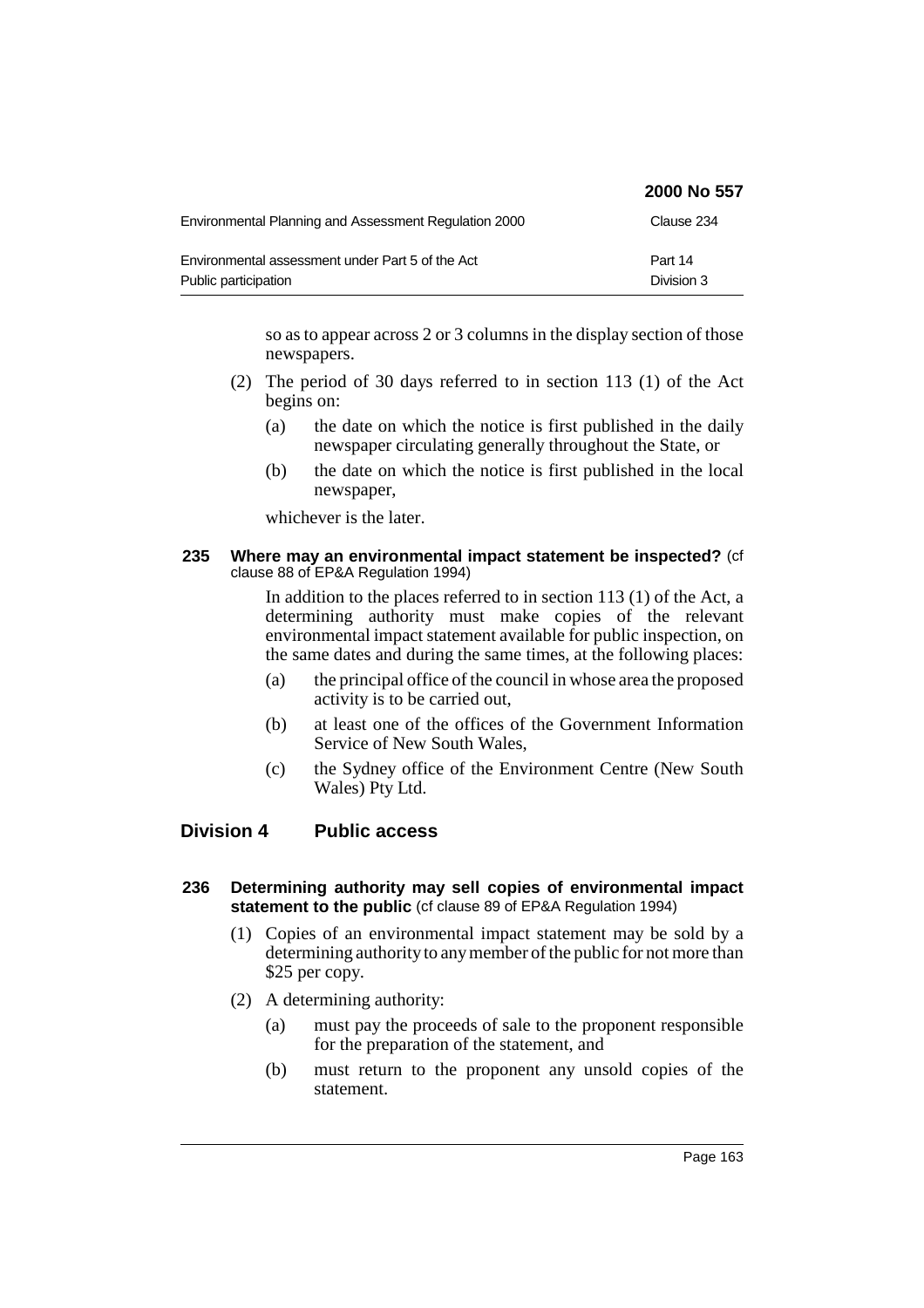so as to appear across 2 or 3 columns in the display section of those newspapers.

(2) The period of 30 days referred to in section 113 (1) of the Act begins on:

(a) the date on which the notice is first published in the daily newspaper circulating generally throughout the State, or

(b) the date on which the notice is first published in the local newspaper,

whichever is the later.

### 235 Where may an environmental impact statement be inspected? (cf clause 88 of EP&A Regulation 1994)

In addition to the places referred to in section 113 (1) of the Act, a determining authority must make copies of the relevant environmental impact statement available for public inspection, on the same dates and during the same times, at the following places:

(a) the principal office of the council in whose area the proposed activity is to be carried out,

(b) at least one of the offices of the Government Information Service of New South Wales,

(c) the Sydney office of the Environment Centre (New South Wales) Pty Ltd.

## Division 4 Public access

### 236 Determining authority may sell copies of environmental impact statement to the public (cf clause 89 of EP&A Regulation 1994)

(1) Copies of an environmental impact statement may be sold by a determining authority to any member of the public for not more than \$25 per copy.

(2) A determining authority:

(a) must pay the proceeds of sale to the proponent responsible for the preparation of the statement, and

(b) must return to the proponent any unsold copies of the statement.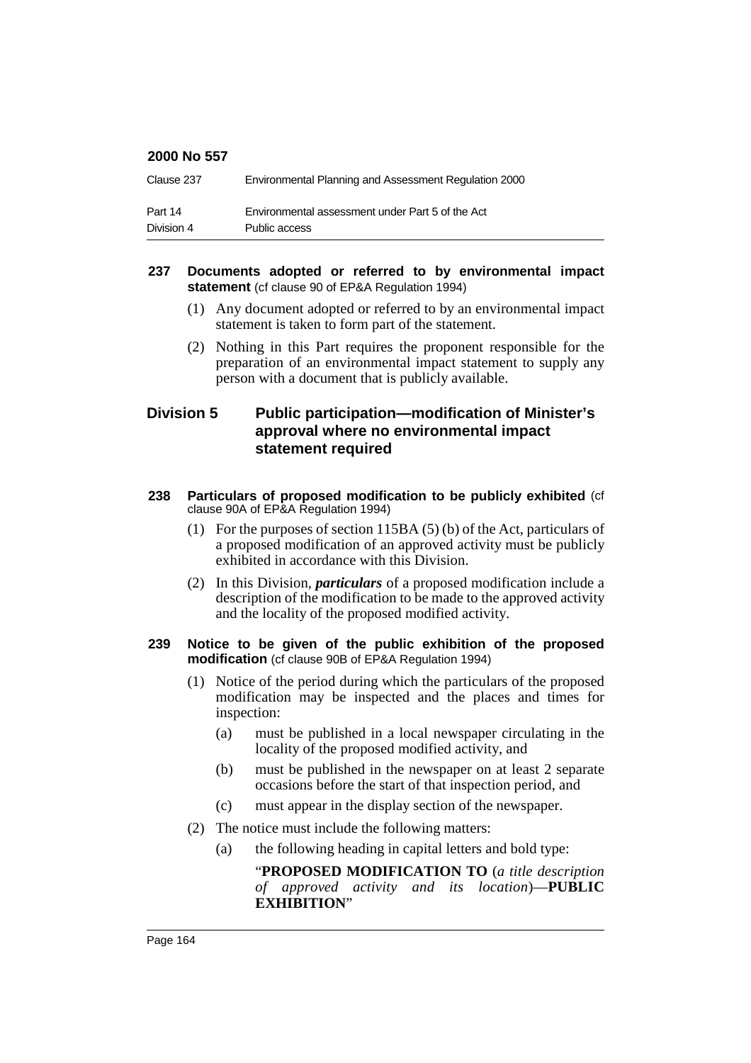#### 237 Documents adopted or referred to by environmental impact statement (cf clause 90 of EP&A Regulation 1994)

(1) Any document adopted or referred to by an environmental impact statement is taken to form part of the statement.

(2) Nothing in this Part requires the proponent responsible for the preparation of an environmental impact statement to supply any person with a document that is publicly available.

### Division 5 Public participation—modification of Minister's approval where no environmental impact statement required

#### 238 Particulars of proposed modification to be publicly exhibited (cf clause 90A of EP&A Regulation 1994)

(1) For the purposes of section 115BA (5) (b) of the Act, particulars of a proposed modification of an approved activity must be publicly exhibited in accordance with this Division.

(2) In this Division, ***particulars*** of a proposed modification include a description of the modification to be made to the approved activity and the locality of the proposed modified activity.

#### 239 Notice to be given of the public exhibition of the proposed modification (cf clause 90B of EP&A Regulation 1994)

(1) Notice of the period during which the particulars of the proposed modification may be inspected and the places and times for inspection:

- (a) must be published in a local newspaper circulating in the locality of the proposed modified activity, and
- (b) must be published in the newspaper on at least 2 separate occasions before the start of that inspection period, and
- (c) must appear in the display section of the newspaper.

(2) The notice must include the following matters:

- (a) the following heading in capital letters and bold type:

  "**PROPOSED MODIFICATION TO** (*a title description of approved activity and its location*)—**PUBLIC EXHIBITION**"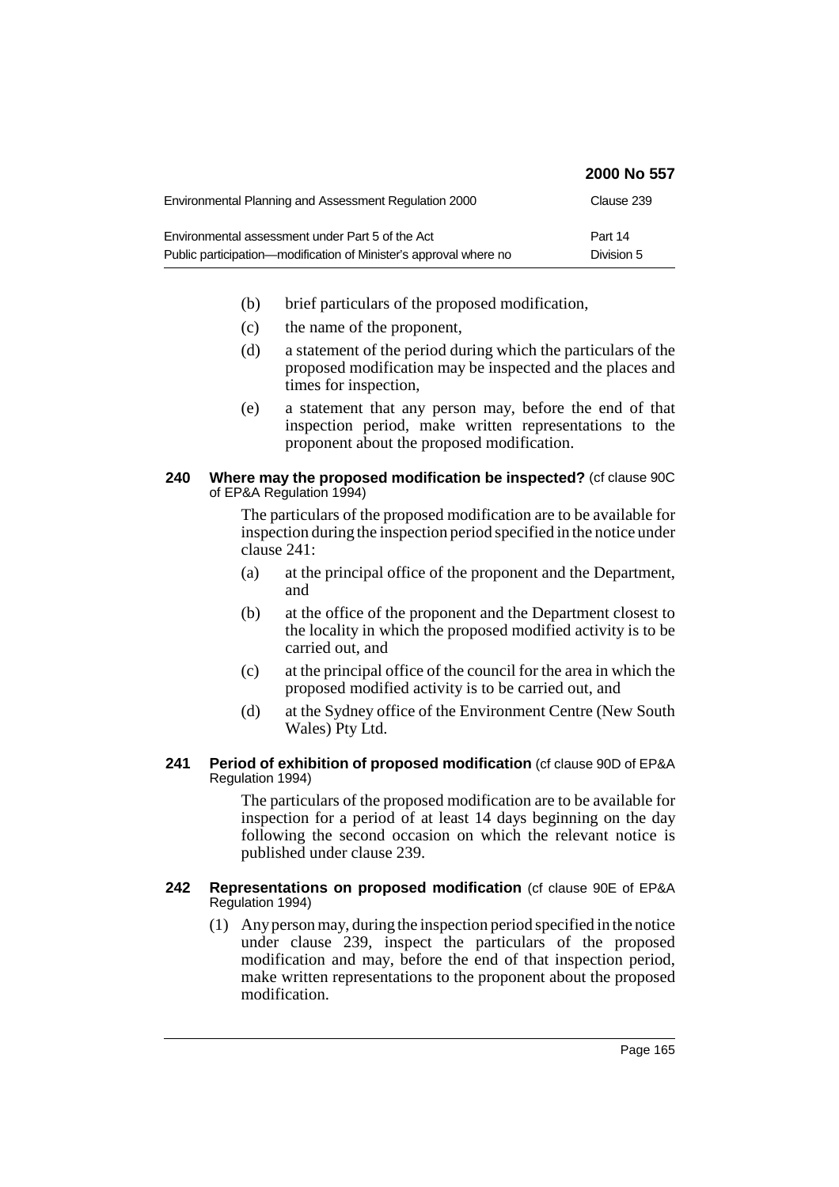(b) brief particulars of the proposed modification,

(c) the name of the proponent,

(d) a statement of the period during which the particulars of the proposed modification may be inspected and the places and times for inspection,

(e) a statement that any person may, before the end of that inspection period, make written representations to the proponent about the proposed modification.

**240 Where may the proposed modification be inspected?** (cf clause 90C of EP&A Regulation 1994)

The particulars of the proposed modification are to be available for inspection during the inspection period specified in the notice under clause 241:

(a) at the principal office of the proponent and the Department, and

(b) at the office of the proponent and the Department closest to the locality in which the proposed modified activity is to be carried out, and

(c) at the principal office of the council for the area in which the proposed modified activity is to be carried out, and

(d) at the Sydney office of the Environment Centre (New South Wales) Pty Ltd.

**241 Period of exhibition of proposed modification** (cf clause 90D of EP&A Regulation 1994)

The particulars of the proposed modification are to be available for inspection for a period of at least 14 days beginning on the day following the second occasion on which the relevant notice is published under clause 239.

**242 Representations on proposed modification** (cf clause 90E of EP&A Regulation 1994)

(1) Any person may, during the inspection period specified in the notice under clause 239, inspect the particulars of the proposed modification and may, before the end of that inspection period, make written representations to the proponent about the proposed modification.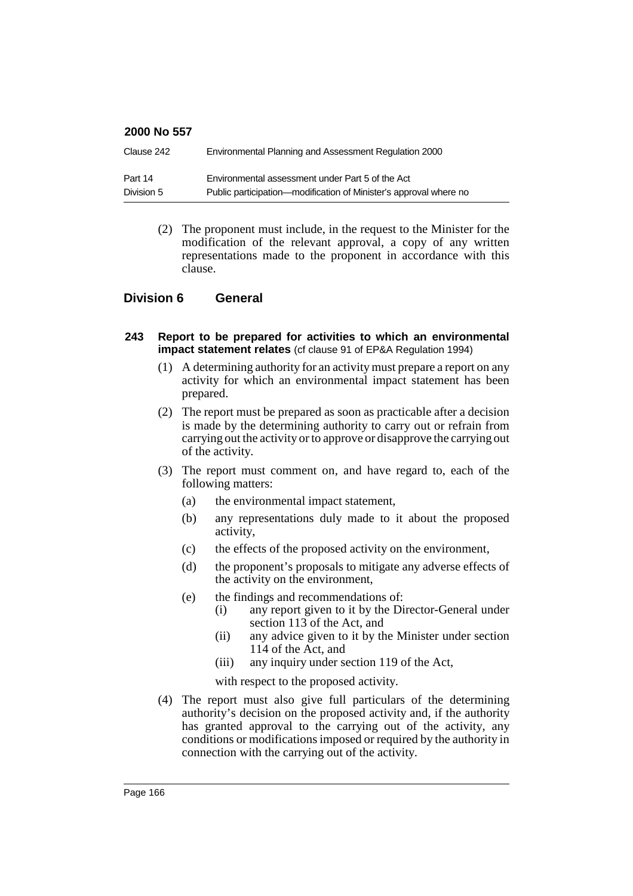(2) The proponent must include, in the request to the Minister for the modification of the relevant approval, a copy of any written representations made to the proponent in accordance with this clause.

## Division 6 General

### 243 Report to be prepared for activities to which an environmental impact statement relates (cf clause 91 of EP&A Regulation 1994)

(1) A determining authority for an activity must prepare a report on any activity for which an environmental impact statement has been prepared.

(2) The report must be prepared as soon as practicable after a decision is made by the determining authority to carry out or refrain from carrying out the activity or to approve or disapprove the carrying out of the activity.

(3) The report must comment on, and have regard to, each of the following matters:

- (a) the environmental impact statement,
- (b) any representations duly made to it about the proposed activity,
- (c) the effects of the proposed activity on the environment,
- (d) the proponent's proposals to mitigate any adverse effects of the activity on the environment,
- (e) the findings and recommendations of:
  - (i) any report given to it by the Director-General under section 113 of the Act, and
  - (ii) any advice given to it by the Minister under section 114 of the Act, and
  - (iii) any inquiry under section 119 of the Act,

  with respect to the proposed activity.

(4) The report must also give full particulars of the determining authority's decision on the proposed activity and, if the authority has granted approval to the carrying out of the activity, any conditions or modifications imposed or required by the authority in connection with the carrying out of the activity.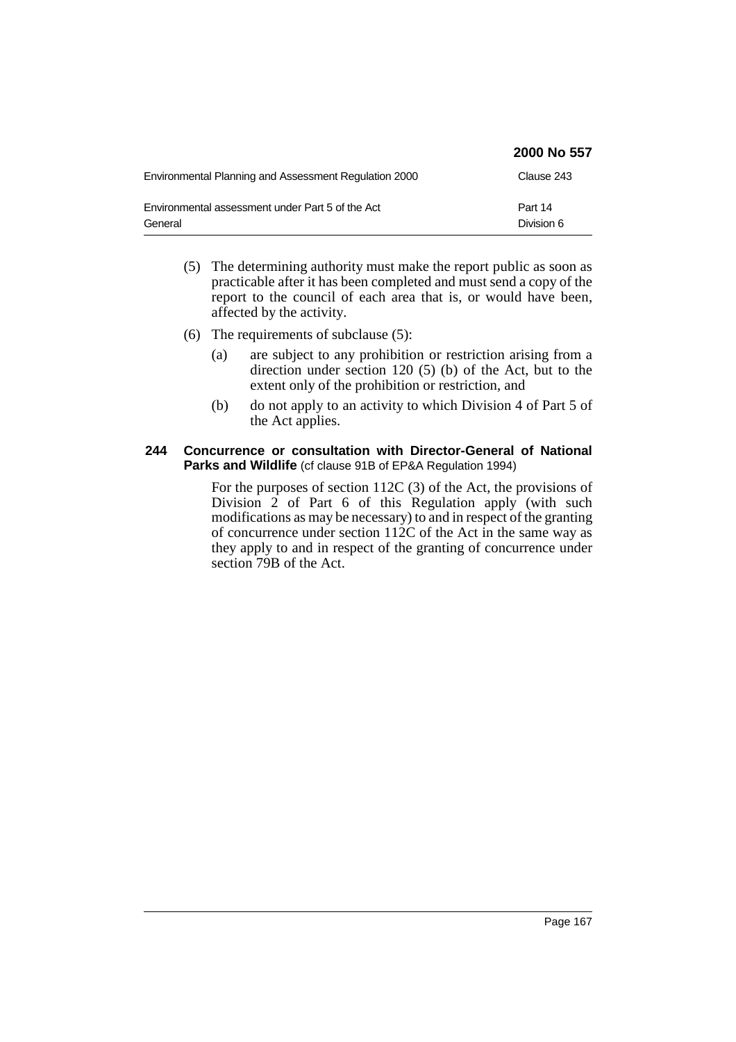(5) The determining authority must make the report public as soon as practicable after it has been completed and must send a copy of the report to the council of each area that is, or would have been, affected by the activity.

(6) The requirements of subclause (5):

   (a) are subject to any prohibition or restriction arising from a direction under section 120 (5) (b) of the Act, but to the extent only of the prohibition or restriction, and

   (b) do not apply to an activity to which Division 4 of Part 5 of the Act applies.

### 244 Concurrence or consultation with Director-General of National Parks and Wildlife (cf clause 91B of EP&A Regulation 1994)

For the purposes of section 112C (3) of the Act, the provisions of Division 2 of Part 6 of this Regulation apply (with such modifications as may be necessary) to and in respect of the granting of concurrence under section 112C of the Act in the same way as they apply to and in respect of the granting of concurrence under section 79B of the Act.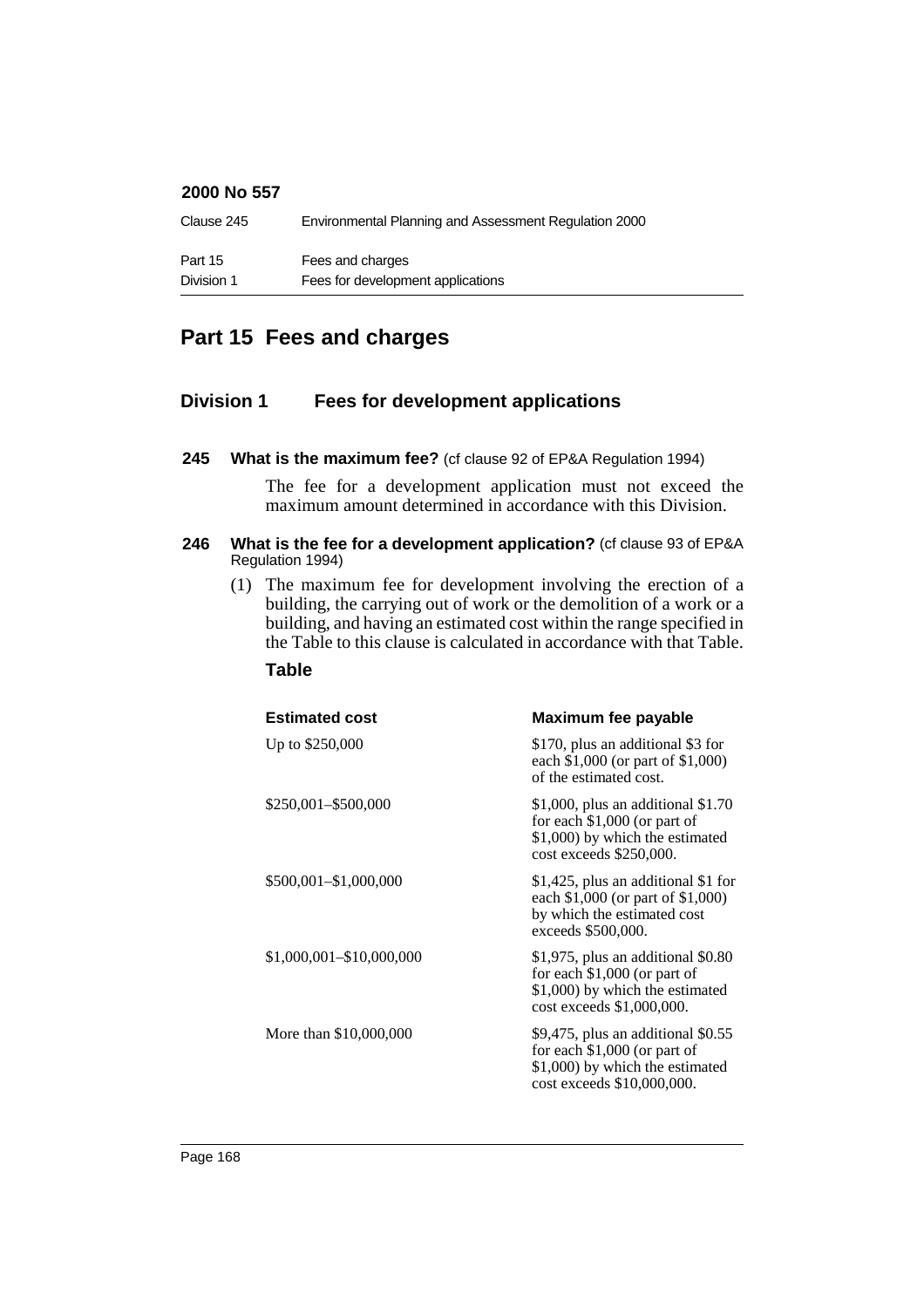# Part 15 Fees and charges

## Division 1 Fees for development applications

### 245 What is the maximum fee? (cf clause 92 of EP&A Regulation 1994)

The fee for a development application must not exceed the maximum amount determined in accordance with this Division.

### 246 What is the fee for a development application? (cf clause 93 of EP&A Regulation 1994)

(1) The maximum fee for development involving the erection of a building, the carrying out of work or the demolition of a work or a building, and having an estimated cost within the range specified in the Table to this clause is calculated in accordance with that Table.

**Table**

| Estimated cost | Maximum fee payable |
|---|---|
| Up to $250,000 | $170, plus an additional $3 for each $1,000 (or part of $1,000) of the estimated cost. |
| $250,001–$500,000 | $1,000, plus an additional $1.70 for each $1,000 (or part of $1,000) by which the estimated cost exceeds $250,000. |
| $500,001–$1,000,000 | $1,425, plus an additional $1 for each $1,000 (or part of $1,000) by which the estimated cost exceeds $500,000. |
| $1,000,001–$10,000,000 | $1,975, plus an additional $0.80 for each $1,000 (or part of $1,000) by which the estimated cost exceeds $1,000,000. |
| More than $10,000,000 | $9,475, plus an additional $0.55 for each $1,000 (or part of $1,000) by which the estimated cost exceeds $10,000,000. |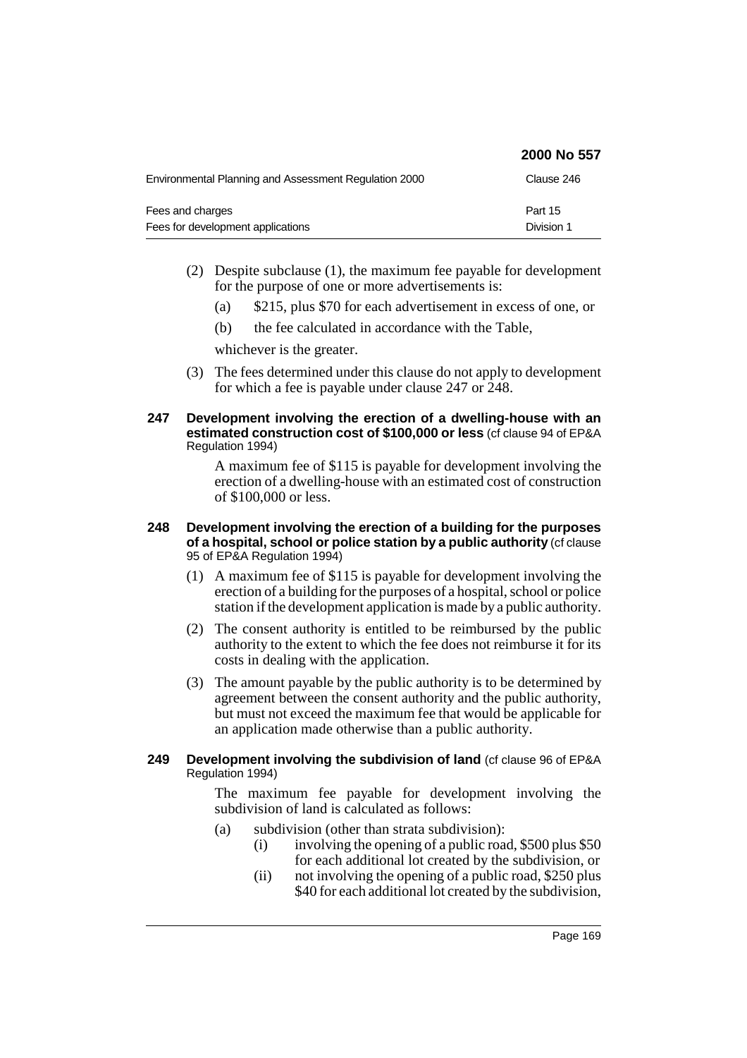(2) Despite subclause (1), the maximum fee payable for development for the purpose of one or more advertisements is:

(a) $215, plus $70 for each advertisement in excess of one, or

(b) the fee calculated in accordance with the Table,

whichever is the greater.

(3) The fees determined under this clause do not apply to development for which a fee is payable under clause 247 or 248.

**247 Development involving the erection of a dwelling-house with an estimated construction cost of $100,000 or less** (cf clause 94 of EP&A Regulation 1994)

A maximum fee of $115 is payable for development involving the erection of a dwelling-house with an estimated cost of construction of $100,000 or less.

**248 Development involving the erection of a building for the purposes of a hospital, school or police station by a public authority** (cf clause 95 of EP&A Regulation 1994)

(1) A maximum fee of $115 is payable for development involving the erection of a building for the purposes of a hospital, school or police station if the development application is made by a public authority.

(2) The consent authority is entitled to be reimbursed by the public authority to the extent to which the fee does not reimburse it for its costs in dealing with the application.

(3) The amount payable by the public authority is to be determined by agreement between the consent authority and the public authority, but must not exceed the maximum fee that would be applicable for an application made otherwise than a public authority.

**249 Development involving the subdivision of land** (cf clause 96 of EP&A Regulation 1994)

The maximum fee payable for development involving the subdivision of land is calculated as follows:

(a) subdivision (other than strata subdivision):

(i) involving the opening of a public road, $500 plus $50 for each additional lot created by the subdivision, or

(ii) not involving the opening of a public road, $250 plus $40 for each additional lot created by the subdivision,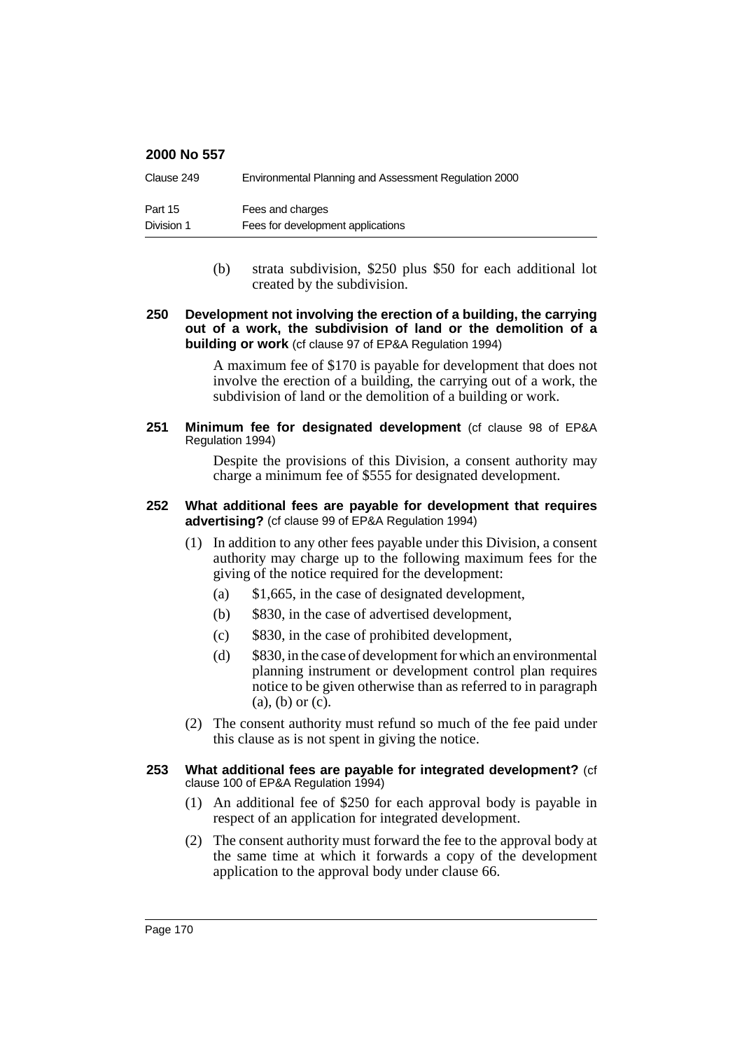(b) strata subdivision, $250 plus $50 for each additional lot created by the subdivision.

**250 Development not involving the erection of a building, the carrying out of a work, the subdivision of land or the demolition of a building or work** (cf clause 97 of EP&A Regulation 1994)

A maximum fee of $170 is payable for development that does not involve the erection of a building, the carrying out of a work, the subdivision of land or the demolition of a building or work.

**251 Minimum fee for designated development** (cf clause 98 of EP&A Regulation 1994)

Despite the provisions of this Division, a consent authority may charge a minimum fee of $555 for designated development.

**252 What additional fees are payable for development that requires advertising?** (cf clause 99 of EP&A Regulation 1994)

(1) In addition to any other fees payable under this Division, a consent authority may charge up to the following maximum fees for the giving of the notice required for the development:

(a) $1,665, in the case of designated development,

(b) $830, in the case of advertised development,

(c) $830, in the case of prohibited development,

(d) $830, in the case of development for which an environmental planning instrument or development control plan requires notice to be given otherwise than as referred to in paragraph (a), (b) or (c).

(2) The consent authority must refund so much of the fee paid under this clause as is not spent in giving the notice.

**253 What additional fees are payable for integrated development?** (cf clause 100 of EP&A Regulation 1994)

(1) An additional fee of $250 for each approval body is payable in respect of an application for integrated development.

(2) The consent authority must forward the fee to the approval body at the same time at which it forwards a copy of the development application to the approval body under clause 66.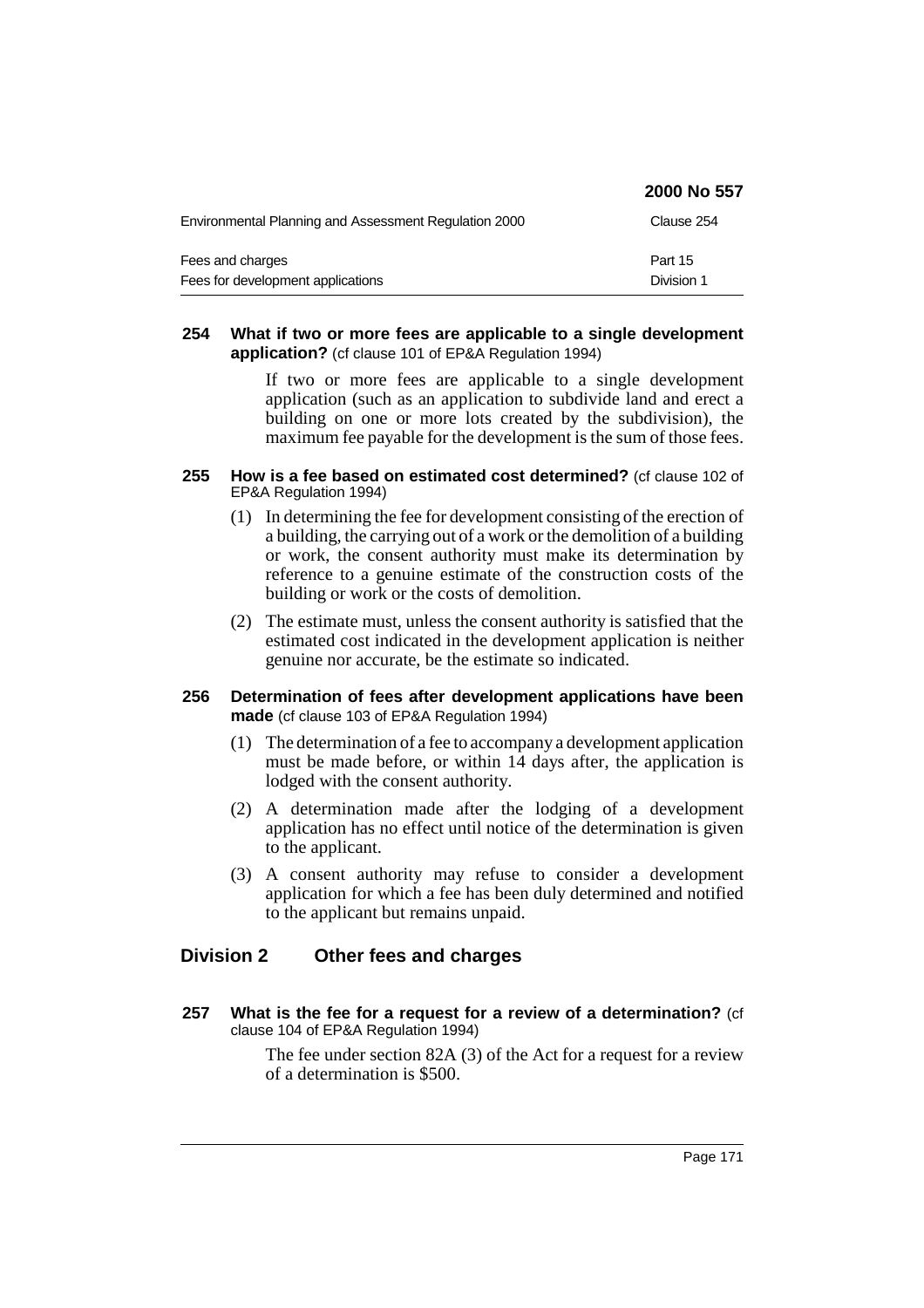**254 What if two or more fees are applicable to a single development application?** (cf clause 101 of EP&A Regulation 1994)

If two or more fees are applicable to a single development application (such as an application to subdivide land and erect a building on one or more lots created by the subdivision), the maximum fee payable for the development is the sum of those fees.

**255 How is a fee based on estimated cost determined?** (cf clause 102 of EP&A Regulation 1994)

(1) In determining the fee for development consisting of the erection of a building, the carrying out of a work or the demolition of a building or work, the consent authority must make its determination by reference to a genuine estimate of the construction costs of the building or work or the costs of demolition.

(2) The estimate must, unless the consent authority is satisfied that the estimated cost indicated in the development application is neither genuine nor accurate, be the estimate so indicated.

**256 Determination of fees after development applications have been made** (cf clause 103 of EP&A Regulation 1994)

(1) The determination of a fee to accompany a development application must be made before, or within 14 days after, the application is lodged with the consent authority.

(2) A determination made after the lodging of a development application has no effect until notice of the determination is given to the applicant.

(3) A consent authority may refuse to consider a development application for which a fee has been duly determined and notified to the applicant but remains unpaid.

## Division 2 Other fees and charges

**257 What is the fee for a request for a review of a determination?** (cf clause 104 of EP&A Regulation 1994)

The fee under section 82A (3) of the Act for a request for a review of a determination is $500.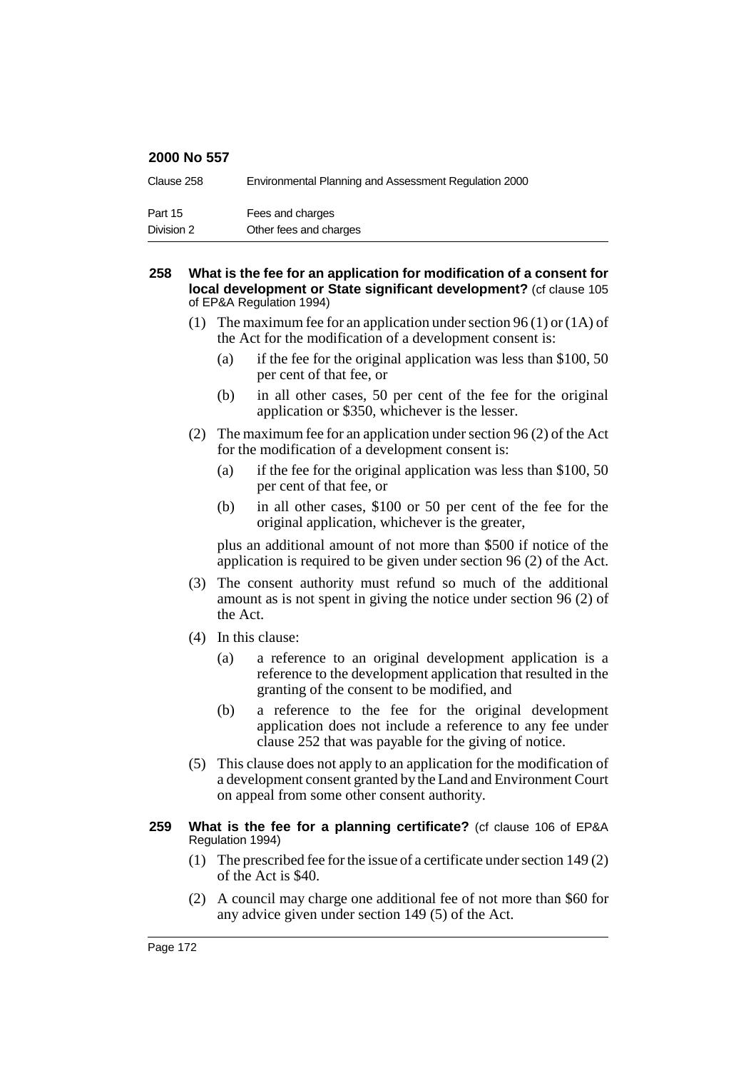**258 What is the fee for an application for modification of a consent for local development or State significant development?** (cf clause 105 of EP&A Regulation 1994)

(1) The maximum fee for an application under section 96 (1) or (1A) of the Act for the modification of a development consent is:

- (a) if the fee for the original application was less than $100, 50 per cent of that fee, or
- (b) in all other cases, 50 per cent of the fee for the original application or $350, whichever is the lesser.

(2) The maximum fee for an application under section 96 (2) of the Act for the modification of a development consent is:

- (a) if the fee for the original application was less than $100, 50 per cent of that fee, or
- (b) in all other cases, $100 or 50 per cent of the fee for the original application, whichever is the greater,

plus an additional amount of not more than $500 if notice of the application is required to be given under section 96 (2) of the Act.

(3) The consent authority must refund so much of the additional amount as is not spent in giving the notice under section 96 (2) of the Act.

(4) In this clause:

- (a) a reference to an original development application is a reference to the development application that resulted in the granting of the consent to be modified, and
- (b) a reference to the fee for the original development application does not include a reference to any fee under clause 252 that was payable for the giving of notice.

(5) This clause does not apply to an application for the modification of a development consent granted by the Land and Environment Court on appeal from some other consent authority.

**259 What is the fee for a planning certificate?** (cf clause 106 of EP&A Regulation 1994)

(1) The prescribed fee for the issue of a certificate under section 149 (2) of the Act is $40.

(2) A council may charge one additional fee of not more than $60 for any advice given under section 149 (5) of the Act.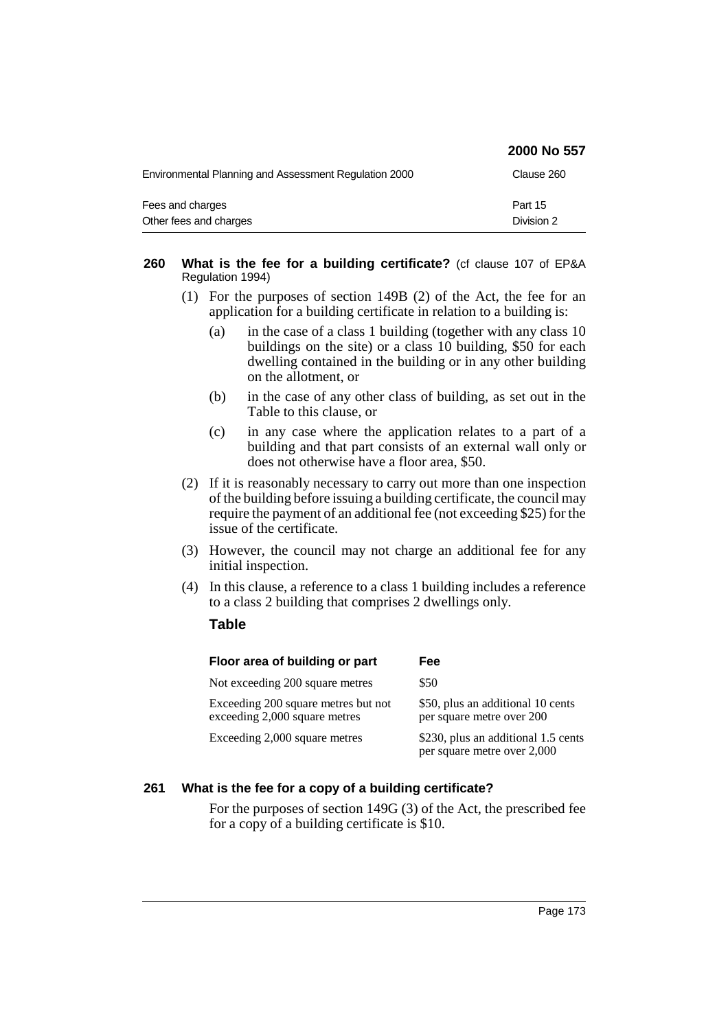### 260 What is the fee for a building certificate? (cf clause 107 of EP&A Regulation 1994)

(1) For the purposes of section 149B (2) of the Act, the fee for an application for a building certificate in relation to a building is:

- (a) in the case of a class 1 building (together with any class 10 buildings on the site) or a class 10 building, $50 for each dwelling contained in the building or in any other building on the allotment, or
- (b) in the case of any other class of building, as set out in the Table to this clause, or
- (c) in any case where the application relates to a part of a building and that part consists of an external wall only or does not otherwise have a floor area, $50.

(2) If it is reasonably necessary to carry out more than one inspection of the building before issuing a building certificate, the council may require the payment of an additional fee (not exceeding $25) for the issue of the certificate.

(3) However, the council may not charge an additional fee for any initial inspection.

(4) In this clause, a reference to a class 1 building includes a reference to a class 2 building that comprises 2 dwellings only.

**Table**

| Floor area of building or part | Fee |
| --- | --- |
| Not exceeding 200 square metres | $50 |
| Exceeding 200 square metres but not exceeding 2,000 square metres | $50, plus an additional 10 cents per square metre over 200 |
| Exceeding 2,000 square metres | $230, plus an additional 1.5 cents per square metre over 2,000 |

### 261 What is the fee for a copy of a building certificate?

For the purposes of section 149G (3) of the Act, the prescribed fee for a copy of a building certificate is $10.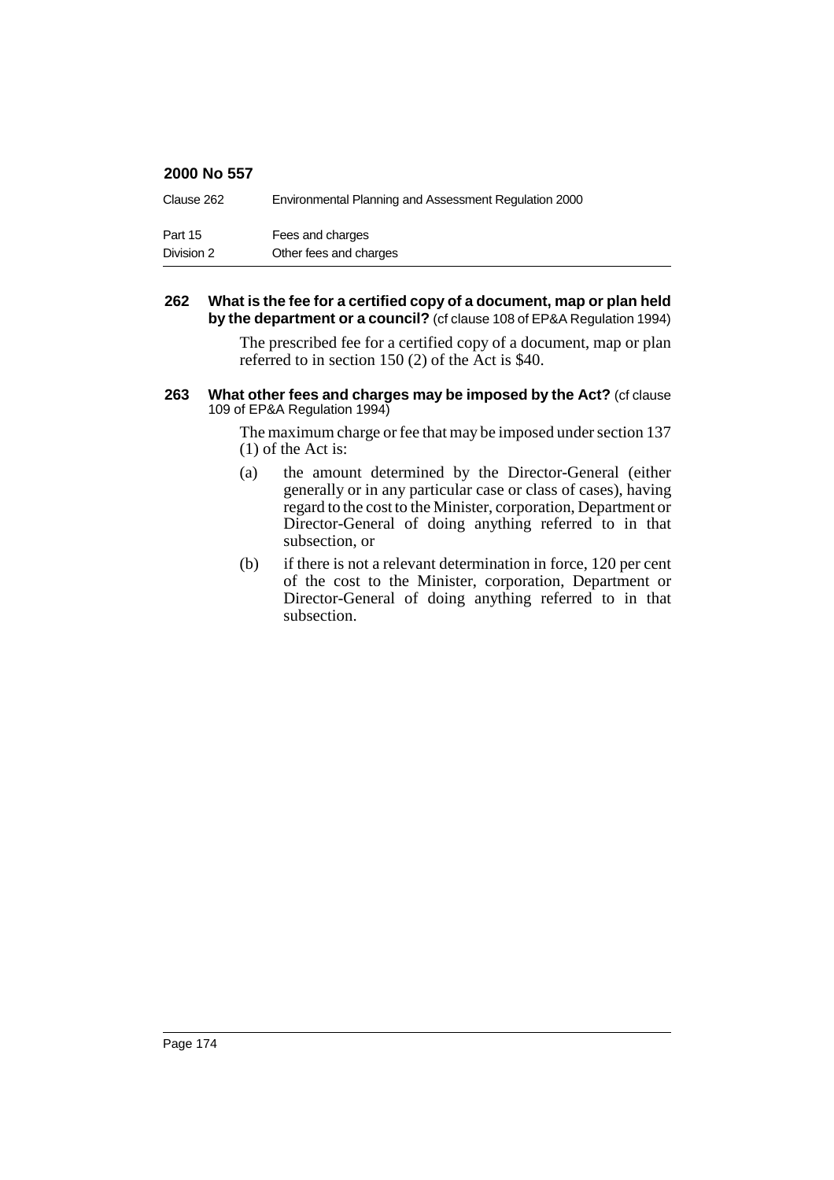**262 What is the fee for a certified copy of a document, map or plan held by the department or a council?** (cf clause 108 of EP&A Regulation 1994)

The prescribed fee for a certified copy of a document, map or plan referred to in section 150 (2) of the Act is $40.

**263 What other fees and charges may be imposed by the Act?** (cf clause 109 of EP&A Regulation 1994)

The maximum charge or fee that may be imposed under section 137 (1) of the Act is:

(a) the amount determined by the Director-General (either generally or in any particular case or class of cases), having regard to the cost to the Minister, corporation, Department or Director-General of doing anything referred to in that subsection, or

(b) if there is not a relevant determination in force, 120 per cent of the cost to the Minister, corporation, Department or Director-General of doing anything referred to in that subsection.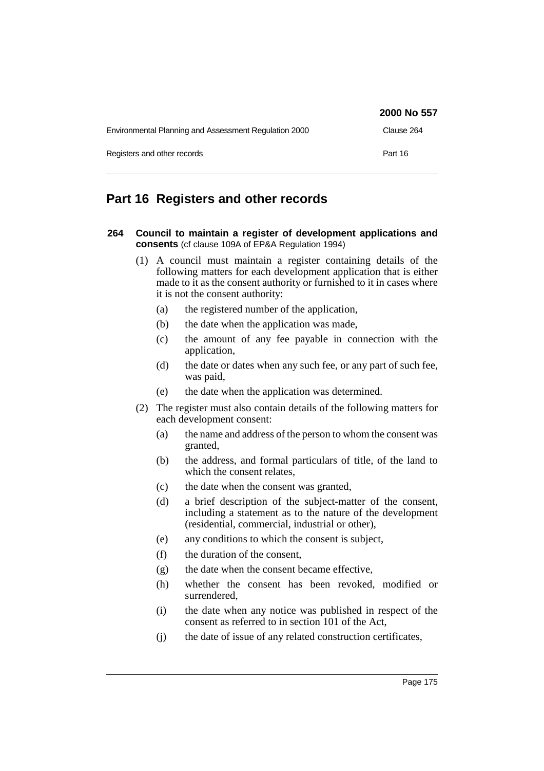# Part 16 Registers and other records

### 264 Council to maintain a register of development applications and consents (cf clause 109A of EP&A Regulation 1994)

(1) A council must maintain a register containing details of the following matters for each development application that is either made to it as the consent authority or furnished to it in cases where it is not the consent authority:

- (a) the registered number of the application,
- (b) the date when the application was made,
- (c) the amount of any fee payable in connection with the application,
- (d) the date or dates when any such fee, or any part of such fee, was paid,
- (e) the date when the application was determined.

(2) The register must also contain details of the following matters for each development consent:

- (a) the name and address of the person to whom the consent was granted,
- (b) the address, and formal particulars of title, of the land to which the consent relates,
- (c) the date when the consent was granted,
- (d) a brief description of the subject-matter of the consent, including a statement as to the nature of the development (residential, commercial, industrial or other),
- (e) any conditions to which the consent is subject,
- (f) the duration of the consent,
- (g) the date when the consent became effective,
- (h) whether the consent has been revoked, modified or surrendered,
- (i) the date when any notice was published in respect of the consent as referred to in section 101 of the Act,
- (j) the date of issue of any related construction certificates,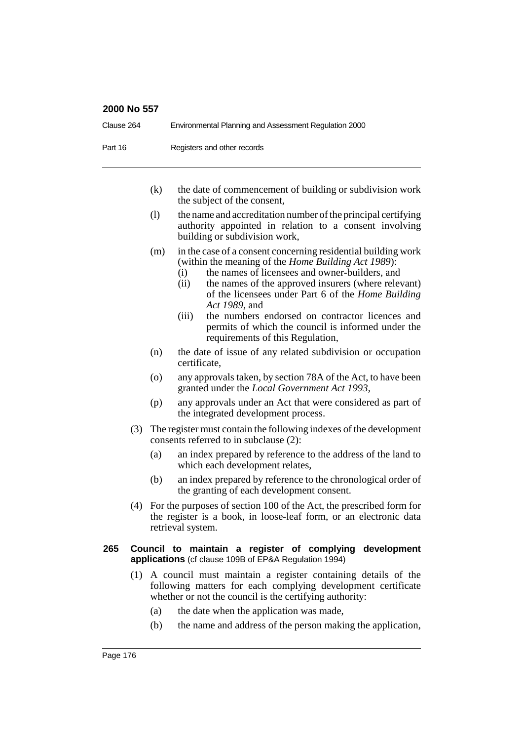(k) the date of commencement of building or subdivision work the subject of the consent,

(l) the name and accreditation number of the principal certifying authority appointed in relation to a consent involving building or subdivision work,

(m) in the case of a consent concerning residential building work (within the meaning of the *Home Building Act 1989*):

(i) the names of licensees and owner-builders, and

(ii) the names of the approved insurers (where relevant) of the licensees under Part 6 of the *Home Building Act 1989*, and

(iii) the numbers endorsed on contractor licences and permits of which the council is informed under the requirements of this Regulation,

(n) the date of issue of any related subdivision or occupation certificate,

(o) any approvals taken, by section 78A of the Act, to have been granted under the *Local Government Act 1993*,

(p) any approvals under an Act that were considered as part of the integrated development process.

(3) The register must contain the following indexes of the development consents referred to in subclause (2):

(a) an index prepared by reference to the address of the land to which each development relates,

(b) an index prepared by reference to the chronological order of the granting of each development consent.

(4) For the purposes of section 100 of the Act, the prescribed form for the register is a book, in loose-leaf form, or an electronic data retrieval system.

### 265 Council to maintain a register of complying development applications (cf clause 109B of EP&A Regulation 1994)

(1) A council must maintain a register containing details of the following matters for each complying development certificate whether or not the council is the certifying authority:

(a) the date when the application was made,

(b) the name and address of the person making the application,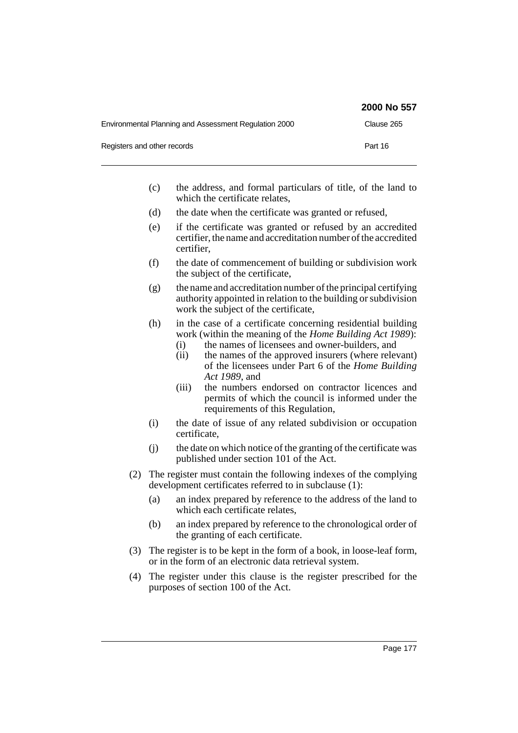(c) the address, and formal particulars of title, of the land to which the certificate relates,

(d) the date when the certificate was granted or refused,

(e) if the certificate was granted or refused by an accredited certifier, the name and accreditation number of the accredited certifier,

(f) the date of commencement of building or subdivision work the subject of the certificate,

(g) the name and accreditation number of the principal certifying authority appointed in relation to the building or subdivision work the subject of the certificate,

(h) in the case of a certificate concerning residential building work (within the meaning of the *Home Building Act 1989*):

  (i) the names of licensees and owner-builders, and

  (ii) the names of the approved insurers (where relevant) of the licensees under Part 6 of the *Home Building Act 1989*, and

  (iii) the numbers endorsed on contractor licences and permits of which the council is informed under the requirements of this Regulation,

(i) the date of issue of any related subdivision or occupation certificate,

(j) the date on which notice of the granting of the certificate was published under section 101 of the Act.

(2) The register must contain the following indexes of the complying development certificates referred to in subclause (1):

  (a) an index prepared by reference to the address of the land to which each certificate relates,

  (b) an index prepared by reference to the chronological order of the granting of each certificate.

(3) The register is to be kept in the form of a book, in loose-leaf form, or in the form of an electronic data retrieval system.

(4) The register under this clause is the register prescribed for the purposes of section 100 of the Act.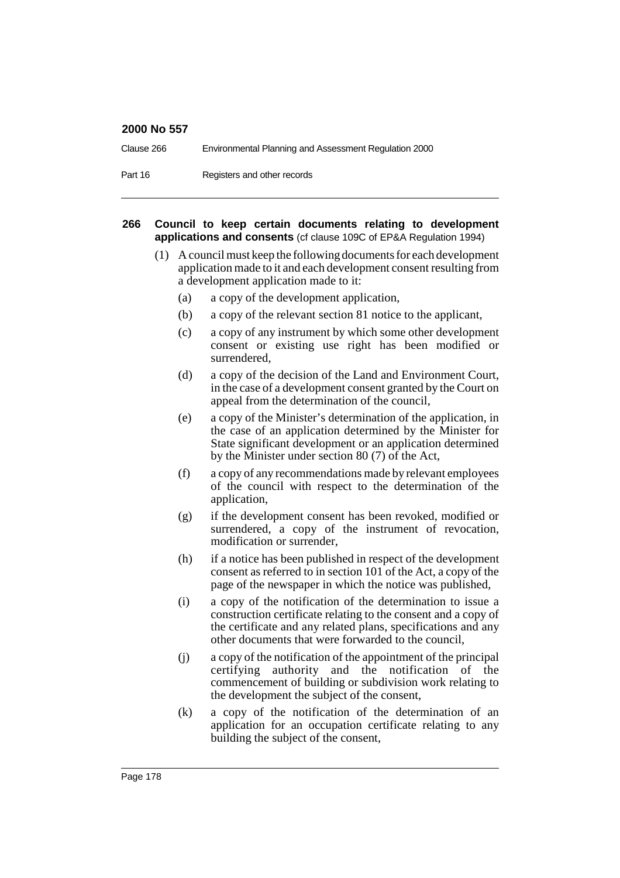### 266 Council to keep certain documents relating to development applications and consents (cf clause 109C of EP&A Regulation 1994)

(1) A council must keep the following documents for each development application made to it and each development consent resulting from a development application made to it:

(a) a copy of the development application,

(b) a copy of the relevant section 81 notice to the applicant,

(c) a copy of any instrument by which some other development consent or existing use right has been modified or surrendered,

(d) a copy of the decision of the Land and Environment Court, in the case of a development consent granted by the Court on appeal from the determination of the council,

(e) a copy of the Minister's determination of the application, in the case of an application determined by the Minister for State significant development or an application determined by the Minister under section 80 (7) of the Act,

(f) a copy of any recommendations made by relevant employees of the council with respect to the determination of the application,

(g) if the development consent has been revoked, modified or surrendered, a copy of the instrument of revocation, modification or surrender,

(h) if a notice has been published in respect of the development consent as referred to in section 101 of the Act, a copy of the page of the newspaper in which the notice was published,

(i) a copy of the notification of the determination to issue a construction certificate relating to the consent and a copy of the certificate and any related plans, specifications and any other documents that were forwarded to the council,

(j) a copy of the notification of the appointment of the principal certifying authority and the notification of the commencement of building or subdivision work relating to the development the subject of the consent,

(k) a copy of the notification of the determination of an application for an occupation certificate relating to any building the subject of the consent,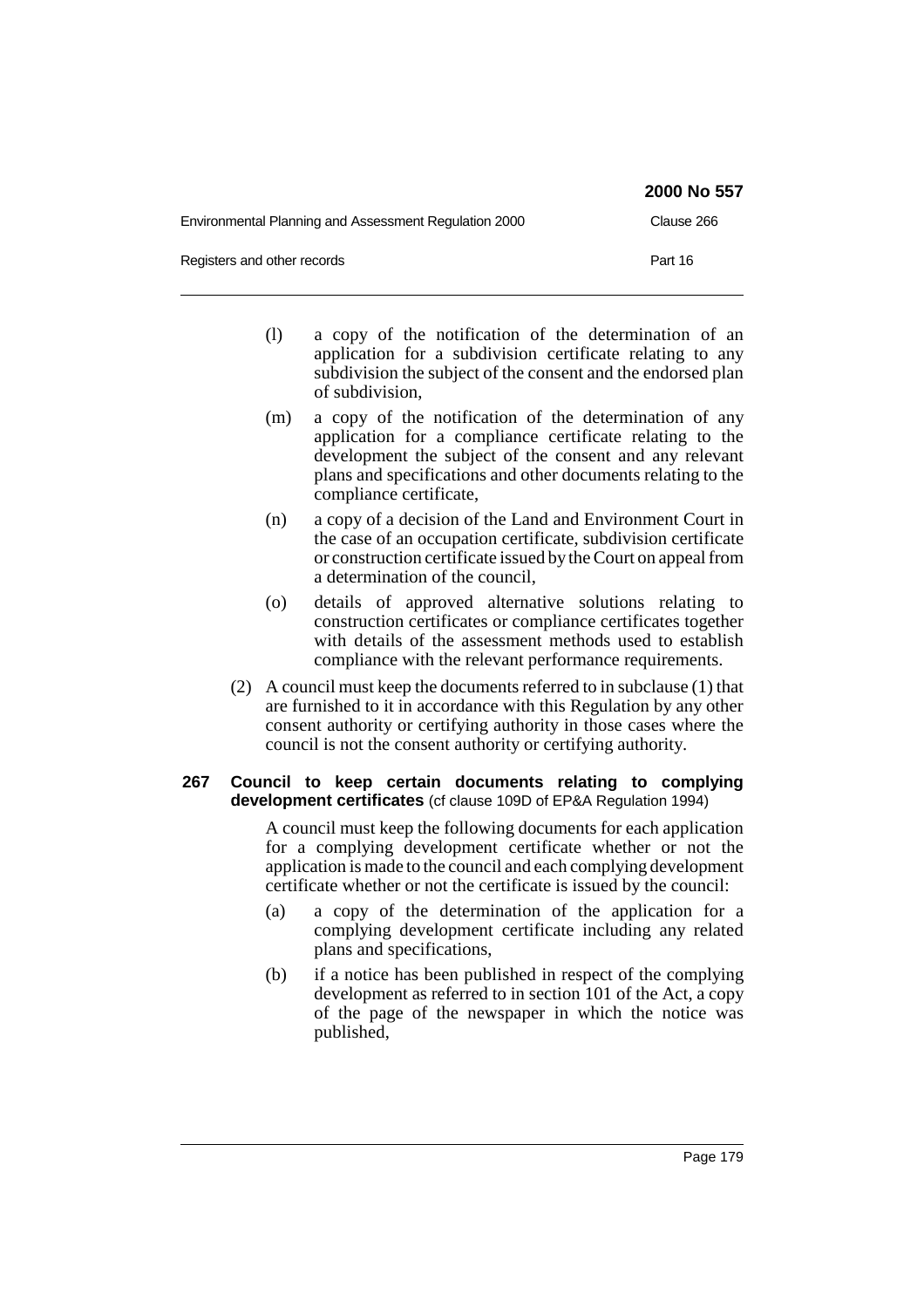(l) a copy of the notification of the determination of an application for a subdivision certificate relating to any subdivision the subject of the consent and the endorsed plan of subdivision,

(m) a copy of the notification of the determination of any application for a compliance certificate relating to the development the subject of the consent and any relevant plans and specifications and other documents relating to the compliance certificate,

(n) a copy of a decision of the Land and Environment Court in the case of an occupation certificate, subdivision certificate or construction certificate issued by the Court on appeal from a determination of the council,

(o) details of approved alternative solutions relating to construction certificates or compliance certificates together with details of the assessment methods used to establish compliance with the relevant performance requirements.

(2) A council must keep the documents referred to in subclause (1) that are furnished to it in accordance with this Regulation by any other consent authority or certifying authority in those cases where the council is not the consent authority or certifying authority.

### 267 Council to keep certain documents relating to complying development certificates (cf clause 109D of EP&A Regulation 1994)

A council must keep the following documents for each application for a complying development certificate whether or not the application is made to the council and each complying development certificate whether or not the certificate is issued by the council:

(a) a copy of the determination of the application for a complying development certificate including any related plans and specifications,

(b) if a notice has been published in respect of the complying development as referred to in section 101 of the Act, a copy of the page of the newspaper in which the notice was published,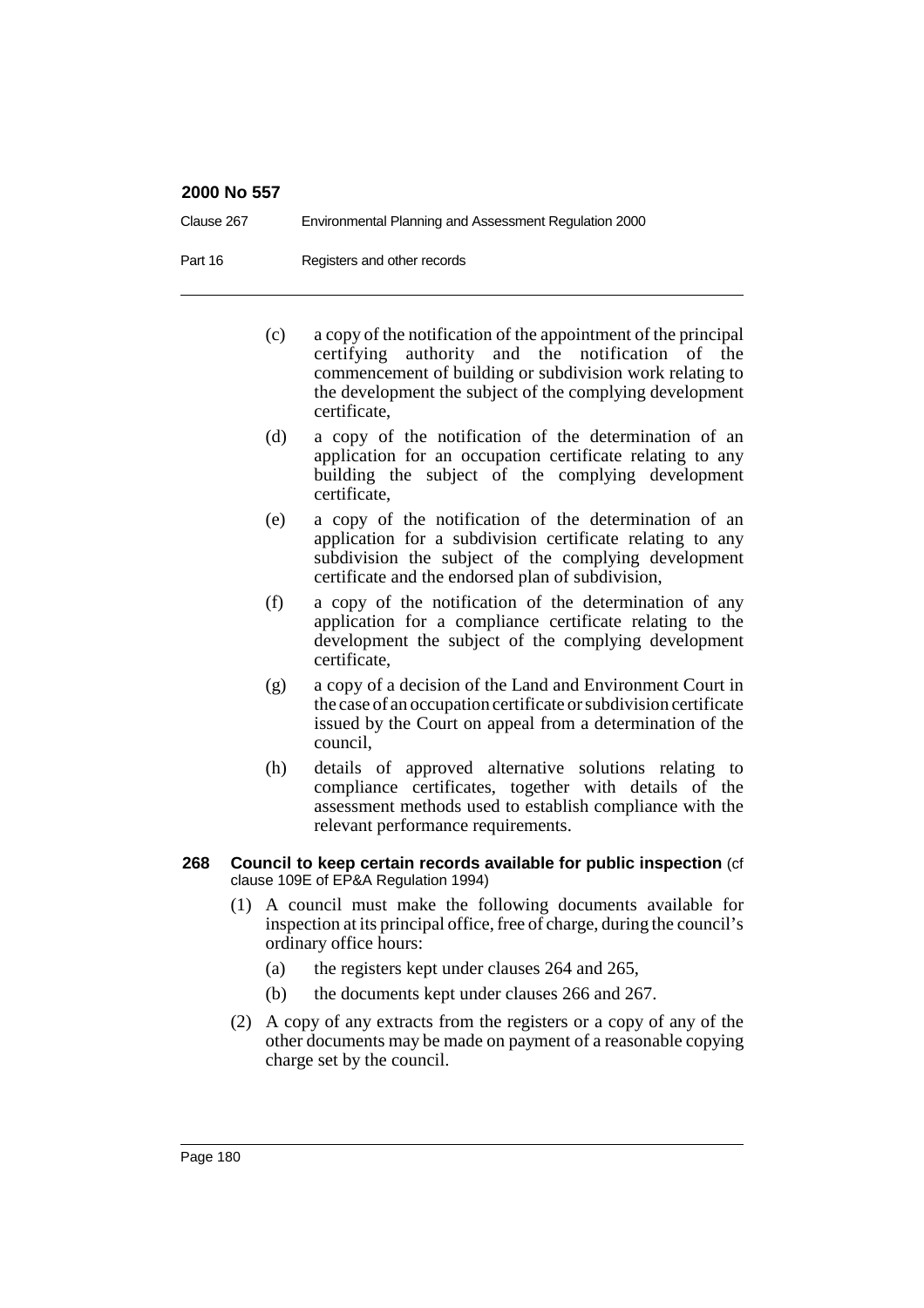(c) a copy of the notification of the appointment of the principal certifying authority and the notification of the commencement of building or subdivision work relating to the development the subject of the complying development certificate,

(d) a copy of the notification of the determination of an application for an occupation certificate relating to any building the subject of the complying development certificate,

(e) a copy of the notification of the determination of an application for a subdivision certificate relating to any subdivision the subject of the complying development certificate and the endorsed plan of subdivision,

(f) a copy of the notification of the determination of any application for a compliance certificate relating to the development the subject of the complying development certificate,

(g) a copy of a decision of the Land and Environment Court in the case of an occupation certificate or subdivision certificate issued by the Court on appeal from a determination of the council,

(h) details of approved alternative solutions relating to compliance certificates, together with details of the assessment methods used to establish compliance with the relevant performance requirements.

### 268 Council to keep certain records available for public inspection (cf clause 109E of EP&A Regulation 1994)

(1) A council must make the following documents available for inspection at its principal office, free of charge, during the council's ordinary office hours:

(a) the registers kept under clauses 264 and 265,

(b) the documents kept under clauses 266 and 267.

(2) A copy of any extracts from the registers or a copy of any of the other documents may be made on payment of a reasonable copying charge set by the council.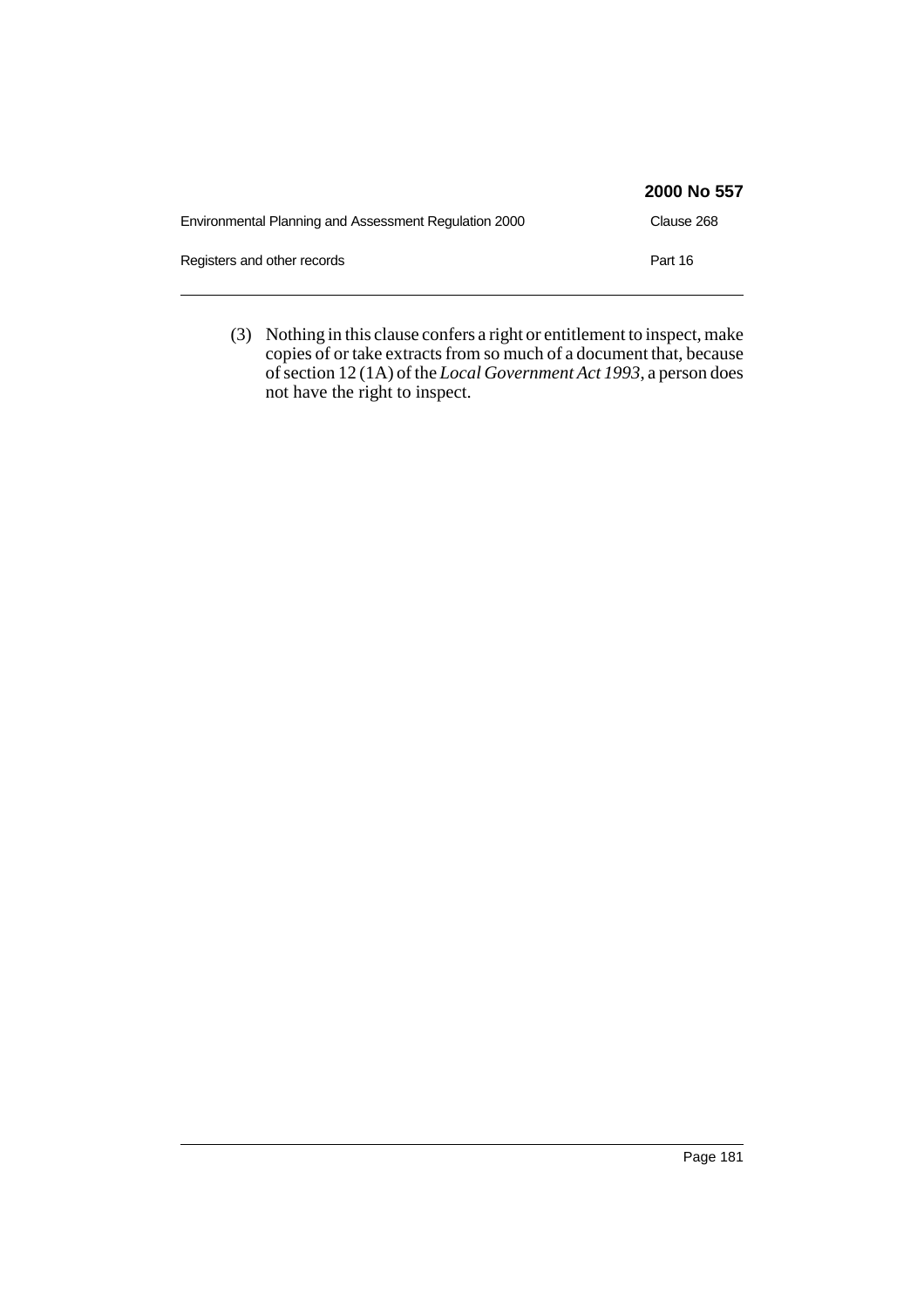(3) Nothing in this clause confers a right or entitlement to inspect, make copies of or take extracts from so much of a document that, because of section 12 (1A) of the *Local Government Act 1993*, a person does not have the right to inspect.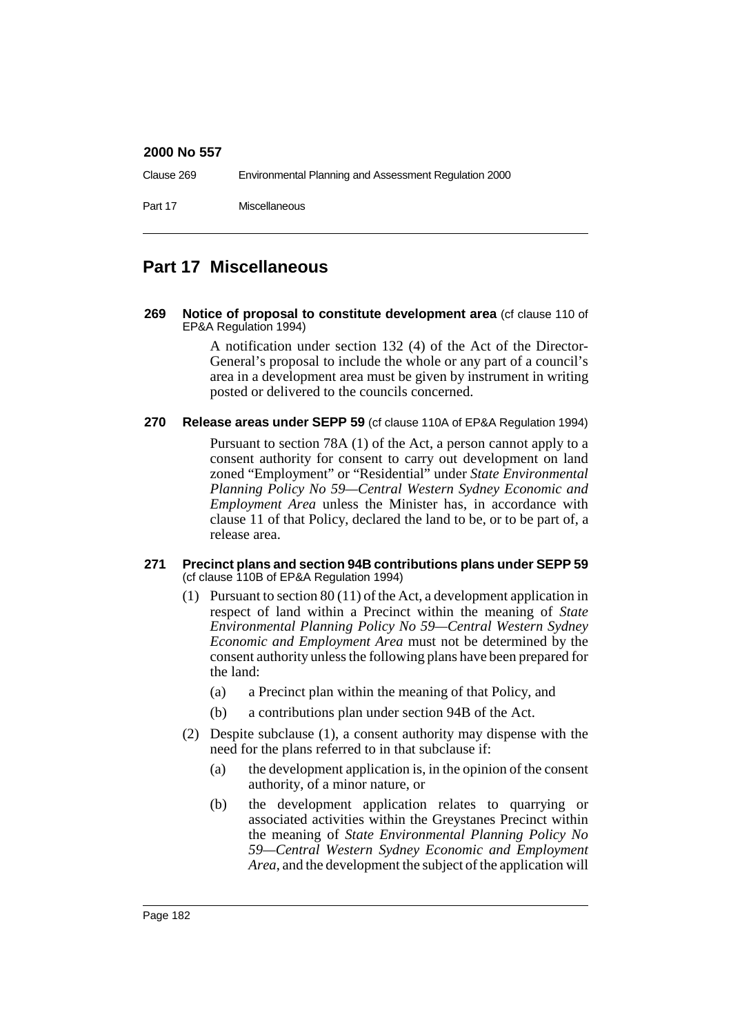## Part 17 Miscellaneous

**269 Notice of proposal to constitute development area** (cf clause 110 of EP&A Regulation 1994)

A notification under section 132 (4) of the Act of the Director-General's proposal to include the whole or any part of a council's area in a development area must be given by instrument in writing posted or delivered to the councils concerned.

**270 Release areas under SEPP 59** (cf clause 110A of EP&A Regulation 1994)

Pursuant to section 78A (1) of the Act, a person cannot apply to a consent authority for consent to carry out development on land zoned "Employment" or "Residential" under *State Environmental Planning Policy No 59—Central Western Sydney Economic and Employment Area* unless the Minister has, in accordance with clause 11 of that Policy, declared the land to be, or to be part of, a release area.

**271 Precinct plans and section 94B contributions plans under SEPP 59** (cf clause 110B of EP&A Regulation 1994)

(1) Pursuant to section 80 (11) of the Act, a development application in respect of land within a Precinct within the meaning of *State Environmental Planning Policy No 59—Central Western Sydney Economic and Employment Area* must not be determined by the consent authority unless the following plans have been prepared for the land:

(a) a Precinct plan within the meaning of that Policy, and

(b) a contributions plan under section 94B of the Act.

(2) Despite subclause (1), a consent authority may dispense with the need for the plans referred to in that subclause if:

(a) the development application is, in the opinion of the consent authority, of a minor nature, or

(b) the development application relates to quarrying or associated activities within the Greystanes Precinct within the meaning of *State Environmental Planning Policy No 59—Central Western Sydney Economic and Employment Area*, and the development the subject of the application will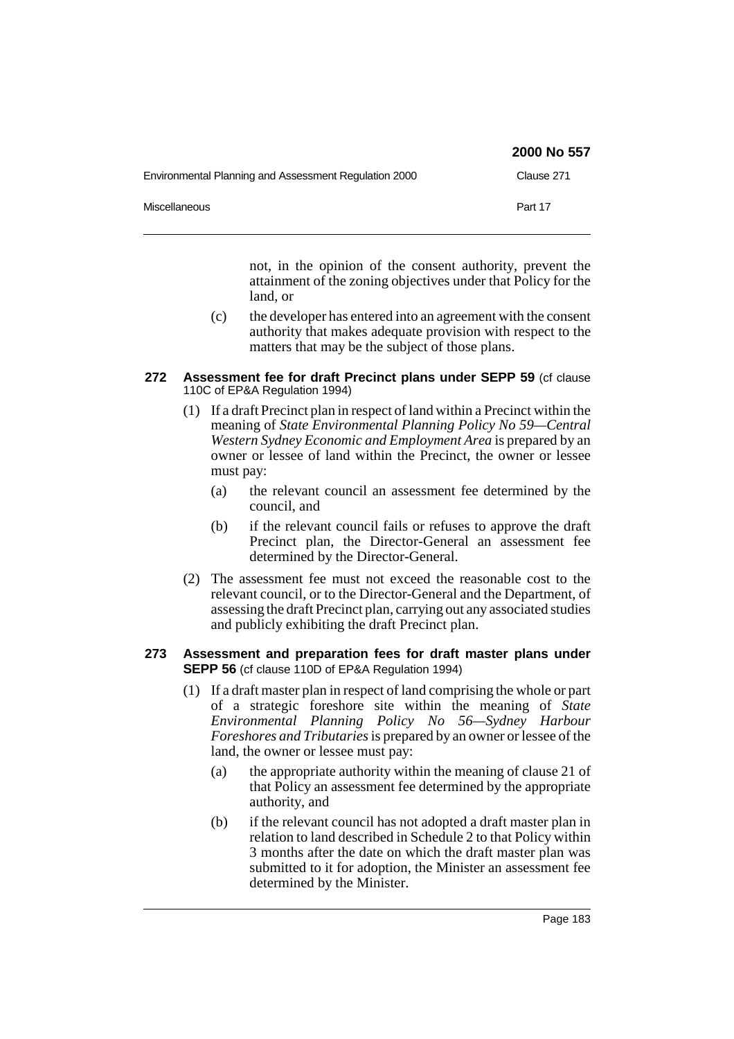not, in the opinion of the consent authority, prevent the attainment of the zoning objectives under that Policy for the land, or

(c) the developer has entered into an agreement with the consent authority that makes adequate provision with respect to the matters that may be the subject of those plans.

### 272 Assessment fee for draft Precinct plans under SEPP 59 (cf clause 110C of EP&A Regulation 1994)

(1) If a draft Precinct plan in respect of land within a Precinct within the meaning of *State Environmental Planning Policy No 59—Central Western Sydney Economic and Employment Area* is prepared by an owner or lessee of land within the Precinct, the owner or lessee must pay:

(a) the relevant council an assessment fee determined by the council, and

(b) if the relevant council fails or refuses to approve the draft Precinct plan, the Director-General an assessment fee determined by the Director-General.

(2) The assessment fee must not exceed the reasonable cost to the relevant council, or to the Director-General and the Department, of assessing the draft Precinct plan, carrying out any associated studies and publicly exhibiting the draft Precinct plan.

### 273 Assessment and preparation fees for draft master plans under SEPP 56 (cf clause 110D of EP&A Regulation 1994)

(1) If a draft master plan in respect of land comprising the whole or part of a strategic foreshore site within the meaning of *State Environmental Planning Policy No 56—Sydney Harbour Foreshores and Tributaries* is prepared by an owner or lessee of the land, the owner or lessee must pay:

(a) the appropriate authority within the meaning of clause 21 of that Policy an assessment fee determined by the appropriate authority, and

(b) if the relevant council has not adopted a draft master plan in relation to land described in Schedule 2 to that Policy within 3 months after the date on which the draft master plan was submitted to it for adoption, the Minister an assessment fee determined by the Minister.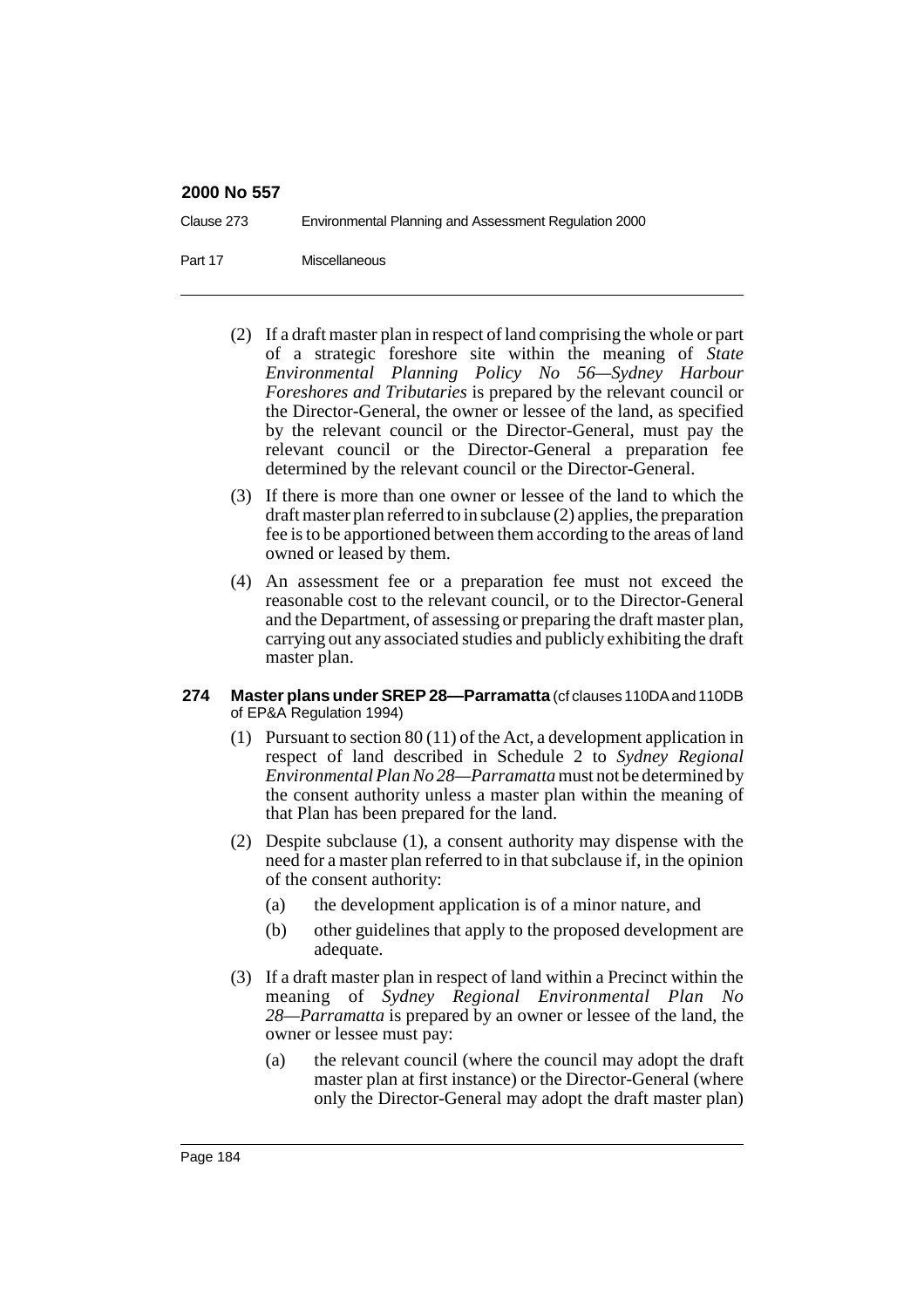(2) If a draft master plan in respect of land comprising the whole or part of a strategic foreshore site within the meaning of *State Environmental Planning Policy No 56—Sydney Harbour Foreshores and Tributaries* is prepared by the relevant council or the Director-General, the owner or lessee of the land, as specified by the relevant council or the Director-General, must pay the relevant council or the Director-General a preparation fee determined by the relevant council or the Director-General.

(3) If there is more than one owner or lessee of the land to which the draft master plan referred to in subclause (2) applies, the preparation fee is to be apportioned between them according to the areas of land owned or leased by them.

(4) An assessment fee or a preparation fee must not exceed the reasonable cost to the relevant council, or to the Director-General and the Department, of assessing or preparing the draft master plan, carrying out any associated studies and publicly exhibiting the draft master plan.

**274 Master plans under SREP 28—Parramatta** (cf clauses 110DA and 110DB of EP&A Regulation 1994)

(1) Pursuant to section 80 (11) of the Act, a development application in respect of land described in Schedule 2 to *Sydney Regional Environmental Plan No 28—Parramatta* must not be determined by the consent authority unless a master plan within the meaning of that Plan has been prepared for the land.

(2) Despite subclause (1), a consent authority may dispense with the need for a master plan referred to in that subclause if, in the opinion of the consent authority:

(a) the development application is of a minor nature, and

(b) other guidelines that apply to the proposed development are adequate.

(3) If a draft master plan in respect of land within a Precinct within the meaning of *Sydney Regional Environmental Plan No 28—Parramatta* is prepared by an owner or lessee of the land, the owner or lessee must pay:

(a) the relevant council (where the council may adopt the draft master plan at first instance) or the Director-General (where only the Director-General may adopt the draft master plan)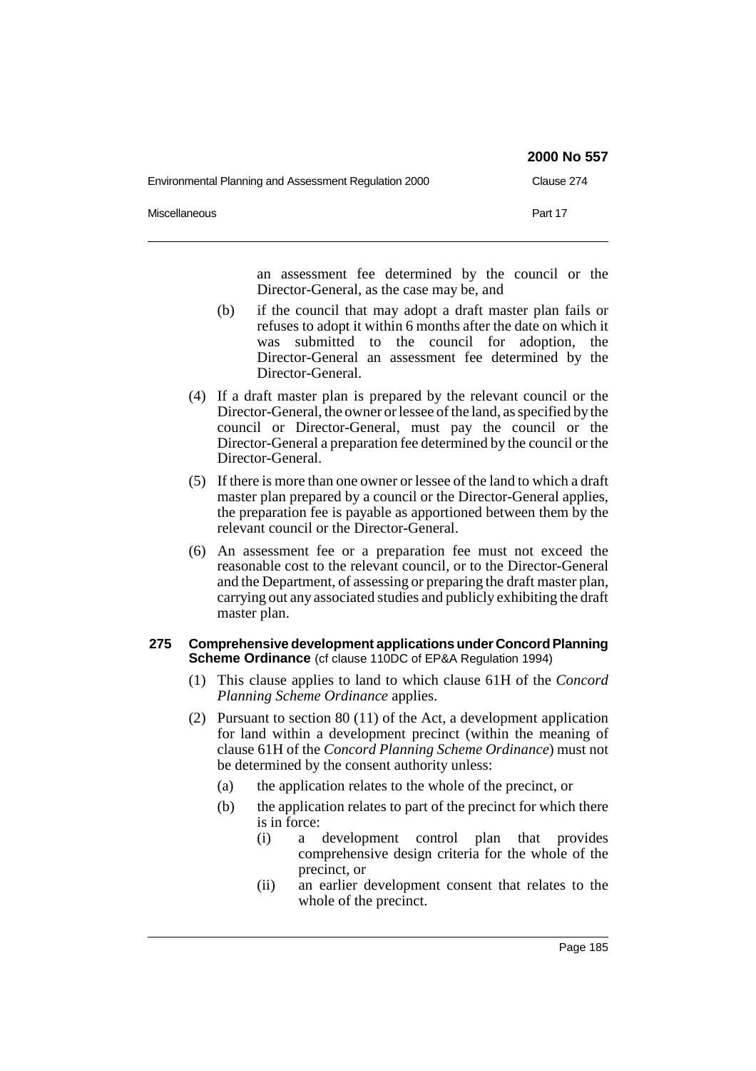an assessment fee determined by the council or the Director-General, as the case may be, and

(b) if the council that may adopt a draft master plan fails or refuses to adopt it within 6 months after the date on which it was submitted to the council for adoption, the Director-General an assessment fee determined by the Director-General.

(4) If a draft master plan is prepared by the relevant council or the Director-General, the owner or lessee of the land, as specified by the council or Director-General, must pay the council or the Director-General a preparation fee determined by the council or the Director-General.

(5) If there is more than one owner or lessee of the land to which a draft master plan prepared by a council or the Director-General applies, the preparation fee is payable as apportioned between them by the relevant council or the Director-General.

(6) An assessment fee or a preparation fee must not exceed the reasonable cost to the relevant council, or to the Director-General and the Department, of assessing or preparing the draft master plan, carrying out any associated studies and publicly exhibiting the draft master plan.

### 275 Comprehensive development applications under Concord Planning Scheme Ordinance (cf clause 110DC of EP&A Regulation 1994)

(1) This clause applies to land to which clause 61H of the *Concord Planning Scheme Ordinance* applies.

(2) Pursuant to section 80 (11) of the Act, a development application for land within a development precinct (within the meaning of clause 61H of the *Concord Planning Scheme Ordinance*) must not be determined by the consent authority unless:

(a) the application relates to the whole of the precinct, or

(b) the application relates to part of the precinct for which there is in force:

(i) a development control plan that provides comprehensive design criteria for the whole of the precinct, or

(ii) an earlier development consent that relates to the whole of the precinct.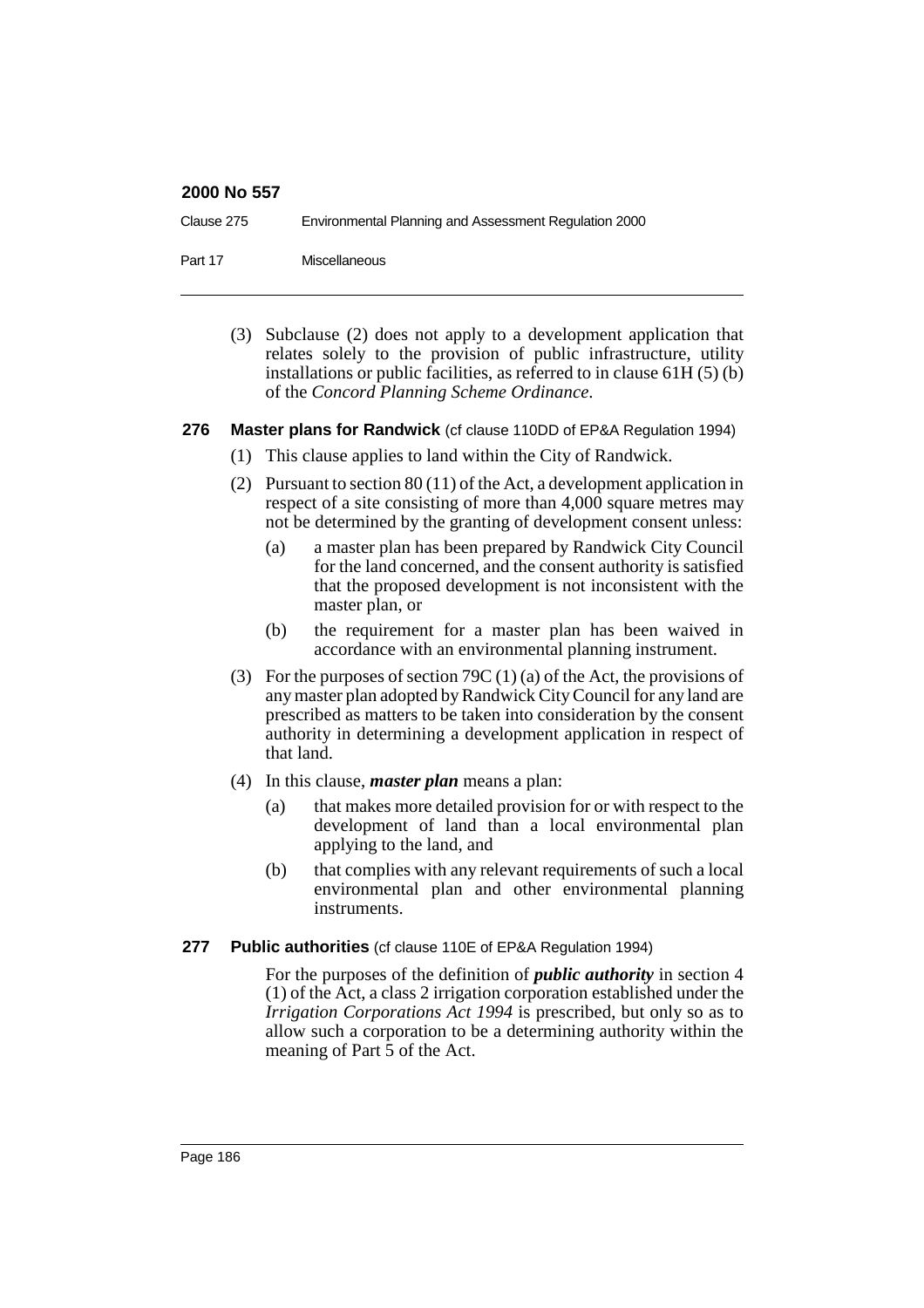(3) Subclause (2) does not apply to a development application that relates solely to the provision of public infrastructure, utility installations or public facilities, as referred to in clause 61H (5) (b) of the *Concord Planning Scheme Ordinance*.

### 276 Master plans for Randwick (cf clause 110DD of EP&A Regulation 1994)

(1) This clause applies to land within the City of Randwick.

(2) Pursuant to section 80 (11) of the Act, a development application in respect of a site consisting of more than 4,000 square metres may not be determined by the granting of development consent unless:

- (a) a master plan has been prepared by Randwick City Council for the land concerned, and the consent authority is satisfied that the proposed development is not inconsistent with the master plan, or
- (b) the requirement for a master plan has been waived in accordance with an environmental planning instrument.

(3) For the purposes of section 79C (1) (a) of the Act, the provisions of any master plan adopted by Randwick City Council for any land are prescribed as matters to be taken into consideration by the consent authority in determining a development application in respect of that land.

(4) In this clause, ***master plan*** means a plan:

- (a) that makes more detailed provision for or with respect to the development of land than a local environmental plan applying to the land, and
- (b) that complies with any relevant requirements of such a local environmental plan and other environmental planning instruments.

### 277 Public authorities (cf clause 110E of EP&A Regulation 1994)

For the purposes of the definition of ***public authority*** in section 4 (1) of the Act, a class 2 irrigation corporation established under the *Irrigation Corporations Act 1994* is prescribed, but only so as to allow such a corporation to be a determining authority within the meaning of Part 5 of the Act.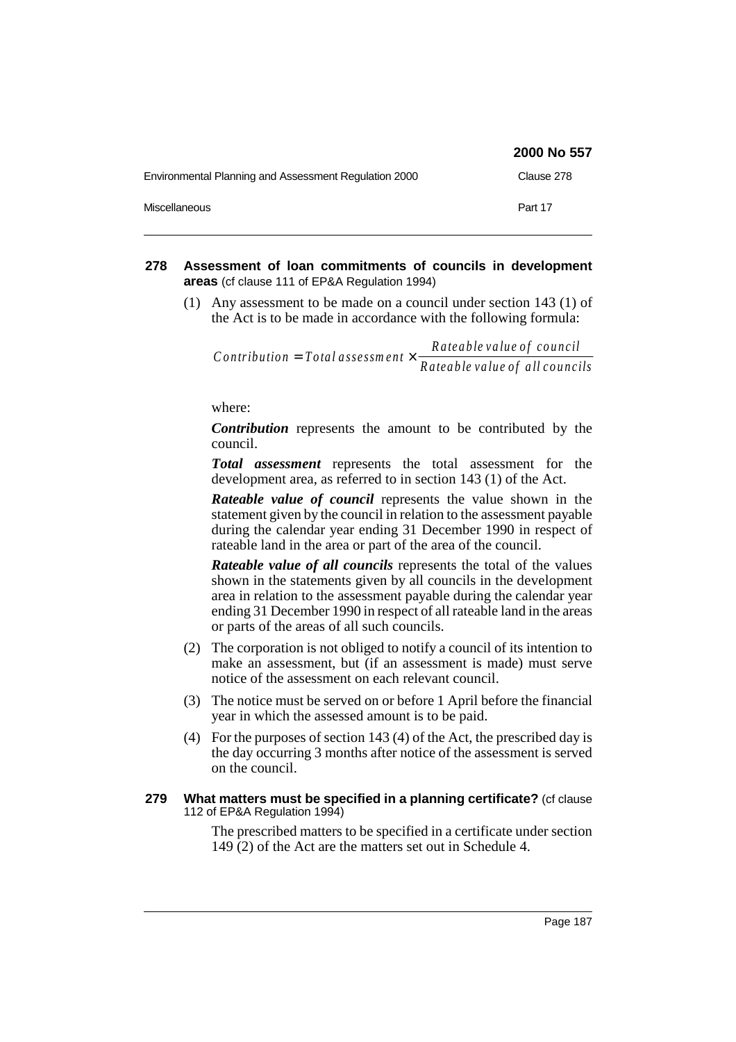### 278 Assessment of loan commitments of councils in development areas (cf clause 111 of EP&A Regulation 1994)

(1) Any assessment to be made on a council under section 143 (1) of the Act is to be made in accordance with the following formula:

$$Contribution = Total\ assessment \times \frac{Rateable\ value\ of\ council}{Rateable\ value\ of\ all\ councils}$$

where:

***Contribution*** represents the amount to be contributed by the council.

***Total assessment*** represents the total assessment for the development area, as referred to in section 143 (1) of the Act.

***Rateable value of council*** represents the value shown in the statement given by the council in relation to the assessment payable during the calendar year ending 31 December 1990 in respect of rateable land in the area or part of the area of the council.

***Rateable value of all councils*** represents the total of the values shown in the statements given by all councils in the development area in relation to the assessment payable during the calendar year ending 31 December 1990 in respect of all rateable land in the areas or parts of the areas of all such councils.

(2) The corporation is not obliged to notify a council of its intention to make an assessment, but (if an assessment is made) must serve notice of the assessment on each relevant council.

(3) The notice must be served on or before 1 April before the financial year in which the assessed amount is to be paid.

(4) For the purposes of section 143 (4) of the Act, the prescribed day is the day occurring 3 months after notice of the assessment is served on the council.

### 279 What matters must be specified in a planning certificate? (cf clause 112 of EP&A Regulation 1994)

The prescribed matters to be specified in a certificate under section 149 (2) of the Act are the matters set out in Schedule 4.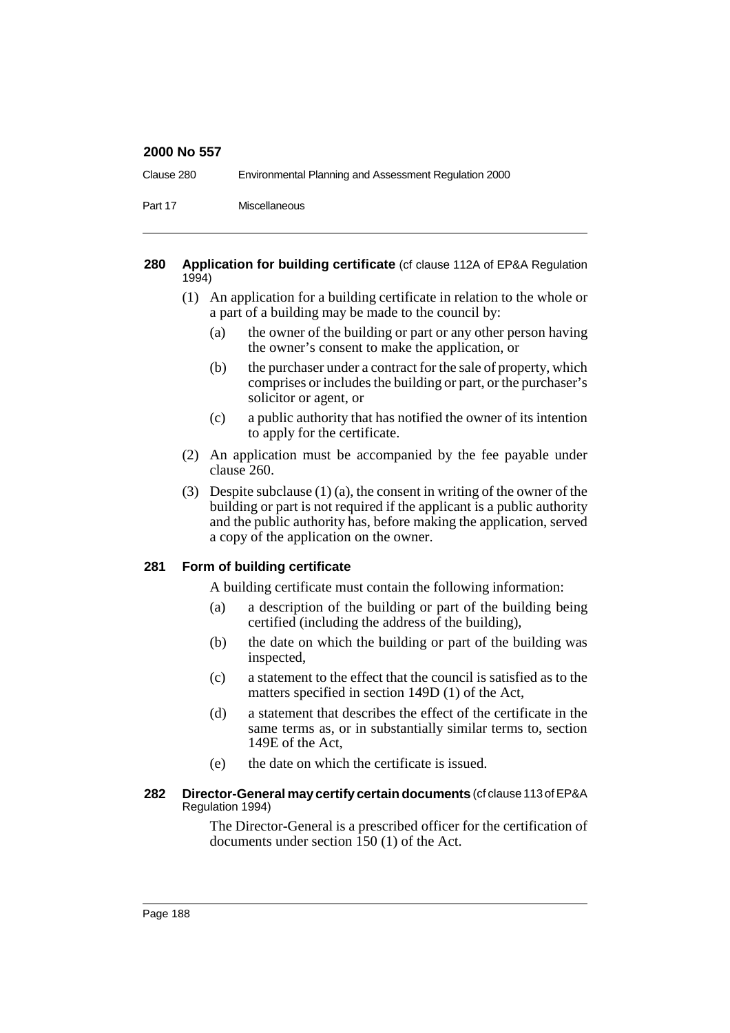**280 Application for building certificate** (cf clause 112A of EP&A Regulation 1994)

(1) An application for a building certificate in relation to the whole or a part of a building may be made to the council by:

- (a) the owner of the building or part or any other person having the owner's consent to make the application, or
- (b) the purchaser under a contract for the sale of property, which comprises or includes the building or part, or the purchaser's solicitor or agent, or
- (c) a public authority that has notified the owner of its intention to apply for the certificate.

(2) An application must be accompanied by the fee payable under clause 260.

(3) Despite subclause (1) (a), the consent in writing of the owner of the building or part is not required if the applicant is a public authority and the public authority has, before making the application, served a copy of the application on the owner.

**281 Form of building certificate**

A building certificate must contain the following information:

- (a) a description of the building or part of the building being certified (including the address of the building),
- (b) the date on which the building or part of the building was inspected,
- (c) a statement to the effect that the council is satisfied as to the matters specified in section 149D (1) of the Act,
- (d) a statement that describes the effect of the certificate in the same terms as, or in substantially similar terms to, section 149E of the Act,
- (e) the date on which the certificate is issued.

**282 Director-General may certify certain documents** (cf clause 113 of EP&A Regulation 1994)

The Director-General is a prescribed officer for the certification of documents under section 150 (1) of the Act.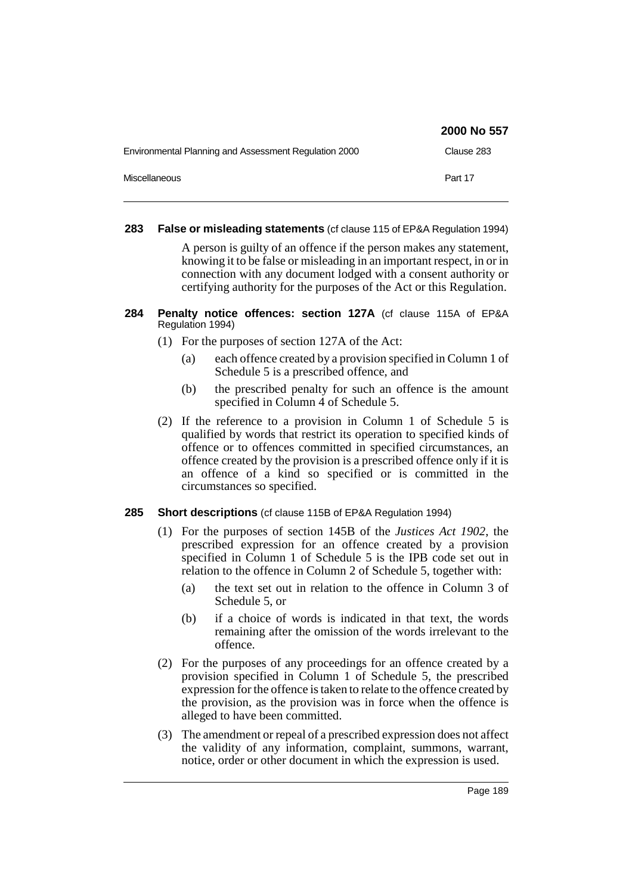**283 False or misleading statements** (cf clause 115 of EP&A Regulation 1994)

A person is guilty of an offence if the person makes any statement, knowing it to be false or misleading in an important respect, in or in connection with any document lodged with a consent authority or certifying authority for the purposes of the Act or this Regulation.

**284 Penalty notice offences: section 127A** (cf clause 115A of EP&A Regulation 1994)

(1) For the purposes of section 127A of the Act:

(a) each offence created by a provision specified in Column 1 of Schedule 5 is a prescribed offence, and

(b) the prescribed penalty for such an offence is the amount specified in Column 4 of Schedule 5.

(2) If the reference to a provision in Column 1 of Schedule 5 is qualified by words that restrict its operation to specified kinds of offence or to offences committed in specified circumstances, an offence created by the provision is a prescribed offence only if it is an offence of a kind so specified or is committed in the circumstances so specified.

**285 Short descriptions** (cf clause 115B of EP&A Regulation 1994)

(1) For the purposes of section 145B of the *Justices Act 1902*, the prescribed expression for an offence created by a provision specified in Column 1 of Schedule 5 is the IPB code set out in relation to the offence in Column 2 of Schedule 5, together with:

(a) the text set out in relation to the offence in Column 3 of Schedule 5, or

(b) if a choice of words is indicated in that text, the words remaining after the omission of the words irrelevant to the offence.

(2) For the purposes of any proceedings for an offence created by a provision specified in Column 1 of Schedule 5, the prescribed expression for the offence is taken to relate to the offence created by the provision, as the provision was in force when the offence is alleged to have been committed.

(3) The amendment or repeal of a prescribed expression does not affect the validity of any information, complaint, summons, warrant, notice, order or other document in which the expression is used.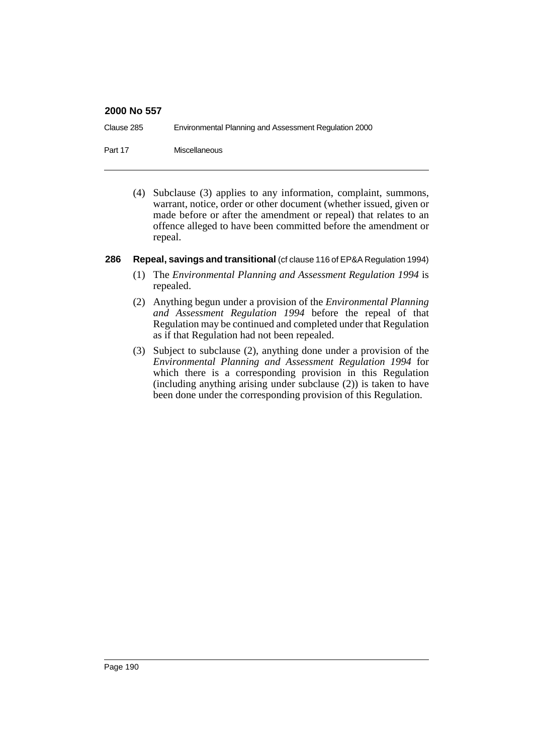(4) Subclause (3) applies to any information, complaint, summons, warrant, notice, order or other document (whether issued, given or made before or after the amendment or repeal) that relates to an offence alleged to have been committed before the amendment or repeal.

### 286 Repeal, savings and transitional (cf clause 116 of EP&A Regulation 1994)

(1) The *Environmental Planning and Assessment Regulation 1994* is repealed.

(2) Anything begun under a provision of the *Environmental Planning and Assessment Regulation 1994* before the repeal of that Regulation may be continued and completed under that Regulation as if that Regulation had not been repealed.

(3) Subject to subclause (2), anything done under a provision of the *Environmental Planning and Assessment Regulation 1994* for which there is a corresponding provision in this Regulation (including anything arising under subclause (2)) is taken to have been done under the corresponding provision of this Regulation.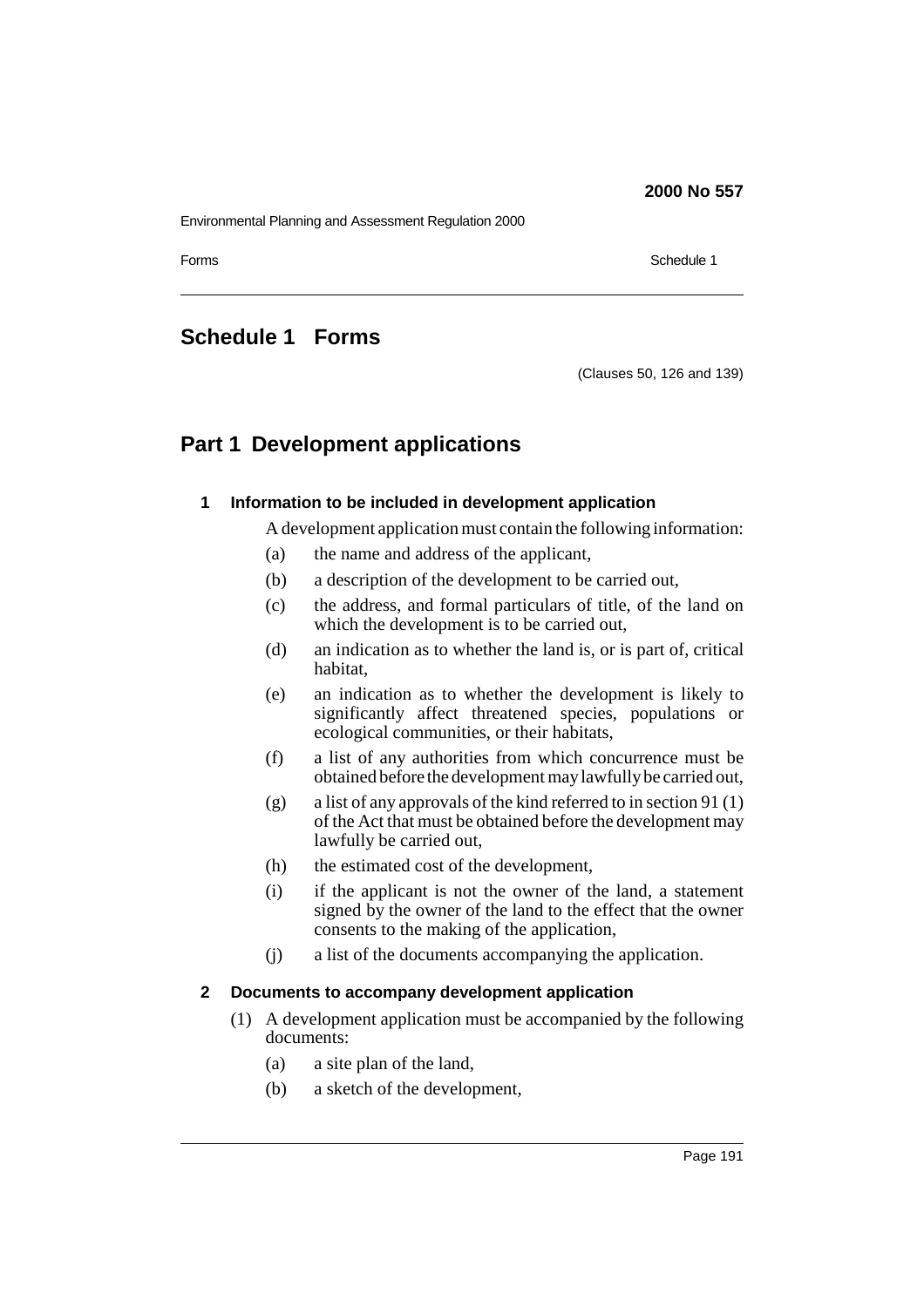# Schedule 1 Forms

(Clauses 50, 126 and 139)

## Part 1 Development applications

### 1 Information to be included in development application

A development application must contain the following information:

(a) the name and address of the applicant,

(b) a description of the development to be carried out,

(c) the address, and formal particulars of title, of the land on which the development is to be carried out,

(d) an indication as to whether the land is, or is part of, critical habitat,

(e) an indication as to whether the development is likely to significantly affect threatened species, populations or ecological communities, or their habitats,

(f) a list of any authorities from which concurrence must be obtained before the development may lawfully be carried out,

(g) a list of any approvals of the kind referred to in section 91 (1) of the Act that must be obtained before the development may lawfully be carried out,

(h) the estimated cost of the development,

(i) if the applicant is not the owner of the land, a statement signed by the owner of the land to the effect that the owner consents to the making of the application,

(j) a list of the documents accompanying the application.

### 2 Documents to accompany development application

(1) A development application must be accompanied by the following documents:

(a) a site plan of the land,

(b) a sketch of the development,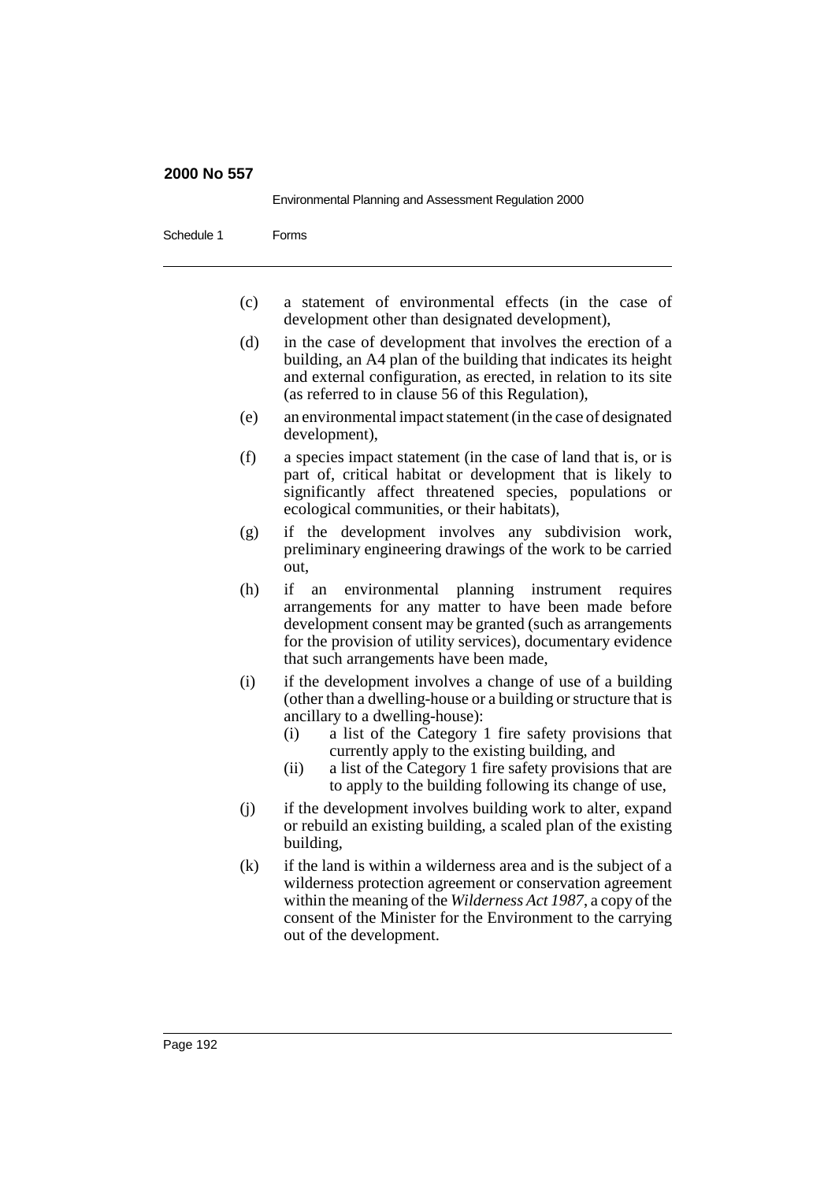(c) a statement of environmental effects (in the case of development other than designated development),

(d) in the case of development that involves the erection of a building, an A4 plan of the building that indicates its height and external configuration, as erected, in relation to its site (as referred to in clause 56 of this Regulation),

(e) an environmental impact statement (in the case of designated development),

(f) a species impact statement (in the case of land that is, or is part of, critical habitat or development that is likely to significantly affect threatened species, populations or ecological communities, or their habitats),

(g) if the development involves any subdivision work, preliminary engineering drawings of the work to be carried out,

(h) if an environmental planning instrument requires arrangements for any matter to have been made before development consent may be granted (such as arrangements for the provision of utility services), documentary evidence that such arrangements have been made,

(i) if the development involves a change of use of a building (other than a dwelling-house or a building or structure that is ancillary to a dwelling-house):
  - (i) a list of the Category 1 fire safety provisions that currently apply to the existing building, and
  - (ii) a list of the Category 1 fire safety provisions that are to apply to the building following its change of use,

(j) if the development involves building work to alter, expand or rebuild an existing building, a scaled plan of the existing building,

(k) if the land is within a wilderness area and is the subject of a wilderness protection agreement or conservation agreement within the meaning of the *Wilderness Act 1987*, a copy of the consent of the Minister for the Environment to the carrying out of the development.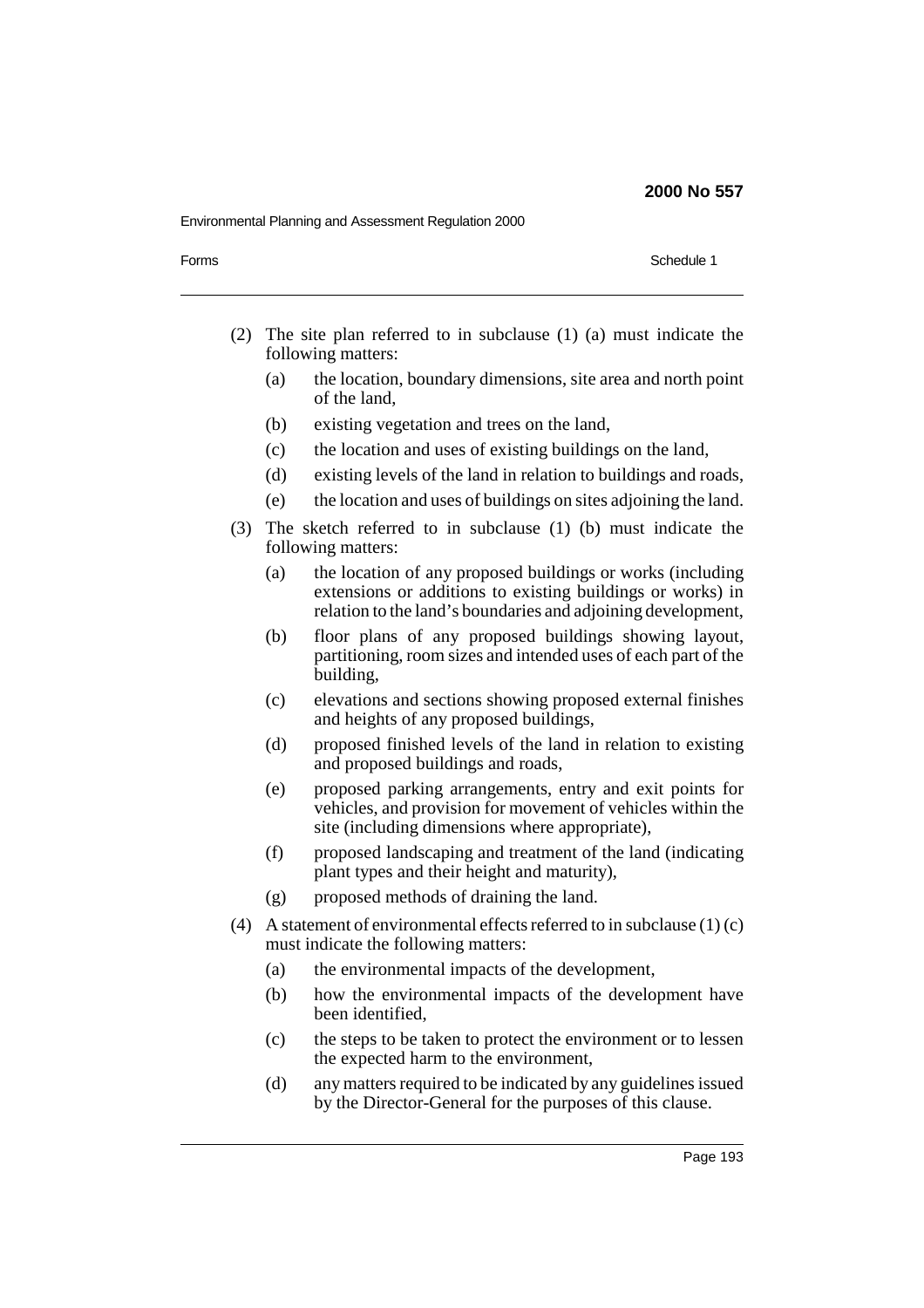(2) The site plan referred to in subclause (1) (a) must indicate the following matters:

(a) the location, boundary dimensions, site area and north point of the land,

(b) existing vegetation and trees on the land,

(c) the location and uses of existing buildings on the land,

(d) existing levels of the land in relation to buildings and roads,

(e) the location and uses of buildings on sites adjoining the land.

(3) The sketch referred to in subclause (1) (b) must indicate the following matters:

(a) the location of any proposed buildings or works (including extensions or additions to existing buildings or works) in relation to the land's boundaries and adjoining development,

(b) floor plans of any proposed buildings showing layout, partitioning, room sizes and intended uses of each part of the building,

(c) elevations and sections showing proposed external finishes and heights of any proposed buildings,

(d) proposed finished levels of the land in relation to existing and proposed buildings and roads,

(e) proposed parking arrangements, entry and exit points for vehicles, and provision for movement of vehicles within the site (including dimensions where appropriate),

(f) proposed landscaping and treatment of the land (indicating plant types and their height and maturity),

(g) proposed methods of draining the land.

(4) A statement of environmental effects referred to in subclause (1) (c) must indicate the following matters:

(a) the environmental impacts of the development,

(b) how the environmental impacts of the development have been identified,

(c) the steps to be taken to protect the environment or to lessen the expected harm to the environment,

(d) any matters required to be indicated by any guidelines issued by the Director-General for the purposes of this clause.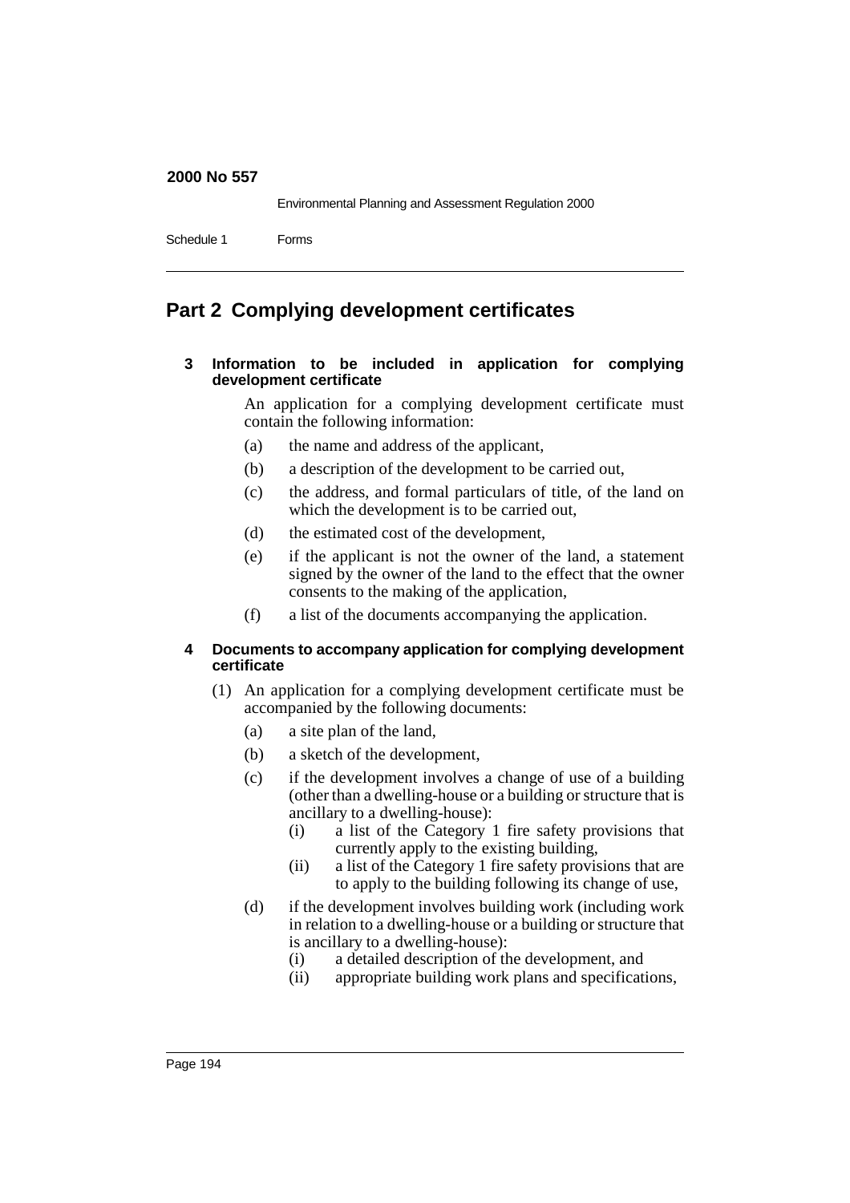## Part 2 Complying development certificates

#### 3 Information to be included in application for complying development certificate

An application for a complying development certificate must contain the following information:

- (a) the name and address of the applicant,
- (b) a description of the development to be carried out,
- (c) the address, and formal particulars of title, of the land on which the development is to be carried out,
- (d) the estimated cost of the development,
- (e) if the applicant is not the owner of the land, a statement signed by the owner of the land to the effect that the owner consents to the making of the application,
- (f) a list of the documents accompanying the application.

#### 4 Documents to accompany application for complying development certificate

(1) An application for a complying development certificate must be accompanied by the following documents:

- (a) a site plan of the land,
- (b) a sketch of the development,
- (c) if the development involves a change of use of a building (other than a dwelling-house or a building or structure that is ancillary to a dwelling-house):
  - (i) a list of the Category 1 fire safety provisions that currently apply to the existing building,
  - (ii) a list of the Category 1 fire safety provisions that are to apply to the building following its change of use,
- (d) if the development involves building work (including work in relation to a dwelling-house or a building or structure that is ancillary to a dwelling-house):
  - (i) a detailed description of the development, and
  - (ii) appropriate building work plans and specifications,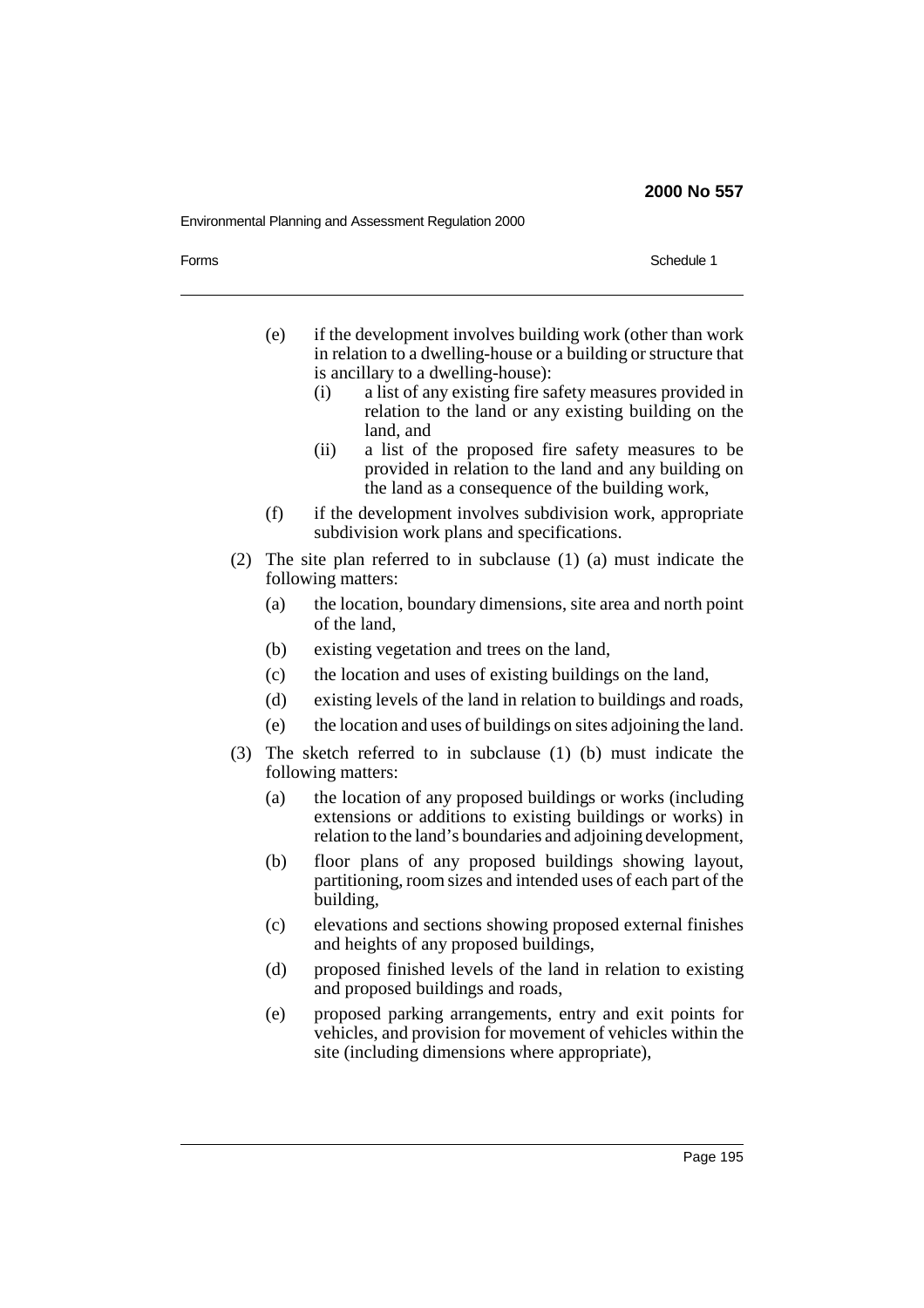(e) if the development involves building work (other than work in relation to a dwelling-house or a building or structure that is ancillary to a dwelling-house):

  (i) a list of any existing fire safety measures provided in relation to the land or any existing building on the land, and

  (ii) a list of the proposed fire safety measures to be provided in relation to the land and any building on the land as a consequence of the building work,

(f) if the development involves subdivision work, appropriate subdivision work plans and specifications.

(2) The site plan referred to in subclause (1) (a) must indicate the following matters:

  (a) the location, boundary dimensions, site area and north point of the land,

  (b) existing vegetation and trees on the land,

  (c) the location and uses of existing buildings on the land,

  (d) existing levels of the land in relation to buildings and roads,

  (e) the location and uses of buildings on sites adjoining the land.

(3) The sketch referred to in subclause (1) (b) must indicate the following matters:

  (a) the location of any proposed buildings or works (including extensions or additions to existing buildings or works) in relation to the land's boundaries and adjoining development,

  (b) floor plans of any proposed buildings showing layout, partitioning, room sizes and intended uses of each part of the building,

  (c) elevations and sections showing proposed external finishes and heights of any proposed buildings,

  (d) proposed finished levels of the land in relation to existing and proposed buildings and roads,

  (e) proposed parking arrangements, entry and exit points for vehicles, and provision for movement of vehicles within the site (including dimensions where appropriate),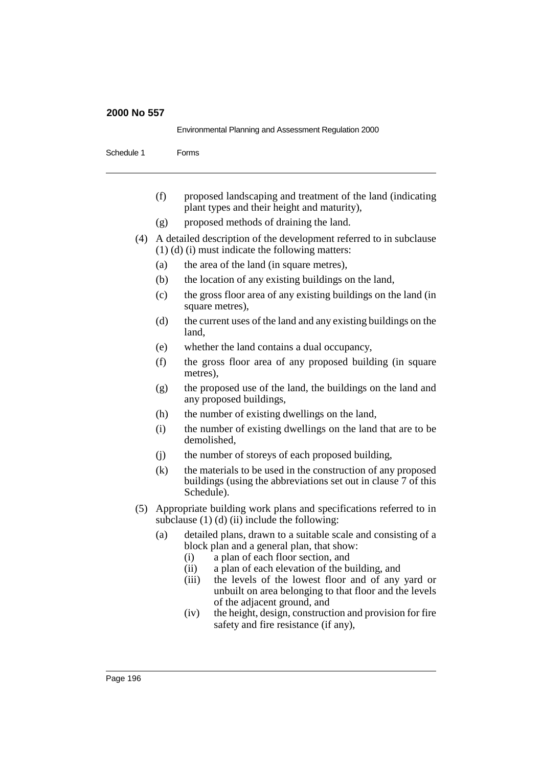(f) proposed landscaping and treatment of the land (indicating plant types and their height and maturity),

(g) proposed methods of draining the land.

(4) A detailed description of the development referred to in subclause (1) (d) (i) must indicate the following matters:

(a) the area of the land (in square metres),

(b) the location of any existing buildings on the land,

(c) the gross floor area of any existing buildings on the land (in square metres),

(d) the current uses of the land and any existing buildings on the land,

(e) whether the land contains a dual occupancy,

(f) the gross floor area of any proposed building (in square metres),

(g) the proposed use of the land, the buildings on the land and any proposed buildings,

(h) the number of existing dwellings on the land,

(i) the number of existing dwellings on the land that are to be demolished,

(j) the number of storeys of each proposed building,

(k) the materials to be used in the construction of any proposed buildings (using the abbreviations set out in clause 7 of this Schedule).

(5) Appropriate building work plans and specifications referred to in subclause (1) (d) (ii) include the following:

(a) detailed plans, drawn to a suitable scale and consisting of a block plan and a general plan, that show:

(i) a plan of each floor section, and

(ii) a plan of each elevation of the building, and

(iii) the levels of the lowest floor and of any yard or unbuilt on area belonging to that floor and the levels of the adjacent ground, and

(iv) the height, design, construction and provision for fire safety and fire resistance (if any),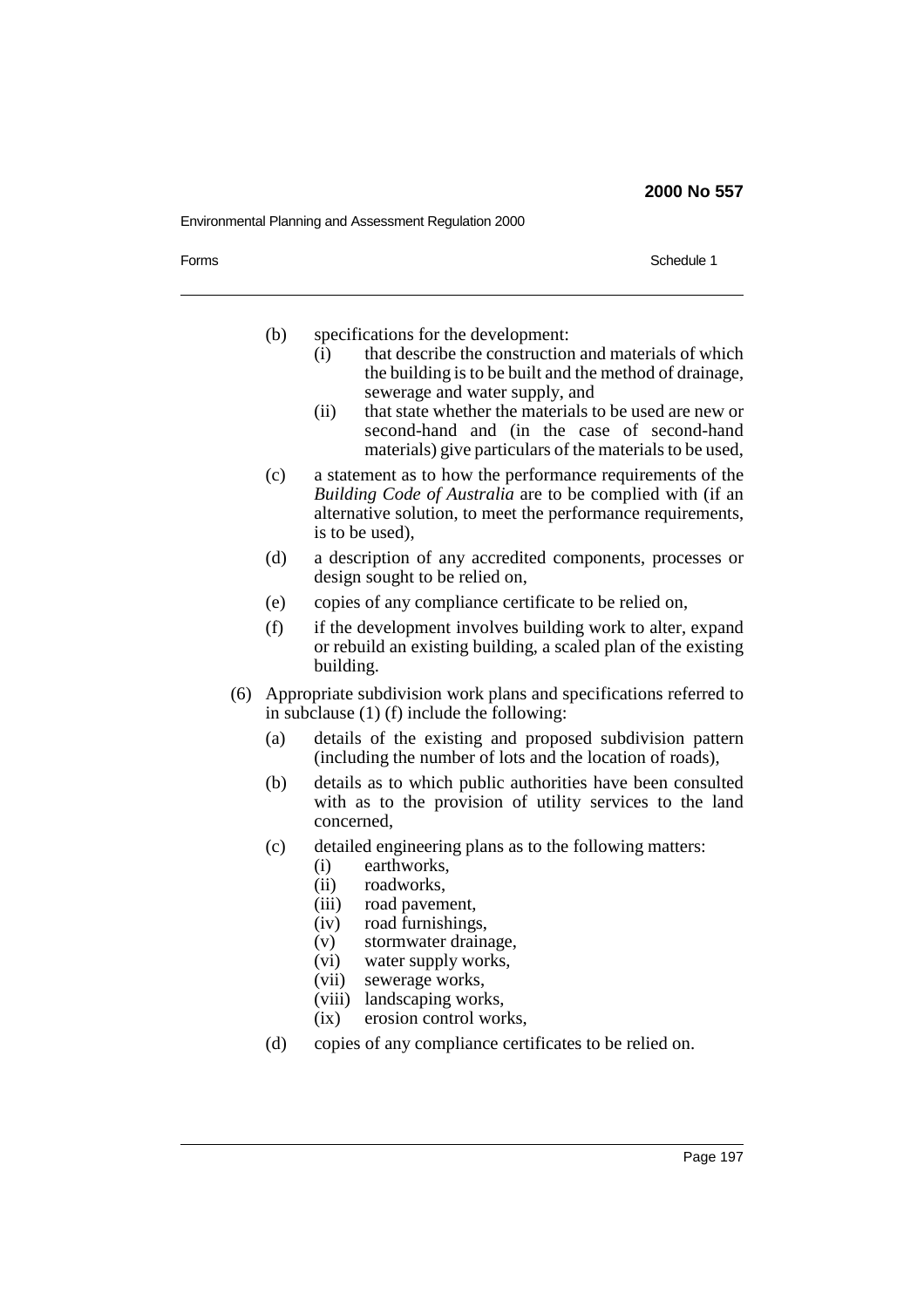(b) specifications for the development:

  (i) that describe the construction and materials of which the building is to be built and the method of drainage, sewerage and water supply, and

  (ii) that state whether the materials to be used are new or second-hand and (in the case of second-hand materials) give particulars of the materials to be used,

(c) a statement as to how the performance requirements of the *Building Code of Australia* are to be complied with (if an alternative solution, to meet the performance requirements, is to be used),

(d) a description of any accredited components, processes or design sought to be relied on,

(e) copies of any compliance certificate to be relied on,

(f) if the development involves building work to alter, expand or rebuild an existing building, a scaled plan of the existing building.

(6) Appropriate subdivision work plans and specifications referred to in subclause (1) (f) include the following:

(a) details of the existing and proposed subdivision pattern (including the number of lots and the location of roads),

(b) details as to which public authorities have been consulted with as to the provision of utility services to the land concerned,

(c) detailed engineering plans as to the following matters:

  (i) earthworks,

  (ii) roadworks,

  (iii) road pavement,

  (iv) road furnishings,

  (v) stormwater drainage,

  (vi) water supply works,

  (vii) sewerage works,

  (viii) landscaping works,

  (ix) erosion control works,

(d) copies of any compliance certificates to be relied on.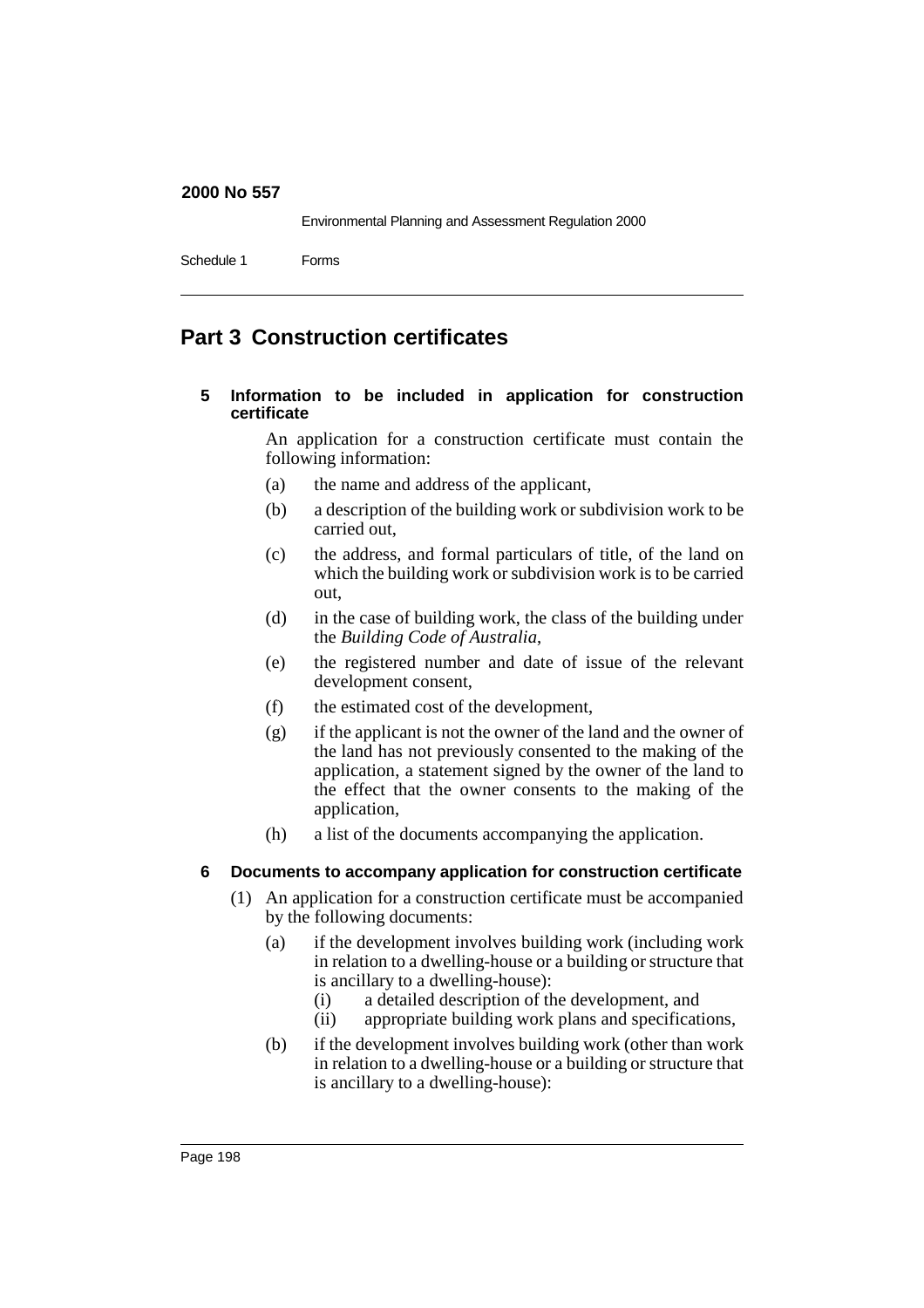## Part 3 Construction certificates

### 5 Information to be included in application for construction certificate

An application for a construction certificate must contain the following information:

(a) the name and address of the applicant,

(b) a description of the building work or subdivision work to be carried out,

(c) the address, and formal particulars of title, of the land on which the building work or subdivision work is to be carried out,

(d) in the case of building work, the class of the building under the *Building Code of Australia*,

(e) the registered number and date of issue of the relevant development consent,

(f) the estimated cost of the development,

(g) if the applicant is not the owner of the land and the owner of the land has not previously consented to the making of the application, a statement signed by the owner of the land to the effect that the owner consents to the making of the application,

(h) a list of the documents accompanying the application.

### 6 Documents to accompany application for construction certificate

(1) An application for a construction certificate must be accompanied by the following documents:

(a) if the development involves building work (including work in relation to a dwelling-house or a building or structure that is ancillary to a dwelling-house):

(i) a detailed description of the development, and

(ii) appropriate building work plans and specifications,

(b) if the development involves building work (other than work in relation to a dwelling-house or a building or structure that is ancillary to a dwelling-house):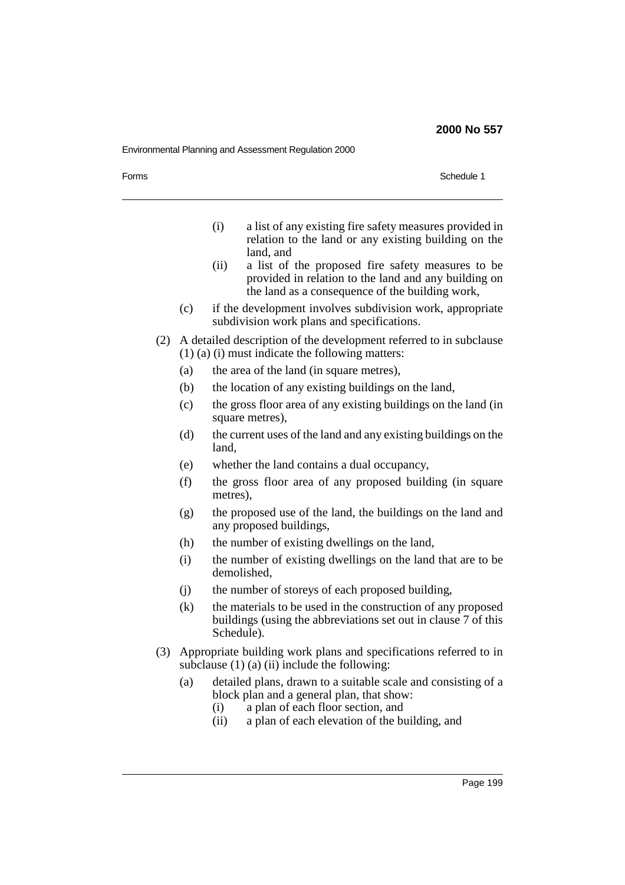(i) a list of any existing fire safety measures provided in relation to the land or any existing building on the land, and

(ii) a list of the proposed fire safety measures to be provided in relation to the land and any building on the land as a consequence of the building work,

(c) if the development involves subdivision work, appropriate subdivision work plans and specifications.

(2) A detailed description of the development referred to in subclause (1) (a) (i) must indicate the following matters:

(a) the area of the land (in square metres),

(b) the location of any existing buildings on the land,

(c) the gross floor area of any existing buildings on the land (in square metres),

(d) the current uses of the land and any existing buildings on the land,

(e) whether the land contains a dual occupancy,

(f) the gross floor area of any proposed building (in square metres),

(g) the proposed use of the land, the buildings on the land and any proposed buildings,

(h) the number of existing dwellings on the land,

(i) the number of existing dwellings on the land that are to be demolished,

(j) the number of storeys of each proposed building,

(k) the materials to be used in the construction of any proposed buildings (using the abbreviations set out in clause 7 of this Schedule).

(3) Appropriate building work plans and specifications referred to in subclause (1) (a) (ii) include the following:

(a) detailed plans, drawn to a suitable scale and consisting of a block plan and a general plan, that show:

(i) a plan of each floor section, and

(ii) a plan of each elevation of the building, and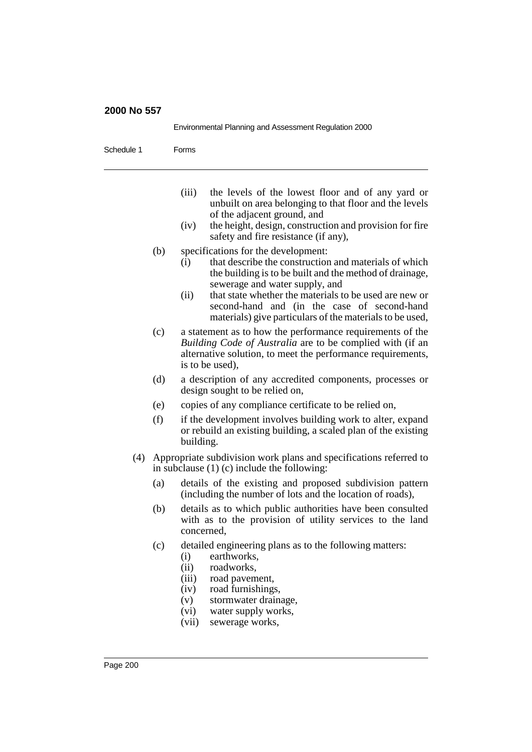(iii) the levels of the lowest floor and of any yard or unbuilt on area belonging to that floor and the levels of the adjacent ground, and

(iv) the height, design, construction and provision for fire safety and fire resistance (if any),

(b) specifications for the development:

(i) that describe the construction and materials of which the building is to be built and the method of drainage, sewerage and water supply, and

(ii) that state whether the materials to be used are new or second-hand and (in the case of second-hand materials) give particulars of the materials to be used,

(c) a statement as to how the performance requirements of the *Building Code of Australia* are to be complied with (if an alternative solution, to meet the performance requirements, is to be used),

(d) a description of any accredited components, processes or design sought to be relied on,

(e) copies of any compliance certificate to be relied on,

(f) if the development involves building work to alter, expand or rebuild an existing building, a scaled plan of the existing building.

(4) Appropriate subdivision work plans and specifications referred to in subclause (1) (c) include the following:

(a) details of the existing and proposed subdivision pattern (including the number of lots and the location of roads),

(b) details as to which public authorities have been consulted with as to the provision of utility services to the land concerned,

(c) detailed engineering plans as to the following matters:

(i) earthworks,

(ii) roadworks,

(iii) road pavement,

(iv) road furnishings,

(v) stormwater drainage,

(vi) water supply works,

(vii) sewerage works,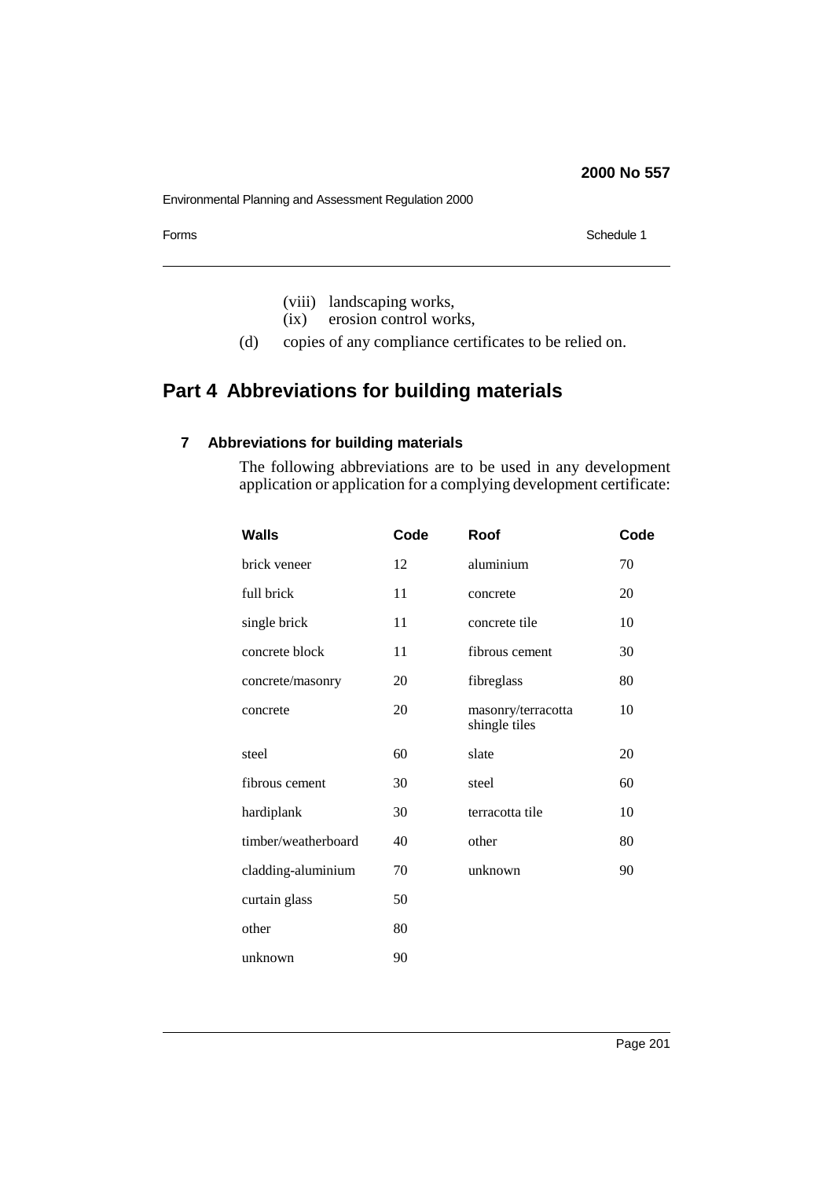(viii) landscaping works,

(ix) erosion control works,

(d) copies of any compliance certificates to be relied on.

# Part 4 Abbreviations for building materials

### 7 Abbreviations for building materials

The following abbreviations are to be used in any development application or application for a complying development certificate:

| Walls | Code | Roof | Code |
|---|---|---|---|
| brick veneer | 12 | aluminium | 70 |
| full brick | 11 | concrete | 20 |
| single brick | 11 | concrete tile | 10 |
| concrete block | 11 | fibrous cement | 30 |
| concrete/masonry | 20 | fibreglass | 80 |
| concrete | 20 | masonry/terracotta shingle tiles | 10 |
| steel | 60 | slate | 20 |
| fibrous cement | 30 | steel | 60 |
| hardiplank | 30 | terracotta tile | 10 |
| timber/weatherboard | 40 | other | 80 |
| cladding-aluminium | 70 | unknown | 90 |
| curtain glass | 50 | | |
| other | 80 | | |
| unknown | 90 | | |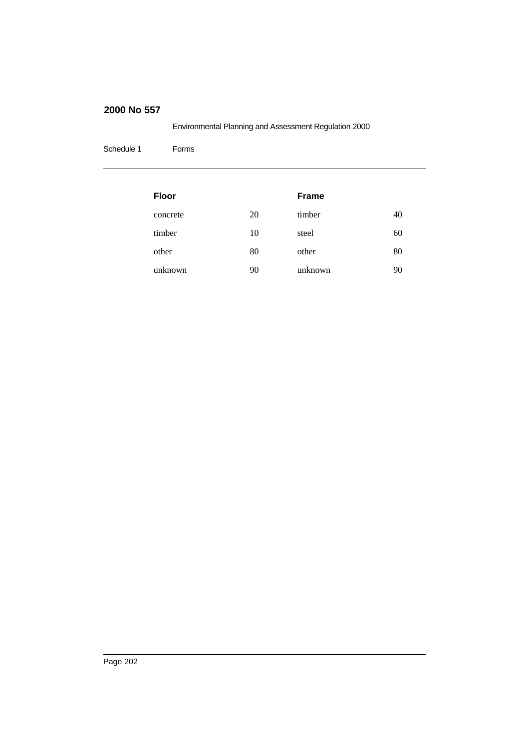| **Floor** | | **Frame** | |
|---|---|---|---|
| concrete | 20 | timber | 40 |
| timber | 10 | steel | 60 |
| other | 80 | other | 80 |
| unknown | 90 | unknown | 90 |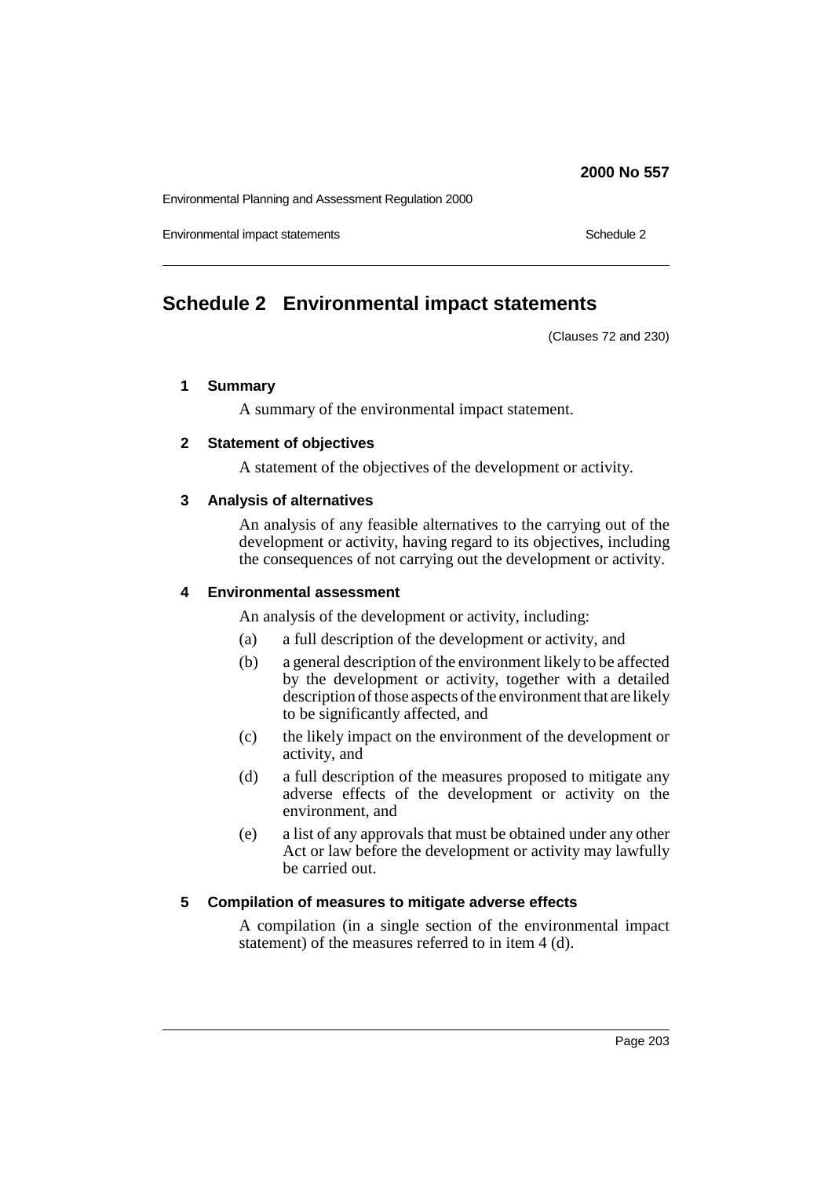# Schedule 2 Environmental impact statements

(Clauses 72 and 230)

**1 Summary**

A summary of the environmental impact statement.

**2 Statement of objectives**

A statement of the objectives of the development or activity.

**3 Analysis of alternatives**

An analysis of any feasible alternatives to the carrying out of the development or activity, having regard to its objectives, including the consequences of not carrying out the development or activity.

**4 Environmental assessment**

An analysis of the development or activity, including:

(a) a full description of the development or activity, and

(b) a general description of the environment likely to be affected by the development or activity, together with a detailed description of those aspects of the environment that are likely to be significantly affected, and

(c) the likely impact on the environment of the development or activity, and

(d) a full description of the measures proposed to mitigate any adverse effects of the development or activity on the environment, and

(e) a list of any approvals that must be obtained under any other Act or law before the development or activity may lawfully be carried out.

**5 Compilation of measures to mitigate adverse effects**

A compilation (in a single section of the environmental impact statement) of the measures referred to in item 4 (d).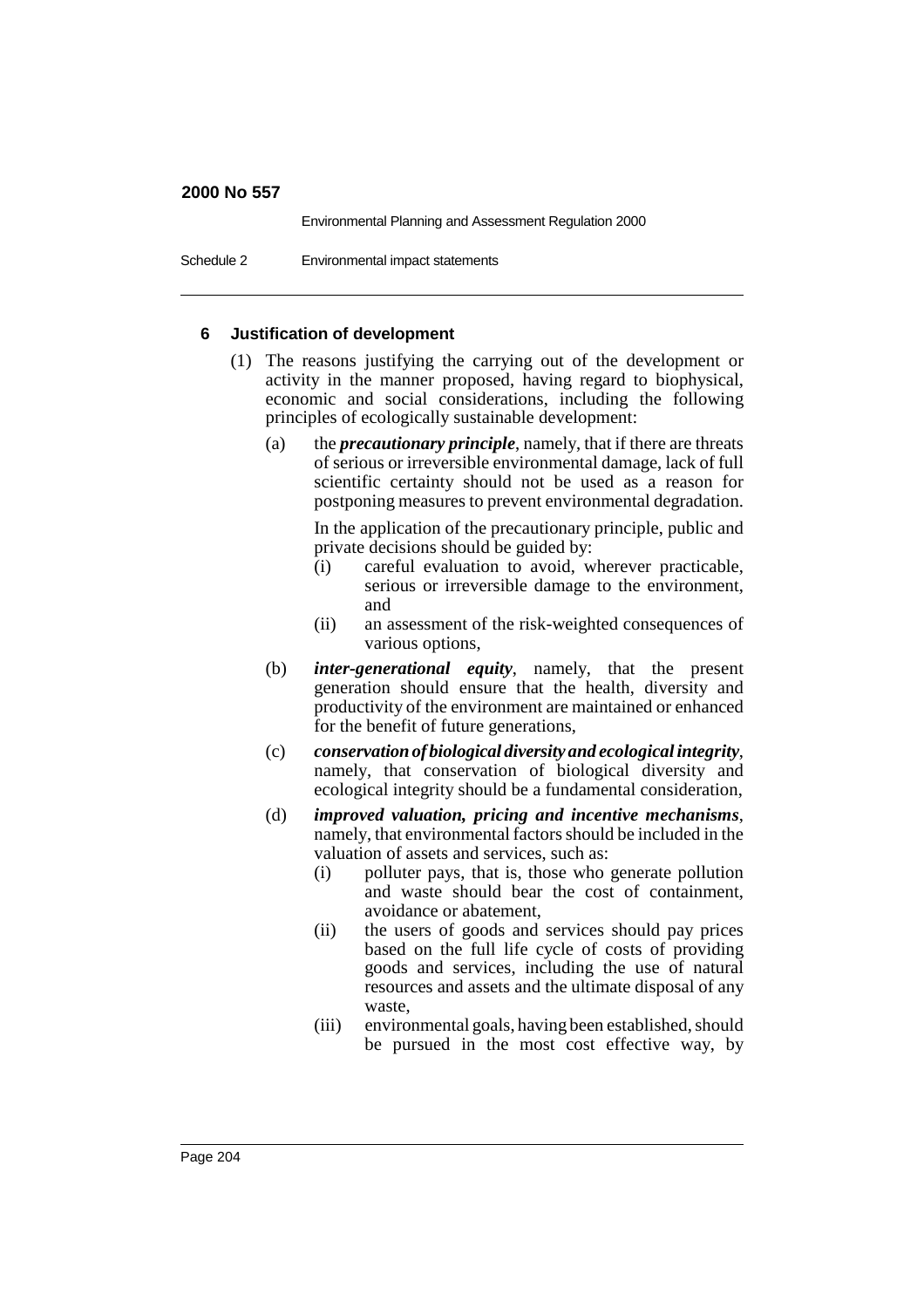### 6 Justification of development

(1) The reasons justifying the carrying out of the development or activity in the manner proposed, having regard to biophysical, economic and social considerations, including the following principles of ecologically sustainable development:

(a) the ***precautionary principle***, namely, that if there are threats of serious or irreversible environmental damage, lack of full scientific certainty should not be used as a reason for postponing measures to prevent environmental degradation.

In the application of the precautionary principle, public and private decisions should be guided by:

(i) careful evaluation to avoid, wherever practicable, serious or irreversible damage to the environment, and

(ii) an assessment of the risk-weighted consequences of various options,

(b) ***inter-generational equity***, namely, that the present generation should ensure that the health, diversity and productivity of the environment are maintained or enhanced for the benefit of future generations,

(c) ***conservation of biological diversity and ecological integrity***, namely, that conservation of biological diversity and ecological integrity should be a fundamental consideration,

(d) ***improved valuation, pricing and incentive mechanisms***, namely, that environmental factors should be included in the valuation of assets and services, such as:

(i) polluter pays, that is, those who generate pollution and waste should bear the cost of containment, avoidance or abatement,

(ii) the users of goods and services should pay prices based on the full life cycle of costs of providing goods and services, including the use of natural resources and assets and the ultimate disposal of any waste,

(iii) environmental goals, having been established, should be pursued in the most cost effective way, by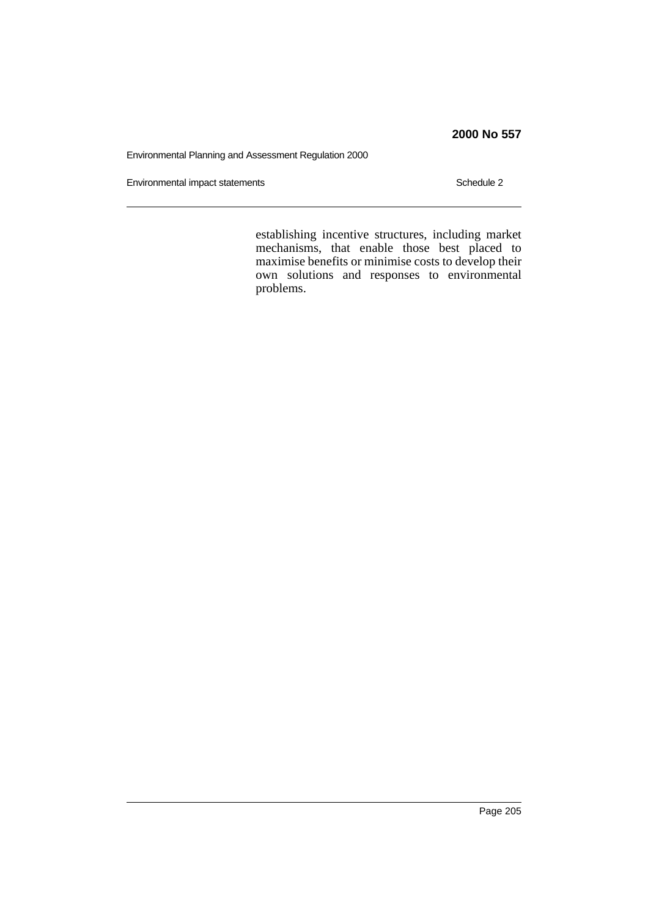establishing incentive structures, including market mechanisms, that enable those best placed to maximise benefits or minimise costs to develop their own solutions and responses to environmental problems.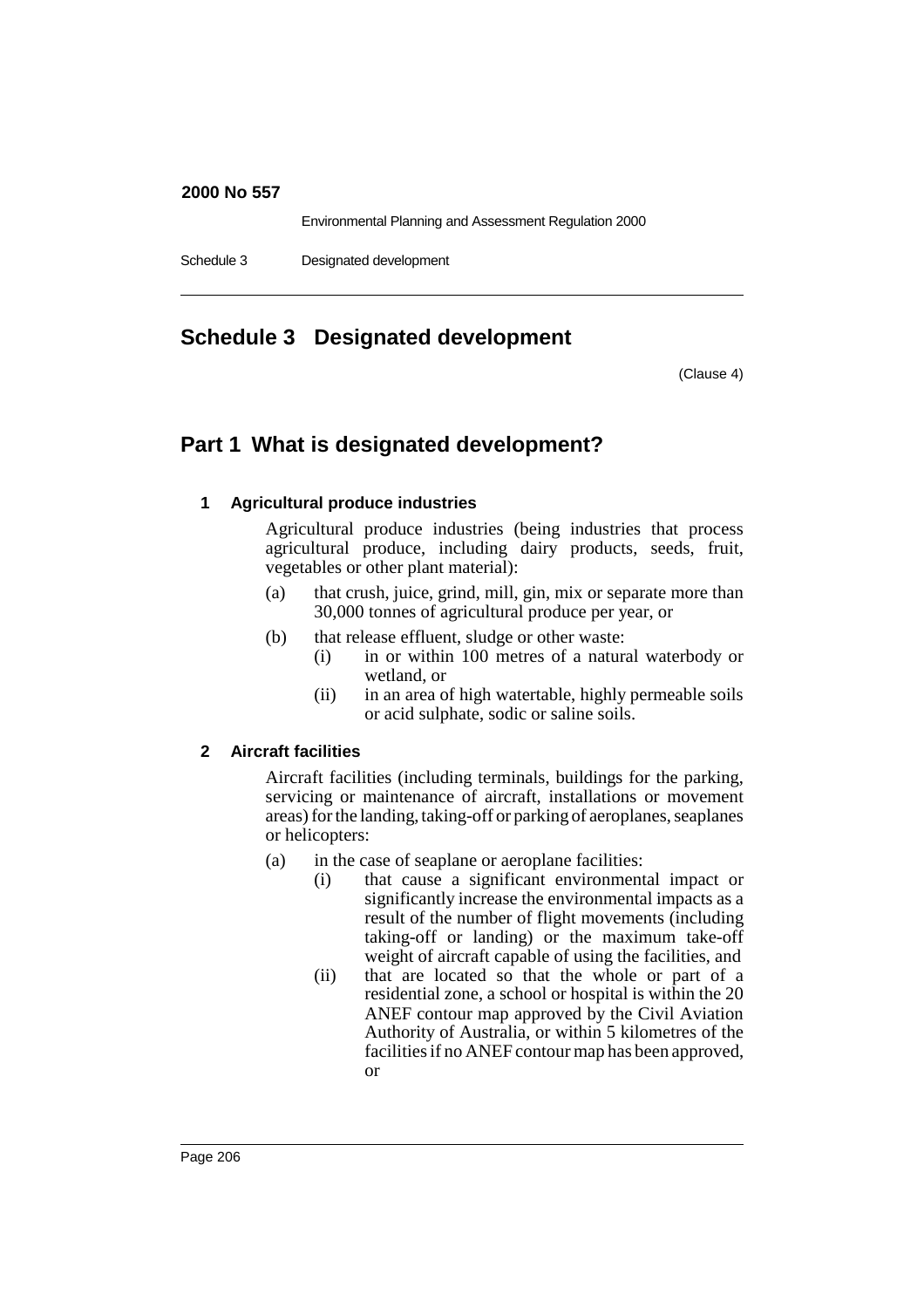# Schedule 3 Designated development

(Clause 4)

## Part 1 What is designated development?

### 1 Agricultural produce industries

Agricultural produce industries (being industries that process agricultural produce, including dairy products, seeds, fruit, vegetables or other plant material):

(a) that crush, juice, grind, mill, gin, mix or separate more than 30,000 tonnes of agricultural produce per year, or

(b) that release effluent, sludge or other waste:

- (i) in or within 100 metres of a natural waterbody or wetland, or
- (ii) in an area of high watertable, highly permeable soils or acid sulphate, sodic or saline soils.

### 2 Aircraft facilities

Aircraft facilities (including terminals, buildings for the parking, servicing or maintenance of aircraft, installations or movement areas) for the landing, taking-off or parking of aeroplanes, seaplanes or helicopters:

(a) in the case of seaplane or aeroplane facilities:

- (i) that cause a significant environmental impact or significantly increase the environmental impacts as a result of the number of flight movements (including taking-off or landing) or the maximum take-off weight of aircraft capable of using the facilities, and
- (ii) that are located so that the whole or part of a residential zone, a school or hospital is within the 20 ANEF contour map approved by the Civil Aviation Authority of Australia, or within 5 kilometres of the facilities if no ANEF contour map has been approved, or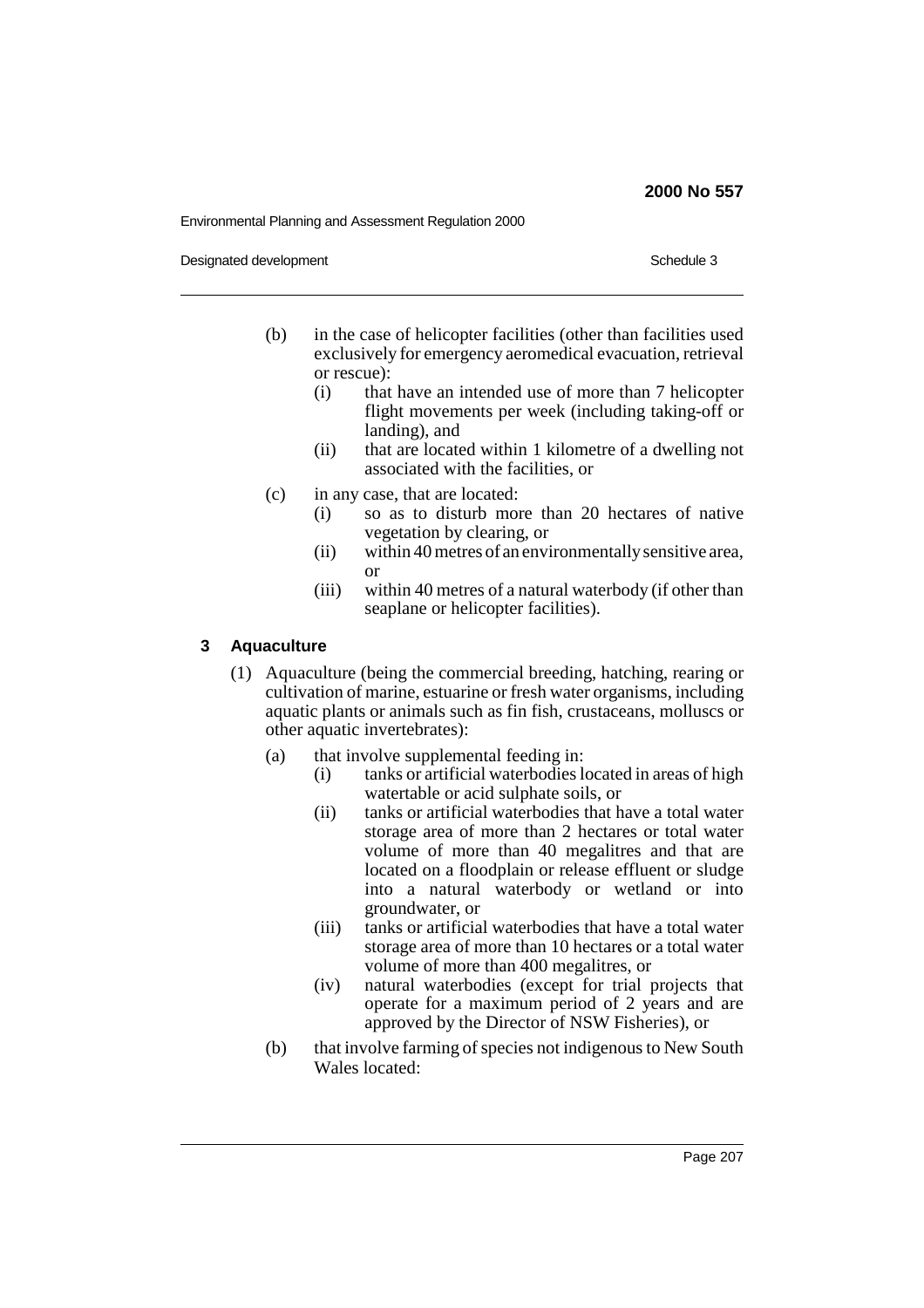(b) in the case of helicopter facilities (other than facilities used exclusively for emergency aeromedical evacuation, retrieval or rescue):

  (i) that have an intended use of more than 7 helicopter flight movements per week (including taking-off or landing), and

  (ii) that are located within 1 kilometre of a dwelling not associated with the facilities, or

(c) in any case, that are located:

  (i) so as to disturb more than 20 hectares of native vegetation by clearing, or

  (ii) within 40 metres of an environmentally sensitive area, or

  (iii) within 40 metres of a natural waterbody (if other than seaplane or helicopter facilities).

### 3 Aquaculture

(1) Aquaculture (being the commercial breeding, hatching, rearing or cultivation of marine, estuarine or fresh water organisms, including aquatic plants or animals such as fin fish, crustaceans, molluscs or other aquatic invertebrates):

(a) that involve supplemental feeding in:

  (i) tanks or artificial waterbodies located in areas of high watertable or acid sulphate soils, or

  (ii) tanks or artificial waterbodies that have a total water storage area of more than 2 hectares or total water volume of more than 40 megalitres and that are located on a floodplain or release effluent or sludge into a natural waterbody or wetland or into groundwater, or

  (iii) tanks or artificial waterbodies that have a total water storage area of more than 10 hectares or a total water volume of more than 400 megalitres, or

  (iv) natural waterbodies (except for trial projects that operate for a maximum period of 2 years and are approved by the Director of NSW Fisheries), or

(b) that involve farming of species not indigenous to New South Wales located: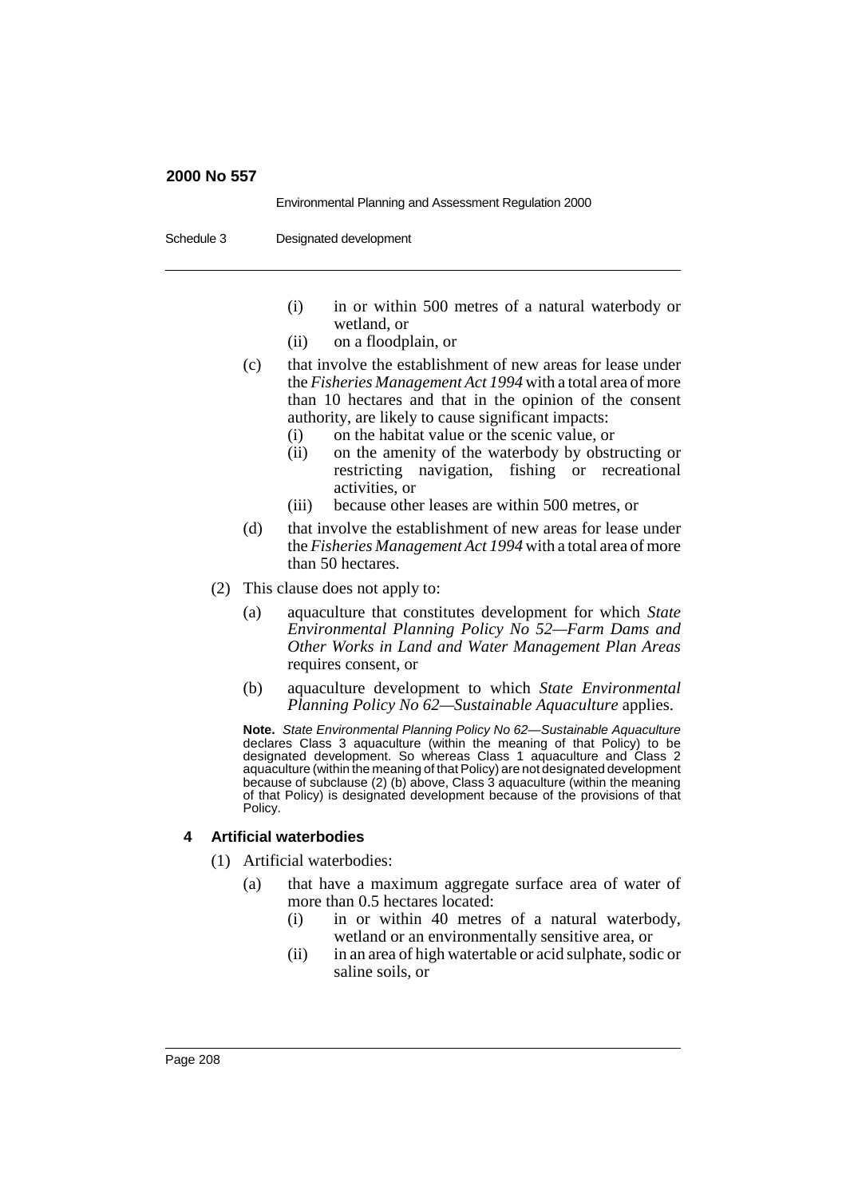(i) in or within 500 metres of a natural waterbody or wetland, or

(ii) on a floodplain, or

(c) that involve the establishment of new areas for lease under the *Fisheries Management Act 1994* with a total area of more than 10 hectares and that in the opinion of the consent authority, are likely to cause significant impacts:

(i) on the habitat value or the scenic value, or

(ii) on the amenity of the waterbody by obstructing or restricting navigation, fishing or recreational activities, or

(iii) because other leases are within 500 metres, or

(d) that involve the establishment of new areas for lease under the *Fisheries Management Act 1994* with a total area of more than 50 hectares.

(2) This clause does not apply to:

(a) aquaculture that constitutes development for which *State Environmental Planning Policy No 52—Farm Dams and Other Works in Land and Water Management Plan Areas* requires consent, or

(b) aquaculture development to which *State Environmental Planning Policy No 62—Sustainable Aquaculture* applies.

**Note.** *State Environmental Planning Policy No 62—Sustainable Aquaculture* declares Class 3 aquaculture (within the meaning of that Policy) to be designated development. So whereas Class 1 aquaculture and Class 2 aquaculture (within the meaning of that Policy) are not designated development because of subclause (2) (b) above, Class 3 aquaculture (within the meaning of that Policy) is designated development because of the provisions of that Policy.

### 4 Artificial waterbodies

(1) Artificial waterbodies:

(a) that have a maximum aggregate surface area of water of more than 0.5 hectares located:

(i) in or within 40 metres of a natural waterbody, wetland or an environmentally sensitive area, or

(ii) in an area of high watertable or acid sulphate, sodic or saline soils, or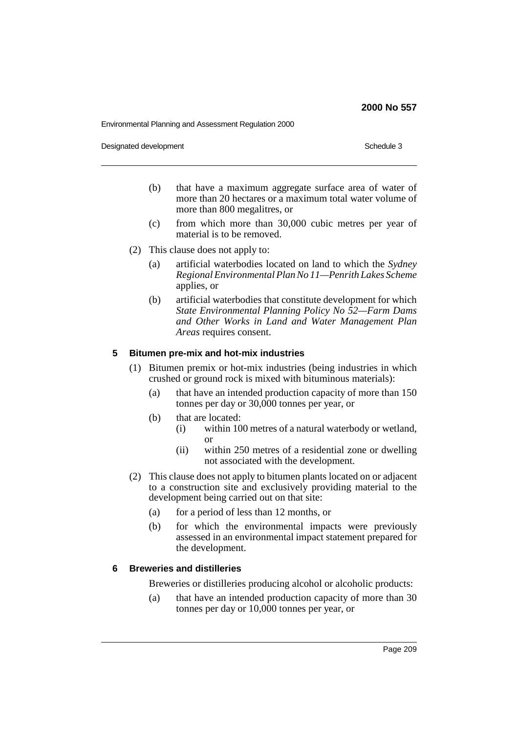(b) that have a maximum aggregate surface area of water of more than 20 hectares or a maximum total water volume of more than 800 megalitres, or

(c) from which more than 30,000 cubic metres per year of material is to be removed.

(2) This clause does not apply to:

(a) artificial waterbodies located on land to which the *Sydney Regional Environmental Plan No 11—Penrith Lakes Scheme* applies, or

(b) artificial waterbodies that constitute development for which *State Environmental Planning Policy No 52—Farm Dams and Other Works in Land and Water Management Plan Areas* requires consent.

### 5 Bitumen pre-mix and hot-mix industries

(1) Bitumen premix or hot-mix industries (being industries in which crushed or ground rock is mixed with bituminous materials):

(a) that have an intended production capacity of more than 150 tonnes per day or 30,000 tonnes per year, or

(b) that are located:

(i) within 100 metres of a natural waterbody or wetland, or

(ii) within 250 metres of a residential zone or dwelling not associated with the development.

(2) This clause does not apply to bitumen plants located on or adjacent to a construction site and exclusively providing material to the development being carried out on that site:

(a) for a period of less than 12 months, or

(b) for which the environmental impacts were previously assessed in an environmental impact statement prepared for the development.

### 6 Breweries and distilleries

Breweries or distilleries producing alcohol or alcoholic products:

(a) that have an intended production capacity of more than 30 tonnes per day or 10,000 tonnes per year, or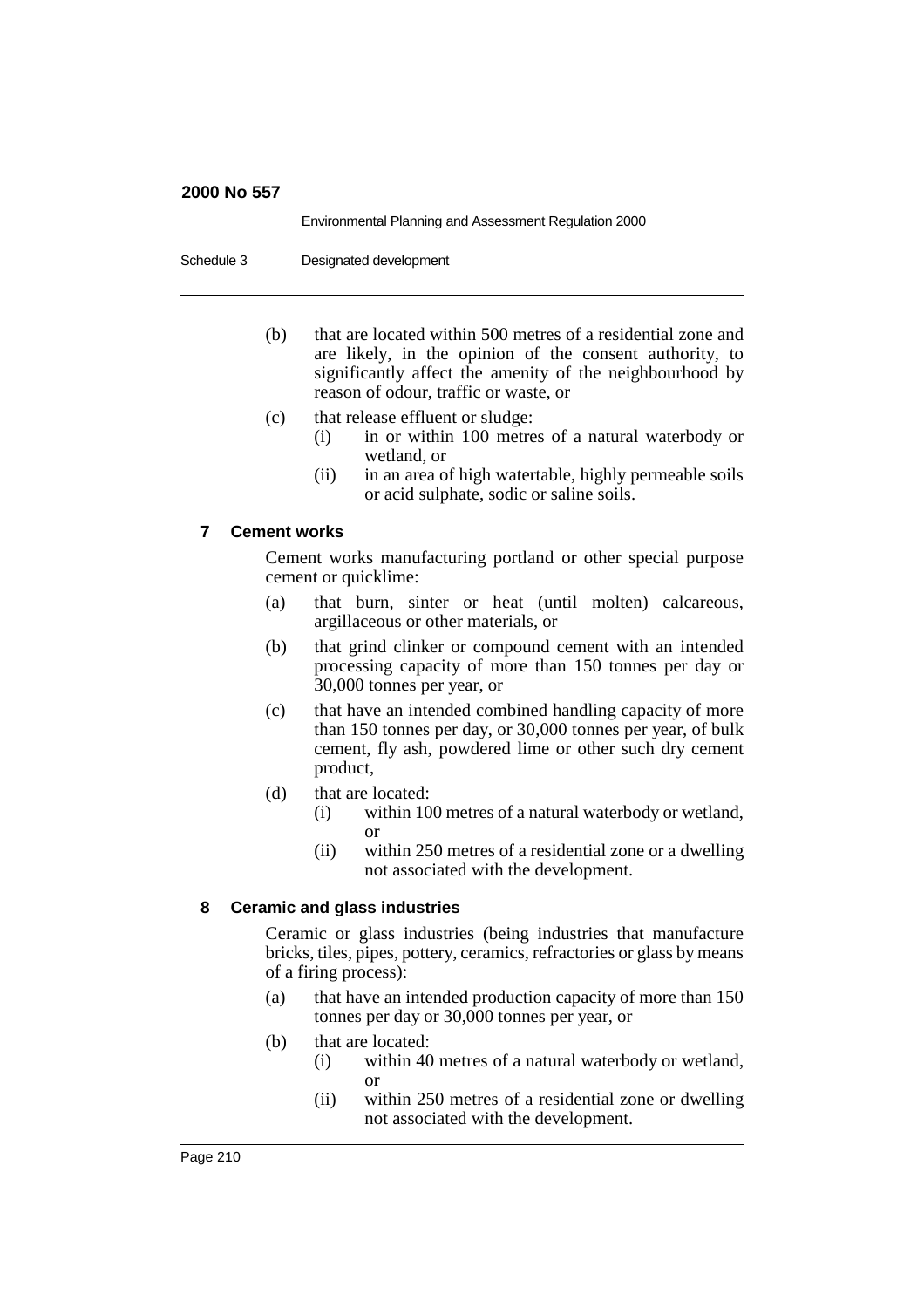(b) that are located within 500 metres of a residential zone and are likely, in the opinion of the consent authority, to significantly affect the amenity of the neighbourhood by reason of odour, traffic or waste, or

(c) that release effluent or sludge:

  (i) in or within 100 metres of a natural waterbody or wetland, or

  (ii) in an area of high watertable, highly permeable soils or acid sulphate, sodic or saline soils.

### 7 Cement works

Cement works manufacturing portland or other special purpose cement or quicklime:

(a) that burn, sinter or heat (until molten) calcareous, argillaceous or other materials, or

(b) that grind clinker or compound cement with an intended processing capacity of more than 150 tonnes per day or 30,000 tonnes per year, or

(c) that have an intended combined handling capacity of more than 150 tonnes per day, or 30,000 tonnes per year, of bulk cement, fly ash, powdered lime or other such dry cement product,

(d) that are located:

  (i) within 100 metres of a natural waterbody or wetland, or

  (ii) within 250 metres of a residential zone or a dwelling not associated with the development.

### 8 Ceramic and glass industries

Ceramic or glass industries (being industries that manufacture bricks, tiles, pipes, pottery, ceramics, refractories or glass by means of a firing process):

(a) that have an intended production capacity of more than 150 tonnes per day or 30,000 tonnes per year, or

(b) that are located:

  (i) within 40 metres of a natural waterbody or wetland, or

  (ii) within 250 metres of a residential zone or dwelling not associated with the development.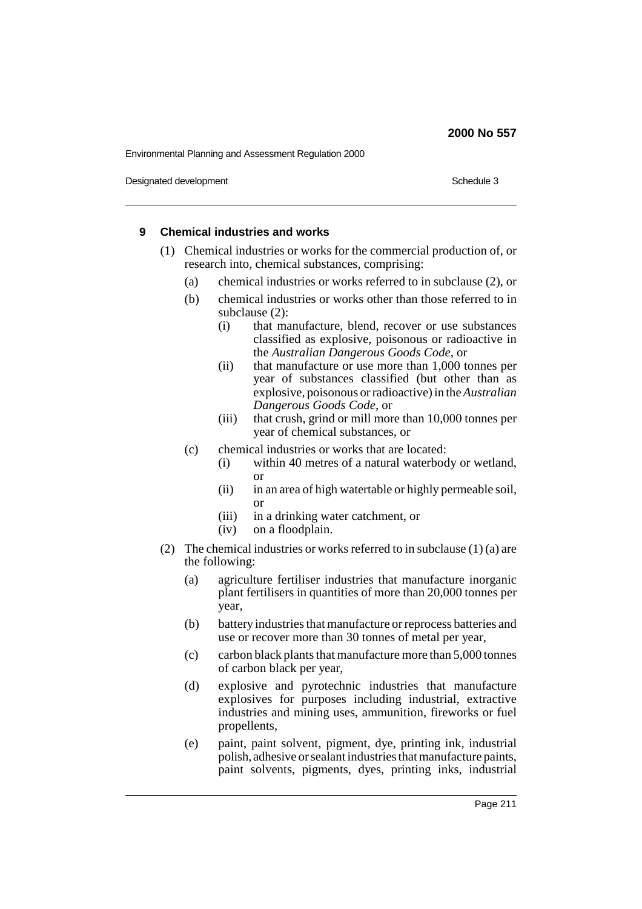## 9 Chemical industries and works

(1) Chemical industries or works for the commercial production of, or research into, chemical substances, comprising:

- (a) chemical industries or works referred to in subclause (2), or
- (b) chemical industries or works other than those referred to in subclause (2):
  - (i) that manufacture, blend, recover or use substances classified as explosive, poisonous or radioactive in the *Australian Dangerous Goods Code*, or
  - (ii) that manufacture or use more than 1,000 tonnes per year of substances classified (but other than as explosive, poisonous or radioactive) in the *Australian Dangerous Goods Code*, or
  - (iii) that crush, grind or mill more than 10,000 tonnes per year of chemical substances, or
- (c) chemical industries or works that are located:
  - (i) within 40 metres of a natural waterbody or wetland, or
  - (ii) in an area of high watertable or highly permeable soil, or
  - (iii) in a drinking water catchment, or
  - (iv) on a floodplain.

(2) The chemical industries or works referred to in subclause (1) (a) are the following:

- (a) agriculture fertiliser industries that manufacture inorganic plant fertilisers in quantities of more than 20,000 tonnes per year,
- (b) battery industries that manufacture or reprocess batteries and use or recover more than 30 tonnes of metal per year,
- (c) carbon black plants that manufacture more than 5,000 tonnes of carbon black per year,
- (d) explosive and pyrotechnic industries that manufacture explosives for purposes including industrial, extractive industries and mining uses, ammunition, fireworks or fuel propellents,
- (e) paint, paint solvent, pigment, dye, printing ink, industrial polish, adhesive or sealant industries that manufacture paints, paint solvents, pigments, dyes, printing inks, industrial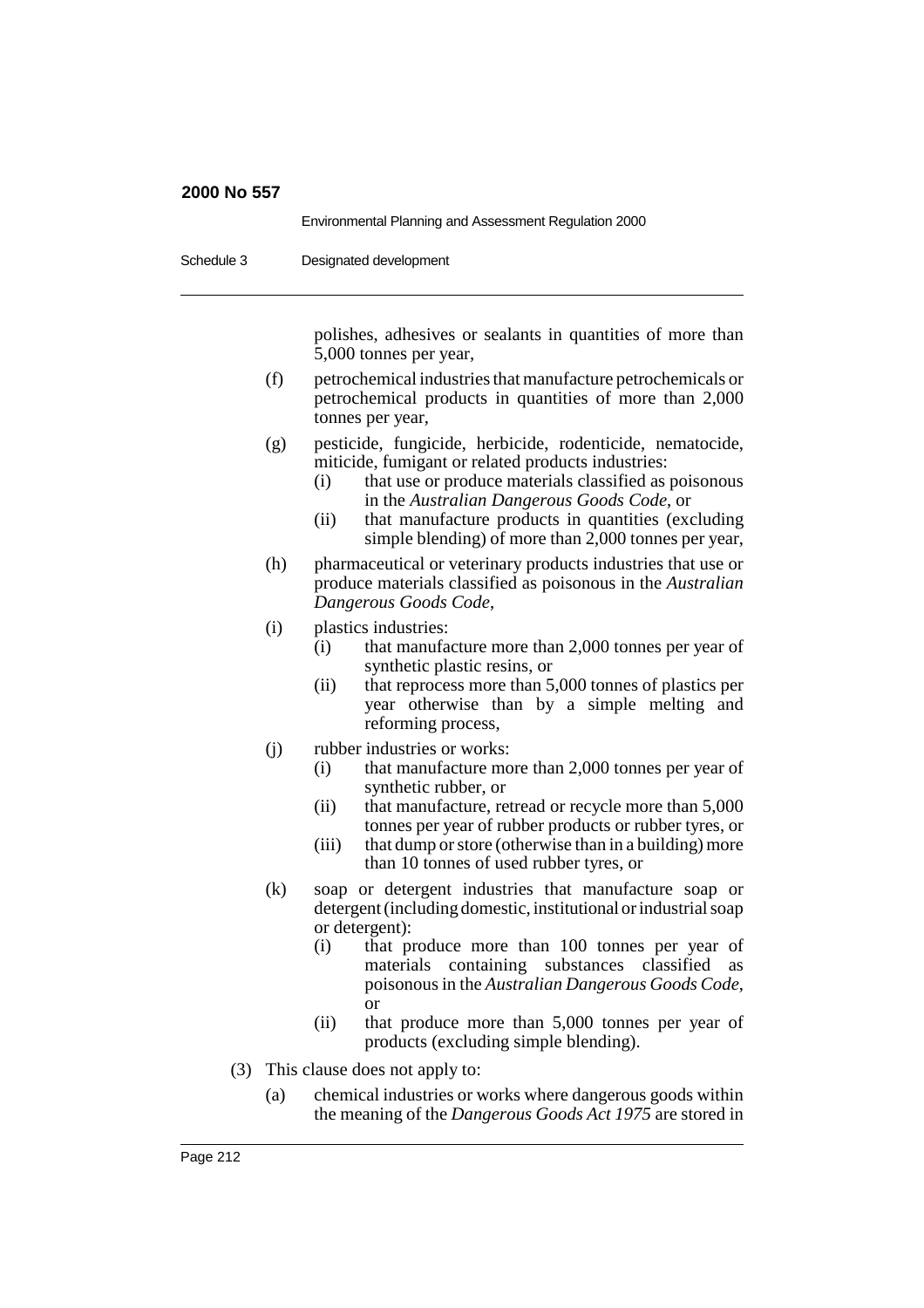polishes, adhesives or sealants in quantities of more than 5,000 tonnes per year,

(f) petrochemical industries that manufacture petrochemicals or petrochemical products in quantities of more than 2,000 tonnes per year,

(g) pesticide, fungicide, herbicide, rodenticide, nematocide, miticide, fumigant or related products industries:

  (i) that use or produce materials classified as poisonous in the *Australian Dangerous Goods Code*, or

  (ii) that manufacture products in quantities (excluding simple blending) of more than 2,000 tonnes per year,

(h) pharmaceutical or veterinary products industries that use or produce materials classified as poisonous in the *Australian Dangerous Goods Code*,

(i) plastics industries:

  (i) that manufacture more than 2,000 tonnes per year of synthetic plastic resins, or

  (ii) that reprocess more than 5,000 tonnes of plastics per year otherwise than by a simple melting and reforming process,

(j) rubber industries or works:

  (i) that manufacture more than 2,000 tonnes per year of synthetic rubber, or

  (ii) that manufacture, retread or recycle more than 5,000 tonnes per year of rubber products or rubber tyres, or

  (iii) that dump or store (otherwise than in a building) more than 10 tonnes of used rubber tyres, or

(k) soap or detergent industries that manufacture soap or detergent (including domestic, institutional or industrial soap or detergent):

  (i) that produce more than 100 tonnes per year of materials containing substances classified as poisonous in the *Australian Dangerous Goods Code*, or

  (ii) that produce more than 5,000 tonnes per year of products (excluding simple blending).

(3) This clause does not apply to:

  (a) chemical industries or works where dangerous goods within the meaning of the *Dangerous Goods Act 1975* are stored in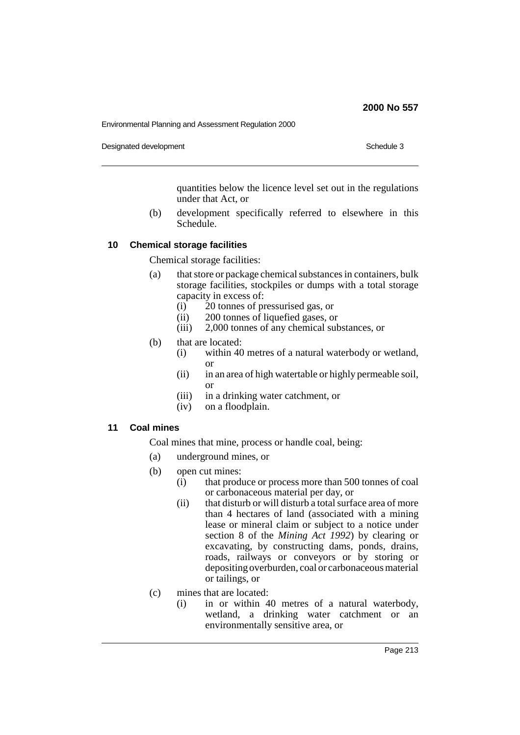quantities below the licence level set out in the regulations under that Act, or

(b) development specifically referred to elsewhere in this Schedule.

### 10 Chemical storage facilities

Chemical storage facilities:

(a) that store or package chemical substances in containers, bulk storage facilities, stockpiles or dumps with a total storage capacity in excess of:
  - (i) 20 tonnes of pressurised gas, or
  - (ii) 200 tonnes of liquefied gases, or
  - (iii) 2,000 tonnes of any chemical substances, or

(b) that are located:
  - (i) within 40 metres of a natural waterbody or wetland, or
  - (ii) in an area of high watertable or highly permeable soil, or
  - (iii) in a drinking water catchment, or
  - (iv) on a floodplain.

### 11 Coal mines

Coal mines that mine, process or handle coal, being:

(a) underground mines, or

(b) open cut mines:
  - (i) that produce or process more than 500 tonnes of coal or carbonaceous material per day, or
  - (ii) that disturb or will disturb a total surface area of more than 4 hectares of land (associated with a mining lease or mineral claim or subject to a notice under section 8 of the *Mining Act 1992*) by clearing or excavating, by constructing dams, ponds, drains, roads, railways or conveyors or by storing or depositing overburden, coal or carbonaceous material or tailings, or

(c) mines that are located:
  - (i) in or within 40 metres of a natural waterbody, wetland, a drinking water catchment or an environmentally sensitive area, or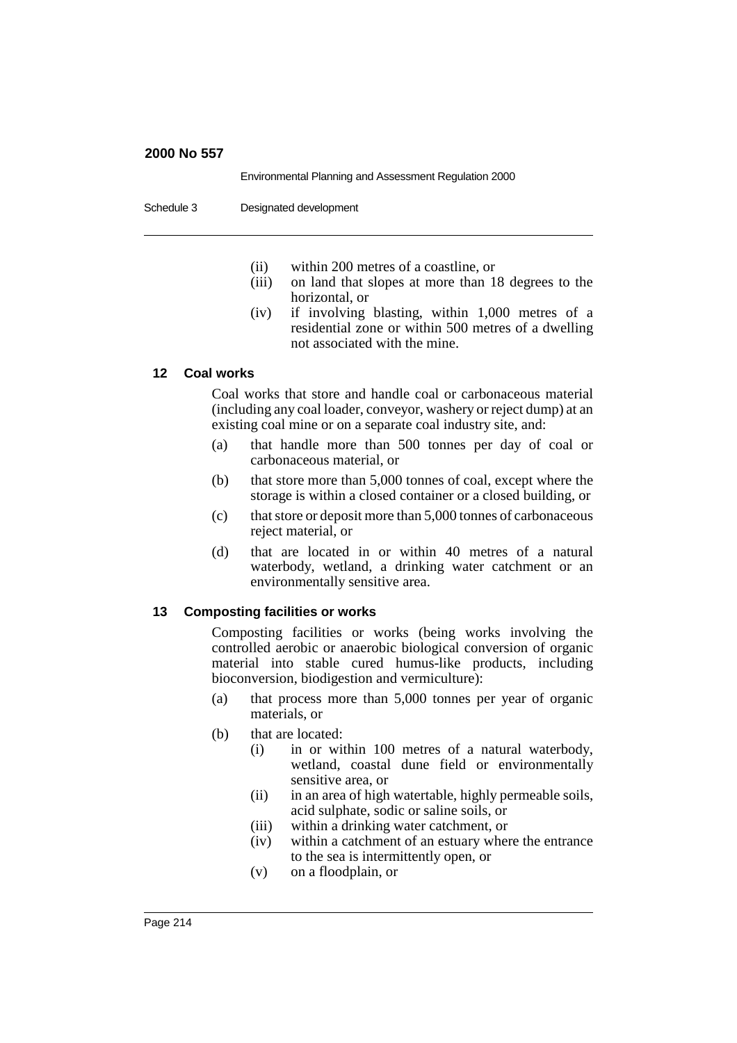(ii) within 200 metres of a coastline, or

(iii) on land that slopes at more than 18 degrees to the horizontal, or

(iv) if involving blasting, within 1,000 metres of a residential zone or within 500 metres of a dwelling not associated with the mine.

### 12 Coal works

Coal works that store and handle coal or carbonaceous material (including any coal loader, conveyor, washery or reject dump) at an existing coal mine or on a separate coal industry site, and:

(a) that handle more than 500 tonnes per day of coal or carbonaceous material, or

(b) that store more than 5,000 tonnes of coal, except where the storage is within a closed container or a closed building, or

(c) that store or deposit more than 5,000 tonnes of carbonaceous reject material, or

(d) that are located in or within 40 metres of a natural waterbody, wetland, a drinking water catchment or an environmentally sensitive area.

### 13 Composting facilities or works

Composting facilities or works (being works involving the controlled aerobic or anaerobic biological conversion of organic material into stable cured humus-like products, including bioconversion, biodigestion and vermiculture):

(a) that process more than 5,000 tonnes per year of organic materials, or

(b) that are located:

(i) in or within 100 metres of a natural waterbody, wetland, coastal dune field or environmentally sensitive area, or

(ii) in an area of high watertable, highly permeable soils, acid sulphate, sodic or saline soils, or

(iii) within a drinking water catchment, or

(iv) within a catchment of an estuary where the entrance to the sea is intermittently open, or

(v) on a floodplain, or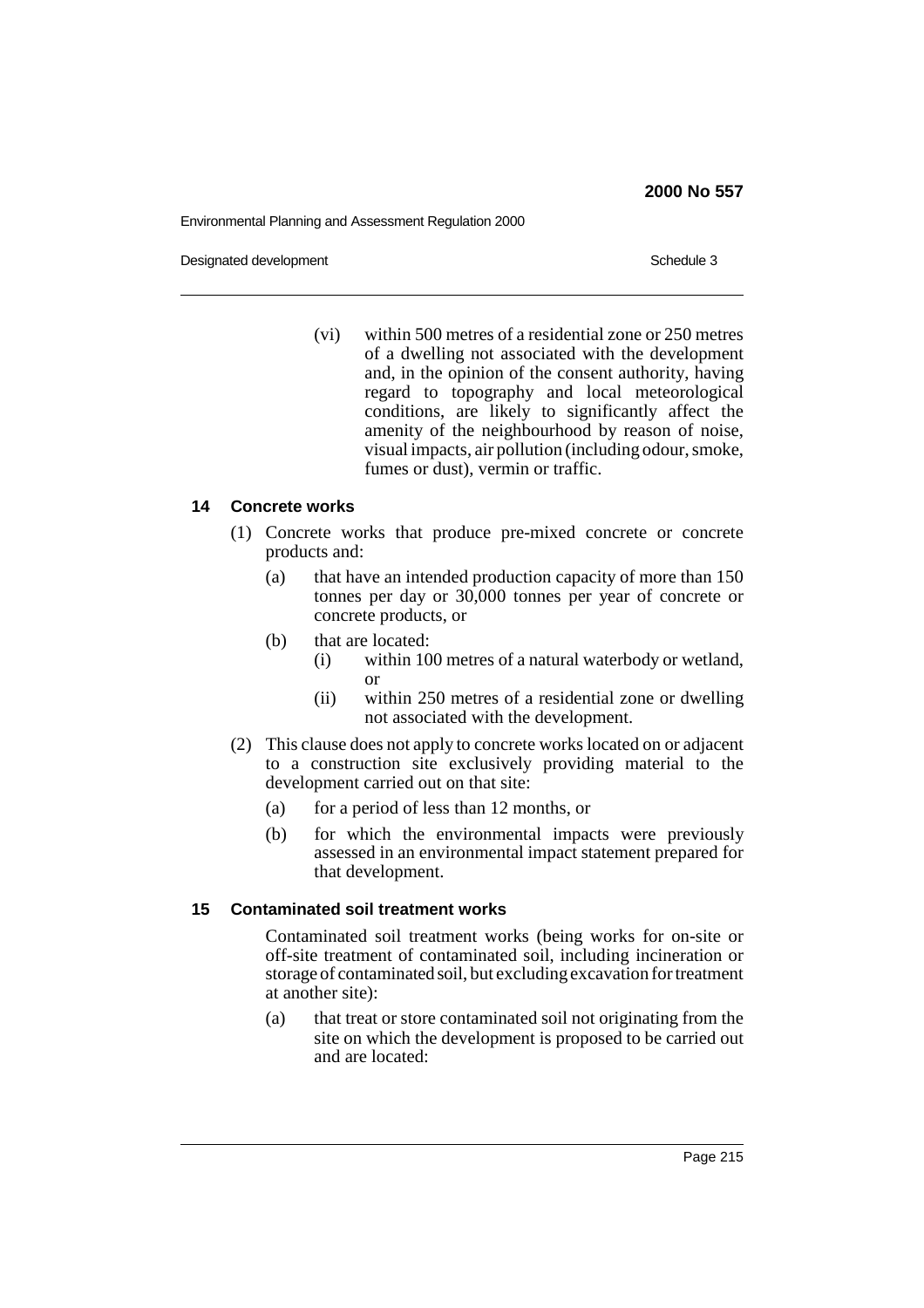(vi) within 500 metres of a residential zone or 250 metres of a dwelling not associated with the development and, in the opinion of the consent authority, having regard to topography and local meteorological conditions, are likely to significantly affect the amenity of the neighbourhood by reason of noise, visual impacts, air pollution (including odour, smoke, fumes or dust), vermin or traffic.

### 14 Concrete works

(1) Concrete works that produce pre-mixed concrete or concrete products and:

(a) that have an intended production capacity of more than 150 tonnes per day or 30,000 tonnes per year of concrete or concrete products, or

(b) that are located:

(i) within 100 metres of a natural waterbody or wetland, or

(ii) within 250 metres of a residential zone or dwelling not associated with the development.

(2) This clause does not apply to concrete works located on or adjacent to a construction site exclusively providing material to the development carried out on that site:

(a) for a period of less than 12 months, or

(b) for which the environmental impacts were previously assessed in an environmental impact statement prepared for that development.

### 15 Contaminated soil treatment works

Contaminated soil treatment works (being works for on-site or off-site treatment of contaminated soil, including incineration or storage of contaminated soil, but excluding excavation for treatment at another site):

(a) that treat or store contaminated soil not originating from the site on which the development is proposed to be carried out and are located: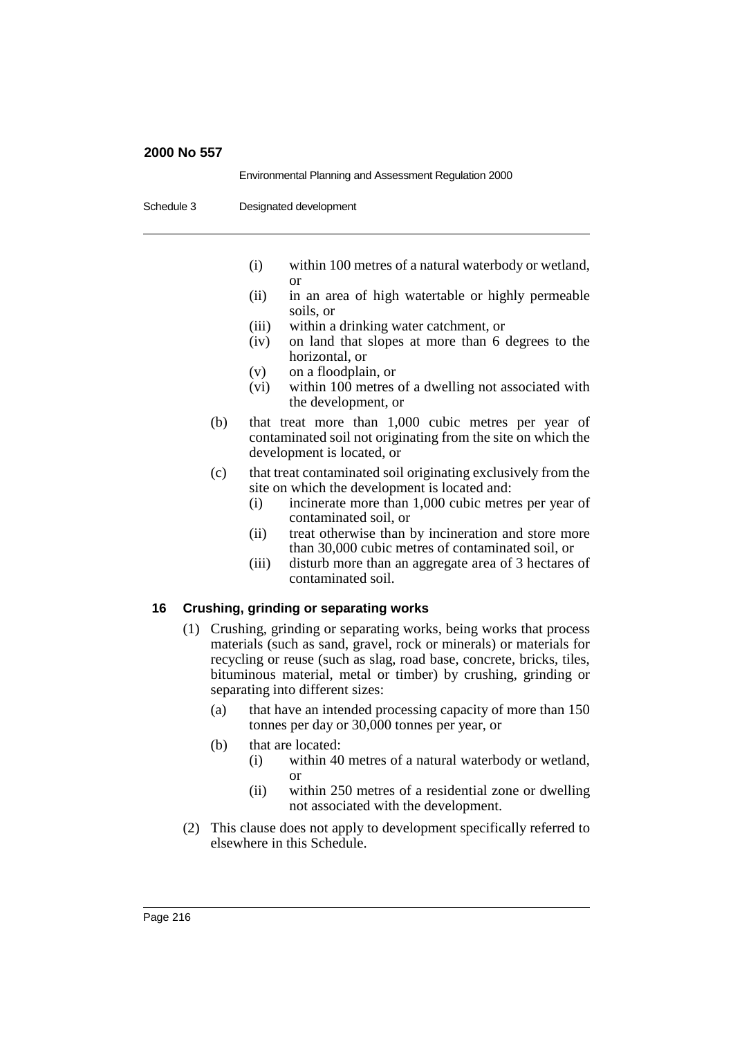(i) within 100 metres of a natural waterbody or wetland, or
(ii) in an area of high watertable or highly permeable soils, or
(iii) within a drinking water catchment, or
(iv) on land that slopes at more than 6 degrees to the horizontal, or
(v) on a floodplain, or
(vi) within 100 metres of a dwelling not associated with the development, or

(b) that treat more than 1,000 cubic metres per year of contaminated soil not originating from the site on which the development is located, or

(c) that treat contaminated soil originating exclusively from the site on which the development is located and:
(i) incinerate more than 1,000 cubic metres per year of contaminated soil, or
(ii) treat otherwise than by incineration and store more than 30,000 cubic metres of contaminated soil, or
(iii) disturb more than an aggregate area of 3 hectares of contaminated soil.

### 16 Crushing, grinding or separating works

(1) Crushing, grinding or separating works, being works that process materials (such as sand, gravel, rock or minerals) or materials for recycling or reuse (such as slag, road base, concrete, bricks, tiles, bituminous material, metal or timber) by crushing, grinding or separating into different sizes:

(a) that have an intended processing capacity of more than 150 tonnes per day or 30,000 tonnes per year, or

(b) that are located:
(i) within 40 metres of a natural waterbody or wetland, or
(ii) within 250 metres of a residential zone or dwelling not associated with the development.

(2) This clause does not apply to development specifically referred to elsewhere in this Schedule.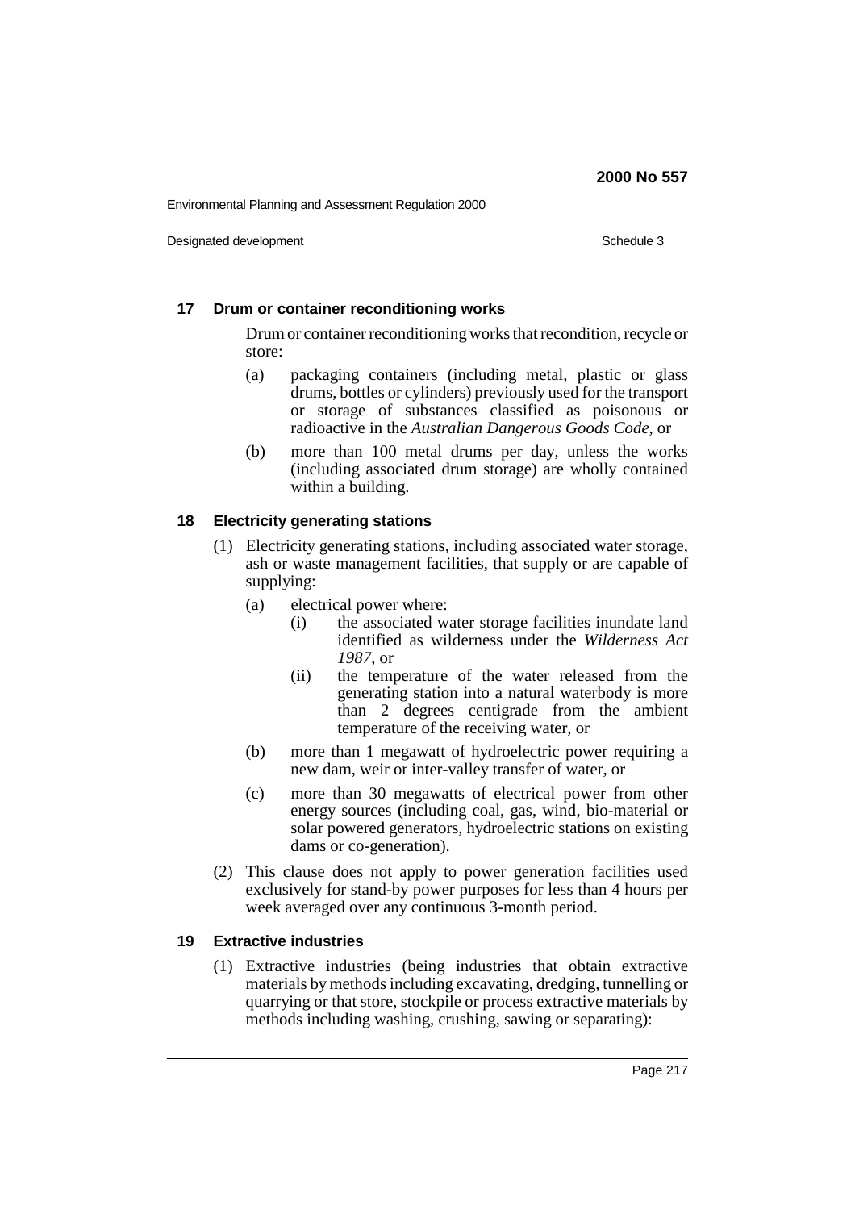### 17 Drum or container reconditioning works

Drum or container reconditioning works that recondition, recycle or store:

(a) packaging containers (including metal, plastic or glass drums, bottles or cylinders) previously used for the transport or storage of substances classified as poisonous or radioactive in the *Australian Dangerous Goods Code*, or

(b) more than 100 metal drums per day, unless the works (including associated drum storage) are wholly contained within a building.

### 18 Electricity generating stations

(1) Electricity generating stations, including associated water storage, ash or waste management facilities, that supply or are capable of supplying:

(a) electrical power where:

(i) the associated water storage facilities inundate land identified as wilderness under the *Wilderness Act 1987*, or

(ii) the temperature of the water released from the generating station into a natural waterbody is more than 2 degrees centigrade from the ambient temperature of the receiving water, or

(b) more than 1 megawatt of hydroelectric power requiring a new dam, weir or inter-valley transfer of water, or

(c) more than 30 megawatts of electrical power from other energy sources (including coal, gas, wind, bio-material or solar powered generators, hydroelectric stations on existing dams or co-generation).

(2) This clause does not apply to power generation facilities used exclusively for stand-by power purposes for less than 4 hours per week averaged over any continuous 3-month period.

### 19 Extractive industries

(1) Extractive industries (being industries that obtain extractive materials by methods including excavating, dredging, tunnelling or quarrying or that store, stockpile or process extractive materials by methods including washing, crushing, sawing or separating):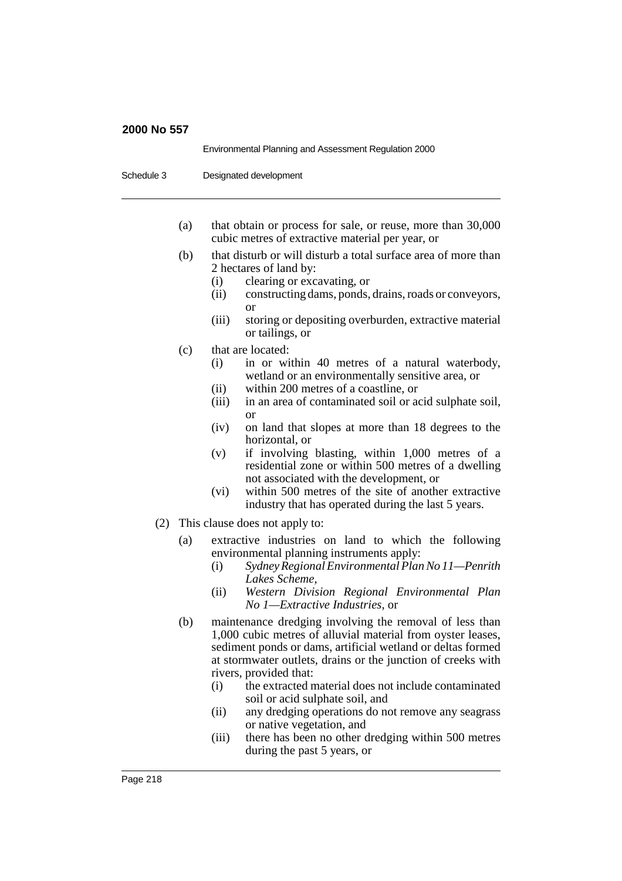(a) that obtain or process for sale, or reuse, more than 30,000 cubic metres of extractive material per year, or

(b) that disturb or will disturb a total surface area of more than 2 hectares of land by:

  (i) clearing or excavating, or

  (ii) constructing dams, ponds, drains, roads or conveyors, or

  (iii) storing or depositing overburden, extractive material or tailings, or

(c) that are located:

  (i) in or within 40 metres of a natural waterbody, wetland or an environmentally sensitive area, or

  (ii) within 200 metres of a coastline, or

  (iii) in an area of contaminated soil or acid sulphate soil, or

  (iv) on land that slopes at more than 18 degrees to the horizontal, or

  (v) if involving blasting, within 1,000 metres of a residential zone or within 500 metres of a dwelling not associated with the development, or

  (vi) within 500 metres of the site of another extractive industry that has operated during the last 5 years.

(2) This clause does not apply to:

(a) extractive industries on land to which the following environmental planning instruments apply:

  (i) *Sydney Regional Environmental Plan No 11—Penrith Lakes Scheme*,

  (ii) *Western Division Regional Environmental Plan No 1—Extractive Industries*, or

(b) maintenance dredging involving the removal of less than 1,000 cubic metres of alluvial material from oyster leases, sediment ponds or dams, artificial wetland or deltas formed at stormwater outlets, drains or the junction of creeks with rivers, provided that:

  (i) the extracted material does not include contaminated soil or acid sulphate soil, and

  (ii) any dredging operations do not remove any seagrass or native vegetation, and

  (iii) there has been no other dredging within 500 metres during the past 5 years, or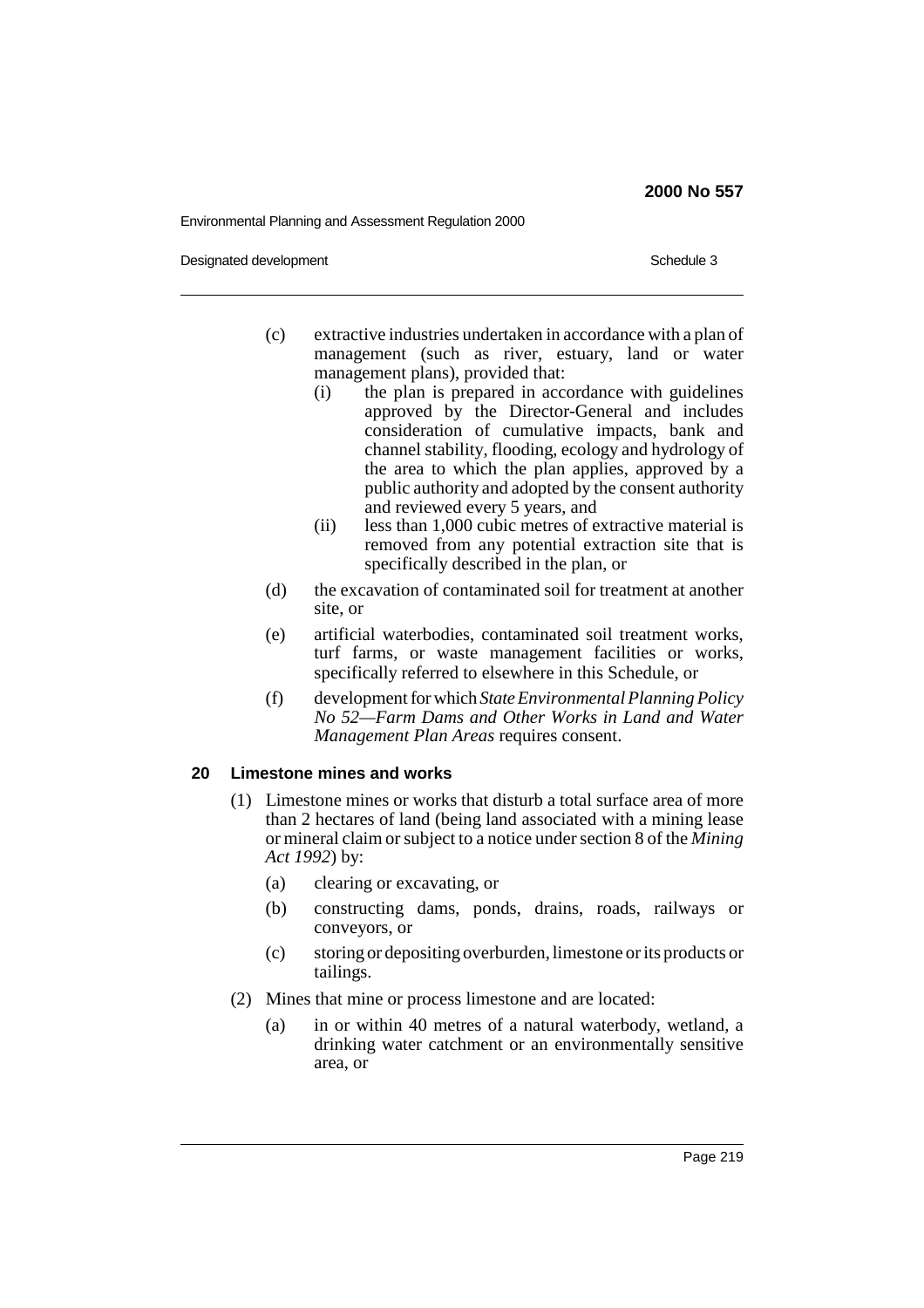(c) extractive industries undertaken in accordance with a plan of management (such as river, estuary, land or water management plans), provided that:

  (i) the plan is prepared in accordance with guidelines approved by the Director-General and includes consideration of cumulative impacts, bank and channel stability, flooding, ecology and hydrology of the area to which the plan applies, approved by a public authority and adopted by the consent authority and reviewed every 5 years, and

  (ii) less than 1,000 cubic metres of extractive material is removed from any potential extraction site that is specifically described in the plan, or

(d) the excavation of contaminated soil for treatment at another site, or

(e) artificial waterbodies, contaminated soil treatment works, turf farms, or waste management facilities or works, specifically referred to elsewhere in this Schedule, or

(f) development for which *State Environmental Planning Policy No 52—Farm Dams and Other Works in Land and Water Management Plan Areas* requires consent.

### 20 Limestone mines and works

(1) Limestone mines or works that disturb a total surface area of more than 2 hectares of land (being land associated with a mining lease or mineral claim or subject to a notice under section 8 of the *Mining Act 1992*) by:

  (a) clearing or excavating, or

  (b) constructing dams, ponds, drains, roads, railways or conveyors, or

  (c) storing or depositing overburden, limestone or its products or tailings.

(2) Mines that mine or process limestone and are located:

  (a) in or within 40 metres of a natural waterbody, wetland, a drinking water catchment or an environmentally sensitive area, or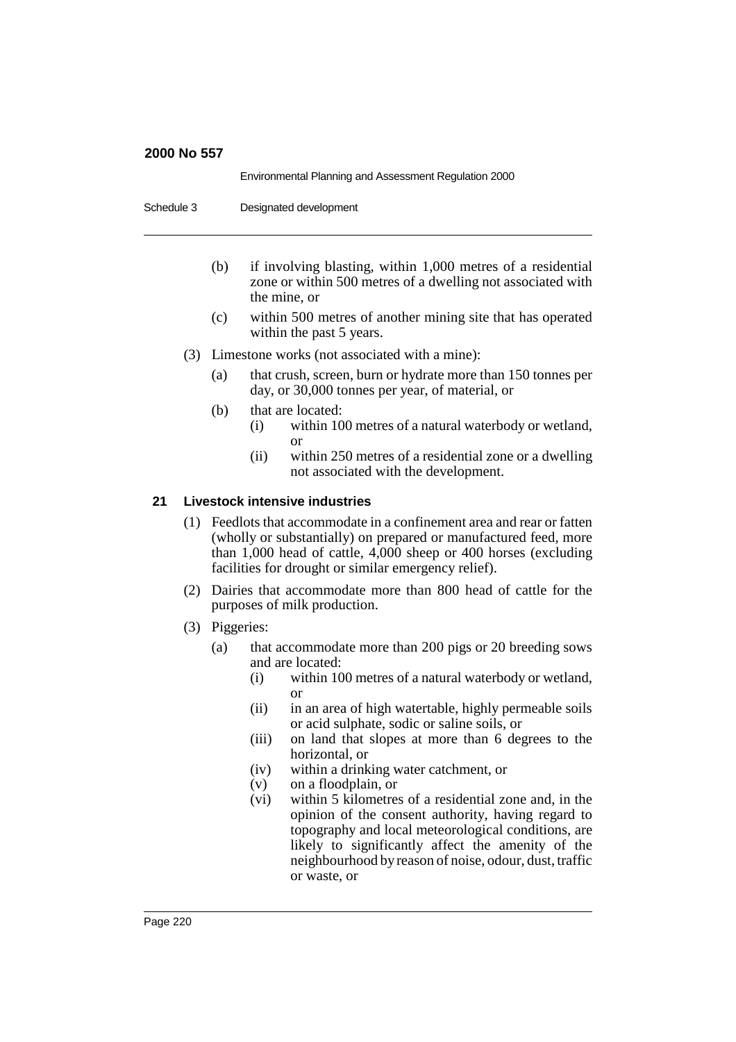(b) if involving blasting, within 1,000 metres of a residential zone or within 500 metres of a dwelling not associated with the mine, or

(c) within 500 metres of another mining site that has operated within the past 5 years.

(3) Limestone works (not associated with a mine):

(a) that crush, screen, burn or hydrate more than 150 tonnes per day, or 30,000 tonnes per year, of material, or

(b) that are located:

(i) within 100 metres of a natural waterbody or wetland, or

(ii) within 250 metres of a residential zone or a dwelling not associated with the development.

### 21 Livestock intensive industries

(1) Feedlots that accommodate in a confinement area and rear or fatten (wholly or substantially) on prepared or manufactured feed, more than 1,000 head of cattle, 4,000 sheep or 400 horses (excluding facilities for drought or similar emergency relief).

(2) Dairies that accommodate more than 800 head of cattle for the purposes of milk production.

(3) Piggeries:

(a) that accommodate more than 200 pigs or 20 breeding sows and are located:

(i) within 100 metres of a natural waterbody or wetland, or

(ii) in an area of high watertable, highly permeable soils or acid sulphate, sodic or saline soils, or

(iii) on land that slopes at more than 6 degrees to the horizontal, or

(iv) within a drinking water catchment, or

(v) on a floodplain, or

(vi) within 5 kilometres of a residential zone and, in the opinion of the consent authority, having regard to topography and local meteorological conditions, are likely to significantly affect the amenity of the neighbourhood by reason of noise, odour, dust, traffic or waste, or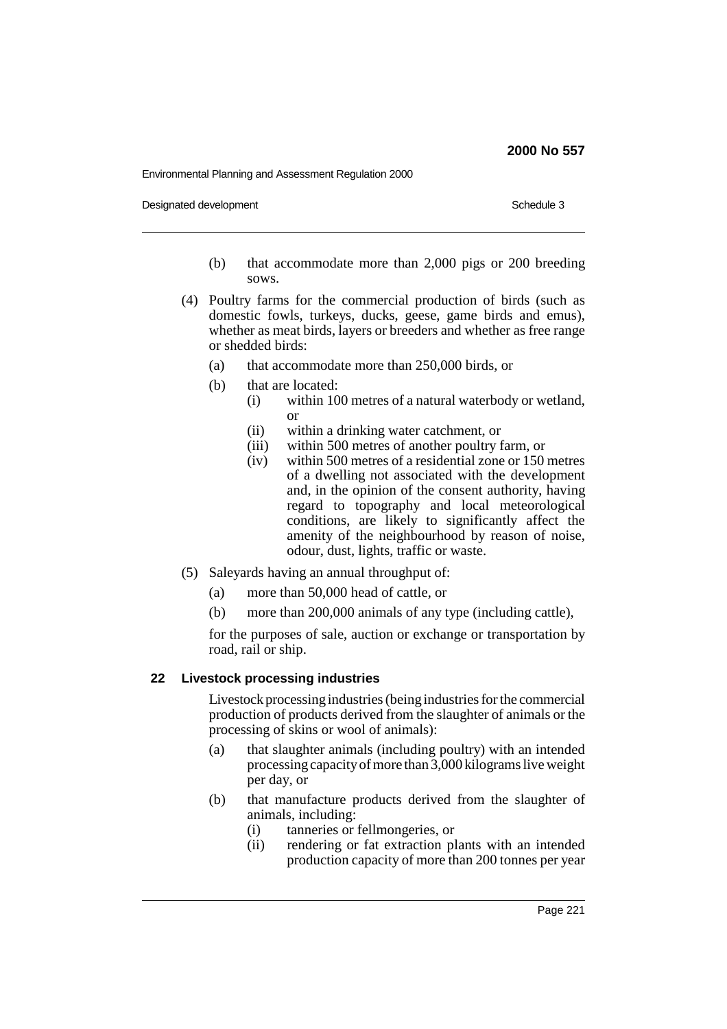(b) that accommodate more than 2,000 pigs or 200 breeding sows.

(4) Poultry farms for the commercial production of birds (such as domestic fowls, turkeys, ducks, geese, game birds and emus), whether as meat birds, layers or breeders and whether as free range or shedded birds:

- (a) that accommodate more than 250,000 birds, or
- (b) that are located:
  - (i) within 100 metres of a natural waterbody or wetland, or
  - (ii) within a drinking water catchment, or
  - (iii) within 500 metres of another poultry farm, or
  - (iv) within 500 metres of a residential zone or 150 metres of a dwelling not associated with the development and, in the opinion of the consent authority, having regard to topography and local meteorological conditions, are likely to significantly affect the amenity of the neighbourhood by reason of noise, odour, dust, lights, traffic or waste.

(5) Saleyards having an annual throughput of:

- (a) more than 50,000 head of cattle, or
- (b) more than 200,000 animals of any type (including cattle),

for the purposes of sale, auction or exchange or transportation by road, rail or ship.

### 22 Livestock processing industries

Livestock processing industries (being industries for the commercial production of products derived from the slaughter of animals or the processing of skins or wool of animals):

- (a) that slaughter animals (including poultry) with an intended processing capacity of more than 3,000 kilograms live weight per day, or
- (b) that manufacture products derived from the slaughter of animals, including:
  - (i) tanneries or fellmongeries, or
  - (ii) rendering or fat extraction plants with an intended production capacity of more than 200 tonnes per year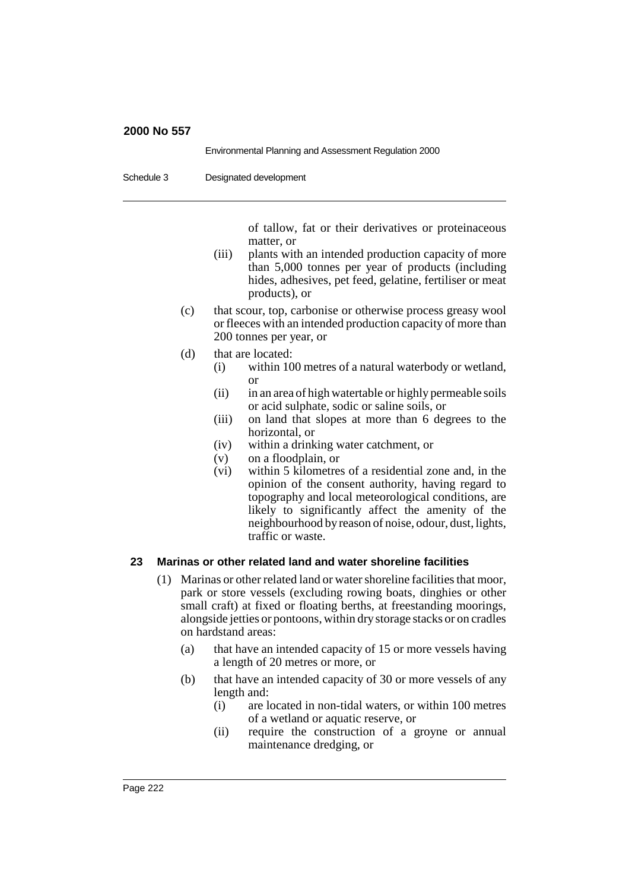of tallow, fat or their derivatives or proteinaceous matter, or

- (iii) plants with an intended production capacity of more than 5,000 tonnes per year of products (including hides, adhesives, pet feed, gelatine, fertiliser or meat products), or

(c) that scour, top, carbonise or otherwise process greasy wool or fleeces with an intended production capacity of more than 200 tonnes per year, or

(d) that are located:

- (i) within 100 metres of a natural waterbody or wetland, or
- (ii) in an area of high watertable or highly permeable soils or acid sulphate, sodic or saline soils, or
- (iii) on land that slopes at more than 6 degrees to the horizontal, or
- (iv) within a drinking water catchment, or
- (v) on a floodplain, or
- (vi) within 5 kilometres of a residential zone and, in the opinion of the consent authority, having regard to topography and local meteorological conditions, are likely to significantly affect the amenity of the neighbourhood by reason of noise, odour, dust, lights, traffic or waste.

### 23 Marinas or other related land and water shoreline facilities

(1) Marinas or other related land or water shoreline facilities that moor, park or store vessels (excluding rowing boats, dinghies or other small craft) at fixed or floating berths, at freestanding moorings, alongside jetties or pontoons, within dry storage stacks or on cradles on hardstand areas:

(a) that have an intended capacity of 15 or more vessels having a length of 20 metres or more, or

(b) that have an intended capacity of 30 or more vessels of any length and:

- (i) are located in non-tidal waters, or within 100 metres of a wetland or aquatic reserve, or
- (ii) require the construction of a groyne or annual maintenance dredging, or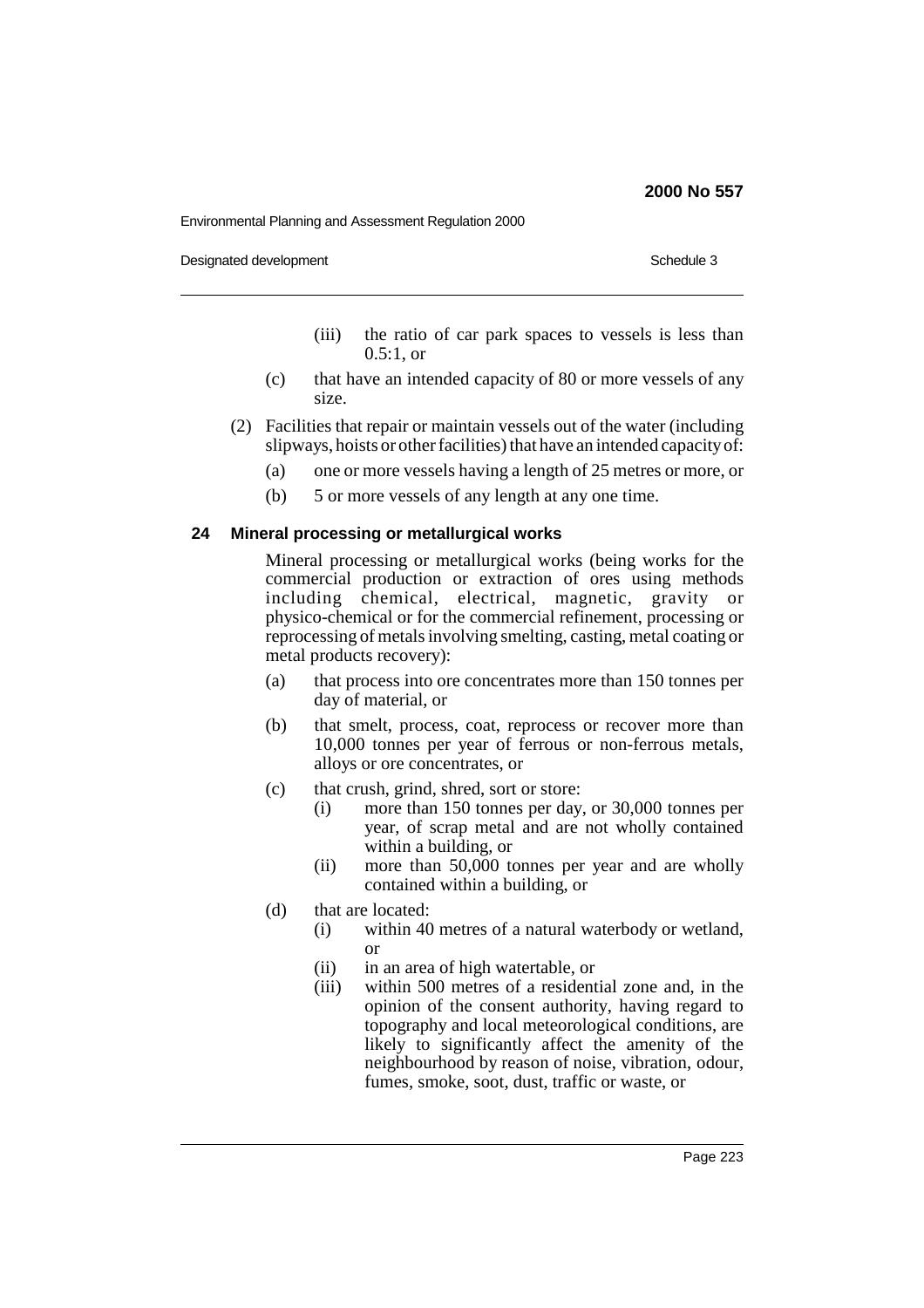(iii) the ratio of car park spaces to vessels is less than 0.5:1, or

(c) that have an intended capacity of 80 or more vessels of any size.

(2) Facilities that repair or maintain vessels out of the water (including slipways, hoists or other facilities) that have an intended capacity of:

(a) one or more vessels having a length of 25 metres or more, or

(b) 5 or more vessels of any length at any one time.

### 24 Mineral processing or metallurgical works

Mineral processing or metallurgical works (being works for the commercial production or extraction of ores using methods including chemical, electrical, magnetic, gravity or physico-chemical or for the commercial refinement, processing or reprocessing of metals involving smelting, casting, metal coating or metal products recovery):

(a) that process into ore concentrates more than 150 tonnes per day of material, or

(b) that smelt, process, coat, reprocess or recover more than 10,000 tonnes per year of ferrous or non-ferrous metals, alloys or ore concentrates, or

(c) that crush, grind, shred, sort or store:

(i) more than 150 tonnes per day, or 30,000 tonnes per year, of scrap metal and are not wholly contained within a building, or

(ii) more than 50,000 tonnes per year and are wholly contained within a building, or

(d) that are located:

(i) within 40 metres of a natural waterbody or wetland, or

(ii) in an area of high watertable, or

(iii) within 500 metres of a residential zone and, in the opinion of the consent authority, having regard to topography and local meteorological conditions, are likely to significantly affect the amenity of the neighbourhood by reason of noise, vibration, odour, fumes, smoke, soot, dust, traffic or waste, or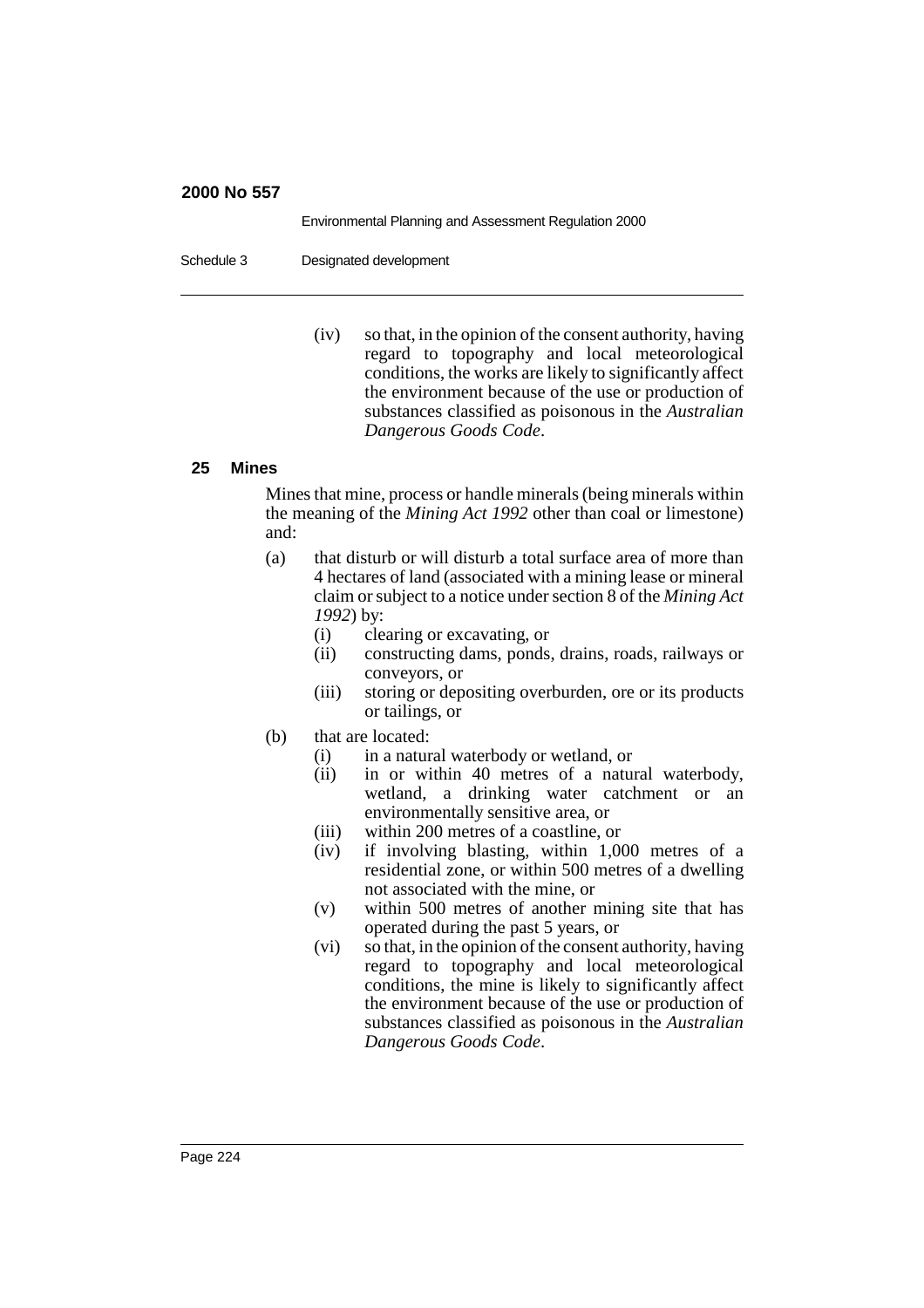(iv) so that, in the opinion of the consent authority, having regard to topography and local meteorological conditions, the works are likely to significantly affect the environment because of the use or production of substances classified as poisonous in the *Australian Dangerous Goods Code*.

**25 Mines**

Mines that mine, process or handle minerals (being minerals within the meaning of the *Mining Act 1992* other than coal or limestone) and:

(a) that disturb or will disturb a total surface area of more than 4 hectares of land (associated with a mining lease or mineral claim or subject to a notice under section 8 of the *Mining Act 1992*) by:

  (i) clearing or excavating, or

  (ii) constructing dams, ponds, drains, roads, railways or conveyors, or

  (iii) storing or depositing overburden, ore or its products or tailings, or

(b) that are located:

  (i) in a natural waterbody or wetland, or

  (ii) in or within 40 metres of a natural waterbody, wetland, a drinking water catchment or an environmentally sensitive area, or

  (iii) within 200 metres of a coastline, or

  (iv) if involving blasting, within 1,000 metres of a residential zone, or within 500 metres of a dwelling not associated with the mine, or

  (v) within 500 metres of another mining site that has operated during the past 5 years, or

  (vi) so that, in the opinion of the consent authority, having regard to topography and local meteorological conditions, the mine is likely to significantly affect the environment because of the use or production of substances classified as poisonous in the *Australian Dangerous Goods Code*.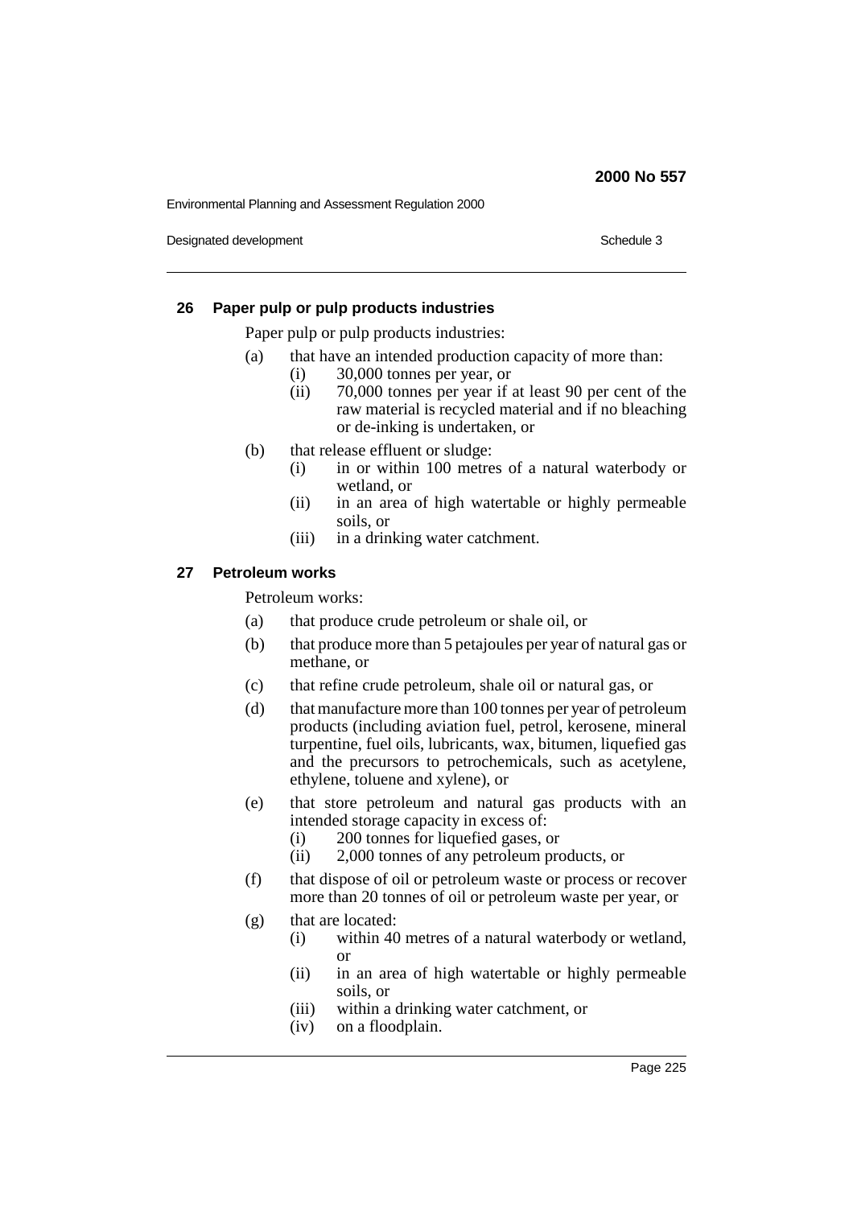### 26 Paper pulp or pulp products industries

Paper pulp or pulp products industries:

(a) that have an intended production capacity of more than:
  (i) 30,000 tonnes per year, or
  (ii) 70,000 tonnes per year if at least 90 per cent of the raw material is recycled material and if no bleaching or de-inking is undertaken, or

(b) that release effluent or sludge:
  (i) in or within 100 metres of a natural waterbody or wetland, or
  (ii) in an area of high watertable or highly permeable soils, or
  (iii) in a drinking water catchment.

### 27 Petroleum works

Petroleum works:

(a) that produce crude petroleum or shale oil, or

(b) that produce more than 5 petajoules per year of natural gas or methane, or

(c) that refine crude petroleum, shale oil or natural gas, or

(d) that manufacture more than 100 tonnes per year of petroleum products (including aviation fuel, petrol, kerosene, mineral turpentine, fuel oils, lubricants, wax, bitumen, liquefied gas and the precursors to petrochemicals, such as acetylene, ethylene, toluene and xylene), or

(e) that store petroleum and natural gas products with an intended storage capacity in excess of:
  (i) 200 tonnes for liquefied gases, or
  (ii) 2,000 tonnes of any petroleum products, or

(f) that dispose of oil or petroleum waste or process or recover more than 20 tonnes of oil or petroleum waste per year, or

(g) that are located:
  (i) within 40 metres of a natural waterbody or wetland, or
  (ii) in an area of high watertable or highly permeable soils, or
  (iii) within a drinking water catchment, or
  (iv) on a floodplain.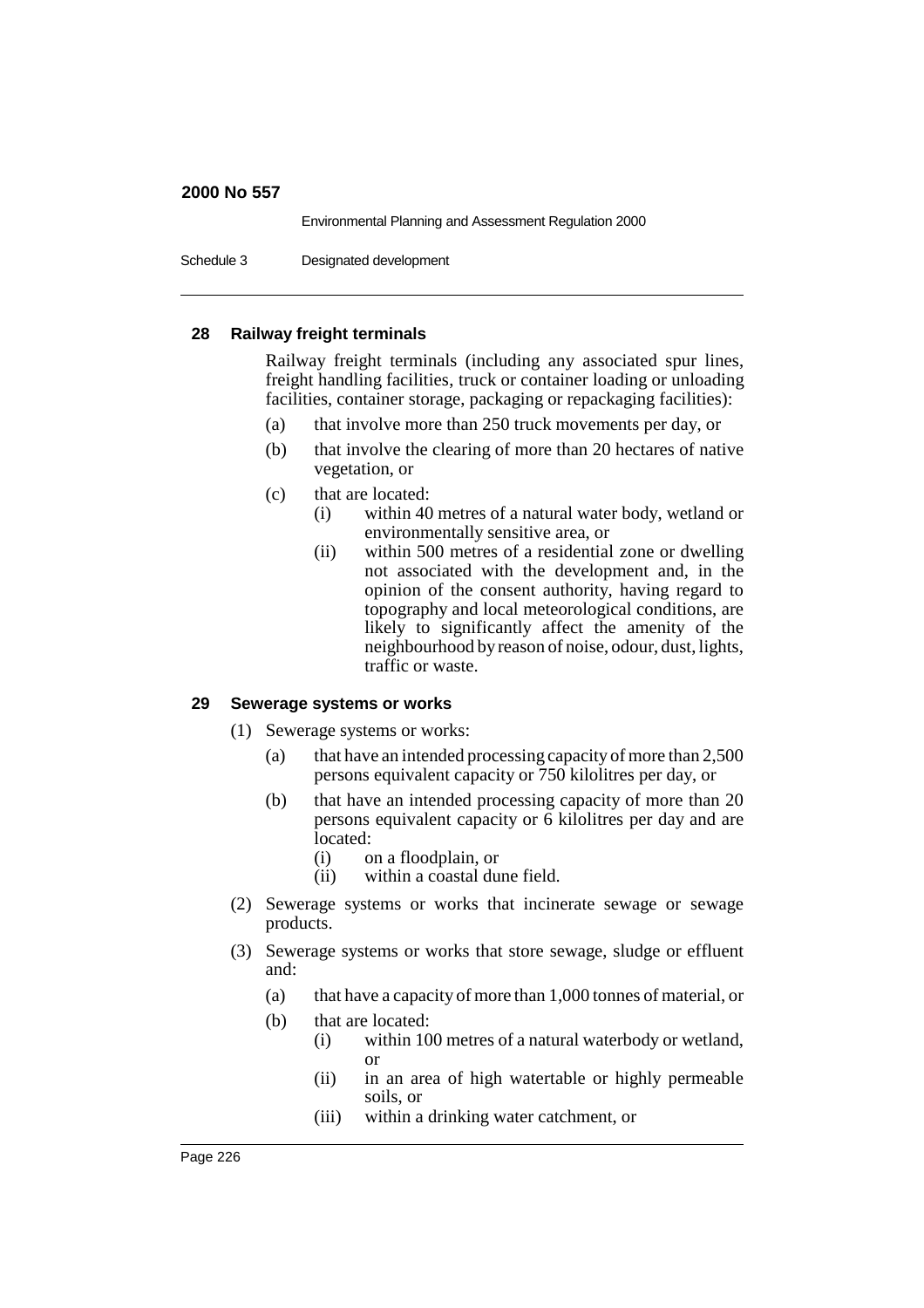### 28 Railway freight terminals

Railway freight terminals (including any associated spur lines, freight handling facilities, truck or container loading or unloading facilities, container storage, packaging or repackaging facilities):

(a) that involve more than 250 truck movements per day, or

(b) that involve the clearing of more than 20 hectares of native vegetation, or

(c) that are located:

(i) within 40 metres of a natural water body, wetland or environmentally sensitive area, or

(ii) within 500 metres of a residential zone or dwelling not associated with the development and, in the opinion of the consent authority, having regard to topography and local meteorological conditions, are likely to significantly affect the amenity of the neighbourhood by reason of noise, odour, dust, lights, traffic or waste.

### 29 Sewerage systems or works

(1) Sewerage systems or works:

(a) that have an intended processing capacity of more than 2,500 persons equivalent capacity or 750 kilolitres per day, or

(b) that have an intended processing capacity of more than 20 persons equivalent capacity or 6 kilolitres per day and are located:

(i) on a floodplain, or

(ii) within a coastal dune field.

(2) Sewerage systems or works that incinerate sewage or sewage products.

(3) Sewerage systems or works that store sewage, sludge or effluent and:

(a) that have a capacity of more than 1,000 tonnes of material, or

(b) that are located:

(i) within 100 metres of a natural waterbody or wetland, or

(ii) in an area of high watertable or highly permeable soils, or

(iii) within a drinking water catchment, or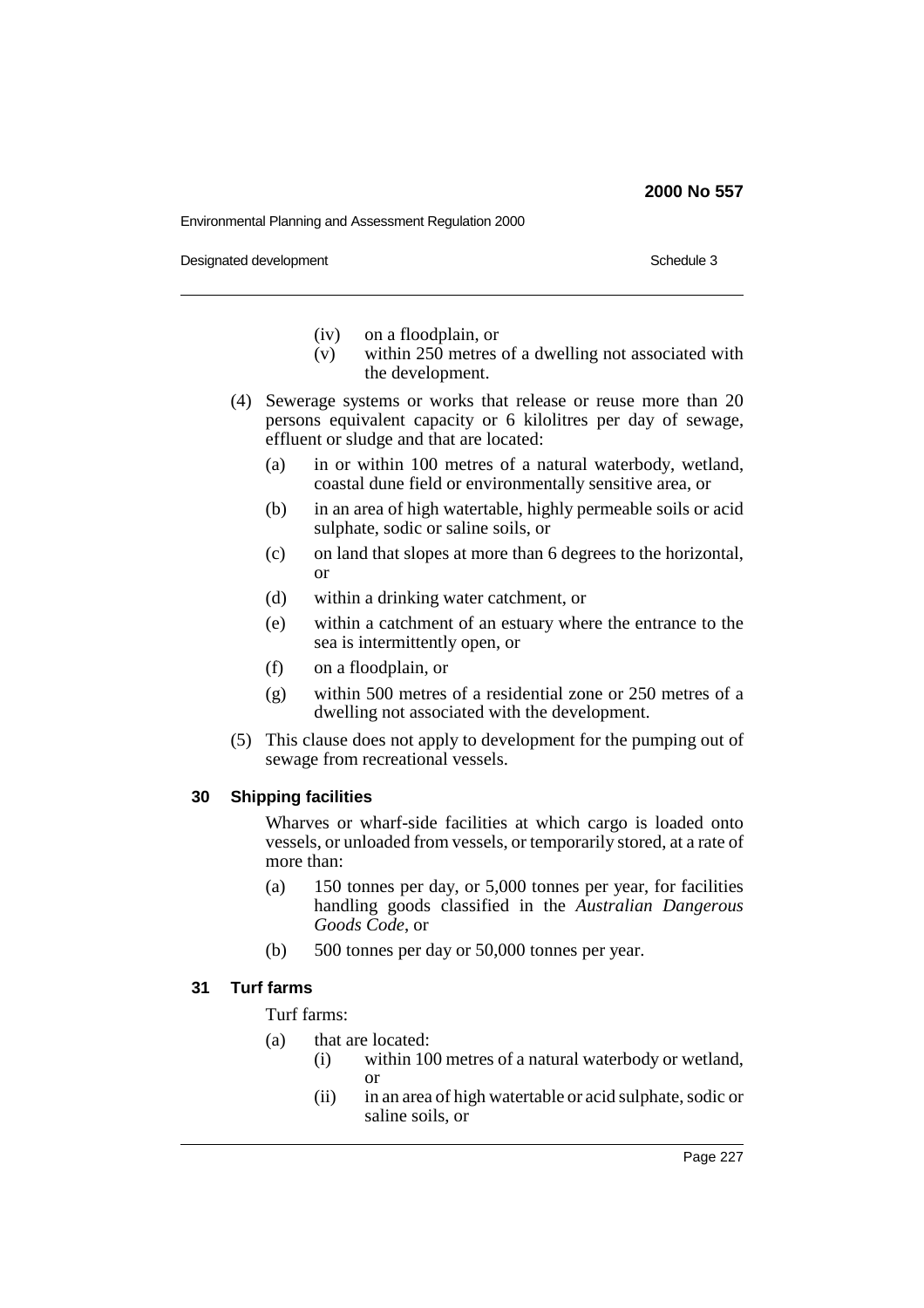(iv) on a floodplain, or

(v) within 250 metres of a dwelling not associated with the development.

(4) Sewerage systems or works that release or reuse more than 20 persons equivalent capacity or 6 kilolitres per day of sewage, effluent or sludge and that are located:

(a) in or within 100 metres of a natural waterbody, wetland, coastal dune field or environmentally sensitive area, or

(b) in an area of high watertable, highly permeable soils or acid sulphate, sodic or saline soils, or

(c) on land that slopes at more than 6 degrees to the horizontal, or

(d) within a drinking water catchment, or

(e) within a catchment of an estuary where the entrance to the sea is intermittently open, or

(f) on a floodplain, or

(g) within 500 metres of a residential zone or 250 metres of a dwelling not associated with the development.

(5) This clause does not apply to development for the pumping out of sewage from recreational vessels.

### 30 Shipping facilities

Wharves or wharf-side facilities at which cargo is loaded onto vessels, or unloaded from vessels, or temporarily stored, at a rate of more than:

(a) 150 tonnes per day, or 5,000 tonnes per year, for facilities handling goods classified in the *Australian Dangerous Goods Code*, or

(b) 500 tonnes per day or 50,000 tonnes per year.

### 31 Turf farms

Turf farms:

(a) that are located:

(i) within 100 metres of a natural waterbody or wetland, or

(ii) in an area of high watertable or acid sulphate, sodic or saline soils, or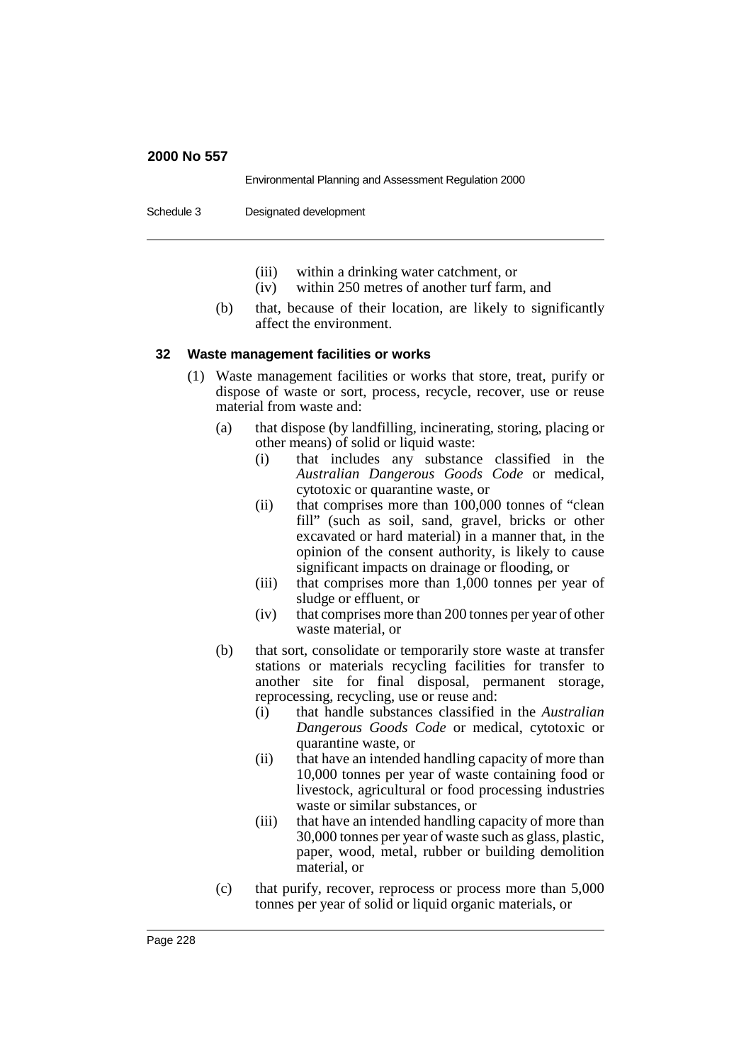(iii) within a drinking water catchment, or

(iv) within 250 metres of another turf farm, and

(b) that, because of their location, are likely to significantly affect the environment.

**32 Waste management facilities or works**

(1) Waste management facilities or works that store, treat, purify or dispose of waste or sort, process, recycle, recover, use or reuse material from waste and:

(a) that dispose (by landfilling, incinerating, storing, placing or other means) of solid or liquid waste:

(i) that includes any substance classified in the *Australian Dangerous Goods Code* or medical, cytotoxic or quarantine waste, or

(ii) that comprises more than 100,000 tonnes of "clean fill" (such as soil, sand, gravel, bricks or other excavated or hard material) in a manner that, in the opinion of the consent authority, is likely to cause significant impacts on drainage or flooding, or

(iii) that comprises more than 1,000 tonnes per year of sludge or effluent, or

(iv) that comprises more than 200 tonnes per year of other waste material, or

(b) that sort, consolidate or temporarily store waste at transfer stations or materials recycling facilities for transfer to another site for final disposal, permanent storage, reprocessing, recycling, use or reuse and:

(i) that handle substances classified in the *Australian Dangerous Goods Code* or medical, cytotoxic or quarantine waste, or

(ii) that have an intended handling capacity of more than 10,000 tonnes per year of waste containing food or livestock, agricultural or food processing industries waste or similar substances, or

(iii) that have an intended handling capacity of more than 30,000 tonnes per year of waste such as glass, plastic, paper, wood, metal, rubber or building demolition material, or

(c) that purify, recover, reprocess or process more than 5,000 tonnes per year of solid or liquid organic materials, or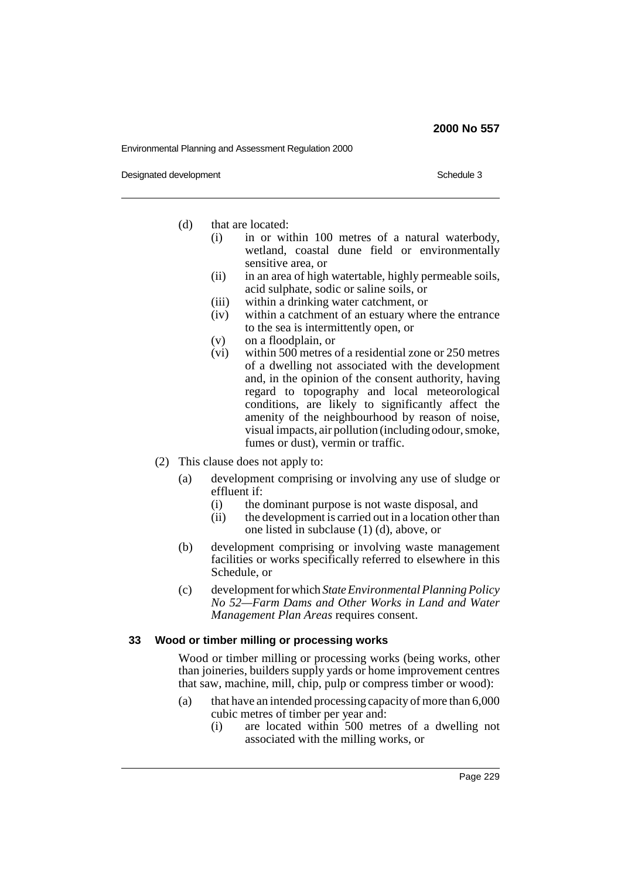(d) that are located:

(i) in or within 100 metres of a natural waterbody, wetland, coastal dune field or environmentally sensitive area, or

(ii) in an area of high watertable, highly permeable soils, acid sulphate, sodic or saline soils, or

(iii) within a drinking water catchment, or

(iv) within a catchment of an estuary where the entrance to the sea is intermittently open, or

(v) on a floodplain, or

(vi) within 500 metres of a residential zone or 250 metres of a dwelling not associated with the development and, in the opinion of the consent authority, having regard to topography and local meteorological conditions, are likely to significantly affect the amenity of the neighbourhood by reason of noise, visual impacts, air pollution (including odour, smoke, fumes or dust), vermin or traffic.

(2) This clause does not apply to:

(a) development comprising or involving any use of sludge or effluent if:

(i) the dominant purpose is not waste disposal, and

(ii) the development is carried out in a location other than one listed in subclause (1) (d), above, or

(b) development comprising or involving waste management facilities or works specifically referred to elsewhere in this Schedule, or

(c) development for which *State Environmental Planning Policy No 52—Farm Dams and Other Works in Land and Water Management Plan Areas* requires consent.

### 33 Wood or timber milling or processing works

Wood or timber milling or processing works (being works, other than joineries, builders supply yards or home improvement centres that saw, machine, mill, chip, pulp or compress timber or wood):

(a) that have an intended processing capacity of more than 6,000 cubic metres of timber per year and:

(i) are located within 500 metres of a dwelling not associated with the milling works, or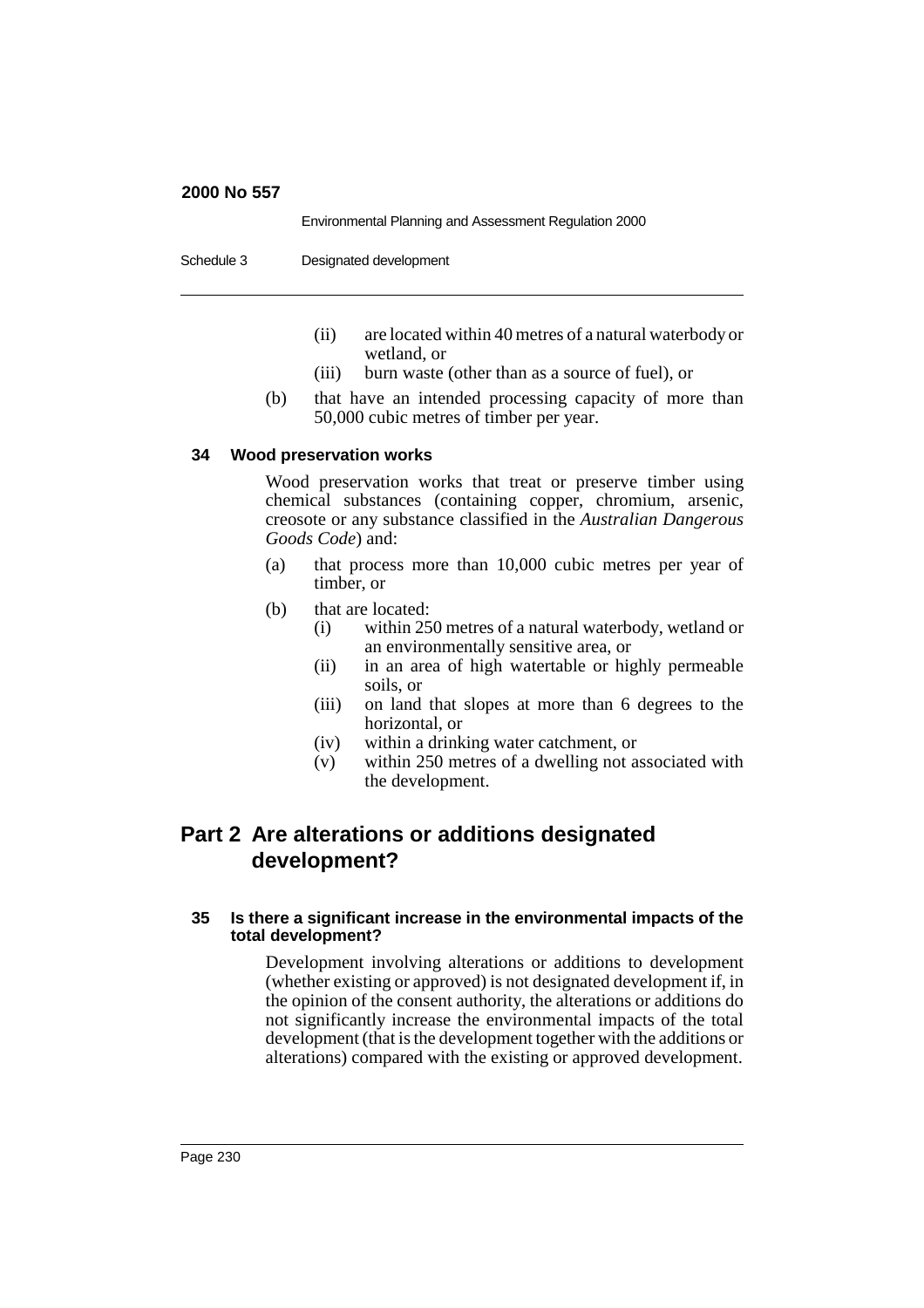(ii) are located within 40 metres of a natural waterbody or wetland, or

(iii) burn waste (other than as a source of fuel), or

(b) that have an intended processing capacity of more than 50,000 cubic metres of timber per year.

#### 34 Wood preservation works

Wood preservation works that treat or preserve timber using chemical substances (containing copper, chromium, arsenic, creosote or any substance classified in the *Australian Dangerous Goods Code*) and:

(a) that process more than 10,000 cubic metres per year of timber, or

(b) that are located:

(i) within 250 metres of a natural waterbody, wetland or an environmentally sensitive area, or

(ii) in an area of high watertable or highly permeable soils, or

(iii) on land that slopes at more than 6 degrees to the horizontal, or

(iv) within a drinking water catchment, or

(v) within 250 metres of a dwelling not associated with the development.

## Part 2 Are alterations or additions designated development?

#### 35 Is there a significant increase in the environmental impacts of the total development?

Development involving alterations or additions to development (whether existing or approved) is not designated development if, in the opinion of the consent authority, the alterations or additions do not significantly increase the environmental impacts of the total development (that is the development together with the additions or alterations) compared with the existing or approved development.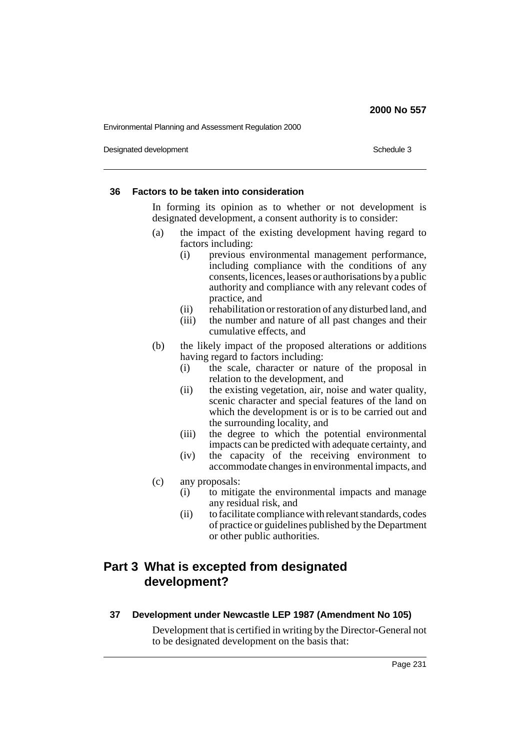### 36 Factors to be taken into consideration

In forming its opinion as to whether or not development is designated development, a consent authority is to consider:

(a) the impact of the existing development having regard to factors including:

  (i) previous environmental management performance, including compliance with the conditions of any consents, licences, leases or authorisations by a public authority and compliance with any relevant codes of practice, and

  (ii) rehabilitation or restoration of any disturbed land, and

  (iii) the number and nature of all past changes and their cumulative effects, and

(b) the likely impact of the proposed alterations or additions having regard to factors including:

  (i) the scale, character or nature of the proposal in relation to the development, and

  (ii) the existing vegetation, air, noise and water quality, scenic character and special features of the land on which the development is or is to be carried out and the surrounding locality, and

  (iii) the degree to which the potential environmental impacts can be predicted with adequate certainty, and

  (iv) the capacity of the receiving environment to accommodate changes in environmental impacts, and

(c) any proposals:

  (i) to mitigate the environmental impacts and manage any residual risk, and

  (ii) to facilitate compliance with relevant standards, codes of practice or guidelines published by the Department or other public authorities.

## Part 3 What is excepted from designated development?

### 37 Development under Newcastle LEP 1987 (Amendment No 105)

Development that is certified in writing by the Director-General not to be designated development on the basis that: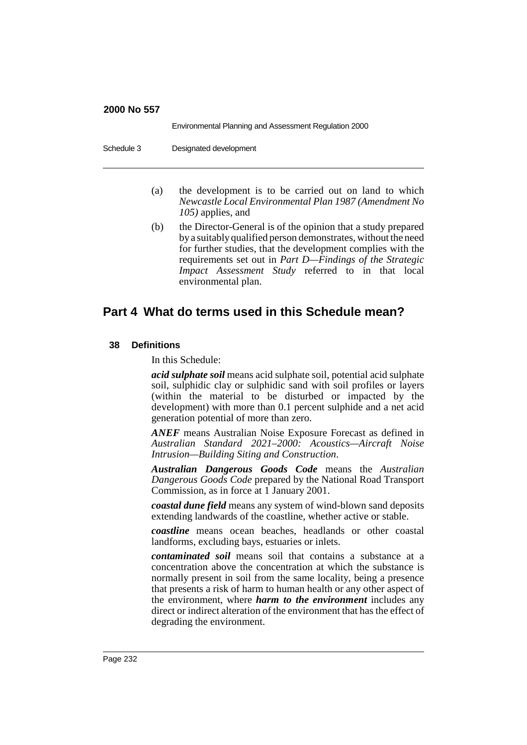(a) the development is to be carried out on land to which *Newcastle Local Environmental Plan 1987 (Amendment No 105)* applies, and

(b) the Director-General is of the opinion that a study prepared by a suitably qualified person demonstrates, without the need for further studies, that the development complies with the requirements set out in *Part D—Findings of the Strategic Impact Assessment Study* referred to in that local environmental plan.

## Part 4 What do terms used in this Schedule mean?

### 38 Definitions

In this Schedule:

***acid sulphate soil*** means acid sulphate soil, potential acid sulphate soil, sulphidic clay or sulphidic sand with soil profiles or layers (within the material to be disturbed or impacted by the development) with more than 0.1 percent sulphide and a net acid generation potential of more than zero.

***ANEF*** means Australian Noise Exposure Forecast as defined in *Australian Standard 2021–2000: Acoustics—Aircraft Noise Intrusion—Building Siting and Construction*.

***Australian Dangerous Goods Code*** means the *Australian Dangerous Goods Code* prepared by the National Road Transport Commission, as in force at 1 January 2001.

***coastal dune field*** means any system of wind-blown sand deposits extending landwards of the coastline, whether active or stable.

***coastline*** means ocean beaches, headlands or other coastal landforms, excluding bays, estuaries or inlets.

***contaminated soil*** means soil that contains a substance at a concentration above the concentration at which the substance is normally present in soil from the same locality, being a presence that presents a risk of harm to human health or any other aspect of the environment, where ***harm to the environment*** includes any direct or indirect alteration of the environment that has the effect of degrading the environment.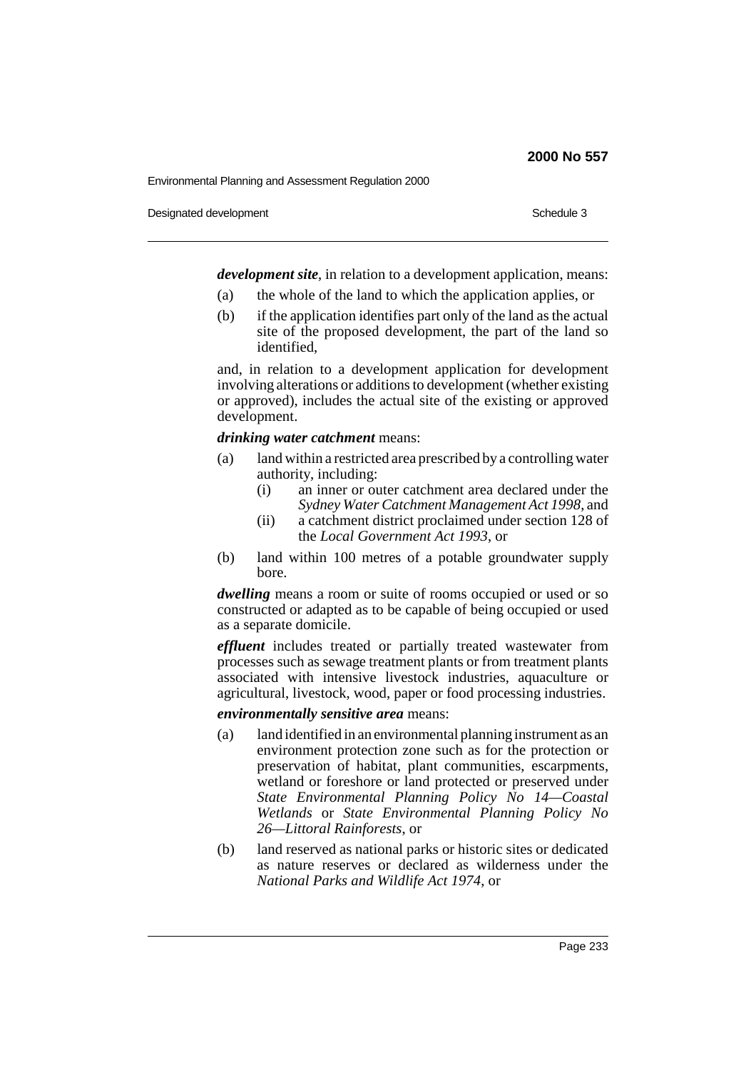***development site***, in relation to a development application, means:

(a) the whole of the land to which the application applies, or

(b) if the application identifies part only of the land as the actual site of the proposed development, the part of the land so identified,

and, in relation to a development application for development involving alterations or additions to development (whether existing or approved), includes the actual site of the existing or approved development.

***drinking water catchment*** means:

(a) land within a restricted area prescribed by a controlling water authority, including:

 (i) an inner or outer catchment area declared under the *Sydney Water Catchment Management Act 1998*, and

 (ii) a catchment district proclaimed under section 128 of the *Local Government Act 1993*, or

(b) land within 100 metres of a potable groundwater supply bore.

***dwelling*** means a room or suite of rooms occupied or used or so constructed or adapted as to be capable of being occupied or used as a separate domicile.

***effluent*** includes treated or partially treated wastewater from processes such as sewage treatment plants or from treatment plants associated with intensive livestock industries, aquaculture or agricultural, livestock, wood, paper or food processing industries.

***environmentally sensitive area*** means:

(a) land identified in an environmental planning instrument as an environment protection zone such as for the protection or preservation of habitat, plant communities, escarpments, wetland or foreshore or land protected or preserved under *State Environmental Planning Policy No 14—Coastal Wetlands* or *State Environmental Planning Policy No 26—Littoral Rainforests*, or

(b) land reserved as national parks or historic sites or dedicated as nature reserves or declared as wilderness under the *National Parks and Wildlife Act 1974*, or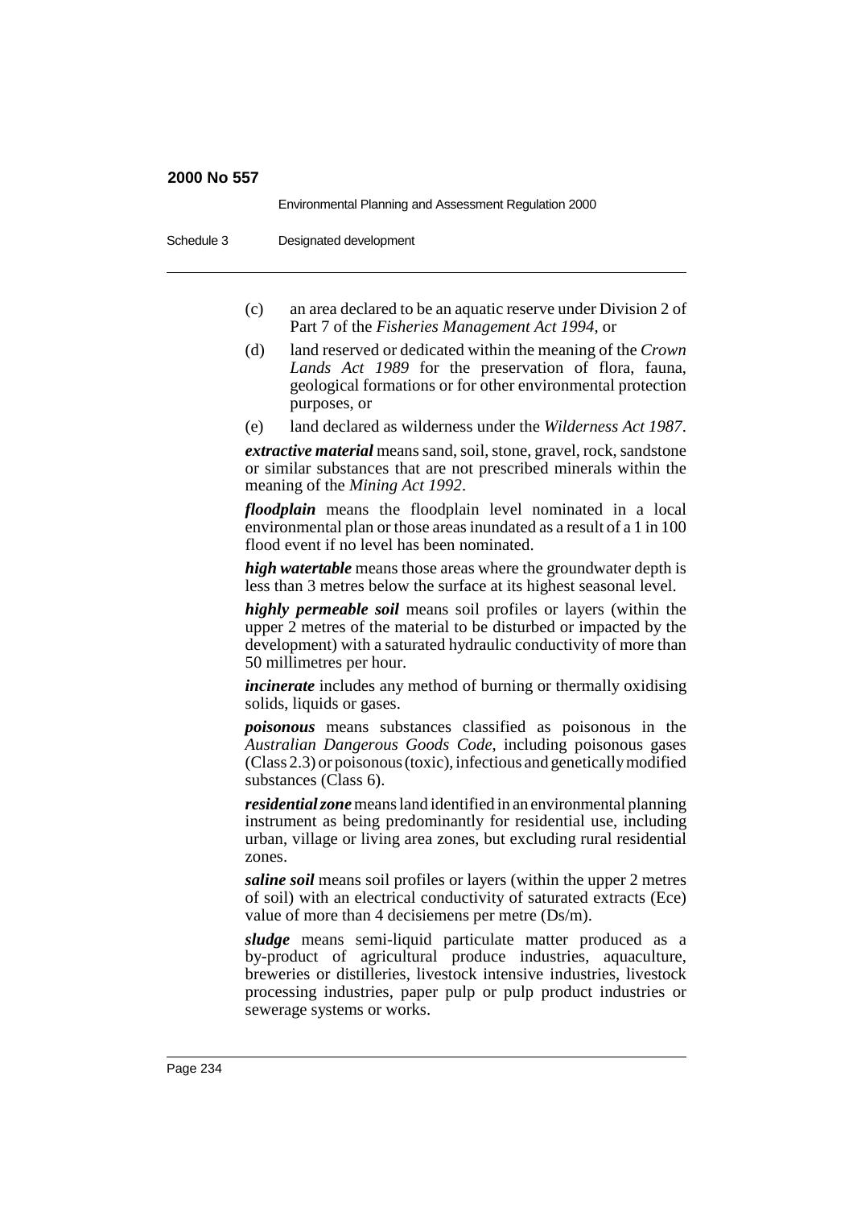(c) an area declared to be an aquatic reserve under Division 2 of Part 7 of the *Fisheries Management Act 1994*, or

(d) land reserved or dedicated within the meaning of the *Crown Lands Act 1989* for the preservation of flora, fauna, geological formations or for other environmental protection purposes, or

(e) land declared as wilderness under the *Wilderness Act 1987*.

***extractive material*** means sand, soil, stone, gravel, rock, sandstone or similar substances that are not prescribed minerals within the meaning of the *Mining Act 1992*.

***floodplain*** means the floodplain level nominated in a local environmental plan or those areas inundated as a result of a 1 in 100 flood event if no level has been nominated.

***high watertable*** means those areas where the groundwater depth is less than 3 metres below the surface at its highest seasonal level.

***highly permeable soil*** means soil profiles or layers (within the upper 2 metres of the material to be disturbed or impacted by the development) with a saturated hydraulic conductivity of more than 50 millimetres per hour.

***incinerate*** includes any method of burning or thermally oxidising solids, liquids or gases.

***poisonous*** means substances classified as poisonous in the *Australian Dangerous Goods Code*, including poisonous gases (Class 2.3) or poisonous (toxic), infectious and genetically modified substances (Class 6).

***residential zone*** means land identified in an environmental planning instrument as being predominantly for residential use, including urban, village or living area zones, but excluding rural residential zones.

***saline soil*** means soil profiles or layers (within the upper 2 metres of soil) with an electrical conductivity of saturated extracts (Ece) value of more than 4 decisiemens per metre (Ds/m).

***sludge*** means semi-liquid particulate matter produced as a by-product of agricultural produce industries, aquaculture, breweries or distilleries, livestock intensive industries, livestock processing industries, paper pulp or pulp product industries or sewerage systems or works.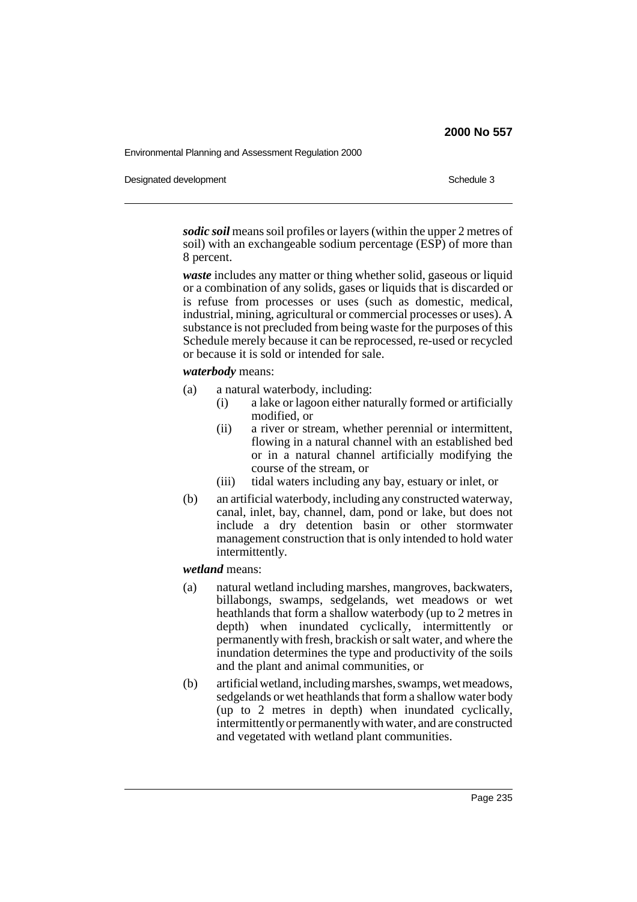***sodic soil*** means soil profiles or layers (within the upper 2 metres of soil) with an exchangeable sodium percentage (ESP) of more than 8 percent.

***waste*** includes any matter or thing whether solid, gaseous or liquid or a combination of any solids, gases or liquids that is discarded or is refuse from processes or uses (such as domestic, medical, industrial, mining, agricultural or commercial processes or uses). A substance is not precluded from being waste for the purposes of this Schedule merely because it can be reprocessed, re-used or recycled or because it is sold or intended for sale.

***waterbody*** means:

(a) a natural waterbody, including:

 (i) a lake or lagoon either naturally formed or artificially modified, or

 (ii) a river or stream, whether perennial or intermittent, flowing in a natural channel with an established bed or in a natural channel artificially modifying the course of the stream, or

 (iii) tidal waters including any bay, estuary or inlet, or

(b) an artificial waterbody, including any constructed waterway, canal, inlet, bay, channel, dam, pond or lake, but does not include a dry detention basin or other stormwater management construction that is only intended to hold water intermittently.

***wetland*** means:

(a) natural wetland including marshes, mangroves, backwaters, billabongs, swamps, sedgelands, wet meadows or wet heathlands that form a shallow waterbody (up to 2 metres in depth) when inundated cyclically, intermittently or permanently with fresh, brackish or salt water, and where the inundation determines the type and productivity of the soils and the plant and animal communities, or

(b) artificial wetland, including marshes, swamps, wet meadows, sedgelands or wet heathlands that form a shallow water body (up to 2 metres in depth) when inundated cyclically, intermittently or permanently with water, and are constructed and vegetated with wetland plant communities.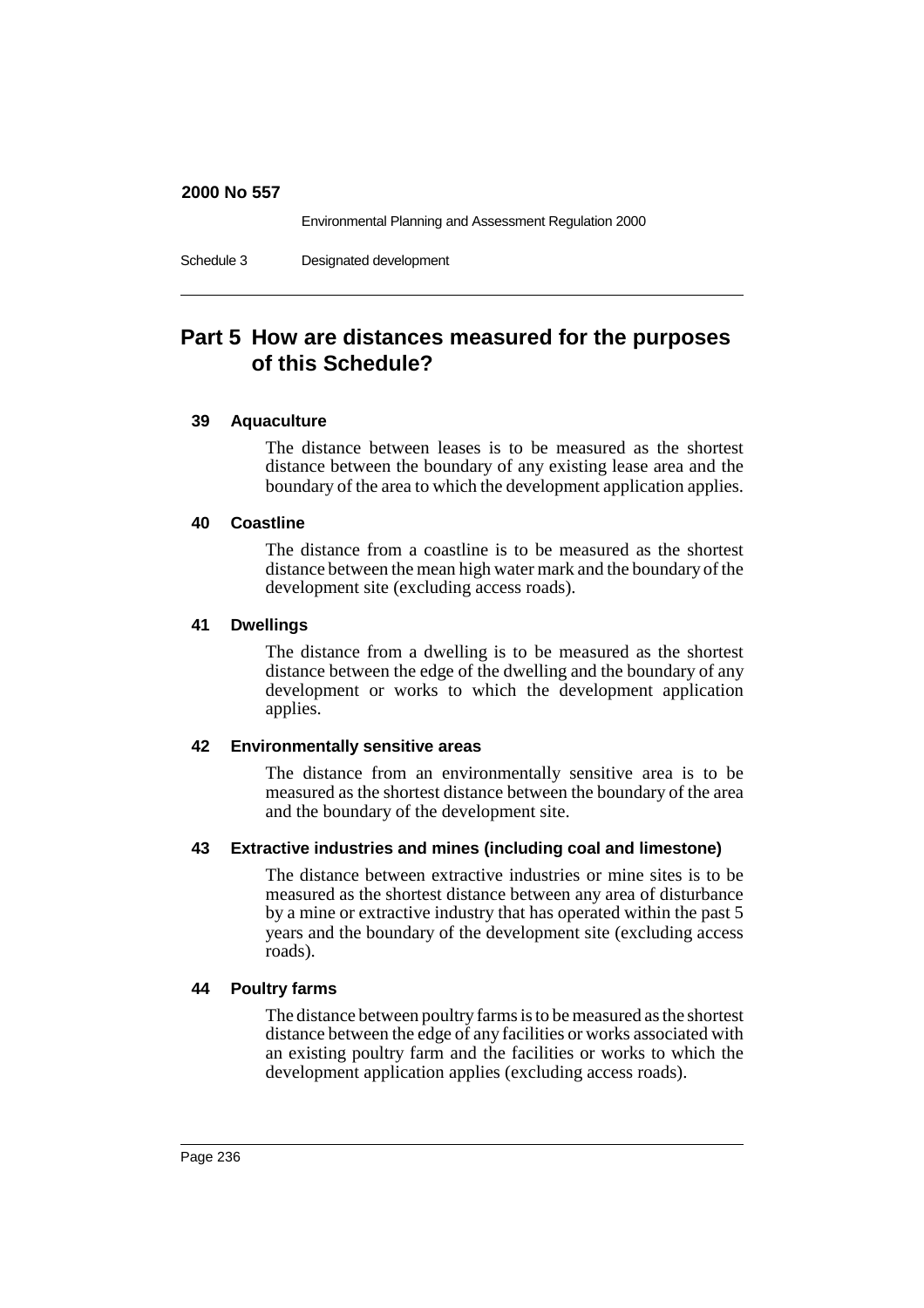## Part 5 How are distances measured for the purposes of this Schedule?

### 39 Aquaculture

The distance between leases is to be measured as the shortest distance between the boundary of any existing lease area and the boundary of the area to which the development application applies.

### 40 Coastline

The distance from a coastline is to be measured as the shortest distance between the mean high water mark and the boundary of the development site (excluding access roads).

### 41 Dwellings

The distance from a dwelling is to be measured as the shortest distance between the edge of the dwelling and the boundary of any development or works to which the development application applies.

### 42 Environmentally sensitive areas

The distance from an environmentally sensitive area is to be measured as the shortest distance between the boundary of the area and the boundary of the development site.

### 43 Extractive industries and mines (including coal and limestone)

The distance between extractive industries or mine sites is to be measured as the shortest distance between any area of disturbance by a mine or extractive industry that has operated within the past 5 years and the boundary of the development site (excluding access roads).

### 44 Poultry farms

The distance between poultry farms is to be measured as the shortest distance between the edge of any facilities or works associated with an existing poultry farm and the facilities or works to which the development application applies (excluding access roads).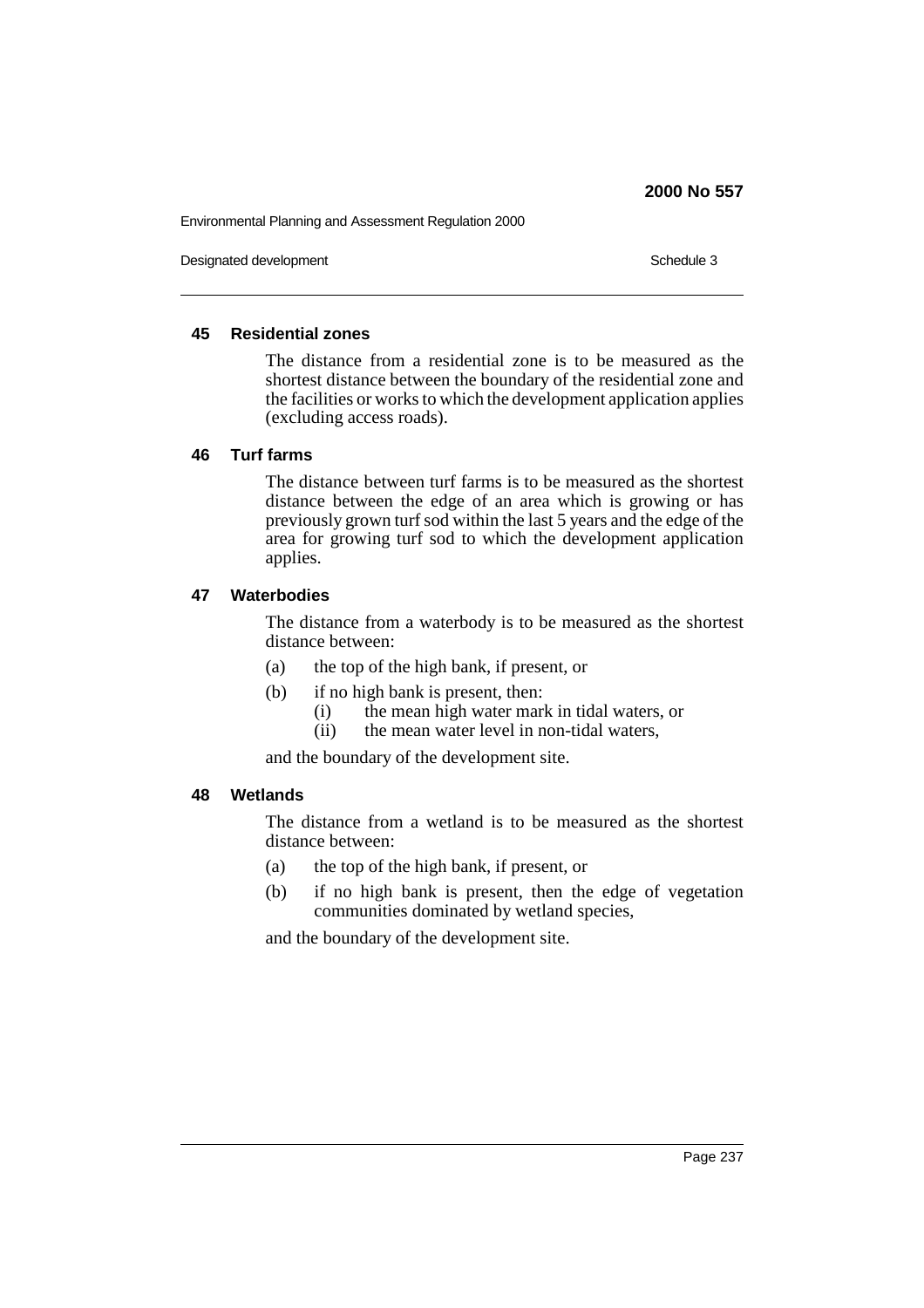### 45 Residential zones

The distance from a residential zone is to be measured as the shortest distance between the boundary of the residential zone and the facilities or works to which the development application applies (excluding access roads).

### 46 Turf farms

The distance between turf farms is to be measured as the shortest distance between the edge of an area which is growing or has previously grown turf sod within the last 5 years and the edge of the area for growing turf sod to which the development application applies.

### 47 Waterbodies

The distance from a waterbody is to be measured as the shortest distance between:

(a) the top of the high bank, if present, or

(b) if no high bank is present, then:
   (i) the mean high water mark in tidal waters, or
   (ii) the mean water level in non-tidal waters,

and the boundary of the development site.

### 48 Wetlands

The distance from a wetland is to be measured as the shortest distance between:

(a) the top of the high bank, if present, or

(b) if no high bank is present, then the edge of vegetation communities dominated by wetland species,

and the boundary of the development site.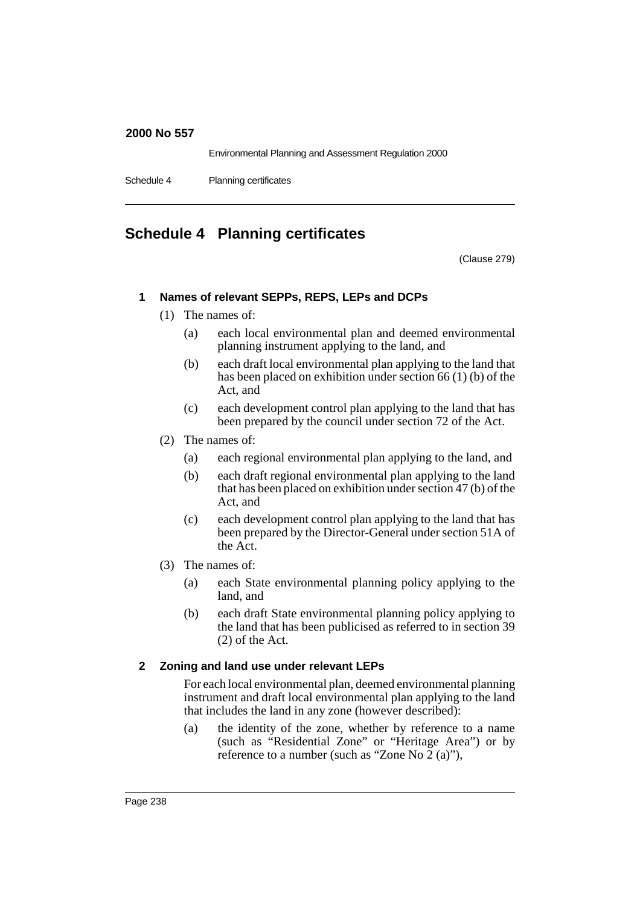# Schedule 4 Planning certificates

(Clause 279)

### 1 Names of relevant SEPPs, REPS, LEPs and DCPs

(1) The names of:

(a) each local environmental plan and deemed environmental planning instrument applying to the land, and

(b) each draft local environmental plan applying to the land that has been placed on exhibition under section 66 (1) (b) of the Act, and

(c) each development control plan applying to the land that has been prepared by the council under section 72 of the Act.

(2) The names of:

(a) each regional environmental plan applying to the land, and

(b) each draft regional environmental plan applying to the land that has been placed on exhibition under section 47 (b) of the Act, and

(c) each development control plan applying to the land that has been prepared by the Director-General under section 51A of the Act.

(3) The names of:

(a) each State environmental planning policy applying to the land, and

(b) each draft State environmental planning policy applying to the land that has been publicised as referred to in section 39 (2) of the Act.

### 2 Zoning and land use under relevant LEPs

For each local environmental plan, deemed environmental planning instrument and draft local environmental plan applying to the land that includes the land in any zone (however described):

(a) the identity of the zone, whether by reference to a name (such as "Residential Zone" or "Heritage Area") or by reference to a number (such as "Zone No 2 (a)"),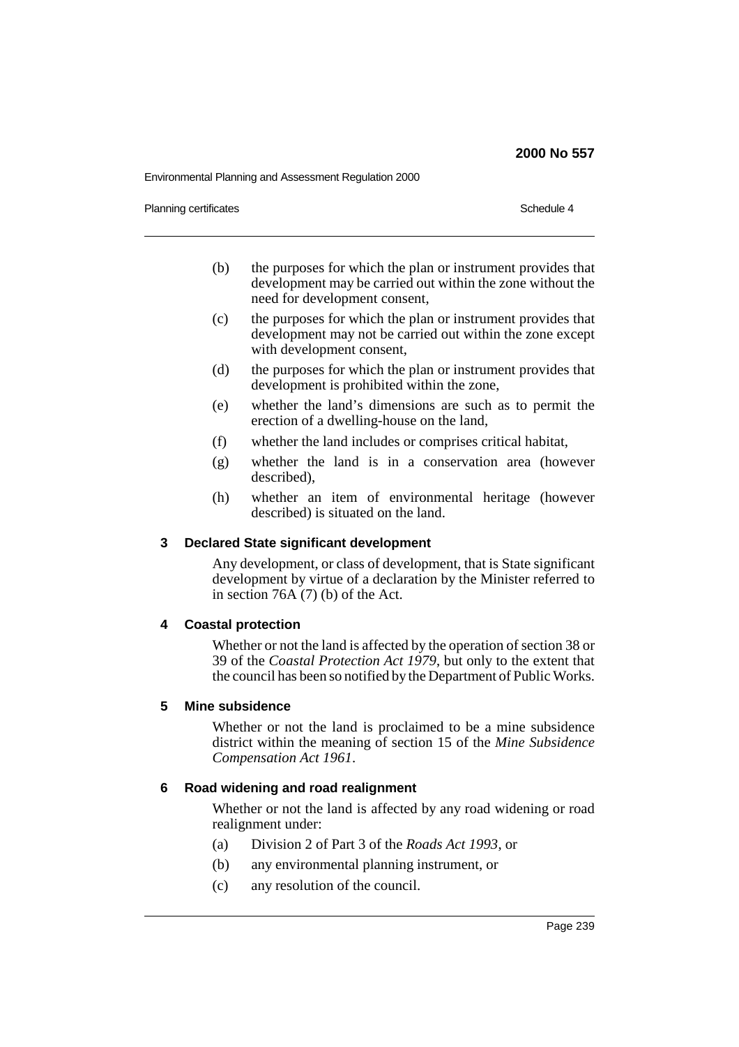(b) the purposes for which the plan or instrument provides that development may be carried out within the zone without the need for development consent,

(c) the purposes for which the plan or instrument provides that development may not be carried out within the zone except with development consent,

(d) the purposes for which the plan or instrument provides that development is prohibited within the zone,

(e) whether the land's dimensions are such as to permit the erection of a dwelling-house on the land,

(f) whether the land includes or comprises critical habitat,

(g) whether the land is in a conservation area (however described),

(h) whether an item of environmental heritage (however described) is situated on the land.

### 3 Declared State significant development

Any development, or class of development, that is State significant development by virtue of a declaration by the Minister referred to in section 76A (7) (b) of the Act.

### 4 Coastal protection

Whether or not the land is affected by the operation of section 38 or 39 of the *Coastal Protection Act 1979*, but only to the extent that the council has been so notified by the Department of Public Works.

### 5 Mine subsidence

Whether or not the land is proclaimed to be a mine subsidence district within the meaning of section 15 of the *Mine Subsidence Compensation Act 1961*.

### 6 Road widening and road realignment

Whether or not the land is affected by any road widening or road realignment under:

(a) Division 2 of Part 3 of the *Roads Act 1993*, or

(b) any environmental planning instrument, or

(c) any resolution of the council.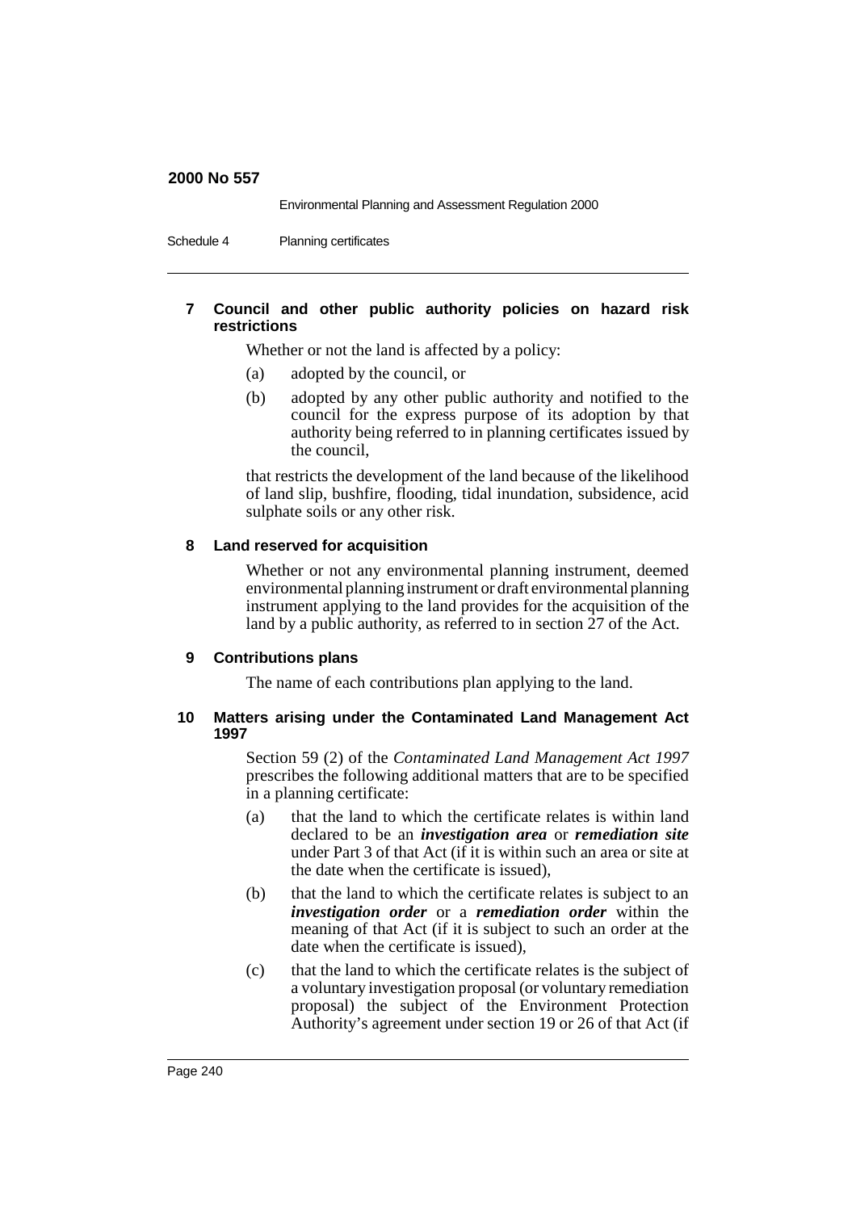### 7 Council and other public authority policies on hazard risk restrictions

Whether or not the land is affected by a policy:

(a) adopted by the council, or

(b) adopted by any other public authority and notified to the council for the express purpose of its adoption by that authority being referred to in planning certificates issued by the council,

that restricts the development of the land because of the likelihood of land slip, bushfire, flooding, tidal inundation, subsidence, acid sulphate soils or any other risk.

### 8 Land reserved for acquisition

Whether or not any environmental planning instrument, deemed environmental planning instrument or draft environmental planning instrument applying to the land provides for the acquisition of the land by a public authority, as referred to in section 27 of the Act.

### 9 Contributions plans

The name of each contributions plan applying to the land.

### 10 Matters arising under the Contaminated Land Management Act 1997

Section 59 (2) of the *Contaminated Land Management Act 1997* prescribes the following additional matters that are to be specified in a planning certificate:

(a) that the land to which the certificate relates is within land declared to be an ***investigation area*** or ***remediation site*** under Part 3 of that Act (if it is within such an area or site at the date when the certificate is issued),

(b) that the land to which the certificate relates is subject to an ***investigation order*** or a ***remediation order*** within the meaning of that Act (if it is subject to such an order at the date when the certificate is issued),

(c) that the land to which the certificate relates is the subject of a voluntary investigation proposal (or voluntary remediation proposal) the subject of the Environment Protection Authority's agreement under section 19 or 26 of that Act (if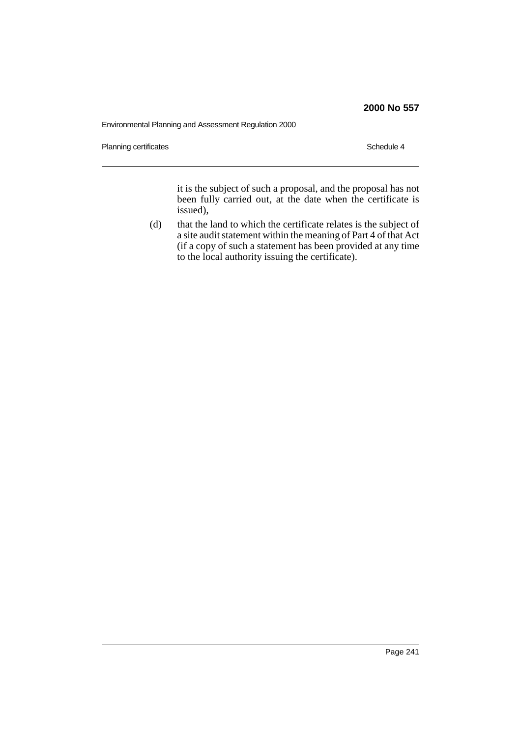it is the subject of such a proposal, and the proposal has not been fully carried out, at the date when the certificate is issued),

(d) that the land to which the certificate relates is the subject of a site audit statement within the meaning of Part 4 of that Act (if a copy of such a statement has been provided at any time to the local authority issuing the certificate).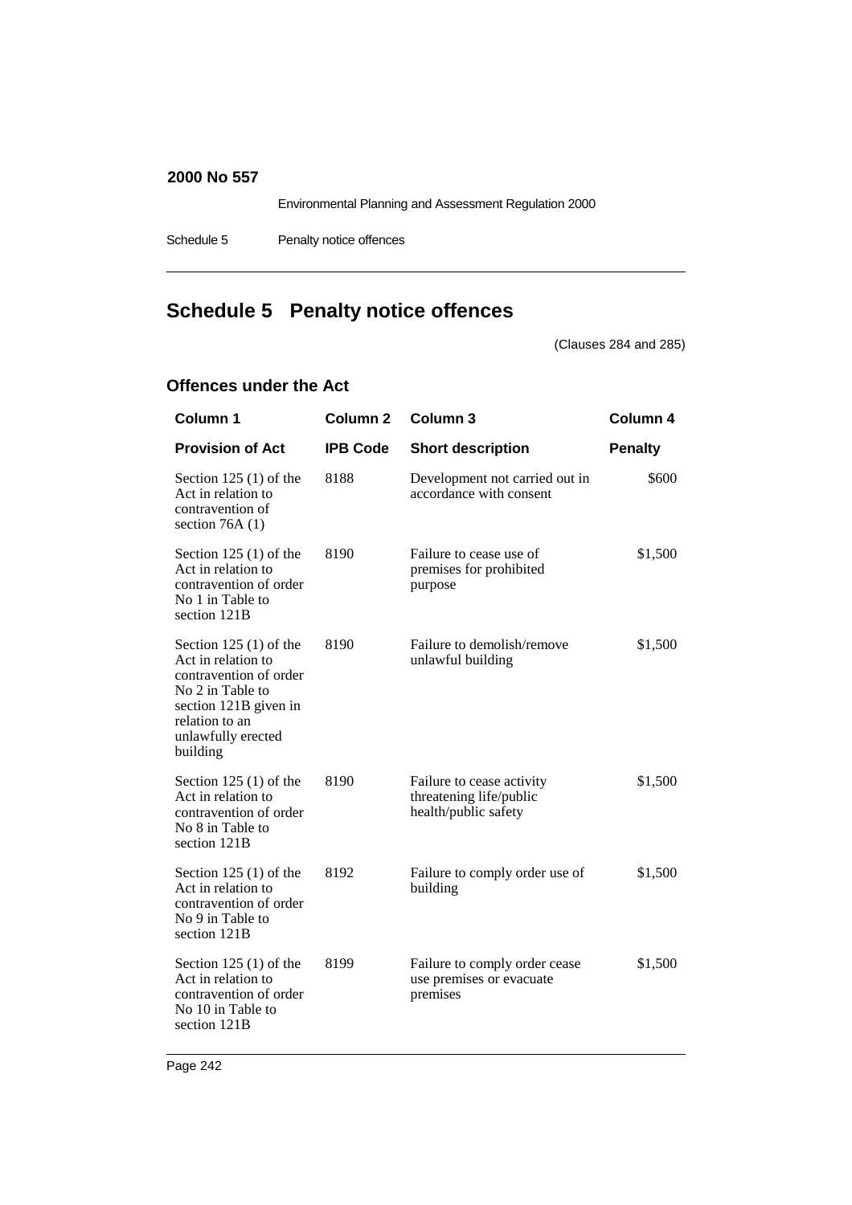# Schedule 5 Penalty notice offences

(Clauses 284 and 285)

## Offences under the Act

| Column 1 | Column 2 | Column 3 | Column 4 |
|---|---|---|---|
| **Provision of Act** | **IPB Code** | **Short description** | **Penalty** |
| Section 125 (1) of the Act in relation to contravention of section 76A (1) | 8188 | Development not carried out in accordance with consent | $600 |
| Section 125 (1) of the Act in relation to contravention of order No 1 in Table to section 121B | 8190 | Failure to cease use of premises for prohibited purpose | $1,500 |
| Section 125 (1) of the Act in relation to contravention of order No 2 in Table to section 121B given in relation to an unlawfully erected building | 8190 | Failure to demolish/remove unlawful building | $1,500 |
| Section 125 (1) of the Act in relation to contravention of order No 8 in Table to section 121B | 8190 | Failure to cease activity threatening life/public health/public safety | $1,500 |
| Section 125 (1) of the Act in relation to contravention of order No 9 in Table to section 121B | 8192 | Failure to comply order use of building | $1,500 |
| Section 125 (1) of the Act in relation to contravention of order No 10 in Table to section 121B | 8199 | Failure to comply order cease use premises or evacuate premises | $1,500 |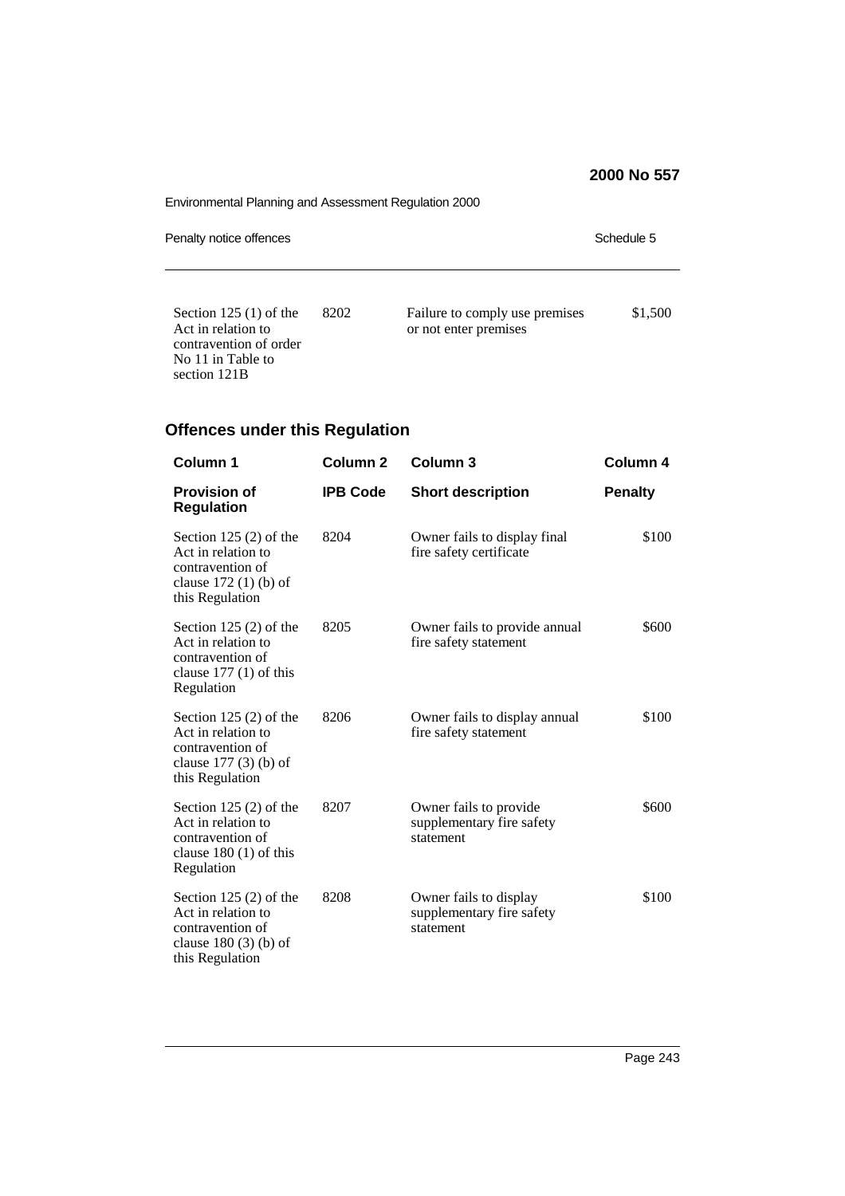| | | | |
|---|---|---|---|
| Section 125 (1) of the Act in relation to contravention of order No 11 in Table to section 121B | 8202 | Failure to comply use premises or not enter premises | \$1,500 |

## Offences under this Regulation

| Column 1 | Column 2 | Column 3 | Column 4 |
|---|---|---|---|
| **Provision of Regulation** | **IPB Code** | **Short description** | **Penalty** |
| Section 125 (2) of the Act in relation to contravention of clause 172 (1) (b) of this Regulation | 8204 | Owner fails to display final fire safety certificate | \$100 |
| Section 125 (2) of the Act in relation to contravention of clause 177 (1) of this Regulation | 8205 | Owner fails to provide annual fire safety statement | \$600 |
| Section 125 (2) of the Act in relation to contravention of clause 177 (3) (b) of this Regulation | 8206 | Owner fails to display annual fire safety statement | \$100 |
| Section 125 (2) of the Act in relation to contravention of clause 180 (1) of this Regulation | 8207 | Owner fails to provide supplementary fire safety statement | \$600 |
| Section 125 (2) of the Act in relation to contravention of clause 180 (3) (b) of this Regulation | 8208 | Owner fails to display supplementary fire safety statement | \$100 |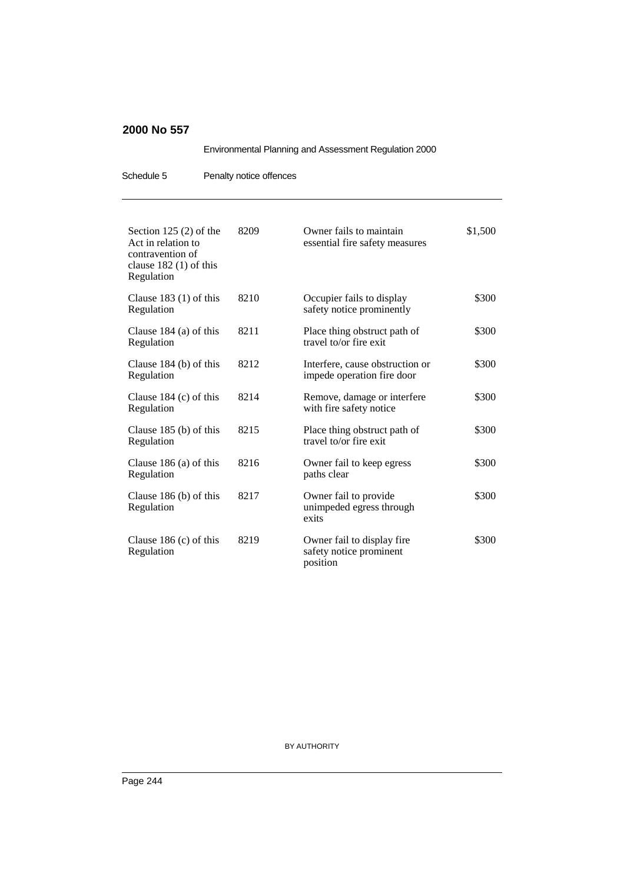| | | | |
|---|---|---|---|
| Section 125 (2) of the Act in relation to contravention of clause 182 (1) of this Regulation | 8209 | Owner fails to maintain essential fire safety measures | \$1,500 |
| Clause 183 (1) of this Regulation | 8210 | Occupier fails to display safety notice prominently | \$300 |
| Clause 184 (a) of this Regulation | 8211 | Place thing obstruct path of travel to/or fire exit | \$300 |
| Clause 184 (b) of this Regulation | 8212 | Interfere, cause obstruction or impede operation fire door | \$300 |
| Clause 184 (c) of this Regulation | 8214 | Remove, damage or interfere with fire safety notice | \$300 |
| Clause 185 (b) of this Regulation | 8215 | Place thing obstruct path of travel to/or fire exit | \$300 |
| Clause 186 (a) of this Regulation | 8216 | Owner fail to keep egress paths clear | \$300 |
| Clause 186 (b) of this Regulation | 8217 | Owner fail to provide unimpeded egress through exits | \$300 |
| Clause 186 (c) of this Regulation | 8219 | Owner fail to display fire safety notice prominent position | \$300 |

BY AUTHORITY